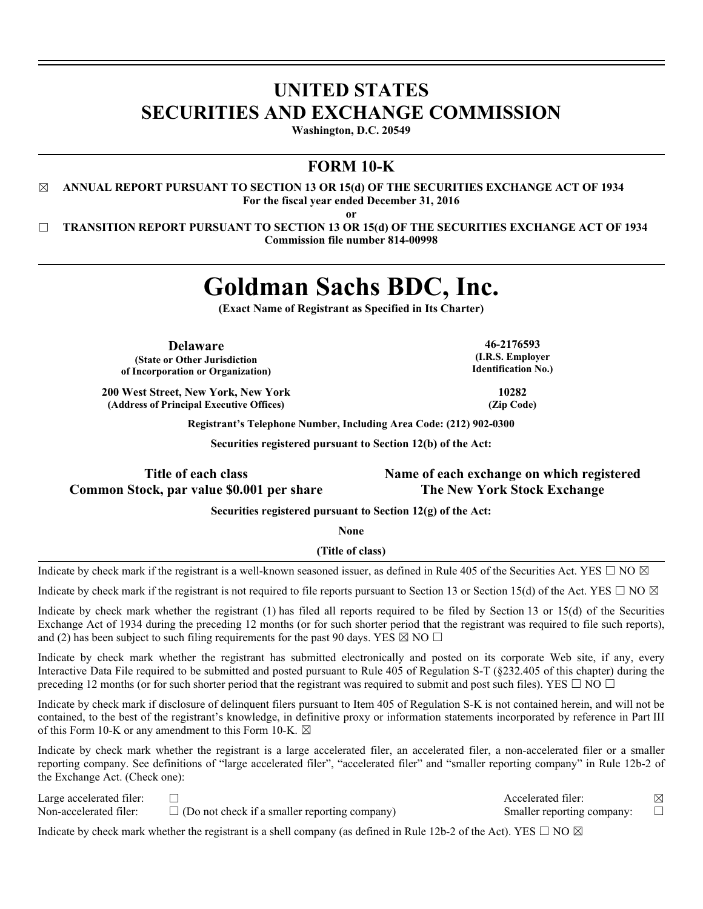# UNITED STATES
# SECURITIES AND EXCHANGE COMMISSION

**Washington, D.C. 20549**

## FORM 10-K

☒ **ANNUAL REPORT PURSUANT TO SECTION 13 OR 15(d) OF THE SECURITIES EXCHANGE ACT OF 1934**
**For the fiscal year ended December 31, 2016**

**or**

☐ **TRANSITION REPORT PURSUANT TO SECTION 13 OR 15(d) OF THE SECURITIES EXCHANGE ACT OF 1934**
**Commission file number 814-00998**

# Goldman Sachs BDC, Inc.

**(Exact Name of Registrant as Specified in Its Charter)**

| | |
|---|---|
| **Delaware** | **46-2176593** |
| **(State or Other Jurisdiction of Incorporation or Organization)** | **(I.R.S. Employer Identification No.)** |
| **200 West Street, New York, New York** | **10282** |
| **(Address of Principal Executive Offices)** | **(Zip Code)** |

**Registrant's Telephone Number, Including Area Code: (212) 902-0300**

**Securities registered pursuant to Section 12(b) of the Act:**

| Title of each class | Name of each exchange on which registered |
|---|---|
| **Common Stock, par value $0.001 per share** | **The New York Stock Exchange** |

**Securities registered pursuant to Section 12(g) of the Act:**

**None**

**(Title of class)**

Indicate by check mark if the registrant is a well-known seasoned issuer, as defined in Rule 405 of the Securities Act. YES ☐ NO ☒

Indicate by check mark if the registrant is not required to file reports pursuant to Section 13 or Section 15(d) of the Act. YES ☐ NO ☒

Indicate by check mark whether the registrant (1) has filed all reports required to be filed by Section 13 or 15(d) of the Securities Exchange Act of 1934 during the preceding 12 months (or for such shorter period that the registrant was required to file such reports), and (2) has been subject to such filing requirements for the past 90 days. YES ☒ NO ☐

Indicate by check mark whether the registrant has submitted electronically and posted on its corporate Web site, if any, every Interactive Data File required to be submitted and posted pursuant to Rule 405 of Regulation S-T (§232.405 of this chapter) during the preceding 12 months (or for such shorter period that the registrant was required to submit and post such files). YES ☐ NO ☐

Indicate by check mark if disclosure of delinquent filers pursuant to Item 405 of Regulation S-K is not contained herein, and will not be contained, to the best of the registrant's knowledge, in definitive proxy or information statements incorporated by reference in Part III of this Form 10-K or any amendment to this Form 10-K. ☒

Indicate by check mark whether the registrant is a large accelerated filer, an accelerated filer, a non-accelerated filer or a smaller reporting company. See definitions of "large accelerated filer", "accelerated filer" and "smaller reporting company" in Rule 12b-2 of the Exchange Act. (Check one):

| | | | |
|---|---|---|---|
| Large accelerated filer: | ☐ | Accelerated filer: | ☒ |
| Non-accelerated filer: | ☐ (Do not check if a smaller reporting company) | Smaller reporting company: | ☐ |

Indicate by check mark whether the registrant is a shell company (as defined in Rule 12b-2 of the Act). YES ☐ NO ☒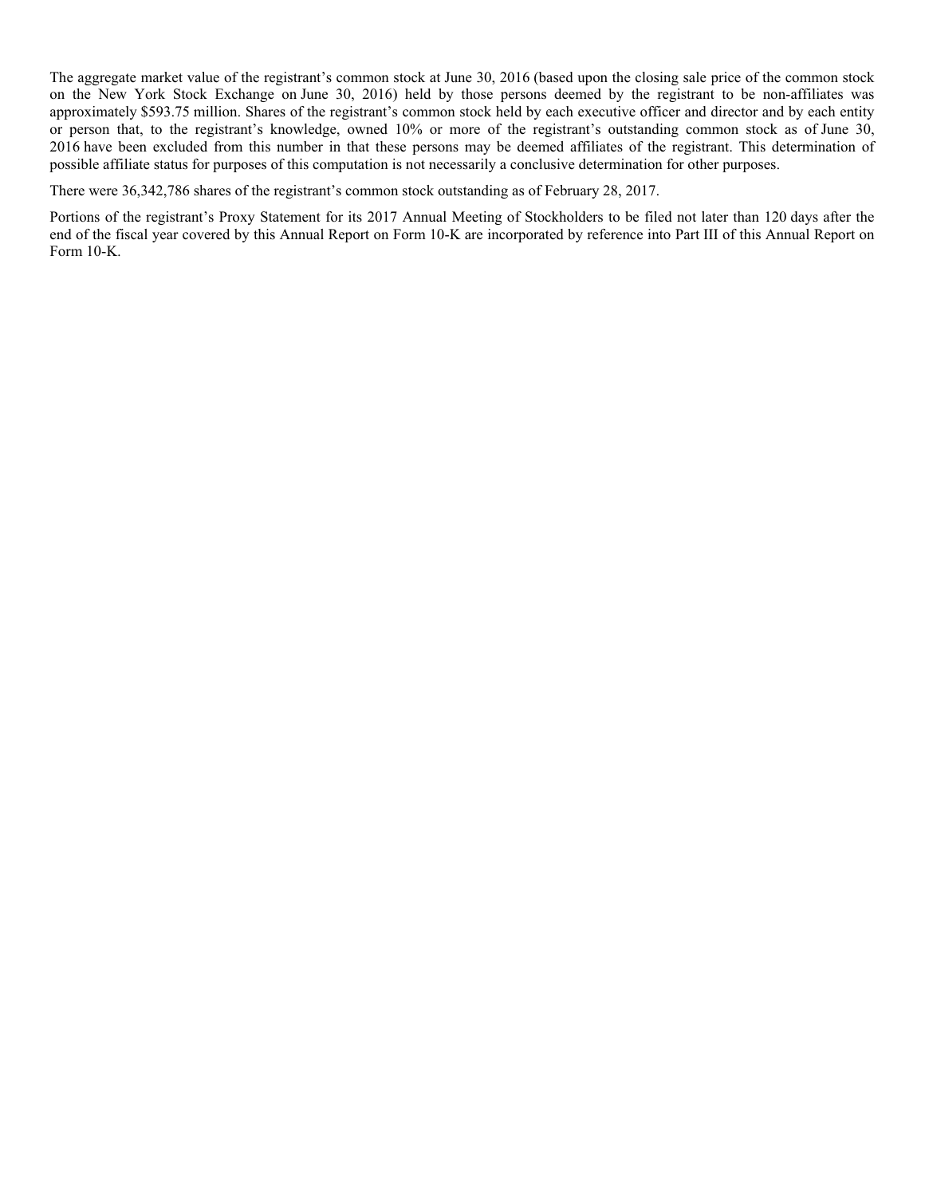The aggregate market value of the registrant's common stock at June 30, 2016 (based upon the closing sale price of the common stock on the New York Stock Exchange on June 30, 2016) held by those persons deemed by the registrant to be non-affiliates was approximately $593.75 million. Shares of the registrant's common stock held by each executive officer and director and by each entity or person that, to the registrant's knowledge, owned 10% or more of the registrant's outstanding common stock as of June 30, 2016 have been excluded from this number in that these persons may be deemed affiliates of the registrant. This determination of possible affiliate status for purposes of this computation is not necessarily a conclusive determination for other purposes.

There were 36,342,786 shares of the registrant's common stock outstanding as of February 28, 2017.

Portions of the registrant's Proxy Statement for its 2017 Annual Meeting of Stockholders to be filed not later than 120 days after the end of the fiscal year covered by this Annual Report on Form 10-K are incorporated by reference into Part III of this Annual Report on Form 10-K.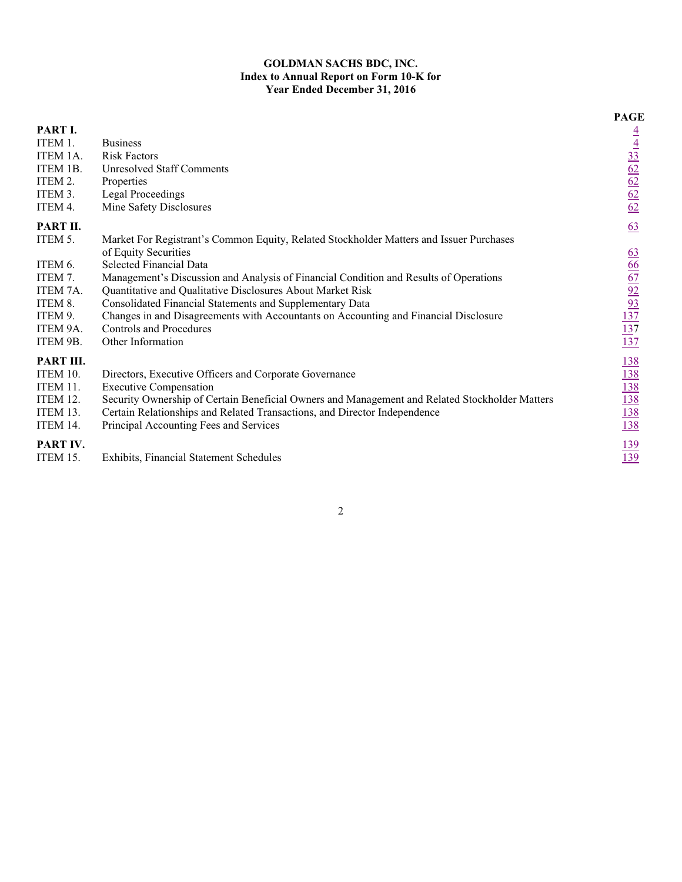**GOLDMAN SACHS BDC, INC.**
**Index to Annual Report on Form 10-K for**
**Year Ended December 31, 2016**

| | | **PAGE** |
|---|---|---|
| **PART I.** | | 4 |
| ITEM 1. | Business | 4 |
| ITEM 1A. | Risk Factors | 33 |
| ITEM 1B. | Unresolved Staff Comments | 62 |
| ITEM 2. | Properties | 62 |
| ITEM 3. | Legal Proceedings | 62 |
| ITEM 4. | Mine Safety Disclosures | 62 |
| **PART II.** | | 63 |
| ITEM 5. | Market For Registrant's Common Equity, Related Stockholder Matters and Issuer Purchases of Equity Securities | 63 |
| ITEM 6. | Selected Financial Data | 66 |
| ITEM 7. | Management's Discussion and Analysis of Financial Condition and Results of Operations | 67 |
| ITEM 7A. | Quantitative and Qualitative Disclosures About Market Risk | 92 |
| ITEM 8. | Consolidated Financial Statements and Supplementary Data | 93 |
| ITEM 9. | Changes in and Disagreements with Accountants on Accounting and Financial Disclosure | 137 |
| ITEM 9A. | Controls and Procedures | 137 |
| ITEM 9B. | Other Information | 137 |
| **PART III.** | | 138 |
| ITEM 10. | Directors, Executive Officers and Corporate Governance | 138 |
| ITEM 11. | Executive Compensation | 138 |
| ITEM 12. | Security Ownership of Certain Beneficial Owners and Management and Related Stockholder Matters | 138 |
| ITEM 13. | Certain Relationships and Related Transactions, and Director Independence | 138 |
| ITEM 14. | Principal Accounting Fees and Services | 138 |
| **PART IV.** | | 139 |
| ITEM 15. | Exhibits, Financial Statement Schedules | 139 |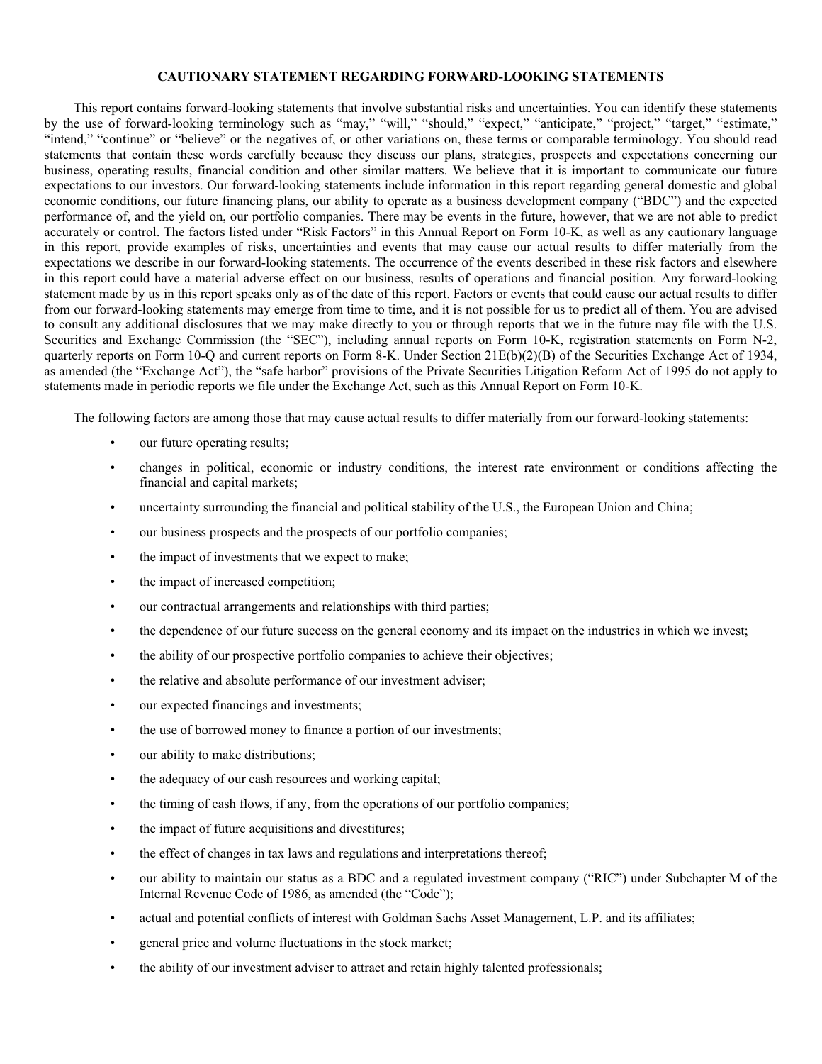## CAUTIONARY STATEMENT REGARDING FORWARD-LOOKING STATEMENTS

This report contains forward-looking statements that involve substantial risks and uncertainties. You can identify these statements by the use of forward-looking terminology such as "may," "will," "should," "expect," "anticipate," "project," "target," "estimate," "intend," "continue" or "believe" or the negatives of, or other variations on, these terms or comparable terminology. You should read statements that contain these words carefully because they discuss our plans, strategies, prospects and expectations concerning our business, operating results, financial condition and other similar matters. We believe that it is important to communicate our future expectations to our investors. Our forward-looking statements include information in this report regarding general domestic and global economic conditions, our future financing plans, our ability to operate as a business development company ("BDC") and the expected performance of, and the yield on, our portfolio companies. There may be events in the future, however, that we are not able to predict accurately or control. The factors listed under "Risk Factors" in this Annual Report on Form 10-K, as well as any cautionary language in this report, provide examples of risks, uncertainties and events that may cause our actual results to differ materially from the expectations we describe in our forward-looking statements. The occurrence of the events described in these risk factors and elsewhere in this report could have a material adverse effect on our business, results of operations and financial position. Any forward-looking statement made by us in this report speaks only as of the date of this report. Factors or events that could cause our actual results to differ from our forward-looking statements may emerge from time to time, and it is not possible for us to predict all of them. You are advised to consult any additional disclosures that we may make directly to you or through reports that we in the future may file with the U.S. Securities and Exchange Commission (the "SEC"), including annual reports on Form 10-K, registration statements on Form N-2, quarterly reports on Form 10-Q and current reports on Form 8-K. Under Section 21E(b)(2)(B) of the Securities Exchange Act of 1934, as amended (the "Exchange Act"), the "safe harbor" provisions of the Private Securities Litigation Reform Act of 1995 do not apply to statements made in periodic reports we file under the Exchange Act, such as this Annual Report on Form 10-K.

The following factors are among those that may cause actual results to differ materially from our forward-looking statements:

- our future operating results;
- changes in political, economic or industry conditions, the interest rate environment or conditions affecting the financial and capital markets;
- uncertainty surrounding the financial and political stability of the U.S., the European Union and China;
- our business prospects and the prospects of our portfolio companies;
- the impact of investments that we expect to make;
- the impact of increased competition;
- our contractual arrangements and relationships with third parties;
- the dependence of our future success on the general economy and its impact on the industries in which we invest;
- the ability of our prospective portfolio companies to achieve their objectives;
- the relative and absolute performance of our investment adviser;
- our expected financings and investments;
- the use of borrowed money to finance a portion of our investments;
- our ability to make distributions;
- the adequacy of our cash resources and working capital;
- the timing of cash flows, if any, from the operations of our portfolio companies;
- the impact of future acquisitions and divestitures;
- the effect of changes in tax laws and regulations and interpretations thereof;
- our ability to maintain our status as a BDC and a regulated investment company ("RIC") under Subchapter M of the Internal Revenue Code of 1986, as amended (the "Code");
- actual and potential conflicts of interest with Goldman Sachs Asset Management, L.P. and its affiliates;
- general price and volume fluctuations in the stock market;
- the ability of our investment adviser to attract and retain highly talented professionals;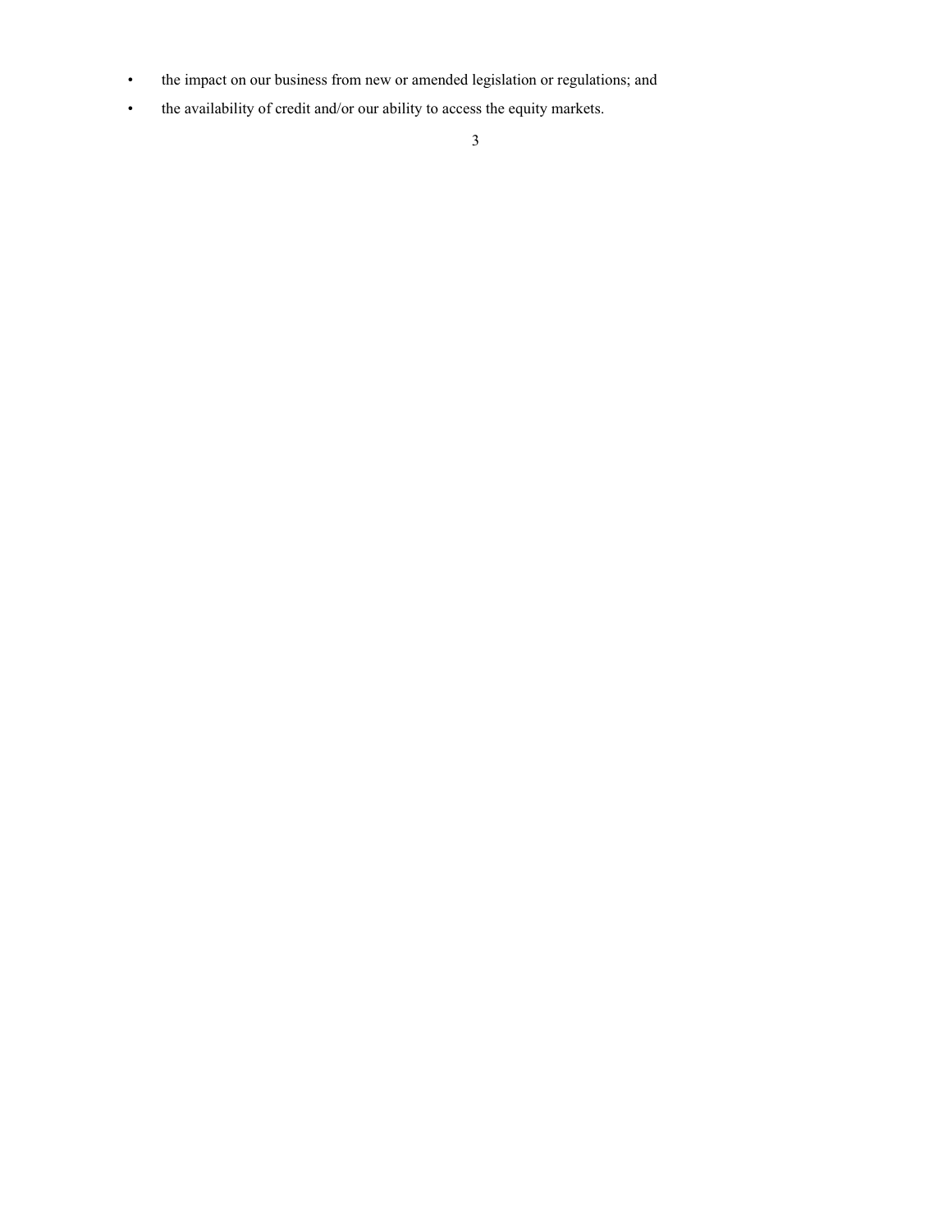- the impact on our business from new or amended legislation or regulations; and
- the availability of credit and/or our ability to access the equity markets.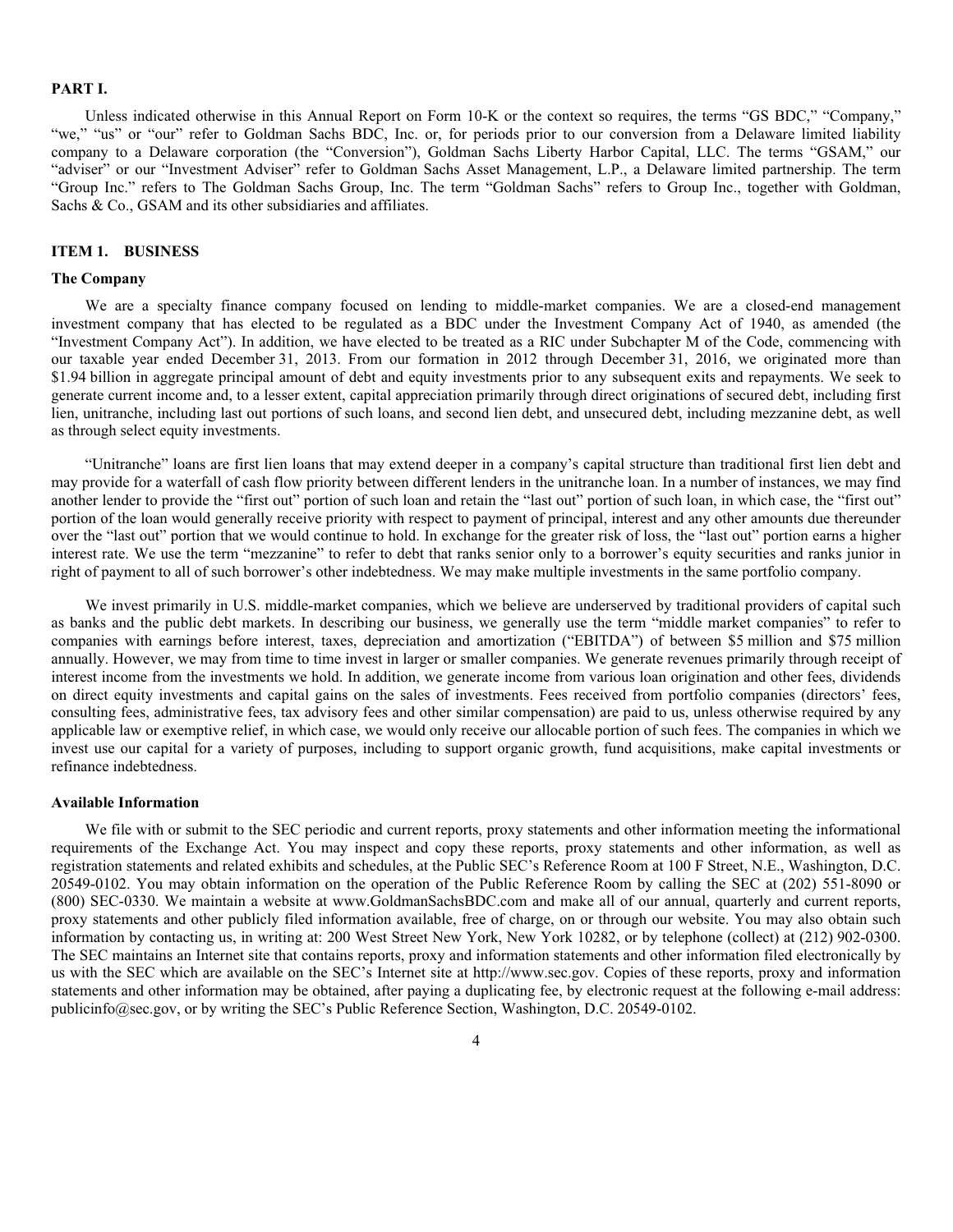## PART I.

Unless indicated otherwise in this Annual Report on Form 10-K or the context so requires, the terms "GS BDC," "Company," "we," "us" or "our" refer to Goldman Sachs BDC, Inc. or, for periods prior to our conversion from a Delaware limited liability company to a Delaware corporation (the "Conversion"), Goldman Sachs Liberty Harbor Capital, LLC. The terms "GSAM," our "adviser" or our "Investment Adviser" refer to Goldman Sachs Asset Management, L.P., a Delaware limited partnership. The term "Group Inc." refers to The Goldman Sachs Group, Inc. The term "Goldman Sachs" refers to Group Inc., together with Goldman, Sachs & Co., GSAM and its other subsidiaries and affiliates.

## ITEM 1. BUSINESS

### The Company

We are a specialty finance company focused on lending to middle-market companies. We are a closed-end management investment company that has elected to be regulated as a BDC under the Investment Company Act of 1940, as amended (the "Investment Company Act"). In addition, we have elected to be treated as a RIC under Subchapter M of the Code, commencing with our taxable year ended December 31, 2013. From our formation in 2012 through December 31, 2016, we originated more than $1.94 billion in aggregate principal amount of debt and equity investments prior to any subsequent exits and repayments. We seek to generate current income and, to a lesser extent, capital appreciation primarily through direct originations of secured debt, including first lien, unitranche, including last out portions of such loans, and second lien debt, and unsecured debt, including mezzanine debt, as well as through select equity investments.

"Unitranche" loans are first lien loans that may extend deeper in a company's capital structure than traditional first lien debt and may provide for a waterfall of cash flow priority between different lenders in the unitranche loan. In a number of instances, we may find another lender to provide the "first out" portion of such loan and retain the "last out" portion of such loan, in which case, the "first out" portion of the loan would generally receive priority with respect to payment of principal, interest and any other amounts due thereunder over the "last out" portion that we would continue to hold. In exchange for the greater risk of loss, the "last out" portion earns a higher interest rate. We use the term "mezzanine" to refer to debt that ranks senior only to a borrower's equity securities and ranks junior in right of payment to all of such borrower's other indebtedness. We may make multiple investments in the same portfolio company.

We invest primarily in U.S. middle-market companies, which we believe are underserved by traditional providers of capital such as banks and the public debt markets. In describing our business, we generally use the term "middle market companies" to refer to companies with earnings before interest, taxes, depreciation and amortization ("EBITDA") of between $5 million and $75 million annually. However, we may from time to time invest in larger or smaller companies. We generate revenues primarily through receipt of interest income from the investments we hold. In addition, we generate income from various loan origination and other fees, dividends on direct equity investments and capital gains on the sales of investments. Fees received from portfolio companies (directors' fees, consulting fees, administrative fees, tax advisory fees and other similar compensation) are paid to us, unless otherwise required by any applicable law or exemptive relief, in which case, we would only receive our allocable portion of such fees. The companies in which we invest use our capital for a variety of purposes, including to support organic growth, fund acquisitions, make capital investments or refinance indebtedness.

### Available Information

We file with or submit to the SEC periodic and current reports, proxy statements and other information meeting the informational requirements of the Exchange Act. You may inspect and copy these reports, proxy statements and other information, as well as registration statements and related exhibits and schedules, at the Public SEC's Reference Room at 100 F Street, N.E., Washington, D.C. 20549-0102. You may obtain information on the operation of the Public Reference Room by calling the SEC at (202) 551-8090 or (800) SEC-0330. We maintain a website at www.GoldmanSachsBDC.com and make all of our annual, quarterly and current reports, proxy statements and other publicly filed information available, free of charge, on or through our website. You may also obtain such information by contacting us, in writing at: 200 West Street New York, New York 10282, or by telephone (collect) at (212) 902-0300. The SEC maintains an Internet site that contains reports, proxy and information statements and other information filed electronically by us with the SEC which are available on the SEC's Internet site at http://www.sec.gov. Copies of these reports, proxy and information statements and other information may be obtained, after paying a duplicating fee, by electronic request at the following e-mail address: publicinfo@sec.gov, or by writing the SEC's Public Reference Section, Washington, D.C. 20549-0102.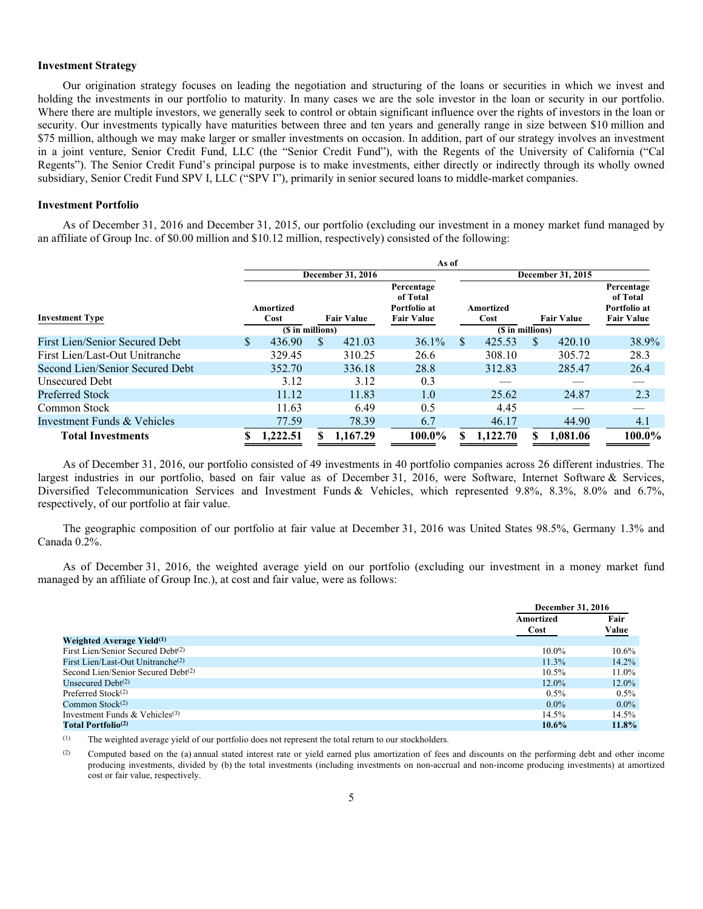### Investment Strategy

Our origination strategy focuses on leading the negotiation and structuring of the loans or securities in which we invest and holding the investments in our portfolio to maturity. In many cases we are the sole investor in the loan or security in our portfolio. Where there are multiple investors, we generally seek to control or obtain significant influence over the rights of investors in the loan or security. Our investments typically have maturities between three and ten years and generally range in size between $10 million and $75 million, although we may make larger or smaller investments on occasion. In addition, part of our strategy involves an investment in a joint venture, Senior Credit Fund, LLC (the "Senior Credit Fund"), with the Regents of the University of California ("Cal Regents"). The Senior Credit Fund's principal purpose is to make investments, either directly or indirectly through its wholly owned subsidiary, Senior Credit Fund SPV I, LLC ("SPV I"), primarily in senior secured loans to middle-market companies.

### Investment Portfolio

As of December 31, 2016 and December 31, 2015, our portfolio (excluding our investment in a money market fund managed by an affiliate of Group Inc. of $0.00 million and $10.12 million, respectively) consisted of the following:

| | As of | | | | | |
|---|---|---|---|---|---|---|
| | December 31, 2016 | | | December 31, 2015 | | |
| Investment Type | Amortized Cost | Fair Value | Percentage of Total Portfolio at Fair Value | Amortized Cost | Fair Value | Percentage of Total Portfolio at Fair Value |
| | ($ in millions) | | | ($ in millions) | | |
| First Lien/Senior Secured Debt | $ 436.90 | $ 421.03 | 36.1% | $ 425.53 | $ 420.10 | 38.9% |
| First Lien/Last-Out Unitranche | 329.45 | 310.25 | 26.6 | 308.10 | 305.72 | 28.3 |
| Second Lien/Senior Secured Debt | 352.70 | 336.18 | 28.8 | 312.83 | 285.47 | 26.4 |
| Unsecured Debt | 3.12 | 3.12 | 0.3 | — | — | — |
| Preferred Stock | 11.12 | 11.83 | 1.0 | 25.62 | 24.87 | 2.3 |
| Common Stock | 11.63 | 6.49 | 0.5 | 4.45 | — | — |
| Investment Funds & Vehicles | 77.59 | 78.39 | 6.7 | 46.17 | 44.90 | 4.1 |
| **Total Investments** | **$ 1,222.51** | **$ 1,167.29** | **100.0%** | **$ 1,122.70** | **$ 1,081.06** | **100.0%** |

As of December 31, 2016, our portfolio consisted of 49 investments in 40 portfolio companies across 26 different industries. The largest industries in our portfolio, based on fair value as of December 31, 2016, were Software, Internet Software & Services, Diversified Telecommunication Services and Investment Funds & Vehicles, which represented 9.8%, 8.3%, 8.0% and 6.7%, respectively, of our portfolio at fair value.

The geographic composition of our portfolio at fair value at December 31, 2016 was United States 98.5%, Germany 1.3% and Canada 0.2%.

As of December 31, 2016, the weighted average yield on our portfolio (excluding our investment in a money market fund managed by an affiliate of Group Inc.), at cost and fair value, were as follows:

| | December 31, 2016 | |
|---|---|---|
| | Amortized Cost | Fair Value |
| **Weighted Average Yield**[(1)] | | |
| First Lien/Senior Secured Debt[(2)] | 10.0% | 10.6% |
| First Lien/Last-Out Unitranche[(2)] | 11.3% | 14.2% |
| Second Lien/Senior Secured Debt[(2)] | 10.5% | 11.0% |
| Unsecured Debt[(2)] | 12.0% | 12.0% |
| Preferred Stock[(2)] | 0.5% | 0.5% |
| Common Stock[(2)] | 0.0% | 0.0% |
| Investment Funds & Vehicles[(3)] | 14.5% | 14.5% |
| **Total Portfolio**[(2)] | **10.6%** | **11.8%** |

(1) The weighted average yield of our portfolio does not represent the total return to our stockholders.

(2) Computed based on the (a) annual stated interest rate or yield earned plus amortization of fees and discounts on the performing debt and other income producing investments, divided by (b) the total investments (including investments on non-accrual and non-income producing investments) at amortized cost or fair value, respectively.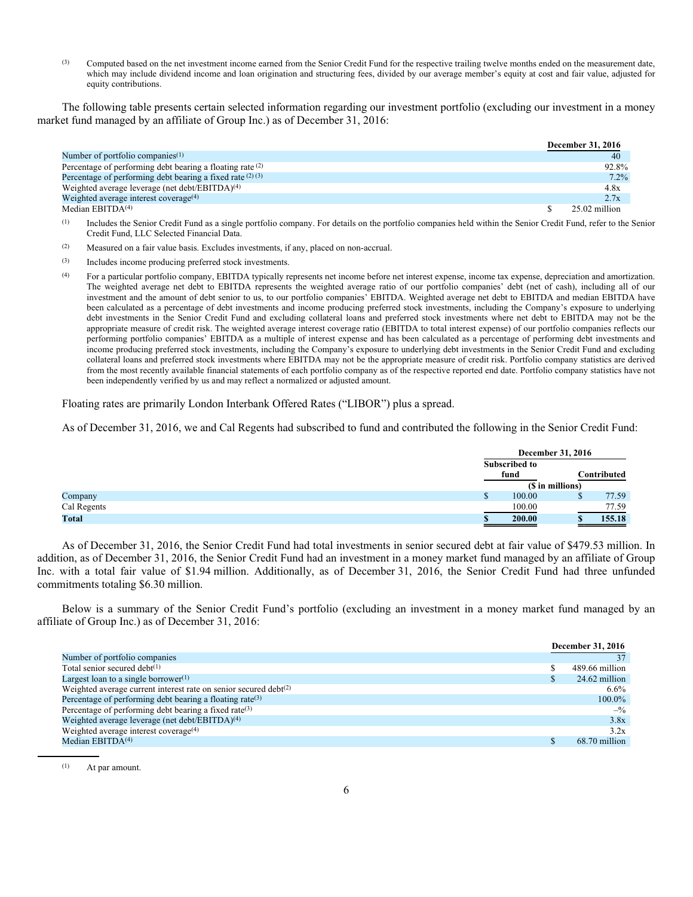(3) Computed based on the net investment income earned from the Senior Credit Fund for the respective trailing twelve months ended on the measurement date, which may include dividend income and loan origination and structuring fees, divided by our average member's equity at cost and fair value, adjusted for equity contributions.

The following table presents certain selected information regarding our investment portfolio (excluding our investment in a money market fund managed by an affiliate of Group Inc.) as of December 31, 2016:

| | December 31, 2016 |
|---|---|
| Number of portfolio companies[(1)] | 40 |
| Percentage of performing debt bearing a floating rate [(2)] | 92.8% |
| Percentage of performing debt bearing a fixed rate [(2)] [(3)] | 7.2% |
| Weighted average leverage (net debt/EBITDA)[(4)] | 4.8x |
| Weighted average interest coverage[(4)] | 2.7x |
| Median EBITDA[(4)] | $ 25.02 million |

(1) Includes the Senior Credit Fund as a single portfolio company. For details on the portfolio companies held within the Senior Credit Fund, refer to the Senior Credit Fund, LLC Selected Financial Data.

(2) Measured on a fair value basis. Excludes investments, if any, placed on non-accrual.

(3) Includes income producing preferred stock investments.

(4) For a particular portfolio company, EBITDA typically represents net income before net interest expense, income tax expense, depreciation and amortization. The weighted average net debt to EBITDA represents the weighted average ratio of our portfolio companies' debt (net of cash), including all of our investment and the amount of debt senior to us, to our portfolio companies' EBITDA. Weighted average net debt to EBITDA and median EBITDA have been calculated as a percentage of debt investments and income producing preferred stock investments, including the Company's exposure to underlying debt investments in the Senior Credit Fund and excluding collateral loans and preferred stock investments where net debt to EBITDA may not be the appropriate measure of credit risk. The weighted average interest coverage ratio (EBITDA to total interest expense) of our portfolio companies reflects our performing portfolio companies' EBITDA as a multiple of interest expense and has been calculated as a percentage of performing debt investments and income producing preferred stock investments, including the Company's exposure to underlying debt investments in the Senior Credit Fund and excluding collateral loans and preferred stock investments where EBITDA may not be the appropriate measure of credit risk. Portfolio company statistics are derived from the most recently available financial statements of each portfolio company as of the respective reported end date. Portfolio company statistics have not been independently verified by us and may reflect a normalized or adjusted amount.

Floating rates are primarily London Interbank Offered Rates ("LIBOR") plus a spread.

As of December 31, 2016, we and Cal Regents had subscribed to fund and contributed the following in the Senior Credit Fund:

| | December 31, 2016 | |
|---|---|---|
| | Subscribed to fund | Contributed |
| | ($ in millions) | |
| Company | $ 100.00 | $ 77.59 |
| Cal Regents | 100.00 | 77.59 |
| **Total** | **$ 200.00** | **$ 155.18** |

As of December 31, 2016, the Senior Credit Fund had total investments in senior secured debt at fair value of $479.53 million. In addition, as of December 31, 2016, the Senior Credit Fund had an investment in a money market fund managed by an affiliate of Group Inc. with a total fair value of $1.94 million. Additionally, as of December 31, 2016, the Senior Credit Fund had three unfunded commitments totaling $6.30 million.

Below is a summary of the Senior Credit Fund's portfolio (excluding an investment in a money market fund managed by an affiliate of Group Inc.) as of December 31, 2016:

| | December 31, 2016 |
|---|---|
| Number of portfolio companies | 37 |
| Total senior secured debt[(1)] | $ 489.66 million |
| Largest loan to a single borrower[(1)] | $ 24.62 million |
| Weighted average current interest rate on senior secured debt[(2)] | 6.6% |
| Percentage of performing debt bearing a floating rate[(3)] | 100.0% |
| Percentage of performing debt bearing a fixed rate[(3)] | –% |
| Weighted average leverage (net debt/EBITDA)[(4)] | 3.8x |
| Weighted average interest coverage[(4)] | 3.2x |
| Median EBITDA[(4)] | $ 68.70 million |

(1) At par amount.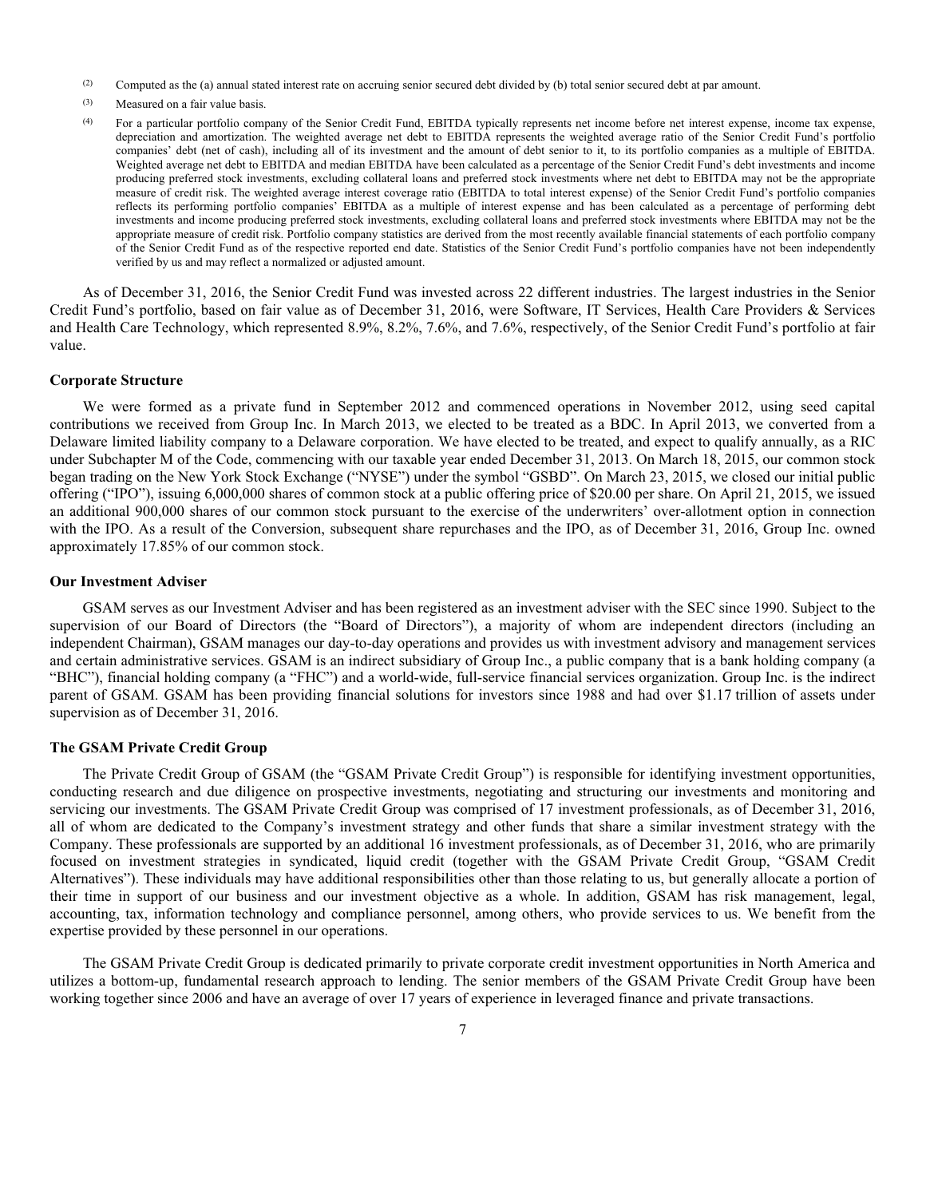(2) Computed as the (a) annual stated interest rate on accruing senior secured debt divided by (b) total senior secured debt at par amount.

(3) Measured on a fair value basis.

(4) For a particular portfolio company of the Senior Credit Fund, EBITDA typically represents net income before net interest expense, income tax expense, depreciation and amortization. The weighted average net debt to EBITDA represents the weighted average ratio of the Senior Credit Fund's portfolio companies' debt (net of cash), including all of its investment and the amount of debt senior to it, to its portfolio companies as a multiple of EBITDA. Weighted average net debt to EBITDA and median EBITDA have been calculated as a percentage of the Senior Credit Fund's debt investments and income producing preferred stock investments, excluding collateral loans and preferred stock investments where net debt to EBITDA may not be the appropriate measure of credit risk. The weighted average interest coverage ratio (EBITDA to total interest expense) of the Senior Credit Fund's portfolio companies reflects its performing portfolio companies' EBITDA as a multiple of interest expense and has been calculated as a percentage of performing debt investments and income producing preferred stock investments, excluding collateral loans and preferred stock investments where EBITDA may not be the appropriate measure of credit risk. Portfolio company statistics are derived from the most recently available financial statements of each portfolio company of the Senior Credit Fund as of the respective reported end date. Statistics of the Senior Credit Fund's portfolio companies have not been independently verified by us and may reflect a normalized or adjusted amount.

As of December 31, 2016, the Senior Credit Fund was invested across 22 different industries. The largest industries in the Senior Credit Fund's portfolio, based on fair value as of December 31, 2016, were Software, IT Services, Health Care Providers & Services and Health Care Technology, which represented 8.9%, 8.2%, 7.6%, and 7.6%, respectively, of the Senior Credit Fund's portfolio at fair value.

### Corporate Structure

We were formed as a private fund in September 2012 and commenced operations in November 2012, using seed capital contributions we received from Group Inc. In March 2013, we elected to be treated as a BDC. In April 2013, we converted from a Delaware limited liability company to a Delaware corporation. We have elected to be treated, and expect to qualify annually, as a RIC under Subchapter M of the Code, commencing with our taxable year ended December 31, 2013. On March 18, 2015, our common stock began trading on the New York Stock Exchange ("NYSE") under the symbol "GSBD". On March 23, 2015, we closed our initial public offering ("IPO"), issuing 6,000,000 shares of common stock at a public offering price of $20.00 per share. On April 21, 2015, we issued an additional 900,000 shares of our common stock pursuant to the exercise of the underwriters' over-allotment option in connection with the IPO. As a result of the Conversion, subsequent share repurchases and the IPO, as of December 31, 2016, Group Inc. owned approximately 17.85% of our common stock.

### Our Investment Adviser

GSAM serves as our Investment Adviser and has been registered as an investment adviser with the SEC since 1990. Subject to the supervision of our Board of Directors (the "Board of Directors"), a majority of whom are independent directors (including an independent Chairman), GSAM manages our day-to-day operations and provides us with investment advisory and management services and certain administrative services. GSAM is an indirect subsidiary of Group Inc., a public company that is a bank holding company (a "BHC"), financial holding company (a "FHC") and a world-wide, full-service financial services organization. Group Inc. is the indirect parent of GSAM. GSAM has been providing financial solutions for investors since 1988 and had over $1.17 trillion of assets under supervision as of December 31, 2016.

### The GSAM Private Credit Group

The Private Credit Group of GSAM (the "GSAM Private Credit Group") is responsible for identifying investment opportunities, conducting research and due diligence on prospective investments, negotiating and structuring our investments and monitoring and servicing our investments. The GSAM Private Credit Group was comprised of 17 investment professionals, as of December 31, 2016, all of whom are dedicated to the Company's investment strategy and other funds that share a similar investment strategy with the Company. These professionals are supported by an additional 16 investment professionals, as of December 31, 2016, who are primarily focused on investment strategies in syndicated, liquid credit (together with the GSAM Private Credit Group, "GSAM Credit Alternatives"). These individuals may have additional responsibilities other than those relating to us, but generally allocate a portion of their time in support of our business and our investment objective as a whole. In addition, GSAM has risk management, legal, accounting, tax, information technology and compliance personnel, among others, who provide services to us. We benefit from the expertise provided by these personnel in our operations.

The GSAM Private Credit Group is dedicated primarily to private corporate credit investment opportunities in North America and utilizes a bottom-up, fundamental research approach to lending. The senior members of the GSAM Private Credit Group have been working together since 2006 and have an average of over 17 years of experience in leveraged finance and private transactions.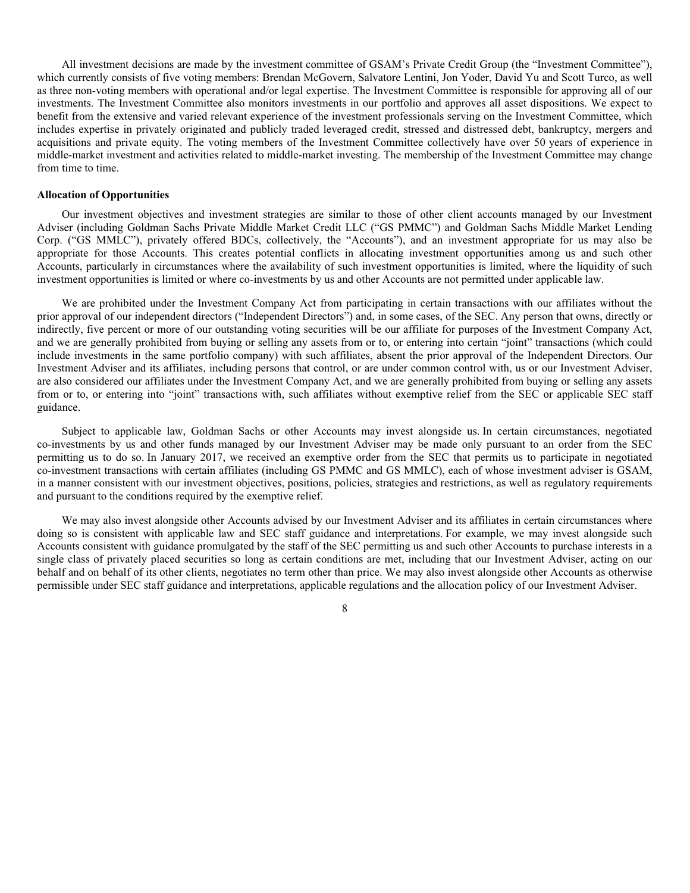All investment decisions are made by the investment committee of GSAM's Private Credit Group (the "Investment Committee"), which currently consists of five voting members: Brendan McGovern, Salvatore Lentini, Jon Yoder, David Yu and Scott Turco, as well as three non-voting members with operational and/or legal expertise. The Investment Committee is responsible for approving all of our investments. The Investment Committee also monitors investments in our portfolio and approves all asset dispositions. We expect to benefit from the extensive and varied relevant experience of the investment professionals serving on the Investment Committee, which includes expertise in privately originated and publicly traded leveraged credit, stressed and distressed debt, bankruptcy, mergers and acquisitions and private equity. The voting members of the Investment Committee collectively have over 50 years of experience in middle-market investment and activities related to middle-market investing. The membership of the Investment Committee may change from time to time.

**Allocation of Opportunities**

Our investment objectives and investment strategies are similar to those of other client accounts managed by our Investment Adviser (including Goldman Sachs Private Middle Market Credit LLC ("GS PMMC") and Goldman Sachs Middle Market Lending Corp. ("GS MMLC"), privately offered BDCs, collectively, the "Accounts"), and an investment appropriate for us may also be appropriate for those Accounts. This creates potential conflicts in allocating investment opportunities among us and such other Accounts, particularly in circumstances where the availability of such investment opportunities is limited, where the liquidity of such investment opportunities is limited or where co-investments by us and other Accounts are not permitted under applicable law.

We are prohibited under the Investment Company Act from participating in certain transactions with our affiliates without the prior approval of our independent directors ("Independent Directors") and, in some cases, of the SEC. Any person that owns, directly or indirectly, five percent or more of our outstanding voting securities will be our affiliate for purposes of the Investment Company Act, and we are generally prohibited from buying or selling any assets from or to, or entering into certain "joint" transactions (which could include investments in the same portfolio company) with such affiliates, absent the prior approval of the Independent Directors. Our Investment Adviser and its affiliates, including persons that control, or are under common control with, us or our Investment Adviser, are also considered our affiliates under the Investment Company Act, and we are generally prohibited from buying or selling any assets from or to, or entering into "joint" transactions with, such affiliates without exemptive relief from the SEC or applicable SEC staff guidance.

Subject to applicable law, Goldman Sachs or other Accounts may invest alongside us. In certain circumstances, negotiated co-investments by us and other funds managed by our Investment Adviser may be made only pursuant to an order from the SEC permitting us to do so. In January 2017, we received an exemptive order from the SEC that permits us to participate in negotiated co-investment transactions with certain affiliates (including GS PMMC and GS MMLC), each of whose investment adviser is GSAM, in a manner consistent with our investment objectives, positions, policies, strategies and restrictions, as well as regulatory requirements and pursuant to the conditions required by the exemptive relief.

We may also invest alongside other Accounts advised by our Investment Adviser and its affiliates in certain circumstances where doing so is consistent with applicable law and SEC staff guidance and interpretations. For example, we may invest alongside such Accounts consistent with guidance promulgated by the staff of the SEC permitting us and such other Accounts to purchase interests in a single class of privately placed securities so long as certain conditions are met, including that our Investment Adviser, acting on our behalf and on behalf of its other clients, negotiates no term other than price. We may also invest alongside other Accounts as otherwise permissible under SEC staff guidance and interpretations, applicable regulations and the allocation policy of our Investment Adviser.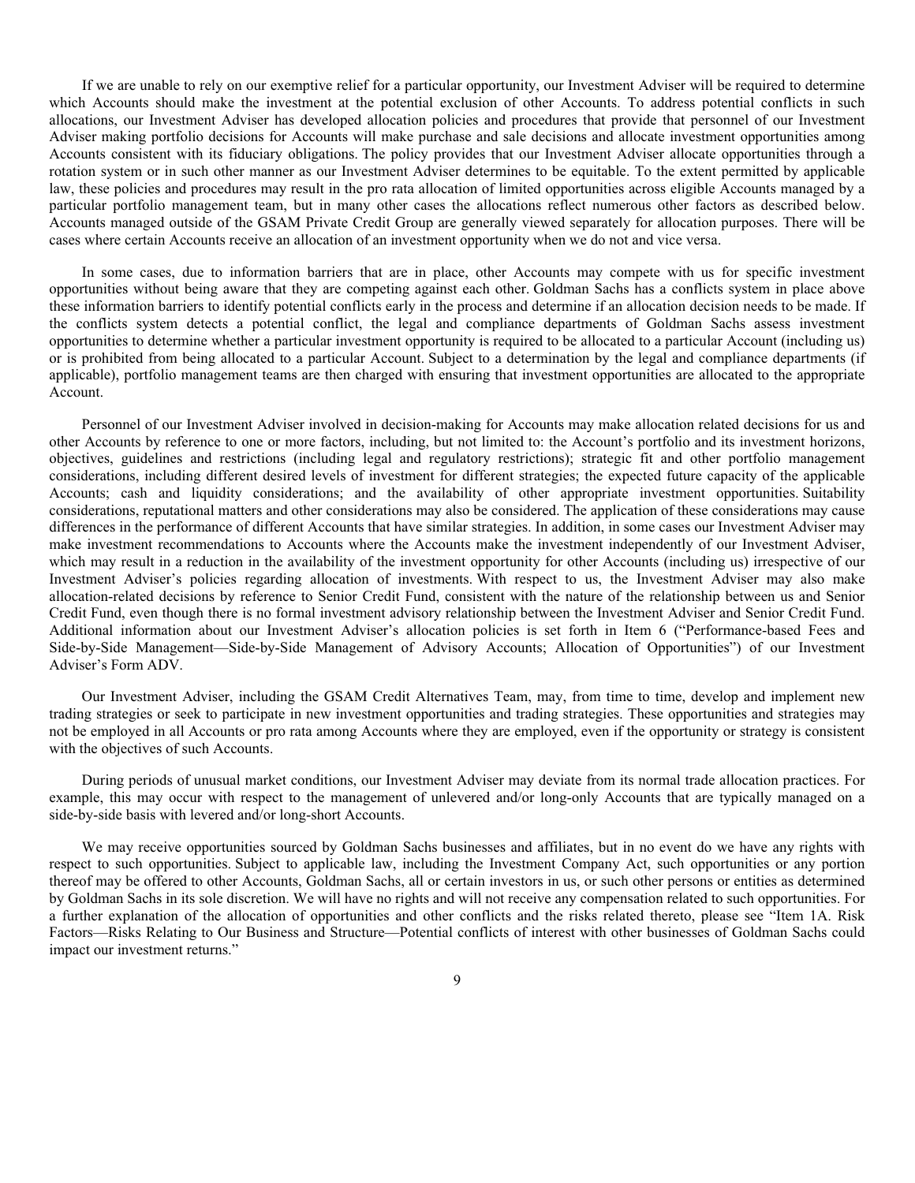If we are unable to rely on our exemptive relief for a particular opportunity, our Investment Adviser will be required to determine which Accounts should make the investment at the potential exclusion of other Accounts. To address potential conflicts in such allocations, our Investment Adviser has developed allocation policies and procedures that provide that personnel of our Investment Adviser making portfolio decisions for Accounts will make purchase and sale decisions and allocate investment opportunities among Accounts consistent with its fiduciary obligations. The policy provides that our Investment Adviser allocate opportunities through a rotation system or in such other manner as our Investment Adviser determines to be equitable. To the extent permitted by applicable law, these policies and procedures may result in the pro rata allocation of limited opportunities across eligible Accounts managed by a particular portfolio management team, but in many other cases the allocations reflect numerous other factors as described below. Accounts managed outside of the GSAM Private Credit Group are generally viewed separately for allocation purposes. There will be cases where certain Accounts receive an allocation of an investment opportunity when we do not and vice versa.

In some cases, due to information barriers that are in place, other Accounts may compete with us for specific investment opportunities without being aware that they are competing against each other. Goldman Sachs has a conflicts system in place above these information barriers to identify potential conflicts early in the process and determine if an allocation decision needs to be made. If the conflicts system detects a potential conflict, the legal and compliance departments of Goldman Sachs assess investment opportunities to determine whether a particular investment opportunity is required to be allocated to a particular Account (including us) or is prohibited from being allocated to a particular Account. Subject to a determination by the legal and compliance departments (if applicable), portfolio management teams are then charged with ensuring that investment opportunities are allocated to the appropriate Account.

Personnel of our Investment Adviser involved in decision-making for Accounts may make allocation related decisions for us and other Accounts by reference to one or more factors, including, but not limited to: the Account's portfolio and its investment horizons, objectives, guidelines and restrictions (including legal and regulatory restrictions); strategic fit and other portfolio management considerations, including different desired levels of investment for different strategies; the expected future capacity of the applicable Accounts; cash and liquidity considerations; and the availability of other appropriate investment opportunities. Suitability considerations, reputational matters and other considerations may also be considered. The application of these considerations may cause differences in the performance of different Accounts that have similar strategies. In addition, in some cases our Investment Adviser may make investment recommendations to Accounts where the Accounts make the investment independently of our Investment Adviser, which may result in a reduction in the availability of the investment opportunity for other Accounts (including us) irrespective of our Investment Adviser's policies regarding allocation of investments. With respect to us, the Investment Adviser may also make allocation-related decisions by reference to Senior Credit Fund, consistent with the nature of the relationship between us and Senior Credit Fund, even though there is no formal investment advisory relationship between the Investment Adviser and Senior Credit Fund. Additional information about our Investment Adviser's allocation policies is set forth in Item 6 ("Performance-based Fees and Side-by-Side Management—Side-by-Side Management of Advisory Accounts; Allocation of Opportunities") of our Investment Adviser's Form ADV.

Our Investment Adviser, including the GSAM Credit Alternatives Team, may, from time to time, develop and implement new trading strategies or seek to participate in new investment opportunities and trading strategies. These opportunities and strategies may not be employed in all Accounts or pro rata among Accounts where they are employed, even if the opportunity or strategy is consistent with the objectives of such Accounts.

During periods of unusual market conditions, our Investment Adviser may deviate from its normal trade allocation practices. For example, this may occur with respect to the management of unlevered and/or long-only Accounts that are typically managed on a side-by-side basis with levered and/or long-short Accounts.

We may receive opportunities sourced by Goldman Sachs businesses and affiliates, but in no event do we have any rights with respect to such opportunities. Subject to applicable law, including the Investment Company Act, such opportunities or any portion thereof may be offered to other Accounts, Goldman Sachs, all or certain investors in us, or such other persons or entities as determined by Goldman Sachs in its sole discretion. We will have no rights and will not receive any compensation related to such opportunities. For a further explanation of the allocation of opportunities and other conflicts and the risks related thereto, please see "Item 1A. Risk Factors—Risks Relating to Our Business and Structure—Potential conflicts of interest with other businesses of Goldman Sachs could impact our investment returns."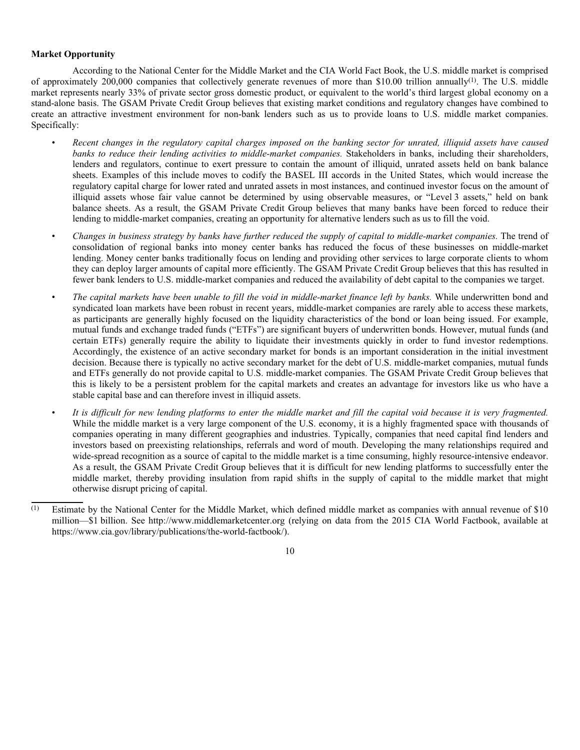**Market Opportunity**

According to the National Center for the Middle Market and the CIA World Fact Book, the U.S. middle market is comprised of approximately 200,000 companies that collectively generate revenues of more than $10.00 trillion annually[(1)]. The U.S. middle market represents nearly 33% of private sector gross domestic product, or equivalent to the world's third largest global economy on a stand-alone basis. The GSAM Private Credit Group believes that existing market conditions and regulatory changes have combined to create an attractive investment environment for non-bank lenders such as us to provide loans to U.S. middle market companies. Specifically:

- *Recent changes in the regulatory capital charges imposed on the banking sector for unrated, illiquid assets have caused banks to reduce their lending activities to middle-market companies.* Stakeholders in banks, including their shareholders, lenders and regulators, continue to exert pressure to contain the amount of illiquid, unrated assets held on bank balance sheets. Examples of this include moves to codify the BASEL III accords in the United States, which would increase the regulatory capital charge for lower rated and unrated assets in most instances, and continued investor focus on the amount of illiquid assets whose fair value cannot be determined by using observable measures, or "Level 3 assets," held on bank balance sheets. As a result, the GSAM Private Credit Group believes that many banks have been forced to reduce their lending to middle-market companies, creating an opportunity for alternative lenders such as us to fill the void.
- *Changes in business strategy by banks have further reduced the supply of capital to middle-market companies.* The trend of consolidation of regional banks into money center banks has reduced the focus of these businesses on middle-market lending. Money center banks traditionally focus on lending and providing other services to large corporate clients to whom they can deploy larger amounts of capital more efficiently. The GSAM Private Credit Group believes that this has resulted in fewer bank lenders to U.S. middle-market companies and reduced the availability of debt capital to the companies we target.
- *The capital markets have been unable to fill the void in middle-market finance left by banks.* While underwritten bond and syndicated loan markets have been robust in recent years, middle-market companies are rarely able to access these markets, as participants are generally highly focused on the liquidity characteristics of the bond or loan being issued. For example, mutual funds and exchange traded funds ("ETFs") are significant buyers of underwritten bonds. However, mutual funds (and certain ETFs) generally require the ability to liquidate their investments quickly in order to fund investor redemptions. Accordingly, the existence of an active secondary market for bonds is an important consideration in the initial investment decision. Because there is typically no active secondary market for the debt of U.S. middle-market companies, mutual funds and ETFs generally do not provide capital to U.S. middle-market companies. The GSAM Private Credit Group believes that this is likely to be a persistent problem for the capital markets and creates an advantage for investors like us who have a stable capital base and can therefore invest in illiquid assets.
- *It is difficult for new lending platforms to enter the middle market and fill the capital void because it is very fragmented.* While the middle market is a very large component of the U.S. economy, it is a highly fragmented space with thousands of companies operating in many different geographies and industries. Typically, companies that need capital find lenders and investors based on preexisting relationships, referrals and word of mouth. Developing the many relationships required and wide-spread recognition as a source of capital to the middle market is a time consuming, highly resource-intensive endeavor. As a result, the GSAM Private Credit Group believes that it is difficult for new lending platforms to successfully enter the middle market, thereby providing insulation from rapid shifts in the supply of capital to the middle market that might otherwise disrupt pricing of capital.

---

(1) Estimate by the National Center for the Middle Market, which defined middle market as companies with annual revenue of $10 million—$1 billion. See http://www.middlemarketcenter.org (relying on data from the 2015 CIA World Factbook, available at https://www.cia.gov/library/publications/the-world-factbook/).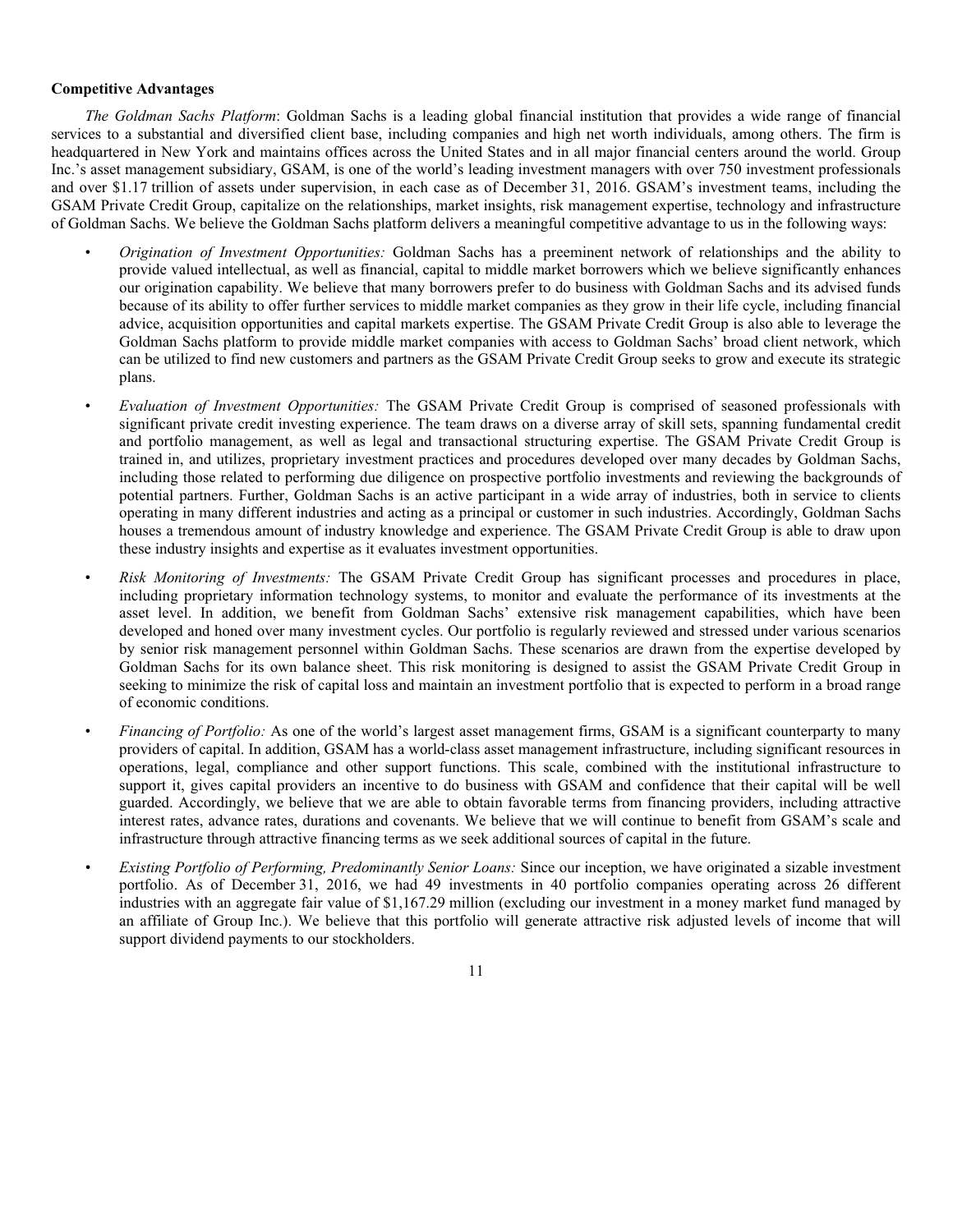**Competitive Advantages**

*The Goldman Sachs Platform*: Goldman Sachs is a leading global financial institution that provides a wide range of financial services to a substantial and diversified client base, including companies and high net worth individuals, among others. The firm is headquartered in New York and maintains offices across the United States and in all major financial centers around the world. Group Inc.'s asset management subsidiary, GSAM, is one of the world's leading investment managers with over 750 investment professionals and over $1.17 trillion of assets under supervision, in each case as of December 31, 2016. GSAM's investment teams, including the GSAM Private Credit Group, capitalize on the relationships, market insights, risk management expertise, technology and infrastructure of Goldman Sachs. We believe the Goldman Sachs platform delivers a meaningful competitive advantage to us in the following ways:

- *Origination of Investment Opportunities:* Goldman Sachs has a preeminent network of relationships and the ability to provide valued intellectual, as well as financial, capital to middle market borrowers which we believe significantly enhances our origination capability. We believe that many borrowers prefer to do business with Goldman Sachs and its advised funds because of its ability to offer further services to middle market companies as they grow in their life cycle, including financial advice, acquisition opportunities and capital markets expertise. The GSAM Private Credit Group is also able to leverage the Goldman Sachs platform to provide middle market companies with access to Goldman Sachs' broad client network, which can be utilized to find new customers and partners as the GSAM Private Credit Group seeks to grow and execute its strategic plans.

- *Evaluation of Investment Opportunities:* The GSAM Private Credit Group is comprised of seasoned professionals with significant private credit investing experience. The team draws on a diverse array of skill sets, spanning fundamental credit and portfolio management, as well as legal and transactional structuring expertise. The GSAM Private Credit Group is trained in, and utilizes, proprietary investment practices and procedures developed over many decades by Goldman Sachs, including those related to performing due diligence on prospective portfolio investments and reviewing the backgrounds of potential partners. Further, Goldman Sachs is an active participant in a wide array of industries, both in service to clients operating in many different industries and acting as a principal or customer in such industries. Accordingly, Goldman Sachs houses a tremendous amount of industry knowledge and experience. The GSAM Private Credit Group is able to draw upon these industry insights and expertise as it evaluates investment opportunities.

- *Risk Monitoring of Investments:* The GSAM Private Credit Group has significant processes and procedures in place, including proprietary information technology systems, to monitor and evaluate the performance of its investments at the asset level. In addition, we benefit from Goldman Sachs' extensive risk management capabilities, which have been developed and honed over many investment cycles. Our portfolio is regularly reviewed and stressed under various scenarios by senior risk management personnel within Goldman Sachs. These scenarios are drawn from the expertise developed by Goldman Sachs for its own balance sheet. This risk monitoring is designed to assist the GSAM Private Credit Group in seeking to minimize the risk of capital loss and maintain an investment portfolio that is expected to perform in a broad range of economic conditions.

- *Financing of Portfolio:* As one of the world's largest asset management firms, GSAM is a significant counterparty to many providers of capital. In addition, GSAM has a world-class asset management infrastructure, including significant resources in operations, legal, compliance and other support functions. This scale, combined with the institutional infrastructure to support it, gives capital providers an incentive to do business with GSAM and confidence that their capital will be well guarded. Accordingly, we believe that we are able to obtain favorable terms from financing providers, including attractive interest rates, advance rates, durations and covenants. We believe that we will continue to benefit from GSAM's scale and infrastructure through attractive financing terms as we seek additional sources of capital in the future.

- *Existing Portfolio of Performing, Predominantly Senior Loans:* Since our inception, we have originated a sizable investment portfolio. As of December 31, 2016, we had 49 investments in 40 portfolio companies operating across 26 different industries with an aggregate fair value of $1,167.29 million (excluding our investment in a money market fund managed by an affiliate of Group Inc.). We believe that this portfolio will generate attractive risk adjusted levels of income that will support dividend payments to our stockholders.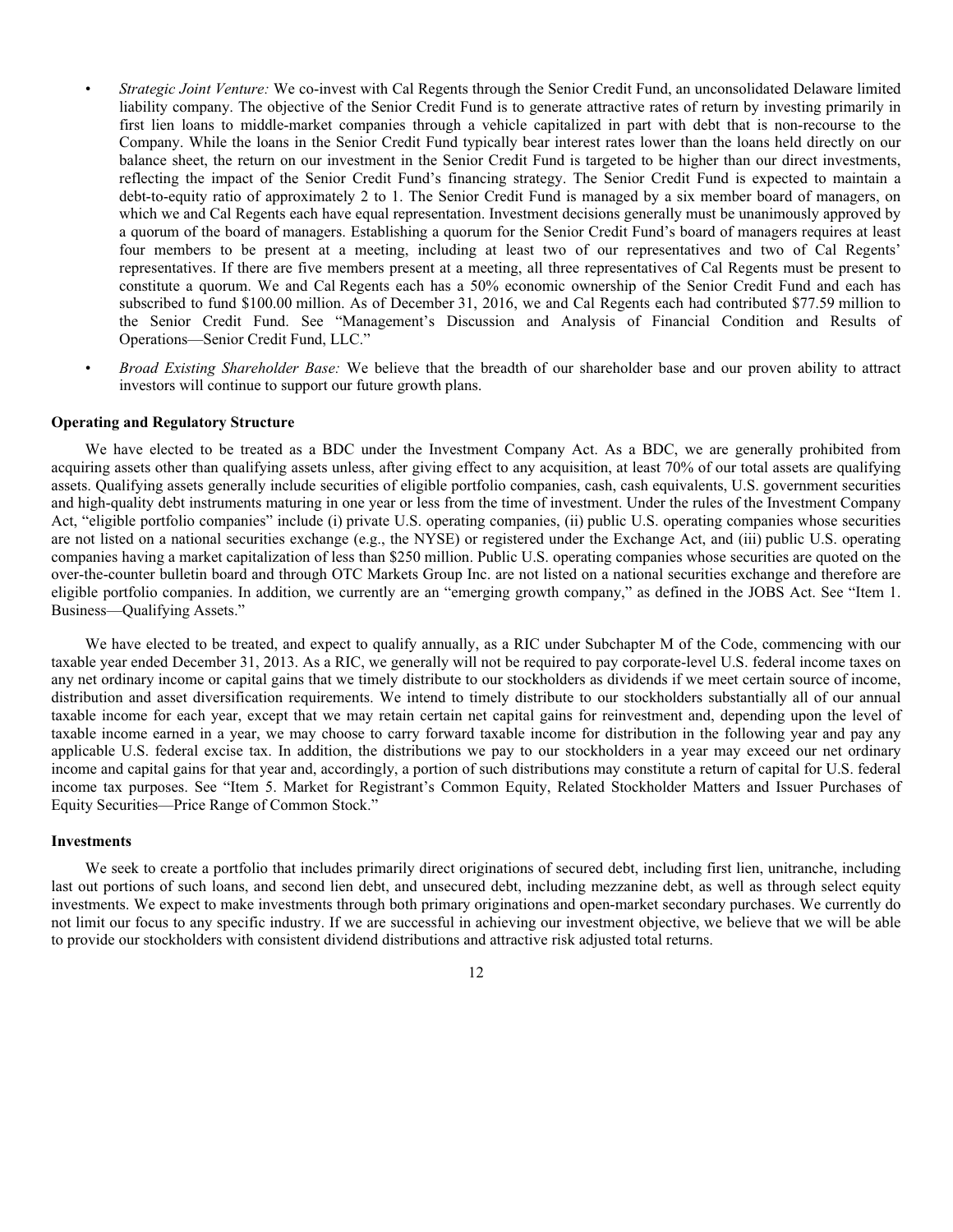- *Strategic Joint Venture:* We co-invest with Cal Regents through the Senior Credit Fund, an unconsolidated Delaware limited liability company. The objective of the Senior Credit Fund is to generate attractive rates of return by investing primarily in first lien loans to middle-market companies through a vehicle capitalized in part with debt that is non-recourse to the Company. While the loans in the Senior Credit Fund typically bear interest rates lower than the loans held directly on our balance sheet, the return on our investment in the Senior Credit Fund is targeted to be higher than our direct investments, reflecting the impact of the Senior Credit Fund's financing strategy. The Senior Credit Fund is expected to maintain a debt-to-equity ratio of approximately 2 to 1. The Senior Credit Fund is managed by a six member board of managers, on which we and Cal Regents each have equal representation. Investment decisions generally must be unanimously approved by a quorum of the board of managers. Establishing a quorum for the Senior Credit Fund's board of managers requires at least four members to be present at a meeting, including at least two of our representatives and two of Cal Regents' representatives. If there are five members present at a meeting, all three representatives of Cal Regents must be present to constitute a quorum. We and Cal Regents each has a 50% economic ownership of the Senior Credit Fund and each has subscribed to fund $100.00 million. As of December 31, 2016, we and Cal Regents each had contributed $77.59 million to the Senior Credit Fund. See "Management's Discussion and Analysis of Financial Condition and Results of Operations—Senior Credit Fund, LLC."
- *Broad Existing Shareholder Base:* We believe that the breadth of our shareholder base and our proven ability to attract investors will continue to support our future growth plans.

### Operating and Regulatory Structure

We have elected to be treated as a BDC under the Investment Company Act. As a BDC, we are generally prohibited from acquiring assets other than qualifying assets unless, after giving effect to any acquisition, at least 70% of our total assets are qualifying assets. Qualifying assets generally include securities of eligible portfolio companies, cash, cash equivalents, U.S. government securities and high-quality debt instruments maturing in one year or less from the time of investment. Under the rules of the Investment Company Act, "eligible portfolio companies" include (i) private U.S. operating companies, (ii) public U.S. operating companies whose securities are not listed on a national securities exchange (e.g., the NYSE) or registered under the Exchange Act, and (iii) public U.S. operating companies having a market capitalization of less than $250 million. Public U.S. operating companies whose securities are quoted on the over-the-counter bulletin board and through OTC Markets Group Inc. are not listed on a national securities exchange and therefore are eligible portfolio companies. In addition, we currently are an "emerging growth company," as defined in the JOBS Act. See "Item 1. Business—Qualifying Assets."

We have elected to be treated, and expect to qualify annually, as a RIC under Subchapter M of the Code, commencing with our taxable year ended December 31, 2013. As a RIC, we generally will not be required to pay corporate-level U.S. federal income taxes on any net ordinary income or capital gains that we timely distribute to our stockholders as dividends if we meet certain source of income, distribution and asset diversification requirements. We intend to timely distribute to our stockholders substantially all of our annual taxable income for each year, except that we may retain certain net capital gains for reinvestment and, depending upon the level of taxable income earned in a year, we may choose to carry forward taxable income for distribution in the following year and pay any applicable U.S. federal excise tax. In addition, the distributions we pay to our stockholders in a year may exceed our net ordinary income and capital gains for that year and, accordingly, a portion of such distributions may constitute a return of capital for U.S. federal income tax purposes. See "Item 5. Market for Registrant's Common Equity, Related Stockholder Matters and Issuer Purchases of Equity Securities—Price Range of Common Stock."

### Investments

We seek to create a portfolio that includes primarily direct originations of secured debt, including first lien, unitranche, including last out portions of such loans, and second lien debt, and unsecured debt, including mezzanine debt, as well as through select equity investments. We expect to make investments through both primary originations and open-market secondary purchases. We currently do not limit our focus to any specific industry. If we are successful in achieving our investment objective, we believe that we will be able to provide our stockholders with consistent dividend distributions and attractive risk adjusted total returns.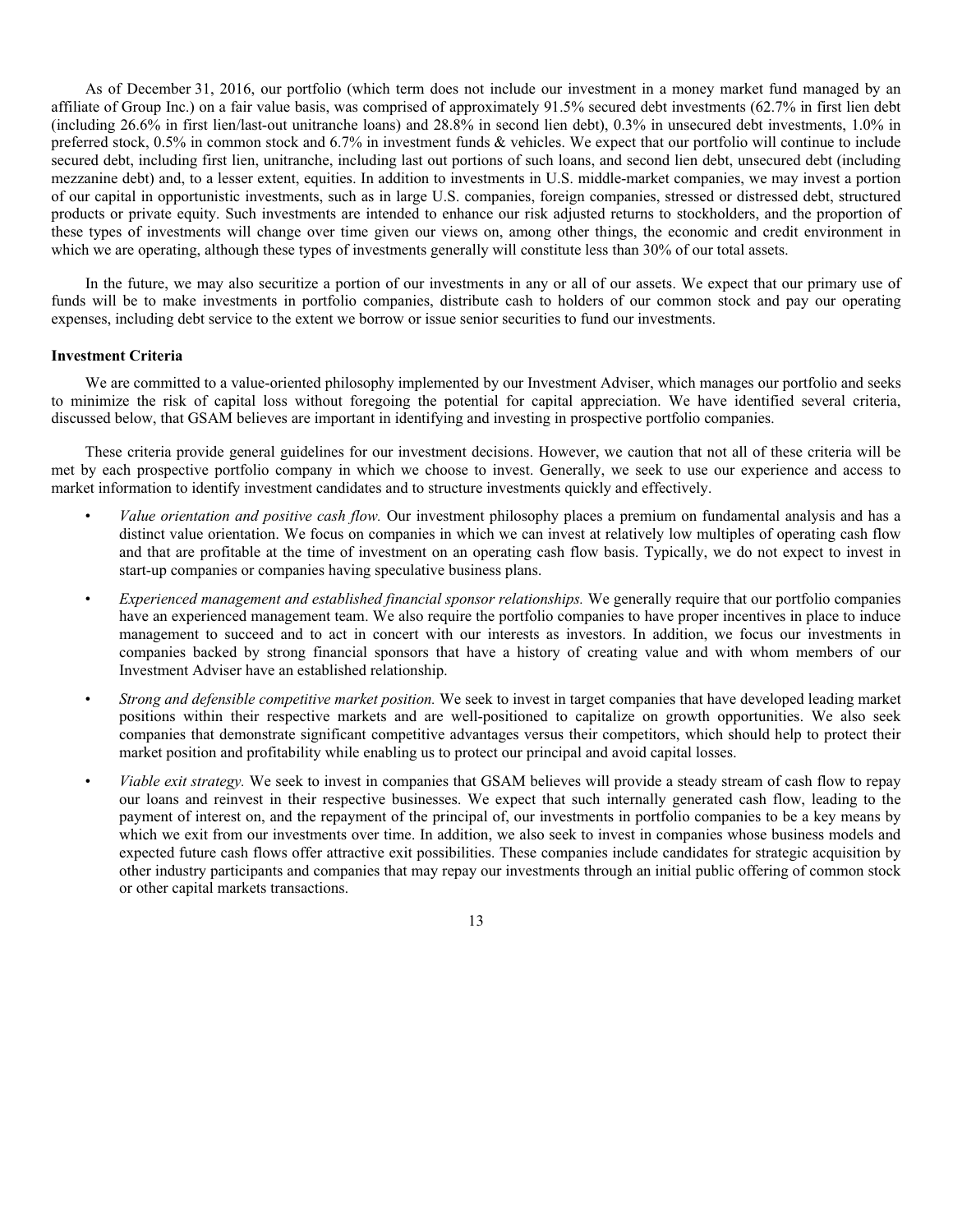As of December 31, 2016, our portfolio (which term does not include our investment in a money market fund managed by an affiliate of Group Inc.) on a fair value basis, was comprised of approximately 91.5% secured debt investments (62.7% in first lien debt (including 26.6% in first lien/last-out unitranche loans) and 28.8% in second lien debt), 0.3% in unsecured debt investments, 1.0% in preferred stock, 0.5% in common stock and 6.7% in investment funds & vehicles. We expect that our portfolio will continue to include secured debt, including first lien, unitranche, including last out portions of such loans, and second lien debt, unsecured debt (including mezzanine debt) and, to a lesser extent, equities. In addition to investments in U.S. middle-market companies, we may invest a portion of our capital in opportunistic investments, such as in large U.S. companies, foreign companies, stressed or distressed debt, structured products or private equity. Such investments are intended to enhance our risk adjusted returns to stockholders, and the proportion of these types of investments will change over time given our views on, among other things, the economic and credit environment in which we are operating, although these types of investments generally will constitute less than 30% of our total assets.

In the future, we may also securitize a portion of our investments in any or all of our assets. We expect that our primary use of funds will be to make investments in portfolio companies, distribute cash to holders of our common stock and pay our operating expenses, including debt service to the extent we borrow or issue senior securities to fund our investments.

**Investment Criteria**

We are committed to a value-oriented philosophy implemented by our Investment Adviser, which manages our portfolio and seeks to minimize the risk of capital loss without foregoing the potential for capital appreciation. We have identified several criteria, discussed below, that GSAM believes are important in identifying and investing in prospective portfolio companies.

These criteria provide general guidelines for our investment decisions. However, we caution that not all of these criteria will be met by each prospective portfolio company in which we choose to invest. Generally, we seek to use our experience and access to market information to identify investment candidates and to structure investments quickly and effectively.

- *Value orientation and positive cash flow.* Our investment philosophy places a premium on fundamental analysis and has a distinct value orientation. We focus on companies in which we can invest at relatively low multiples of operating cash flow and that are profitable at the time of investment on an operating cash flow basis. Typically, we do not expect to invest in start-up companies or companies having speculative business plans.
- *Experienced management and established financial sponsor relationships.* We generally require that our portfolio companies have an experienced management team. We also require the portfolio companies to have proper incentives in place to induce management to succeed and to act in concert with our interests as investors. In addition, we focus our investments in companies backed by strong financial sponsors that have a history of creating value and with whom members of our Investment Adviser have an established relationship.
- *Strong and defensible competitive market position.* We seek to invest in target companies that have developed leading market positions within their respective markets and are well-positioned to capitalize on growth opportunities. We also seek companies that demonstrate significant competitive advantages versus their competitors, which should help to protect their market position and profitability while enabling us to protect our principal and avoid capital losses.
- *Viable exit strategy.* We seek to invest in companies that GSAM believes will provide a steady stream of cash flow to repay our loans and reinvest in their respective businesses. We expect that such internally generated cash flow, leading to the payment of interest on, and the repayment of the principal of, our investments in portfolio companies to be a key means by which we exit from our investments over time. In addition, we also seek to invest in companies whose business models and expected future cash flows offer attractive exit possibilities. These companies include candidates for strategic acquisition by other industry participants and companies that may repay our investments through an initial public offering of common stock or other capital markets transactions.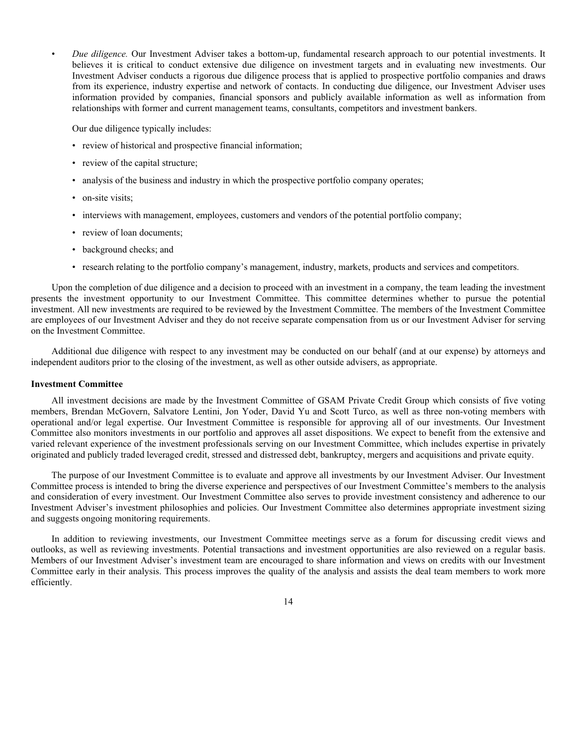- *Due diligence.* Our Investment Adviser takes a bottom-up, fundamental research approach to our potential investments. It believes it is critical to conduct extensive due diligence on investment targets and in evaluating new investments. Our Investment Adviser conducts a rigorous due diligence process that is applied to prospective portfolio companies and draws from its experience, industry expertise and network of contacts. In conducting due diligence, our Investment Adviser uses information provided by companies, financial sponsors and publicly available information as well as information from relationships with former and current management teams, consultants, competitors and investment bankers.

  Our due diligence typically includes:

  - review of historical and prospective financial information;
  - review of the capital structure;
  - analysis of the business and industry in which the prospective portfolio company operates;
  - on-site visits;
  - interviews with management, employees, customers and vendors of the potential portfolio company;
  - review of loan documents;
  - background checks; and
  - research relating to the portfolio company's management, industry, markets, products and services and competitors.

Upon the completion of due diligence and a decision to proceed with an investment in a company, the team leading the investment presents the investment opportunity to our Investment Committee. This committee determines whether to pursue the potential investment. All new investments are required to be reviewed by the Investment Committee. The members of the Investment Committee are employees of our Investment Adviser and they do not receive separate compensation from us or our Investment Adviser for serving on the Investment Committee.

Additional due diligence with respect to any investment may be conducted on our behalf (and at our expense) by attorneys and independent auditors prior to the closing of the investment, as well as other outside advisers, as appropriate.

**Investment Committee**

All investment decisions are made by the Investment Committee of GSAM Private Credit Group which consists of five voting members, Brendan McGovern, Salvatore Lentini, Jon Yoder, David Yu and Scott Turco, as well as three non-voting members with operational and/or legal expertise. Our Investment Committee is responsible for approving all of our investments. Our Investment Committee also monitors investments in our portfolio and approves all asset dispositions. We expect to benefit from the extensive and varied relevant experience of the investment professionals serving on our Investment Committee, which includes expertise in privately originated and publicly traded leveraged credit, stressed and distressed debt, bankruptcy, mergers and acquisitions and private equity.

The purpose of our Investment Committee is to evaluate and approve all investments by our Investment Adviser. Our Investment Committee process is intended to bring the diverse experience and perspectives of our Investment Committee's members to the analysis and consideration of every investment. Our Investment Committee also serves to provide investment consistency and adherence to our Investment Adviser's investment philosophies and policies. Our Investment Committee also determines appropriate investment sizing and suggests ongoing monitoring requirements.

In addition to reviewing investments, our Investment Committee meetings serve as a forum for discussing credit views and outlooks, as well as reviewing investments. Potential transactions and investment opportunities are also reviewed on a regular basis. Members of our Investment Adviser's investment team are encouraged to share information and views on credits with our Investment Committee early in their analysis. This process improves the quality of the analysis and assists the deal team members to work more efficiently.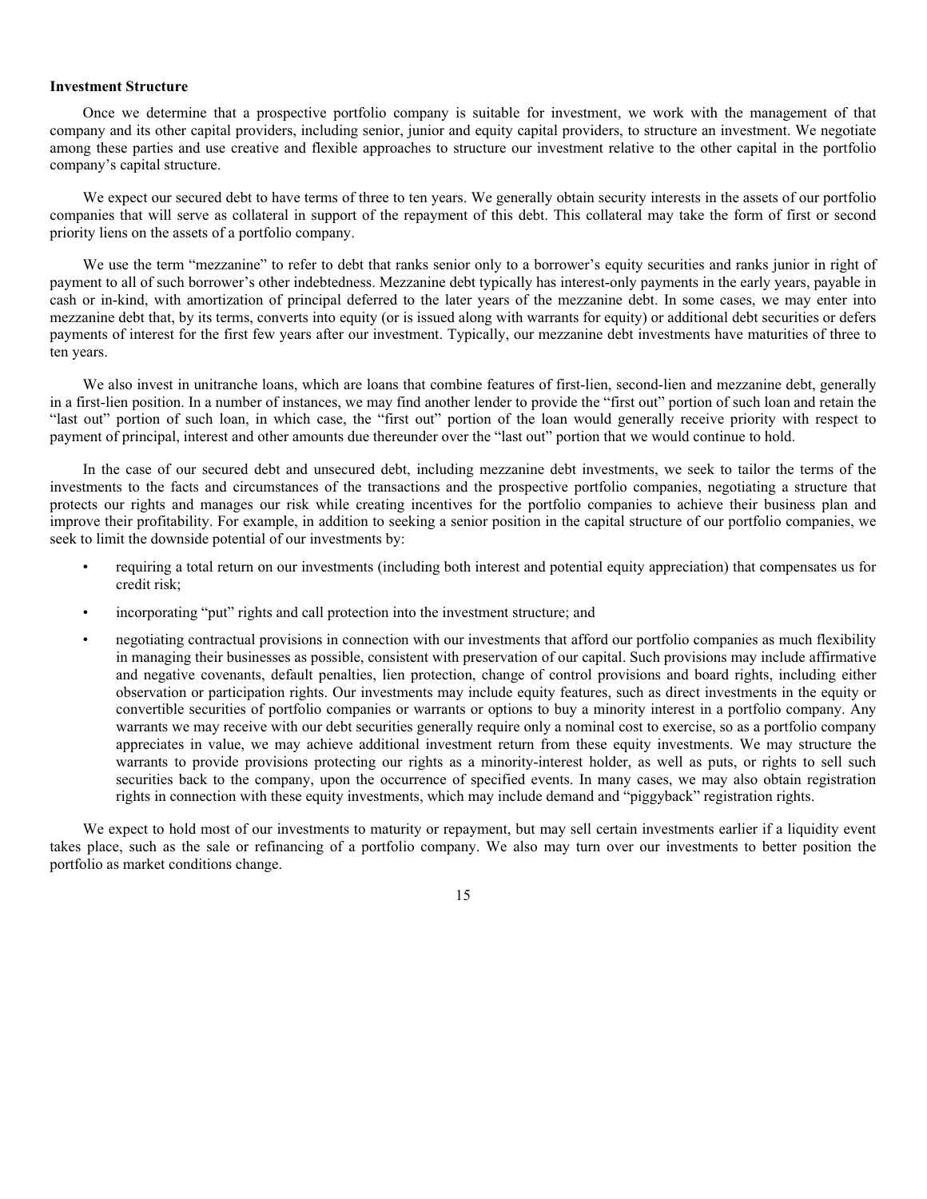### Investment Structure

Once we determine that a prospective portfolio company is suitable for investment, we work with the management of that company and its other capital providers, including senior, junior and equity capital providers, to structure an investment. We negotiate among these parties and use creative and flexible approaches to structure our investment relative to the other capital in the portfolio company's capital structure.

We expect our secured debt to have terms of three to ten years. We generally obtain security interests in the assets of our portfolio companies that will serve as collateral in support of the repayment of this debt. This collateral may take the form of first or second priority liens on the assets of a portfolio company.

We use the term "mezzanine" to refer to debt that ranks senior only to a borrower's equity securities and ranks junior in right of payment to all of such borrower's other indebtedness. Mezzanine debt typically has interest-only payments in the early years, payable in cash or in-kind, with amortization of principal deferred to the later years of the mezzanine debt. In some cases, we may enter into mezzanine debt that, by its terms, converts into equity (or is issued along with warrants for equity) or additional debt securities or defers payments of interest for the first few years after our investment. Typically, our mezzanine debt investments have maturities of three to ten years.

We also invest in unitranche loans, which are loans that combine features of first-lien, second-lien and mezzanine debt, generally in a first-lien position. In a number of instances, we may find another lender to provide the "first out" portion of such loan and retain the "last out" portion of such loan, in which case, the "first out" portion of the loan would generally receive priority with respect to payment of principal, interest and other amounts due thereunder over the "last out" portion that we would continue to hold.

In the case of our secured debt and unsecured debt, including mezzanine debt investments, we seek to tailor the terms of the investments to the facts and circumstances of the transactions and the prospective portfolio companies, negotiating a structure that protects our rights and manages our risk while creating incentives for the portfolio companies to achieve their business plan and improve their profitability. For example, in addition to seeking a senior position in the capital structure of our portfolio companies, we seek to limit the downside potential of our investments by:

- requiring a total return on our investments (including both interest and potential equity appreciation) that compensates us for credit risk;
- incorporating "put" rights and call protection into the investment structure; and
- negotiating contractual provisions in connection with our investments that afford our portfolio companies as much flexibility in managing their businesses as possible, consistent with preservation of our capital. Such provisions may include affirmative and negative covenants, default penalties, lien protection, change of control provisions and board rights, including either observation or participation rights. Our investments may include equity features, such as direct investments in the equity or convertible securities of portfolio companies or warrants or options to buy a minority interest in a portfolio company. Any warrants we may receive with our debt securities generally require only a nominal cost to exercise, so as a portfolio company appreciates in value, we may achieve additional investment return from these equity investments. We may structure the warrants to provide provisions protecting our rights as a minority-interest holder, as well as puts, or rights to sell such securities back to the company, upon the occurrence of specified events. In many cases, we may also obtain registration rights in connection with these equity investments, which may include demand and "piggyback" registration rights.

We expect to hold most of our investments to maturity or repayment, but may sell certain investments earlier if a liquidity event takes place, such as the sale or refinancing of a portfolio company. We also may turn over our investments to better position the portfolio as market conditions change.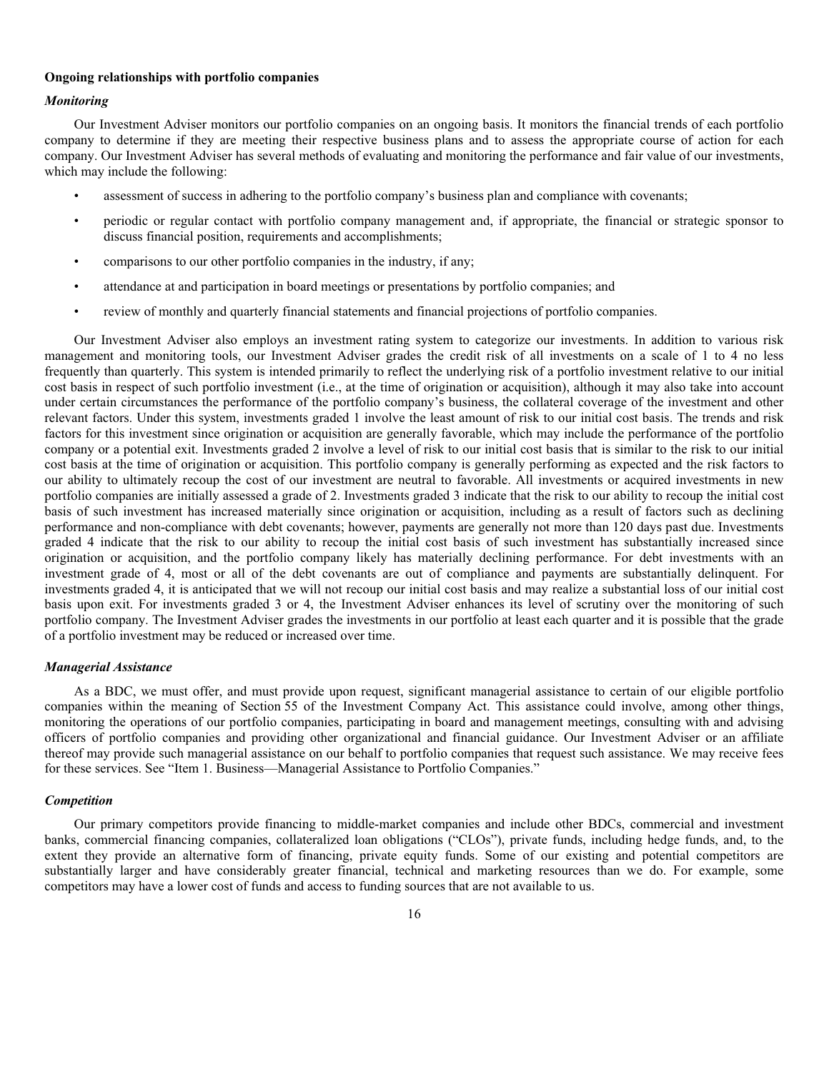**Ongoing relationships with portfolio companies**

***Monitoring***

Our Investment Adviser monitors our portfolio companies on an ongoing basis. It monitors the financial trends of each portfolio company to determine if they are meeting their respective business plans and to assess the appropriate course of action for each company. Our Investment Adviser has several methods of evaluating and monitoring the performance and fair value of our investments, which may include the following:

- assessment of success in adhering to the portfolio company's business plan and compliance with covenants;
- periodic or regular contact with portfolio company management and, if appropriate, the financial or strategic sponsor to discuss financial position, requirements and accomplishments;
- comparisons to our other portfolio companies in the industry, if any;
- attendance at and participation in board meetings or presentations by portfolio companies; and
- review of monthly and quarterly financial statements and financial projections of portfolio companies.

Our Investment Adviser also employs an investment rating system to categorize our investments. In addition to various risk management and monitoring tools, our Investment Adviser grades the credit risk of all investments on a scale of 1 to 4 no less frequently than quarterly. This system is intended primarily to reflect the underlying risk of a portfolio investment relative to our initial cost basis in respect of such portfolio investment (i.e., at the time of origination or acquisition), although it may also take into account under certain circumstances the performance of the portfolio company's business, the collateral coverage of the investment and other relevant factors. Under this system, investments graded 1 involve the least amount of risk to our initial cost basis. The trends and risk factors for this investment since origination or acquisition are generally favorable, which may include the performance of the portfolio company or a potential exit. Investments graded 2 involve a level of risk to our initial cost basis that is similar to the risk to our initial cost basis at the time of origination or acquisition. This portfolio company is generally performing as expected and the risk factors to our ability to ultimately recoup the cost of our investment are neutral to favorable. All investments or acquired investments in new portfolio companies are initially assessed a grade of 2. Investments graded 3 indicate that the risk to our ability to recoup the initial cost basis of such investment has increased materially since origination or acquisition, including as a result of factors such as declining performance and non-compliance with debt covenants; however, payments are generally not more than 120 days past due. Investments graded 4 indicate that the risk to our ability to recoup the initial cost basis of such investment has substantially increased since origination or acquisition, and the portfolio company likely has materially declining performance. For debt investments with an investment grade of 4, most or all of the debt covenants are out of compliance and payments are substantially delinquent. For investments graded 4, it is anticipated that we will not recoup our initial cost basis and may realize a substantial loss of our initial cost basis upon exit. For investments graded 3 or 4, the Investment Adviser enhances its level of scrutiny over the monitoring of such portfolio company. The Investment Adviser grades the investments in our portfolio at least each quarter and it is possible that the grade of a portfolio investment may be reduced or increased over time.

***Managerial Assistance***

As a BDC, we must offer, and must provide upon request, significant managerial assistance to certain of our eligible portfolio companies within the meaning of Section 55 of the Investment Company Act. This assistance could involve, among other things, monitoring the operations of our portfolio companies, participating in board and management meetings, consulting with and advising officers of portfolio companies and providing other organizational and financial guidance. Our Investment Adviser or an affiliate thereof may provide such managerial assistance on our behalf to portfolio companies that request such assistance. We may receive fees for these services. See "Item 1. Business—Managerial Assistance to Portfolio Companies."

***Competition***

Our primary competitors provide financing to middle-market companies and include other BDCs, commercial and investment banks, commercial financing companies, collateralized loan obligations ("CLOs"), private funds, including hedge funds, and, to the extent they provide an alternative form of financing, private equity funds. Some of our existing and potential competitors are substantially larger and have considerably greater financial, technical and marketing resources than we do. For example, some competitors may have a lower cost of funds and access to funding sources that are not available to us.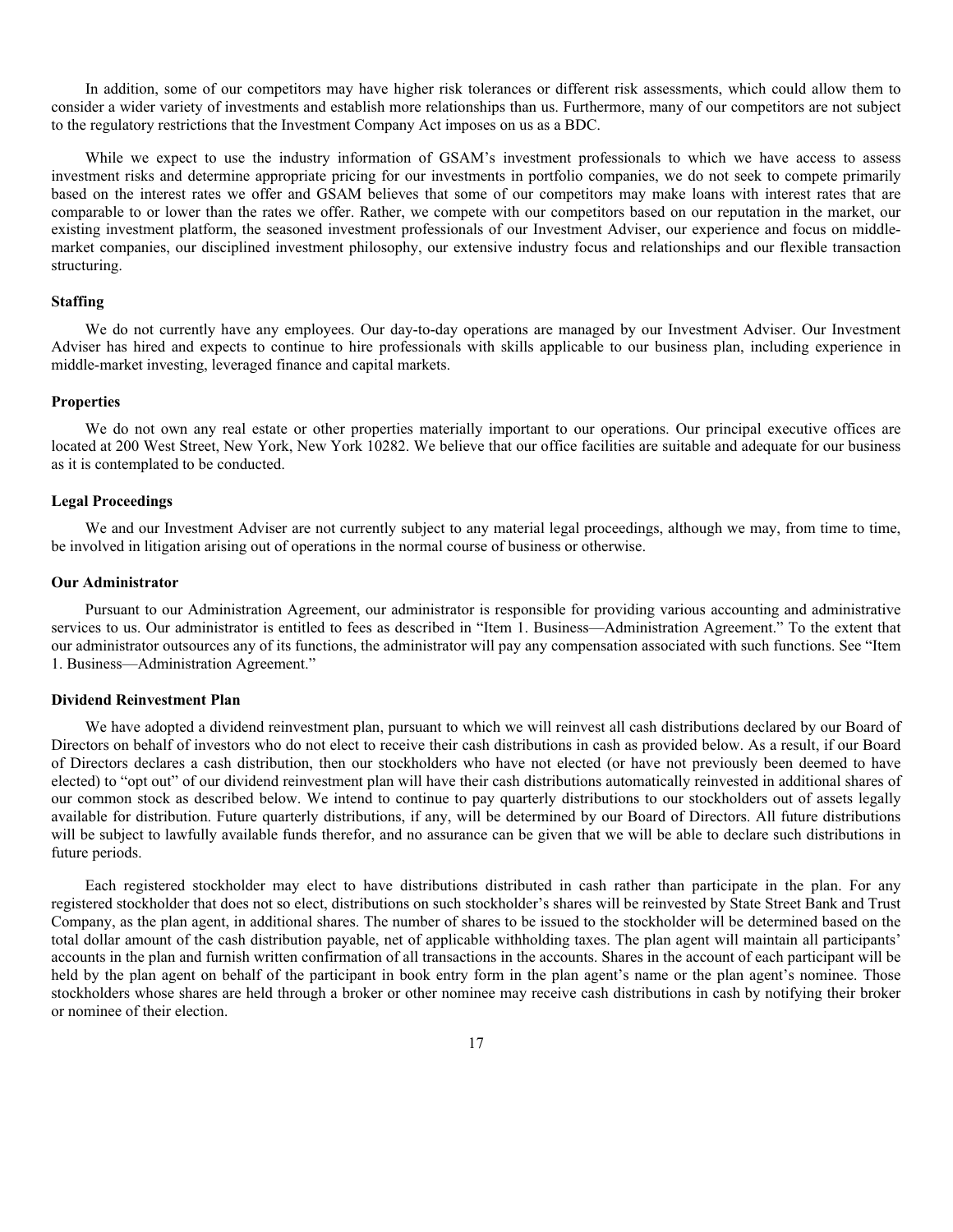In addition, some of our competitors may have higher risk tolerances or different risk assessments, which could allow them to consider a wider variety of investments and establish more relationships than us. Furthermore, many of our competitors are not subject to the regulatory restrictions that the Investment Company Act imposes on us as a BDC.

While we expect to use the industry information of GSAM's investment professionals to which we have access to assess investment risks and determine appropriate pricing for our investments in portfolio companies, we do not seek to compete primarily based on the interest rates we offer and GSAM believes that some of our competitors may make loans with interest rates that are comparable to or lower than the rates we offer. Rather, we compete with our competitors based on our reputation in the market, our existing investment platform, the seasoned investment professionals of our Investment Adviser, our experience and focus on middle-market companies, our disciplined investment philosophy, our extensive industry focus and relationships and our flexible transaction structuring.

### Staffing

We do not currently have any employees. Our day-to-day operations are managed by our Investment Adviser. Our Investment Adviser has hired and expects to continue to hire professionals with skills applicable to our business plan, including experience in middle-market investing, leveraged finance and capital markets.

### Properties

We do not own any real estate or other properties materially important to our operations. Our principal executive offices are located at 200 West Street, New York, New York 10282. We believe that our office facilities are suitable and adequate for our business as it is contemplated to be conducted.

### Legal Proceedings

We and our Investment Adviser are not currently subject to any material legal proceedings, although we may, from time to time, be involved in litigation arising out of operations in the normal course of business or otherwise.

### Our Administrator

Pursuant to our Administration Agreement, our administrator is responsible for providing various accounting and administrative services to us. Our administrator is entitled to fees as described in "Item 1. Business—Administration Agreement." To the extent that our administrator outsources any of its functions, the administrator will pay any compensation associated with such functions. See "Item 1. Business—Administration Agreement."

### Dividend Reinvestment Plan

We have adopted a dividend reinvestment plan, pursuant to which we will reinvest all cash distributions declared by our Board of Directors on behalf of investors who do not elect to receive their cash distributions in cash as provided below. As a result, if our Board of Directors declares a cash distribution, then our stockholders who have not elected (or have not previously been deemed to have elected) to "opt out" of our dividend reinvestment plan will have their cash distributions automatically reinvested in additional shares of our common stock as described below. We intend to continue to pay quarterly distributions to our stockholders out of assets legally available for distribution. Future quarterly distributions, if any, will be determined by our Board of Directors. All future distributions will be subject to lawfully available funds therefor, and no assurance can be given that we will be able to declare such distributions in future periods.

Each registered stockholder may elect to have distributions distributed in cash rather than participate in the plan. For any registered stockholder that does not so elect, distributions on such stockholder's shares will be reinvested by State Street Bank and Trust Company, as the plan agent, in additional shares. The number of shares to be issued to the stockholder will be determined based on the total dollar amount of the cash distribution payable, net of applicable withholding taxes. The plan agent will maintain all participants' accounts in the plan and furnish written confirmation of all transactions in the accounts. Shares in the account of each participant will be held by the plan agent on behalf of the participant in book entry form in the plan agent's name or the plan agent's nominee. Those stockholders whose shares are held through a broker or other nominee may receive cash distributions in cash by notifying their broker or nominee of their election.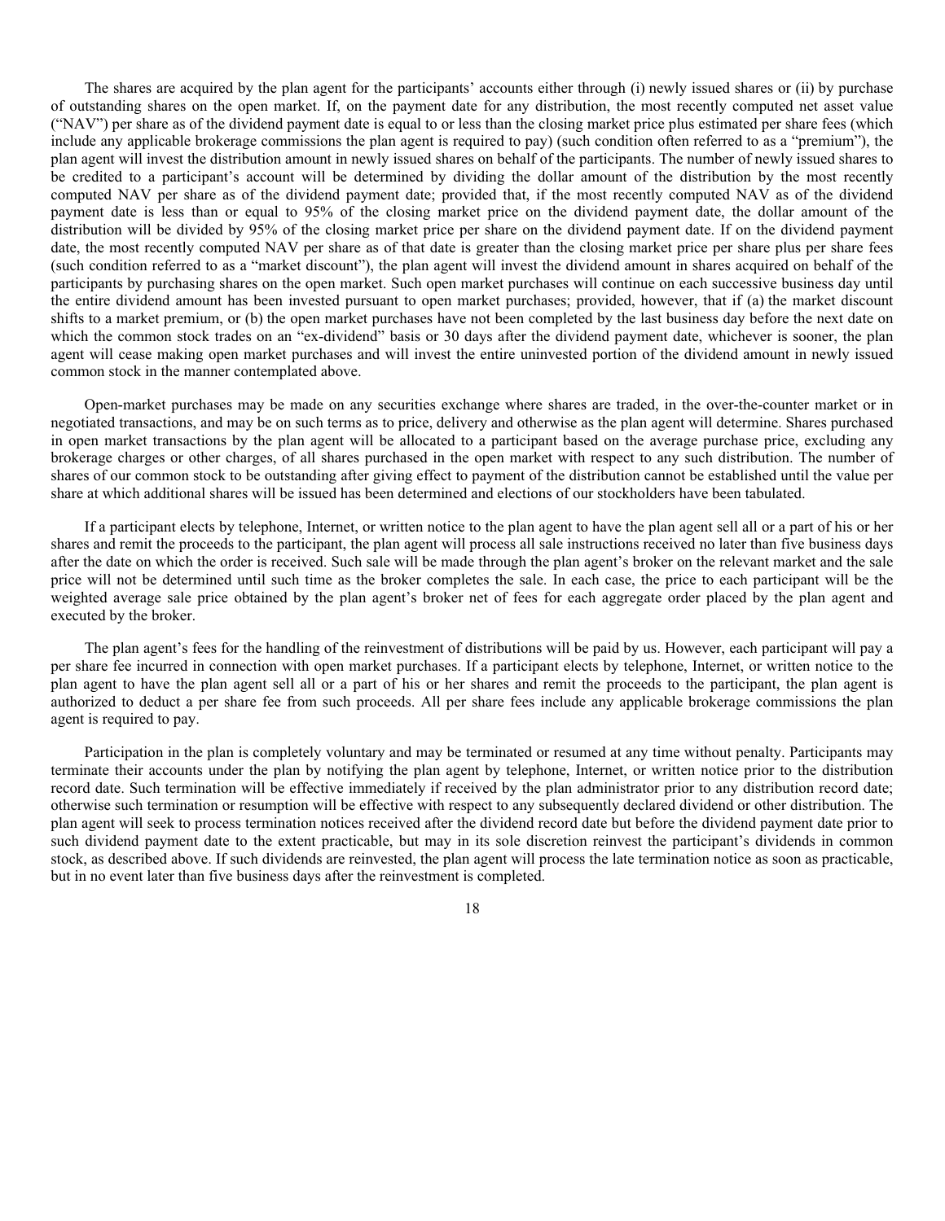The shares are acquired by the plan agent for the participants' accounts either through (i) newly issued shares or (ii) by purchase of outstanding shares on the open market. If, on the payment date for any distribution, the most recently computed net asset value ("NAV") per share as of the dividend payment date is equal to or less than the closing market price plus estimated per share fees (which include any applicable brokerage commissions the plan agent is required to pay) (such condition often referred to as a "premium"), the plan agent will invest the distribution amount in newly issued shares on behalf of the participants. The number of newly issued shares to be credited to a participant's account will be determined by dividing the dollar amount of the distribution by the most recently computed NAV per share as of the dividend payment date; provided that, if the most recently computed NAV as of the dividend payment date is less than or equal to 95% of the closing market price on the dividend payment date, the dollar amount of the distribution will be divided by 95% of the closing market price per share on the dividend payment date. If on the dividend payment date, the most recently computed NAV per share as of that date is greater than the closing market price per share plus per share fees (such condition referred to as a "market discount"), the plan agent will invest the dividend amount in shares acquired on behalf of the participants by purchasing shares on the open market. Such open market purchases will continue on each successive business day until the entire dividend amount has been invested pursuant to open market purchases; provided, however, that if (a) the market discount shifts to a market premium, or (b) the open market purchases have not been completed by the last business day before the next date on which the common stock trades on an "ex-dividend" basis or 30 days after the dividend payment date, whichever is sooner, the plan agent will cease making open market purchases and will invest the entire uninvested portion of the dividend amount in newly issued common stock in the manner contemplated above.

Open-market purchases may be made on any securities exchange where shares are traded, in the over-the-counter market or in negotiated transactions, and may be on such terms as to price, delivery and otherwise as the plan agent will determine. Shares purchased in open market transactions by the plan agent will be allocated to a participant based on the average purchase price, excluding any brokerage charges or other charges, of all shares purchased in the open market with respect to any such distribution. The number of shares of our common stock to be outstanding after giving effect to payment of the distribution cannot be established until the value per share at which additional shares will be issued has been determined and elections of our stockholders have been tabulated.

If a participant elects by telephone, Internet, or written notice to the plan agent to have the plan agent sell all or a part of his or her shares and remit the proceeds to the participant, the plan agent will process all sale instructions received no later than five business days after the date on which the order is received. Such sale will be made through the plan agent's broker on the relevant market and the sale price will not be determined until such time as the broker completes the sale. In each case, the price to each participant will be the weighted average sale price obtained by the plan agent's broker net of fees for each aggregate order placed by the plan agent and executed by the broker.

The plan agent's fees for the handling of the reinvestment of distributions will be paid by us. However, each participant will pay a per share fee incurred in connection with open market purchases. If a participant elects by telephone, Internet, or written notice to the plan agent to have the plan agent sell all or a part of his or her shares and remit the proceeds to the participant, the plan agent is authorized to deduct a per share fee from such proceeds. All per share fees include any applicable brokerage commissions the plan agent is required to pay.

Participation in the plan is completely voluntary and may be terminated or resumed at any time without penalty. Participants may terminate their accounts under the plan by notifying the plan agent by telephone, Internet, or written notice prior to the distribution record date. Such termination will be effective immediately if received by the plan administrator prior to any distribution record date; otherwise such termination or resumption will be effective with respect to any subsequently declared dividend or other distribution. The plan agent will seek to process termination notices received after the dividend record date but before the dividend payment date prior to such dividend payment date to the extent practicable, but may in its sole discretion reinvest the participant's dividends in common stock, as described above. If such dividends are reinvested, the plan agent will process the late termination notice as soon as practicable, but in no event later than five business days after the reinvestment is completed.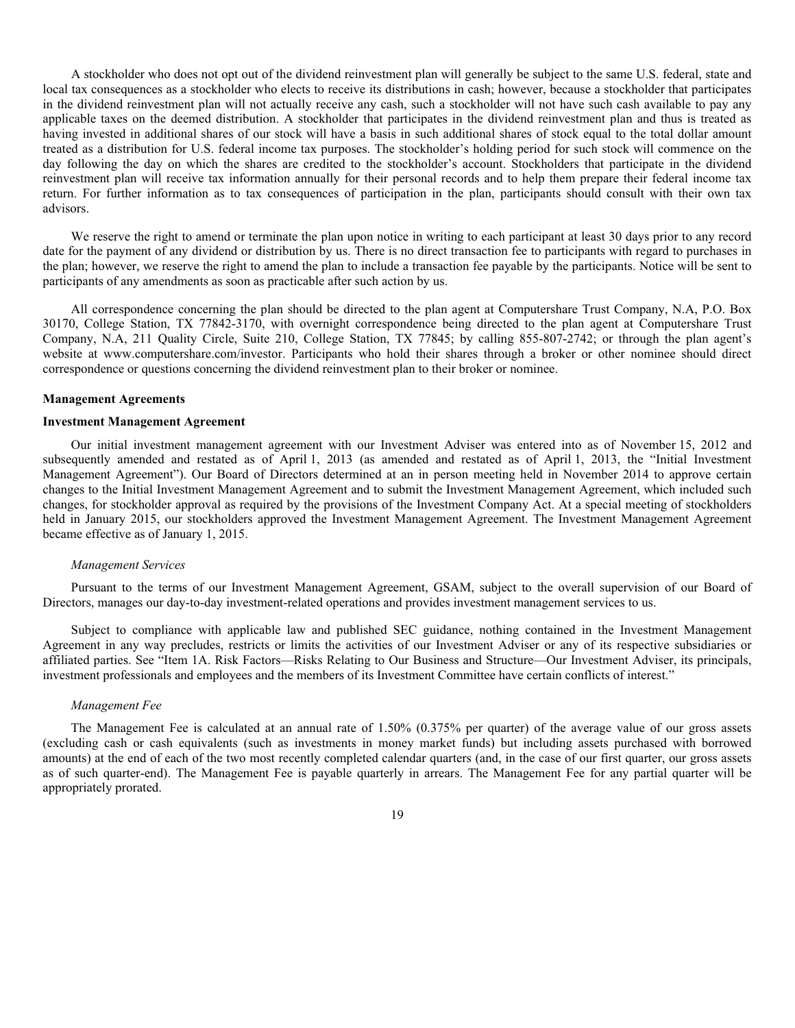A stockholder who does not opt out of the dividend reinvestment plan will generally be subject to the same U.S. federal, state and local tax consequences as a stockholder who elects to receive its distributions in cash; however, because a stockholder that participates in the dividend reinvestment plan will not actually receive any cash, such a stockholder will not have such cash available to pay any applicable taxes on the deemed distribution. A stockholder that participates in the dividend reinvestment plan and thus is treated as having invested in additional shares of our stock will have a basis in such additional shares of stock equal to the total dollar amount treated as a distribution for U.S. federal income tax purposes. The stockholder's holding period for such stock will commence on the day following the day on which the shares are credited to the stockholder's account. Stockholders that participate in the dividend reinvestment plan will receive tax information annually for their personal records and to help them prepare their federal income tax return. For further information as to tax consequences of participation in the plan, participants should consult with their own tax advisors.

We reserve the right to amend or terminate the plan upon notice in writing to each participant at least 30 days prior to any record date for the payment of any dividend or distribution by us. There is no direct transaction fee to participants with regard to purchases in the plan; however, we reserve the right to amend the plan to include a transaction fee payable by the participants. Notice will be sent to participants of any amendments as soon as practicable after such action by us.

All correspondence concerning the plan should be directed to the plan agent at Computershare Trust Company, N.A, P.O. Box 30170, College Station, TX 77842-3170, with overnight correspondence being directed to the plan agent at Computershare Trust Company, N.A, 211 Quality Circle, Suite 210, College Station, TX 77845; by calling 855-807-2742; or through the plan agent's website at www.computershare.com/investor. Participants who hold their shares through a broker or other nominee should direct correspondence or questions concerning the dividend reinvestment plan to their broker or nominee.

**Management Agreements**

**Investment Management Agreement**

Our initial investment management agreement with our Investment Adviser was entered into as of November 15, 2012 and subsequently amended and restated as of April 1, 2013 (as amended and restated as of April 1, 2013, the "Initial Investment Management Agreement"). Our Board of Directors determined at an in person meeting held in November 2014 to approve certain changes to the Initial Investment Management Agreement and to submit the Investment Management Agreement, which included such changes, for stockholder approval as required by the provisions of the Investment Company Act. At a special meeting of stockholders held in January 2015, our stockholders approved the Investment Management Agreement. The Investment Management Agreement became effective as of January 1, 2015.

*Management Services*

Pursuant to the terms of our Investment Management Agreement, GSAM, subject to the overall supervision of our Board of Directors, manages our day-to-day investment-related operations and provides investment management services to us.

Subject to compliance with applicable law and published SEC guidance, nothing contained in the Investment Management Agreement in any way precludes, restricts or limits the activities of our Investment Adviser or any of its respective subsidiaries or affiliated parties. See "Item 1A. Risk Factors—Risks Relating to Our Business and Structure—Our Investment Adviser, its principals, investment professionals and employees and the members of its Investment Committee have certain conflicts of interest."

*Management Fee*

The Management Fee is calculated at an annual rate of 1.50% (0.375% per quarter) of the average value of our gross assets (excluding cash or cash equivalents (such as investments in money market funds) but including assets purchased with borrowed amounts) at the end of each of the two most recently completed calendar quarters (and, in the case of our first quarter, our gross assets as of such quarter-end). The Management Fee is payable quarterly in arrears. The Management Fee for any partial quarter will be appropriately prorated.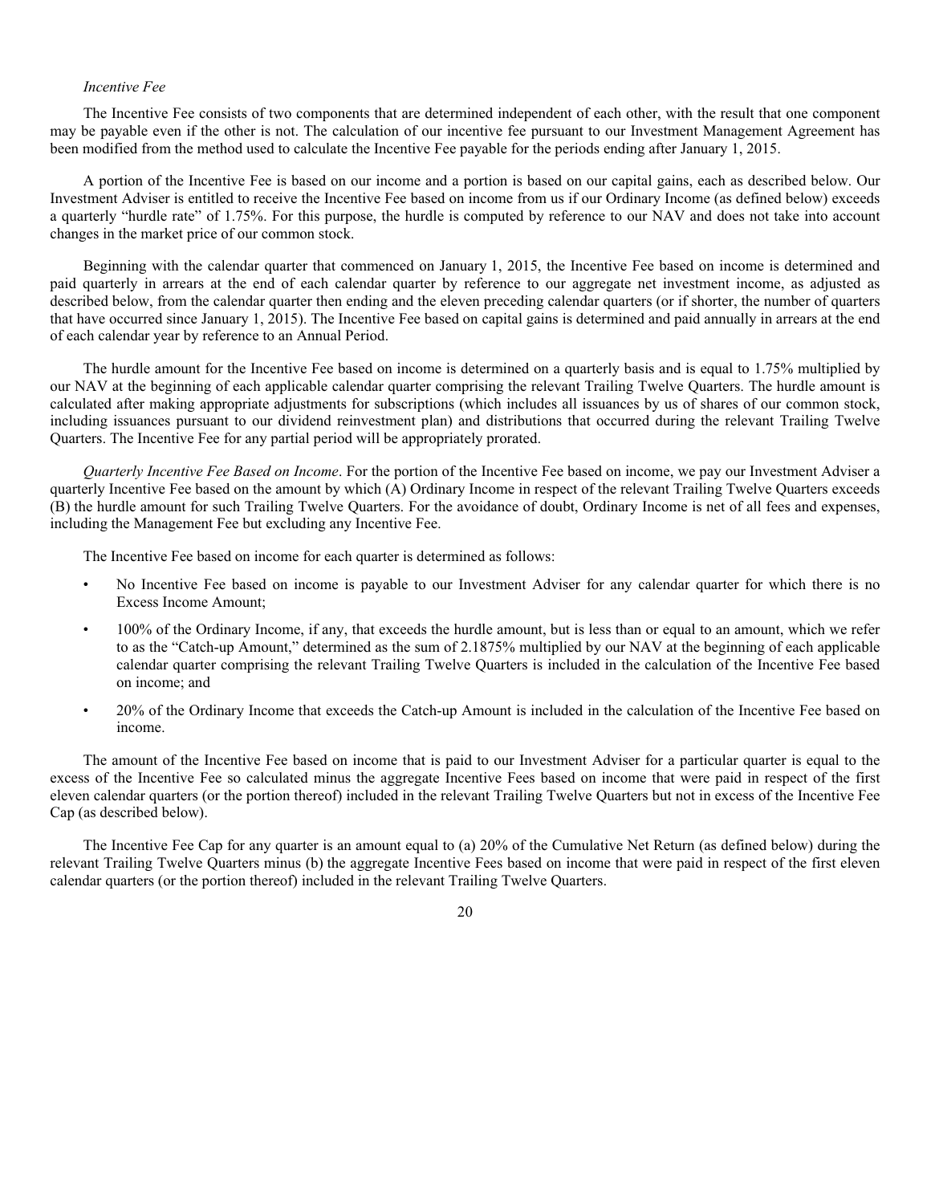*Incentive Fee*

The Incentive Fee consists of two components that are determined independent of each other, with the result that one component may be payable even if the other is not. The calculation of our incentive fee pursuant to our Investment Management Agreement has been modified from the method used to calculate the Incentive Fee payable for the periods ending after January 1, 2015.

A portion of the Incentive Fee is based on our income and a portion is based on our capital gains, each as described below. Our Investment Adviser is entitled to receive the Incentive Fee based on income from us if our Ordinary Income (as defined below) exceeds a quarterly "hurdle rate" of 1.75%. For this purpose, the hurdle is computed by reference to our NAV and does not take into account changes in the market price of our common stock.

Beginning with the calendar quarter that commenced on January 1, 2015, the Incentive Fee based on income is determined and paid quarterly in arrears at the end of each calendar quarter by reference to our aggregate net investment income, as adjusted as described below, from the calendar quarter then ending and the eleven preceding calendar quarters (or if shorter, the number of quarters that have occurred since January 1, 2015). The Incentive Fee based on capital gains is determined and paid annually in arrears at the end of each calendar year by reference to an Annual Period.

The hurdle amount for the Incentive Fee based on income is determined on a quarterly basis and is equal to 1.75% multiplied by our NAV at the beginning of each applicable calendar quarter comprising the relevant Trailing Twelve Quarters. The hurdle amount is calculated after making appropriate adjustments for subscriptions (which includes all issuances by us of shares of our common stock, including issuances pursuant to our dividend reinvestment plan) and distributions that occurred during the relevant Trailing Twelve Quarters. The Incentive Fee for any partial period will be appropriately prorated.

*Quarterly Incentive Fee Based on Income*. For the portion of the Incentive Fee based on income, we pay our Investment Adviser a quarterly Incentive Fee based on the amount by which (A) Ordinary Income in respect of the relevant Trailing Twelve Quarters exceeds (B) the hurdle amount for such Trailing Twelve Quarters. For the avoidance of doubt, Ordinary Income is net of all fees and expenses, including the Management Fee but excluding any Incentive Fee.

The Incentive Fee based on income for each quarter is determined as follows:

- No Incentive Fee based on income is payable to our Investment Adviser for any calendar quarter for which there is no Excess Income Amount;
- 100% of the Ordinary Income, if any, that exceeds the hurdle amount, but is less than or equal to an amount, which we refer to as the "Catch-up Amount," determined as the sum of 2.1875% multiplied by our NAV at the beginning of each applicable calendar quarter comprising the relevant Trailing Twelve Quarters is included in the calculation of the Incentive Fee based on income; and
- 20% of the Ordinary Income that exceeds the Catch-up Amount is included in the calculation of the Incentive Fee based on income.

The amount of the Incentive Fee based on income that is paid to our Investment Adviser for a particular quarter is equal to the excess of the Incentive Fee so calculated minus the aggregate Incentive Fees based on income that were paid in respect of the first eleven calendar quarters (or the portion thereof) included in the relevant Trailing Twelve Quarters but not in excess of the Incentive Fee Cap (as described below).

The Incentive Fee Cap for any quarter is an amount equal to (a) 20% of the Cumulative Net Return (as defined below) during the relevant Trailing Twelve Quarters minus (b) the aggregate Incentive Fees based on income that were paid in respect of the first eleven calendar quarters (or the portion thereof) included in the relevant Trailing Twelve Quarters.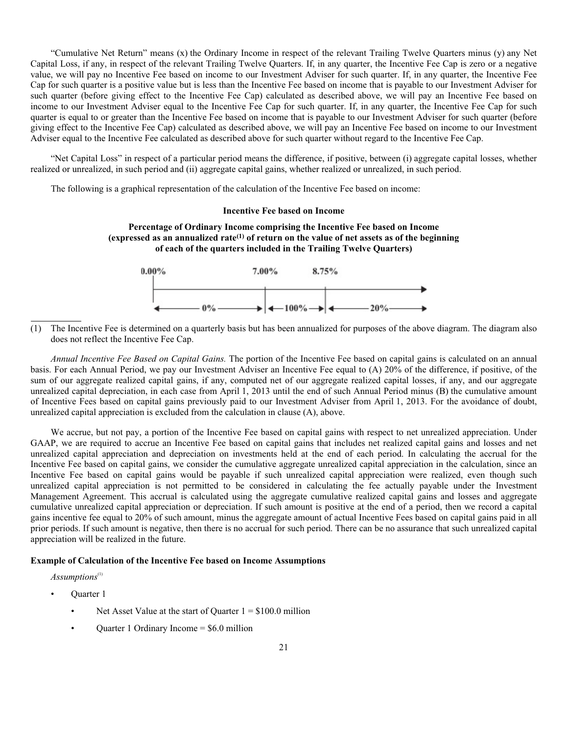"Cumulative Net Return" means (x) the Ordinary Income in respect of the relevant Trailing Twelve Quarters minus (y) any Net Capital Loss, if any, in respect of the relevant Trailing Twelve Quarters. If, in any quarter, the Incentive Fee Cap is zero or a negative value, we will pay no Incentive Fee based on income to our Investment Adviser for such quarter. If, in any quarter, the Incentive Fee Cap for such quarter is a positive value but is less than the Incentive Fee based on income that is payable to our Investment Adviser for such quarter (before giving effect to the Incentive Fee Cap) calculated as described above, we will pay an Incentive Fee based on income to our Investment Adviser equal to the Incentive Fee Cap for such quarter. If, in any quarter, the Incentive Fee Cap for such quarter is equal to or greater than the Incentive Fee based on income that is payable to our Investment Adviser for such quarter (before giving effect to the Incentive Fee Cap) calculated as described above, we will pay an Incentive Fee based on income to our Investment Adviser equal to the Incentive Fee calculated as described above for such quarter without regard to the Incentive Fee Cap.

"Net Capital Loss" in respect of a particular period means the difference, if positive, between (i) aggregate capital losses, whether realized or unrealized, in such period and (ii) aggregate capital gains, whether realized or unrealized, in such period.

The following is a graphical representation of the calculation of the Incentive Fee based on income:

**Incentive Fee based on Income**

**Percentage of Ordinary Income comprising the Incentive Fee based on Income (expressed as an annualized rate[(1)] of return on the value of net assets as of the beginning of each of the quarters included in the Trailing Twelve Quarters)**

| 0.00% | 7.00% | 8.75% |
|---|---|---|
| ← 0% → | ← 100% → | ← 20% → |

(1) The Incentive Fee is determined on a quarterly basis but has been annualized for purposes of the above diagram. The diagram also does not reflect the Incentive Fee Cap.

*Annual Incentive Fee Based on Capital Gains.* The portion of the Incentive Fee based on capital gains is calculated on an annual basis. For each Annual Period, we pay our Investment Adviser an Incentive Fee equal to (A) 20% of the difference, if positive, of the sum of our aggregate realized capital gains, if any, computed net of our aggregate realized capital losses, if any, and our aggregate unrealized capital depreciation, in each case from April 1, 2013 until the end of such Annual Period minus (B) the cumulative amount of Incentive Fees based on capital gains previously paid to our Investment Adviser from April 1, 2013. For the avoidance of doubt, unrealized capital appreciation is excluded from the calculation in clause (A), above.

We accrue, but not pay, a portion of the Incentive Fee based on capital gains with respect to net unrealized appreciation. Under GAAP, we are required to accrue an Incentive Fee based on capital gains that includes net realized capital gains and losses and net unrealized capital appreciation and depreciation on investments held at the end of each period. In calculating the accrual for the Incentive Fee based on capital gains, we consider the cumulative aggregate unrealized capital appreciation in the calculation, since an Incentive Fee based on capital gains would be payable if such unrealized capital appreciation were realized, even though such unrealized capital appreciation is not permitted to be considered in calculating the fee actually payable under the Investment Management Agreement. This accrual is calculated using the aggregate cumulative realized capital gains and losses and aggregate cumulative unrealized capital appreciation or depreciation. If such amount is positive at the end of a period, then we record a capital gains incentive fee equal to 20% of such amount, minus the aggregate amount of actual Incentive Fees based on capital gains paid in all prior periods. If such amount is negative, then there is no accrual for such period. There can be no assurance that such unrealized capital appreciation will be realized in the future.

**Example of Calculation of the Incentive Fee based on Income Assumptions**

*Assumptions*[(1)]

- Quarter 1
  - Net Asset Value at the start of Quarter 1 = $100.0 million
  - Quarter 1 Ordinary Income = $6.0 million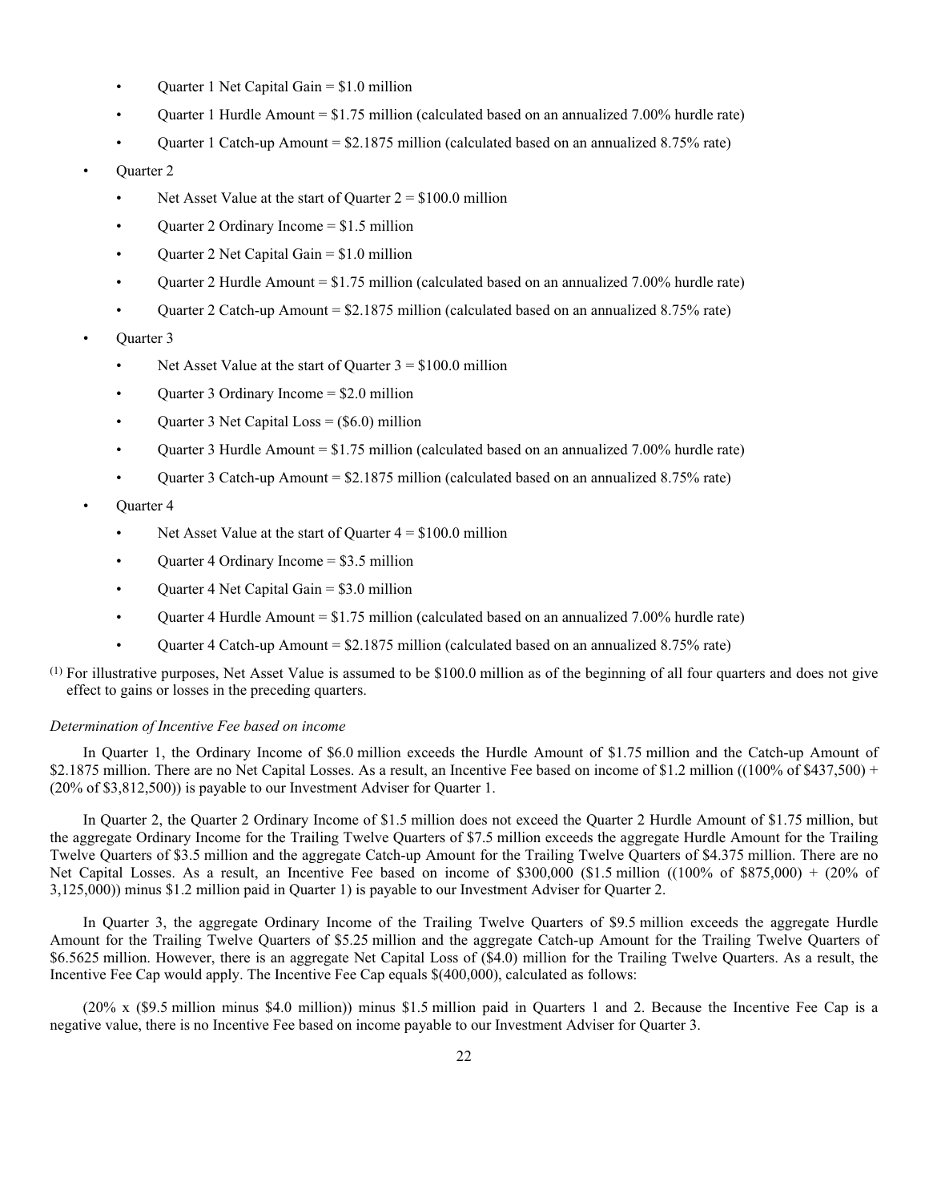- Quarter 1 Net Capital Gain = $1.0 million
  - Quarter 1 Hurdle Amount = $1.75 million (calculated based on an annualized 7.00% hurdle rate)
  - Quarter 1 Catch-up Amount = $2.1875 million (calculated based on an annualized 8.75% rate)
- Quarter 2
  - Net Asset Value at the start of Quarter 2 = $100.0 million
  - Quarter 2 Ordinary Income = $1.5 million
  - Quarter 2 Net Capital Gain = $1.0 million
  - Quarter 2 Hurdle Amount = $1.75 million (calculated based on an annualized 7.00% hurdle rate)
  - Quarter 2 Catch-up Amount = $2.1875 million (calculated based on an annualized 8.75% rate)
- Quarter 3
  - Net Asset Value at the start of Quarter 3 = $100.0 million
  - Quarter 3 Ordinary Income = $2.0 million
  - Quarter 3 Net Capital Loss = ($6.0) million
  - Quarter 3 Hurdle Amount = $1.75 million (calculated based on an annualized 7.00% hurdle rate)
  - Quarter 3 Catch-up Amount = $2.1875 million (calculated based on an annualized 8.75% rate)
- Quarter 4
  - Net Asset Value at the start of Quarter 4 = $100.0 million
  - Quarter 4 Ordinary Income = $3.5 million
  - Quarter 4 Net Capital Gain = $3.0 million
  - Quarter 4 Hurdle Amount = $1.75 million (calculated based on an annualized 7.00% hurdle rate)
  - Quarter 4 Catch-up Amount = $2.1875 million (calculated based on an annualized 8.75% rate)

(1) For illustrative purposes, Net Asset Value is assumed to be $100.0 million as of the beginning of all four quarters and does not give effect to gains or losses in the preceding quarters.

*Determination of Incentive Fee based on income*

In Quarter 1, the Ordinary Income of $6.0 million exceeds the Hurdle Amount of $1.75 million and the Catch-up Amount of $2.1875 million. There are no Net Capital Losses. As a result, an Incentive Fee based on income of $1.2 million ((100% of $437,500) + (20% of $3,812,500)) is payable to our Investment Adviser for Quarter 1.

In Quarter 2, the Quarter 2 Ordinary Income of $1.5 million does not exceed the Quarter 2 Hurdle Amount of $1.75 million, but the aggregate Ordinary Income for the Trailing Twelve Quarters of $7.5 million exceeds the aggregate Hurdle Amount for the Trailing Twelve Quarters of $3.5 million and the aggregate Catch-up Amount for the Trailing Twelve Quarters of $4.375 million. There are no Net Capital Losses. As a result, an Incentive Fee based on income of $300,000 ($1.5 million ((100% of $875,000) + (20% of 3,125,000)) minus $1.2 million paid in Quarter 1) is payable to our Investment Adviser for Quarter 2.

In Quarter 3, the aggregate Ordinary Income of the Trailing Twelve Quarters of $9.5 million exceeds the aggregate Hurdle Amount for the Trailing Twelve Quarters of $5.25 million and the aggregate Catch-up Amount for the Trailing Twelve Quarters of $6.5625 million. However, there is an aggregate Net Capital Loss of ($4.0) million for the Trailing Twelve Quarters. As a result, the Incentive Fee Cap would apply. The Incentive Fee Cap equals $(400,000), calculated as follows:

(20% x ($9.5 million minus $4.0 million)) minus $1.5 million paid in Quarters 1 and 2. Because the Incentive Fee Cap is a negative value, there is no Incentive Fee based on income payable to our Investment Adviser for Quarter 3.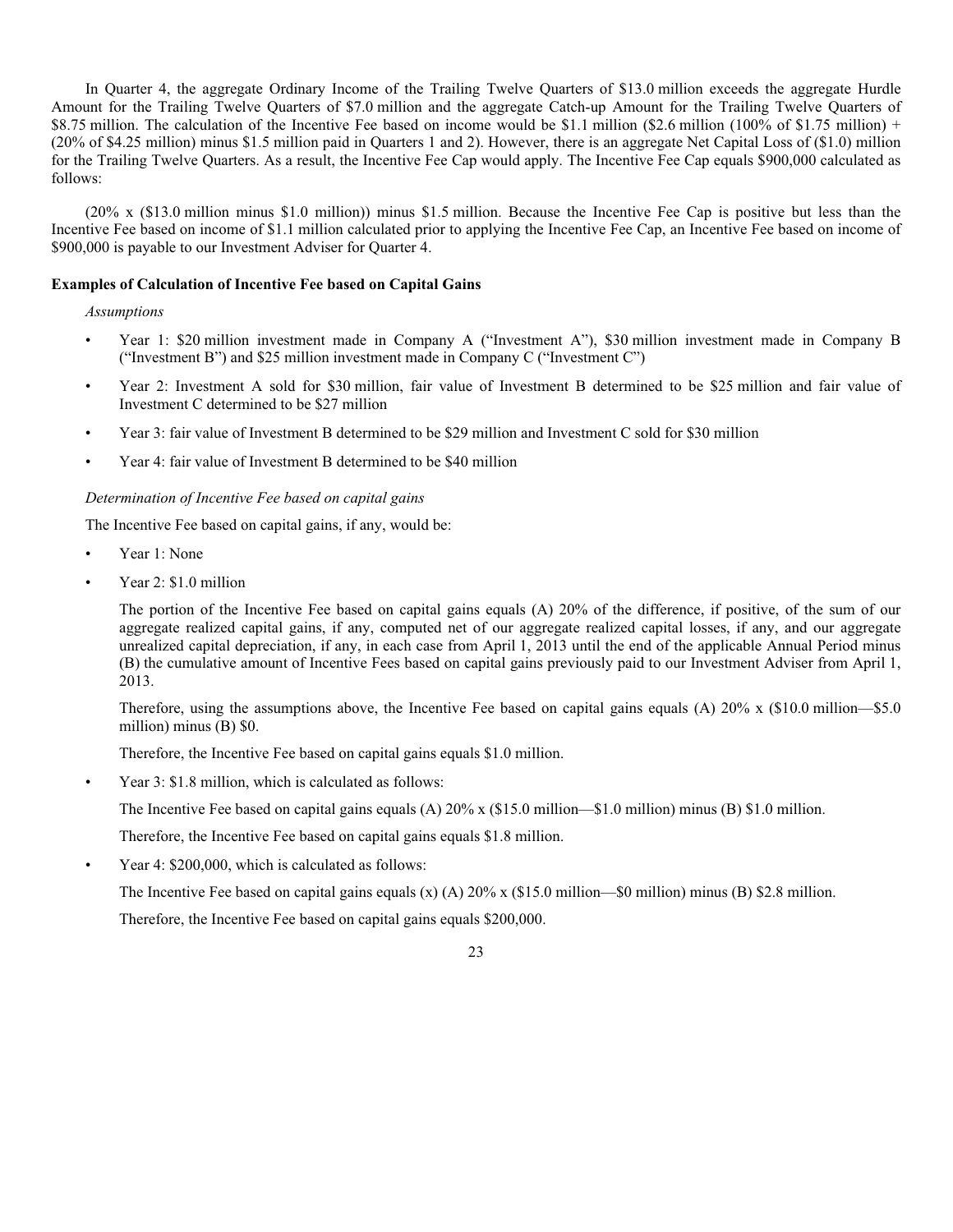In Quarter 4, the aggregate Ordinary Income of the Trailing Twelve Quarters of $13.0 million exceeds the aggregate Hurdle Amount for the Trailing Twelve Quarters of $7.0 million and the aggregate Catch-up Amount for the Trailing Twelve Quarters of $8.75 million. The calculation of the Incentive Fee based on income would be $1.1 million ($2.6 million (100% of $1.75 million) + (20% of $4.25 million) minus $1.5 million paid in Quarters 1 and 2). However, there is an aggregate Net Capital Loss of ($1.0) million for the Trailing Twelve Quarters. As a result, the Incentive Fee Cap would apply. The Incentive Fee Cap equals $900,000 calculated as follows:

(20% x ($13.0 million minus $1.0 million)) minus $1.5 million. Because the Incentive Fee Cap is positive but less than the Incentive Fee based on income of $1.1 million calculated prior to applying the Incentive Fee Cap, an Incentive Fee based on income of $900,000 is payable to our Investment Adviser for Quarter 4.

**Examples of Calculation of Incentive Fee based on Capital Gains**

*Assumptions*

- Year 1: $20 million investment made in Company A ("Investment A"), $30 million investment made in Company B ("Investment B") and $25 million investment made in Company C ("Investment C")
- Year 2: Investment A sold for $30 million, fair value of Investment B determined to be $25 million and fair value of Investment C determined to be $27 million
- Year 3: fair value of Investment B determined to be $29 million and Investment C sold for $30 million
- Year 4: fair value of Investment B determined to be $40 million

*Determination of Incentive Fee based on capital gains*

The Incentive Fee based on capital gains, if any, would be:

- Year 1: None
- Year 2: $1.0 million

  The portion of the Incentive Fee based on capital gains equals (A) 20% of the difference, if positive, of the sum of our aggregate realized capital gains, if any, computed net of our aggregate realized capital losses, if any, and our aggregate unrealized capital depreciation, if any, in each case from April 1, 2013 until the end of the applicable Annual Period minus (B) the cumulative amount of Incentive Fees based on capital gains previously paid to our Investment Adviser from April 1, 2013.

  Therefore, using the assumptions above, the Incentive Fee based on capital gains equals (A) 20% x ($10.0 million—$5.0 million) minus (B) $0.

  Therefore, the Incentive Fee based on capital gains equals $1.0 million.

- Year 3: $1.8 million, which is calculated as follows:

  The Incentive Fee based on capital gains equals (A) 20% x ($15.0 million—$1.0 million) minus (B) $1.0 million.

  Therefore, the Incentive Fee based on capital gains equals $1.8 million.

- Year 4: $200,000, which is calculated as follows:

  The Incentive Fee based on capital gains equals (x) (A) 20% x ($15.0 million—$0 million) minus (B) $2.8 million.

  Therefore, the Incentive Fee based on capital gains equals $200,000.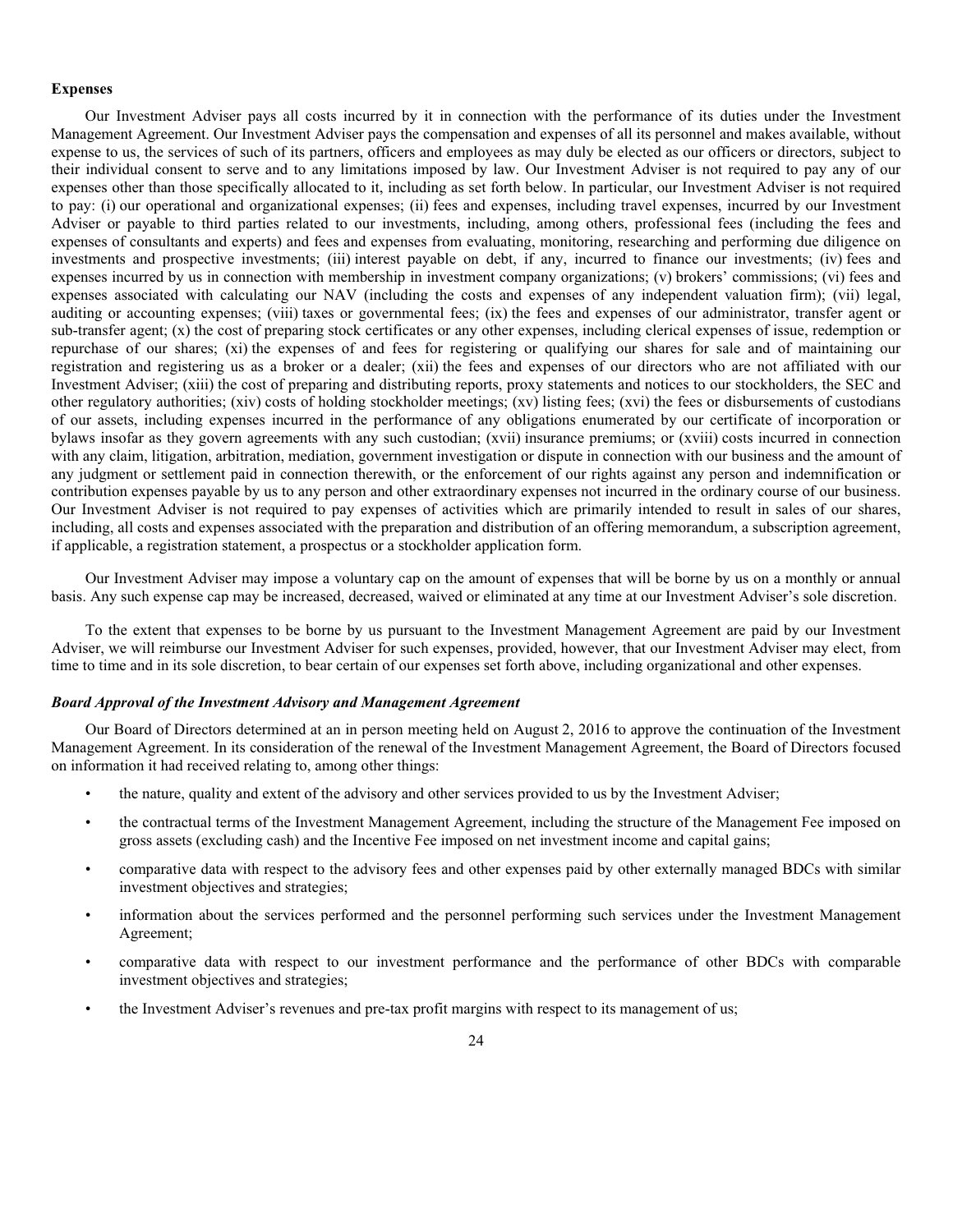**Expenses**

Our Investment Adviser pays all costs incurred by it in connection with the performance of its duties under the Investment Management Agreement. Our Investment Adviser pays the compensation and expenses of all its personnel and makes available, without expense to us, the services of such of its partners, officers and employees as may duly be elected as our officers or directors, subject to their individual consent to serve and to any limitations imposed by law. Our Investment Adviser is not required to pay any of our expenses other than those specifically allocated to it, including as set forth below. In particular, our Investment Adviser is not required to pay: (i) our operational and organizational expenses; (ii) fees and expenses, including travel expenses, incurred by our Investment Adviser or payable to third parties related to our investments, including, among others, professional fees (including the fees and expenses of consultants and experts) and fees and expenses from evaluating, monitoring, researching and performing due diligence on investments and prospective investments; (iii) interest payable on debt, if any, incurred to finance our investments; (iv) fees and expenses incurred by us in connection with membership in investment company organizations; (v) brokers' commissions; (vi) fees and expenses associated with calculating our NAV (including the costs and expenses of any independent valuation firm); (vii) legal, auditing or accounting expenses; (viii) taxes or governmental fees; (ix) the fees and expenses of our administrator, transfer agent or sub-transfer agent; (x) the cost of preparing stock certificates or any other expenses, including clerical expenses of issue, redemption or repurchase of our shares; (xi) the expenses of and fees for registering or qualifying our shares for sale and of maintaining our registration and registering us as a broker or a dealer; (xii) the fees and expenses of our directors who are not affiliated with our Investment Adviser; (xiii) the cost of preparing and distributing reports, proxy statements and notices to our stockholders, the SEC and other regulatory authorities; (xiv) costs of holding stockholder meetings; (xv) listing fees; (xvi) the fees or disbursements of custodians of our assets, including expenses incurred in the performance of any obligations enumerated by our certificate of incorporation or bylaws insofar as they govern agreements with any such custodian; (xvii) insurance premiums; or (xviii) costs incurred in connection with any claim, litigation, arbitration, mediation, government investigation or dispute in connection with our business and the amount of any judgment or settlement paid in connection therewith, or the enforcement of our rights against any person and indemnification or contribution expenses payable by us to any person and other extraordinary expenses not incurred in the ordinary course of our business. Our Investment Adviser is not required to pay expenses of activities which are primarily intended to result in sales of our shares, including, all costs and expenses associated with the preparation and distribution of an offering memorandum, a subscription agreement, if applicable, a registration statement, a prospectus or a stockholder application form.

Our Investment Adviser may impose a voluntary cap on the amount of expenses that will be borne by us on a monthly or annual basis. Any such expense cap may be increased, decreased, waived or eliminated at any time at our Investment Adviser's sole discretion.

To the extent that expenses to be borne by us pursuant to the Investment Management Agreement are paid by our Investment Adviser, we will reimburse our Investment Adviser for such expenses, provided, however, that our Investment Adviser may elect, from time to time and in its sole discretion, to bear certain of our expenses set forth above, including organizational and other expenses.

***Board Approval of the Investment Advisory and Management Agreement***

Our Board of Directors determined at an in person meeting held on August 2, 2016 to approve the continuation of the Investment Management Agreement. In its consideration of the renewal of the Investment Management Agreement, the Board of Directors focused on information it had received relating to, among other things:

- the nature, quality and extent of the advisory and other services provided to us by the Investment Adviser;
- the contractual terms of the Investment Management Agreement, including the structure of the Management Fee imposed on gross assets (excluding cash) and the Incentive Fee imposed on net investment income and capital gains;
- comparative data with respect to the advisory fees and other expenses paid by other externally managed BDCs with similar investment objectives and strategies;
- information about the services performed and the personnel performing such services under the Investment Management Agreement;
- comparative data with respect to our investment performance and the performance of other BDCs with comparable investment objectives and strategies;
- the Investment Adviser's revenues and pre-tax profit margins with respect to its management of us;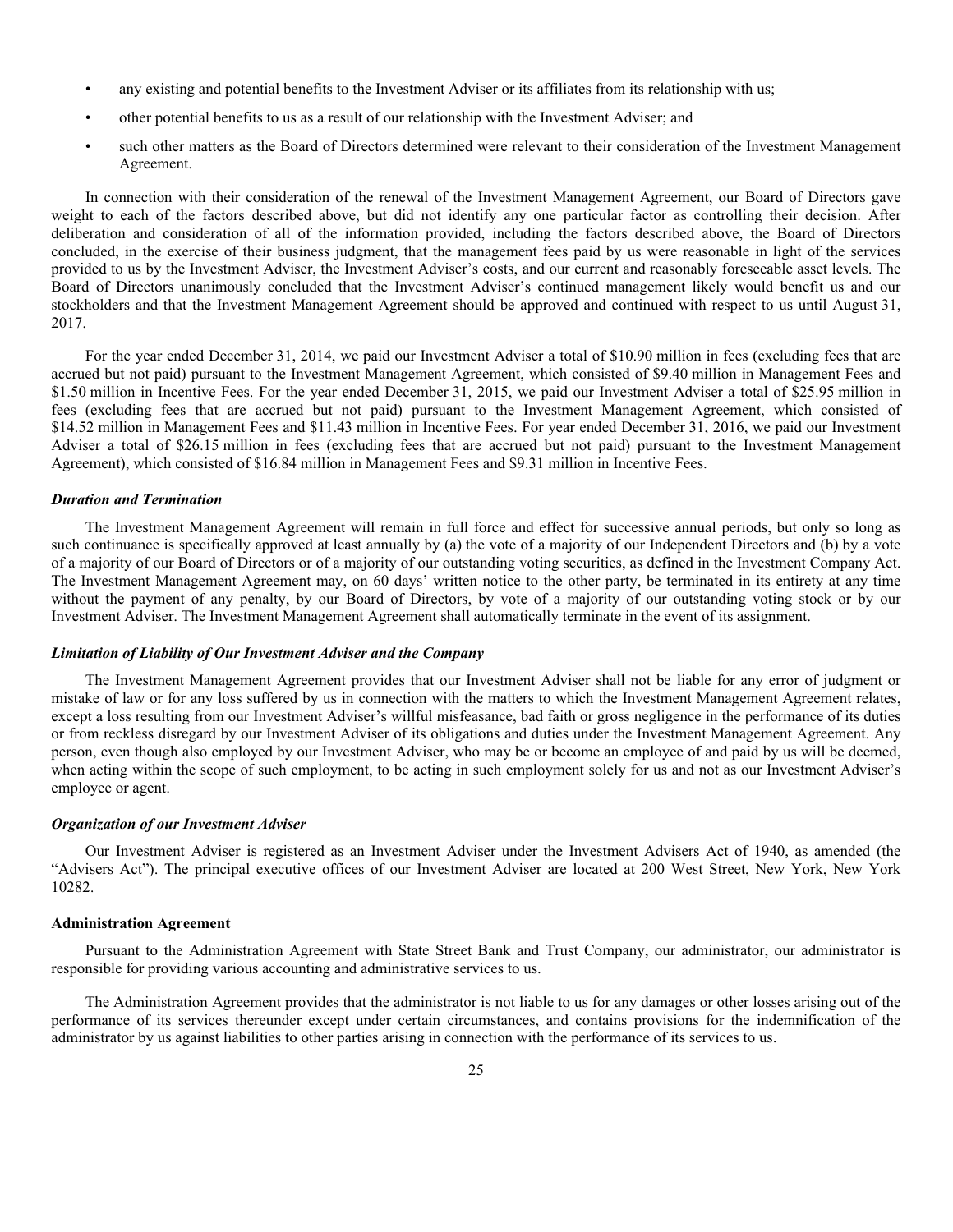- any existing and potential benefits to the Investment Adviser or its affiliates from its relationship with us;
- other potential benefits to us as a result of our relationship with the Investment Adviser; and
- such other matters as the Board of Directors determined were relevant to their consideration of the Investment Management Agreement.

In connection with their consideration of the renewal of the Investment Management Agreement, our Board of Directors gave weight to each of the factors described above, but did not identify any one particular factor as controlling their decision. After deliberation and consideration of all of the information provided, including the factors described above, the Board of Directors concluded, in the exercise of their business judgment, that the management fees paid by us were reasonable in light of the services provided to us by the Investment Adviser, the Investment Adviser's costs, and our current and reasonably foreseeable asset levels. The Board of Directors unanimously concluded that the Investment Adviser's continued management likely would benefit us and our stockholders and that the Investment Management Agreement should be approved and continued with respect to us until August 31, 2017.

For the year ended December 31, 2014, we paid our Investment Adviser a total of $10.90 million in fees (excluding fees that are accrued but not paid) pursuant to the Investment Management Agreement, which consisted of $9.40 million in Management Fees and $1.50 million in Incentive Fees. For the year ended December 31, 2015, we paid our Investment Adviser a total of $25.95 million in fees (excluding fees that are accrued but not paid) pursuant to the Investment Management Agreement, which consisted of $14.52 million in Management Fees and $11.43 million in Incentive Fees. For year ended December 31, 2016, we paid our Investment Adviser a total of $26.15 million in fees (excluding fees that are accrued but not paid) pursuant to the Investment Management Agreement), which consisted of $16.84 million in Management Fees and $9.31 million in Incentive Fees.

#### *Duration and Termination*

The Investment Management Agreement will remain in full force and effect for successive annual periods, but only so long as such continuance is specifically approved at least annually by (a) the vote of a majority of our Independent Directors and (b) by a vote of a majority of our Board of Directors or of a majority of our outstanding voting securities, as defined in the Investment Company Act. The Investment Management Agreement may, on 60 days' written notice to the other party, be terminated in its entirety at any time without the payment of any penalty, by our Board of Directors, by vote of a majority of our outstanding voting stock or by our Investment Adviser. The Investment Management Agreement shall automatically terminate in the event of its assignment.

#### *Limitation of Liability of Our Investment Adviser and the Company*

The Investment Management Agreement provides that our Investment Adviser shall not be liable for any error of judgment or mistake of law or for any loss suffered by us in connection with the matters to which the Investment Management Agreement relates, except a loss resulting from our Investment Adviser's willful misfeasance, bad faith or gross negligence in the performance of its duties or from reckless disregard by our Investment Adviser of its obligations and duties under the Investment Management Agreement. Any person, even though also employed by our Investment Adviser, who may be or become an employee of and paid by us will be deemed, when acting within the scope of such employment, to be acting in such employment solely for us and not as our Investment Adviser's employee or agent.

#### *Organization of our Investment Adviser*

Our Investment Adviser is registered as an Investment Adviser under the Investment Advisers Act of 1940, as amended (the "Advisers Act"). The principal executive offices of our Investment Adviser are located at 200 West Street, New York, New York 10282.

### Administration Agreement

Pursuant to the Administration Agreement with State Street Bank and Trust Company, our administrator, our administrator is responsible for providing various accounting and administrative services to us.

The Administration Agreement provides that the administrator is not liable to us for any damages or other losses arising out of the performance of its services thereunder except under certain circumstances, and contains provisions for the indemnification of the administrator by us against liabilities to other parties arising in connection with the performance of its services to us.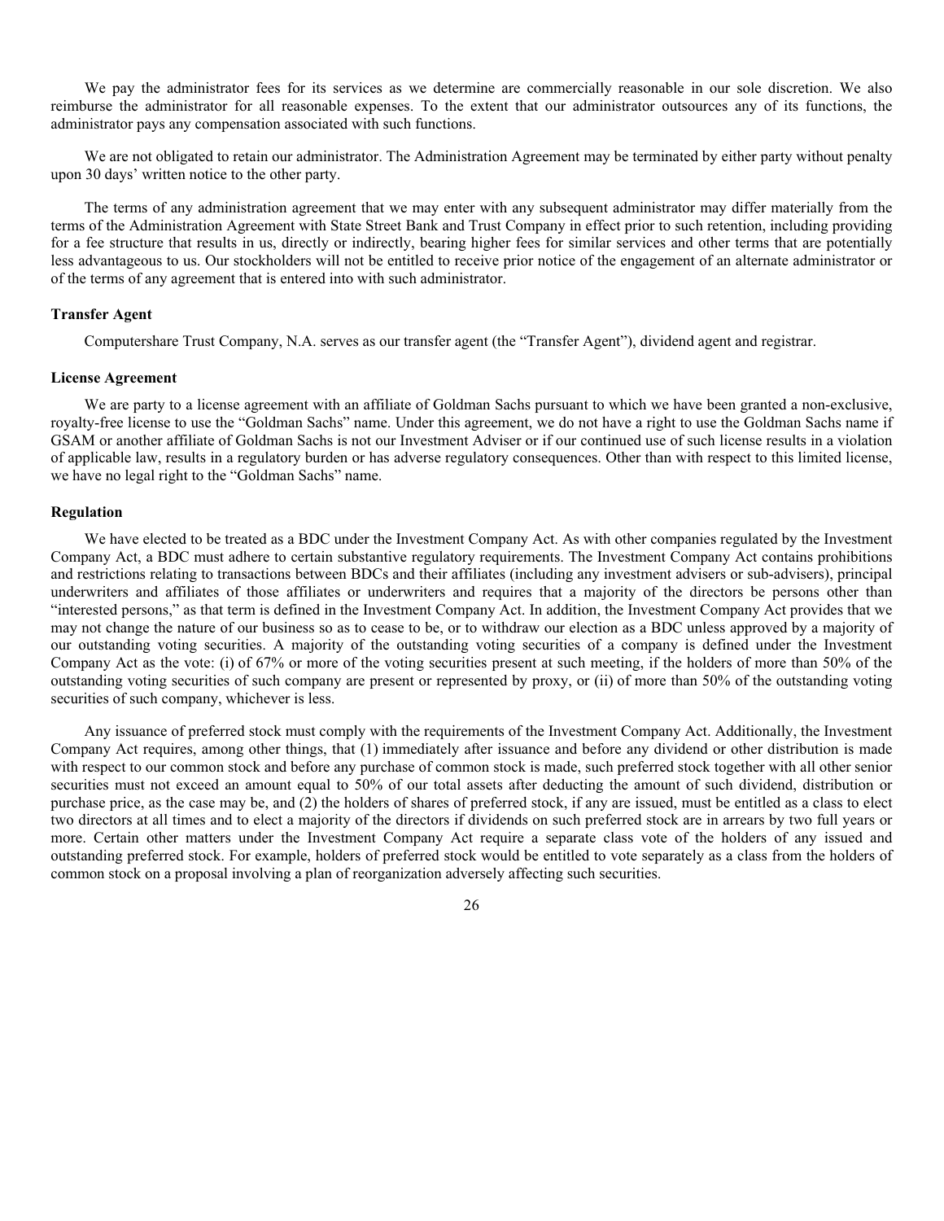We pay the administrator fees for its services as we determine are commercially reasonable in our sole discretion. We also reimburse the administrator for all reasonable expenses. To the extent that our administrator outsources any of its functions, the administrator pays any compensation associated with such functions.

We are not obligated to retain our administrator. The Administration Agreement may be terminated by either party without penalty upon 30 days' written notice to the other party.

The terms of any administration agreement that we may enter with any subsequent administrator may differ materially from the terms of the Administration Agreement with State Street Bank and Trust Company in effect prior to such retention, including providing for a fee structure that results in us, directly or indirectly, bearing higher fees for similar services and other terms that are potentially less advantageous to us. Our stockholders will not be entitled to receive prior notice of the engagement of an alternate administrator or of the terms of any agreement that is entered into with such administrator.

**Transfer Agent**

Computershare Trust Company, N.A. serves as our transfer agent (the "Transfer Agent"), dividend agent and registrar.

**License Agreement**

We are party to a license agreement with an affiliate of Goldman Sachs pursuant to which we have been granted a non-exclusive, royalty-free license to use the "Goldman Sachs" name. Under this agreement, we do not have a right to use the Goldman Sachs name if GSAM or another affiliate of Goldman Sachs is not our Investment Adviser or if our continued use of such license results in a violation of applicable law, results in a regulatory burden or has adverse regulatory consequences. Other than with respect to this limited license, we have no legal right to the "Goldman Sachs" name.

**Regulation**

We have elected to be treated as a BDC under the Investment Company Act. As with other companies regulated by the Investment Company Act, a BDC must adhere to certain substantive regulatory requirements. The Investment Company Act contains prohibitions and restrictions relating to transactions between BDCs and their affiliates (including any investment advisers or sub-advisers), principal underwriters and affiliates of those affiliates or underwriters and requires that a majority of the directors be persons other than "interested persons," as that term is defined in the Investment Company Act. In addition, the Investment Company Act provides that we may not change the nature of our business so as to cease to be, or to withdraw our election as a BDC unless approved by a majority of our outstanding voting securities. A majority of the outstanding voting securities of a company is defined under the Investment Company Act as the vote: (i) of 67% or more of the voting securities present at such meeting, if the holders of more than 50% of the outstanding voting securities of such company are present or represented by proxy, or (ii) of more than 50% of the outstanding voting securities of such company, whichever is less.

Any issuance of preferred stock must comply with the requirements of the Investment Company Act. Additionally, the Investment Company Act requires, among other things, that (1) immediately after issuance and before any dividend or other distribution is made with respect to our common stock and before any purchase of common stock is made, such preferred stock together with all other senior securities must not exceed an amount equal to 50% of our total assets after deducting the amount of such dividend, distribution or purchase price, as the case may be, and (2) the holders of shares of preferred stock, if any are issued, must be entitled as a class to elect two directors at all times and to elect a majority of the directors if dividends on such preferred stock are in arrears by two full years or more. Certain other matters under the Investment Company Act require a separate class vote of the holders of any issued and outstanding preferred stock. For example, holders of preferred stock would be entitled to vote separately as a class from the holders of common stock on a proposal involving a plan of reorganization adversely affecting such securities.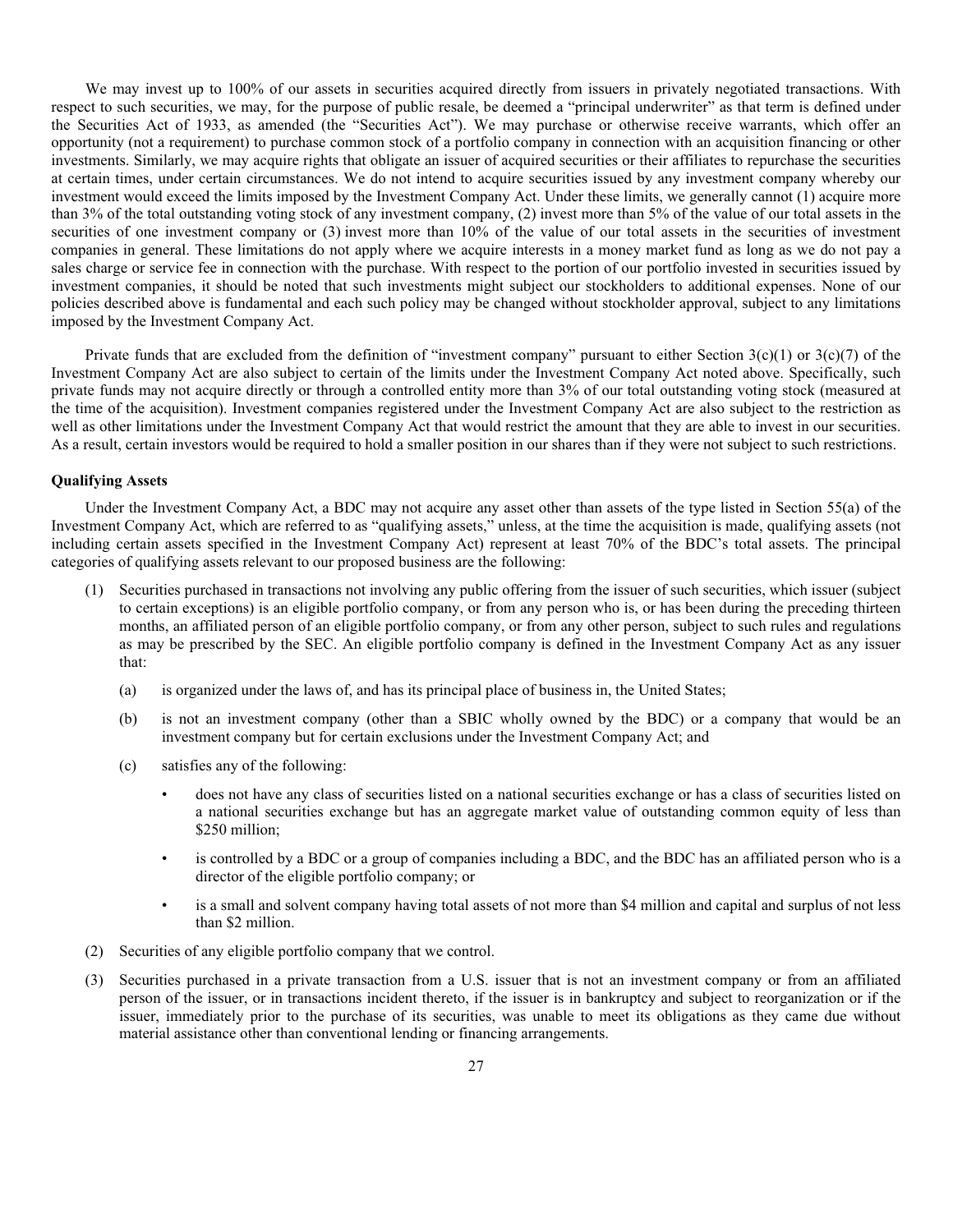We may invest up to 100% of our assets in securities acquired directly from issuers in privately negotiated transactions. With respect to such securities, we may, for the purpose of public resale, be deemed a "principal underwriter" as that term is defined under the Securities Act of 1933, as amended (the "Securities Act"). We may purchase or otherwise receive warrants, which offer an opportunity (not a requirement) to purchase common stock of a portfolio company in connection with an acquisition financing or other investments. Similarly, we may acquire rights that obligate an issuer of acquired securities or their affiliates to repurchase the securities at certain times, under certain circumstances. We do not intend to acquire securities issued by any investment company whereby our investment would exceed the limits imposed by the Investment Company Act. Under these limits, we generally cannot (1) acquire more than 3% of the total outstanding voting stock of any investment company, (2) invest more than 5% of the value of our total assets in the securities of one investment company or (3) invest more than 10% of the value of our total assets in the securities of investment companies in general. These limitations do not apply where we acquire interests in a money market fund as long as we do not pay a sales charge or service fee in connection with the purchase. With respect to the portion of our portfolio invested in securities issued by investment companies, it should be noted that such investments might subject our stockholders to additional expenses. None of our policies described above is fundamental and each such policy may be changed without stockholder approval, subject to any limitations imposed by the Investment Company Act.

Private funds that are excluded from the definition of "investment company" pursuant to either Section 3(c)(1) or 3(c)(7) of the Investment Company Act are also subject to certain of the limits under the Investment Company Act noted above. Specifically, such private funds may not acquire directly or through a controlled entity more than 3% of our total outstanding voting stock (measured at the time of the acquisition). Investment companies registered under the Investment Company Act are also subject to the restriction as well as other limitations under the Investment Company Act that would restrict the amount that they are able to invest in our securities. As a result, certain investors would be required to hold a smaller position in our shares than if they were not subject to such restrictions.

**Qualifying Assets**

Under the Investment Company Act, a BDC may not acquire any asset other than assets of the type listed in Section 55(a) of the Investment Company Act, which are referred to as "qualifying assets," unless, at the time the acquisition is made, qualifying assets (not including certain assets specified in the Investment Company Act) represent at least 70% of the BDC's total assets. The principal categories of qualifying assets relevant to our proposed business are the following:

(1) Securities purchased in transactions not involving any public offering from the issuer of such securities, which issuer (subject to certain exceptions) is an eligible portfolio company, or from any person who is, or has been during the preceding thirteen months, an affiliated person of an eligible portfolio company, or from any other person, subject to such rules and regulations as may be prescribed by the SEC. An eligible portfolio company is defined in the Investment Company Act as any issuer that:

   (a) is organized under the laws of, and has its principal place of business in, the United States;

   (b) is not an investment company (other than a SBIC wholly owned by the BDC) or a company that would be an investment company but for certain exclusions under the Investment Company Act; and

   (c) satisfies any of the following:

   - does not have any class of securities listed on a national securities exchange or has a class of securities listed on a national securities exchange but has an aggregate market value of outstanding common equity of less than $250 million;
   - is controlled by a BDC or a group of companies including a BDC, and the BDC has an affiliated person who is a director of the eligible portfolio company; or
   - is a small and solvent company having total assets of not more than $4 million and capital and surplus of not less than $2 million.

(2) Securities of any eligible portfolio company that we control.

(3) Securities purchased in a private transaction from a U.S. issuer that is not an investment company or from an affiliated person of the issuer, or in transactions incident thereto, if the issuer is in bankruptcy and subject to reorganization or if the issuer, immediately prior to the purchase of its securities, was unable to meet its obligations as they came due without material assistance other than conventional lending or financing arrangements.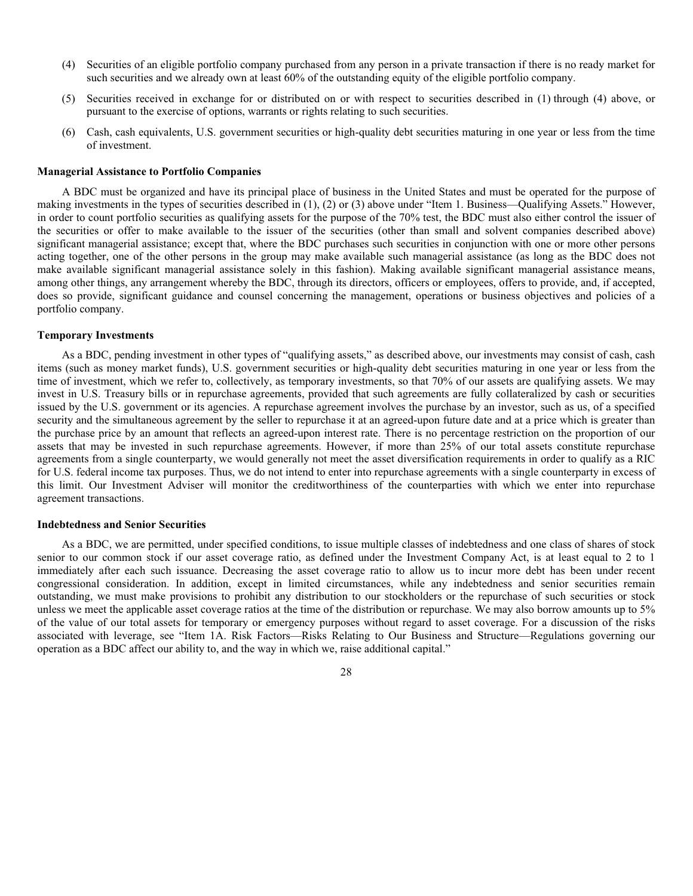(4) Securities of an eligible portfolio company purchased from any person in a private transaction if there is no ready market for such securities and we already own at least 60% of the outstanding equity of the eligible portfolio company.

(5) Securities received in exchange for or distributed on or with respect to securities described in (1) through (4) above, or pursuant to the exercise of options, warrants or rights relating to such securities.

(6) Cash, cash equivalents, U.S. government securities or high-quality debt securities maturing in one year or less from the time of investment.

**Managerial Assistance to Portfolio Companies**

A BDC must be organized and have its principal place of business in the United States and must be operated for the purpose of making investments in the types of securities described in (1), (2) or (3) above under "Item 1. Business—Qualifying Assets." However, in order to count portfolio securities as qualifying assets for the purpose of the 70% test, the BDC must also either control the issuer of the securities or offer to make available to the issuer of the securities (other than small and solvent companies described above) significant managerial assistance; except that, where the BDC purchases such securities in conjunction with one or more other persons acting together, one of the other persons in the group may make available such managerial assistance (as long as the BDC does not make available significant managerial assistance solely in this fashion). Making available significant managerial assistance means, among other things, any arrangement whereby the BDC, through its directors, officers or employees, offers to provide, and, if accepted, does so provide, significant guidance and counsel concerning the management, operations or business objectives and policies of a portfolio company.

**Temporary Investments**

As a BDC, pending investment in other types of "qualifying assets," as described above, our investments may consist of cash, cash items (such as money market funds), U.S. government securities or high-quality debt securities maturing in one year or less from the time of investment, which we refer to, collectively, as temporary investments, so that 70% of our assets are qualifying assets. We may invest in U.S. Treasury bills or in repurchase agreements, provided that such agreements are fully collateralized by cash or securities issued by the U.S. government or its agencies. A repurchase agreement involves the purchase by an investor, such as us, of a specified security and the simultaneous agreement by the seller to repurchase it at an agreed-upon future date and at a price which is greater than the purchase price by an amount that reflects an agreed-upon interest rate. There is no percentage restriction on the proportion of our assets that may be invested in such repurchase agreements. However, if more than 25% of our total assets constitute repurchase agreements from a single counterparty, we would generally not meet the asset diversification requirements in order to qualify as a RIC for U.S. federal income tax purposes. Thus, we do not intend to enter into repurchase agreements with a single counterparty in excess of this limit. Our Investment Adviser will monitor the creditworthiness of the counterparties with which we enter into repurchase agreement transactions.

**Indebtedness and Senior Securities**

As a BDC, we are permitted, under specified conditions, to issue multiple classes of indebtedness and one class of shares of stock senior to our common stock if our asset coverage ratio, as defined under the Investment Company Act, is at least equal to 2 to 1 immediately after each such issuance. Decreasing the asset coverage ratio to allow us to incur more debt has been under recent congressional consideration. In addition, except in limited circumstances, while any indebtedness and senior securities remain outstanding, we must make provisions to prohibit any distribution to our stockholders or the repurchase of such securities or stock unless we meet the applicable asset coverage ratios at the time of the distribution or repurchase. We may also borrow amounts up to 5% of the value of our total assets for temporary or emergency purposes without regard to asset coverage. For a discussion of the risks associated with leverage, see "Item 1A. Risk Factors—Risks Relating to Our Business and Structure—Regulations governing our operation as a BDC affect our ability to, and the way in which we, raise additional capital."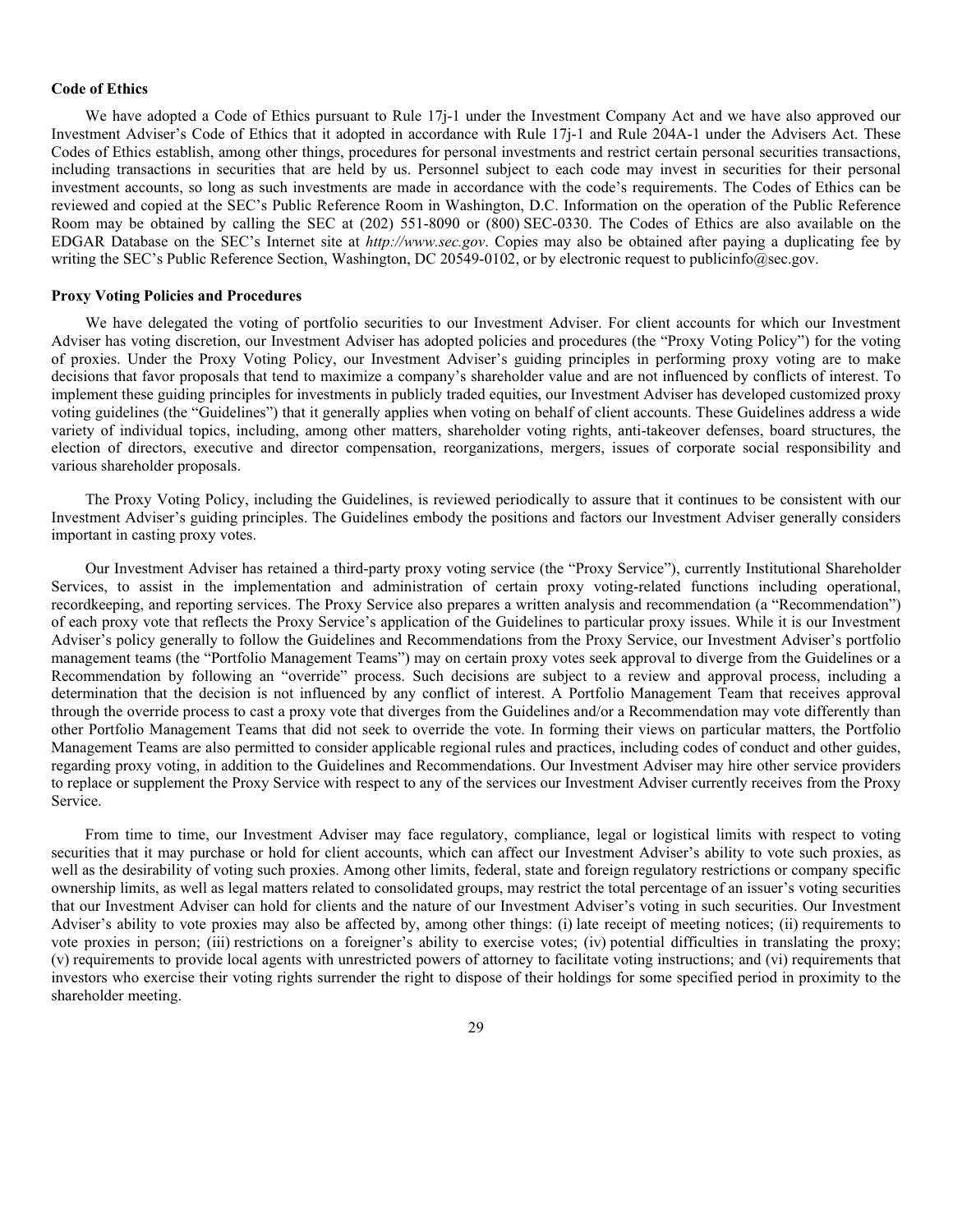**Code of Ethics**

We have adopted a Code of Ethics pursuant to Rule 17j-1 under the Investment Company Act and we have also approved our Investment Adviser's Code of Ethics that it adopted in accordance with Rule 17j-1 and Rule 204A-1 under the Advisers Act. These Codes of Ethics establish, among other things, procedures for personal investments and restrict certain personal securities transactions, including transactions in securities that are held by us. Personnel subject to each code may invest in securities for their personal investment accounts, so long as such investments are made in accordance with the code's requirements. The Codes of Ethics can be reviewed and copied at the SEC's Public Reference Room in Washington, D.C. Information on the operation of the Public Reference Room may be obtained by calling the SEC at (202) 551-8090 or (800) SEC-0330. The Codes of Ethics are also available on the EDGAR Database on the SEC's Internet site at *http://www.sec.gov*. Copies may also be obtained after paying a duplicating fee by writing the SEC's Public Reference Section, Washington, DC 20549-0102, or by electronic request to publicinfo@sec.gov.

**Proxy Voting Policies and Procedures**

We have delegated the voting of portfolio securities to our Investment Adviser. For client accounts for which our Investment Adviser has voting discretion, our Investment Adviser has adopted policies and procedures (the "Proxy Voting Policy") for the voting of proxies. Under the Proxy Voting Policy, our Investment Adviser's guiding principles in performing proxy voting are to make decisions that favor proposals that tend to maximize a company's shareholder value and are not influenced by conflicts of interest. To implement these guiding principles for investments in publicly traded equities, our Investment Adviser has developed customized proxy voting guidelines (the "Guidelines") that it generally applies when voting on behalf of client accounts. These Guidelines address a wide variety of individual topics, including, among other matters, shareholder voting rights, anti-takeover defenses, board structures, the election of directors, executive and director compensation, reorganizations, mergers, issues of corporate social responsibility and various shareholder proposals.

The Proxy Voting Policy, including the Guidelines, is reviewed periodically to assure that it continues to be consistent with our Investment Adviser's guiding principles. The Guidelines embody the positions and factors our Investment Adviser generally considers important in casting proxy votes.

Our Investment Adviser has retained a third-party proxy voting service (the "Proxy Service"), currently Institutional Shareholder Services, to assist in the implementation and administration of certain proxy voting-related functions including operational, recordkeeping, and reporting services. The Proxy Service also prepares a written analysis and recommendation (a "Recommendation") of each proxy vote that reflects the Proxy Service's application of the Guidelines to particular proxy issues. While it is our Investment Adviser's policy generally to follow the Guidelines and Recommendations from the Proxy Service, our Investment Adviser's portfolio management teams (the "Portfolio Management Teams") may on certain proxy votes seek approval to diverge from the Guidelines or a Recommendation by following an "override" process. Such decisions are subject to a review and approval process, including a determination that the decision is not influenced by any conflict of interest. A Portfolio Management Team that receives approval through the override process to cast a proxy vote that diverges from the Guidelines and/or a Recommendation may vote differently than other Portfolio Management Teams that did not seek to override the vote. In forming their views on particular matters, the Portfolio Management Teams are also permitted to consider applicable regional rules and practices, including codes of conduct and other guides, regarding proxy voting, in addition to the Guidelines and Recommendations. Our Investment Adviser may hire other service providers to replace or supplement the Proxy Service with respect to any of the services our Investment Adviser currently receives from the Proxy Service.

From time to time, our Investment Adviser may face regulatory, compliance, legal or logistical limits with respect to voting securities that it may purchase or hold for client accounts, which can affect our Investment Adviser's ability to vote such proxies, as well as the desirability of voting such proxies. Among other limits, federal, state and foreign regulatory restrictions or company specific ownership limits, as well as legal matters related to consolidated groups, may restrict the total percentage of an issuer's voting securities that our Investment Adviser can hold for clients and the nature of our Investment Adviser's voting in such securities. Our Investment Adviser's ability to vote proxies may also be affected by, among other things: (i) late receipt of meeting notices; (ii) requirements to vote proxies in person; (iii) restrictions on a foreigner's ability to exercise votes; (iv) potential difficulties in translating the proxy; (v) requirements to provide local agents with unrestricted powers of attorney to facilitate voting instructions; and (vi) requirements that investors who exercise their voting rights surrender the right to dispose of their holdings for some specified period in proximity to the shareholder meeting.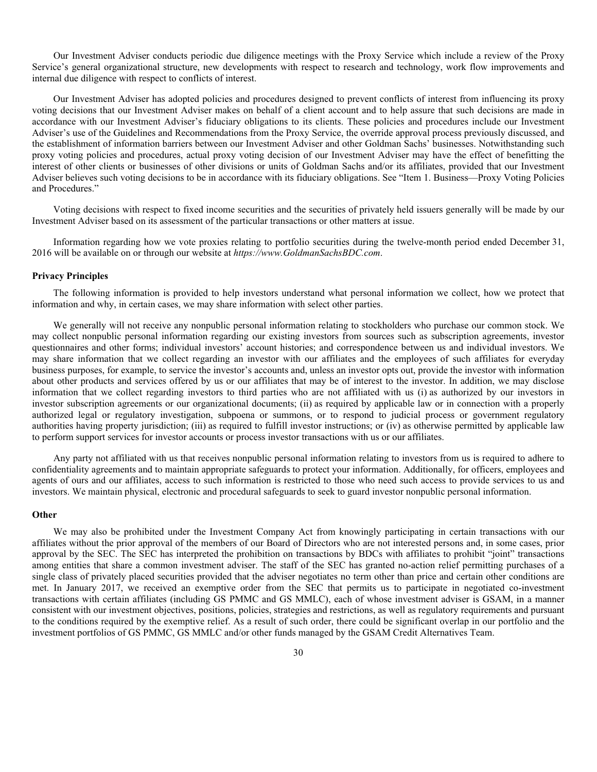Our Investment Adviser conducts periodic due diligence meetings with the Proxy Service which include a review of the Proxy Service's general organizational structure, new developments with respect to research and technology, work flow improvements and internal due diligence with respect to conflicts of interest.

Our Investment Adviser has adopted policies and procedures designed to prevent conflicts of interest from influencing its proxy voting decisions that our Investment Adviser makes on behalf of a client account and to help assure that such decisions are made in accordance with our Investment Adviser's fiduciary obligations to its clients. These policies and procedures include our Investment Adviser's use of the Guidelines and Recommendations from the Proxy Service, the override approval process previously discussed, and the establishment of information barriers between our Investment Adviser and other Goldman Sachs' businesses. Notwithstanding such proxy voting policies and procedures, actual proxy voting decision of our Investment Adviser may have the effect of benefitting the interest of other clients or businesses of other divisions or units of Goldman Sachs and/or its affiliates, provided that our Investment Adviser believes such voting decisions to be in accordance with its fiduciary obligations. See "Item 1. Business—Proxy Voting Policies and Procedures."

Voting decisions with respect to fixed income securities and the securities of privately held issuers generally will be made by our Investment Adviser based on its assessment of the particular transactions or other matters at issue.

Information regarding how we vote proxies relating to portfolio securities during the twelve-month period ended December 31, 2016 will be available on or through our website at *https://www.GoldmanSachsBDC.com*.

**Privacy Principles**

The following information is provided to help investors understand what personal information we collect, how we protect that information and why, in certain cases, we may share information with select other parties.

We generally will not receive any nonpublic personal information relating to stockholders who purchase our common stock. We may collect nonpublic personal information regarding our existing investors from sources such as subscription agreements, investor questionnaires and other forms; individual investors' account histories; and correspondence between us and individual investors. We may share information that we collect regarding an investor with our affiliates and the employees of such affiliates for everyday business purposes, for example, to service the investor's accounts and, unless an investor opts out, provide the investor with information about other products and services offered by us or our affiliates that may be of interest to the investor. In addition, we may disclose information that we collect regarding investors to third parties who are not affiliated with us (i) as authorized by our investors in investor subscription agreements or our organizational documents; (ii) as required by applicable law or in connection with a properly authorized legal or regulatory investigation, subpoena or summons, or to respond to judicial process or government regulatory authorities having property jurisdiction; (iii) as required to fulfill investor instructions; or (iv) as otherwise permitted by applicable law to perform support services for investor accounts or process investor transactions with us or our affiliates.

Any party not affiliated with us that receives nonpublic personal information relating to investors from us is required to adhere to confidentiality agreements and to maintain appropriate safeguards to protect your information. Additionally, for officers, employees and agents of ours and our affiliates, access to such information is restricted to those who need such access to provide services to us and investors. We maintain physical, electronic and procedural safeguards to seek to guard investor nonpublic personal information.

**Other**

We may also be prohibited under the Investment Company Act from knowingly participating in certain transactions with our affiliates without the prior approval of the members of our Board of Directors who are not interested persons and, in some cases, prior approval by the SEC. The SEC has interpreted the prohibition on transactions by BDCs with affiliates to prohibit "joint" transactions among entities that share a common investment adviser. The staff of the SEC has granted no-action relief permitting purchases of a single class of privately placed securities provided that the adviser negotiates no term other than price and certain other conditions are met. In January 2017, we received an exemptive order from the SEC that permits us to participate in negotiated co-investment transactions with certain affiliates (including GS PMMC and GS MMLC), each of whose investment adviser is GSAM, in a manner consistent with our investment objectives, positions, policies, strategies and restrictions, as well as regulatory requirements and pursuant to the conditions required by the exemptive relief. As a result of such order, there could be significant overlap in our portfolio and the investment portfolios of GS PMMC, GS MMLC and/or other funds managed by the GSAM Credit Alternatives Team.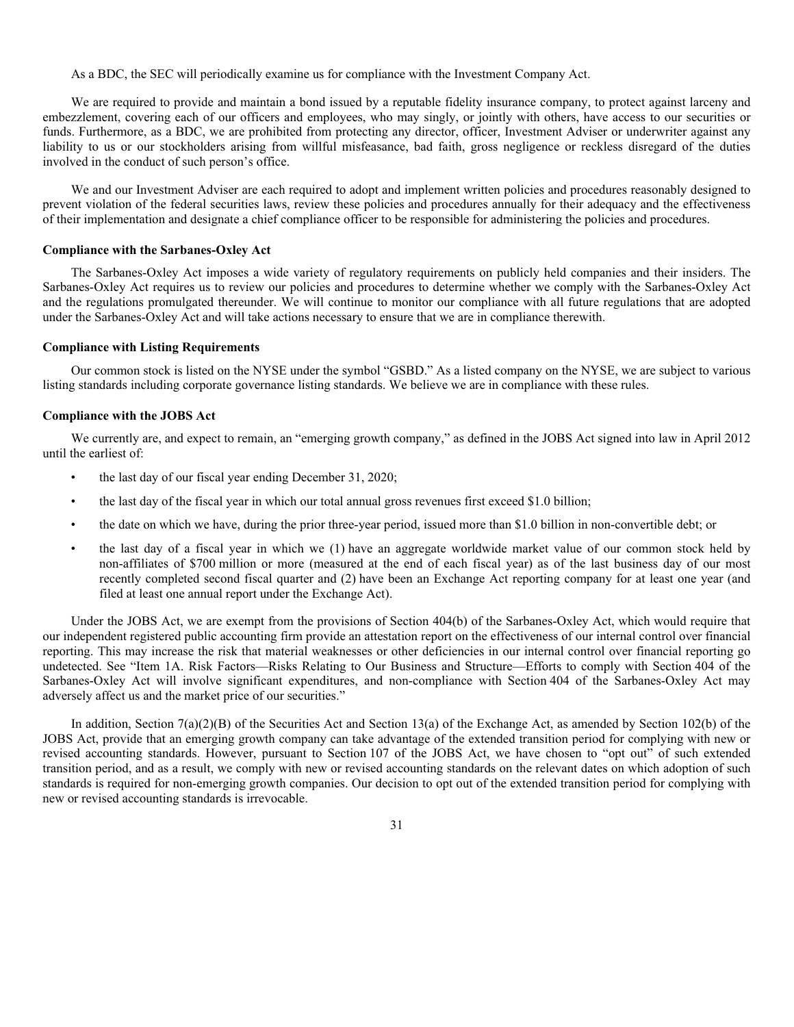As a BDC, the SEC will periodically examine us for compliance with the Investment Company Act.

We are required to provide and maintain a bond issued by a reputable fidelity insurance company, to protect against larceny and embezzlement, covering each of our officers and employees, who may singly, or jointly with others, have access to our securities or funds. Furthermore, as a BDC, we are prohibited from protecting any director, officer, Investment Adviser or underwriter against any liability to us or our stockholders arising from willful misfeasance, bad faith, gross negligence or reckless disregard of the duties involved in the conduct of such person's office.

We and our Investment Adviser are each required to adopt and implement written policies and procedures reasonably designed to prevent violation of the federal securities laws, review these policies and procedures annually for their adequacy and the effectiveness of their implementation and designate a chief compliance officer to be responsible for administering the policies and procedures.

**Compliance with the Sarbanes-Oxley Act**

The Sarbanes-Oxley Act imposes a wide variety of regulatory requirements on publicly held companies and their insiders. The Sarbanes-Oxley Act requires us to review our policies and procedures to determine whether we comply with the Sarbanes-Oxley Act and the regulations promulgated thereunder. We will continue to monitor our compliance with all future regulations that are adopted under the Sarbanes-Oxley Act and will take actions necessary to ensure that we are in compliance therewith.

**Compliance with Listing Requirements**

Our common stock is listed on the NYSE under the symbol "GSBD." As a listed company on the NYSE, we are subject to various listing standards including corporate governance listing standards. We believe we are in compliance with these rules.

**Compliance with the JOBS Act**

We currently are, and expect to remain, an "emerging growth company," as defined in the JOBS Act signed into law in April 2012 until the earliest of:

- the last day of our fiscal year ending December 31, 2020;
- the last day of the fiscal year in which our total annual gross revenues first exceed $1.0 billion;
- the date on which we have, during the prior three-year period, issued more than $1.0 billion in non-convertible debt; or
- the last day of a fiscal year in which we (1) have an aggregate worldwide market value of our common stock held by non-affiliates of $700 million or more (measured at the end of each fiscal year) as of the last business day of our most recently completed second fiscal quarter and (2) have been an Exchange Act reporting company for at least one year (and filed at least one annual report under the Exchange Act).

Under the JOBS Act, we are exempt from the provisions of Section 404(b) of the Sarbanes-Oxley Act, which would require that our independent registered public accounting firm provide an attestation report on the effectiveness of our internal control over financial reporting. This may increase the risk that material weaknesses or other deficiencies in our internal control over financial reporting go undetected. See "Item 1A. Risk Factors—Risks Relating to Our Business and Structure—Efforts to comply with Section 404 of the Sarbanes-Oxley Act will involve significant expenditures, and non-compliance with Section 404 of the Sarbanes-Oxley Act may adversely affect us and the market price of our securities."

In addition, Section 7(a)(2)(B) of the Securities Act and Section 13(a) of the Exchange Act, as amended by Section 102(b) of the JOBS Act, provide that an emerging growth company can take advantage of the extended transition period for complying with new or revised accounting standards. However, pursuant to Section 107 of the JOBS Act, we have chosen to "opt out" of such extended transition period, and as a result, we comply with new or revised accounting standards on the relevant dates on which adoption of such standards is required for non-emerging growth companies. Our decision to opt out of the extended transition period for complying with new or revised accounting standards is irrevocable.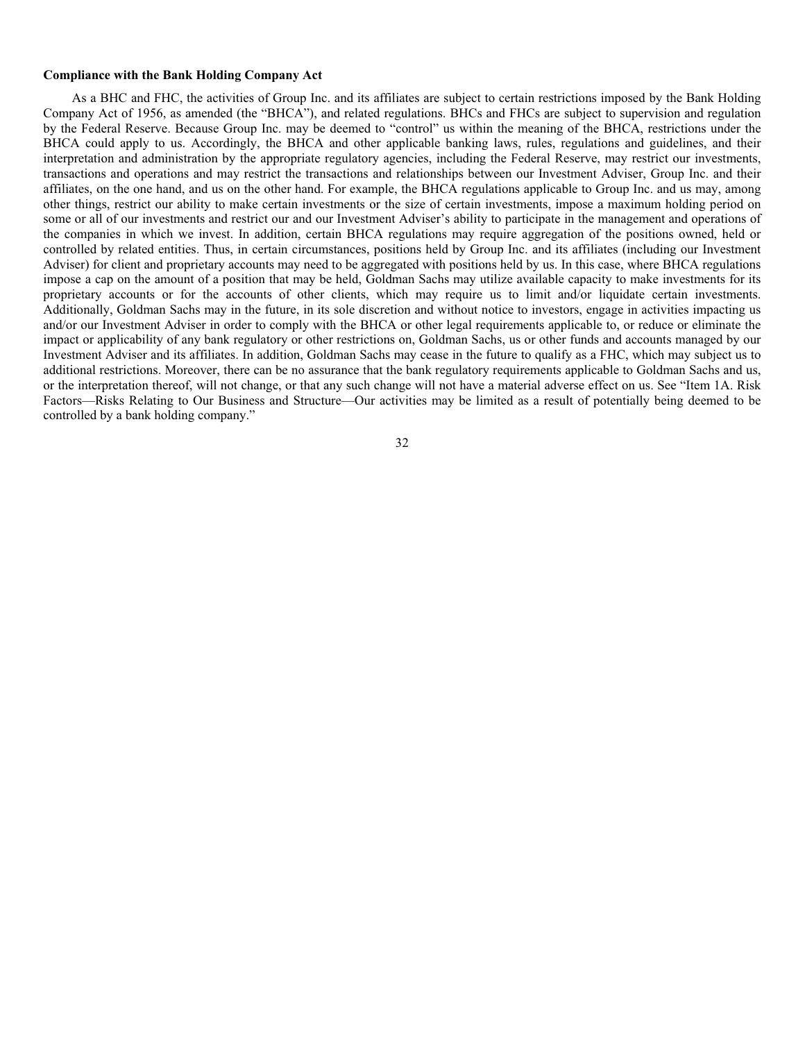**Compliance with the Bank Holding Company Act**

As a BHC and FHC, the activities of Group Inc. and its affiliates are subject to certain restrictions imposed by the Bank Holding Company Act of 1956, as amended (the "BHCA"), and related regulations. BHCs and FHCs are subject to supervision and regulation by the Federal Reserve. Because Group Inc. may be deemed to "control" us within the meaning of the BHCA, restrictions under the BHCA could apply to us. Accordingly, the BHCA and other applicable banking laws, rules, regulations and guidelines, and their interpretation and administration by the appropriate regulatory agencies, including the Federal Reserve, may restrict our investments, transactions and operations and may restrict the transactions and relationships between our Investment Adviser, Group Inc. and their affiliates, on the one hand, and us on the other hand. For example, the BHCA regulations applicable to Group Inc. and us may, among other things, restrict our ability to make certain investments or the size of certain investments, impose a maximum holding period on some or all of our investments and restrict our and our Investment Adviser's ability to participate in the management and operations of the companies in which we invest. In addition, certain BHCA regulations may require aggregation of the positions owned, held or controlled by related entities. Thus, in certain circumstances, positions held by Group Inc. and its affiliates (including our Investment Adviser) for client and proprietary accounts may need to be aggregated with positions held by us. In this case, where BHCA regulations impose a cap on the amount of a position that may be held, Goldman Sachs may utilize available capacity to make investments for its proprietary accounts or for the accounts of other clients, which may require us to limit and/or liquidate certain investments. Additionally, Goldman Sachs may in the future, in its sole discretion and without notice to investors, engage in activities impacting us and/or our Investment Adviser in order to comply with the BHCA or other legal requirements applicable to, or reduce or eliminate the impact or applicability of any bank regulatory or other restrictions on, Goldman Sachs, us or other funds and accounts managed by our Investment Adviser and its affiliates. In addition, Goldman Sachs may cease in the future to qualify as a FHC, which may subject us to additional restrictions. Moreover, there can be no assurance that the bank regulatory requirements applicable to Goldman Sachs and us, or the interpretation thereof, will not change, or that any such change will not have a material adverse effect on us. See "Item 1A. Risk Factors—Risks Relating to Our Business and Structure—Our activities may be limited as a result of potentially being deemed to be controlled by a bank holding company."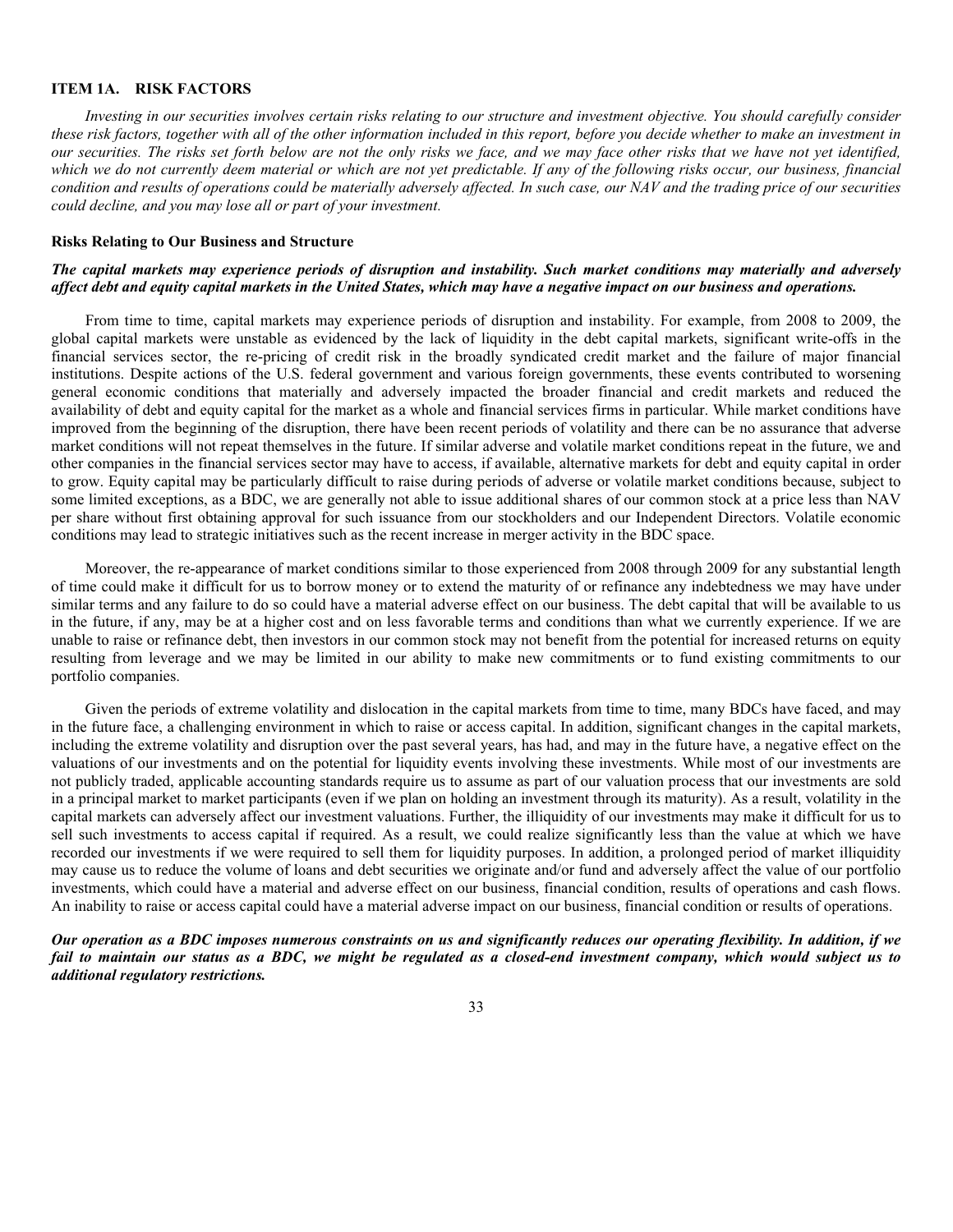## ITEM 1A. RISK FACTORS

*Investing in our securities involves certain risks relating to our structure and investment objective. You should carefully consider these risk factors, together with all of the other information included in this report, before you decide whether to make an investment in our securities. The risks set forth below are not the only risks we face, and we may face other risks that we have not yet identified, which we do not currently deem material or which are not yet predictable. If any of the following risks occur, our business, financial condition and results of operations could be materially adversely affected. In such case, our NAV and the trading price of our securities could decline, and you may lose all or part of your investment.*

### Risks Relating to Our Business and Structure

***The capital markets may experience periods of disruption and instability. Such market conditions may materially and adversely affect debt and equity capital markets in the United States, which may have a negative impact on our business and operations.***

From time to time, capital markets may experience periods of disruption and instability. For example, from 2008 to 2009, the global capital markets were unstable as evidenced by the lack of liquidity in the debt capital markets, significant write-offs in the financial services sector, the re-pricing of credit risk in the broadly syndicated credit market and the failure of major financial institutions. Despite actions of the U.S. federal government and various foreign governments, these events contributed to worsening general economic conditions that materially and adversely impacted the broader financial and credit markets and reduced the availability of debt and equity capital for the market as a whole and financial services firms in particular. While market conditions have improved from the beginning of the disruption, there have been recent periods of volatility and there can be no assurance that adverse market conditions will not repeat themselves in the future. If similar adverse and volatile market conditions repeat in the future, we and other companies in the financial services sector may have to access, if available, alternative markets for debt and equity capital in order to grow. Equity capital may be particularly difficult to raise during periods of adverse or volatile market conditions because, subject to some limited exceptions, as a BDC, we are generally not able to issue additional shares of our common stock at a price less than NAV per share without first obtaining approval for such issuance from our stockholders and our Independent Directors. Volatile economic conditions may lead to strategic initiatives such as the recent increase in merger activity in the BDC space.

Moreover, the re-appearance of market conditions similar to those experienced from 2008 through 2009 for any substantial length of time could make it difficult for us to borrow money or to extend the maturity of or refinance any indebtedness we may have under similar terms and any failure to do so could have a material adverse effect on our business. The debt capital that will be available to us in the future, if any, may be at a higher cost and on less favorable terms and conditions than what we currently experience. If we are unable to raise or refinance debt, then investors in our common stock may not benefit from the potential for increased returns on equity resulting from leverage and we may be limited in our ability to make new commitments or to fund existing commitments to our portfolio companies.

Given the periods of extreme volatility and dislocation in the capital markets from time to time, many BDCs have faced, and may in the future face, a challenging environment in which to raise or access capital. In addition, significant changes in the capital markets, including the extreme volatility and disruption over the past several years, has had, and may in the future have, a negative effect on the valuations of our investments and on the potential for liquidity events involving these investments. While most of our investments are not publicly traded, applicable accounting standards require us to assume as part of our valuation process that our investments are sold in a principal market to market participants (even if we plan on holding an investment through its maturity). As a result, volatility in the capital markets can adversely affect our investment valuations. Further, the illiquidity of our investments may make it difficult for us to sell such investments to access capital if required. As a result, we could realize significantly less than the value at which we have recorded our investments if we were required to sell them for liquidity purposes. In addition, a prolonged period of market illiquidity may cause us to reduce the volume of loans and debt securities we originate and/or fund and adversely affect the value of our portfolio investments, which could have a material and adverse effect on our business, financial condition, results of operations and cash flows. An inability to raise or access capital could have a material adverse impact on our business, financial condition or results of operations.

***Our operation as a BDC imposes numerous constraints on us and significantly reduces our operating flexibility. In addition, if we fail to maintain our status as a BDC, we might be regulated as a closed-end investment company, which would subject us to additional regulatory restrictions.***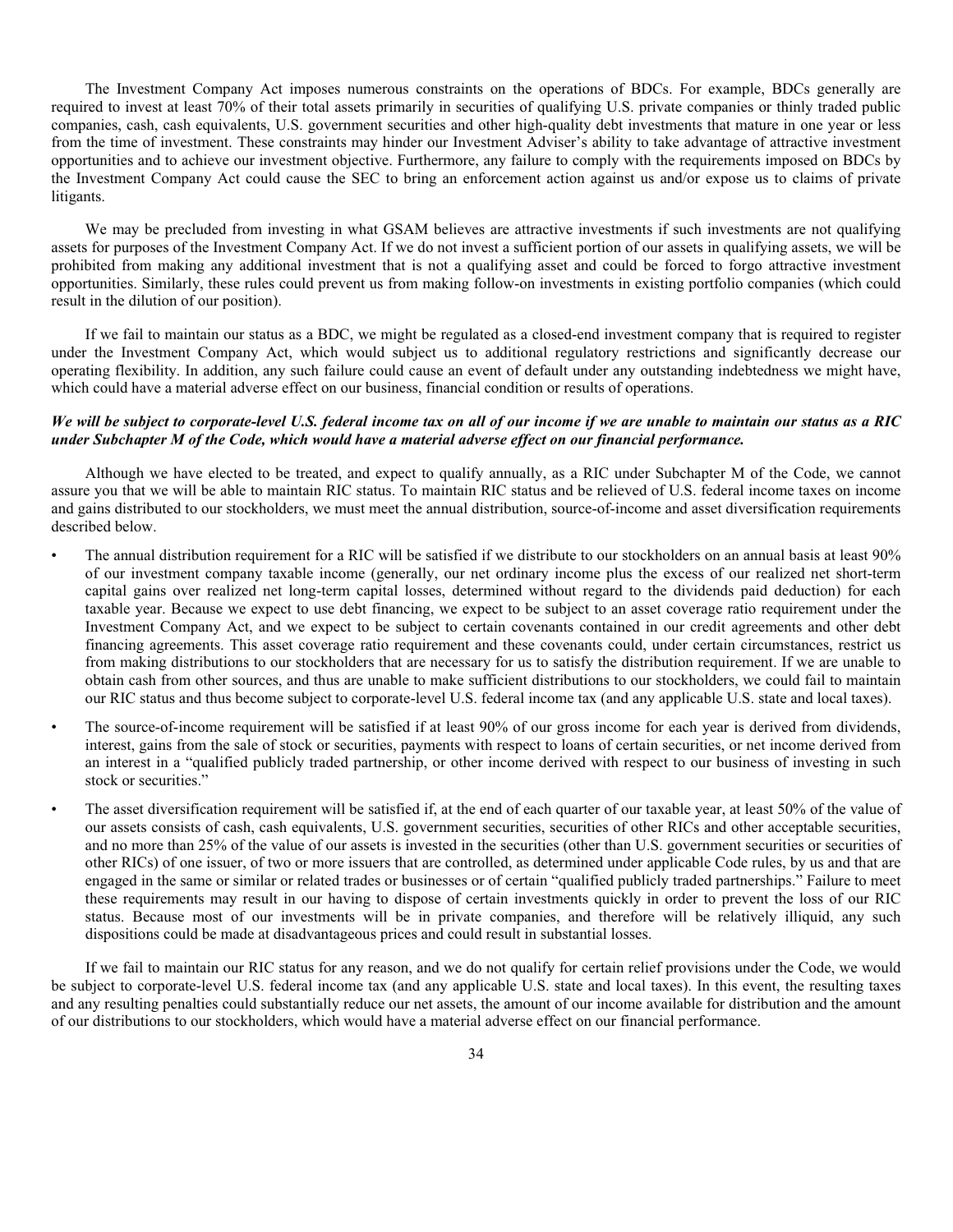The Investment Company Act imposes numerous constraints on the operations of BDCs. For example, BDCs generally are required to invest at least 70% of their total assets primarily in securities of qualifying U.S. private companies or thinly traded public companies, cash, cash equivalents, U.S. government securities and other high-quality debt investments that mature in one year or less from the time of investment. These constraints may hinder our Investment Adviser's ability to take advantage of attractive investment opportunities and to achieve our investment objective. Furthermore, any failure to comply with the requirements imposed on BDCs by the Investment Company Act could cause the SEC to bring an enforcement action against us and/or expose us to claims of private litigants.

We may be precluded from investing in what GSAM believes are attractive investments if such investments are not qualifying assets for purposes of the Investment Company Act. If we do not invest a sufficient portion of our assets in qualifying assets, we will be prohibited from making any additional investment that is not a qualifying asset and could be forced to forgo attractive investment opportunities. Similarly, these rules could prevent us from making follow-on investments in existing portfolio companies (which could result in the dilution of our position).

If we fail to maintain our status as a BDC, we might be regulated as a closed-end investment company that is required to register under the Investment Company Act, which would subject us to additional regulatory restrictions and significantly decrease our operating flexibility. In addition, any such failure could cause an event of default under any outstanding indebtedness we might have, which could have a material adverse effect on our business, financial condition or results of operations.

***We will be subject to corporate-level U.S. federal income tax on all of our income if we are unable to maintain our status as a RIC under Subchapter M of the Code, which would have a material adverse effect on our financial performance.***

Although we have elected to be treated, and expect to qualify annually, as a RIC under Subchapter M of the Code, we cannot assure you that we will be able to maintain RIC status. To maintain RIC status and be relieved of U.S. federal income taxes on income and gains distributed to our stockholders, we must meet the annual distribution, source-of-income and asset diversification requirements described below.

- The annual distribution requirement for a RIC will be satisfied if we distribute to our stockholders on an annual basis at least 90% of our investment company taxable income (generally, our net ordinary income plus the excess of our realized net short-term capital gains over realized net long-term capital losses, determined without regard to the dividends paid deduction) for each taxable year. Because we expect to use debt financing, we expect to be subject to an asset coverage ratio requirement under the Investment Company Act, and we expect to be subject to certain covenants contained in our credit agreements and other debt financing agreements. This asset coverage ratio requirement and these covenants could, under certain circumstances, restrict us from making distributions to our stockholders that are necessary for us to satisfy the distribution requirement. If we are unable to obtain cash from other sources, and thus are unable to make sufficient distributions to our stockholders, we could fail to maintain our RIC status and thus become subject to corporate-level U.S. federal income tax (and any applicable U.S. state and local taxes).

- The source-of-income requirement will be satisfied if at least 90% of our gross income for each year is derived from dividends, interest, gains from the sale of stock or securities, payments with respect to loans of certain securities, or net income derived from an interest in a "qualified publicly traded partnership, or other income derived with respect to our business of investing in such stock or securities."

- The asset diversification requirement will be satisfied if, at the end of each quarter of our taxable year, at least 50% of the value of our assets consists of cash, cash equivalents, U.S. government securities, securities of other RICs and other acceptable securities, and no more than 25% of the value of our assets is invested in the securities (other than U.S. government securities or securities of other RICs) of one issuer, of two or more issuers that are controlled, as determined under applicable Code rules, by us and that are engaged in the same or similar or related trades or businesses or of certain "qualified publicly traded partnerships." Failure to meet these requirements may result in our having to dispose of certain investments quickly in order to prevent the loss of our RIC status. Because most of our investments will be in private companies, and therefore will be relatively illiquid, any such dispositions could be made at disadvantageous prices and could result in substantial losses.

If we fail to maintain our RIC status for any reason, and we do not qualify for certain relief provisions under the Code, we would be subject to corporate-level U.S. federal income tax (and any applicable U.S. state and local taxes). In this event, the resulting taxes and any resulting penalties could substantially reduce our net assets, the amount of our income available for distribution and the amount of our distributions to our stockholders, which would have a material adverse effect on our financial performance.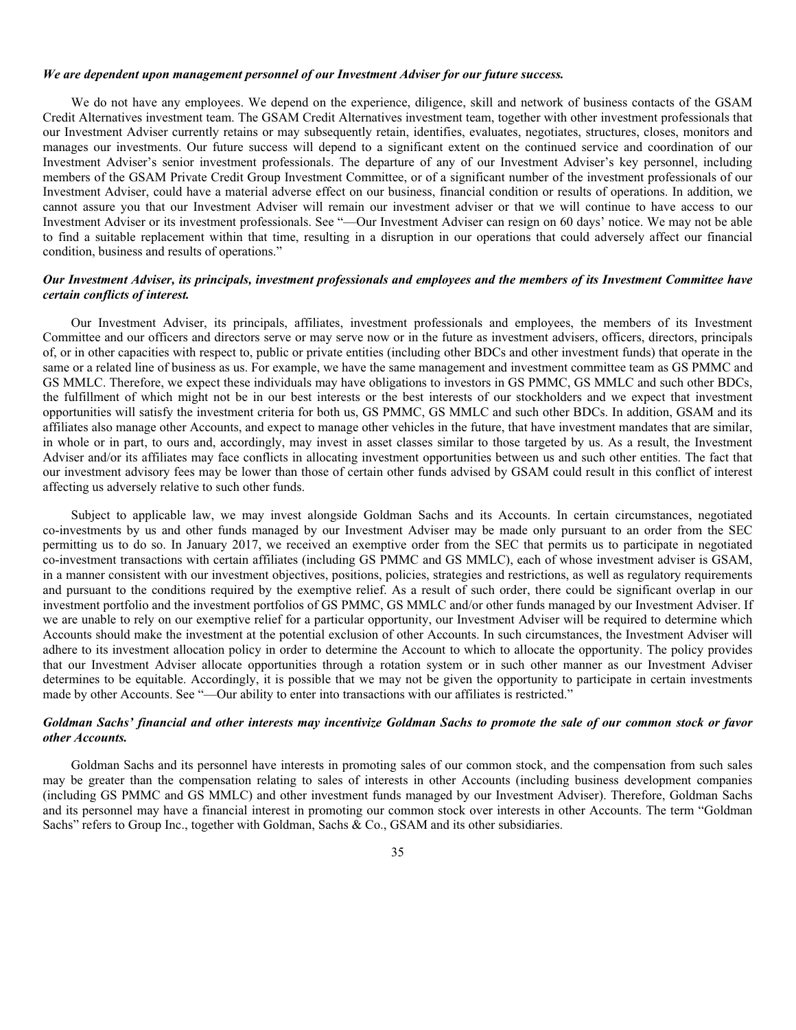***We are dependent upon management personnel of our Investment Adviser for our future success.***

We do not have any employees. We depend on the experience, diligence, skill and network of business contacts of the GSAM Credit Alternatives investment team. The GSAM Credit Alternatives investment team, together with other investment professionals that our Investment Adviser currently retains or may subsequently retain, identifies, evaluates, negotiates, structures, closes, monitors and manages our investments. Our future success will depend to a significant extent on the continued service and coordination of our Investment Adviser's senior investment professionals. The departure of any of our Investment Adviser's key personnel, including members of the GSAM Private Credit Group Investment Committee, or of a significant number of the investment professionals of our Investment Adviser, could have a material adverse effect on our business, financial condition or results of operations. In addition, we cannot assure you that our Investment Adviser will remain our investment adviser or that we will continue to have access to our Investment Adviser or its investment professionals. See "—Our Investment Adviser can resign on 60 days' notice. We may not be able to find a suitable replacement within that time, resulting in a disruption in our operations that could adversely affect our financial condition, business and results of operations."

***Our Investment Adviser, its principals, investment professionals and employees and the members of its Investment Committee have certain conflicts of interest.***

Our Investment Adviser, its principals, affiliates, investment professionals and employees, the members of its Investment Committee and our officers and directors serve or may serve now or in the future as investment advisers, officers, directors, principals of, or in other capacities with respect to, public or private entities (including other BDCs and other investment funds) that operate in the same or a related line of business as us. For example, we have the same management and investment committee team as GS PMMC and GS MMLC. Therefore, we expect these individuals may have obligations to investors in GS PMMC, GS MMLC and such other BDCs, the fulfillment of which might not be in our best interests or the best interests of our stockholders and we expect that investment opportunities will satisfy the investment criteria for both us, GS PMMC, GS MMLC and such other BDCs. In addition, GSAM and its affiliates also manage other Accounts, and expect to manage other vehicles in the future, that have investment mandates that are similar, in whole or in part, to ours and, accordingly, may invest in asset classes similar to those targeted by us. As a result, the Investment Adviser and/or its affiliates may face conflicts in allocating investment opportunities between us and such other entities. The fact that our investment advisory fees may be lower than those of certain other funds advised by GSAM could result in this conflict of interest affecting us adversely relative to such other funds.

Subject to applicable law, we may invest alongside Goldman Sachs and its Accounts. In certain circumstances, negotiated co-investments by us and other funds managed by our Investment Adviser may be made only pursuant to an order from the SEC permitting us to do so. In January 2017, we received an exemptive order from the SEC that permits us to participate in negotiated co-investment transactions with certain affiliates (including GS PMMC and GS MMLC), each of whose investment adviser is GSAM, in a manner consistent with our investment objectives, positions, policies, strategies and restrictions, as well as regulatory requirements and pursuant to the conditions required by the exemptive relief. As a result of such order, there could be significant overlap in our investment portfolio and the investment portfolios of GS PMMC, GS MMLC and/or other funds managed by our Investment Adviser. If we are unable to rely on our exemptive relief for a particular opportunity, our Investment Adviser will be required to determine which Accounts should make the investment at the potential exclusion of other Accounts. In such circumstances, the Investment Adviser will adhere to its investment allocation policy in order to determine the Account to which to allocate the opportunity. The policy provides that our Investment Adviser allocate opportunities through a rotation system or in such other manner as our Investment Adviser determines to be equitable. Accordingly, it is possible that we may not be given the opportunity to participate in certain investments made by other Accounts. See "—Our ability to enter into transactions with our affiliates is restricted."

***Goldman Sachs' financial and other interests may incentivize Goldman Sachs to promote the sale of our common stock or favor other Accounts.***

Goldman Sachs and its personnel have interests in promoting sales of our common stock, and the compensation from such sales may be greater than the compensation relating to sales of interests in other Accounts (including business development companies (including GS PMMC and GS MMLC) and other investment funds managed by our Investment Adviser). Therefore, Goldman Sachs and its personnel may have a financial interest in promoting our common stock over interests in other Accounts. The term "Goldman Sachs" refers to Group Inc., together with Goldman, Sachs & Co., GSAM and its other subsidiaries.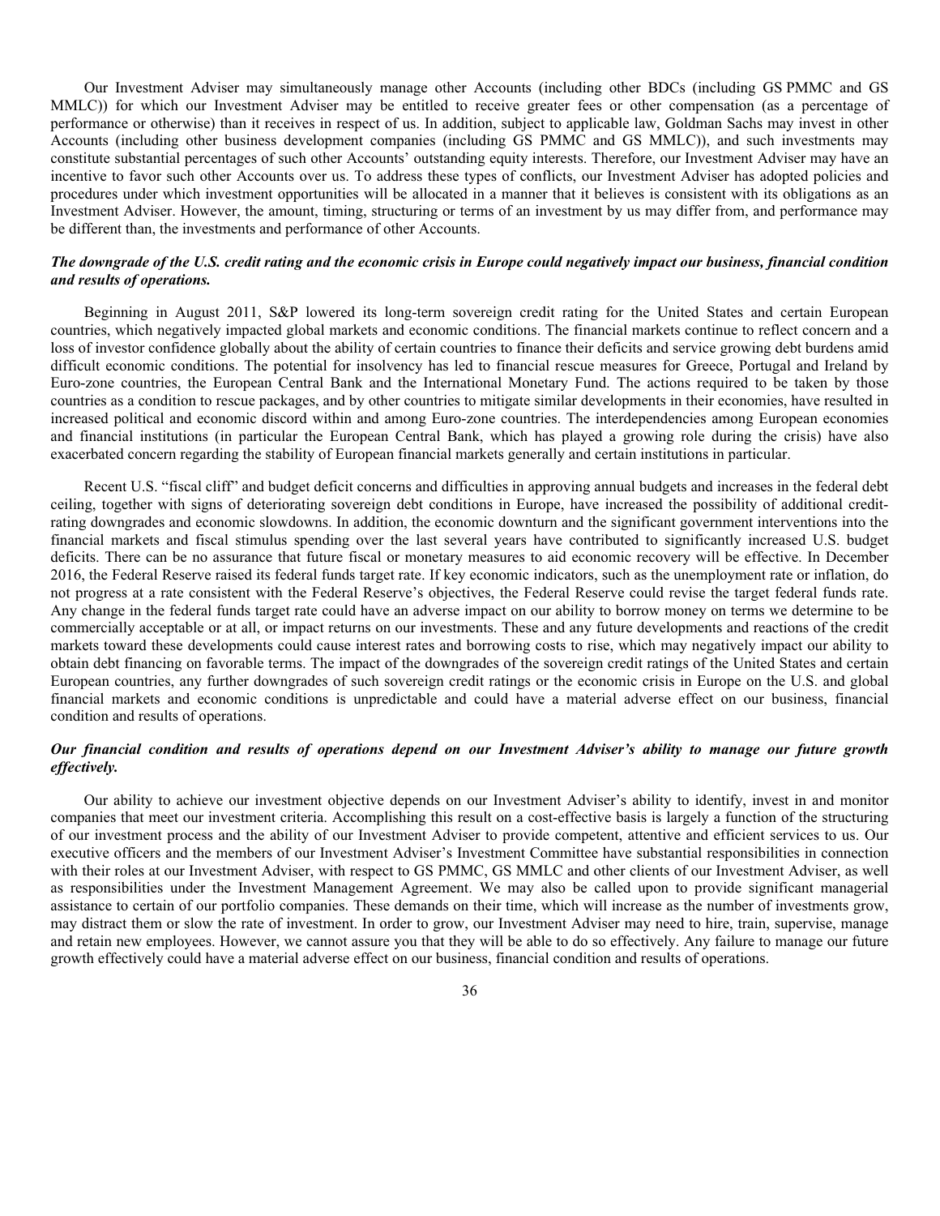Our Investment Adviser may simultaneously manage other Accounts (including other BDCs (including GS PMMC and GS MMLC)) for which our Investment Adviser may be entitled to receive greater fees or other compensation (as a percentage of performance or otherwise) than it receives in respect of us. In addition, subject to applicable law, Goldman Sachs may invest in other Accounts (including other business development companies (including GS PMMC and GS MMLC)), and such investments may constitute substantial percentages of such other Accounts' outstanding equity interests. Therefore, our Investment Adviser may have an incentive to favor such other Accounts over us. To address these types of conflicts, our Investment Adviser has adopted policies and procedures under which investment opportunities will be allocated in a manner that it believes is consistent with its obligations as an Investment Adviser. However, the amount, timing, structuring or terms of an investment by us may differ from, and performance may be different than, the investments and performance of other Accounts.

***The downgrade of the U.S. credit rating and the economic crisis in Europe could negatively impact our business, financial condition and results of operations.***

Beginning in August 2011, S&P lowered its long-term sovereign credit rating for the United States and certain European countries, which negatively impacted global markets and economic conditions. The financial markets continue to reflect concern and a loss of investor confidence globally about the ability of certain countries to finance their deficits and service growing debt burdens amid difficult economic conditions. The potential for insolvency has led to financial rescue measures for Greece, Portugal and Ireland by Euro-zone countries, the European Central Bank and the International Monetary Fund. The actions required to be taken by those countries as a condition to rescue packages, and by other countries to mitigate similar developments in their economies, have resulted in increased political and economic discord within and among Euro-zone countries. The interdependencies among European economies and financial institutions (in particular the European Central Bank, which has played a growing role during the crisis) have also exacerbated concern regarding the stability of European financial markets generally and certain institutions in particular.

Recent U.S. "fiscal cliff" and budget deficit concerns and difficulties in approving annual budgets and increases in the federal debt ceiling, together with signs of deteriorating sovereign debt conditions in Europe, have increased the possibility of additional credit-rating downgrades and economic slowdowns. In addition, the economic downturn and the significant government interventions into the financial markets and fiscal stimulus spending over the last several years have contributed to significantly increased U.S. budget deficits. There can be no assurance that future fiscal or monetary measures to aid economic recovery will be effective. In December 2016, the Federal Reserve raised its federal funds target rate. If key economic indicators, such as the unemployment rate or inflation, do not progress at a rate consistent with the Federal Reserve's objectives, the Federal Reserve could revise the target federal funds rate. Any change in the federal funds target rate could have an adverse impact on our ability to borrow money on terms we determine to be commercially acceptable or at all, or impact returns on our investments. These and any future developments and reactions of the credit markets toward these developments could cause interest rates and borrowing costs to rise, which may negatively impact our ability to obtain debt financing on favorable terms. The impact of the downgrades of the sovereign credit ratings of the United States and certain European countries, any further downgrades of such sovereign credit ratings or the economic crisis in Europe on the U.S. and global financial markets and economic conditions is unpredictable and could have a material adverse effect on our business, financial condition and results of operations.

***Our financial condition and results of operations depend on our Investment Adviser's ability to manage our future growth effectively.***

Our ability to achieve our investment objective depends on our Investment Adviser's ability to identify, invest in and monitor companies that meet our investment criteria. Accomplishing this result on a cost-effective basis is largely a function of the structuring of our investment process and the ability of our Investment Adviser to provide competent, attentive and efficient services to us. Our executive officers and the members of our Investment Adviser's Investment Committee have substantial responsibilities in connection with their roles at our Investment Adviser, with respect to GS PMMC, GS MMLC and other clients of our Investment Adviser, as well as responsibilities under the Investment Management Agreement. We may also be called upon to provide significant managerial assistance to certain of our portfolio companies. These demands on their time, which will increase as the number of investments grow, may distract them or slow the rate of investment. In order to grow, our Investment Adviser may need to hire, train, supervise, manage and retain new employees. However, we cannot assure you that they will be able to do so effectively. Any failure to manage our future growth effectively could have a material adverse effect on our business, financial condition and results of operations.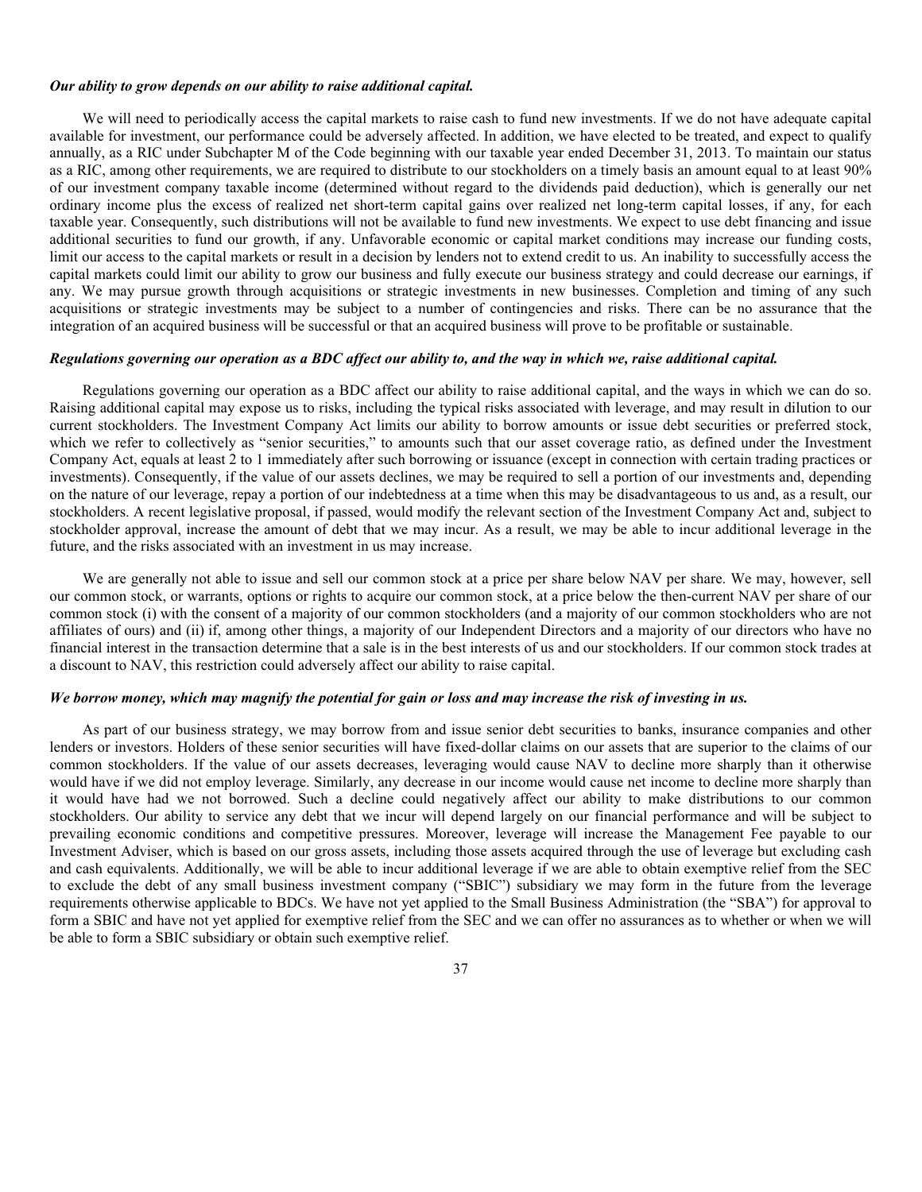***Our ability to grow depends on our ability to raise additional capital.***

We will need to periodically access the capital markets to raise cash to fund new investments. If we do not have adequate capital available for investment, our performance could be adversely affected. In addition, we have elected to be treated, and expect to qualify annually, as a RIC under Subchapter M of the Code beginning with our taxable year ended December 31, 2013. To maintain our status as a RIC, among other requirements, we are required to distribute to our stockholders on a timely basis an amount equal to at least 90% of our investment company taxable income (determined without regard to the dividends paid deduction), which is generally our net ordinary income plus the excess of realized net short-term capital gains over realized net long-term capital losses, if any, for each taxable year. Consequently, such distributions will not be available to fund new investments. We expect to use debt financing and issue additional securities to fund our growth, if any. Unfavorable economic or capital market conditions may increase our funding costs, limit our access to the capital markets or result in a decision by lenders not to extend credit to us. An inability to successfully access the capital markets could limit our ability to grow our business and fully execute our business strategy and could decrease our earnings, if any. We may pursue growth through acquisitions or strategic investments in new businesses. Completion and timing of any such acquisitions or strategic investments may be subject to a number of contingencies and risks. There can be no assurance that the integration of an acquired business will be successful or that an acquired business will prove to be profitable or sustainable.

***Regulations governing our operation as a BDC affect our ability to, and the way in which we, raise additional capital.***

Regulations governing our operation as a BDC affect our ability to raise additional capital, and the ways in which we can do so. Raising additional capital may expose us to risks, including the typical risks associated with leverage, and may result in dilution to our current stockholders. The Investment Company Act limits our ability to borrow amounts or issue debt securities or preferred stock, which we refer to collectively as "senior securities," to amounts such that our asset coverage ratio, as defined under the Investment Company Act, equals at least 2 to 1 immediately after such borrowing or issuance (except in connection with certain trading practices or investments). Consequently, if the value of our assets declines, we may be required to sell a portion of our investments and, depending on the nature of our leverage, repay a portion of our indebtedness at a time when this may be disadvantageous to us and, as a result, our stockholders. A recent legislative proposal, if passed, would modify the relevant section of the Investment Company Act and, subject to stockholder approval, increase the amount of debt that we may incur. As a result, we may be able to incur additional leverage in the future, and the risks associated with an investment in us may increase.

We are generally not able to issue and sell our common stock at a price per share below NAV per share. We may, however, sell our common stock, or warrants, options or rights to acquire our common stock, at a price below the then-current NAV per share of our common stock (i) with the consent of a majority of our common stockholders (and a majority of our common stockholders who are not affiliates of ours) and (ii) if, among other things, a majority of our Independent Directors and a majority of our directors who have no financial interest in the transaction determine that a sale is in the best interests of us and our stockholders. If our common stock trades at a discount to NAV, this restriction could adversely affect our ability to raise capital.

***We borrow money, which may magnify the potential for gain or loss and may increase the risk of investing in us.***

As part of our business strategy, we may borrow from and issue senior debt securities to banks, insurance companies and other lenders or investors. Holders of these senior securities will have fixed-dollar claims on our assets that are superior to the claims of our common stockholders. If the value of our assets decreases, leveraging would cause NAV to decline more sharply than it otherwise would have if we did not employ leverage. Similarly, any decrease in our income would cause net income to decline more sharply than it would have had we not borrowed. Such a decline could negatively affect our ability to make distributions to our common stockholders. Our ability to service any debt that we incur will depend largely on our financial performance and will be subject to prevailing economic conditions and competitive pressures. Moreover, leverage will increase the Management Fee payable to our Investment Adviser, which is based on our gross assets, including those assets acquired through the use of leverage but excluding cash and cash equivalents. Additionally, we will be able to incur additional leverage if we are able to obtain exemptive relief from the SEC to exclude the debt of any small business investment company ("SBIC") subsidiary we may form in the future from the leverage requirements otherwise applicable to BDCs. We have not yet applied to the Small Business Administration (the "SBA") for approval to form a SBIC and have not yet applied for exemptive relief from the SEC and we can offer no assurances as to whether or when we will be able to form a SBIC subsidiary or obtain such exemptive relief.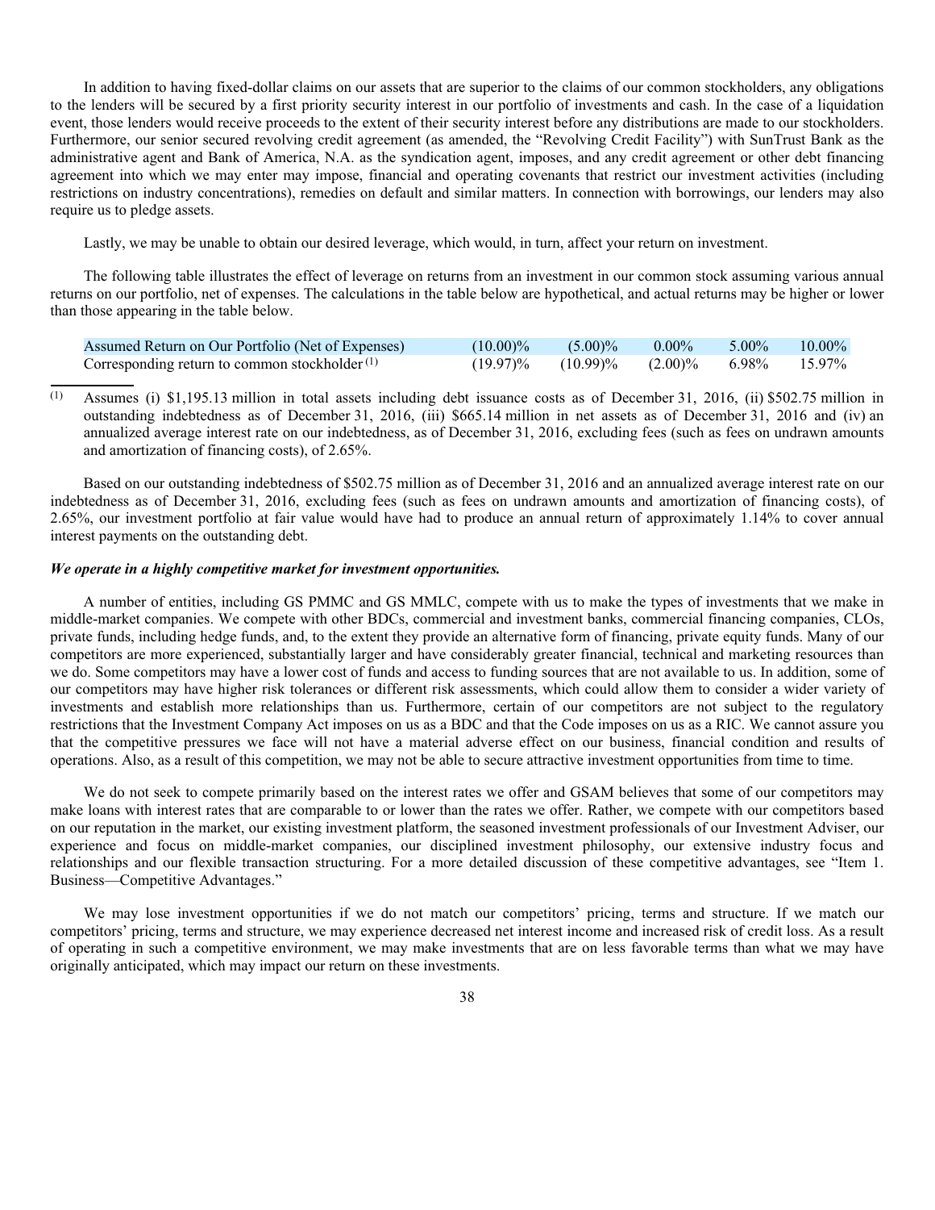In addition to having fixed-dollar claims on our assets that are superior to the claims of our common stockholders, any obligations to the lenders will be secured by a first priority security interest in our portfolio of investments and cash. In the case of a liquidation event, those lenders would receive proceeds to the extent of their security interest before any distributions are made to our stockholders. Furthermore, our senior secured revolving credit agreement (as amended, the "Revolving Credit Facility") with SunTrust Bank as the administrative agent and Bank of America, N.A. as the syndication agent, imposes, and any credit agreement or other debt financing agreement into which we may enter may impose, financial and operating covenants that restrict our investment activities (including restrictions on industry concentrations), remedies on default and similar matters. In connection with borrowings, our lenders may also require us to pledge assets.

Lastly, we may be unable to obtain our desired leverage, which would, in turn, affect your return on investment.

The following table illustrates the effect of leverage on returns from an investment in our common stock assuming various annual returns on our portfolio, net of expenses. The calculations in the table below are hypothetical, and actual returns may be higher or lower than those appearing in the table below.

| Assumed Return on Our Portfolio (Net of Expenses) | (10.00)% | (5.00)% | 0.00% | 5.00% | 10.00% |
|---|---|---|---|---|---|
| Corresponding return to common stockholder [1] | (19.97)% | (10.99)% | (2.00)% | 6.98% | 15.97% |

(1) Assumes (i) $1,195.13 million in total assets including debt issuance costs as of December 31, 2016, (ii) $502.75 million in outstanding indebtedness as of December 31, 2016, (iii) $665.14 million in net assets as of December 31, 2016 and (iv) an annualized average interest rate on our indebtedness, as of December 31, 2016, excluding fees (such as fees on undrawn amounts and amortization of financing costs), of 2.65%.

Based on our outstanding indebtedness of $502.75 million as of December 31, 2016 and an annualized average interest rate on our indebtedness as of December 31, 2016, excluding fees (such as fees on undrawn amounts and amortization of financing costs), of 2.65%, our investment portfolio at fair value would have had to produce an annual return of approximately 1.14% to cover annual interest payments on the outstanding debt.

***We operate in a highly competitive market for investment opportunities.***

A number of entities, including GS PMMC and GS MMLC, compete with us to make the types of investments that we make in middle-market companies. We compete with other BDCs, commercial and investment banks, commercial financing companies, CLOs, private funds, including hedge funds, and, to the extent they provide an alternative form of financing, private equity funds. Many of our competitors are more experienced, substantially larger and have considerably greater financial, technical and marketing resources than we do. Some competitors may have a lower cost of funds and access to funding sources that are not available to us. In addition, some of our competitors may have higher risk tolerances or different risk assessments, which could allow them to consider a wider variety of investments and establish more relationships than us. Furthermore, certain of our competitors are not subject to the regulatory restrictions that the Investment Company Act imposes on us as a BDC and that the Code imposes on us as a RIC. We cannot assure you that the competitive pressures we face will not have a material adverse effect on our business, financial condition and results of operations. Also, as a result of this competition, we may not be able to secure attractive investment opportunities from time to time.

We do not seek to compete primarily based on the interest rates we offer and GSAM believes that some of our competitors may make loans with interest rates that are comparable to or lower than the rates we offer. Rather, we compete with our competitors based on our reputation in the market, our existing investment platform, the seasoned investment professionals of our Investment Adviser, our experience and focus on middle-market companies, our disciplined investment philosophy, our extensive industry focus and relationships and our flexible transaction structuring. For a more detailed discussion of these competitive advantages, see "Item 1. Business—Competitive Advantages."

We may lose investment opportunities if we do not match our competitors' pricing, terms and structure. If we match our competitors' pricing, terms and structure, we may experience decreased net interest income and increased risk of credit loss. As a result of operating in such a competitive environment, we may make investments that are on less favorable terms than what we may have originally anticipated, which may impact our return on these investments.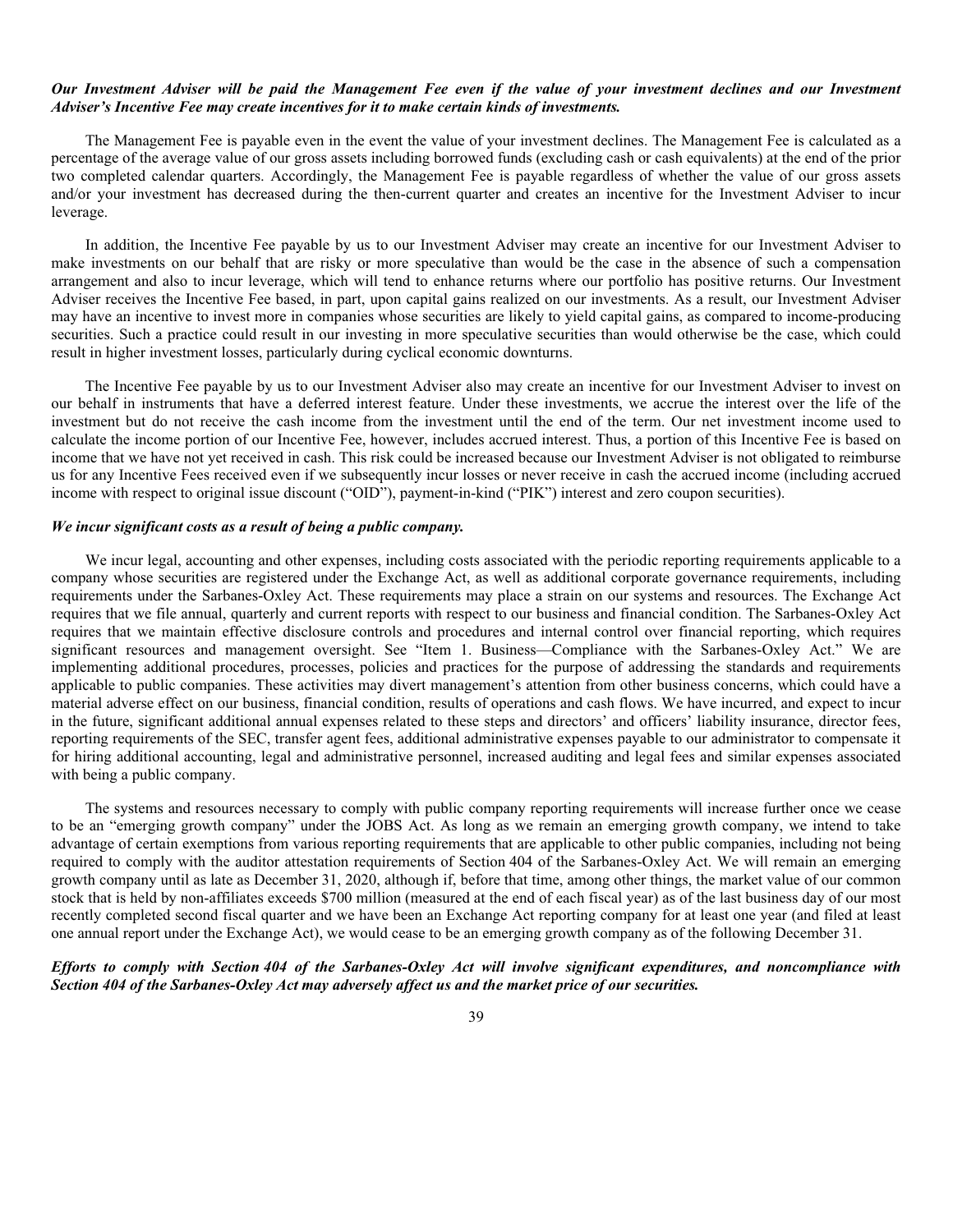***Our Investment Adviser will be paid the Management Fee even if the value of your investment declines and our Investment Adviser's Incentive Fee may create incentives for it to make certain kinds of investments.***

The Management Fee is payable even in the event the value of your investment declines. The Management Fee is calculated as a percentage of the average value of our gross assets including borrowed funds (excluding cash or cash equivalents) at the end of the prior two completed calendar quarters. Accordingly, the Management Fee is payable regardless of whether the value of our gross assets and/or your investment has decreased during the then-current quarter and creates an incentive for the Investment Adviser to incur leverage.

In addition, the Incentive Fee payable by us to our Investment Adviser may create an incentive for our Investment Adviser to make investments on our behalf that are risky or more speculative than would be the case in the absence of such a compensation arrangement and also to incur leverage, which will tend to enhance returns where our portfolio has positive returns. Our Investment Adviser receives the Incentive Fee based, in part, upon capital gains realized on our investments. As a result, our Investment Adviser may have an incentive to invest more in companies whose securities are likely to yield capital gains, as compared to income-producing securities. Such a practice could result in our investing in more speculative securities than would otherwise be the case, which could result in higher investment losses, particularly during cyclical economic downturns.

The Incentive Fee payable by us to our Investment Adviser also may create an incentive for our Investment Adviser to invest on our behalf in instruments that have a deferred interest feature. Under these investments, we accrue the interest over the life of the investment but do not receive the cash income from the investment until the end of the term. Our net investment income used to calculate the income portion of our Incentive Fee, however, includes accrued interest. Thus, a portion of this Incentive Fee is based on income that we have not yet received in cash. This risk could be increased because our Investment Adviser is not obligated to reimburse us for any Incentive Fees received even if we subsequently incur losses or never receive in cash the accrued income (including accrued income with respect to original issue discount ("OID"), payment-in-kind ("PIK") interest and zero coupon securities).

***We incur significant costs as a result of being a public company.***

We incur legal, accounting and other expenses, including costs associated with the periodic reporting requirements applicable to a company whose securities are registered under the Exchange Act, as well as additional corporate governance requirements, including requirements under the Sarbanes-Oxley Act. These requirements may place a strain on our systems and resources. The Exchange Act requires that we file annual, quarterly and current reports with respect to our business and financial condition. The Sarbanes-Oxley Act requires that we maintain effective disclosure controls and procedures and internal control over financial reporting, which requires significant resources and management oversight. See "Item 1. Business—Compliance with the Sarbanes-Oxley Act." We are implementing additional procedures, processes, policies and practices for the purpose of addressing the standards and requirements applicable to public companies. These activities may divert management's attention from other business concerns, which could have a material adverse effect on our business, financial condition, results of operations and cash flows. We have incurred, and expect to incur in the future, significant additional annual expenses related to these steps and directors' and officers' liability insurance, director fees, reporting requirements of the SEC, transfer agent fees, additional administrative expenses payable to our administrator to compensate it for hiring additional accounting, legal and administrative personnel, increased auditing and legal fees and similar expenses associated with being a public company.

The systems and resources necessary to comply with public company reporting requirements will increase further once we cease to be an "emerging growth company" under the JOBS Act. As long as we remain an emerging growth company, we intend to take advantage of certain exemptions from various reporting requirements that are applicable to other public companies, including not being required to comply with the auditor attestation requirements of Section 404 of the Sarbanes-Oxley Act. We will remain an emerging growth company until as late as December 31, 2020, although if, before that time, among other things, the market value of our common stock that is held by non-affiliates exceeds $700 million (measured at the end of each fiscal year) as of the last business day of our most recently completed second fiscal quarter and we have been an Exchange Act reporting company for at least one year (and filed at least one annual report under the Exchange Act), we would cease to be an emerging growth company as of the following December 31.

***Efforts to comply with Section 404 of the Sarbanes-Oxley Act will involve significant expenditures, and noncompliance with Section 404 of the Sarbanes-Oxley Act may adversely affect us and the market price of our securities.***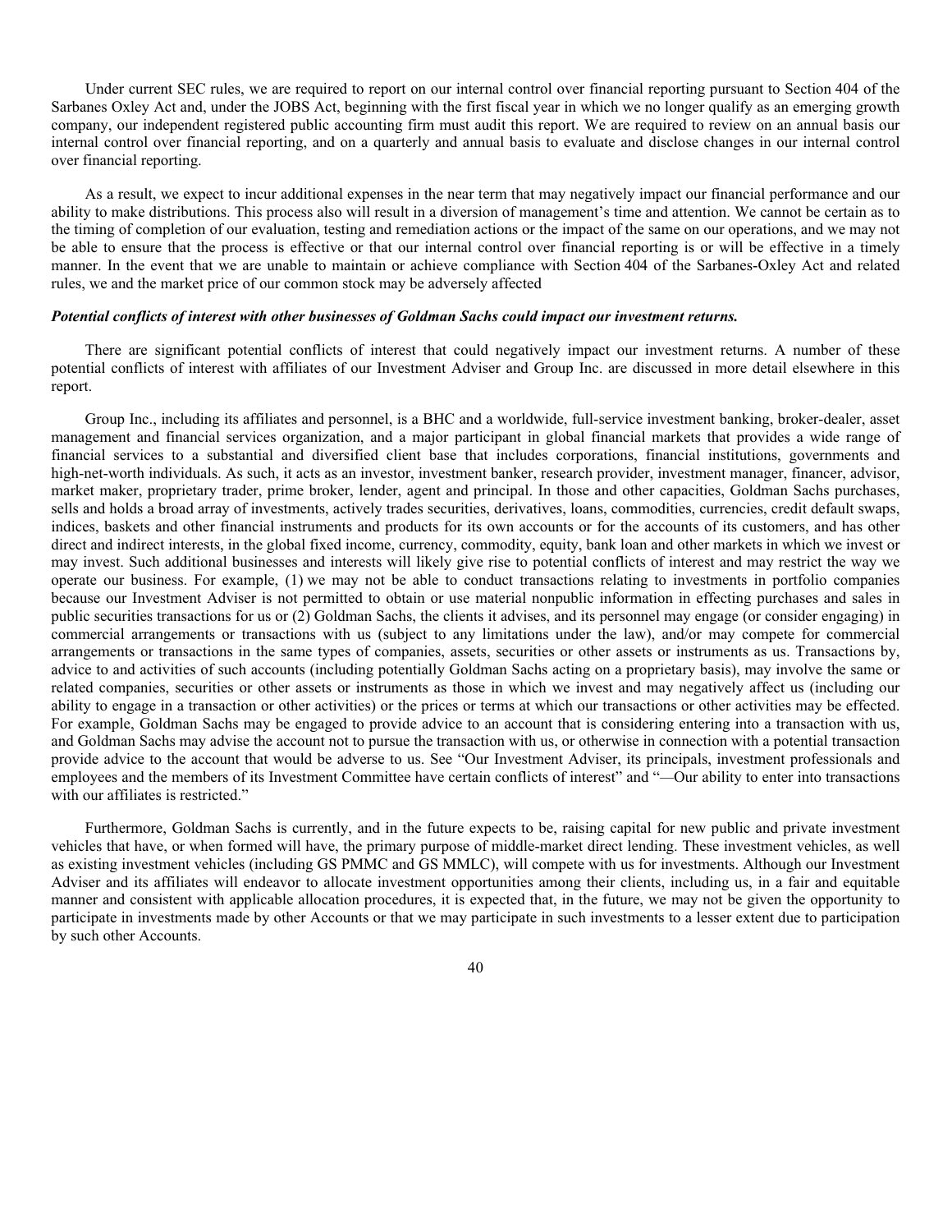Under current SEC rules, we are required to report on our internal control over financial reporting pursuant to Section 404 of the Sarbanes Oxley Act and, under the JOBS Act, beginning with the first fiscal year in which we no longer qualify as an emerging growth company, our independent registered public accounting firm must audit this report. We are required to review on an annual basis our internal control over financial reporting, and on a quarterly and annual basis to evaluate and disclose changes in our internal control over financial reporting.

As a result, we expect to incur additional expenses in the near term that may negatively impact our financial performance and our ability to make distributions. This process also will result in a diversion of management's time and attention. We cannot be certain as to the timing of completion of our evaluation, testing and remediation actions or the impact of the same on our operations, and we may not be able to ensure that the process is effective or that our internal control over financial reporting is or will be effective in a timely manner. In the event that we are unable to maintain or achieve compliance with Section 404 of the Sarbanes-Oxley Act and related rules, we and the market price of our common stock may be adversely affected

***Potential conflicts of interest with other businesses of Goldman Sachs could impact our investment returns.***

There are significant potential conflicts of interest that could negatively impact our investment returns. A number of these potential conflicts of interest with affiliates of our Investment Adviser and Group Inc. are discussed in more detail elsewhere in this report.

Group Inc., including its affiliates and personnel, is a BHC and a worldwide, full-service investment banking, broker-dealer, asset management and financial services organization, and a major participant in global financial markets that provides a wide range of financial services to a substantial and diversified client base that includes corporations, financial institutions, governments and high-net-worth individuals. As such, it acts as an investor, investment banker, research provider, investment manager, financer, advisor, market maker, proprietary trader, prime broker, lender, agent and principal. In those and other capacities, Goldman Sachs purchases, sells and holds a broad array of investments, actively trades securities, derivatives, loans, commodities, currencies, credit default swaps, indices, baskets and other financial instruments and products for its own accounts or for the accounts of its customers, and has other direct and indirect interests, in the global fixed income, currency, commodity, equity, bank loan and other markets in which we invest or may invest. Such additional businesses and interests will likely give rise to potential conflicts of interest and may restrict the way we operate our business. For example, (1) we may not be able to conduct transactions relating to investments in portfolio companies because our Investment Adviser is not permitted to obtain or use material nonpublic information in effecting purchases and sales in public securities transactions for us or (2) Goldman Sachs, the clients it advises, and its personnel may engage (or consider engaging) in commercial arrangements or transactions with us (subject to any limitations under the law), and/or may compete for commercial arrangements or transactions in the same types of companies, assets, securities or other assets or instruments as us. Transactions by, advice to and activities of such accounts (including potentially Goldman Sachs acting on a proprietary basis), may involve the same or related companies, securities or other assets or instruments as those in which we invest and may negatively affect us (including our ability to engage in a transaction or other activities) or the prices or terms at which our transactions or other activities may be effected. For example, Goldman Sachs may be engaged to provide advice to an account that is considering entering into a transaction with us, and Goldman Sachs may advise the account not to pursue the transaction with us, or otherwise in connection with a potential transaction provide advice to the account that would be adverse to us. See "Our Investment Adviser, its principals, investment professionals and employees and the members of its Investment Committee have certain conflicts of interest" and "—Our ability to enter into transactions with our affiliates is restricted."

Furthermore, Goldman Sachs is currently, and in the future expects to be, raising capital for new public and private investment vehicles that have, or when formed will have, the primary purpose of middle-market direct lending. These investment vehicles, as well as existing investment vehicles (including GS PMMC and GS MMLC), will compete with us for investments. Although our Investment Adviser and its affiliates will endeavor to allocate investment opportunities among their clients, including us, in a fair and equitable manner and consistent with applicable allocation procedures, it is expected that, in the future, we may not be given the opportunity to participate in investments made by other Accounts or that we may participate in such investments to a lesser extent due to participation by such other Accounts.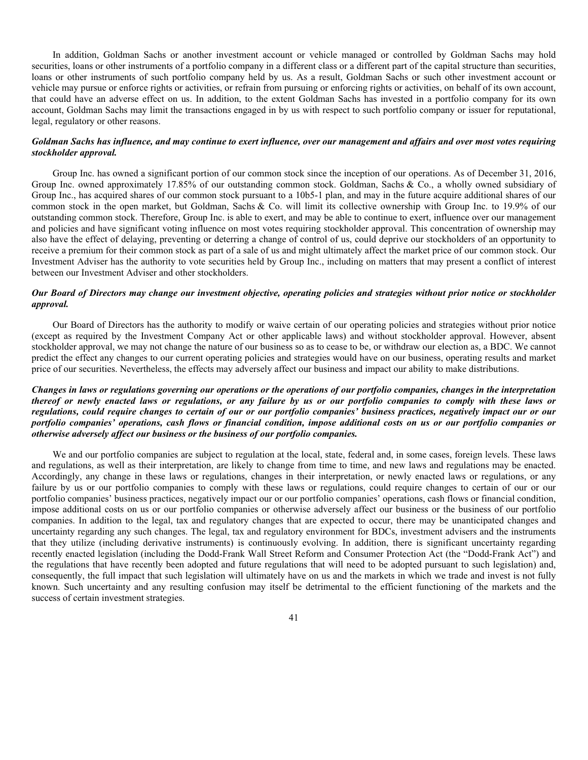In addition, Goldman Sachs or another investment account or vehicle managed or controlled by Goldman Sachs may hold securities, loans or other instruments of a portfolio company in a different class or a different part of the capital structure than securities, loans or other instruments of such portfolio company held by us. As a result, Goldman Sachs or such other investment account or vehicle may pursue or enforce rights or activities, or refrain from pursuing or enforcing rights or activities, on behalf of its own account, that could have an adverse effect on us. In addition, to the extent Goldman Sachs has invested in a portfolio company for its own account, Goldman Sachs may limit the transactions engaged in by us with respect to such portfolio company or issuer for reputational, legal, regulatory or other reasons.

***Goldman Sachs has influence, and may continue to exert influence, over our management and affairs and over most votes requiring stockholder approval.***

Group Inc. has owned a significant portion of our common stock since the inception of our operations. As of December 31, 2016, Group Inc. owned approximately 17.85% of our outstanding common stock. Goldman, Sachs & Co., a wholly owned subsidiary of Group Inc., has acquired shares of our common stock pursuant to a 10b5-1 plan, and may in the future acquire additional shares of our common stock in the open market, but Goldman, Sachs & Co. will limit its collective ownership with Group Inc. to 19.9% of our outstanding common stock. Therefore, Group Inc. is able to exert, and may be able to continue to exert, influence over our management and policies and have significant voting influence on most votes requiring stockholder approval. This concentration of ownership may also have the effect of delaying, preventing or deterring a change of control of us, could deprive our stockholders of an opportunity to receive a premium for their common stock as part of a sale of us and might ultimately affect the market price of our common stock. Our Investment Adviser has the authority to vote securities held by Group Inc., including on matters that may present a conflict of interest between our Investment Adviser and other stockholders.

***Our Board of Directors may change our investment objective, operating policies and strategies without prior notice or stockholder approval.***

Our Board of Directors has the authority to modify or waive certain of our operating policies and strategies without prior notice (except as required by the Investment Company Act or other applicable laws) and without stockholder approval. However, absent stockholder approval, we may not change the nature of our business so as to cease to be, or withdraw our election as, a BDC. We cannot predict the effect any changes to our current operating policies and strategies would have on our business, operating results and market price of our securities. Nevertheless, the effects may adversely affect our business and impact our ability to make distributions.

***Changes in laws or regulations governing our operations or the operations of our portfolio companies, changes in the interpretation thereof or newly enacted laws or regulations, or any failure by us or our portfolio companies to comply with these laws or regulations, could require changes to certain of our or our portfolio companies' business practices, negatively impact our or our portfolio companies' operations, cash flows or financial condition, impose additional costs on us or our portfolio companies or otherwise adversely affect our business or the business of our portfolio companies.***

We and our portfolio companies are subject to regulation at the local, state, federal and, in some cases, foreign levels. These laws and regulations, as well as their interpretation, are likely to change from time to time, and new laws and regulations may be enacted. Accordingly, any change in these laws or regulations, changes in their interpretation, or newly enacted laws or regulations, or any failure by us or our portfolio companies to comply with these laws or regulations, could require changes to certain of our or our portfolio companies' business practices, negatively impact our or our portfolio companies' operations, cash flows or financial condition, impose additional costs on us or our portfolio companies or otherwise adversely affect our business or the business of our portfolio companies. In addition to the legal, tax and regulatory changes that are expected to occur, there may be unanticipated changes and uncertainty regarding any such changes. The legal, tax and regulatory environment for BDCs, investment advisers and the instruments that they utilize (including derivative instruments) is continuously evolving. In addition, there is significant uncertainty regarding recently enacted legislation (including the Dodd-Frank Wall Street Reform and Consumer Protection Act (the "Dodd-Frank Act") and the regulations that have recently been adopted and future regulations that will need to be adopted pursuant to such legislation) and, consequently, the full impact that such legislation will ultimately have on us and the markets in which we trade and invest is not fully known. Such uncertainty and any resulting confusion may itself be detrimental to the efficient functioning of the markets and the success of certain investment strategies.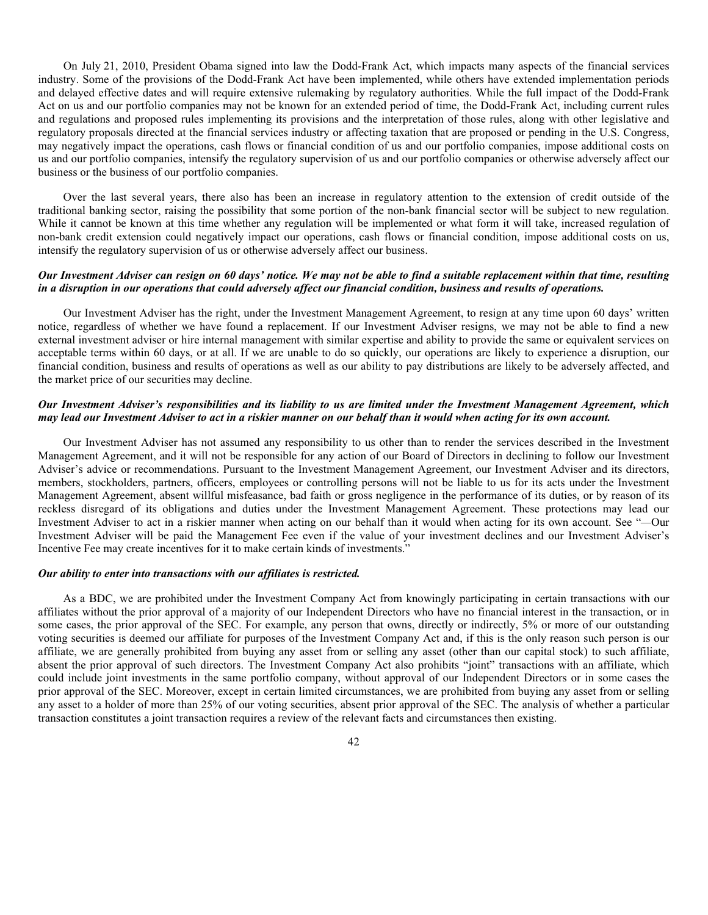On July 21, 2010, President Obama signed into law the Dodd-Frank Act, which impacts many aspects of the financial services industry. Some of the provisions of the Dodd-Frank Act have been implemented, while others have extended implementation periods and delayed effective dates and will require extensive rulemaking by regulatory authorities. While the full impact of the Dodd-Frank Act on us and our portfolio companies may not be known for an extended period of time, the Dodd-Frank Act, including current rules and regulations and proposed rules implementing its provisions and the interpretation of those rules, along with other legislative and regulatory proposals directed at the financial services industry or affecting taxation that are proposed or pending in the U.S. Congress, may negatively impact the operations, cash flows or financial condition of us and our portfolio companies, impose additional costs on us and our portfolio companies, intensify the regulatory supervision of us and our portfolio companies or otherwise adversely affect our business or the business of our portfolio companies.

Over the last several years, there also has been an increase in regulatory attention to the extension of credit outside of the traditional banking sector, raising the possibility that some portion of the non-bank financial sector will be subject to new regulation. While it cannot be known at this time whether any regulation will be implemented or what form it will take, increased regulation of non-bank credit extension could negatively impact our operations, cash flows or financial condition, impose additional costs on us, intensify the regulatory supervision of us or otherwise adversely affect our business.

***Our Investment Adviser can resign on 60 days' notice. We may not be able to find a suitable replacement within that time, resulting in a disruption in our operations that could adversely affect our financial condition, business and results of operations.***

Our Investment Adviser has the right, under the Investment Management Agreement, to resign at any time upon 60 days' written notice, regardless of whether we have found a replacement. If our Investment Adviser resigns, we may not be able to find a new external investment adviser or hire internal management with similar expertise and ability to provide the same or equivalent services on acceptable terms within 60 days, or at all. If we are unable to do so quickly, our operations are likely to experience a disruption, our financial condition, business and results of operations as well as our ability to pay distributions are likely to be adversely affected, and the market price of our securities may decline.

***Our Investment Adviser's responsibilities and its liability to us are limited under the Investment Management Agreement, which may lead our Investment Adviser to act in a riskier manner on our behalf than it would when acting for its own account.***

Our Investment Adviser has not assumed any responsibility to us other than to render the services described in the Investment Management Agreement, and it will not be responsible for any action of our Board of Directors in declining to follow our Investment Adviser's advice or recommendations. Pursuant to the Investment Management Agreement, our Investment Adviser and its directors, members, stockholders, partners, officers, employees or controlling persons will not be liable to us for its acts under the Investment Management Agreement, absent willful misfeasance, bad faith or gross negligence in the performance of its duties, or by reason of its reckless disregard of its obligations and duties under the Investment Management Agreement. These protections may lead our Investment Adviser to act in a riskier manner when acting on our behalf than it would when acting for its own account. See "—Our Investment Adviser will be paid the Management Fee even if the value of your investment declines and our Investment Adviser's Incentive Fee may create incentives for it to make certain kinds of investments."

***Our ability to enter into transactions with our affiliates is restricted.***

As a BDC, we are prohibited under the Investment Company Act from knowingly participating in certain transactions with our affiliates without the prior approval of a majority of our Independent Directors who have no financial interest in the transaction, or in some cases, the prior approval of the SEC. For example, any person that owns, directly or indirectly, 5% or more of our outstanding voting securities is deemed our affiliate for purposes of the Investment Company Act and, if this is the only reason such person is our affiliate, we are generally prohibited from buying any asset from or selling any asset (other than our capital stock) to such affiliate, absent the prior approval of such directors. The Investment Company Act also prohibits "joint" transactions with an affiliate, which could include joint investments in the same portfolio company, without approval of our Independent Directors or in some cases the prior approval of the SEC. Moreover, except in certain limited circumstances, we are prohibited from buying any asset from or selling any asset to a holder of more than 25% of our voting securities, absent prior approval of the SEC. The analysis of whether a particular transaction constitutes a joint transaction requires a review of the relevant facts and circumstances then existing.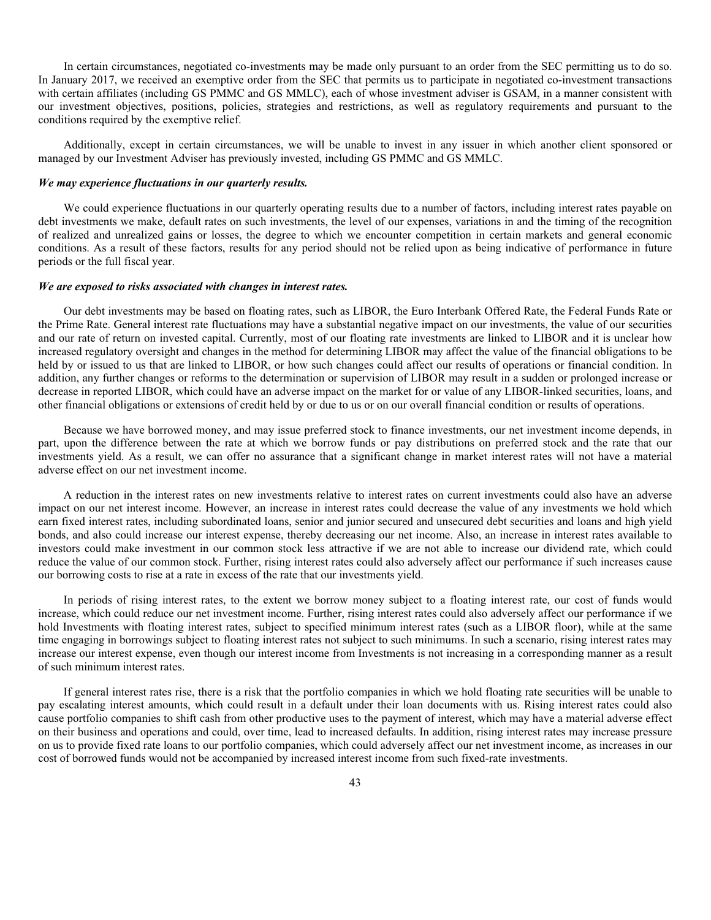In certain circumstances, negotiated co-investments may be made only pursuant to an order from the SEC permitting us to do so. In January 2017, we received an exemptive order from the SEC that permits us to participate in negotiated co-investment transactions with certain affiliates (including GS PMMC and GS MMLC), each of whose investment adviser is GSAM, in a manner consistent with our investment objectives, positions, policies, strategies and restrictions, as well as regulatory requirements and pursuant to the conditions required by the exemptive relief.

Additionally, except in certain circumstances, we will be unable to invest in any issuer in which another client sponsored or managed by our Investment Adviser has previously invested, including GS PMMC and GS MMLC.

***We may experience fluctuations in our quarterly results.***

We could experience fluctuations in our quarterly operating results due to a number of factors, including interest rates payable on debt investments we make, default rates on such investments, the level of our expenses, variations in and the timing of the recognition of realized and unrealized gains or losses, the degree to which we encounter competition in certain markets and general economic conditions. As a result of these factors, results for any period should not be relied upon as being indicative of performance in future periods or the full fiscal year.

***We are exposed to risks associated with changes in interest rates.***

Our debt investments may be based on floating rates, such as LIBOR, the Euro Interbank Offered Rate, the Federal Funds Rate or the Prime Rate. General interest rate fluctuations may have a substantial negative impact on our investments, the value of our securities and our rate of return on invested capital. Currently, most of our floating rate investments are linked to LIBOR and it is unclear how increased regulatory oversight and changes in the method for determining LIBOR may affect the value of the financial obligations to be held by or issued to us that are linked to LIBOR, or how such changes could affect our results of operations or financial condition. In addition, any further changes or reforms to the determination or supervision of LIBOR may result in a sudden or prolonged increase or decrease in reported LIBOR, which could have an adverse impact on the market for or value of any LIBOR-linked securities, loans, and other financial obligations or extensions of credit held by or due to us or on our overall financial condition or results of operations.

Because we have borrowed money, and may issue preferred stock to finance investments, our net investment income depends, in part, upon the difference between the rate at which we borrow funds or pay distributions on preferred stock and the rate that our investments yield. As a result, we can offer no assurance that a significant change in market interest rates will not have a material adverse effect on our net investment income.

A reduction in the interest rates on new investments relative to interest rates on current investments could also have an adverse impact on our net interest income. However, an increase in interest rates could decrease the value of any investments we hold which earn fixed interest rates, including subordinated loans, senior and junior secured and unsecured debt securities and loans and high yield bonds, and also could increase our interest expense, thereby decreasing our net income. Also, an increase in interest rates available to investors could make investment in our common stock less attractive if we are not able to increase our dividend rate, which could reduce the value of our common stock. Further, rising interest rates could also adversely affect our performance if such increases cause our borrowing costs to rise at a rate in excess of the rate that our investments yield.

In periods of rising interest rates, to the extent we borrow money subject to a floating interest rate, our cost of funds would increase, which could reduce our net investment income. Further, rising interest rates could also adversely affect our performance if we hold Investments with floating interest rates, subject to specified minimum interest rates (such as a LIBOR floor), while at the same time engaging in borrowings subject to floating interest rates not subject to such minimums. In such a scenario, rising interest rates may increase our interest expense, even though our interest income from Investments is not increasing in a corresponding manner as a result of such minimum interest rates.

If general interest rates rise, there is a risk that the portfolio companies in which we hold floating rate securities will be unable to pay escalating interest amounts, which could result in a default under their loan documents with us. Rising interest rates could also cause portfolio companies to shift cash from other productive uses to the payment of interest, which may have a material adverse effect on their business and operations and could, over time, lead to increased defaults. In addition, rising interest rates may increase pressure on us to provide fixed rate loans to our portfolio companies, which could adversely affect our net investment income, as increases in our cost of borrowed funds would not be accompanied by increased interest income from such fixed-rate investments.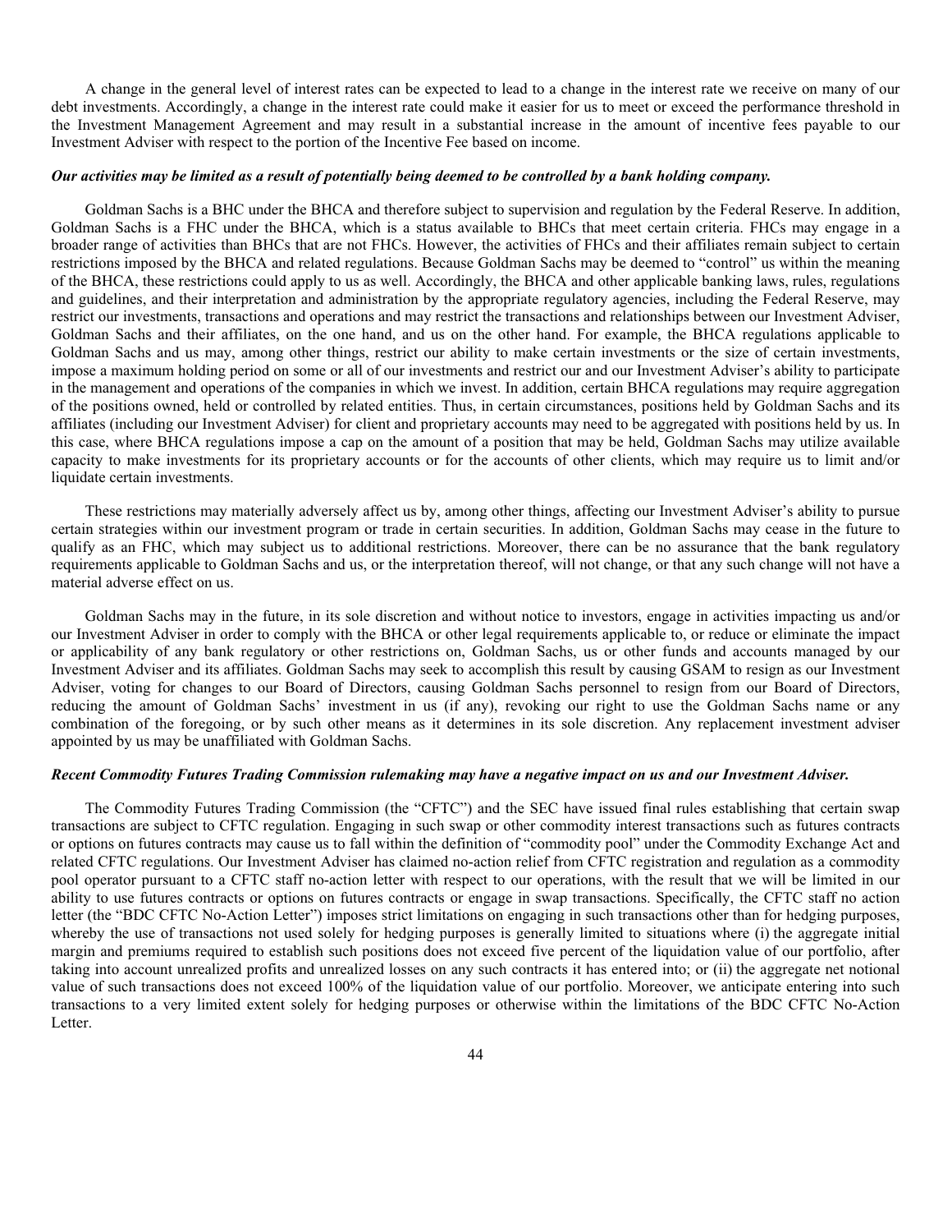A change in the general level of interest rates can be expected to lead to a change in the interest rate we receive on many of our debt investments. Accordingly, a change in the interest rate could make it easier for us to meet or exceed the performance threshold in the Investment Management Agreement and may result in a substantial increase in the amount of incentive fees payable to our Investment Adviser with respect to the portion of the Incentive Fee based on income.

***Our activities may be limited as a result of potentially being deemed to be controlled by a bank holding company.***

Goldman Sachs is a BHC under the BHCA and therefore subject to supervision and regulation by the Federal Reserve. In addition, Goldman Sachs is a FHC under the BHCA, which is a status available to BHCs that meet certain criteria. FHCs may engage in a broader range of activities than BHCs that are not FHCs. However, the activities of FHCs and their affiliates remain subject to certain restrictions imposed by the BHCA and related regulations. Because Goldman Sachs may be deemed to "control" us within the meaning of the BHCA, these restrictions could apply to us as well. Accordingly, the BHCA and other applicable banking laws, rules, regulations and guidelines, and their interpretation and administration by the appropriate regulatory agencies, including the Federal Reserve, may restrict our investments, transactions and operations and may restrict the transactions and relationships between our Investment Adviser, Goldman Sachs and their affiliates, on the one hand, and us on the other hand. For example, the BHCA regulations applicable to Goldman Sachs and us may, among other things, restrict our ability to make certain investments or the size of certain investments, impose a maximum holding period on some or all of our investments and restrict our and our Investment Adviser's ability to participate in the management and operations of the companies in which we invest. In addition, certain BHCA regulations may require aggregation of the positions owned, held or controlled by related entities. Thus, in certain circumstances, positions held by Goldman Sachs and its affiliates (including our Investment Adviser) for client and proprietary accounts may need to be aggregated with positions held by us. In this case, where BHCA regulations impose a cap on the amount of a position that may be held, Goldman Sachs may utilize available capacity to make investments for its proprietary accounts or for the accounts of other clients, which may require us to limit and/or liquidate certain investments.

These restrictions may materially adversely affect us by, among other things, affecting our Investment Adviser's ability to pursue certain strategies within our investment program or trade in certain securities. In addition, Goldman Sachs may cease in the future to qualify as an FHC, which may subject us to additional restrictions. Moreover, there can be no assurance that the bank regulatory requirements applicable to Goldman Sachs and us, or the interpretation thereof, will not change, or that any such change will not have a material adverse effect on us.

Goldman Sachs may in the future, in its sole discretion and without notice to investors, engage in activities impacting us and/or our Investment Adviser in order to comply with the BHCA or other legal requirements applicable to, or reduce or eliminate the impact or applicability of any bank regulatory or other restrictions on, Goldman Sachs, us or other funds and accounts managed by our Investment Adviser and its affiliates. Goldman Sachs may seek to accomplish this result by causing GSAM to resign as our Investment Adviser, voting for changes to our Board of Directors, causing Goldman Sachs personnel to resign from our Board of Directors, reducing the amount of Goldman Sachs' investment in us (if any), revoking our right to use the Goldman Sachs name or any combination of the foregoing, or by such other means as it determines in its sole discretion. Any replacement investment adviser appointed by us may be unaffiliated with Goldman Sachs.

***Recent Commodity Futures Trading Commission rulemaking may have a negative impact on us and our Investment Adviser.***

The Commodity Futures Trading Commission (the "CFTC") and the SEC have issued final rules establishing that certain swap transactions are subject to CFTC regulation. Engaging in such swap or other commodity interest transactions such as futures contracts or options on futures contracts may cause us to fall within the definition of "commodity pool" under the Commodity Exchange Act and related CFTC regulations. Our Investment Adviser has claimed no-action relief from CFTC registration and regulation as a commodity pool operator pursuant to a CFTC staff no-action letter with respect to our operations, with the result that we will be limited in our ability to use futures contracts or options on futures contracts or engage in swap transactions. Specifically, the CFTC staff no action letter (the "BDC CFTC No-Action Letter") imposes strict limitations on engaging in such transactions other than for hedging purposes, whereby the use of transactions not used solely for hedging purposes is generally limited to situations where (i) the aggregate initial margin and premiums required to establish such positions does not exceed five percent of the liquidation value of our portfolio, after taking into account unrealized profits and unrealized losses on any such contracts it has entered into; or (ii) the aggregate net notional value of such transactions does not exceed 100% of the liquidation value of our portfolio. Moreover, we anticipate entering into such transactions to a very limited extent solely for hedging purposes or otherwise within the limitations of the BDC CFTC No-Action Letter.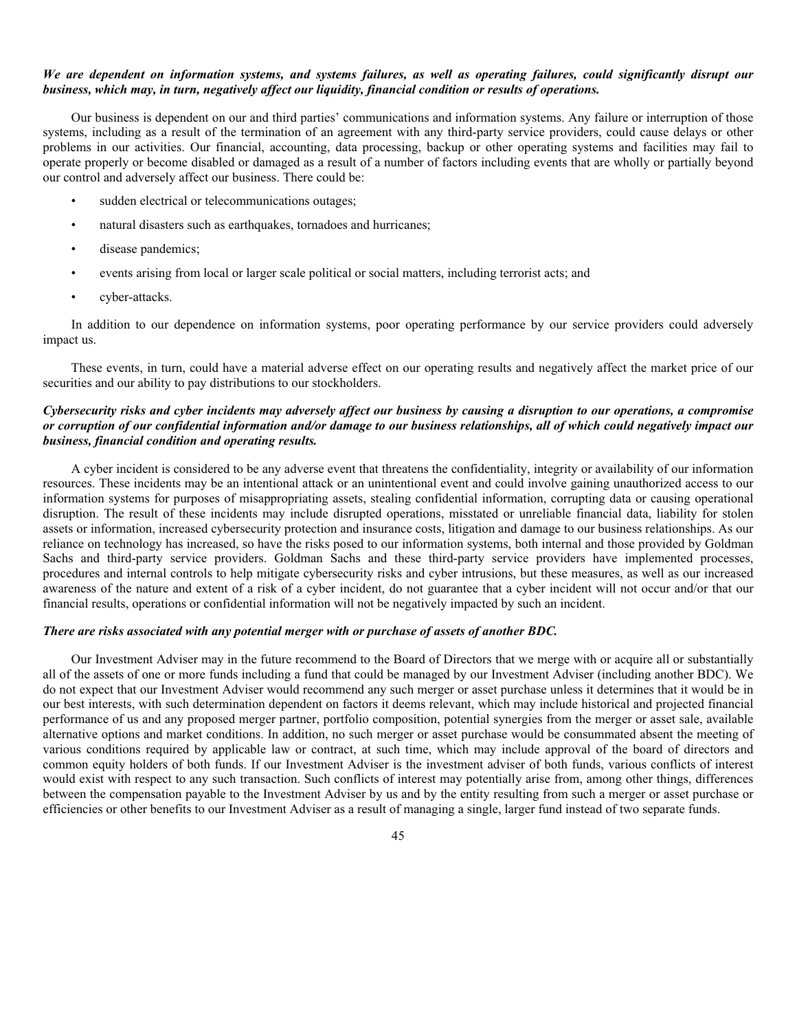***We are dependent on information systems, and systems failures, as well as operating failures, could significantly disrupt our business, which may, in turn, negatively affect our liquidity, financial condition or results of operations.***

Our business is dependent on our and third parties' communications and information systems. Any failure or interruption of those systems, including as a result of the termination of an agreement with any third-party service providers, could cause delays or other problems in our activities. Our financial, accounting, data processing, backup or other operating systems and facilities may fail to operate properly or become disabled or damaged as a result of a number of factors including events that are wholly or partially beyond our control and adversely affect our business. There could be:

- sudden electrical or telecommunications outages;
- natural disasters such as earthquakes, tornadoes and hurricanes;
- disease pandemics;
- events arising from local or larger scale political or social matters, including terrorist acts; and
- cyber-attacks.

In addition to our dependence on information systems, poor operating performance by our service providers could adversely impact us.

These events, in turn, could have a material adverse effect on our operating results and negatively affect the market price of our securities and our ability to pay distributions to our stockholders.

***Cybersecurity risks and cyber incidents may adversely affect our business by causing a disruption to our operations, a compromise or corruption of our confidential information and/or damage to our business relationships, all of which could negatively impact our business, financial condition and operating results.***

A cyber incident is considered to be any adverse event that threatens the confidentiality, integrity or availability of our information resources. These incidents may be an intentional attack or an unintentional event and could involve gaining unauthorized access to our information systems for purposes of misappropriating assets, stealing confidential information, corrupting data or causing operational disruption. The result of these incidents may include disrupted operations, misstated or unreliable financial data, liability for stolen assets or information, increased cybersecurity protection and insurance costs, litigation and damage to our business relationships. As our reliance on technology has increased, so have the risks posed to our information systems, both internal and those provided by Goldman Sachs and third-party service providers. Goldman Sachs and these third-party service providers have implemented processes, procedures and internal controls to help mitigate cybersecurity risks and cyber intrusions, but these measures, as well as our increased awareness of the nature and extent of a risk of a cyber incident, do not guarantee that a cyber incident will not occur and/or that our financial results, operations or confidential information will not be negatively impacted by such an incident.

***There are risks associated with any potential merger with or purchase of assets of another BDC.***

Our Investment Adviser may in the future recommend to the Board of Directors that we merge with or acquire all or substantially all of the assets of one or more funds including a fund that could be managed by our Investment Adviser (including another BDC). We do not expect that our Investment Adviser would recommend any such merger or asset purchase unless it determines that it would be in our best interests, with such determination dependent on factors it deems relevant, which may include historical and projected financial performance of us and any proposed merger partner, portfolio composition, potential synergies from the merger or asset sale, available alternative options and market conditions. In addition, no such merger or asset purchase would be consummated absent the meeting of various conditions required by applicable law or contract, at such time, which may include approval of the board of directors and common equity holders of both funds. If our Investment Adviser is the investment adviser of both funds, various conflicts of interest would exist with respect to any such transaction. Such conflicts of interest may potentially arise from, among other things, differences between the compensation payable to the Investment Adviser by us and by the entity resulting from such a merger or asset purchase or efficiencies or other benefits to our Investment Adviser as a result of managing a single, larger fund instead of two separate funds.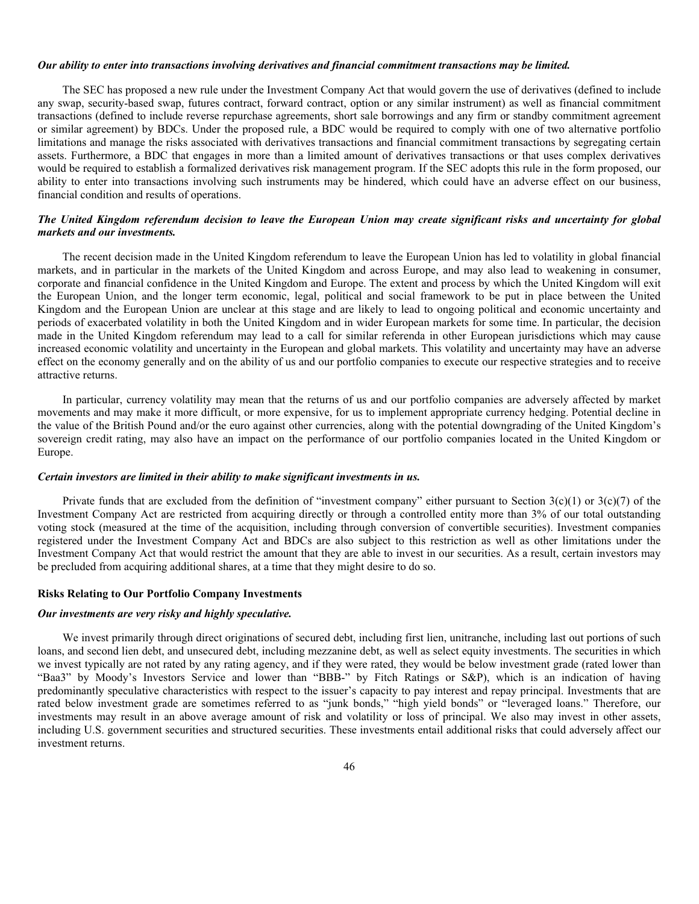***Our ability to enter into transactions involving derivatives and financial commitment transactions may be limited.***

The SEC has proposed a new rule under the Investment Company Act that would govern the use of derivatives (defined to include any swap, security-based swap, futures contract, forward contract, option or any similar instrument) as well as financial commitment transactions (defined to include reverse repurchase agreements, short sale borrowings and any firm or standby commitment agreement or similar agreement) by BDCs. Under the proposed rule, a BDC would be required to comply with one of two alternative portfolio limitations and manage the risks associated with derivatives transactions and financial commitment transactions by segregating certain assets. Furthermore, a BDC that engages in more than a limited amount of derivatives transactions or that uses complex derivatives would be required to establish a formalized derivatives risk management program. If the SEC adopts this rule in the form proposed, our ability to enter into transactions involving such instruments may be hindered, which could have an adverse effect on our business, financial condition and results of operations.

***The United Kingdom referendum decision to leave the European Union may create significant risks and uncertainty for global markets and our investments.***

The recent decision made in the United Kingdom referendum to leave the European Union has led to volatility in global financial markets, and in particular in the markets of the United Kingdom and across Europe, and may also lead to weakening in consumer, corporate and financial confidence in the United Kingdom and Europe. The extent and process by which the United Kingdom will exit the European Union, and the longer term economic, legal, political and social framework to be put in place between the United Kingdom and the European Union are unclear at this stage and are likely to lead to ongoing political and economic uncertainty and periods of exacerbated volatility in both the United Kingdom and in wider European markets for some time. In particular, the decision made in the United Kingdom referendum may lead to a call for similar referenda in other European jurisdictions which may cause increased economic volatility and uncertainty in the European and global markets. This volatility and uncertainty may have an adverse effect on the economy generally and on the ability of us and our portfolio companies to execute our respective strategies and to receive attractive returns.

In particular, currency volatility may mean that the returns of us and our portfolio companies are adversely affected by market movements and may make it more difficult, or more expensive, for us to implement appropriate currency hedging. Potential decline in the value of the British Pound and/or the euro against other currencies, along with the potential downgrading of the United Kingdom's sovereign credit rating, may also have an impact on the performance of our portfolio companies located in the United Kingdom or Europe.

***Certain investors are limited in their ability to make significant investments in us.***

Private funds that are excluded from the definition of "investment company" either pursuant to Section 3(c)(1) or 3(c)(7) of the Investment Company Act are restricted from acquiring directly or through a controlled entity more than 3% of our total outstanding voting stock (measured at the time of the acquisition, including through conversion of convertible securities). Investment companies registered under the Investment Company Act and BDCs are also subject to this restriction as well as other limitations under the Investment Company Act that would restrict the amount that they are able to invest in our securities. As a result, certain investors may be precluded from acquiring additional shares, at a time that they might desire to do so.

**Risks Relating to Our Portfolio Company Investments**

***Our investments are very risky and highly speculative.***

We invest primarily through direct originations of secured debt, including first lien, unitranche, including last out portions of such loans, and second lien debt, and unsecured debt, including mezzanine debt, as well as select equity investments. The securities in which we invest typically are not rated by any rating agency, and if they were rated, they would be below investment grade (rated lower than "Baa3" by Moody's Investors Service and lower than "BBB-" by Fitch Ratings or S&P), which is an indication of having predominantly speculative characteristics with respect to the issuer's capacity to pay interest and repay principal. Investments that are rated below investment grade are sometimes referred to as "junk bonds," "high yield bonds" or "leveraged loans." Therefore, our investments may result in an above average amount of risk and volatility or loss of principal. We also may invest in other assets, including U.S. government securities and structured securities. These investments entail additional risks that could adversely affect our investment returns.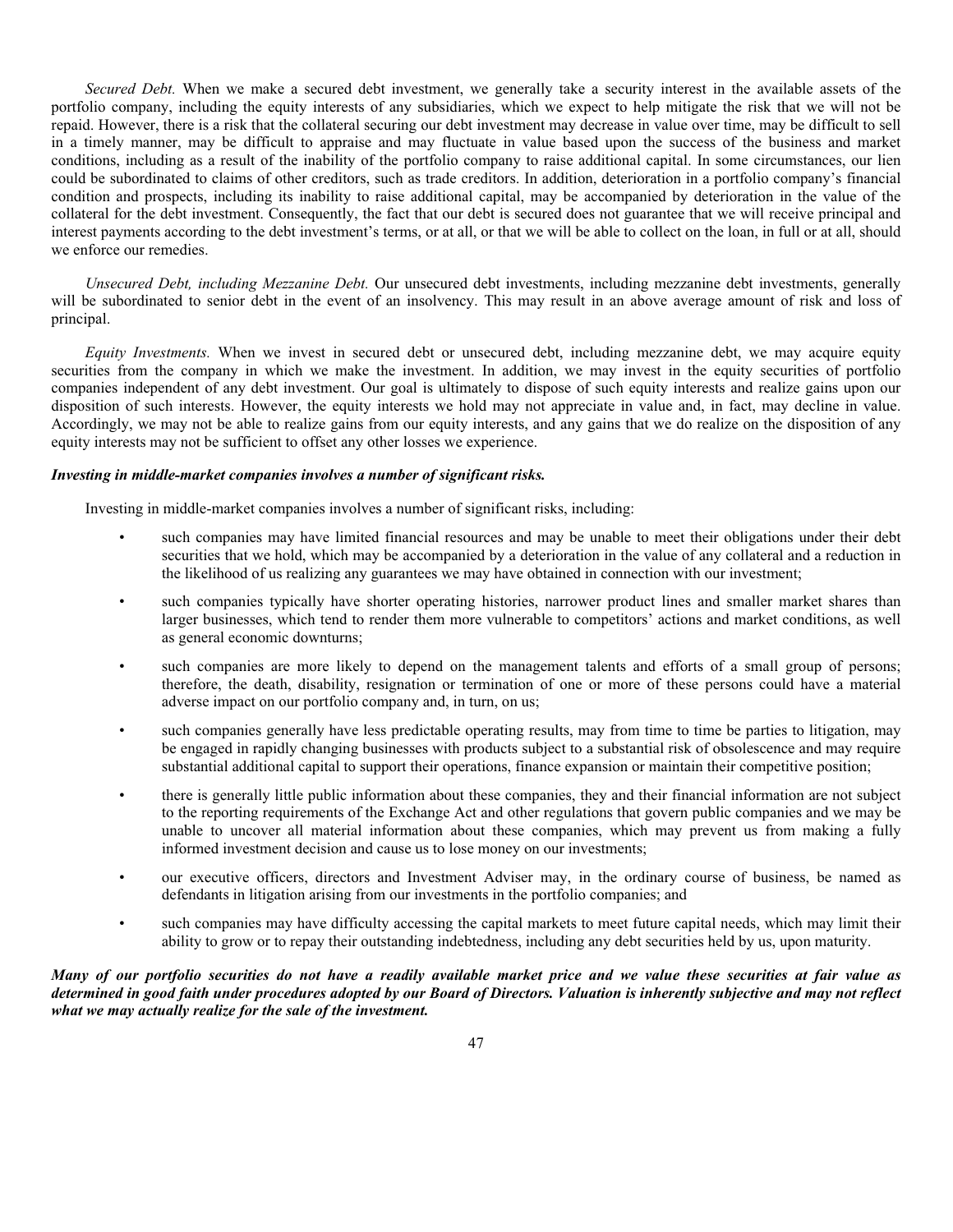*Secured Debt.* When we make a secured debt investment, we generally take a security interest in the available assets of the portfolio company, including the equity interests of any subsidiaries, which we expect to help mitigate the risk that we will not be repaid. However, there is a risk that the collateral securing our debt investment may decrease in value over time, may be difficult to sell in a timely manner, may be difficult to appraise and may fluctuate in value based upon the success of the business and market conditions, including as a result of the inability of the portfolio company to raise additional capital. In some circumstances, our lien could be subordinated to claims of other creditors, such as trade creditors. In addition, deterioration in a portfolio company's financial condition and prospects, including its inability to raise additional capital, may be accompanied by deterioration in the value of the collateral for the debt investment. Consequently, the fact that our debt is secured does not guarantee that we will receive principal and interest payments according to the debt investment's terms, or at all, or that we will be able to collect on the loan, in full or at all, should we enforce our remedies.

*Unsecured Debt, including Mezzanine Debt.* Our unsecured debt investments, including mezzanine debt investments, generally will be subordinated to senior debt in the event of an insolvency. This may result in an above average amount of risk and loss of principal.

*Equity Investments.* When we invest in secured debt or unsecured debt, including mezzanine debt, we may acquire equity securities from the company in which we make the investment. In addition, we may invest in the equity securities of portfolio companies independent of any debt investment. Our goal is ultimately to dispose of such equity interests and realize gains upon our disposition of such interests. However, the equity interests we hold may not appreciate in value and, in fact, may decline in value. Accordingly, we may not be able to realize gains from our equity interests, and any gains that we do realize on the disposition of any equity interests may not be sufficient to offset any other losses we experience.

***Investing in middle-market companies involves a number of significant risks.***

Investing in middle-market companies involves a number of significant risks, including:

- such companies may have limited financial resources and may be unable to meet their obligations under their debt securities that we hold, which may be accompanied by a deterioration in the value of any collateral and a reduction in the likelihood of us realizing any guarantees we may have obtained in connection with our investment;
- such companies typically have shorter operating histories, narrower product lines and smaller market shares than larger businesses, which tend to render them more vulnerable to competitors' actions and market conditions, as well as general economic downturns;
- such companies are more likely to depend on the management talents and efforts of a small group of persons; therefore, the death, disability, resignation or termination of one or more of these persons could have a material adverse impact on our portfolio company and, in turn, on us;
- such companies generally have less predictable operating results, may from time to time be parties to litigation, may be engaged in rapidly changing businesses with products subject to a substantial risk of obsolescence and may require substantial additional capital to support their operations, finance expansion or maintain their competitive position;
- there is generally little public information about these companies, they and their financial information are not subject to the reporting requirements of the Exchange Act and other regulations that govern public companies and we may be unable to uncover all material information about these companies, which may prevent us from making a fully informed investment decision and cause us to lose money on our investments;
- our executive officers, directors and Investment Adviser may, in the ordinary course of business, be named as defendants in litigation arising from our investments in the portfolio companies; and
- such companies may have difficulty accessing the capital markets to meet future capital needs, which may limit their ability to grow or to repay their outstanding indebtedness, including any debt securities held by us, upon maturity.

***Many of our portfolio securities do not have a readily available market price and we value these securities at fair value as determined in good faith under procedures adopted by our Board of Directors. Valuation is inherently subjective and may not reflect what we may actually realize for the sale of the investment.***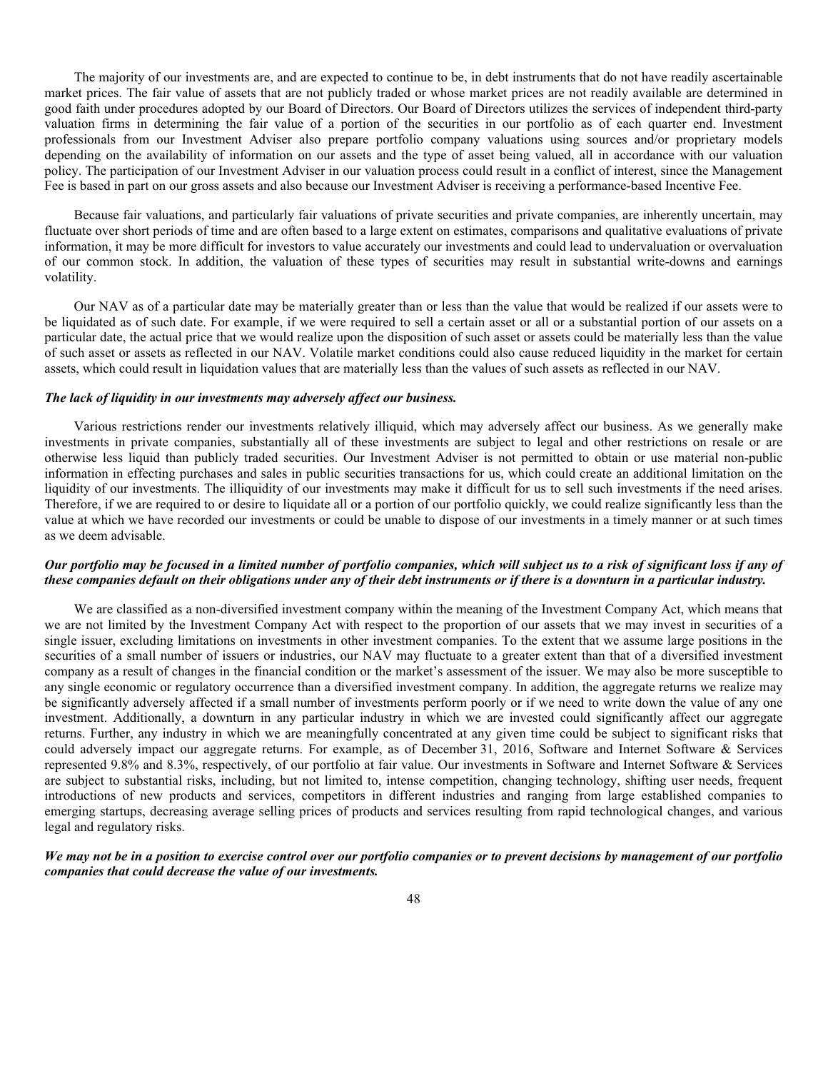The majority of our investments are, and are expected to continue to be, in debt instruments that do not have readily ascertainable market prices. The fair value of assets that are not publicly traded or whose market prices are not readily available are determined in good faith under procedures adopted by our Board of Directors. Our Board of Directors utilizes the services of independent third-party valuation firms in determining the fair value of a portion of the securities in our portfolio as of each quarter end. Investment professionals from our Investment Adviser also prepare portfolio company valuations using sources and/or proprietary models depending on the availability of information on our assets and the type of asset being valued, all in accordance with our valuation policy. The participation of our Investment Adviser in our valuation process could result in a conflict of interest, since the Management Fee is based in part on our gross assets and also because our Investment Adviser is receiving a performance-based Incentive Fee.

Because fair valuations, and particularly fair valuations of private securities and private companies, are inherently uncertain, may fluctuate over short periods of time and are often based to a large extent on estimates, comparisons and qualitative evaluations of private information, it may be more difficult for investors to value accurately our investments and could lead to undervaluation or overvaluation of our common stock. In addition, the valuation of these types of securities may result in substantial write-downs and earnings volatility.

Our NAV as of a particular date may be materially greater than or less than the value that would be realized if our assets were to be liquidated as of such date. For example, if we were required to sell a certain asset or all or a substantial portion of our assets on a particular date, the actual price that we would realize upon the disposition of such asset or assets could be materially less than the value of such asset or assets as reflected in our NAV. Volatile market conditions could also cause reduced liquidity in the market for certain assets, which could result in liquidation values that are materially less than the values of such assets as reflected in our NAV.

***The lack of liquidity in our investments may adversely affect our business.***

Various restrictions render our investments relatively illiquid, which may adversely affect our business. As we generally make investments in private companies, substantially all of these investments are subject to legal and other restrictions on resale or are otherwise less liquid than publicly traded securities. Our Investment Adviser is not permitted to obtain or use material non-public information in effecting purchases and sales in public securities transactions for us, which could create an additional limitation on the liquidity of our investments. The illiquidity of our investments may make it difficult for us to sell such investments if the need arises. Therefore, if we are required to or desire to liquidate all or a portion of our portfolio quickly, we could realize significantly less than the value at which we have recorded our investments or could be unable to dispose of our investments in a timely manner or at such times as we deem advisable.

***Our portfolio may be focused in a limited number of portfolio companies, which will subject us to a risk of significant loss if any of these companies default on their obligations under any of their debt instruments or if there is a downturn in a particular industry.***

We are classified as a non-diversified investment company within the meaning of the Investment Company Act, which means that we are not limited by the Investment Company Act with respect to the proportion of our assets that we may invest in securities of a single issuer, excluding limitations on investments in other investment companies. To the extent that we assume large positions in the securities of a small number of issuers or industries, our NAV may fluctuate to a greater extent than that of a diversified investment company as a result of changes in the financial condition or the market's assessment of the issuer. We may also be more susceptible to any single economic or regulatory occurrence than a diversified investment company. In addition, the aggregate returns we realize may be significantly adversely affected if a small number of investments perform poorly or if we need to write down the value of any one investment. Additionally, a downturn in any particular industry in which we are invested could significantly affect our aggregate returns. Further, any industry in which we are meaningfully concentrated at any given time could be subject to significant risks that could adversely impact our aggregate returns. For example, as of December 31, 2016, Software and Internet Software & Services represented 9.8% and 8.3%, respectively, of our portfolio at fair value. Our investments in Software and Internet Software & Services are subject to substantial risks, including, but not limited to, intense competition, changing technology, shifting user needs, frequent introductions of new products and services, competitors in different industries and ranging from large established companies to emerging startups, decreasing average selling prices of products and services resulting from rapid technological changes, and various legal and regulatory risks.

***We may not be in a position to exercise control over our portfolio companies or to prevent decisions by management of our portfolio companies that could decrease the value of our investments.***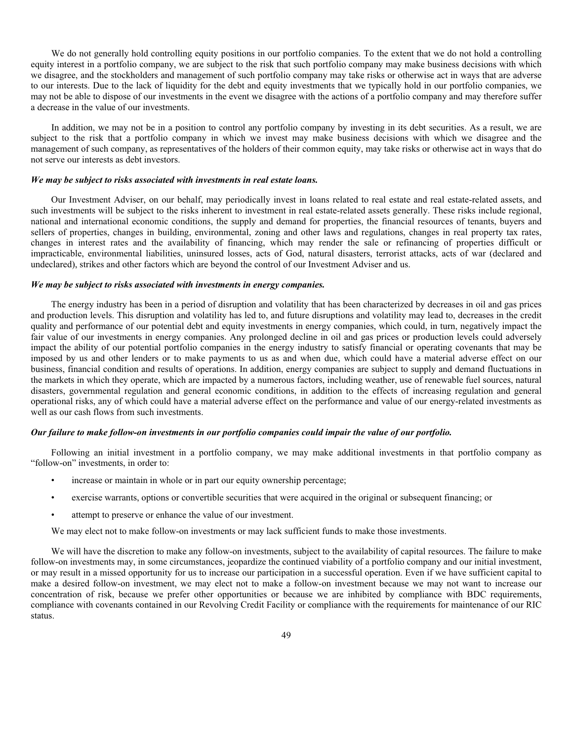We do not generally hold controlling equity positions in our portfolio companies. To the extent that we do not hold a controlling equity interest in a portfolio company, we are subject to the risk that such portfolio company may make business decisions with which we disagree, and the stockholders and management of such portfolio company may take risks or otherwise act in ways that are adverse to our interests. Due to the lack of liquidity for the debt and equity investments that we typically hold in our portfolio companies, we may not be able to dispose of our investments in the event we disagree with the actions of a portfolio company and may therefore suffer a decrease in the value of our investments.

In addition, we may not be in a position to control any portfolio company by investing in its debt securities. As a result, we are subject to the risk that a portfolio company in which we invest may make business decisions with which we disagree and the management of such company, as representatives of the holders of their common equity, may take risks or otherwise act in ways that do not serve our interests as debt investors.

***We may be subject to risks associated with investments in real estate loans.***

Our Investment Adviser, on our behalf, may periodically invest in loans related to real estate and real estate-related assets, and such investments will be subject to the risks inherent to investment in real estate-related assets generally. These risks include regional, national and international economic conditions, the supply and demand for properties, the financial resources of tenants, buyers and sellers of properties, changes in building, environmental, zoning and other laws and regulations, changes in real property tax rates, changes in interest rates and the availability of financing, which may render the sale or refinancing of properties difficult or impracticable, environmental liabilities, uninsured losses, acts of God, natural disasters, terrorist attacks, acts of war (declared and undeclared), strikes and other factors which are beyond the control of our Investment Adviser and us.

***We may be subject to risks associated with investments in energy companies.***

The energy industry has been in a period of disruption and volatility that has been characterized by decreases in oil and gas prices and production levels. This disruption and volatility has led to, and future disruptions and volatility may lead to, decreases in the credit quality and performance of our potential debt and equity investments in energy companies, which could, in turn, negatively impact the fair value of our investments in energy companies. Any prolonged decline in oil and gas prices or production levels could adversely impact the ability of our potential portfolio companies in the energy industry to satisfy financial or operating covenants that may be imposed by us and other lenders or to make payments to us as and when due, which could have a material adverse effect on our business, financial condition and results of operations. In addition, energy companies are subject to supply and demand fluctuations in the markets in which they operate, which are impacted by a numerous factors, including weather, use of renewable fuel sources, natural disasters, governmental regulation and general economic conditions, in addition to the effects of increasing regulation and general operational risks, any of which could have a material adverse effect on the performance and value of our energy-related investments as well as our cash flows from such investments.

***Our failure to make follow-on investments in our portfolio companies could impair the value of our portfolio.***

Following an initial investment in a portfolio company, we may make additional investments in that portfolio company as "follow-on" investments, in order to:

- increase or maintain in whole or in part our equity ownership percentage;
- exercise warrants, options or convertible securities that were acquired in the original or subsequent financing; or
- attempt to preserve or enhance the value of our investment.

We may elect not to make follow-on investments or may lack sufficient funds to make those investments.

We will have the discretion to make any follow-on investments, subject to the availability of capital resources. The failure to make follow-on investments may, in some circumstances, jeopardize the continued viability of a portfolio company and our initial investment, or may result in a missed opportunity for us to increase our participation in a successful operation. Even if we have sufficient capital to make a desired follow-on investment, we may elect not to make a follow-on investment because we may not want to increase our concentration of risk, because we prefer other opportunities or because we are inhibited by compliance with BDC requirements, compliance with covenants contained in our Revolving Credit Facility or compliance with the requirements for maintenance of our RIC status.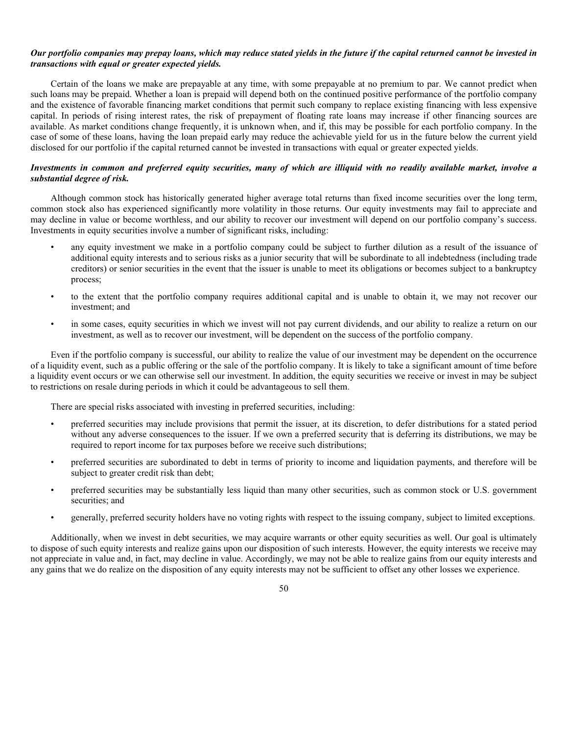***Our portfolio companies may prepay loans, which may reduce stated yields in the future if the capital returned cannot be invested in transactions with equal or greater expected yields.***

Certain of the loans we make are prepayable at any time, with some prepayable at no premium to par. We cannot predict when such loans may be prepaid. Whether a loan is prepaid will depend both on the continued positive performance of the portfolio company and the existence of favorable financing market conditions that permit such company to replace existing financing with less expensive capital. In periods of rising interest rates, the risk of prepayment of floating rate loans may increase if other financing sources are available. As market conditions change frequently, it is unknown when, and if, this may be possible for each portfolio company. In the case of some of these loans, having the loan prepaid early may reduce the achievable yield for us in the future below the current yield disclosed for our portfolio if the capital returned cannot be invested in transactions with equal or greater expected yields.

***Investments in common and preferred equity securities, many of which are illiquid with no readily available market, involve a substantial degree of risk.***

Although common stock has historically generated higher average total returns than fixed income securities over the long term, common stock also has experienced significantly more volatility in those returns. Our equity investments may fail to appreciate and may decline in value or become worthless, and our ability to recover our investment will depend on our portfolio company's success. Investments in equity securities involve a number of significant risks, including:

- any equity investment we make in a portfolio company could be subject to further dilution as a result of the issuance of additional equity interests and to serious risks as a junior security that will be subordinate to all indebtedness (including trade creditors) or senior securities in the event that the issuer is unable to meet its obligations or becomes subject to a bankruptcy process;
- to the extent that the portfolio company requires additional capital and is unable to obtain it, we may not recover our investment; and
- in some cases, equity securities in which we invest will not pay current dividends, and our ability to realize a return on our investment, as well as to recover our investment, will be dependent on the success of the portfolio company.

Even if the portfolio company is successful, our ability to realize the value of our investment may be dependent on the occurrence of a liquidity event, such as a public offering or the sale of the portfolio company. It is likely to take a significant amount of time before a liquidity event occurs or we can otherwise sell our investment. In addition, the equity securities we receive or invest in may be subject to restrictions on resale during periods in which it could be advantageous to sell them.

There are special risks associated with investing in preferred securities, including:

- preferred securities may include provisions that permit the issuer, at its discretion, to defer distributions for a stated period without any adverse consequences to the issuer. If we own a preferred security that is deferring its distributions, we may be required to report income for tax purposes before we receive such distributions;
- preferred securities are subordinated to debt in terms of priority to income and liquidation payments, and therefore will be subject to greater credit risk than debt;
- preferred securities may be substantially less liquid than many other securities, such as common stock or U.S. government securities; and
- generally, preferred security holders have no voting rights with respect to the issuing company, subject to limited exceptions.

Additionally, when we invest in debt securities, we may acquire warrants or other equity securities as well. Our goal is ultimately to dispose of such equity interests and realize gains upon our disposition of such interests. However, the equity interests we receive may not appreciate in value and, in fact, may decline in value. Accordingly, we may not be able to realize gains from our equity interests and any gains that we do realize on the disposition of any equity interests may not be sufficient to offset any other losses we experience.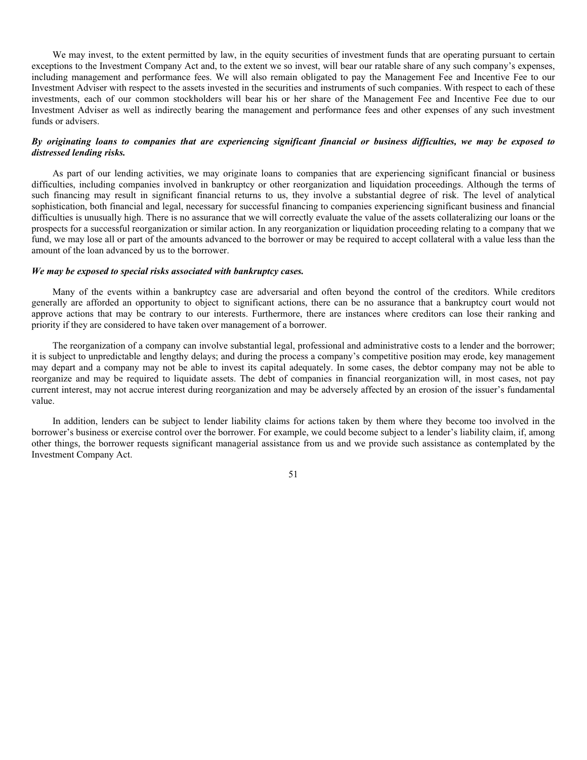We may invest, to the extent permitted by law, in the equity securities of investment funds that are operating pursuant to certain exceptions to the Investment Company Act and, to the extent we so invest, will bear our ratable share of any such company's expenses, including management and performance fees. We will also remain obligated to pay the Management Fee and Incentive Fee to our Investment Adviser with respect to the assets invested in the securities and instruments of such companies. With respect to each of these investments, each of our common stockholders will bear his or her share of the Management Fee and Incentive Fee due to our Investment Adviser as well as indirectly bearing the management and performance fees and other expenses of any such investment funds or advisers.

***By originating loans to companies that are experiencing significant financial or business difficulties, we may be exposed to distressed lending risks.***

As part of our lending activities, we may originate loans to companies that are experiencing significant financial or business difficulties, including companies involved in bankruptcy or other reorganization and liquidation proceedings. Although the terms of such financing may result in significant financial returns to us, they involve a substantial degree of risk. The level of analytical sophistication, both financial and legal, necessary for successful financing to companies experiencing significant business and financial difficulties is unusually high. There is no assurance that we will correctly evaluate the value of the assets collateralizing our loans or the prospects for a successful reorganization or similar action. In any reorganization or liquidation proceeding relating to a company that we fund, we may lose all or part of the amounts advanced to the borrower or may be required to accept collateral with a value less than the amount of the loan advanced by us to the borrower.

***We may be exposed to special risks associated with bankruptcy cases.***

Many of the events within a bankruptcy case are adversarial and often beyond the control of the creditors. While creditors generally are afforded an opportunity to object to significant actions, there can be no assurance that a bankruptcy court would not approve actions that may be contrary to our interests. Furthermore, there are instances where creditors can lose their ranking and priority if they are considered to have taken over management of a borrower.

The reorganization of a company can involve substantial legal, professional and administrative costs to a lender and the borrower; it is subject to unpredictable and lengthy delays; and during the process a company's competitive position may erode, key management may depart and a company may not be able to invest its capital adequately. In some cases, the debtor company may not be able to reorganize and may be required to liquidate assets. The debt of companies in financial reorganization will, in most cases, not pay current interest, may not accrue interest during reorganization and may be adversely affected by an erosion of the issuer's fundamental value.

In addition, lenders can be subject to lender liability claims for actions taken by them where they become too involved in the borrower's business or exercise control over the borrower. For example, we could become subject to a lender's liability claim, if, among other things, the borrower requests significant managerial assistance from us and we provide such assistance as contemplated by the Investment Company Act.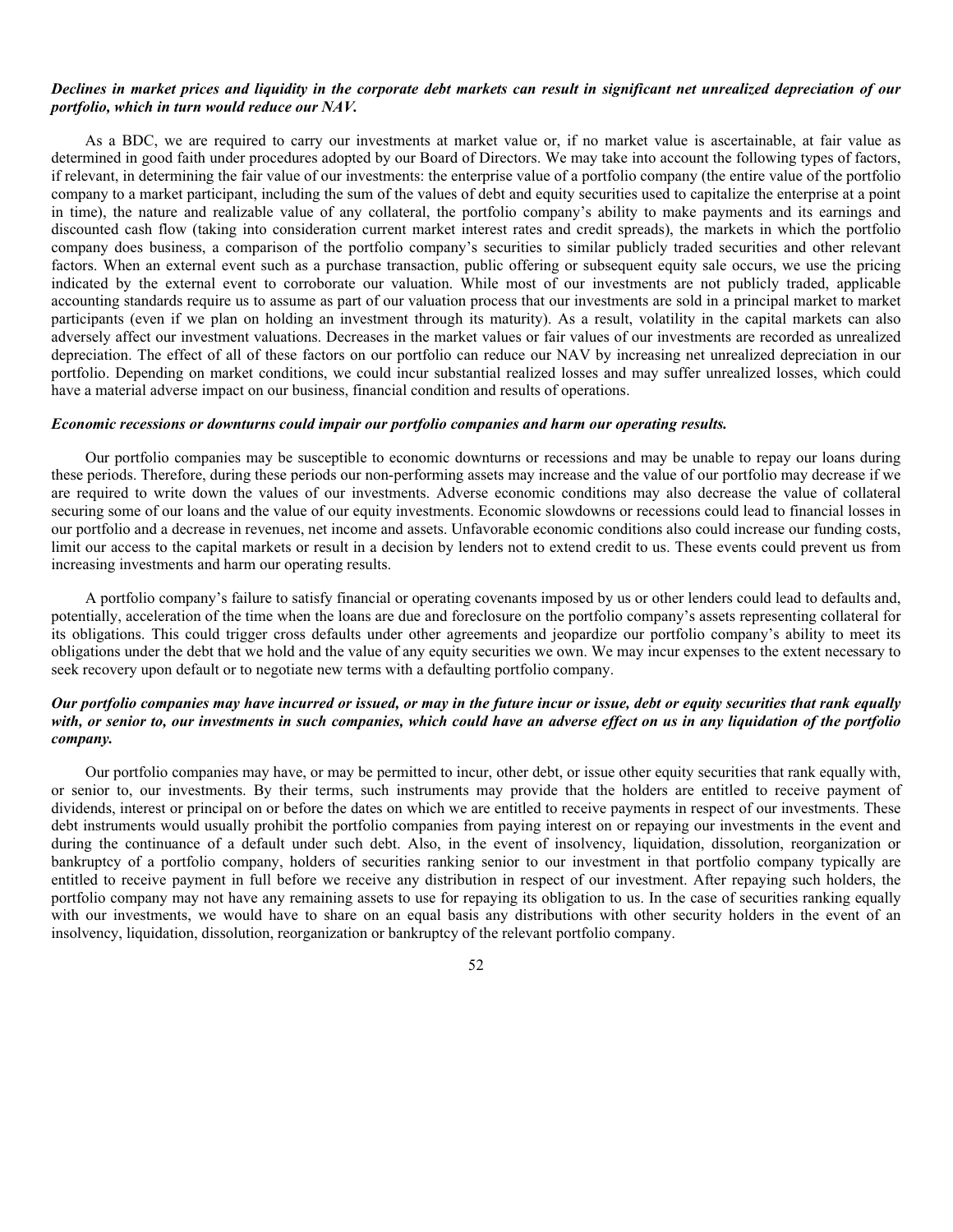***Declines in market prices and liquidity in the corporate debt markets can result in significant net unrealized depreciation of our portfolio, which in turn would reduce our NAV.***

As a BDC, we are required to carry our investments at market value or, if no market value is ascertainable, at fair value as determined in good faith under procedures adopted by our Board of Directors. We may take into account the following types of factors, if relevant, in determining the fair value of our investments: the enterprise value of a portfolio company (the entire value of the portfolio company to a market participant, including the sum of the values of debt and equity securities used to capitalize the enterprise at a point in time), the nature and realizable value of any collateral, the portfolio company's ability to make payments and its earnings and discounted cash flow (taking into consideration current market interest rates and credit spreads), the markets in which the portfolio company does business, a comparison of the portfolio company's securities to similar publicly traded securities and other relevant factors. When an external event such as a purchase transaction, public offering or subsequent equity sale occurs, we use the pricing indicated by the external event to corroborate our valuation. While most of our investments are not publicly traded, applicable accounting standards require us to assume as part of our valuation process that our investments are sold in a principal market to market participants (even if we plan on holding an investment through its maturity). As a result, volatility in the capital markets can also adversely affect our investment valuations. Decreases in the market values or fair values of our investments are recorded as unrealized depreciation. The effect of all of these factors on our portfolio can reduce our NAV by increasing net unrealized depreciation in our portfolio. Depending on market conditions, we could incur substantial realized losses and may suffer unrealized losses, which could have a material adverse impact on our business, financial condition and results of operations.

***Economic recessions or downturns could impair our portfolio companies and harm our operating results.***

Our portfolio companies may be susceptible to economic downturns or recessions and may be unable to repay our loans during these periods. Therefore, during these periods our non-performing assets may increase and the value of our portfolio may decrease if we are required to write down the values of our investments. Adverse economic conditions may also decrease the value of collateral securing some of our loans and the value of our equity investments. Economic slowdowns or recessions could lead to financial losses in our portfolio and a decrease in revenues, net income and assets. Unfavorable economic conditions also could increase our funding costs, limit our access to the capital markets or result in a decision by lenders not to extend credit to us. These events could prevent us from increasing investments and harm our operating results.

A portfolio company's failure to satisfy financial or operating covenants imposed by us or other lenders could lead to defaults and, potentially, acceleration of the time when the loans are due and foreclosure on the portfolio company's assets representing collateral for its obligations. This could trigger cross defaults under other agreements and jeopardize our portfolio company's ability to meet its obligations under the debt that we hold and the value of any equity securities we own. We may incur expenses to the extent necessary to seek recovery upon default or to negotiate new terms with a defaulting portfolio company.

***Our portfolio companies may have incurred or issued, or may in the future incur or issue, debt or equity securities that rank equally with, or senior to, our investments in such companies, which could have an adverse effect on us in any liquidation of the portfolio company.***

Our portfolio companies may have, or may be permitted to incur, other debt, or issue other equity securities that rank equally with, or senior to, our investments. By their terms, such instruments may provide that the holders are entitled to receive payment of dividends, interest or principal on or before the dates on which we are entitled to receive payments in respect of our investments. These debt instruments would usually prohibit the portfolio companies from paying interest on or repaying our investments in the event and during the continuance of a default under such debt. Also, in the event of insolvency, liquidation, dissolution, reorganization or bankruptcy of a portfolio company, holders of securities ranking senior to our investment in that portfolio company typically are entitled to receive payment in full before we receive any distribution in respect of our investment. After repaying such holders, the portfolio company may not have any remaining assets to use for repaying its obligation to us. In the case of securities ranking equally with our investments, we would have to share on an equal basis any distributions with other security holders in the event of an insolvency, liquidation, dissolution, reorganization or bankruptcy of the relevant portfolio company.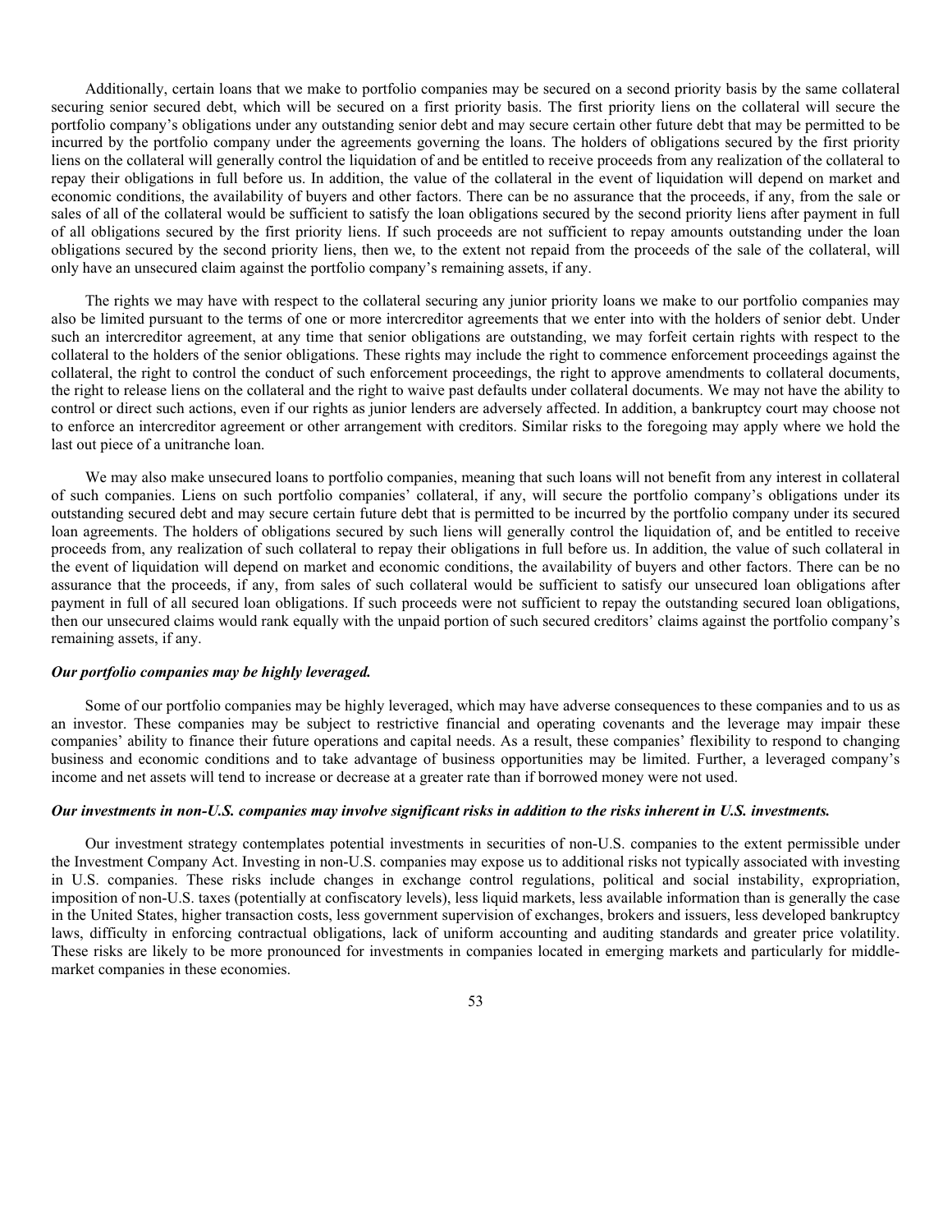Additionally, certain loans that we make to portfolio companies may be secured on a second priority basis by the same collateral securing senior secured debt, which will be secured on a first priority basis. The first priority liens on the collateral will secure the portfolio company's obligations under any outstanding senior debt and may secure certain other future debt that may be permitted to be incurred by the portfolio company under the agreements governing the loans. The holders of obligations secured by the first priority liens on the collateral will generally control the liquidation of and be entitled to receive proceeds from any realization of the collateral to repay their obligations in full before us. In addition, the value of the collateral in the event of liquidation will depend on market and economic conditions, the availability of buyers and other factors. There can be no assurance that the proceeds, if any, from the sale or sales of all of the collateral would be sufficient to satisfy the loan obligations secured by the second priority liens after payment in full of all obligations secured by the first priority liens. If such proceeds are not sufficient to repay amounts outstanding under the loan obligations secured by the second priority liens, then we, to the extent not repaid from the proceeds of the sale of the collateral, will only have an unsecured claim against the portfolio company's remaining assets, if any.

The rights we may have with respect to the collateral securing any junior priority loans we make to our portfolio companies may also be limited pursuant to the terms of one or more intercreditor agreements that we enter into with the holders of senior debt. Under such an intercreditor agreement, at any time that senior obligations are outstanding, we may forfeit certain rights with respect to the collateral to the holders of the senior obligations. These rights may include the right to commence enforcement proceedings against the collateral, the right to control the conduct of such enforcement proceedings, the right to approve amendments to collateral documents, the right to release liens on the collateral and the right to waive past defaults under collateral documents. We may not have the ability to control or direct such actions, even if our rights as junior lenders are adversely affected. In addition, a bankruptcy court may choose not to enforce an intercreditor agreement or other arrangement with creditors. Similar risks to the foregoing may apply where we hold the last out piece of a unitranche loan.

We may also make unsecured loans to portfolio companies, meaning that such loans will not benefit from any interest in collateral of such companies. Liens on such portfolio companies' collateral, if any, will secure the portfolio company's obligations under its outstanding secured debt and may secure certain future debt that is permitted to be incurred by the portfolio company under its secured loan agreements. The holders of obligations secured by such liens will generally control the liquidation of, and be entitled to receive proceeds from, any realization of such collateral to repay their obligations in full before us. In addition, the value of such collateral in the event of liquidation will depend on market and economic conditions, the availability of buyers and other factors. There can be no assurance that the proceeds, if any, from sales of such collateral would be sufficient to satisfy our unsecured loan obligations after payment in full of all secured loan obligations. If such proceeds were not sufficient to repay the outstanding secured loan obligations, then our unsecured claims would rank equally with the unpaid portion of such secured creditors' claims against the portfolio company's remaining assets, if any.

***Our portfolio companies may be highly leveraged.***

Some of our portfolio companies may be highly leveraged, which may have adverse consequences to these companies and to us as an investor. These companies may be subject to restrictive financial and operating covenants and the leverage may impair these companies' ability to finance their future operations and capital needs. As a result, these companies' flexibility to respond to changing business and economic conditions and to take advantage of business opportunities may be limited. Further, a leveraged company's income and net assets will tend to increase or decrease at a greater rate than if borrowed money were not used.

***Our investments in non-U.S. companies may involve significant risks in addition to the risks inherent in U.S. investments.***

Our investment strategy contemplates potential investments in securities of non-U.S. companies to the extent permissible under the Investment Company Act. Investing in non-U.S. companies may expose us to additional risks not typically associated with investing in U.S. companies. These risks include changes in exchange control regulations, political and social instability, expropriation, imposition of non-U.S. taxes (potentially at confiscatory levels), less liquid markets, less available information than is generally the case in the United States, higher transaction costs, less government supervision of exchanges, brokers and issuers, less developed bankruptcy laws, difficulty in enforcing contractual obligations, lack of uniform accounting and auditing standards and greater price volatility. These risks are likely to be more pronounced for investments in companies located in emerging markets and particularly for middle-market companies in these economies.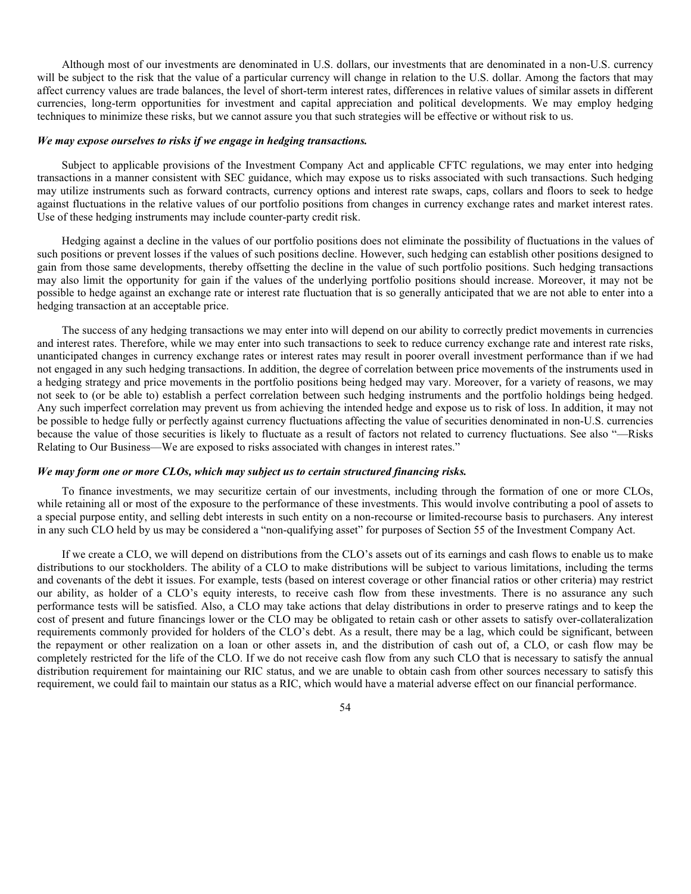Although most of our investments are denominated in U.S. dollars, our investments that are denominated in a non-U.S. currency will be subject to the risk that the value of a particular currency will change in relation to the U.S. dollar. Among the factors that may affect currency values are trade balances, the level of short-term interest rates, differences in relative values of similar assets in different currencies, long-term opportunities for investment and capital appreciation and political developments. We may employ hedging techniques to minimize these risks, but we cannot assure you that such strategies will be effective or without risk to us.

***We may expose ourselves to risks if we engage in hedging transactions.***

Subject to applicable provisions of the Investment Company Act and applicable CFTC regulations, we may enter into hedging transactions in a manner consistent with SEC guidance, which may expose us to risks associated with such transactions. Such hedging may utilize instruments such as forward contracts, currency options and interest rate swaps, caps, collars and floors to seek to hedge against fluctuations in the relative values of our portfolio positions from changes in currency exchange rates and market interest rates. Use of these hedging instruments may include counter-party credit risk.

Hedging against a decline in the values of our portfolio positions does not eliminate the possibility of fluctuations in the values of such positions or prevent losses if the values of such positions decline. However, such hedging can establish other positions designed to gain from those same developments, thereby offsetting the decline in the value of such portfolio positions. Such hedging transactions may also limit the opportunity for gain if the values of the underlying portfolio positions should increase. Moreover, it may not be possible to hedge against an exchange rate or interest rate fluctuation that is so generally anticipated that we are not able to enter into a hedging transaction at an acceptable price.

The success of any hedging transactions we may enter into will depend on our ability to correctly predict movements in currencies and interest rates. Therefore, while we may enter into such transactions to seek to reduce currency exchange rate and interest rate risks, unanticipated changes in currency exchange rates or interest rates may result in poorer overall investment performance than if we had not engaged in any such hedging transactions. In addition, the degree of correlation between price movements of the instruments used in a hedging strategy and price movements in the portfolio positions being hedged may vary. Moreover, for a variety of reasons, we may not seek to (or be able to) establish a perfect correlation between such hedging instruments and the portfolio holdings being hedged. Any such imperfect correlation may prevent us from achieving the intended hedge and expose us to risk of loss. In addition, it may not be possible to hedge fully or perfectly against currency fluctuations affecting the value of securities denominated in non-U.S. currencies because the value of those securities is likely to fluctuate as a result of factors not related to currency fluctuations. See also "—Risks Relating to Our Business—We are exposed to risks associated with changes in interest rates."

***We may form one or more CLOs, which may subject us to certain structured financing risks.***

To finance investments, we may securitize certain of our investments, including through the formation of one or more CLOs, while retaining all or most of the exposure to the performance of these investments. This would involve contributing a pool of assets to a special purpose entity, and selling debt interests in such entity on a non-recourse or limited-recourse basis to purchasers. Any interest in any such CLO held by us may be considered a "non-qualifying asset" for purposes of Section 55 of the Investment Company Act.

If we create a CLO, we will depend on distributions from the CLO's assets out of its earnings and cash flows to enable us to make distributions to our stockholders. The ability of a CLO to make distributions will be subject to various limitations, including the terms and covenants of the debt it issues. For example, tests (based on interest coverage or other financial ratios or other criteria) may restrict our ability, as holder of a CLO's equity interests, to receive cash flow from these investments. There is no assurance any such performance tests will be satisfied. Also, a CLO may take actions that delay distributions in order to preserve ratings and to keep the cost of present and future financings lower or the CLO may be obligated to retain cash or other assets to satisfy over-collateralization requirements commonly provided for holders of the CLO's debt. As a result, there may be a lag, which could be significant, between the repayment or other realization on a loan or other assets in, and the distribution of cash out of, a CLO, or cash flow may be completely restricted for the life of the CLO. If we do not receive cash flow from any such CLO that is necessary to satisfy the annual distribution requirement for maintaining our RIC status, and we are unable to obtain cash from other sources necessary to satisfy this requirement, we could fail to maintain our status as a RIC, which would have a material adverse effect on our financial performance.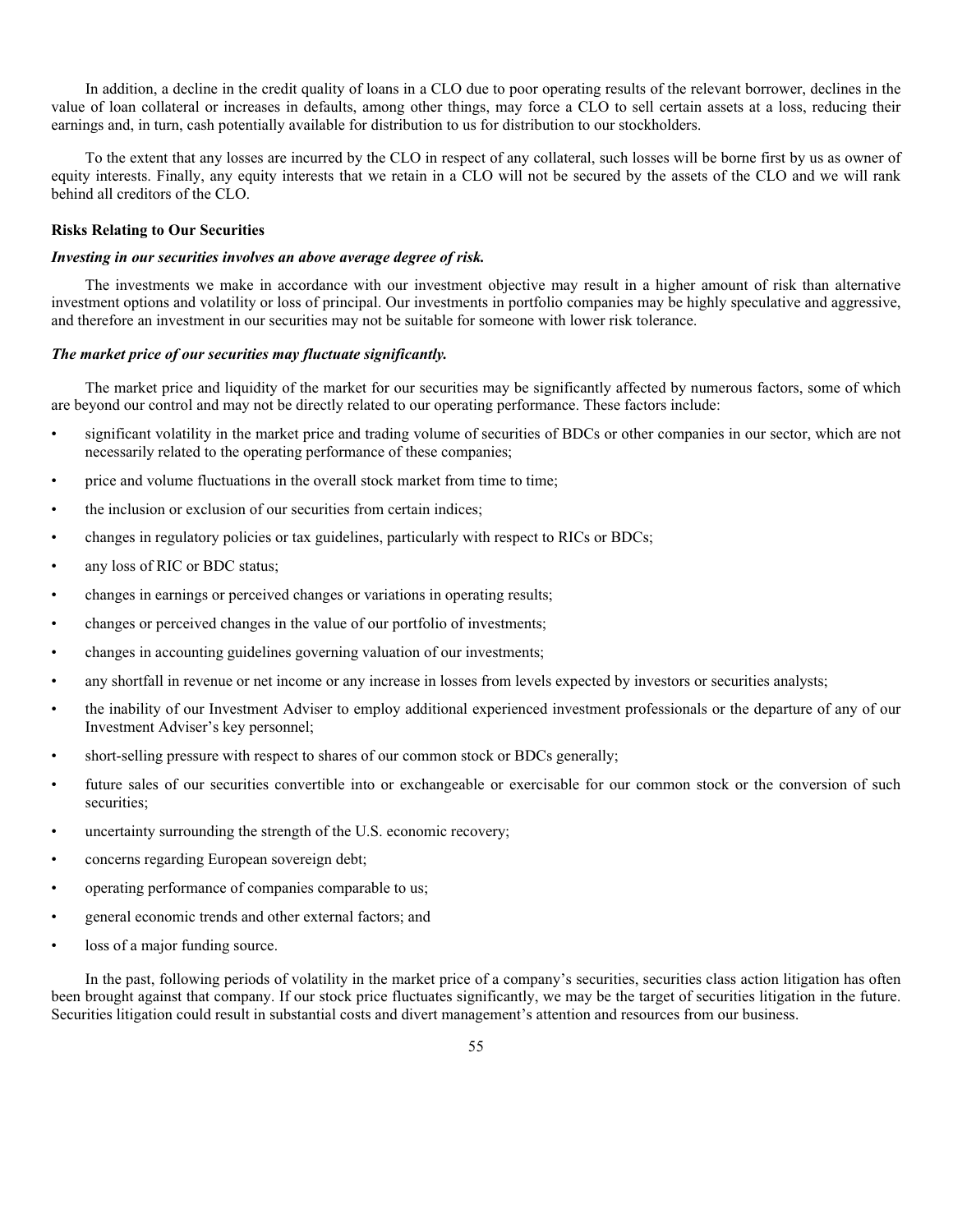In addition, a decline in the credit quality of loans in a CLO due to poor operating results of the relevant borrower, declines in the value of loan collateral or increases in defaults, among other things, may force a CLO to sell certain assets at a loss, reducing their earnings and, in turn, cash potentially available for distribution to us for distribution to our stockholders.

To the extent that any losses are incurred by the CLO in respect of any collateral, such losses will be borne first by us as owner of equity interests. Finally, any equity interests that we retain in a CLO will not be secured by the assets of the CLO and we will rank behind all creditors of the CLO.

**Risks Relating to Our Securities**

***Investing in our securities involves an above average degree of risk.***

The investments we make in accordance with our investment objective may result in a higher amount of risk than alternative investment options and volatility or loss of principal. Our investments in portfolio companies may be highly speculative and aggressive, and therefore an investment in our securities may not be suitable for someone with lower risk tolerance.

***The market price of our securities may fluctuate significantly.***

The market price and liquidity of the market for our securities may be significantly affected by numerous factors, some of which are beyond our control and may not be directly related to our operating performance. These factors include:

- significant volatility in the market price and trading volume of securities of BDCs or other companies in our sector, which are not necessarily related to the operating performance of these companies;
- price and volume fluctuations in the overall stock market from time to time;
- the inclusion or exclusion of our securities from certain indices;
- changes in regulatory policies or tax guidelines, particularly with respect to RICs or BDCs;
- any loss of RIC or BDC status;
- changes in earnings or perceived changes or variations in operating results;
- changes or perceived changes in the value of our portfolio of investments;
- changes in accounting guidelines governing valuation of our investments;
- any shortfall in revenue or net income or any increase in losses from levels expected by investors or securities analysts;
- the inability of our Investment Adviser to employ additional experienced investment professionals or the departure of any of our Investment Adviser's key personnel;
- short-selling pressure with respect to shares of our common stock or BDCs generally;
- future sales of our securities convertible into or exchangeable or exercisable for our common stock or the conversion of such securities;
- uncertainty surrounding the strength of the U.S. economic recovery;
- concerns regarding European sovereign debt;
- operating performance of companies comparable to us;
- general economic trends and other external factors; and
- loss of a major funding source.

In the past, following periods of volatility in the market price of a company's securities, securities class action litigation has often been brought against that company. If our stock price fluctuates significantly, we may be the target of securities litigation in the future. Securities litigation could result in substantial costs and divert management's attention and resources from our business.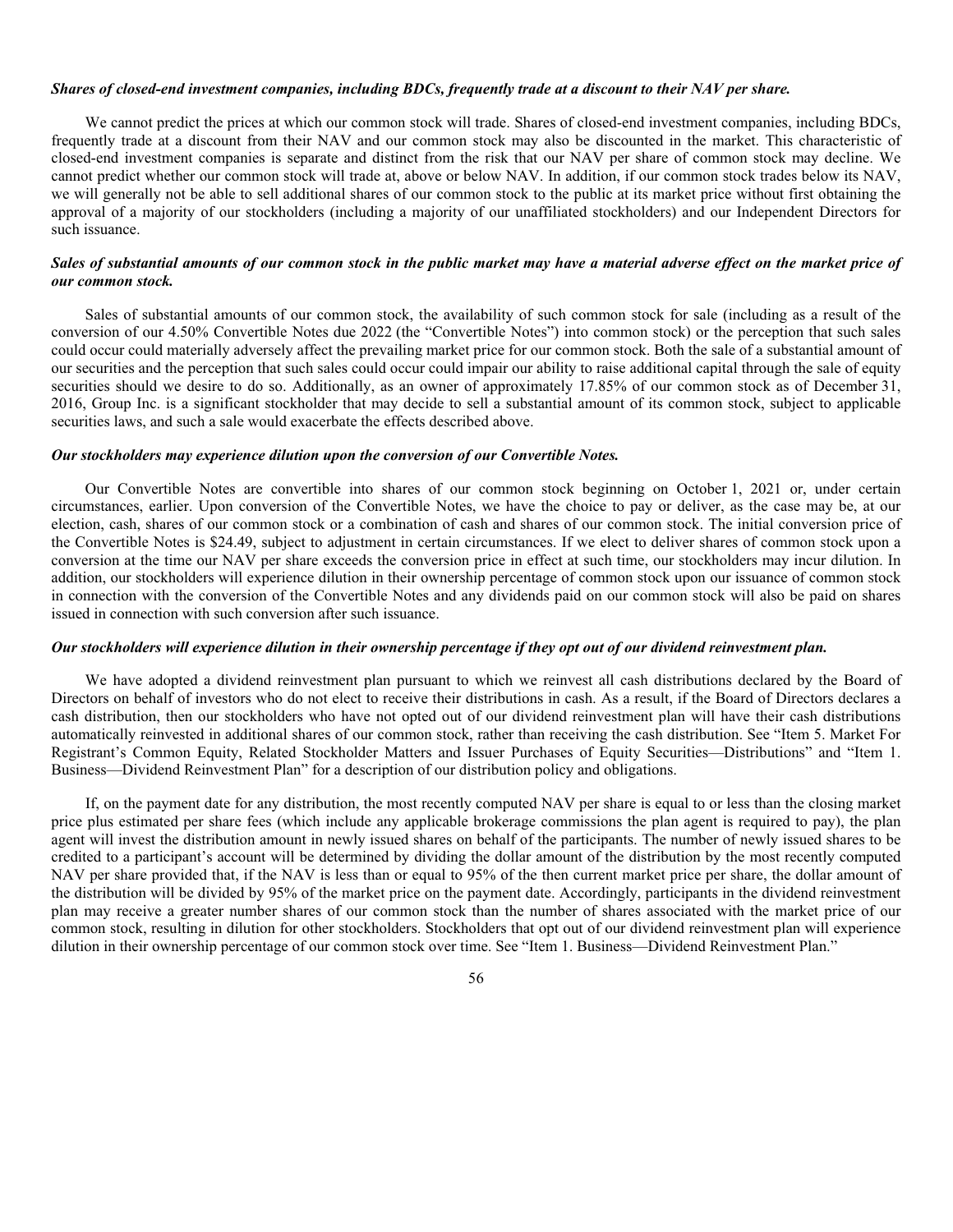***Shares of closed-end investment companies, including BDCs, frequently trade at a discount to their NAV per share.***

We cannot predict the prices at which our common stock will trade. Shares of closed-end investment companies, including BDCs, frequently trade at a discount from their NAV and our common stock may also be discounted in the market. This characteristic of closed-end investment companies is separate and distinct from the risk that our NAV per share of common stock may decline. We cannot predict whether our common stock will trade at, above or below NAV. In addition, if our common stock trades below its NAV, we will generally not be able to sell additional shares of our common stock to the public at its market price without first obtaining the approval of a majority of our stockholders (including a majority of our unaffiliated stockholders) and our Independent Directors for such issuance.

***Sales of substantial amounts of our common stock in the public market may have a material adverse effect on the market price of our common stock.***

Sales of substantial amounts of our common stock, the availability of such common stock for sale (including as a result of the conversion of our 4.50% Convertible Notes due 2022 (the "Convertible Notes") into common stock) or the perception that such sales could occur could materially adversely affect the prevailing market price for our common stock. Both the sale of a substantial amount of our securities and the perception that such sales could occur could impair our ability to raise additional capital through the sale of equity securities should we desire to do so. Additionally, as an owner of approximately 17.85% of our common stock as of December 31, 2016, Group Inc. is a significant stockholder that may decide to sell a substantial amount of its common stock, subject to applicable securities laws, and such a sale would exacerbate the effects described above.

***Our stockholders may experience dilution upon the conversion of our Convertible Notes.***

Our Convertible Notes are convertible into shares of our common stock beginning on October 1, 2021 or, under certain circumstances, earlier. Upon conversion of the Convertible Notes, we have the choice to pay or deliver, as the case may be, at our election, cash, shares of our common stock or a combination of cash and shares of our common stock. The initial conversion price of the Convertible Notes is $24.49, subject to adjustment in certain circumstances. If we elect to deliver shares of common stock upon a conversion at the time our NAV per share exceeds the conversion price in effect at such time, our stockholders may incur dilution. In addition, our stockholders will experience dilution in their ownership percentage of common stock upon our issuance of common stock in connection with the conversion of the Convertible Notes and any dividends paid on our common stock will also be paid on shares issued in connection with such conversion after such issuance.

***Our stockholders will experience dilution in their ownership percentage if they opt out of our dividend reinvestment plan.***

We have adopted a dividend reinvestment plan pursuant to which we reinvest all cash distributions declared by the Board of Directors on behalf of investors who do not elect to receive their distributions in cash. As a result, if the Board of Directors declares a cash distribution, then our stockholders who have not opted out of our dividend reinvestment plan will have their cash distributions automatically reinvested in additional shares of our common stock, rather than receiving the cash distribution. See "Item 5. Market For Registrant's Common Equity, Related Stockholder Matters and Issuer Purchases of Equity Securities—Distributions" and "Item 1. Business—Dividend Reinvestment Plan" for a description of our distribution policy and obligations.

If, on the payment date for any distribution, the most recently computed NAV per share is equal to or less than the closing market price plus estimated per share fees (which include any applicable brokerage commissions the plan agent is required to pay), the plan agent will invest the distribution amount in newly issued shares on behalf of the participants. The number of newly issued shares to be credited to a participant's account will be determined by dividing the dollar amount of the distribution by the most recently computed NAV per share provided that, if the NAV is less than or equal to 95% of the then current market price per share, the dollar amount of the distribution will be divided by 95% of the market price on the payment date. Accordingly, participants in the dividend reinvestment plan may receive a greater number shares of our common stock than the number of shares associated with the market price of our common stock, resulting in dilution for other stockholders. Stockholders that opt out of our dividend reinvestment plan will experience dilution in their ownership percentage of our common stock over time. See "Item 1. Business—Dividend Reinvestment Plan."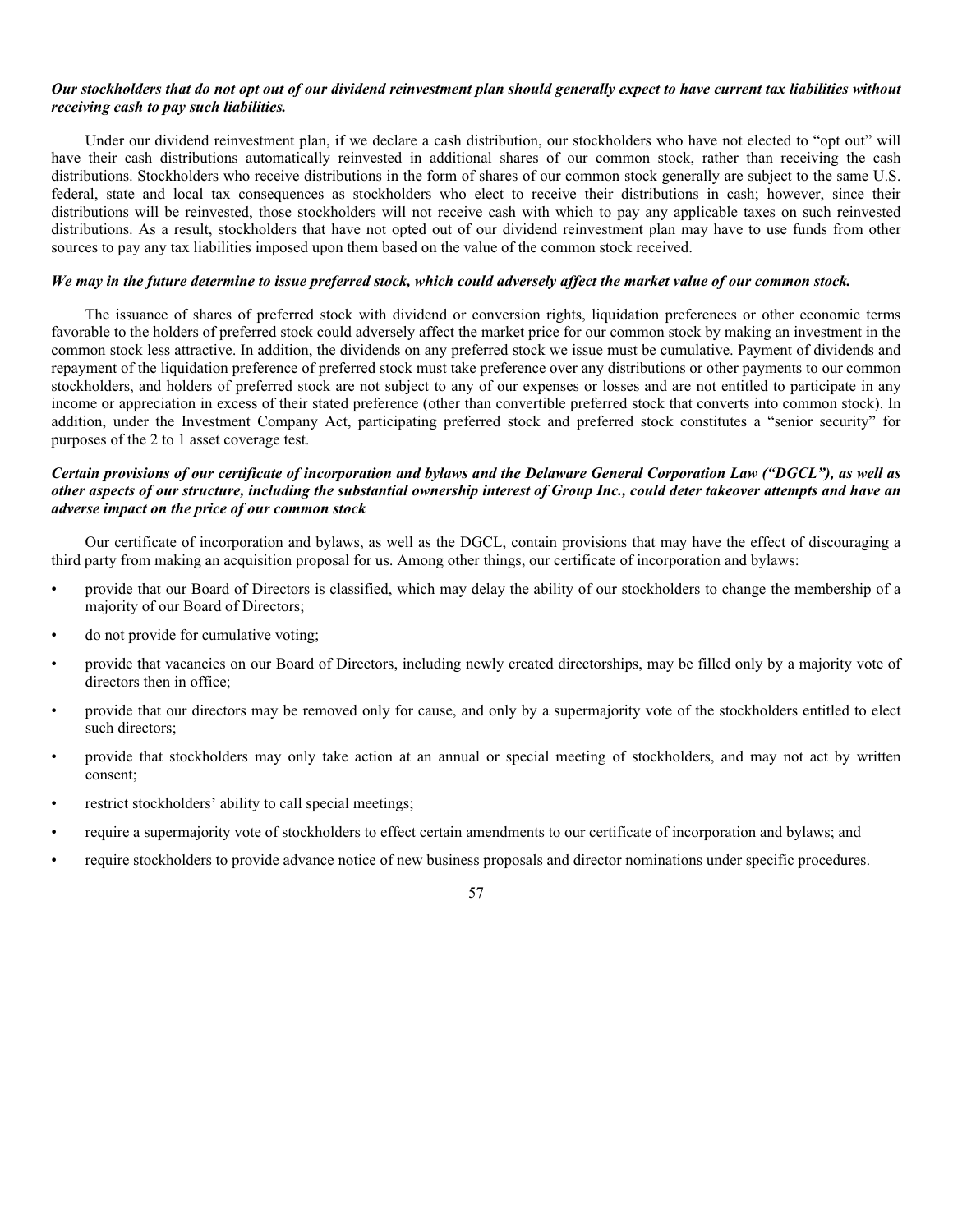***Our stockholders that do not opt out of our dividend reinvestment plan should generally expect to have current tax liabilities without receiving cash to pay such liabilities.***

Under our dividend reinvestment plan, if we declare a cash distribution, our stockholders who have not elected to "opt out" will have their cash distributions automatically reinvested in additional shares of our common stock, rather than receiving the cash distributions. Stockholders who receive distributions in the form of shares of our common stock generally are subject to the same U.S. federal, state and local tax consequences as stockholders who elect to receive their distributions in cash; however, since their distributions will be reinvested, those stockholders will not receive cash with which to pay any applicable taxes on such reinvested distributions. As a result, stockholders that have not opted out of our dividend reinvestment plan may have to use funds from other sources to pay any tax liabilities imposed upon them based on the value of the common stock received.

***We may in the future determine to issue preferred stock, which could adversely affect the market value of our common stock.***

The issuance of shares of preferred stock with dividend or conversion rights, liquidation preferences or other economic terms favorable to the holders of preferred stock could adversely affect the market price for our common stock by making an investment in the common stock less attractive. In addition, the dividends on any preferred stock we issue must be cumulative. Payment of dividends and repayment of the liquidation preference of preferred stock must take preference over any distributions or other payments to our common stockholders, and holders of preferred stock are not subject to any of our expenses or losses and are not entitled to participate in any income or appreciation in excess of their stated preference (other than convertible preferred stock that converts into common stock). In addition, under the Investment Company Act, participating preferred stock and preferred stock constitutes a "senior security" for purposes of the 2 to 1 asset coverage test.

***Certain provisions of our certificate of incorporation and bylaws and the Delaware General Corporation Law ("DGCL"), as well as other aspects of our structure, including the substantial ownership interest of Group Inc., could deter takeover attempts and have an adverse impact on the price of our common stock***

Our certificate of incorporation and bylaws, as well as the DGCL, contain provisions that may have the effect of discouraging a third party from making an acquisition proposal for us. Among other things, our certificate of incorporation and bylaws:

- provide that our Board of Directors is classified, which may delay the ability of our stockholders to change the membership of a majority of our Board of Directors;
- do not provide for cumulative voting;
- provide that vacancies on our Board of Directors, including newly created directorships, may be filled only by a majority vote of directors then in office;
- provide that our directors may be removed only for cause, and only by a supermajority vote of the stockholders entitled to elect such directors;
- provide that stockholders may only take action at an annual or special meeting of stockholders, and may not act by written consent;
- restrict stockholders' ability to call special meetings;
- require a supermajority vote of stockholders to effect certain amendments to our certificate of incorporation and bylaws; and
- require stockholders to provide advance notice of new business proposals and director nominations under specific procedures.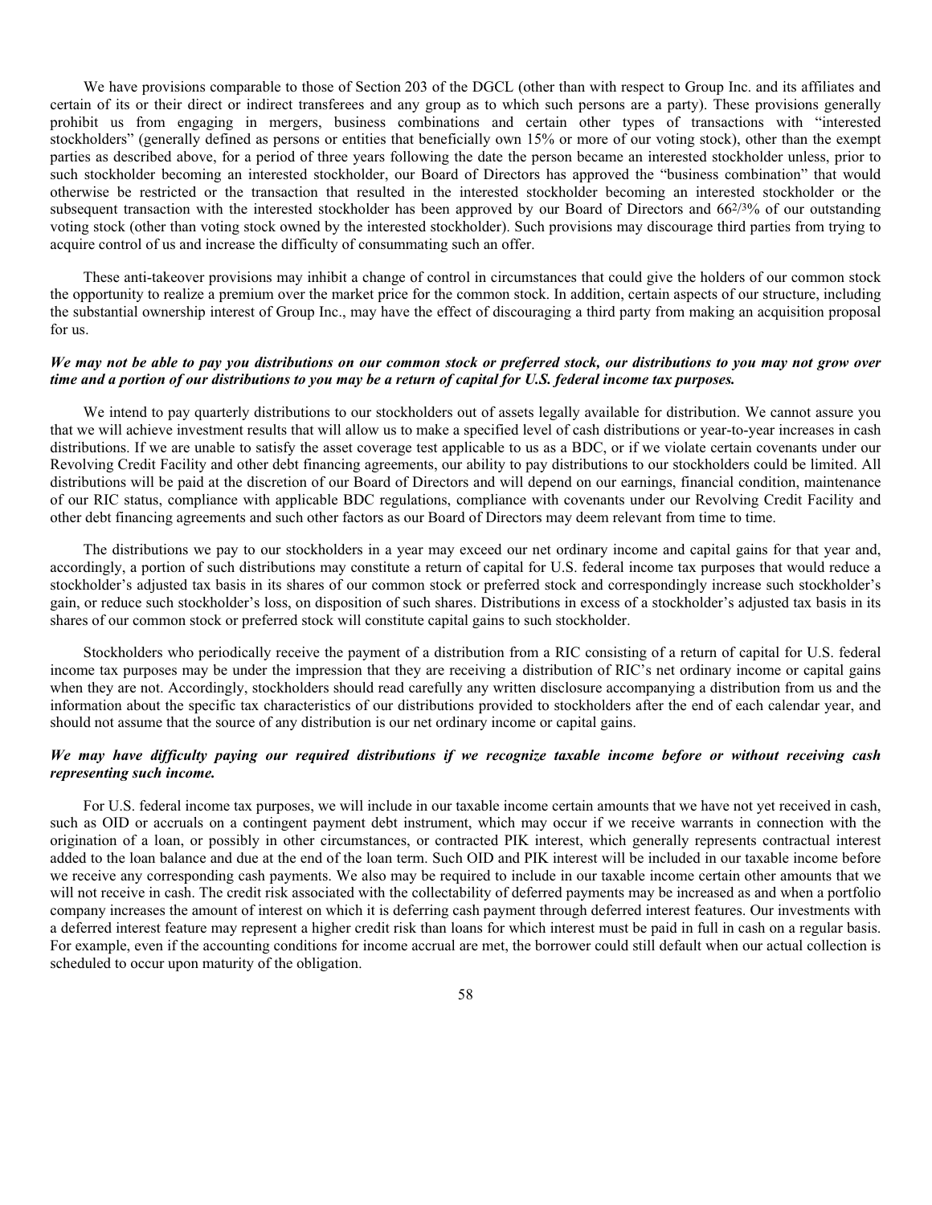We have provisions comparable to those of Section 203 of the DGCL (other than with respect to Group Inc. and its affiliates and certain of its or their direct or indirect transferees and any group as to which such persons are a party). These provisions generally prohibit us from engaging in mergers, business combinations and certain other types of transactions with "interested stockholders" (generally defined as persons or entities that beneficially own 15% or more of our voting stock), other than the exempt parties as described above, for a period of three years following the date the person became an interested stockholder unless, prior to such stockholder becoming an interested stockholder, our Board of Directors has approved the "business combination" that would otherwise be restricted or the transaction that resulted in the interested stockholder becoming an interested stockholder or the subsequent transaction with the interested stockholder has been approved by our Board of Directors and 66 2/3% of our outstanding voting stock (other than voting stock owned by the interested stockholder). Such provisions may discourage third parties from trying to acquire control of us and increase the difficulty of consummating such an offer.

These anti-takeover provisions may inhibit a change of control in circumstances that could give the holders of our common stock the opportunity to realize a premium over the market price for the common stock. In addition, certain aspects of our structure, including the substantial ownership interest of Group Inc., may have the effect of discouraging a third party from making an acquisition proposal for us.

***We may not be able to pay you distributions on our common stock or preferred stock, our distributions to you may not grow over time and a portion of our distributions to you may be a return of capital for U.S. federal income tax purposes.***

We intend to pay quarterly distributions to our stockholders out of assets legally available for distribution. We cannot assure you that we will achieve investment results that will allow us to make a specified level of cash distributions or year-to-year increases in cash distributions. If we are unable to satisfy the asset coverage test applicable to us as a BDC, or if we violate certain covenants under our Revolving Credit Facility and other debt financing agreements, our ability to pay distributions to our stockholders could be limited. All distributions will be paid at the discretion of our Board of Directors and will depend on our earnings, financial condition, maintenance of our RIC status, compliance with applicable BDC regulations, compliance with covenants under our Revolving Credit Facility and other debt financing agreements and such other factors as our Board of Directors may deem relevant from time to time.

The distributions we pay to our stockholders in a year may exceed our net ordinary income and capital gains for that year and, accordingly, a portion of such distributions may constitute a return of capital for U.S. federal income tax purposes that would reduce a stockholder's adjusted tax basis in its shares of our common stock or preferred stock and correspondingly increase such stockholder's gain, or reduce such stockholder's loss, on disposition of such shares. Distributions in excess of a stockholder's adjusted tax basis in its shares of our common stock or preferred stock will constitute capital gains to such stockholder.

Stockholders who periodically receive the payment of a distribution from a RIC consisting of a return of capital for U.S. federal income tax purposes may be under the impression that they are receiving a distribution of RIC's net ordinary income or capital gains when they are not. Accordingly, stockholders should read carefully any written disclosure accompanying a distribution from us and the information about the specific tax characteristics of our distributions provided to stockholders after the end of each calendar year, and should not assume that the source of any distribution is our net ordinary income or capital gains.

***We may have difficulty paying our required distributions if we recognize taxable income before or without receiving cash representing such income.***

For U.S. federal income tax purposes, we will include in our taxable income certain amounts that we have not yet received in cash, such as OID or accruals on a contingent payment debt instrument, which may occur if we receive warrants in connection with the origination of a loan, or possibly in other circumstances, or contracted PIK interest, which generally represents contractual interest added to the loan balance and due at the end of the loan term. Such OID and PIK interest will be included in our taxable income before we receive any corresponding cash payments. We also may be required to include in our taxable income certain other amounts that we will not receive in cash. The credit risk associated with the collectability of deferred payments may be increased as and when a portfolio company increases the amount of interest on which it is deferring cash payment through deferred interest features. Our investments with a deferred interest feature may represent a higher credit risk than loans for which interest must be paid in full in cash on a regular basis. For example, even if the accounting conditions for income accrual are met, the borrower could still default when our actual collection is scheduled to occur upon maturity of the obligation.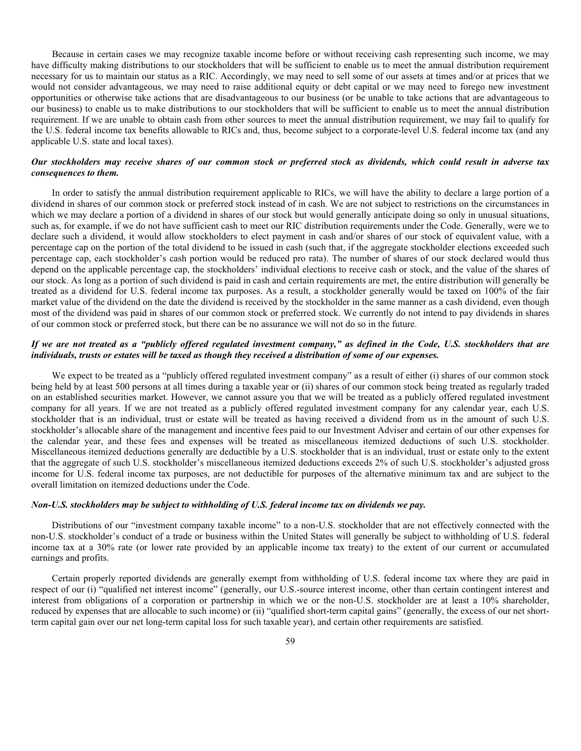Because in certain cases we may recognize taxable income before or without receiving cash representing such income, we may have difficulty making distributions to our stockholders that will be sufficient to enable us to meet the annual distribution requirement necessary for us to maintain our status as a RIC. Accordingly, we may need to sell some of our assets at times and/or at prices that we would not consider advantageous, we may need to raise additional equity or debt capital or we may need to forego new investment opportunities or otherwise take actions that are disadvantageous to our business (or be unable to take actions that are advantageous to our business) to enable us to make distributions to our stockholders that will be sufficient to enable us to meet the annual distribution requirement. If we are unable to obtain cash from other sources to meet the annual distribution requirement, we may fail to qualify for the U.S. federal income tax benefits allowable to RICs and, thus, become subject to a corporate-level U.S. federal income tax (and any applicable U.S. state and local taxes).

***Our stockholders may receive shares of our common stock or preferred stock as dividends, which could result in adverse tax consequences to them.***

In order to satisfy the annual distribution requirement applicable to RICs, we will have the ability to declare a large portion of a dividend in shares of our common stock or preferred stock instead of in cash. We are not subject to restrictions on the circumstances in which we may declare a portion of a dividend in shares of our stock but would generally anticipate doing so only in unusual situations, such as, for example, if we do not have sufficient cash to meet our RIC distribution requirements under the Code. Generally, were we to declare such a dividend, it would allow stockholders to elect payment in cash and/or shares of our stock of equivalent value, with a percentage cap on the portion of the total dividend to be issued in cash (such that, if the aggregate stockholder elections exceeded such percentage cap, each stockholder's cash portion would be reduced pro rata). The number of shares of our stock declared would thus depend on the applicable percentage cap, the stockholders' individual elections to receive cash or stock, and the value of the shares of our stock. As long as a portion of such dividend is paid in cash and certain requirements are met, the entire distribution will generally be treated as a dividend for U.S. federal income tax purposes. As a result, a stockholder generally would be taxed on 100% of the fair market value of the dividend on the date the dividend is received by the stockholder in the same manner as a cash dividend, even though most of the dividend was paid in shares of our common stock or preferred stock. We currently do not intend to pay dividends in shares of our common stock or preferred stock, but there can be no assurance we will not do so in the future.

***If we are not treated as a "publicly offered regulated investment company," as defined in the Code, U.S. stockholders that are individuals, trusts or estates will be taxed as though they received a distribution of some of our expenses.***

We expect to be treated as a "publicly offered regulated investment company" as a result of either (i) shares of our common stock being held by at least 500 persons at all times during a taxable year or (ii) shares of our common stock being treated as regularly traded on an established securities market. However, we cannot assure you that we will be treated as a publicly offered regulated investment company for all years. If we are not treated as a publicly offered regulated investment company for any calendar year, each U.S. stockholder that is an individual, trust or estate will be treated as having received a dividend from us in the amount of such U.S. stockholder's allocable share of the management and incentive fees paid to our Investment Adviser and certain of our other expenses for the calendar year, and these fees and expenses will be treated as miscellaneous itemized deductions of such U.S. stockholder. Miscellaneous itemized deductions generally are deductible by a U.S. stockholder that is an individual, trust or estate only to the extent that the aggregate of such U.S. stockholder's miscellaneous itemized deductions exceeds 2% of such U.S. stockholder's adjusted gross income for U.S. federal income tax purposes, are not deductible for purposes of the alternative minimum tax and are subject to the overall limitation on itemized deductions under the Code.

***Non-U.S. stockholders may be subject to withholding of U.S. federal income tax on dividends we pay.***

Distributions of our "investment company taxable income" to a non-U.S. stockholder that are not effectively connected with the non-U.S. stockholder's conduct of a trade or business within the United States will generally be subject to withholding of U.S. federal income tax at a 30% rate (or lower rate provided by an applicable income tax treaty) to the extent of our current or accumulated earnings and profits.

Certain properly reported dividends are generally exempt from withholding of U.S. federal income tax where they are paid in respect of our (i) "qualified net interest income" (generally, our U.S.-source interest income, other than certain contingent interest and interest from obligations of a corporation or partnership in which we or the non-U.S. stockholder are at least a 10% shareholder, reduced by expenses that are allocable to such income) or (ii) "qualified short-term capital gains" (generally, the excess of our net short-term capital gain over our net long-term capital loss for such taxable year), and certain other requirements are satisfied.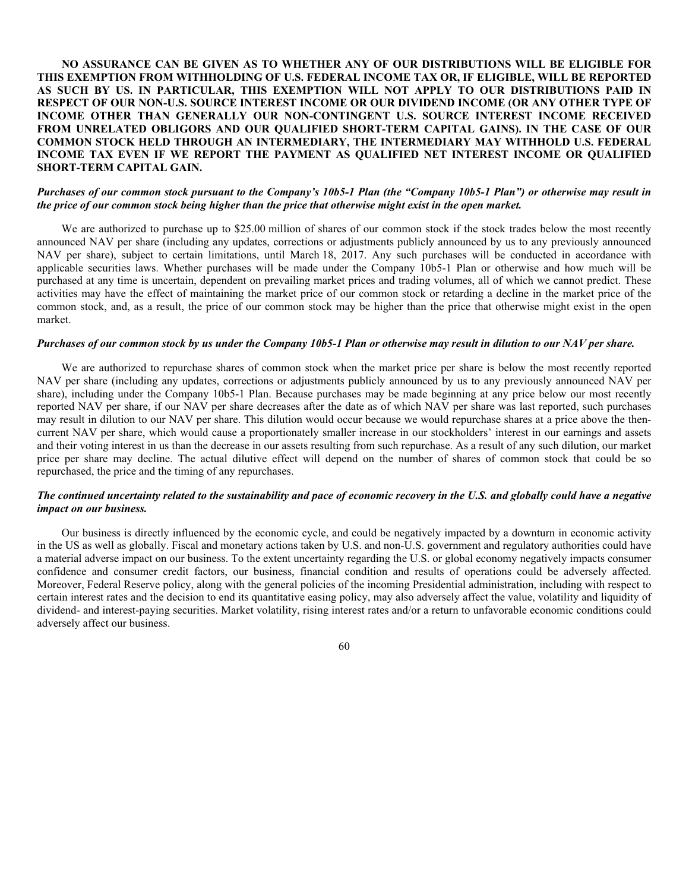**NO ASSURANCE CAN BE GIVEN AS TO WHETHER ANY OF OUR DISTRIBUTIONS WILL BE ELIGIBLE FOR THIS EXEMPTION FROM WITHHOLDING OF U.S. FEDERAL INCOME TAX OR, IF ELIGIBLE, WILL BE REPORTED AS SUCH BY US. IN PARTICULAR, THIS EXEMPTION WILL NOT APPLY TO OUR DISTRIBUTIONS PAID IN RESPECT OF OUR NON-U.S. SOURCE INTEREST INCOME OR OUR DIVIDEND INCOME (OR ANY OTHER TYPE OF INCOME OTHER THAN GENERALLY OUR NON-CONTINGENT U.S. SOURCE INTEREST INCOME RECEIVED FROM UNRELATED OBLIGORS AND OUR QUALIFIED SHORT-TERM CAPITAL GAINS). IN THE CASE OF OUR COMMON STOCK HELD THROUGH AN INTERMEDIARY, THE INTERMEDIARY MAY WITHHOLD U.S. FEDERAL INCOME TAX EVEN IF WE REPORT THE PAYMENT AS QUALIFIED NET INTEREST INCOME OR QUALIFIED SHORT-TERM CAPITAL GAIN.**

***Purchases of our common stock pursuant to the Company's 10b5-1 Plan (the "Company 10b5-1 Plan") or otherwise may result in the price of our common stock being higher than the price that otherwise might exist in the open market.***

We are authorized to purchase up to $25.00 million of shares of our common stock if the stock trades below the most recently announced NAV per share (including any updates, corrections or adjustments publicly announced by us to any previously announced NAV per share), subject to certain limitations, until March 18, 2017. Any such purchases will be conducted in accordance with applicable securities laws. Whether purchases will be made under the Company 10b5-1 Plan or otherwise and how much will be purchased at any time is uncertain, dependent on prevailing market prices and trading volumes, all of which we cannot predict. These activities may have the effect of maintaining the market price of our common stock or retarding a decline in the market price of the common stock, and, as a result, the price of our common stock may be higher than the price that otherwise might exist in the open market.

***Purchases of our common stock by us under the Company 10b5-1 Plan or otherwise may result in dilution to our NAV per share.***

We are authorized to repurchase shares of common stock when the market price per share is below the most recently reported NAV per share (including any updates, corrections or adjustments publicly announced by us to any previously announced NAV per share), including under the Company 10b5-1 Plan. Because purchases may be made beginning at any price below our most recently reported NAV per share, if our NAV per share decreases after the date as of which NAV per share was last reported, such purchases may result in dilution to our NAV per share. This dilution would occur because we would repurchase shares at a price above the then-current NAV per share, which would cause a proportionately smaller increase in our stockholders' interest in our earnings and assets and their voting interest in us than the decrease in our assets resulting from such repurchase. As a result of any such dilution, our market price per share may decline. The actual dilutive effect will depend on the number of shares of common stock that could be so repurchased, the price and the timing of any repurchases.

***The continued uncertainty related to the sustainability and pace of economic recovery in the U.S. and globally could have a negative impact on our business.***

Our business is directly influenced by the economic cycle, and could be negatively impacted by a downturn in economic activity in the US as well as globally. Fiscal and monetary actions taken by U.S. and non-U.S. government and regulatory authorities could have a material adverse impact on our business. To the extent uncertainty regarding the U.S. or global economy negatively impacts consumer confidence and consumer credit factors, our business, financial condition and results of operations could be adversely affected. Moreover, Federal Reserve policy, along with the general policies of the incoming Presidential administration, including with respect to certain interest rates and the decision to end its quantitative easing policy, may also adversely affect the value, volatility and liquidity of dividend- and interest-paying securities. Market volatility, rising interest rates and/or a return to unfavorable economic conditions could adversely affect our business.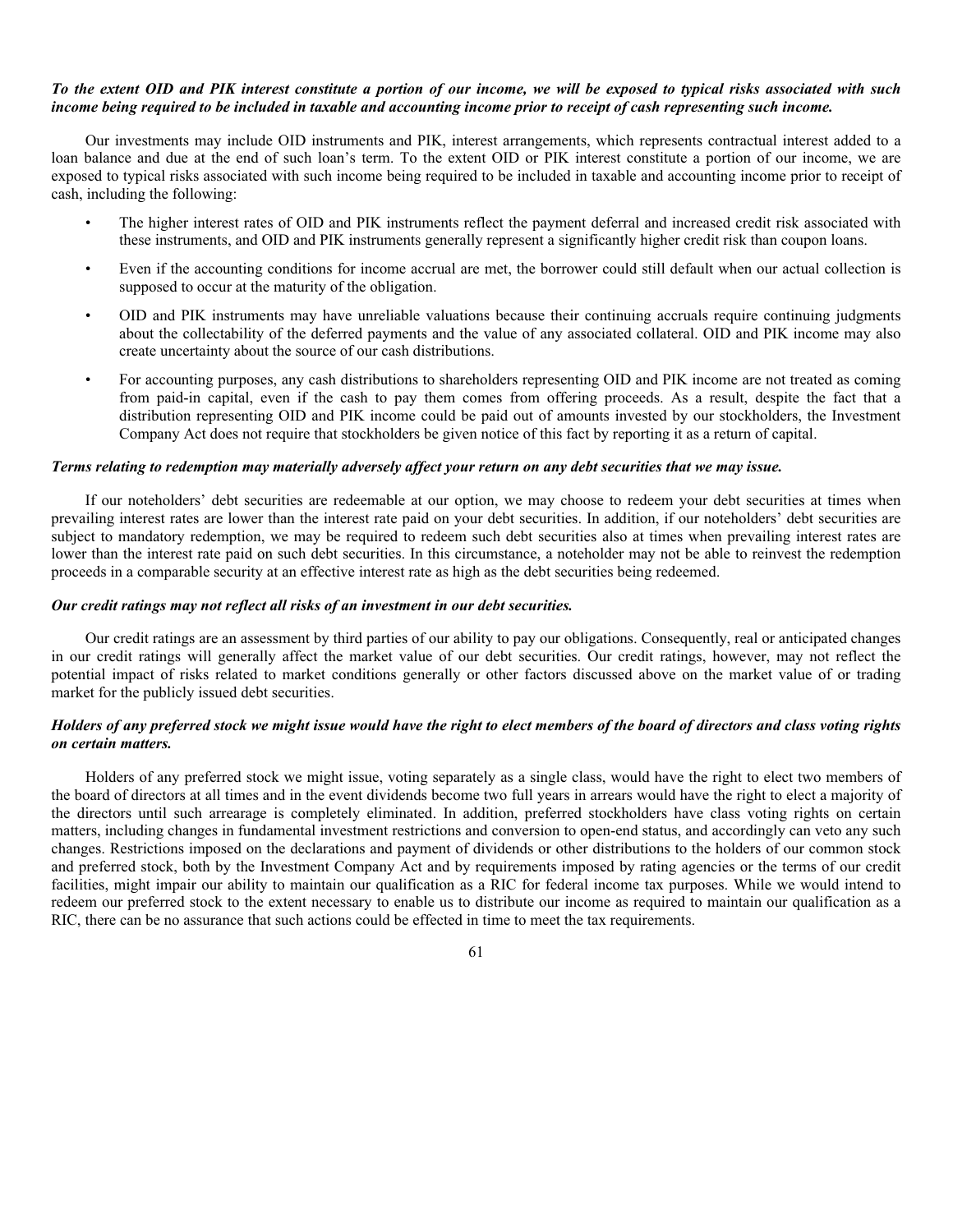***To the extent OID and PIK interest constitute a portion of our income, we will be exposed to typical risks associated with such income being required to be included in taxable and accounting income prior to receipt of cash representing such income.***

Our investments may include OID instruments and PIK, interest arrangements, which represents contractual interest added to a loan balance and due at the end of such loan's term. To the extent OID or PIK interest constitute a portion of our income, we are exposed to typical risks associated with such income being required to be included in taxable and accounting income prior to receipt of cash, including the following:

- The higher interest rates of OID and PIK instruments reflect the payment deferral and increased credit risk associated with these instruments, and OID and PIK instruments generally represent a significantly higher credit risk than coupon loans.
- Even if the accounting conditions for income accrual are met, the borrower could still default when our actual collection is supposed to occur at the maturity of the obligation.
- OID and PIK instruments may have unreliable valuations because their continuing accruals require continuing judgments about the collectability of the deferred payments and the value of any associated collateral. OID and PIK income may also create uncertainty about the source of our cash distributions.
- For accounting purposes, any cash distributions to shareholders representing OID and PIK income are not treated as coming from paid-in capital, even if the cash to pay them comes from offering proceeds. As a result, despite the fact that a distribution representing OID and PIK income could be paid out of amounts invested by our stockholders, the Investment Company Act does not require that stockholders be given notice of this fact by reporting it as a return of capital.

***Terms relating to redemption may materially adversely affect your return on any debt securities that we may issue.***

If our noteholders' debt securities are redeemable at our option, we may choose to redeem your debt securities at times when prevailing interest rates are lower than the interest rate paid on your debt securities. In addition, if our noteholders' debt securities are subject to mandatory redemption, we may be required to redeem such debt securities also at times when prevailing interest rates are lower than the interest rate paid on such debt securities. In this circumstance, a noteholder may not be able to reinvest the redemption proceeds in a comparable security at an effective interest rate as high as the debt securities being redeemed.

***Our credit ratings may not reflect all risks of an investment in our debt securities.***

Our credit ratings are an assessment by third parties of our ability to pay our obligations. Consequently, real or anticipated changes in our credit ratings will generally affect the market value of our debt securities. Our credit ratings, however, may not reflect the potential impact of risks related to market conditions generally or other factors discussed above on the market value of or trading market for the publicly issued debt securities.

***Holders of any preferred stock we might issue would have the right to elect members of the board of directors and class voting rights on certain matters.***

Holders of any preferred stock we might issue, voting separately as a single class, would have the right to elect two members of the board of directors at all times and in the event dividends become two full years in arrears would have the right to elect a majority of the directors until such arrearage is completely eliminated. In addition, preferred stockholders have class voting rights on certain matters, including changes in fundamental investment restrictions and conversion to open-end status, and accordingly can veto any such changes. Restrictions imposed on the declarations and payment of dividends or other distributions to the holders of our common stock and preferred stock, both by the Investment Company Act and by requirements imposed by rating agencies or the terms of our credit facilities, might impair our ability to maintain our qualification as a RIC for federal income tax purposes. While we would intend to redeem our preferred stock to the extent necessary to enable us to distribute our income as required to maintain our qualification as a RIC, there can be no assurance that such actions could be effected in time to meet the tax requirements.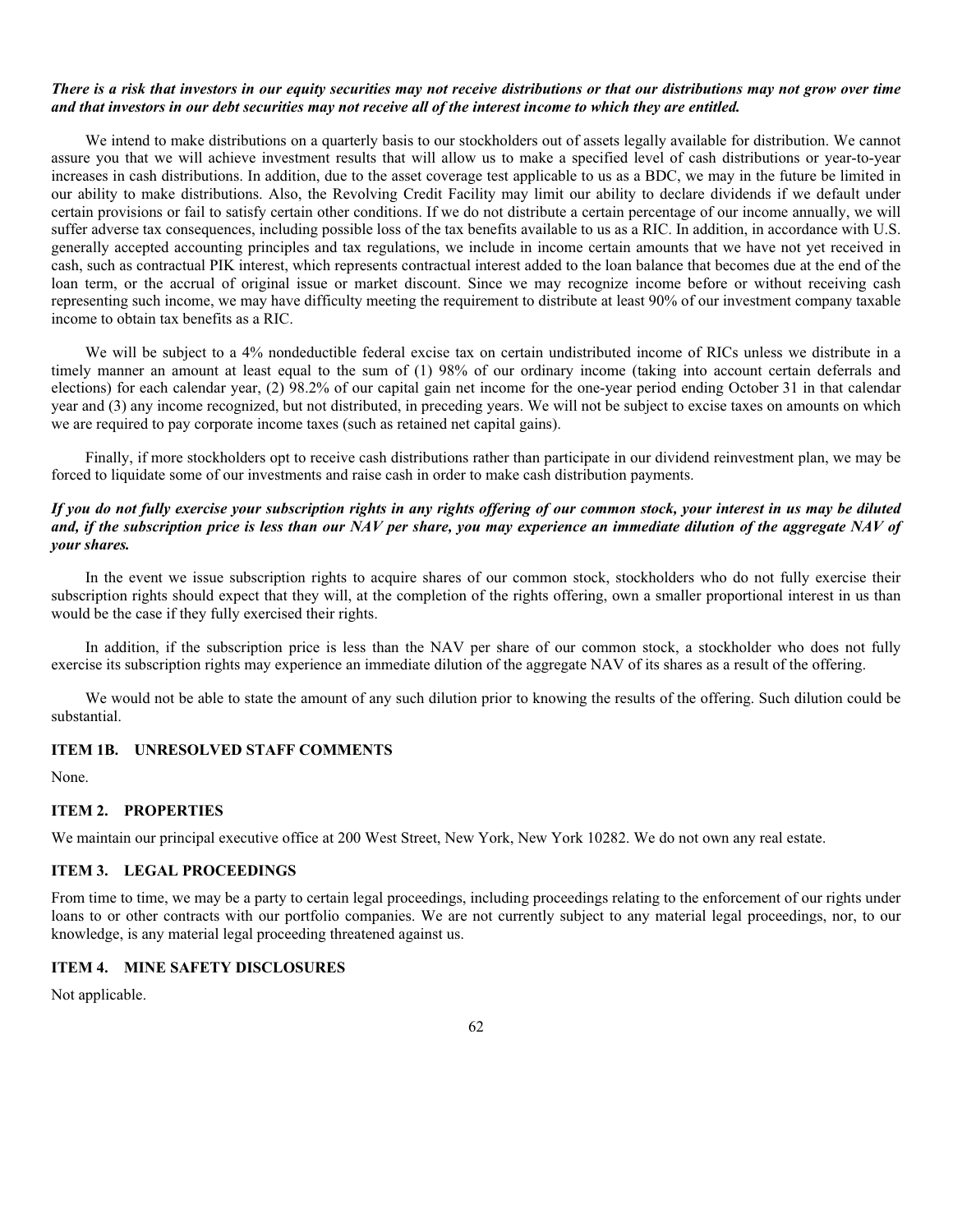***There is a risk that investors in our equity securities may not receive distributions or that our distributions may not grow over time and that investors in our debt securities may not receive all of the interest income to which they are entitled.***

We intend to make distributions on a quarterly basis to our stockholders out of assets legally available for distribution. We cannot assure you that we will achieve investment results that will allow us to make a specified level of cash distributions or year-to-year increases in cash distributions. In addition, due to the asset coverage test applicable to us as a BDC, we may in the future be limited in our ability to make distributions. Also, the Revolving Credit Facility may limit our ability to declare dividends if we default under certain provisions or fail to satisfy certain other conditions. If we do not distribute a certain percentage of our income annually, we will suffer adverse tax consequences, including possible loss of the tax benefits available to us as a RIC. In addition, in accordance with U.S. generally accepted accounting principles and tax regulations, we include in income certain amounts that we have not yet received in cash, such as contractual PIK interest, which represents contractual interest added to the loan balance that becomes due at the end of the loan term, or the accrual of original issue or market discount. Since we may recognize income before or without receiving cash representing such income, we may have difficulty meeting the requirement to distribute at least 90% of our investment company taxable income to obtain tax benefits as a RIC.

We will be subject to a 4% nondeductible federal excise tax on certain undistributed income of RICs unless we distribute in a timely manner an amount at least equal to the sum of (1) 98% of our ordinary income (taking into account certain deferrals and elections) for each calendar year, (2) 98.2% of our capital gain net income for the one-year period ending October 31 in that calendar year and (3) any income recognized, but not distributed, in preceding years. We will not be subject to excise taxes on amounts on which we are required to pay corporate income taxes (such as retained net capital gains).

Finally, if more stockholders opt to receive cash distributions rather than participate in our dividend reinvestment plan, we may be forced to liquidate some of our investments and raise cash in order to make cash distribution payments.

***If you do not fully exercise your subscription rights in any rights offering of our common stock, your interest in us may be diluted and, if the subscription price is less than our NAV per share, you may experience an immediate dilution of the aggregate NAV of your shares.***

In the event we issue subscription rights to acquire shares of our common stock, stockholders who do not fully exercise their subscription rights should expect that they will, at the completion of the rights offering, own a smaller proportional interest in us than would be the case if they fully exercised their rights.

In addition, if the subscription price is less than the NAV per share of our common stock, a stockholder who does not fully exercise its subscription rights may experience an immediate dilution of the aggregate NAV of its shares as a result of the offering.

We would not be able to state the amount of any such dilution prior to knowing the results of the offering. Such dilution could be substantial.

## ITEM 1B. UNRESOLVED STAFF COMMENTS

None.

## ITEM 2. PROPERTIES

We maintain our principal executive office at 200 West Street, New York, New York 10282. We do not own any real estate.

## ITEM 3. LEGAL PROCEEDINGS

From time to time, we may be a party to certain legal proceedings, including proceedings relating to the enforcement of our rights under loans to or other contracts with our portfolio companies. We are not currently subject to any material legal proceedings, nor, to our knowledge, is any material legal proceeding threatened against us.

## ITEM 4. MINE SAFETY DISCLOSURES

Not applicable.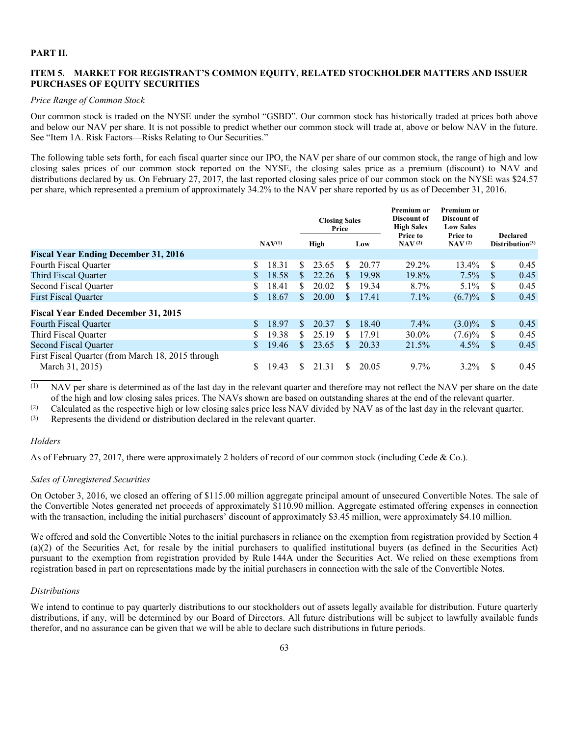**PART II.**

## ITEM 5. MARKET FOR REGISTRANT'S COMMON EQUITY, RELATED STOCKHOLDER MATTERS AND ISSUER PURCHASES OF EQUITY SECURITIES

*Price Range of Common Stock*

Our common stock is traded on the NYSE under the symbol "GSBD". Our common stock has historically traded at prices both above and below our NAV per share. It is not possible to predict whether our common stock will trade at, above or below NAV in the future. See "Item 1A. Risk Factors—Risks Relating to Our Securities."

The following table sets forth, for each fiscal quarter since our IPO, the NAV per share of our common stock, the range of high and low closing sales prices of our common stock reported on the NYSE, the closing sales price as a premium (discount) to NAV and distributions declared by us. On February 27, 2017, the last reported closing sales price of our common stock on the NYSE was $24.57 per share, which represented a premium of approximately 34.2% to the NAV per share reported by us as of December 31, 2016.

| | NAV[(1)] | Closing Sales Price | | Premium or Discount of High Sales Price to NAV [(2)] | Premium or Discount of Low Sales Price to NAV [(2)] | Declared Distribution[(3)] |
|---|---|---|---|---|---|---|
| | | High | Low | | | |
| **Fiscal Year Ending December 31, 2016** | | | | | | |
| Fourth Fiscal Quarter | $ 18.31 | $ 23.65 | $ 20.77 | 29.2% | 13.4% | $ 0.45 |
| Third Fiscal Quarter | $ 18.58 | $ 22.26 | $ 19.98 | 19.8% | 7.5% | $ 0.45 |
| Second Fiscal Quarter | $ 18.41 | $ 20.02 | $ 19.34 | 8.7% | 5.1% | $ 0.45 |
| First Fiscal Quarter | $ 18.67 | $ 20.00 | $ 17.41 | 7.1% | (6.7)% | $ 0.45 |
| **Fiscal Year Ended December 31, 2015** | | | | | | |
| Fourth Fiscal Quarter | $ 18.97 | $ 20.37 | $ 18.40 | 7.4% | (3.0)% | $ 0.45 |
| Third Fiscal Quarter | $ 19.38 | $ 25.19 | $ 17.91 | 30.0% | (7.6)% | $ 0.45 |
| Second Fiscal Quarter | $ 19.46 | $ 23.65 | $ 20.33 | 21.5% | 4.5% | $ 0.45 |
| First Fiscal Quarter (from March 18, 2015 through March 31, 2015) | $ 19.43 | $ 21.31 | $ 20.05 | 9.7% | 3.2% | $ 0.45 |

(1) NAV per share is determined as of the last day in the relevant quarter and therefore may not reflect the NAV per share on the date of the high and low closing sales prices. The NAVs shown are based on outstanding shares at the end of the relevant quarter.

(2) Calculated as the respective high or low closing sales price less NAV divided by NAV as of the last day in the relevant quarter.

(3) Represents the dividend or distribution declared in the relevant quarter.

*Holders*

As of February 27, 2017, there were approximately 2 holders of record of our common stock (including Cede & Co.).

*Sales of Unregistered Securities*

On October 3, 2016, we closed an offering of $115.00 million aggregate principal amount of unsecured Convertible Notes. The sale of the Convertible Notes generated net proceeds of approximately $110.90 million. Aggregate estimated offering expenses in connection with the transaction, including the initial purchasers' discount of approximately $3.45 million, were approximately $4.10 million.

We offered and sold the Convertible Notes to the initial purchasers in reliance on the exemption from registration provided by Section 4 (a)(2) of the Securities Act, for resale by the initial purchasers to qualified institutional buyers (as defined in the Securities Act) pursuant to the exemption from registration provided by Rule 144A under the Securities Act. We relied on these exemptions from registration based in part on representations made by the initial purchasers in connection with the sale of the Convertible Notes.

*Distributions*

We intend to continue to pay quarterly distributions to our stockholders out of assets legally available for distribution. Future quarterly distributions, if any, will be determined by our Board of Directors. All future distributions will be subject to lawfully available funds therefor, and no assurance can be given that we will be able to declare such distributions in future periods.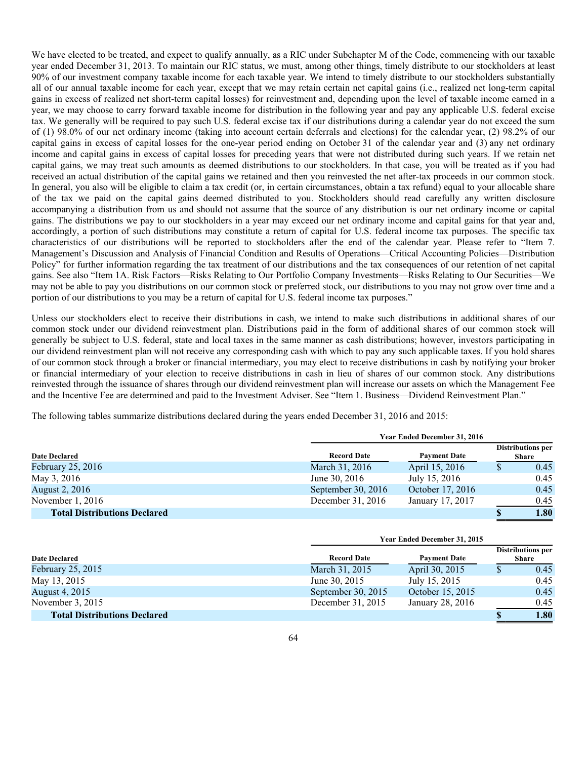We have elected to be treated, and expect to qualify annually, as a RIC under Subchapter M of the Code, commencing with our taxable year ended December 31, 2013. To maintain our RIC status, we must, among other things, timely distribute to our stockholders at least 90% of our investment company taxable income for each taxable year. We intend to timely distribute to our stockholders substantially all of our annual taxable income for each year, except that we may retain certain net capital gains (i.e., realized net long-term capital gains in excess of realized net short-term capital losses) for reinvestment and, depending upon the level of taxable income earned in a year, we may choose to carry forward taxable income for distribution in the following year and pay any applicable U.S. federal excise tax. We generally will be required to pay such U.S. federal excise tax if our distributions during a calendar year do not exceed the sum of (1) 98.0% of our net ordinary income (taking into account certain deferrals and elections) for the calendar year, (2) 98.2% of our capital gains in excess of capital losses for the one-year period ending on October 31 of the calendar year and (3) any net ordinary income and capital gains in excess of capital losses for preceding years that were not distributed during such years. If we retain net capital gains, we may treat such amounts as deemed distributions to our stockholders. In that case, you will be treated as if you had received an actual distribution of the capital gains we retained and then you reinvested the net after-tax proceeds in our common stock. In general, you also will be eligible to claim a tax credit (or, in certain circumstances, obtain a tax refund) equal to your allocable share of the tax we paid on the capital gains deemed distributed to you. Stockholders should read carefully any written disclosure accompanying a distribution from us and should not assume that the source of any distribution is our net ordinary income or capital gains. The distributions we pay to our stockholders in a year may exceed our net ordinary income and capital gains for that year and, accordingly, a portion of such distributions may constitute a return of capital for U.S. federal income tax purposes. The specific tax characteristics of our distributions will be reported to stockholders after the end of the calendar year. Please refer to "Item 7. Management's Discussion and Analysis of Financial Condition and Results of Operations—Critical Accounting Policies—Distribution Policy" for further information regarding the tax treatment of our distributions and the tax consequences of our retention of net capital gains. See also "Item 1A. Risk Factors—Risks Relating to Our Portfolio Company Investments—Risks Relating to Our Securities—We may not be able to pay you distributions on our common stock or preferred stock, our distributions to you may not grow over time and a portion of our distributions to you may be a return of capital for U.S. federal income tax purposes."

Unless our stockholders elect to receive their distributions in cash, we intend to make such distributions in additional shares of our common stock under our dividend reinvestment plan. Distributions paid in the form of additional shares of our common stock will generally be subject to U.S. federal, state and local taxes in the same manner as cash distributions; however, investors participating in our dividend reinvestment plan will not receive any corresponding cash with which to pay any such applicable taxes. If you hold shares of our common stock through a broker or financial intermediary, you may elect to receive distributions in cash by notifying your broker or financial intermediary of your election to receive distributions in cash in lieu of shares of our common stock. Any distributions reinvested through the issuance of shares through our dividend reinvestment plan will increase our assets on which the Management Fee and the Incentive Fee are determined and paid to the Investment Adviser. See "Item 1. Business—Dividend Reinvestment Plan."

The following tables summarize distributions declared during the years ended December 31, 2016 and 2015:

| | Year Ended December 31, 2016 | | |
|---|---|---|---|
| **Date Declared** | **Record Date** | **Payment Date** | **Distributions per Share** |
| February 25, 2016 | March 31, 2016 | April 15, 2016 | $ 0.45 |
| May 3, 2016 | June 30, 2016 | July 15, 2016 | 0.45 |
| August 2, 2016 | September 30, 2016 | October 17, 2016 | 0.45 |
| November 1, 2016 | December 31, 2016 | January 17, 2017 | 0.45 |
| **Total Distributions Declared** | | | **$ 1.80** |

| | Year Ended December 31, 2015 | | |
|---|---|---|---|
| **Date Declared** | **Record Date** | **Payment Date** | **Distributions per Share** |
| February 25, 2015 | March 31, 2015 | April 30, 2015 | $ 0.45 |
| May 13, 2015 | June 30, 2015 | July 15, 2015 | 0.45 |
| August 4, 2015 | September 30, 2015 | October 15, 2015 | 0.45 |
| November 3, 2015 | December 31, 2015 | January 28, 2016 | 0.45 |
| **Total Distributions Declared** | | | **$ 1.80** |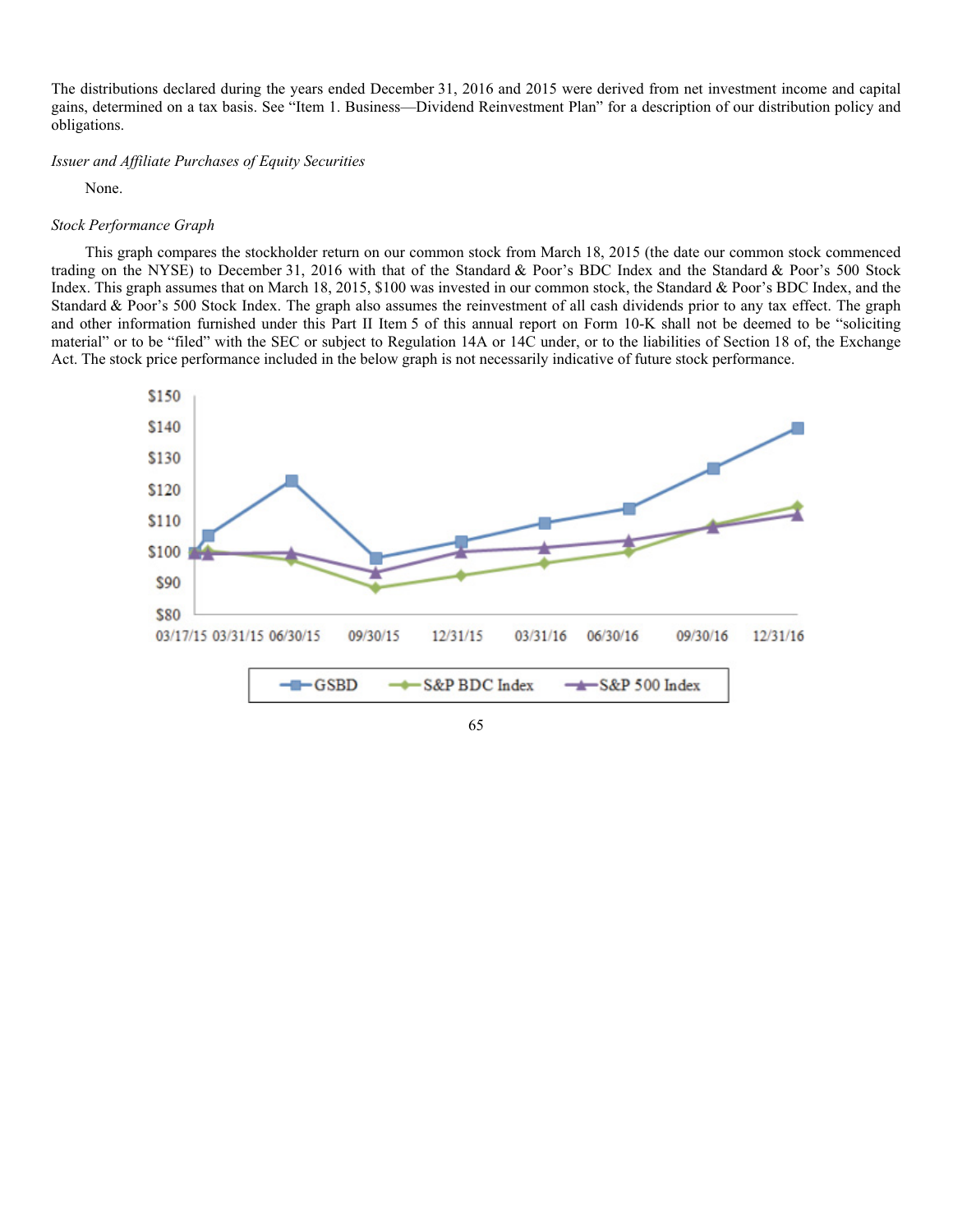The distributions declared during the years ended December 31, 2016 and 2015 were derived from net investment income and capital gains, determined on a tax basis. See "Item 1. Business—Dividend Reinvestment Plan" for a description of our distribution policy and obligations.

*Issuer and Affiliate Purchases of Equity Securities*

None.

*Stock Performance Graph*

This graph compares the stockholder return on our common stock from March 18, 2015 (the date our common stock commenced trading on the NYSE) to December 31, 2016 with that of the Standard & Poor's BDC Index and the Standard & Poor's 500 Stock Index. This graph assumes that on March 18, 2015, $100 was invested in our common stock, the Standard & Poor's BDC Index, and the Standard & Poor's 500 Stock Index. The graph also assumes the reinvestment of all cash dividends prior to any tax effect. The graph and other information furnished under this Part II Item 5 of this annual report on Form 10-K shall not be deemed to be "soliciting material" or to be "filed" with the SEC or subject to Regulation 14A or 14C under, or to the liabilities of Section 18 of, the Exchange Act. The stock price performance included in the below graph is not necessarily indicative of future stock performance.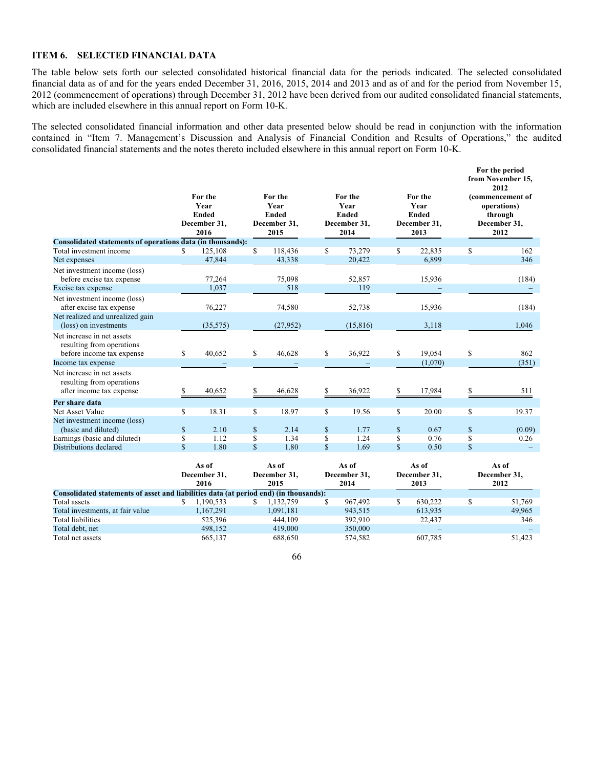## ITEM 6. SELECTED FINANCIAL DATA

The table below sets forth our selected consolidated historical financial data for the periods indicated. The selected consolidated financial data as of and for the years ended December 31, 2016, 2015, 2014 and 2013 and as of and for the period from November 15, 2012 (commencement of operations) through December 31, 2012 have been derived from our audited consolidated financial statements, which are included elsewhere in this annual report on Form 10-K.

The selected consolidated financial information and other data presented below should be read in conjunction with the information contained in "Item 7. Management's Discussion and Analysis of Financial Condition and Results of Operations," the audited consolidated financial statements and the notes thereto included elsewhere in this annual report on Form 10-K.

| | For the Year Ended December 31, 2016 | For the Year Ended December 31, 2015 | For the Year Ended December 31, 2014 | For the Year Ended December 31, 2013 | For the period from November 15, 2012 (commencement of operations) through December 31, 2012 |
|---|---|---|---|---|---|
| **Consolidated statements of operations data (in thousands):** | | | | | |
| Total investment income | $ 125,108 | $ 118,436 | $ 73,279 | $ 22,835 | $ 162 |
| Net expenses | 47,844 | 43,338 | 20,422 | 6,899 | 346 |
| Net investment income (loss) before excise tax expense | 77,264 | 75,098 | 52,857 | 15,936 | (184) |
| Excise tax expense | 1,037 | 518 | 119 | – | – |
| Net investment income (loss) after excise tax expense | 76,227 | 74,580 | 52,738 | 15,936 | (184) |
| Net realized and unrealized gain (loss) on investments | (35,575) | (27,952) | (15,816) | 3,118 | 1,046 |
| Net increase in net assets resulting from operations before income tax expense | $ 40,652 | $ 46,628 | $ 36,922 | $ 19,054 | $ 862 |
| Income tax expense | – | – | – | (1,070) | (351) |
| Net increase in net assets resulting from operations after income tax expense | $ 40,652 | $ 46,628 | $ 36,922 | $ 17,984 | $ 511 |
| **Per share data** | | | | | |
| Net Asset Value | $ 18.31 | $ 18.97 | $ 19.56 | $ 20.00 | $ 19.37 |
| Net investment income (loss) (basic and diluted) | $ 2.10 | $ 2.14 | $ 1.77 | $ 0.67 | $ (0.09) |
| Earnings (basic and diluted) | $ 1.12 | $ 1.34 | $ 1.24 | $ 0.76 | $ 0.26 |
| Distributions declared | $ 1.80 | $ 1.80 | $ 1.69 | $ 0.50 | $ – |

| | As of December 31, 2016 | As of December 31, 2015 | As of December 31, 2014 | As of December 31, 2013 | As of December 31, 2012 |
|---|---|---|---|---|---|
| **Consolidated statements of asset and liabilities data (at period end) (in thousands):** | | | | | |
| Total assets | $ 1,190,533 | $ 1,132,759 | $ 967,492 | $ 630,222 | $ 51,769 |
| Total investments, at fair value | 1,167,291 | 1,091,181 | 943,515 | 613,935 | 49,965 |
| Total liabilities | 525,396 | 444,109 | 392,910 | 22,437 | 346 |
| Total debt, net | 498,152 | 419,000 | 350,000 | – | – |
| Total net assets | 665,137 | 688,650 | 574,582 | 607,785 | 51,423 |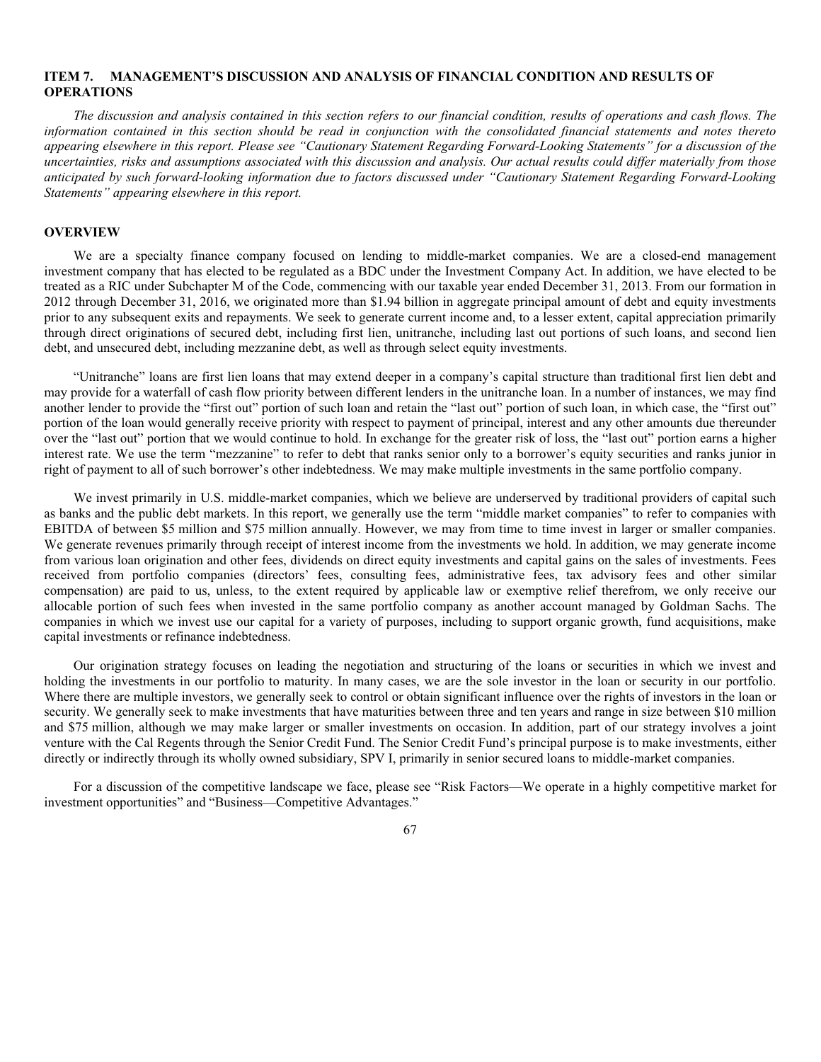## ITEM 7. MANAGEMENT'S DISCUSSION AND ANALYSIS OF FINANCIAL CONDITION AND RESULTS OF OPERATIONS

*The discussion and analysis contained in this section refers to our financial condition, results of operations and cash flows. The information contained in this section should be read in conjunction with the consolidated financial statements and notes thereto appearing elsewhere in this report. Please see "Cautionary Statement Regarding Forward-Looking Statements" for a discussion of the uncertainties, risks and assumptions associated with this discussion and analysis. Our actual results could differ materially from those anticipated by such forward-looking information due to factors discussed under "Cautionary Statement Regarding Forward-Looking Statements" appearing elsewhere in this report.*

### OVERVIEW

We are a specialty finance company focused on lending to middle-market companies. We are a closed-end management investment company that has elected to be regulated as a BDC under the Investment Company Act. In addition, we have elected to be treated as a RIC under Subchapter M of the Code, commencing with our taxable year ended December 31, 2013. From our formation in 2012 through December 31, 2016, we originated more than $1.94 billion in aggregate principal amount of debt and equity investments prior to any subsequent exits and repayments. We seek to generate current income and, to a lesser extent, capital appreciation primarily through direct originations of secured debt, including first lien, unitranche, including last out portions of such loans, and second lien debt, and unsecured debt, including mezzanine debt, as well as through select equity investments.

"Unitranche" loans are first lien loans that may extend deeper in a company's capital structure than traditional first lien debt and may provide for a waterfall of cash flow priority between different lenders in the unitranche loan. In a number of instances, we may find another lender to provide the "first out" portion of such loan and retain the "last out" portion of such loan, in which case, the "first out" portion of the loan would generally receive priority with respect to payment of principal, interest and any other amounts due thereunder over the "last out" portion that we would continue to hold. In exchange for the greater risk of loss, the "last out" portion earns a higher interest rate. We use the term "mezzanine" to refer to debt that ranks senior only to a borrower's equity securities and ranks junior in right of payment to all of such borrower's other indebtedness. We may make multiple investments in the same portfolio company.

We invest primarily in U.S. middle-market companies, which we believe are underserved by traditional providers of capital such as banks and the public debt markets. In this report, we generally use the term "middle market companies" to refer to companies with EBITDA of between $5 million and $75 million annually. However, we may from time to time invest in larger or smaller companies. We generate revenues primarily through receipt of interest income from the investments we hold. In addition, we may generate income from various loan origination and other fees, dividends on direct equity investments and capital gains on the sales of investments. Fees received from portfolio companies (directors' fees, consulting fees, administrative fees, tax advisory fees and other similar compensation) are paid to us, unless, to the extent required by applicable law or exemptive relief therefrom, we only receive our allocable portion of such fees when invested in the same portfolio company as another account managed by Goldman Sachs. The companies in which we invest use our capital for a variety of purposes, including to support organic growth, fund acquisitions, make capital investments or refinance indebtedness.

Our origination strategy focuses on leading the negotiation and structuring of the loans or securities in which we invest and holding the investments in our portfolio to maturity. In many cases, we are the sole investor in the loan or security in our portfolio. Where there are multiple investors, we generally seek to control or obtain significant influence over the rights of investors in the loan or security. We generally seek to make investments that have maturities between three and ten years and range in size between $10 million and $75 million, although we may make larger or smaller investments on occasion. In addition, part of our strategy involves a joint venture with the Cal Regents through the Senior Credit Fund. The Senior Credit Fund's principal purpose is to make investments, either directly or indirectly through its wholly owned subsidiary, SPV I, primarily in senior secured loans to middle-market companies.

For a discussion of the competitive landscape we face, please see "Risk Factors—We operate in a highly competitive market for investment opportunities" and "Business—Competitive Advantages."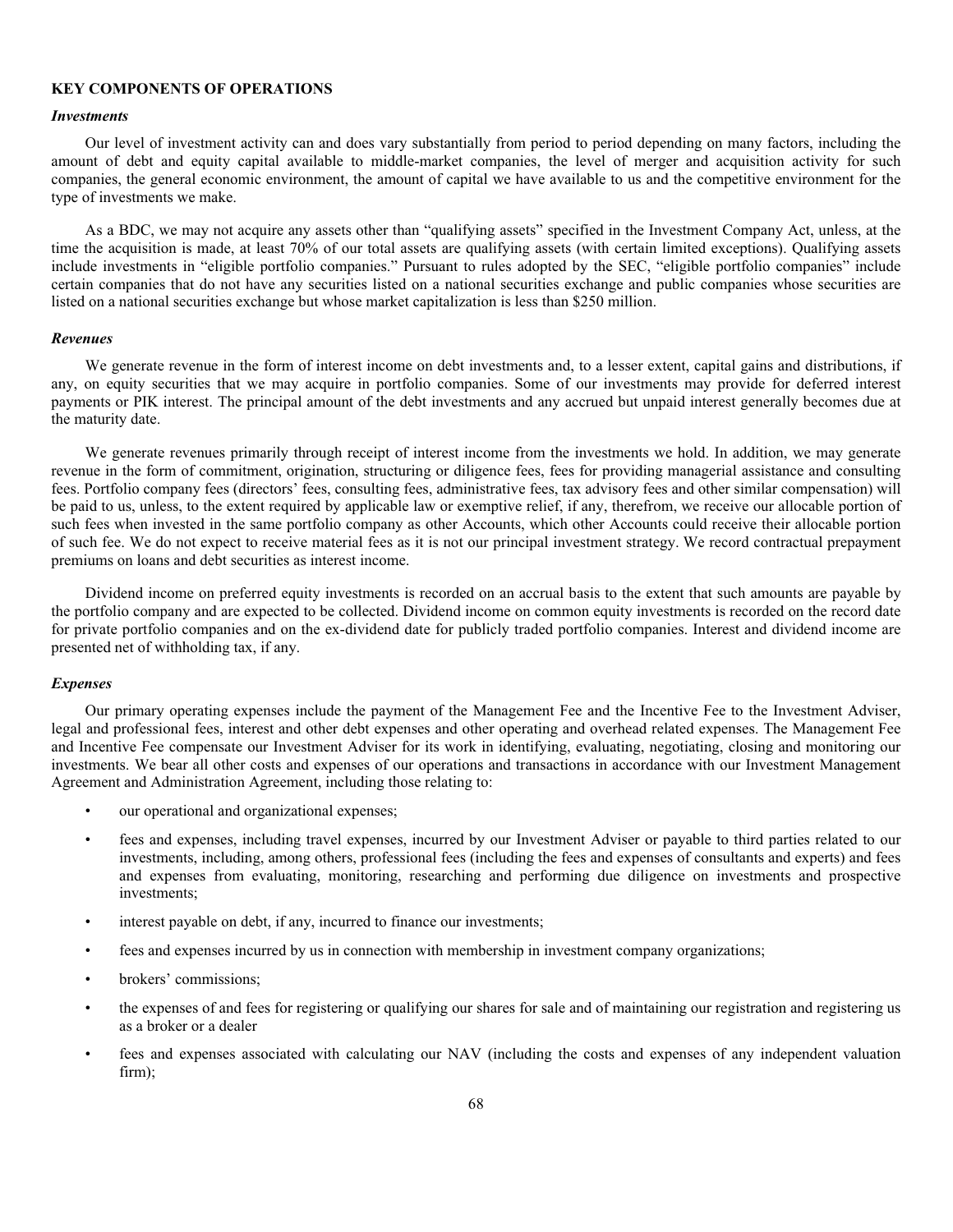## KEY COMPONENTS OF OPERATIONS

### *Investments*

Our level of investment activity can and does vary substantially from period to period depending on many factors, including the amount of debt and equity capital available to middle-market companies, the level of merger and acquisition activity for such companies, the general economic environment, the amount of capital we have available to us and the competitive environment for the type of investments we make.

As a BDC, we may not acquire any assets other than "qualifying assets" specified in the Investment Company Act, unless, at the time the acquisition is made, at least 70% of our total assets are qualifying assets (with certain limited exceptions). Qualifying assets include investments in "eligible portfolio companies." Pursuant to rules adopted by the SEC, "eligible portfolio companies" include certain companies that do not have any securities listed on a national securities exchange and public companies whose securities are listed on a national securities exchange but whose market capitalization is less than $250 million.

### *Revenues*

We generate revenue in the form of interest income on debt investments and, to a lesser extent, capital gains and distributions, if any, on equity securities that we may acquire in portfolio companies. Some of our investments may provide for deferred interest payments or PIK interest. The principal amount of the debt investments and any accrued but unpaid interest generally becomes due at the maturity date.

We generate revenues primarily through receipt of interest income from the investments we hold. In addition, we may generate revenue in the form of commitment, origination, structuring or diligence fees, fees for providing managerial assistance and consulting fees. Portfolio company fees (directors' fees, consulting fees, administrative fees, tax advisory fees and other similar compensation) will be paid to us, unless, to the extent required by applicable law or exemptive relief, if any, therefrom, we receive our allocable portion of such fees when invested in the same portfolio company as other Accounts, which other Accounts could receive their allocable portion of such fee. We do not expect to receive material fees as it is not our principal investment strategy. We record contractual prepayment premiums on loans and debt securities as interest income.

Dividend income on preferred equity investments is recorded on an accrual basis to the extent that such amounts are payable by the portfolio company and are expected to be collected. Dividend income on common equity investments is recorded on the record date for private portfolio companies and on the ex-dividend date for publicly traded portfolio companies. Interest and dividend income are presented net of withholding tax, if any.

### *Expenses*

Our primary operating expenses include the payment of the Management Fee and the Incentive Fee to the Investment Adviser, legal and professional fees, interest and other debt expenses and other operating and overhead related expenses. The Management Fee and Incentive Fee compensate our Investment Adviser for its work in identifying, evaluating, negotiating, closing and monitoring our investments. We bear all other costs and expenses of our operations and transactions in accordance with our Investment Management Agreement and Administration Agreement, including those relating to:

- our operational and organizational expenses;
- fees and expenses, including travel expenses, incurred by our Investment Adviser or payable to third parties related to our investments, including, among others, professional fees (including the fees and expenses of consultants and experts) and fees and expenses from evaluating, monitoring, researching and performing due diligence on investments and prospective investments;
- interest payable on debt, if any, incurred to finance our investments;
- fees and expenses incurred by us in connection with membership in investment company organizations;
- brokers' commissions;
- the expenses of and fees for registering or qualifying our shares for sale and of maintaining our registration and registering us as a broker or a dealer
- fees and expenses associated with calculating our NAV (including the costs and expenses of any independent valuation firm);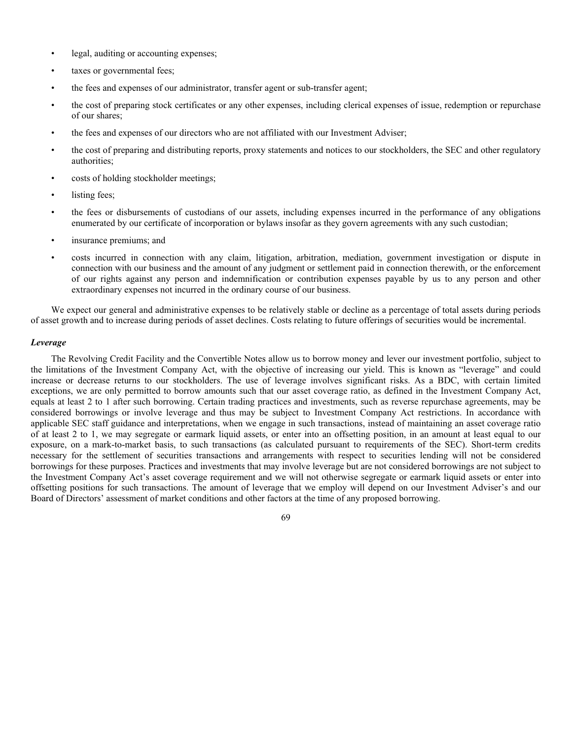- legal, auditing or accounting expenses;
- taxes or governmental fees;
- the fees and expenses of our administrator, transfer agent or sub-transfer agent;
- the cost of preparing stock certificates or any other expenses, including clerical expenses of issue, redemption or repurchase of our shares;
- the fees and expenses of our directors who are not affiliated with our Investment Adviser;
- the cost of preparing and distributing reports, proxy statements and notices to our stockholders, the SEC and other regulatory authorities;
- costs of holding stockholder meetings;
- listing fees;
- the fees or disbursements of custodians of our assets, including expenses incurred in the performance of any obligations enumerated by our certificate of incorporation or bylaws insofar as they govern agreements with any such custodian;
- insurance premiums; and
- costs incurred in connection with any claim, litigation, arbitration, mediation, government investigation or dispute in connection with our business and the amount of any judgment or settlement paid in connection therewith, or the enforcement of our rights against any person and indemnification or contribution expenses payable by us to any person and other extraordinary expenses not incurred in the ordinary course of our business.

We expect our general and administrative expenses to be relatively stable or decline as a percentage of total assets during periods of asset growth and to increase during periods of asset declines. Costs relating to future offerings of securities would be incremental.

***Leverage***

The Revolving Credit Facility and the Convertible Notes allow us to borrow money and lever our investment portfolio, subject to the limitations of the Investment Company Act, with the objective of increasing our yield. This is known as "leverage" and could increase or decrease returns to our stockholders. The use of leverage involves significant risks. As a BDC, with certain limited exceptions, we are only permitted to borrow amounts such that our asset coverage ratio, as defined in the Investment Company Act, equals at least 2 to 1 after such borrowing. Certain trading practices and investments, such as reverse repurchase agreements, may be considered borrowings or involve leverage and thus may be subject to Investment Company Act restrictions. In accordance with applicable SEC staff guidance and interpretations, when we engage in such transactions, instead of maintaining an asset coverage ratio of at least 2 to 1, we may segregate or earmark liquid assets, or enter into an offsetting position, in an amount at least equal to our exposure, on a mark-to-market basis, to such transactions (as calculated pursuant to requirements of the SEC). Short-term credits necessary for the settlement of securities transactions and arrangements with respect to securities lending will not be considered borrowings for these purposes. Practices and investments that may involve leverage but are not considered borrowings are not subject to the Investment Company Act's asset coverage requirement and we will not otherwise segregate or earmark liquid assets or enter into offsetting positions for such transactions. The amount of leverage that we employ will depend on our Investment Adviser's and our Board of Directors' assessment of market conditions and other factors at the time of any proposed borrowing.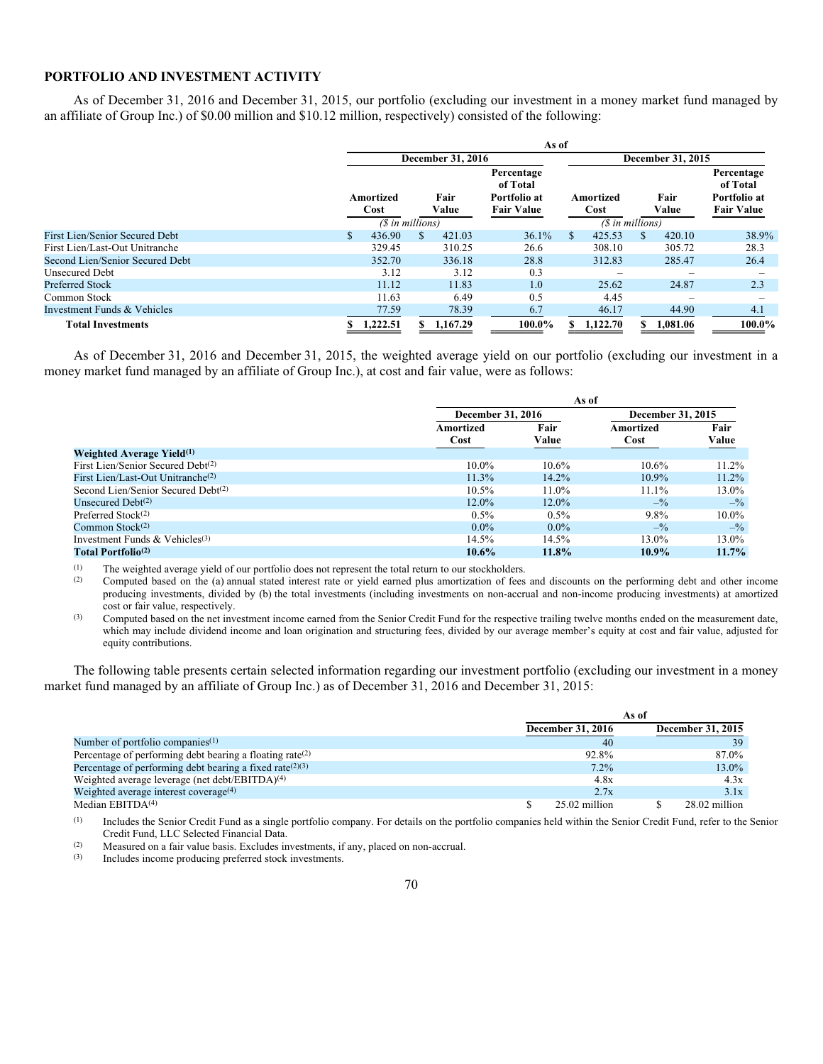## PORTFOLIO AND INVESTMENT ACTIVITY

As of December 31, 2016 and December 31, 2015, our portfolio (excluding our investment in a money market fund managed by an affiliate of Group Inc.) of $0.00 million and $10.12 million, respectively) consisted of the following:

| | As of | | | | | |
|---|---|---|---|---|---|---|
| | December 31, 2016 | | | December 31, 2015 | | |
| | Amortized Cost | Fair Value | Percentage of Total Portfolio at Fair Value | Amortized Cost | Fair Value | Percentage of Total Portfolio at Fair Value |
| | ($ in millions) | | | ($ in millions) | | |
| First Lien/Senior Secured Debt | $ 436.90 | $ 421.03 | 36.1% | $ 425.53 | $ 420.10 | 38.9% |
| First Lien/Last-Out Unitranche | 329.45 | 310.25 | 26.6 | 308.10 | 305.72 | 28.3 |
| Second Lien/Senior Secured Debt | 352.70 | 336.18 | 28.8 | 312.83 | 285.47 | 26.4 |
| Unsecured Debt | 3.12 | 3.12 | 0.3 | – | – | – |
| Preferred Stock | 11.12 | 11.83 | 1.0 | 25.62 | 24.87 | 2.3 |
| Common Stock | 11.63 | 6.49 | 0.5 | 4.45 | – | – |
| Investment Funds & Vehicles | 77.59 | 78.39 | 6.7 | 46.17 | 44.90 | 4.1 |
| **Total Investments** | **$ 1,222.51** | **$ 1,167.29** | **100.0%** | **$ 1,122.70** | **$ 1,081.06** | **100.0%** |

As of December 31, 2016 and December 31, 2015, the weighted average yield on our portfolio (excluding our investment in a money market fund managed by an affiliate of Group Inc.), at cost and fair value, were as follows:

| | As of | | | |
|---|---|---|---|---|
| | December 31, 2016 | | December 31, 2015 | |
| | Amortized Cost | Fair Value | Amortized Cost | Fair Value |
| **Weighted Average Yield(1)** | | | | |
| First Lien/Senior Secured Debt(2) | 10.0% | 10.6% | 10.6% | 11.2% |
| First Lien/Last-Out Unitranche(2) | 11.3% | 14.2% | 10.9% | 11.2% |
| Second Lien/Senior Secured Debt(2) | 10.5% | 11.0% | 11.1% | 13.0% |
| Unsecured Debt(2) | 12.0% | 12.0% | –% | –% |
| Preferred Stock(2) | 0.5% | 0.5% | 9.8% | 10.0% |
| Common Stock(2) | 0.0% | 0.0% | –% | –% |
| Investment Funds & Vehicles(3) | 14.5% | 14.5% | 13.0% | 13.0% |
| **Total Portfolio(2)** | **10.6%** | **11.8%** | **10.9%** | **11.7%** |

(1) The weighted average yield of our portfolio does not represent the total return to our stockholders.

(2) Computed based on the (a) annual stated interest rate or yield earned plus amortization of fees and discounts on the performing debt and other income producing investments, divided by (b) the total investments (including investments on non-accrual and non-income producing investments) at amortized cost or fair value, respectively.

(3) Computed based on the net investment income earned from the Senior Credit Fund for the respective trailing twelve months ended on the measurement date, which may include dividend income and loan origination and structuring fees, divided by our average member's equity at cost and fair value, adjusted for equity contributions.

The following table presents certain selected information regarding our investment portfolio (excluding our investment in a money market fund managed by an affiliate of Group Inc.) as of December 31, 2016 and December 31, 2015:

| | As of | |
|---|---|---|
| | December 31, 2016 | December 31, 2015 |
| Number of portfolio companies(1) | 40 | 39 |
| Percentage of performing debt bearing a floating rate(2) | 92.8% | 87.0% |
| Percentage of performing debt bearing a fixed rate(2)(3) | 7.2% | 13.0% |
| Weighted average leverage (net debt/EBITDA)(4) | 4.8x | 4.3x |
| Weighted average interest coverage(4) | 2.7x | 3.1x |
| Median EBITDA(4) | $ 25.02 million | $ 28.02 million |

(1) Includes the Senior Credit Fund as a single portfolio company. For details on the portfolio companies held within the Senior Credit Fund, refer to the Senior Credit Fund, LLC Selected Financial Data.

(2) Measured on a fair value basis. Excludes investments, if any, placed on non-accrual.

(3) Includes income producing preferred stock investments.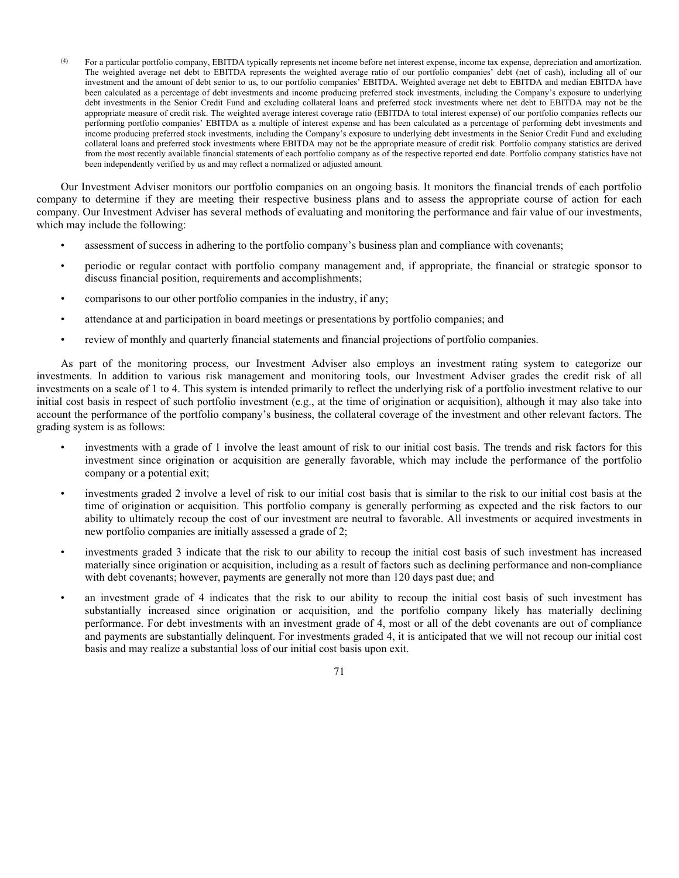(4) For a particular portfolio company, EBITDA typically represents net income before net interest expense, income tax expense, depreciation and amortization. The weighted average net debt to EBITDA represents the weighted average ratio of our portfolio companies' debt (net of cash), including all of our investment and the amount of debt senior to us, to our portfolio companies' EBITDA. Weighted average net debt to EBITDA and median EBITDA have been calculated as a percentage of debt investments and income producing preferred stock investments, including the Company's exposure to underlying debt investments in the Senior Credit Fund and excluding collateral loans and preferred stock investments where net debt to EBITDA may not be the appropriate measure of credit risk. The weighted average interest coverage ratio (EBITDA to total interest expense) of our portfolio companies reflects our performing portfolio companies' EBITDA as a multiple of interest expense and has been calculated as a percentage of performing debt investments and income producing preferred stock investments, including the Company's exposure to underlying debt investments in the Senior Credit Fund and excluding collateral loans and preferred stock investments where EBITDA may not be the appropriate measure of credit risk. Portfolio company statistics are derived from the most recently available financial statements of each portfolio company as of the respective reported end date. Portfolio company statistics have not been independently verified by us and may reflect a normalized or adjusted amount.

Our Investment Adviser monitors our portfolio companies on an ongoing basis. It monitors the financial trends of each portfolio company to determine if they are meeting their respective business plans and to assess the appropriate course of action for each company. Our Investment Adviser has several methods of evaluating and monitoring the performance and fair value of our investments, which may include the following:

- assessment of success in adhering to the portfolio company's business plan and compliance with covenants;
- periodic or regular contact with portfolio company management and, if appropriate, the financial or strategic sponsor to discuss financial position, requirements and accomplishments;
- comparisons to our other portfolio companies in the industry, if any;
- attendance at and participation in board meetings or presentations by portfolio companies; and
- review of monthly and quarterly financial statements and financial projections of portfolio companies.

As part of the monitoring process, our Investment Adviser also employs an investment rating system to categorize our investments. In addition to various risk management and monitoring tools, our Investment Adviser grades the credit risk of all investments on a scale of 1 to 4. This system is intended primarily to reflect the underlying risk of a portfolio investment relative to our initial cost basis in respect of such portfolio investment (e.g., at the time of origination or acquisition), although it may also take into account the performance of the portfolio company's business, the collateral coverage of the investment and other relevant factors. The grading system is as follows:

- investments with a grade of 1 involve the least amount of risk to our initial cost basis. The trends and risk factors for this investment since origination or acquisition are generally favorable, which may include the performance of the portfolio company or a potential exit;
- investments graded 2 involve a level of risk to our initial cost basis that is similar to the risk to our initial cost basis at the time of origination or acquisition. This portfolio company is generally performing as expected and the risk factors to our ability to ultimately recoup the cost of our investment are neutral to favorable. All investments or acquired investments in new portfolio companies are initially assessed a grade of 2;
- investments graded 3 indicate that the risk to our ability to recoup the initial cost basis of such investment has increased materially since origination or acquisition, including as a result of factors such as declining performance and non-compliance with debt covenants; however, payments are generally not more than 120 days past due; and
- an investment grade of 4 indicates that the risk to our ability to recoup the initial cost basis of such investment has substantially increased since origination or acquisition, and the portfolio company likely has materially declining performance. For debt investments with an investment grade of 4, most or all of the debt covenants are out of compliance and payments are substantially delinquent. For investments graded 4, it is anticipated that we will not recoup our initial cost basis and may realize a substantial loss of our initial cost basis upon exit.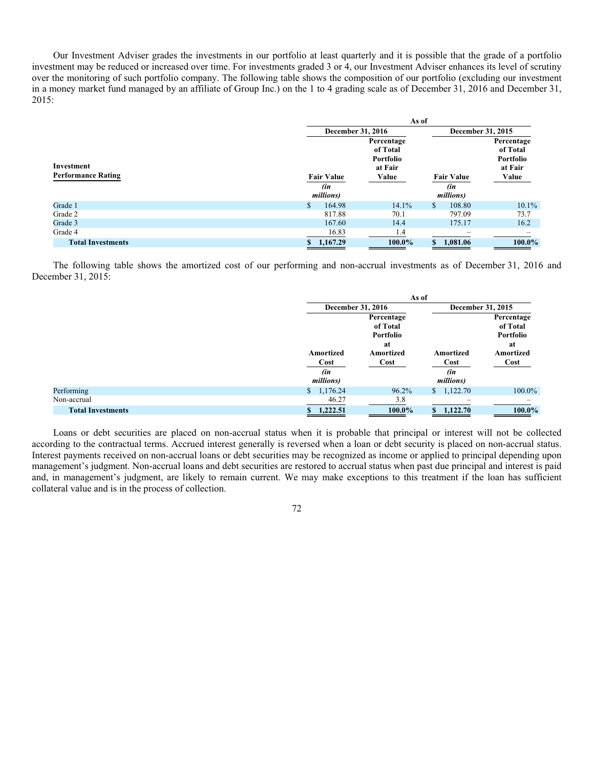Our Investment Adviser grades the investments in our portfolio at least quarterly and it is possible that the grade of a portfolio investment may be reduced or increased over time. For investments graded 3 or 4, our Investment Adviser enhances its level of scrutiny over the monitoring of such portfolio company. The following table shows the composition of our portfolio (excluding our investment in a money market fund managed by an affiliate of Group Inc.) on the 1 to 4 grading scale as of December 31, 2016 and December 31, 2015:

| | As of | | | |
|---|---|---|---|---|
| | December 31, 2016 | | December 31, 2015 | |
| **Investment Performance Rating** | **Fair Value** *(in millions)* | **Percentage of Total Portfolio at Fair Value** | **Fair Value** *(in millions)* | **Percentage of Total Portfolio at Fair Value** |
| Grade 1 | $ 164.98 | 14.1% | $ 108.80 | 10.1% |
| Grade 2 | 817.88 | 70.1 | 797.09 | 73.7 |
| Grade 3 | 167.60 | 14.4 | 175.17 | 16.2 |
| Grade 4 | 16.83 | 1.4 | – | – |
| **Total Investments** | **$ 1,167.29** | **100.0%** | **$ 1,081.06** | **100.0%** |

The following table shows the amortized cost of our performing and non-accrual investments as of December 31, 2016 and December 31, 2015:

| | As of | | | |
|---|---|---|---|---|
| | December 31, 2016 | | December 31, 2015 | |
| | **Amortized Cost** *(in millions)* | **Percentage of Total Portfolio at Amortized Cost** | **Amortized Cost** *(in millions)* | **Percentage of Total Portfolio at Amortized Cost** |
| Performing | $ 1,176.24 | 96.2% | $ 1,122.70 | 100.0% |
| Non-accrual | 46.27 | 3.8 | – | – |
| **Total Investments** | **$ 1,222.51** | **100.0%** | **$ 1,122.70** | **100.0%** |

Loans or debt securities are placed on non-accrual status when it is probable that principal or interest will not be collected according to the contractual terms. Accrued interest generally is reversed when a loan or debt security is placed on non-accrual status. Interest payments received on non-accrual loans or debt securities may be recognized as income or applied to principal depending upon management's judgment. Non-accrual loans and debt securities are restored to accrual status when past due principal and interest is paid and, in management's judgment, are likely to remain current. We may make exceptions to this treatment if the loan has sufficient collateral value and is in the process of collection.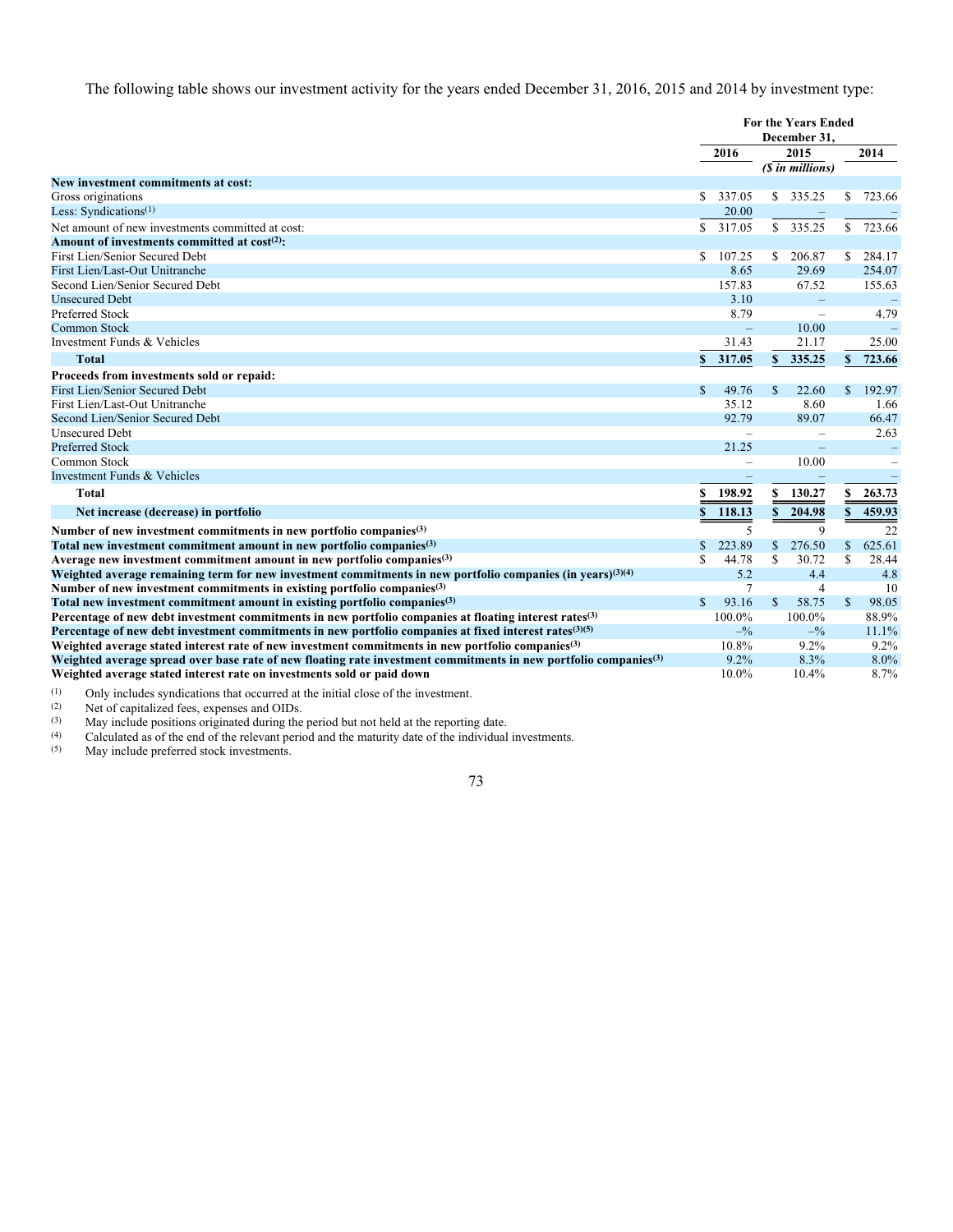The following table shows our investment activity for the years ended December 31, 2016, 2015 and 2014 by investment type:

| | For the Years Ended December 31, | | |
|---|---|---|---|
| | 2016 | 2015 | 2014 |
| | | ($ in millions) | |
| **New investment commitments at cost:** | | | |
| Gross originations | $ 337.05 | $ 335.25 | $ 723.66 |
| Less: Syndications[(1)] | 20.00 | – | – |
| Net amount of new investments committed at cost: | $ 317.05 | $ 335.25 | $ 723.66 |
| **Amount of investments committed at cost[(2)]:** | | | |
| First Lien/Senior Secured Debt | $ 107.25 | $ 206.87 | $ 284.17 |
| First Lien/Last-Out Unitranche | 8.65 | 29.69 | 254.07 |
| Second Lien/Senior Secured Debt | 157.83 | 67.52 | 155.63 |
| Unsecured Debt | 3.10 | – | – |
| Preferred Stock | 8.79 | – | 4.79 |
| Common Stock | – | 10.00 | – |
| Investment Funds & Vehicles | 31.43 | 21.17 | 25.00 |
| **Total** | **$ 317.05** | **$ 335.25** | **$ 723.66** |
| **Proceeds from investments sold or repaid:** | | | |
| First Lien/Senior Secured Debt | $ 49.76 | $ 22.60 | $ 192.97 |
| First Lien/Last-Out Unitranche | 35.12 | 8.60 | 1.66 |
| Second Lien/Senior Secured Debt | 92.79 | 89.07 | 66.47 |
| Unsecured Debt | – | – | 2.63 |
| Preferred Stock | 21.25 | – | – |
| Common Stock | – | 10.00 | – |
| Investment Funds & Vehicles | – | – | – |
| **Total** | **$ 198.92** | **$ 130.27** | **$ 263.73** |
| **Net increase (decrease) in portfolio** | **$ 118.13** | **$ 204.98** | **$ 459.93** |
| **Number of new investment commitments in new portfolio companies[(3)]** | 5 | 9 | 22 |
| **Total new investment commitment amount in new portfolio companies[(3)]** | $ 223.89 | $ 276.50 | $ 625.61 |
| **Average new investment commitment amount in new portfolio companies[(3)]** | $ 44.78 | $ 30.72 | $ 28.44 |
| **Weighted average remaining term for new investment commitments in new portfolio companies (in years)[(3)(4)]** | 5.2 | 4.4 | 4.8 |
| **Number of new investment commitments in existing portfolio companies[(3)]** | 7 | 4 | 10 |
| **Total new investment commitment amount in existing portfolio companies[(3)]** | $ 93.16 | $ 58.75 | $ 98.05 |
| **Percentage of new debt investment commitments in new portfolio companies at floating interest rates[(3)]** | 100.0% | 100.0% | 88.9% |
| **Percentage of new debt investment commitments in new portfolio companies at fixed interest rates[(3)(5)]** | –% | –% | 11.1% |
| **Weighted average stated interest rate of new investment commitments in new portfolio companies[(3)]** | 10.8% | 9.2% | 9.2% |
| **Weighted average spread over base rate of new floating rate investment commitments in new portfolio companies[(3)]** | 9.2% | 8.3% | 8.0% |
| **Weighted average stated interest rate on investments sold or paid down** | 10.0% | 10.4% | 8.7% |

(1) Only includes syndications that occurred at the initial close of the investment.

(2) Net of capitalized fees, expenses and OIDs.

(3) May include positions originated during the period but not held at the reporting date.

(4) Calculated as of the end of the relevant period and the maturity date of the individual investments.

(5) May include preferred stock investments.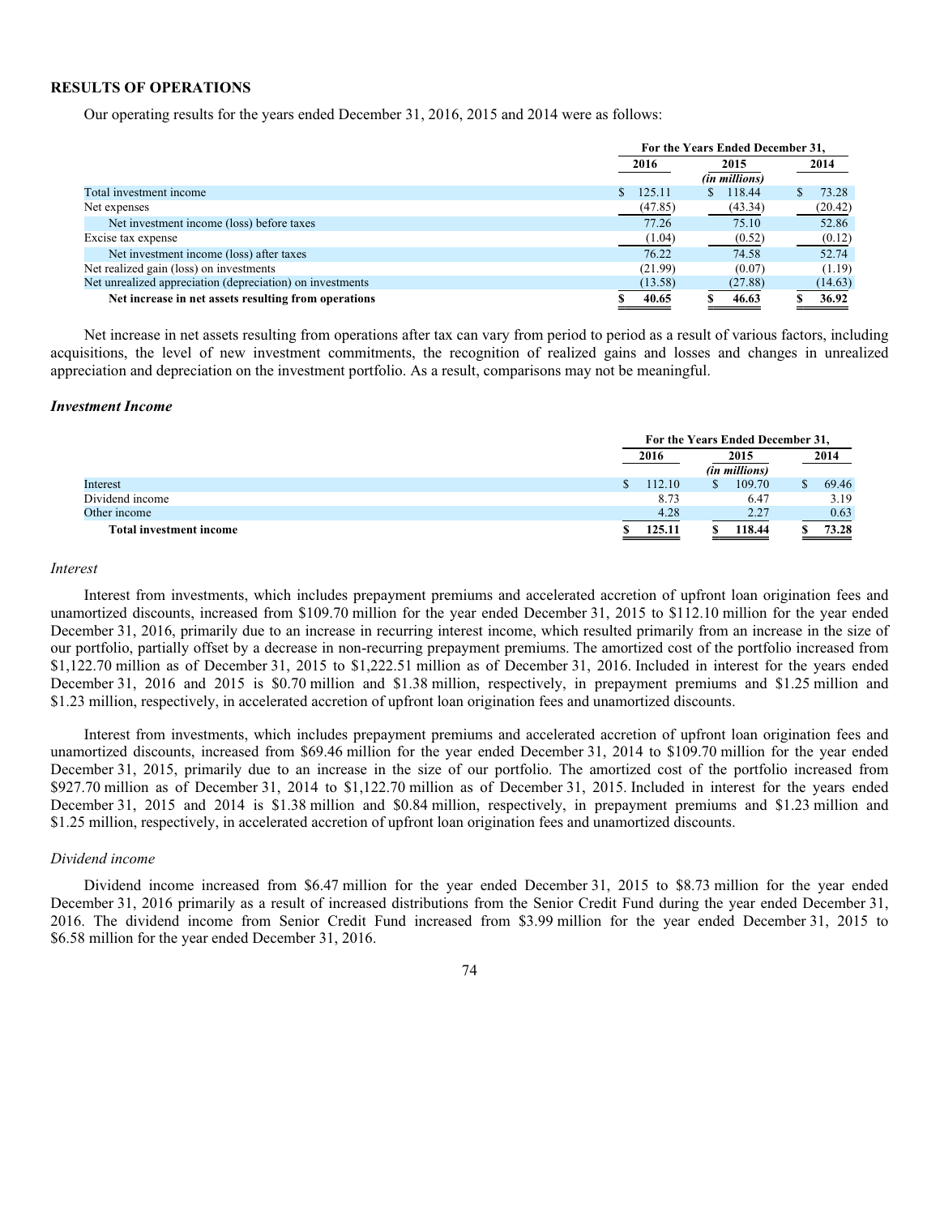## RESULTS OF OPERATIONS

Our operating results for the years ended December 31, 2016, 2015 and 2014 were as follows:

| | For the Years Ended December 31, | | |
|---|---|---|---|
| | 2016 | 2015 | 2014 |
| | | *(in millions)* | |
| Total investment income | $ 125.11 | $ 118.44 | $ 73.28 |
| Net expenses | (47.85) | (43.34) | (20.42) |
| Net investment income (loss) before taxes | 77.26 | 75.10 | 52.86 |
| Excise tax expense | (1.04) | (0.52) | (0.12) |
| Net investment income (loss) after taxes | 76.22 | 74.58 | 52.74 |
| Net realized gain (loss) on investments | (21.99) | (0.07) | (1.19) |
| Net unrealized appreciation (depreciation) on investments | (13.58) | (27.88) | (14.63) |
| **Net increase in net assets resulting from operations** | **$ 40.65** | **$ 46.63** | **$ 36.92** |

Net increase in net assets resulting from operations after tax can vary from period to period as a result of various factors, including acquisitions, the level of new investment commitments, the recognition of realized gains and losses and changes in unrealized appreciation and depreciation on the investment portfolio. As a result, comparisons may not be meaningful.

### *Investment Income*

| | For the Years Ended December 31, | | |
|---|---|---|---|
| | 2016 | 2015 | 2014 |
| | | *(in millions)* | |
| Interest | $ 112.10 | $ 109.70 | $ 69.46 |
| Dividend income | 8.73 | 6.47 | 3.19 |
| Other income | 4.28 | 2.27 | 0.63 |
| **Total investment income** | **$ 125.11** | **$ 118.44** | **$ 73.28** |

*Interest*

Interest from investments, which includes prepayment premiums and accelerated accretion of upfront loan origination fees and unamortized discounts, increased from $109.70 million for the year ended December 31, 2015 to $112.10 million for the year ended December 31, 2016, primarily due to an increase in recurring interest income, which resulted primarily from an increase in the size of our portfolio, partially offset by a decrease in non-recurring prepayment premiums. The amortized cost of the portfolio increased from $1,122.70 million as of December 31, 2015 to $1,222.51 million as of December 31, 2016. Included in interest for the years ended December 31, 2016 and 2015 is $0.70 million and $1.38 million, respectively, in prepayment premiums and $1.25 million and $1.23 million, respectively, in accelerated accretion of upfront loan origination fees and unamortized discounts.

Interest from investments, which includes prepayment premiums and accelerated accretion of upfront loan origination fees and unamortized discounts, increased from $69.46 million for the year ended December 31, 2014 to $109.70 million for the year ended December 31, 2015, primarily due to an increase in the size of our portfolio. The amortized cost of the portfolio increased from $927.70 million as of December 31, 2014 to $1,122.70 million as of December 31, 2015. Included in interest for the years ended December 31, 2015 and 2014 is $1.38 million and $0.84 million, respectively, in prepayment premiums and $1.23 million and $1.25 million, respectively, in accelerated accretion of upfront loan origination fees and unamortized discounts.

*Dividend income*

Dividend income increased from $6.47 million for the year ended December 31, 2015 to $8.73 million for the year ended December 31, 2016 primarily as a result of increased distributions from the Senior Credit Fund during the year ended December 31, 2016. The dividend income from Senior Credit Fund increased from $3.99 million for the year ended December 31, 2015 to $6.58 million for the year ended December 31, 2016.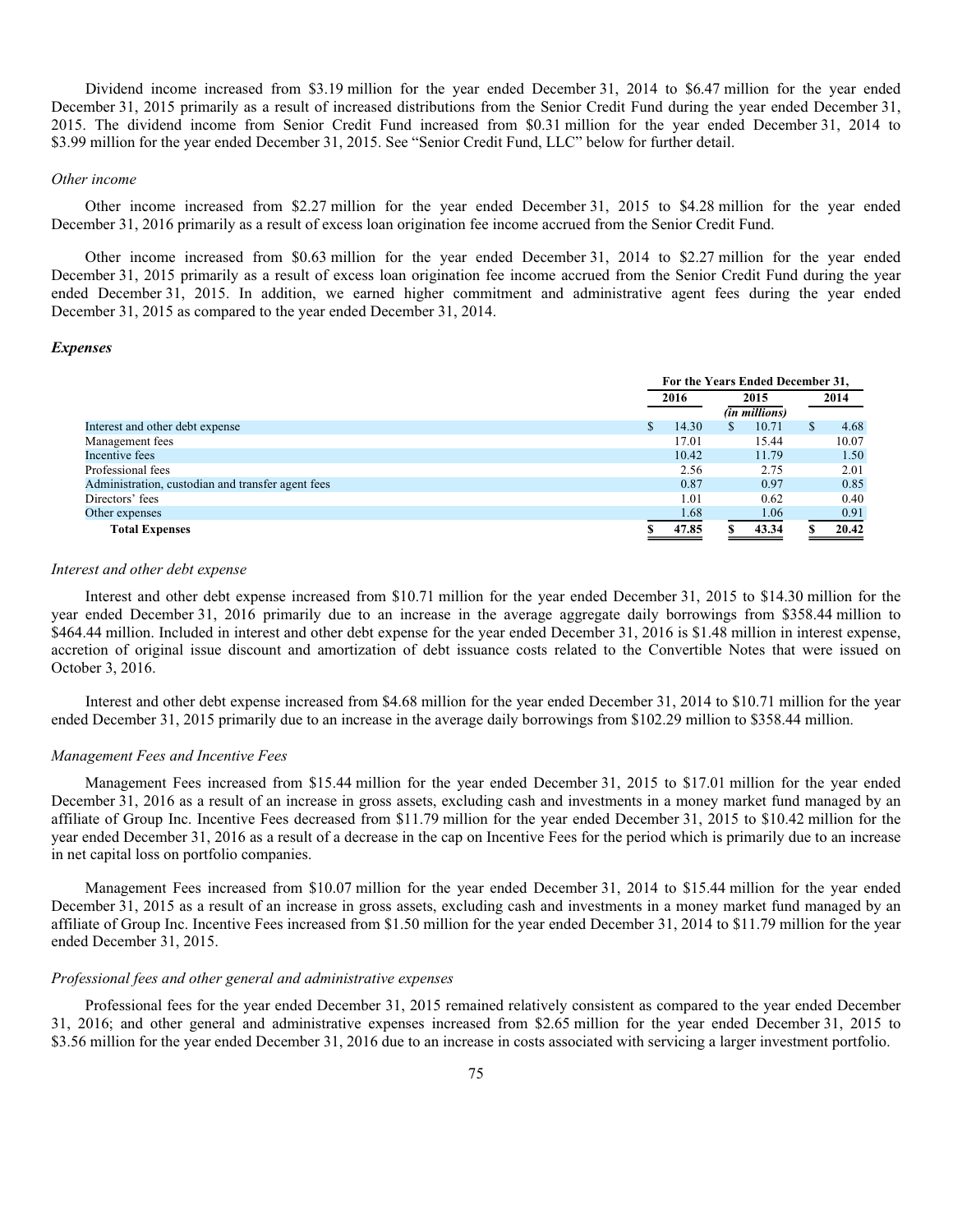Dividend income increased from $3.19 million for the year ended December 31, 2014 to $6.47 million for the year ended December 31, 2015 primarily as a result of increased distributions from the Senior Credit Fund during the year ended December 31, 2015. The dividend income from Senior Credit Fund increased from $0.31 million for the year ended December 31, 2014 to $3.99 million for the year ended December 31, 2015. See "Senior Credit Fund, LLC" below for further detail.

*Other income*

Other income increased from $2.27 million for the year ended December 31, 2015 to $4.28 million for the year ended December 31, 2016 primarily as a result of excess loan origination fee income accrued from the Senior Credit Fund.

Other income increased from $0.63 million for the year ended December 31, 2014 to $2.27 million for the year ended December 31, 2015 primarily as a result of excess loan origination fee income accrued from the Senior Credit Fund during the year ended December 31, 2015. In addition, we earned higher commitment and administrative agent fees during the year ended December 31, 2015 as compared to the year ended December 31, 2014.

***Expenses***

| | For the Years Ended December 31, | | |
|---|---|---|---|
| | 2016 | 2015 | 2014 |
| | | *(in millions)* | |
| Interest and other debt expense | $ 14.30 | $ 10.71 | $ 4.68 |
| Management fees | 17.01 | 15.44 | 10.07 |
| Incentive fees | 10.42 | 11.79 | 1.50 |
| Professional fees | 2.56 | 2.75 | 2.01 |
| Administration, custodian and transfer agent fees | 0.87 | 0.97 | 0.85 |
| Directors' fees | 1.01 | 0.62 | 0.40 |
| Other expenses | 1.68 | 1.06 | 0.91 |
| **Total Expenses** | **$ 47.85** | **$ 43.34** | **$ 20.42** |

*Interest and other debt expense*

Interest and other debt expense increased from $10.71 million for the year ended December 31, 2015 to $14.30 million for the year ended December 31, 2016 primarily due to an increase in the average aggregate daily borrowings from $358.44 million to $464.44 million. Included in interest and other debt expense for the year ended December 31, 2016 is $1.48 million in interest expense, accretion of original issue discount and amortization of debt issuance costs related to the Convertible Notes that were issued on October 3, 2016.

Interest and other debt expense increased from $4.68 million for the year ended December 31, 2014 to $10.71 million for the year ended December 31, 2015 primarily due to an increase in the average daily borrowings from $102.29 million to $358.44 million.

*Management Fees and Incentive Fees*

Management Fees increased from $15.44 million for the year ended December 31, 2015 to $17.01 million for the year ended December 31, 2016 as a result of an increase in gross assets, excluding cash and investments in a money market fund managed by an affiliate of Group Inc. Incentive Fees decreased from $11.79 million for the year ended December 31, 2015 to $10.42 million for the year ended December 31, 2016 as a result of a decrease in the cap on Incentive Fees for the period which is primarily due to an increase in net capital loss on portfolio companies.

Management Fees increased from $10.07 million for the year ended December 31, 2014 to $15.44 million for the year ended December 31, 2015 as a result of an increase in gross assets, excluding cash and investments in a money market fund managed by an affiliate of Group Inc. Incentive Fees increased from $1.50 million for the year ended December 31, 2014 to $11.79 million for the year ended December 31, 2015.

*Professional fees and other general and administrative expenses*

Professional fees for the year ended December 31, 2015 remained relatively consistent as compared to the year ended December 31, 2016; and other general and administrative expenses increased from $2.65 million for the year ended December 31, 2015 to $3.56 million for the year ended December 31, 2016 due to an increase in costs associated with servicing a larger investment portfolio.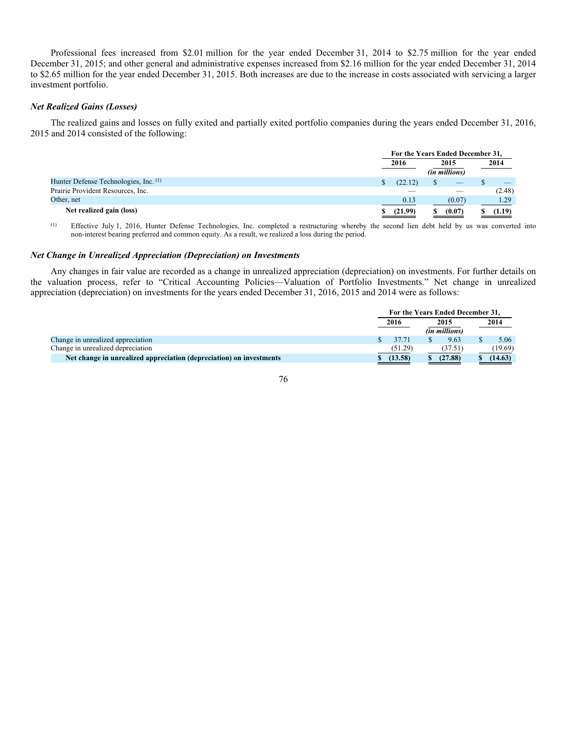Professional fees increased from $2.01 million for the year ended December 31, 2014 to $2.75 million for the year ended December 31, 2015; and other general and administrative expenses increased from $2.16 million for the year ended December 31, 2014 to $2.65 million for the year ended December 31, 2015. Both increases are due to the increase in costs associated with servicing a larger investment portfolio.

### *Net Realized Gains (Losses)*

The realized gains and losses on fully exited and partially exited portfolio companies during the years ended December 31, 2016, 2015 and 2014 consisted of the following:

| | For the Years Ended December 31, | | |
|---|---|---|---|
| | 2016 | 2015 | 2014 |
| | | *(in millions)* | |
| Hunter Defense Technologies, Inc. [(1)] | $ (22.12) | $ — | $ — |
| Prairie Provident Resources, Inc. | — | — | (2.48) |
| Other, net | 0.13 | (0.07) | 1.29 |
| **Net realized gain (loss)** | **$ (21.99)** | **$ (0.07)** | **$ (1.19)** |

(1) Effective July 1, 2016, Hunter Defense Technologies, Inc. completed a restructuring whereby the second lien debt held by us was converted into non-interest bearing preferred and common equity. As a result, we realized a loss during the period.

### *Net Change in Unrealized Appreciation (Depreciation) on Investments*

Any changes in fair value are recorded as a change in unrealized appreciation (depreciation) on investments. For further details on the valuation process, refer to "Critical Accounting Policies—Valuation of Portfolio Investments." Net change in unrealized appreciation (depreciation) on investments for the years ended December 31, 2016, 2015 and 2014 were as follows:

| | For the Years Ended December 31, | | |
|---|---|---|---|
| | 2016 | 2015 | 2014 |
| | | *(in millions)* | |
| Change in unrealized appreciation | $ 37.71 | $ 9.63 | $ 5.06 |
| Change in unrealized depreciation | (51.29) | (37.51) | (19.69) |
| **Net change in unrealized appreciation (depreciation) on investments** | **$ (13.58)** | **$ (27.88)** | **$ (14.63)** |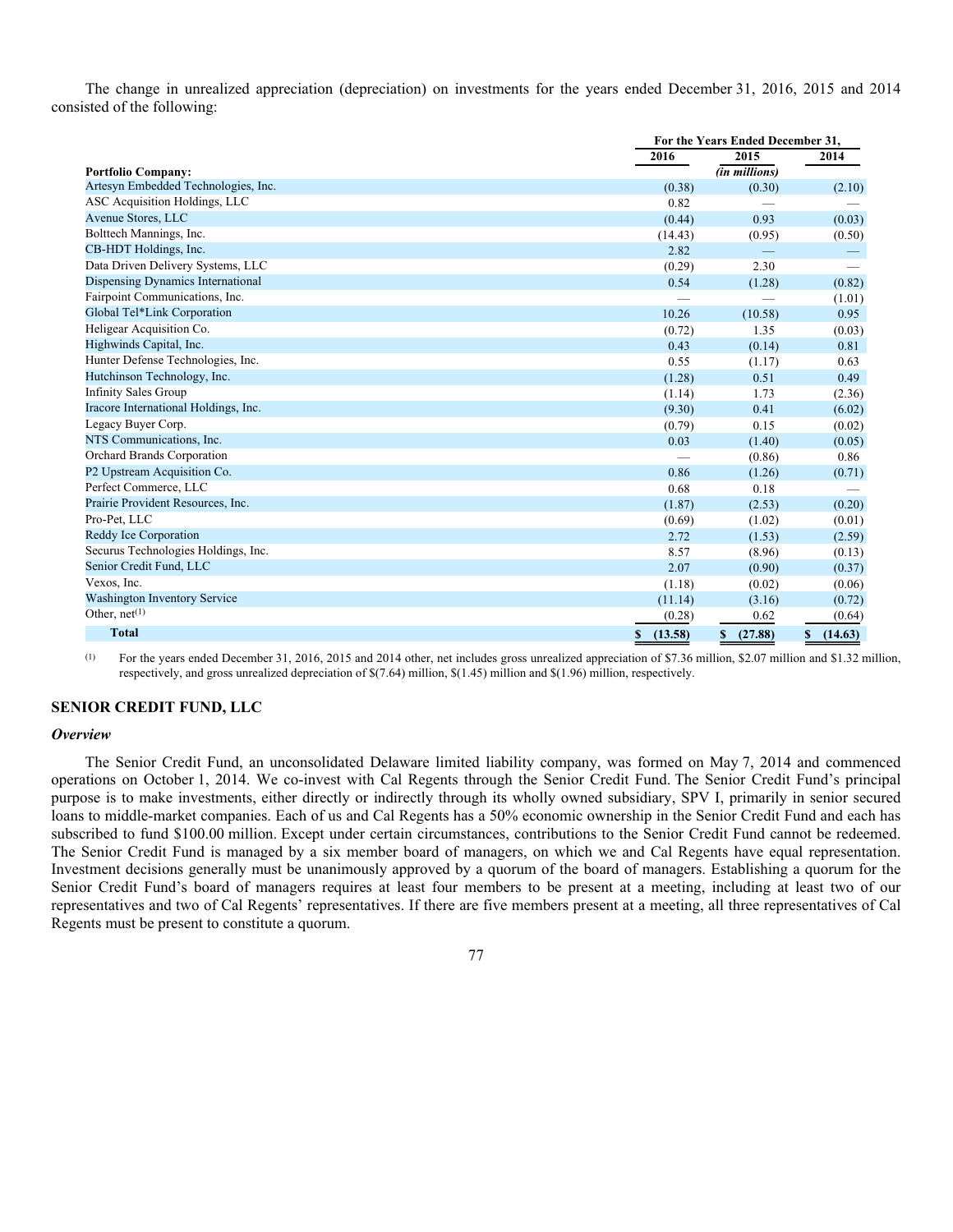The change in unrealized appreciation (depreciation) on investments for the years ended December 31, 2016, 2015 and 2014 consisted of the following:

| | For the Years Ended December 31, | | |
|---|---|---|---|
| | 2016 | 2015 | 2014 |
| Portfolio Company: | | (in millions) | |
| Artesyn Embedded Technologies, Inc. | (0.38) | (0.30) | (2.10) |
| ASC Acquisition Holdings, LLC | 0.82 | — | — |
| Avenue Stores, LLC | (0.44) | 0.93 | (0.03) |
| Bolttech Mannings, Inc. | (14.43) | (0.95) | (0.50) |
| CB-HDT Holdings, Inc. | 2.82 | — | — |
| Data Driven Delivery Systems, LLC | (0.29) | 2.30 | — |
| Dispensing Dynamics International | 0.54 | (1.28) | (0.82) |
| Fairpoint Communications, Inc. | — | — | (1.01) |
| Global Tel*Link Corporation | 10.26 | (10.58) | 0.95 |
| Heligear Acquisition Co. | (0.72) | 1.35 | (0.03) |
| Highwinds Capital, Inc. | 0.43 | (0.14) | 0.81 |
| Hunter Defense Technologies, Inc. | 0.55 | (1.17) | 0.63 |
| Hutchinson Technology, Inc. | (1.28) | 0.51 | 0.49 |
| Infinity Sales Group | (1.14) | 1.73 | (2.36) |
| Iracore International Holdings, Inc. | (9.30) | 0.41 | (6.02) |
| Legacy Buyer Corp. | (0.79) | 0.15 | (0.02) |
| NTS Communications, Inc. | 0.03 | (1.40) | (0.05) |
| Orchard Brands Corporation | — | (0.86) | 0.86 |
| P2 Upstream Acquisition Co. | 0.86 | (1.26) | (0.71) |
| Perfect Commerce, LLC | 0.68 | 0.18 | — |
| Prairie Provident Resources, Inc. | (1.87) | (2.53) | (0.20) |
| Pro-Pet, LLC | (0.69) | (1.02) | (0.01) |
| Reddy Ice Corporation | 2.72 | (1.53) | (2.59) |
| Securus Technologies Holdings, Inc. | 8.57 | (8.96) | (0.13) |
| Senior Credit Fund, LLC | 2.07 | (0.90) | (0.37) |
| Vexos, Inc. | (1.18) | (0.02) | (0.06) |
| Washington Inventory Service | (11.14) | (3.16) | (0.72) |
| Other, net[(1)] | (0.28) | 0.62 | (0.64) |
| **Total** | **$ (13.58)** | **$ (27.88)** | **$ (14.63)** |

(1) For the years ended December 31, 2016, 2015 and 2014 other, net includes gross unrealized appreciation of $7.36 million, $2.07 million and $1.32 million, respectively, and gross unrealized depreciation of $(7.64) million, $(1.45) million and $(1.96) million, respectively.

## SENIOR CREDIT FUND, LLC

### *Overview*

The Senior Credit Fund, an unconsolidated Delaware limited liability company, was formed on May 7, 2014 and commenced operations on October 1, 2014. We co-invest with Cal Regents through the Senior Credit Fund. The Senior Credit Fund's principal purpose is to make investments, either directly or indirectly through its wholly owned subsidiary, SPV I, primarily in senior secured loans to middle-market companies. Each of us and Cal Regents has a 50% economic ownership in the Senior Credit Fund and each has subscribed to fund $100.00 million. Except under certain circumstances, contributions to the Senior Credit Fund cannot be redeemed. The Senior Credit Fund is managed by a six member board of managers, on which we and Cal Regents have equal representation. Investment decisions generally must be unanimously approved by a quorum of the board of managers. Establishing a quorum for the Senior Credit Fund's board of managers requires at least four members to be present at a meeting, including at least two of our representatives and two of Cal Regents' representatives. If there are five members present at a meeting, all three representatives of Cal Regents must be present to constitute a quorum.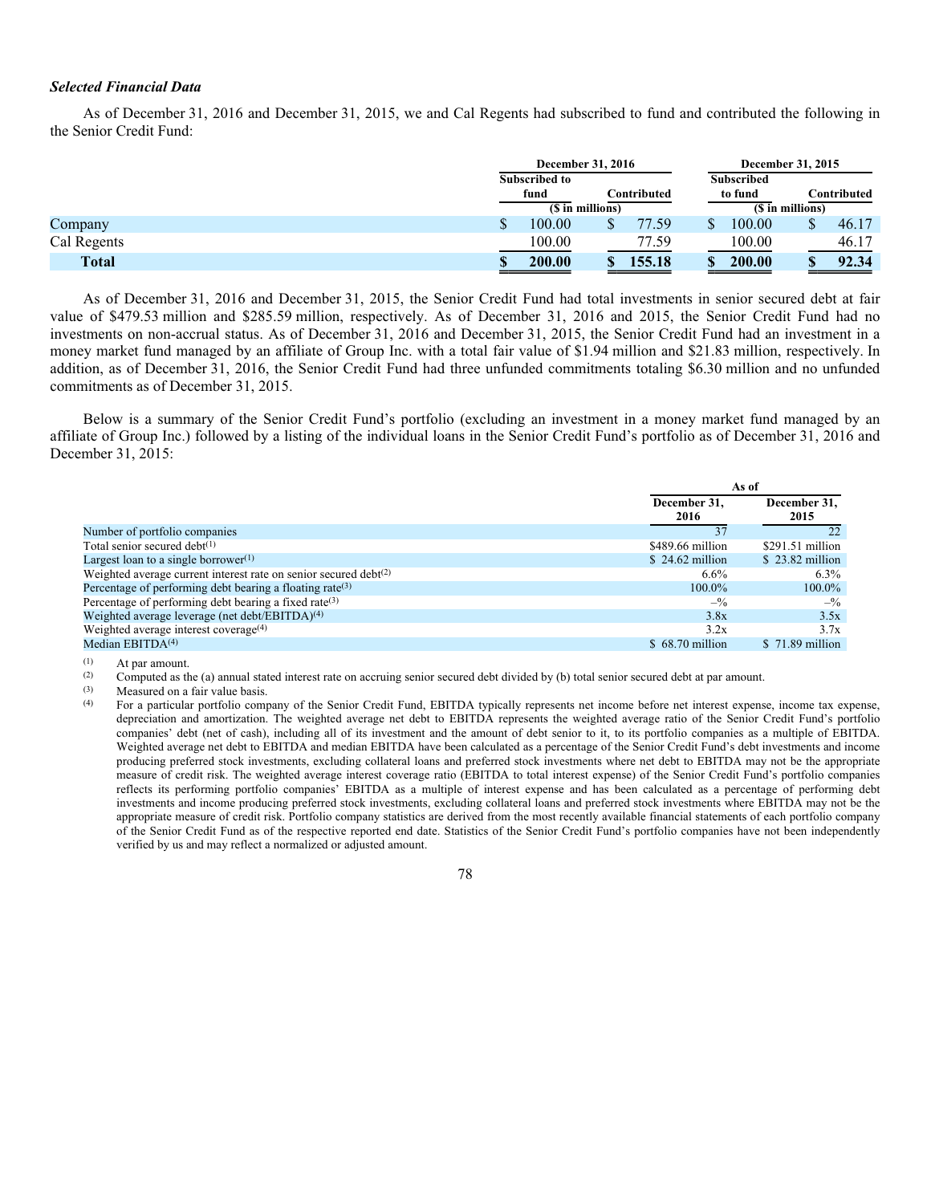### *Selected Financial Data*

As of December 31, 2016 and December 31, 2015, we and Cal Regents had subscribed to fund and contributed the following in the Senior Credit Fund:

| | December 31, 2016 | | December 31, 2015 | |
|---|---|---|---|---|
| | Subscribed to fund | Contributed | Subscribed to fund | Contributed |
| | ($ in millions) | | ($ in millions) | |
| Company | $ 100.00 | $ 77.59 | $ 100.00 | $ 46.17 |
| Cal Regents | 100.00 | 77.59 | 100.00 | 46.17 |
| **Total** | **$ 200.00** | **$ 155.18** | **$ 200.00** | **$ 92.34** |

As of December 31, 2016 and December 31, 2015, the Senior Credit Fund had total investments in senior secured debt at fair value of $479.53 million and $285.59 million, respectively. As of December 31, 2016 and 2015, the Senior Credit Fund had no investments on non-accrual status. As of December 31, 2016 and December 31, 2015, the Senior Credit Fund had an investment in a money market fund managed by an affiliate of Group Inc. with a total fair value of $1.94 million and $21.83 million, respectively. In addition, as of December 31, 2016, the Senior Credit Fund had three unfunded commitments totaling $6.30 million and no unfunded commitments as of December 31, 2015.

Below is a summary of the Senior Credit Fund's portfolio (excluding an investment in a money market fund managed by an affiliate of Group Inc.) followed by a listing of the individual loans in the Senior Credit Fund's portfolio as of December 31, 2016 and December 31, 2015:

| | As of | |
|---|---|---|
| | December 31, 2016 | December 31, 2015 |
| Number of portfolio companies | 37 | 22 |
| Total senior secured debt[(1)] | $489.66 million | $291.51 million |
| Largest loan to a single borrower[(1)] | $ 24.62 million | $ 23.82 million |
| Weighted average current interest rate on senior secured debt[(2)] | 6.6% | 6.3% |
| Percentage of performing debt bearing a floating rate[(3)] | 100.0% | 100.0% |
| Percentage of performing debt bearing a fixed rate[(3)] | –% | –% |
| Weighted average leverage (net debt/EBITDA)[(4)] | 3.8x | 3.5x |
| Weighted average interest coverage[(4)] | 3.2x | 3.7x |
| Median EBITDA[(4)] | $ 68.70 million | $ 71.89 million |

(1) At par amount.

(2) Computed as the (a) annual stated interest rate on accruing senior secured debt divided by (b) total senior secured debt at par amount.

(3) Measured on a fair value basis.

(4) For a particular portfolio company of the Senior Credit Fund, EBITDA typically represents net income before net interest expense, income tax expense, depreciation and amortization. The weighted average net debt to EBITDA represents the weighted average ratio of the Senior Credit Fund's portfolio companies' debt (net of cash), including all of its investment and the amount of debt senior to it, to its portfolio companies as a multiple of EBITDA. Weighted average net debt to EBITDA and median EBITDA have been calculated as a percentage of the Senior Credit Fund's debt investments and income producing preferred stock investments, excluding collateral loans and preferred stock investments where net debt to EBITDA may not be the appropriate measure of credit risk. The weighted average interest coverage ratio (EBITDA to total interest expense) of the Senior Credit Fund's portfolio companies reflects its performing portfolio companies' EBITDA as a multiple of interest expense and has been calculated as a percentage of performing debt investments and income producing preferred stock investments, excluding collateral loans and preferred stock investments where EBITDA may not be the appropriate measure of credit risk. Portfolio company statistics are derived from the most recently available financial statements of each portfolio company of the Senior Credit Fund as of the respective reported end date. Statistics of the Senior Credit Fund's portfolio companies have not been independently verified by us and may reflect a normalized or adjusted amount.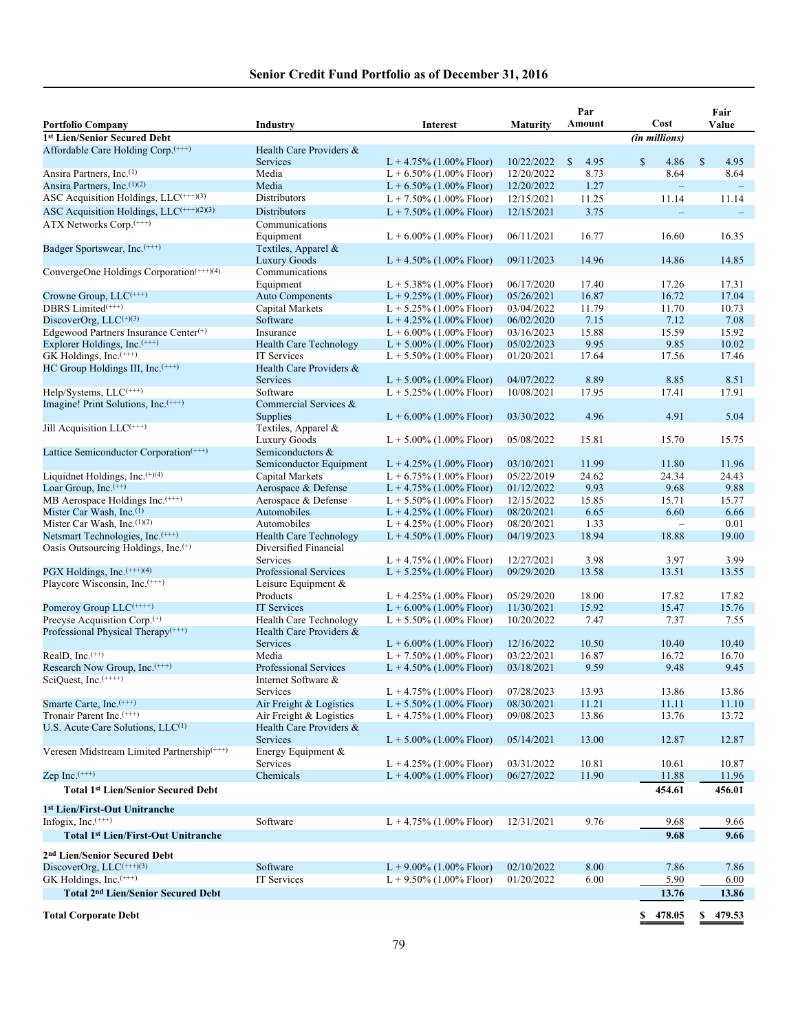## Senior Credit Fund Portfolio as of December 31, 2016

| Portfolio Company | Industry | Interest | Maturity | Par Amount | Cost | Fair Value |
|---|---|---|---|---|---|---|
| **1st Lien/Senior Secured Debt** | | | | | *(in millions)* | |
| Affordable Care Holding Corp.(+++) | Health Care Providers & Services | L + 4.75% (1.00% Floor) | 10/22/2022 | $ 4.95 | $ 4.86 | $ 4.95 |
| Ansira Partners, Inc.(1) | Media | L + 6.50% (1.00% Floor) | 12/20/2022 | 8.73 | 8.64 | 8.64 |
| Ansira Partners, Inc.(1)(2) | Media | L + 6.50% (1.00% Floor) | 12/20/2022 | 1.27 | – | – |
| ASC Acquisition Holdings, LLC(+++)(3) | Distributors | L + 7.50% (1.00% Floor) | 12/15/2021 | 11.25 | 11.14 | 11.14 |
| ASC Acquisition Holdings, LLC(+++)(2)(3) | Distributors | L + 7.50% (1.00% Floor) | 12/15/2021 | 3.75 | – | – |
| ATX Networks Corp.(+++) | Communications Equipment | L + 6.00% (1.00% Floor) | 06/11/2021 | 16.77 | 16.60 | 16.35 |
| Badger Sportswear, Inc.(+++) | Textiles, Apparel & Luxury Goods | L + 4.50% (1.00% Floor) | 09/11/2023 | 14.96 | 14.86 | 14.85 |
| ConvergeOne Holdings Corporation(+++)(4) | Communications Equipment | L + 5.38% (1.00% Floor) | 06/17/2020 | 17.40 | 17.26 | 17.31 |
| Crowne Group, LLC(+++) | Auto Components | L + 9.25% (1.00% Floor) | 05/26/2021 | 16.87 | 16.72 | 17.04 |
| DBRS Limited(+++) | Capital Markets | L + 5.25% (1.00% Floor) | 03/04/2022 | 11.79 | 11.70 | 10.73 |
| DiscoverOrg, LLC(+)(3) | Software | L + 4.25% (1.00% Floor) | 06/02/2020 | 7.15 | 7.12 | 7.08 |
| Edgewood Partners Insurance Center(+) | Insurance | L + 6.00% (1.00% Floor) | 03/16/2023 | 15.88 | 15.59 | 15.92 |
| Explorer Holdings, Inc.(+++) | Health Care Technology | L + 5.00% (1.00% Floor) | 05/02/2023 | 9.95 | 9.85 | 10.02 |
| GK Holdings, Inc.(+++) | IT Services | L + 5.50% (1.00% Floor) | 01/20/2021 | 17.64 | 17.56 | 17.46 |
| HC Group Holdings III, Inc.(+++) | Health Care Providers & Services | L + 5.00% (1.00% Floor) | 04/07/2022 | 8.89 | 8.85 | 8.51 |
| Help/Systems, LLC(+++) | Software | L + 5.25% (1.00% Floor) | 10/08/2021 | 17.95 | 17.41 | 17.91 |
| Imagine! Print Solutions, Inc.(+++) | Commercial Services & Supplies | L + 6.00% (1.00% Floor) | 03/30/2022 | 4.96 | 4.91 | 5.04 |
| Jill Acquisition LLC(+++) | Textiles, Apparel & Luxury Goods | L + 5.00% (1.00% Floor) | 05/08/2022 | 15.81 | 15.70 | 15.75 |
| Lattice Semiconductor Corporation(+++) | Semiconductors & Semiconductor Equipment | L + 4.25% (1.00% Floor) | 03/10/2021 | 11.99 | 11.80 | 11.96 |
| Liquidnet Holdings, Inc.(+)(4) | Capital Markets | L + 6.75% (1.00% Floor) | 05/22/2019 | 24.62 | 24.34 | 24.43 |
| Loar Group, Inc.(++) | Aerospace & Defense | L + 4.75% (1.00% Floor) | 01/12/2022 | 9.93 | 9.68 | 9.88 |
| MB Aerospace Holdings Inc.(+++) | Aerospace & Defense | L + 5.50% (1.00% Floor) | 12/15/2022 | 15.85 | 15.71 | 15.77 |
| Mister Car Wash, Inc.(1) | Automobiles | L + 4.25% (1.00% Floor) | 08/20/2021 | 6.65 | 6.60 | 6.66 |
| Mister Car Wash, Inc.(1)(2) | Automobiles | L + 4.25% (1.00% Floor) | 08/20/2021 | 1.33 | – | 0.01 |
| Netsmart Technologies, Inc.(+++) | Health Care Technology | L + 4.50% (1.00% Floor) | 04/19/2023 | 18.94 | 18.88 | 19.00 |
| Oasis Outsourcing Holdings, Inc.(+) | Diversified Financial Services | L + 4.75% (1.00% Floor) | 12/27/2021 | 3.98 | 3.97 | 3.99 |
| PGX Holdings, Inc.(+++)(4) | Professional Services | L + 5.25% (1.00% Floor) | 09/29/2020 | 13.58 | 13.51 | 13.55 |
| Playcore Wisconsin, Inc.(+++) | Leisure Equipment & Products | L + 4.25% (1.00% Floor) | 05/29/2020 | 18.00 | 17.82 | 17.82 |
| Pomeroy Group LLC(++++) | IT Services | L + 6.00% (1.00% Floor) | 11/30/2021 | 15.92 | 15.47 | 15.76 |
| Precyse Acquisition Corp.(+) | Health Care Technology | L + 5.50% (1.00% Floor) | 10/20/2022 | 7.47 | 7.37 | 7.55 |
| Professional Physical Therapy(+++) | Health Care Providers & Services | L + 6.00% (1.00% Floor) | 12/16/2022 | 10.50 | 10.40 | 10.40 |
| RealD, Inc.(++) | Media | L + 7.50% (1.00% Floor) | 03/22/2021 | 16.87 | 16.72 | 16.70 |
| Research Now Group, Inc.(+++) | Professional Services | L + 4.50% (1.00% Floor) | 03/18/2021 | 9.59 | 9.48 | 9.45 |
| SciQuest, Inc.(++++) | Internet Software & Services | L + 4.75% (1.00% Floor) | 07/28/2023 | 13.93 | 13.86 | 13.86 |
| Smarte Carte, Inc.(+++) | Air Freight & Logistics | L + 5.50% (1.00% Floor) | 08/30/2021 | 11.21 | 11.11 | 11.10 |
| Tronair Parent Inc.(+++) | Air Freight & Logistics | L + 4.75% (1.00% Floor) | 09/08/2023 | 13.86 | 13.76 | 13.72 |
| U.S. Acute Care Solutions, LLC(1) | Health Care Providers & Services | L + 5.00% (1.00% Floor) | 05/14/2021 | 13.00 | 12.87 | 12.87 |
| Veresen Midstream Limited Partnership(+++) | Energy Equipment & Services | L + 4.25% (1.00% Floor) | 03/31/2022 | 10.81 | 10.61 | 10.87 |
| Zep Inc.(+++) | Chemicals | L + 4.00% (1.00% Floor) | 06/27/2022 | 11.90 | 11.88 | 11.96 |
| **Total 1st Lien/Senior Secured Debt** | | | | | **454.61** | **456.01** |
| **1st Lien/First-Out Unitranche** | | | | | | |
| Infogix, Inc.(+++) | Software | L + 4.75% (1.00% Floor) | 12/31/2021 | 9.76 | 9.68 | 9.66 |
| **Total 1st Lien/First-Out Unitranche** | | | | | **9.68** | **9.66** |
| **2nd Lien/Senior Secured Debt** | | | | | | |
| DiscoverOrg, LLC(+++)(3) | Software | L + 9.00% (1.00% Floor) | 02/10/2022 | 8.00 | 7.86 | 7.86 |
| GK Holdings, Inc.(+++) | IT Services | L + 9.50% (1.00% Floor) | 01/20/2022 | 6.00 | 5.90 | 6.00 |
| **Total 2nd Lien/Senior Secured Debt** | | | | | **13.76** | **13.86** |
| **Total Corporate Debt** | | | | | **$ 478.05** | **$ 479.53** |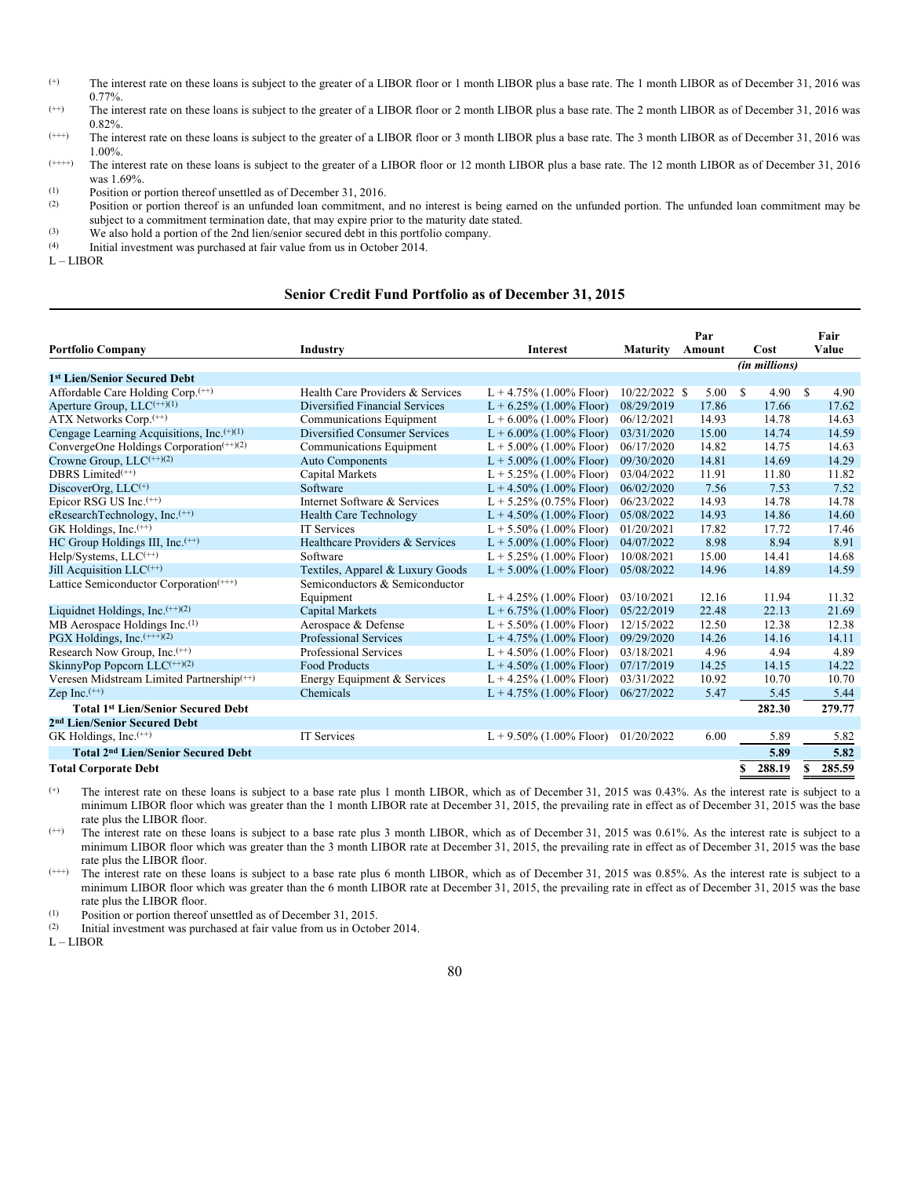(+) The interest rate on these loans is subject to the greater of a LIBOR floor or 1 month LIBOR plus a base rate. The 1 month LIBOR as of December 31, 2016 was 0.77%.

(++) The interest rate on these loans is subject to the greater of a LIBOR floor or 2 month LIBOR plus a base rate. The 2 month LIBOR as of December 31, 2016 was 0.82%.

(+++) The interest rate on these loans is subject to the greater of a LIBOR floor or 3 month LIBOR plus a base rate. The 3 month LIBOR as of December 31, 2016 was 1.00%.

(++++) The interest rate on these loans is subject to the greater of a LIBOR floor or 12 month LIBOR plus a base rate. The 12 month LIBOR as of December 31, 2016 was 1.69%.

(1) Position or portion thereof unsettled as of December 31, 2016.

(2) Position or portion thereof is an unfunded loan commitment, and no interest is being earned on the unfunded portion. The unfunded loan commitment may be subject to a commitment termination date, that may expire prior to the maturity date stated.

(3) We also hold a portion of the 2nd lien/senior secured debt in this portfolio company.

(4) Initial investment was purchased at fair value from us in October 2014.

L – LIBOR

## Senior Credit Fund Portfolio as of December 31, 2015

| Portfolio Company | Industry | Interest | Maturity | Par Amount | Cost | Fair Value |
|---|---|---|---|---|---|---|
| | | | | | *(in millions)* | |
| **1st Lien/Senior Secured Debt** | | | | | | |
| Affordable Care Holding Corp.(++) | Health Care Providers & Services | L + 4.75% (1.00% Floor) | 10/22/2022 | $ 5.00 | $ 4.90 | $ 4.90 |
| Aperture Group, LLC(++)(1) | Diversified Financial Services | L + 6.25% (1.00% Floor) | 08/29/2019 | 17.86 | 17.66 | 17.62 |
| ATX Networks Corp.(++) | Communications Equipment | L + 6.00% (1.00% Floor) | 06/12/2021 | 14.93 | 14.78 | 14.63 |
| Cengage Learning Acquisitions, Inc.(+)(1) | Diversified Consumer Services | L + 6.00% (1.00% Floor) | 03/31/2020 | 15.00 | 14.74 | 14.59 |
| ConvergeOne Holdings Corporation(++)(2) | Communications Equipment | L + 5.00% (1.00% Floor) | 06/17/2020 | 14.82 | 14.75 | 14.63 |
| Crowne Group, LLC(++)(2) | Auto Components | L + 5.00% (1.00% Floor) | 09/30/2020 | 14.81 | 14.69 | 14.29 |
| DBRS Limited(++) | Capital Markets | L + 5.25% (1.00% Floor) | 03/04/2022 | 11.91 | 11.80 | 11.82 |
| DiscoverOrg, LLC(+) | Software | L + 4.50% (1.00% Floor) | 06/02/2020 | 7.56 | 7.53 | 7.52 |
| Epicor RSG US Inc.(++) | Internet Software & Services | L + 5.25% (0.75% Floor) | 06/23/2022 | 14.93 | 14.78 | 14.78 |
| eResearchTechnology, Inc.(++) | Health Care Technology | L + 4.50% (1.00% Floor) | 05/08/2022 | 14.93 | 14.86 | 14.60 |
| GK Holdings, Inc.(++) | IT Services | L + 5.50% (1.00% Floor) | 01/20/2021 | 17.82 | 17.72 | 17.46 |
| HC Group Holdings III, Inc.(++) | Healthcare Providers & Services | L + 5.00% (1.00% Floor) | 04/07/2022 | 8.98 | 8.94 | 8.91 |
| Help/Systems, LLC(++) | Software | L + 5.25% (1.00% Floor) | 10/08/2021 | 15.00 | 14.41 | 14.68 |
| Jill Acquisition LLC(++) | Textiles, Apparel & Luxury Goods | L + 5.00% (1.00% Floor) | 05/08/2022 | 14.96 | 14.89 | 14.59 |
| Lattice Semiconductor Corporation(+++) | Semiconductors & Semiconductor Equipment | L + 4.25% (1.00% Floor) | 03/10/2021 | 12.16 | 11.94 | 11.32 |
| Liquidnet Holdings, Inc.(++)(2) | Capital Markets | L + 6.75% (1.00% Floor) | 05/22/2019 | 22.48 | 22.13 | 21.69 |
| MB Aerospace Holdings Inc.(1) | Aerospace & Defense | L + 5.50% (1.00% Floor) | 12/15/2022 | 12.50 | 12.38 | 12.38 |
| PGX Holdings, Inc.(+++)(2) | Professional Services | L + 4.75% (1.00% Floor) | 09/29/2020 | 14.26 | 14.16 | 14.11 |
| Research Now Group, Inc.(++) | Professional Services | L + 4.50% (1.00% Floor) | 03/18/2021 | 4.96 | 4.94 | 4.89 |
| SkinnyPop Popcorn LLC(++)(2) | Food Products | L + 4.50% (1.00% Floor) | 07/17/2019 | 14.25 | 14.15 | 14.22 |
| Veresen Midstream Limited Partnership(++) | Energy Equipment & Services | L + 4.25% (1.00% Floor) | 03/31/2022 | 10.92 | 10.70 | 10.70 |
| Zep Inc.(++) | Chemicals | L + 4.75% (1.00% Floor) | 06/27/2022 | 5.47 | 5.45 | 5.44 |
| **Total 1st Lien/Senior Secured Debt** | | | | | **282.30** | **279.77** |
| **2nd Lien/Senior Secured Debt** | | | | | | |
| GK Holdings, Inc.(++) | IT Services | L + 9.50% (1.00% Floor) | 01/20/2022 | 6.00 | 5.89 | 5.82 |
| **Total 2nd Lien/Senior Secured Debt** | | | | | **5.89** | **5.82** |
| **Total Corporate Debt** | | | | | **$ 288.19** | **$ 285.59** |

(+) The interest rate on these loans is subject to a base rate plus 1 month LIBOR, which as of December 31, 2015 was 0.43%. As the interest rate is subject to a minimum LIBOR floor which was greater than the 1 month LIBOR rate at December 31, 2015, the prevailing rate in effect as of December 31, 2015 was the base rate plus the LIBOR floor.

(++) The interest rate on these loans is subject to a base rate plus 3 month LIBOR, which as of December 31, 2015 was 0.61%. As the interest rate is subject to a minimum LIBOR floor which was greater than the 3 month LIBOR rate at December 31, 2015, the prevailing rate in effect as of December 31, 2015 was the base rate plus the LIBOR floor.

(+++) The interest rate on these loans is subject to a base rate plus 6 month LIBOR, which as of December 31, 2015 was 0.85%. As the interest rate is subject to a minimum LIBOR floor which was greater than the 6 month LIBOR rate at December 31, 2015, the prevailing rate in effect as of December 31, 2015 was the base rate plus the LIBOR floor.

(1) Position or portion thereof unsettled as of December 31, 2015.

(2) Initial investment was purchased at fair value from us in October 2014.

L – LIBOR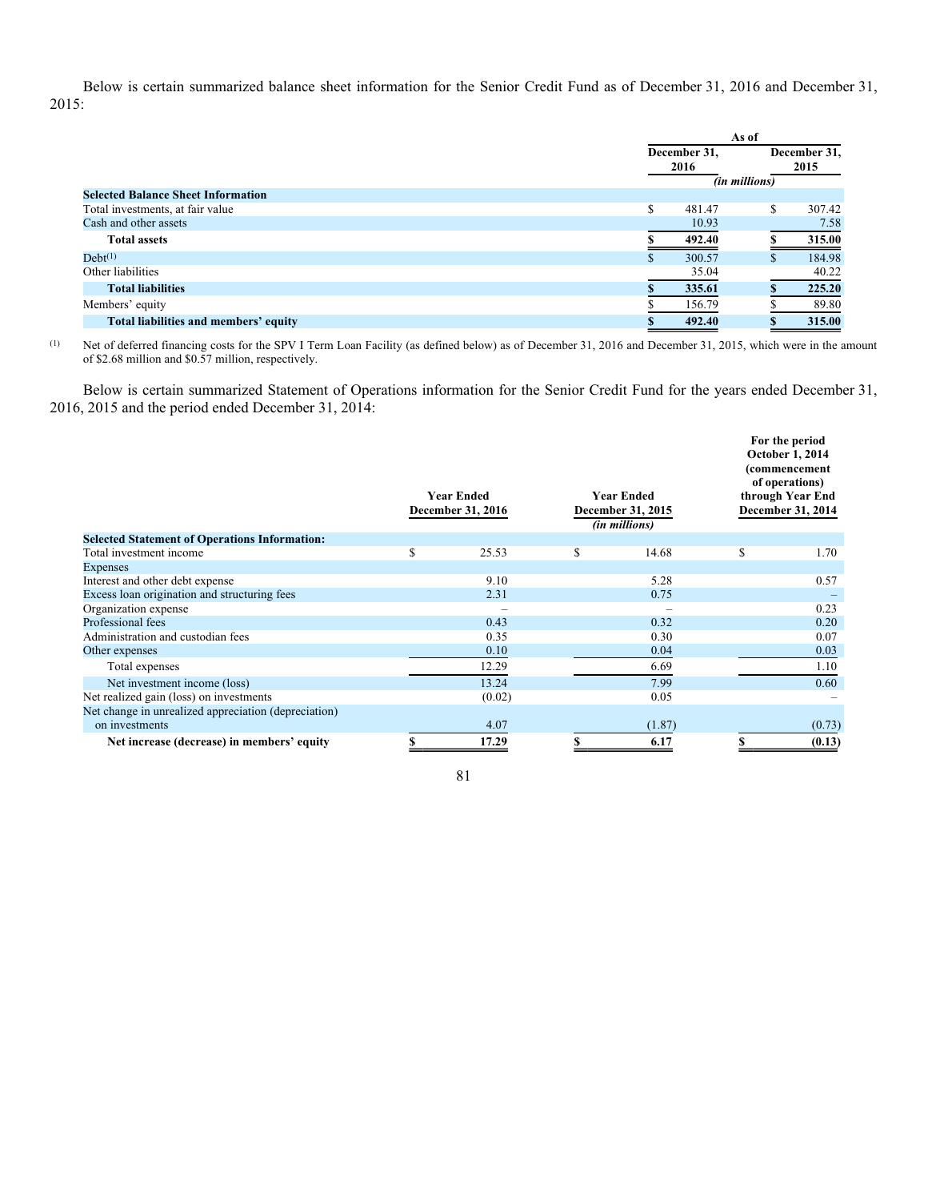Below is certain summarized balance sheet information for the Senior Credit Fund as of December 31, 2016 and December 31, 2015:

| | As of | |
|---|---|---|
| | December 31, 2016 | December 31, 2015 |
| | *(in millions)* | |
| **Selected Balance Sheet Information** | | |
| Total investments, at fair value | $ 481.47 | $ 307.42 |
| Cash and other assets | 10.93 | 7.58 |
| **Total assets** | **$ 492.40** | **$ 315.00** |
| Debt[1] | $ 300.57 | $ 184.98 |
| Other liabilities | 35.04 | 40.22 |
| **Total liabilities** | **$ 335.61** | **$ 225.20** |
| Members' equity | $ 156.79 | $ 89.80 |
| **Total liabilities and members' equity** | **$ 492.40** | **$ 315.00** |

(1) Net of deferred financing costs for the SPV I Term Loan Facility (as defined below) as of December 31, 2016 and December 31, 2015, which were in the amount of $2.68 million and $0.57 million, respectively.

Below is certain summarized Statement of Operations information for the Senior Credit Fund for the years ended December 31, 2016, 2015 and the period ended December 31, 2014:

| | Year Ended December 31, 2016 | Year Ended December 31, 2015 | For the period October 1, 2014 (commencement of operations) through Year End December 31, 2014 |
|---|---|---|---|
| | | *(in millions)* | |
| **Selected Statement of Operations Information:** | | | |
| Total investment income | $ 25.53 | $ 14.68 | $ 1.70 |
| Expenses | | | |
| Interest and other debt expense | 9.10 | 5.28 | 0.57 |
| Excess loan origination and structuring fees | 2.31 | 0.75 | – |
| Organization expense | – | – | 0.23 |
| Professional fees | 0.43 | 0.32 | 0.20 |
| Administration and custodian fees | 0.35 | 0.30 | 0.07 |
| Other expenses | 0.10 | 0.04 | 0.03 |
| Total expenses | 12.29 | 6.69 | 1.10 |
| Net investment income (loss) | 13.24 | 7.99 | 0.60 |
| Net realized gain (loss) on investments | (0.02) | 0.05 | – |
| Net change in unrealized appreciation (depreciation) on investments | 4.07 | (1.87) | (0.73) |
| **Net increase (decrease) in members' equity** | **$ 17.29** | **$ 6.17** | **$ (0.13)** |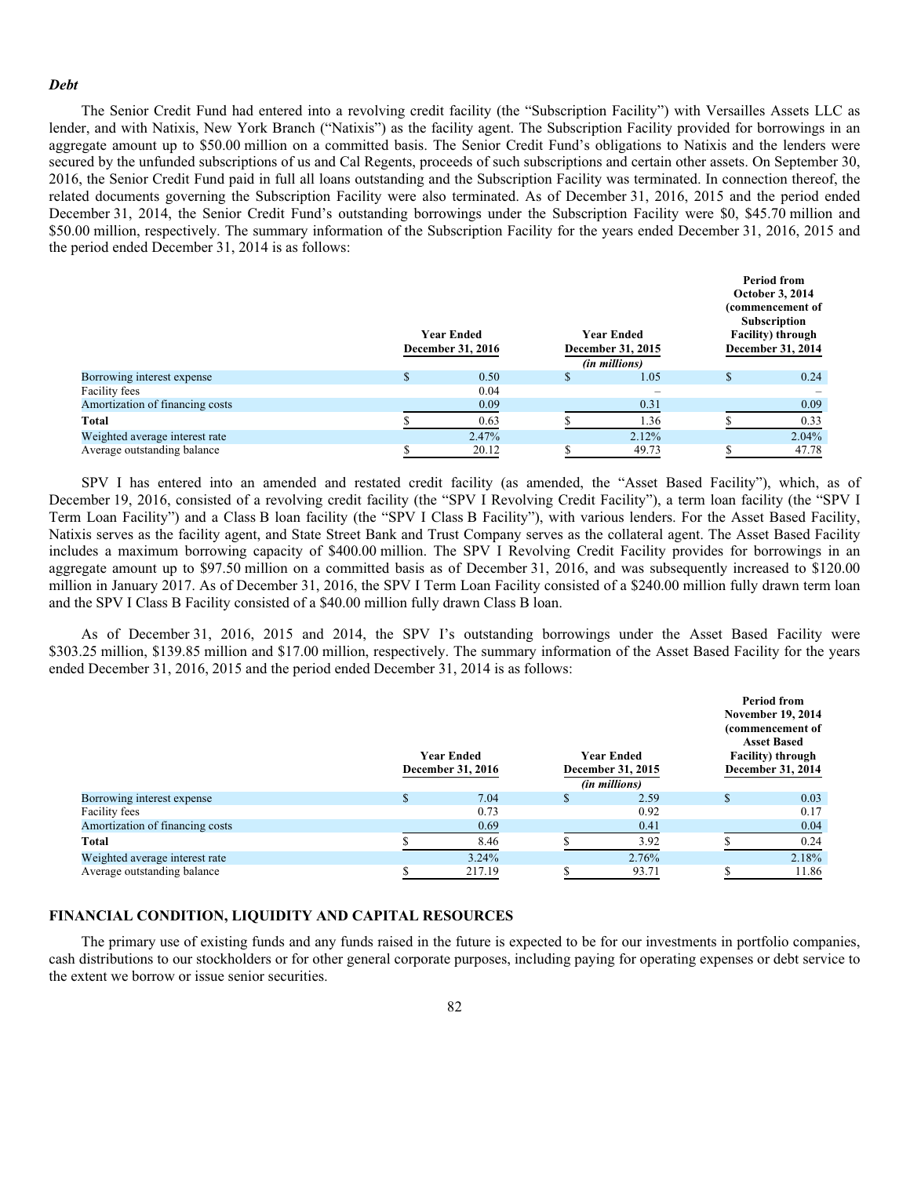***Debt***

The Senior Credit Fund had entered into a revolving credit facility (the "Subscription Facility") with Versailles Assets LLC as lender, and with Natixis, New York Branch ("Natixis") as the facility agent. The Subscription Facility provided for borrowings in an aggregate amount up to $50.00 million on a committed basis. The Senior Credit Fund's obligations to Natixis and the lenders were secured by the unfunded subscriptions of us and Cal Regents, proceeds of such subscriptions and certain other assets. On September 30, 2016, the Senior Credit Fund paid in full all loans outstanding and the Subscription Facility was terminated. In connection thereof, the related documents governing the Subscription Facility were also terminated. As of December 31, 2016, 2015 and the period ended December 31, 2014, the Senior Credit Fund's outstanding borrowings under the Subscription Facility were $0, $45.70 million and $50.00 million, respectively. The summary information of the Subscription Facility for the years ended December 31, 2016, 2015 and the period ended December 31, 2014 is as follows:

| | Year Ended December 31, 2016 | Year Ended December 31, 2015 | Period from October 3, 2014 (commencement of Subscription Facility) through December 31, 2014 |
|---|---|---|---|
| | | *(in millions)* | |
| Borrowing interest expense | $ 0.50 | $ 1.05 | $ 0.24 |
| Facility fees | 0.04 | – | – |
| Amortization of financing costs | 0.09 | 0.31 | 0.09 |
| **Total** | $ 0.63 | $ 1.36 | $ 0.33 |
| Weighted average interest rate | 2.47% | 2.12% | 2.04% |
| Average outstanding balance | $ 20.12 | $ 49.73 | $ 47.78 |

SPV I has entered into an amended and restated credit facility (as amended, the "Asset Based Facility"), which, as of December 19, 2016, consisted of a revolving credit facility (the "SPV I Revolving Credit Facility"), a term loan facility (the "SPV I Term Loan Facility") and a Class B loan facility (the "SPV I Class B Facility"), with various lenders. For the Asset Based Facility, Natixis serves as the facility agent, and State Street Bank and Trust Company serves as the collateral agent. The Asset Based Facility includes a maximum borrowing capacity of $400.00 million. The SPV I Revolving Credit Facility provides for borrowings in an aggregate amount up to $97.50 million on a committed basis as of December 31, 2016, and was subsequently increased to $120.00 million in January 2017. As of December 31, 2016, the SPV I Term Loan Facility consisted of a $240.00 million fully drawn term loan and the SPV I Class B Facility consisted of a $40.00 million fully drawn Class B loan.

As of December 31, 2016, 2015 and 2014, the SPV I's outstanding borrowings under the Asset Based Facility were $303.25 million, $139.85 million and $17.00 million, respectively. The summary information of the Asset Based Facility for the years ended December 31, 2016, 2015 and the period ended December 31, 2014 is as follows:

| | Year Ended December 31, 2016 | Year Ended December 31, 2015 | Period from November 19, 2014 (commencement of Asset Based Facility) through December 31, 2014 |
|---|---|---|---|
| | | *(in millions)* | |
| Borrowing interest expense | $ 7.04 | $ 2.59 | $ 0.03 |
| Facility fees | 0.73 | 0.92 | 0.17 |
| Amortization of financing costs | 0.69 | 0.41 | 0.04 |
| **Total** | $ 8.46 | $ 3.92 | $ 0.24 |
| Weighted average interest rate | 3.24% | 2.76% | 2.18% |
| Average outstanding balance | $ 217.19 | $ 93.71 | $ 11.86 |

## FINANCIAL CONDITION, LIQUIDITY AND CAPITAL RESOURCES

The primary use of existing funds and any funds raised in the future is expected to be for our investments in portfolio companies, cash distributions to our stockholders or for other general corporate purposes, including paying for operating expenses or debt service to the extent we borrow or issue senior securities.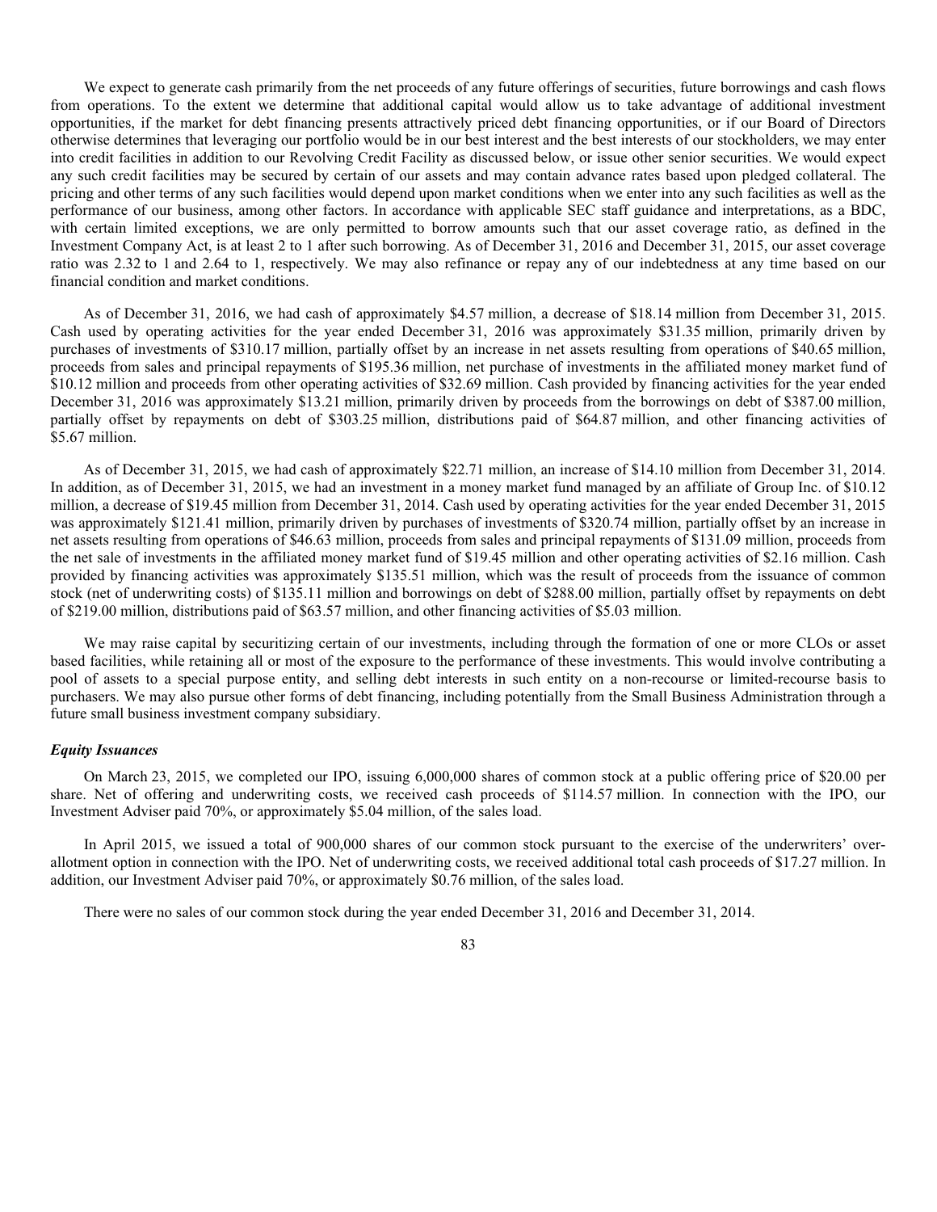We expect to generate cash primarily from the net proceeds of any future offerings of securities, future borrowings and cash flows from operations. To the extent we determine that additional capital would allow us to take advantage of additional investment opportunities, if the market for debt financing presents attractively priced debt financing opportunities, or if our Board of Directors otherwise determines that leveraging our portfolio would be in our best interest and the best interests of our stockholders, we may enter into credit facilities in addition to our Revolving Credit Facility as discussed below, or issue other senior securities. We would expect any such credit facilities may be secured by certain of our assets and may contain advance rates based upon pledged collateral. The pricing and other terms of any such facilities would depend upon market conditions when we enter into any such facilities as well as the performance of our business, among other factors. In accordance with applicable SEC staff guidance and interpretations, as a BDC, with certain limited exceptions, we are only permitted to borrow amounts such that our asset coverage ratio, as defined in the Investment Company Act, is at least 2 to 1 after such borrowing. As of December 31, 2016 and December 31, 2015, our asset coverage ratio was 2.32 to 1 and 2.64 to 1, respectively. We may also refinance or repay any of our indebtedness at any time based on our financial condition and market conditions.

As of December 31, 2016, we had cash of approximately $4.57 million, a decrease of $18.14 million from December 31, 2015. Cash used by operating activities for the year ended December 31, 2016 was approximately $31.35 million, primarily driven by purchases of investments of $310.17 million, partially offset by an increase in net assets resulting from operations of $40.65 million, proceeds from sales and principal repayments of $195.36 million, net purchase of investments in the affiliated money market fund of $10.12 million and proceeds from other operating activities of $32.69 million. Cash provided by financing activities for the year ended December 31, 2016 was approximately $13.21 million, primarily driven by proceeds from the borrowings on debt of $387.00 million, partially offset by repayments on debt of $303.25 million, distributions paid of $64.87 million, and other financing activities of $5.67 million.

As of December 31, 2015, we had cash of approximately $22.71 million, an increase of $14.10 million from December 31, 2014. In addition, as of December 31, 2015, we had an investment in a money market fund managed by an affiliate of Group Inc. of $10.12 million, a decrease of $19.45 million from December 31, 2014. Cash used by operating activities for the year ended December 31, 2015 was approximately $121.41 million, primarily driven by purchases of investments of $320.74 million, partially offset by an increase in net assets resulting from operations of $46.63 million, proceeds from sales and principal repayments of $131.09 million, proceeds from the net sale of investments in the affiliated money market fund of $19.45 million and other operating activities of $2.16 million. Cash provided by financing activities was approximately $135.51 million, which was the result of proceeds from the issuance of common stock (net of underwriting costs) of $135.11 million and borrowings on debt of $288.00 million, partially offset by repayments on debt of $219.00 million, distributions paid of $63.57 million, and other financing activities of $5.03 million.

We may raise capital by securitizing certain of our investments, including through the formation of one or more CLOs or asset based facilities, while retaining all or most of the exposure to the performance of these investments. This would involve contributing a pool of assets to a special purpose entity, and selling debt interests in such entity on a non-recourse or limited-recourse basis to purchasers. We may also pursue other forms of debt financing, including potentially from the Small Business Administration through a future small business investment company subsidiary.

***Equity Issuances***

On March 23, 2015, we completed our IPO, issuing 6,000,000 shares of common stock at a public offering price of $20.00 per share. Net of offering and underwriting costs, we received cash proceeds of $114.57 million. In connection with the IPO, our Investment Adviser paid 70%, or approximately $5.04 million, of the sales load.

In April 2015, we issued a total of 900,000 shares of our common stock pursuant to the exercise of the underwriters' over-allotment option in connection with the IPO. Net of underwriting costs, we received additional total cash proceeds of $17.27 million. In addition, our Investment Adviser paid 70%, or approximately $0.76 million, of the sales load.

There were no sales of our common stock during the year ended December 31, 2016 and December 31, 2014.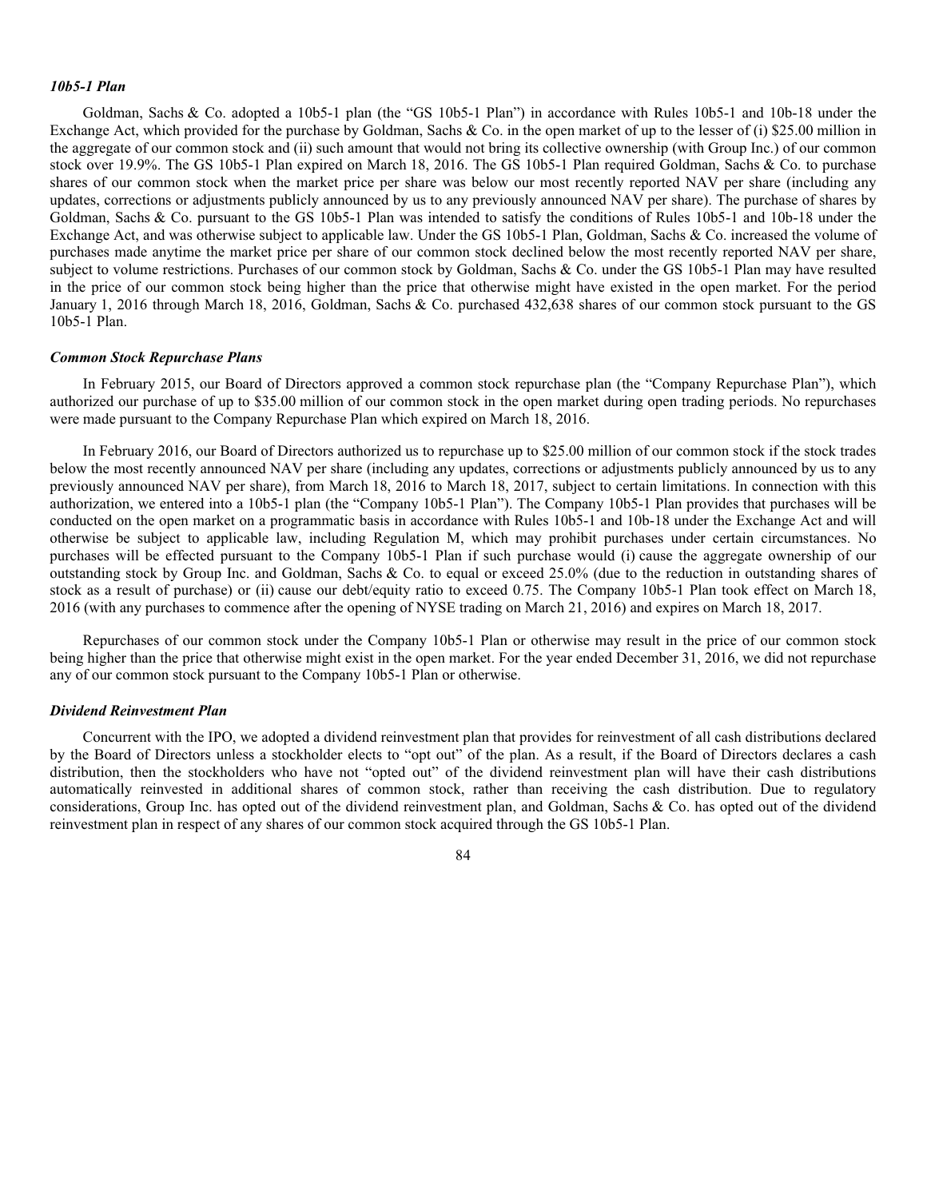### *10b5-1 Plan*

Goldman, Sachs & Co. adopted a 10b5-1 plan (the "GS 10b5-1 Plan") in accordance with Rules 10b5-1 and 10b-18 under the Exchange Act, which provided for the purchase by Goldman, Sachs & Co. in the open market of up to the lesser of (i) $25.00 million in the aggregate of our common stock and (ii) such amount that would not bring its collective ownership (with Group Inc.) of our common stock over 19.9%. The GS 10b5-1 Plan expired on March 18, 2016. The GS 10b5-1 Plan required Goldman, Sachs & Co. to purchase shares of our common stock when the market price per share was below our most recently reported NAV per share (including any updates, corrections or adjustments publicly announced by us to any previously announced NAV per share). The purchase of shares by Goldman, Sachs & Co. pursuant to the GS 10b5-1 Plan was intended to satisfy the conditions of Rules 10b5-1 and 10b-18 under the Exchange Act, and was otherwise subject to applicable law. Under the GS 10b5-1 Plan, Goldman, Sachs & Co. increased the volume of purchases made anytime the market price per share of our common stock declined below the most recently reported NAV per share, subject to volume restrictions. Purchases of our common stock by Goldman, Sachs & Co. under the GS 10b5-1 Plan may have resulted in the price of our common stock being higher than the price that otherwise might have existed in the open market. For the period January 1, 2016 through March 18, 2016, Goldman, Sachs & Co. purchased 432,638 shares of our common stock pursuant to the GS 10b5-1 Plan.

### *Common Stock Repurchase Plans*

In February 2015, our Board of Directors approved a common stock repurchase plan (the "Company Repurchase Plan"), which authorized our purchase of up to $35.00 million of our common stock in the open market during open trading periods. No repurchases were made pursuant to the Company Repurchase Plan which expired on March 18, 2016.

In February 2016, our Board of Directors authorized us to repurchase up to $25.00 million of our common stock if the stock trades below the most recently announced NAV per share (including any updates, corrections or adjustments publicly announced by us to any previously announced NAV per share), from March 18, 2016 to March 18, 2017, subject to certain limitations. In connection with this authorization, we entered into a 10b5-1 plan (the "Company 10b5-1 Plan"). The Company 10b5-1 Plan provides that purchases will be conducted on the open market on a programmatic basis in accordance with Rules 10b5-1 and 10b-18 under the Exchange Act and will otherwise be subject to applicable law, including Regulation M, which may prohibit purchases under certain circumstances. No purchases will be effected pursuant to the Company 10b5-1 Plan if such purchase would (i) cause the aggregate ownership of our outstanding stock by Group Inc. and Goldman, Sachs & Co. to equal or exceed 25.0% (due to the reduction in outstanding shares of stock as a result of purchase) or (ii) cause our debt/equity ratio to exceed 0.75. The Company 10b5-1 Plan took effect on March 18, 2016 (with any purchases to commence after the opening of NYSE trading on March 21, 2016) and expires on March 18, 2017.

Repurchases of our common stock under the Company 10b5-1 Plan or otherwise may result in the price of our common stock being higher than the price that otherwise might exist in the open market. For the year ended December 31, 2016, we did not repurchase any of our common stock pursuant to the Company 10b5-1 Plan or otherwise.

### *Dividend Reinvestment Plan*

Concurrent with the IPO, we adopted a dividend reinvestment plan that provides for reinvestment of all cash distributions declared by the Board of Directors unless a stockholder elects to "opt out" of the plan. As a result, if the Board of Directors declares a cash distribution, then the stockholders who have not "opted out" of the dividend reinvestment plan will have their cash distributions automatically reinvested in additional shares of common stock, rather than receiving the cash distribution. Due to regulatory considerations, Group Inc. has opted out of the dividend reinvestment plan, and Goldman, Sachs & Co. has opted out of the dividend reinvestment plan in respect of any shares of our common stock acquired through the GS 10b5-1 Plan.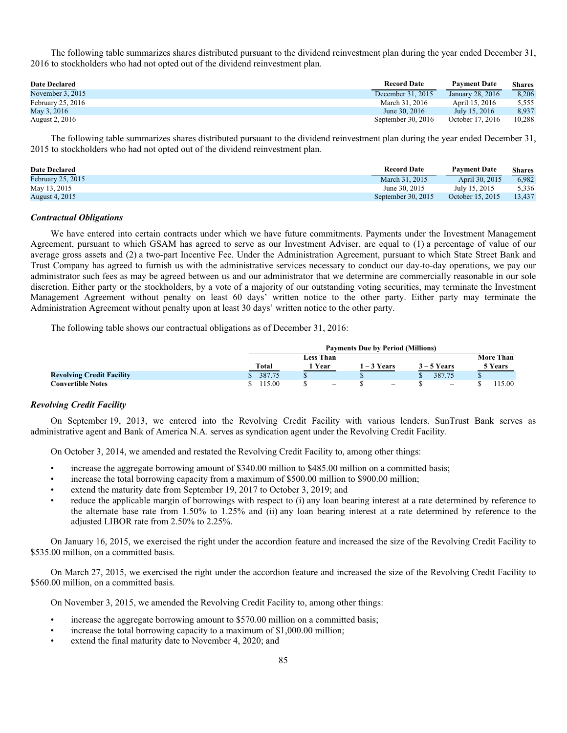The following table summarizes shares distributed pursuant to the dividend reinvestment plan during the year ended December 31, 2016 to stockholders who had not opted out of the dividend reinvestment plan.

| Date Declared | Record Date | Payment Date | Shares |
|---|---|---|---|
| November 3, 2015 | December 31, 2015 | January 28, 2016 | 8,206 |
| February 25, 2016 | March 31, 2016 | April 15, 2016 | 5,555 |
| May 3, 2016 | June 30, 2016 | July 15, 2016 | 8,937 |
| August 2, 2016 | September 30, 2016 | October 17, 2016 | 10,288 |

The following table summarizes shares distributed pursuant to the dividend reinvestment plan during the year ended December 31, 2015 to stockholders who had not opted out of the dividend reinvestment plan.

| Date Declared | Record Date | Payment Date | Shares |
|---|---|---|---|
| February 25, 2015 | March 31, 2015 | April 30, 2015 | 6,982 |
| May 13, 2015 | June 30, 2015 | July 15, 2015 | 5,336 |
| August 4, 2015 | September 30, 2015 | October 15, 2015 | 13,437 |

### *Contractual Obligations*

We have entered into certain contracts under which we have future commitments. Payments under the Investment Management Agreement, pursuant to which GSAM has agreed to serve as our Investment Adviser, are equal to (1) a percentage of value of our average gross assets and (2) a two-part Incentive Fee. Under the Administration Agreement, pursuant to which State Street Bank and Trust Company has agreed to furnish us with the administrative services necessary to conduct our day-to-day operations, we pay our administrator such fees as may be agreed between us and our administrator that we determine are commercially reasonable in our sole discretion. Either party or the stockholders, by a vote of a majority of our outstanding voting securities, may terminate the Investment Management Agreement without penalty on least 60 days' written notice to the other party. Either party may terminate the Administration Agreement without penalty upon at least 30 days' written notice to the other party.

The following table shows our contractual obligations as of December 31, 2016:

| | Payments Due by Period (Millions) | | | | |
|---|---|---|---|---|---|
| | Total | Less Than 1 Year | 1 – 3 Years | 3 – 5 Years | More Than 5 Years |
| **Revolving Credit Facility** | $ 387.75 | $ – | $ – | $ 387.75 | $ – |
| **Convertible Notes** | $ 115.00 | $ – | $ – | $ – | $ 115.00 |

### *Revolving Credit Facility*

On September 19, 2013, we entered into the Revolving Credit Facility with various lenders. SunTrust Bank serves as administrative agent and Bank of America N.A. serves as syndication agent under the Revolving Credit Facility.

On October 3, 2014, we amended and restated the Revolving Credit Facility to, among other things:

- increase the aggregate borrowing amount of $340.00 million to $485.00 million on a committed basis;
- increase the total borrowing capacity from a maximum of $500.00 million to $900.00 million;
- extend the maturity date from September 19, 2017 to October 3, 2019; and
- reduce the applicable margin of borrowings with respect to (i) any loan bearing interest at a rate determined by reference to the alternate base rate from 1.50% to 1.25% and (ii) any loan bearing interest at a rate determined by reference to the adjusted LIBOR rate from 2.50% to 2.25%.

On January 16, 2015, we exercised the right under the accordion feature and increased the size of the Revolving Credit Facility to $535.00 million, on a committed basis.

On March 27, 2015, we exercised the right under the accordion feature and increased the size of the Revolving Credit Facility to $560.00 million, on a committed basis.

On November 3, 2015, we amended the Revolving Credit Facility to, among other things:

- increase the aggregate borrowing amount to $570.00 million on a committed basis;
- increase the total borrowing capacity to a maximum of $1,000.00 million;
- extend the final maturity date to November 4, 2020; and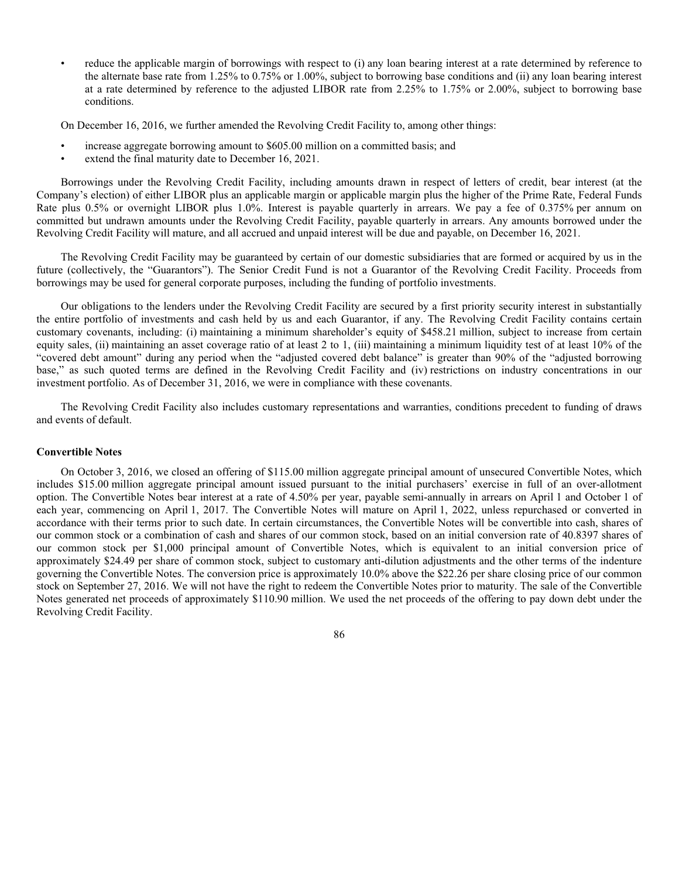- reduce the applicable margin of borrowings with respect to (i) any loan bearing interest at a rate determined by reference to the alternate base rate from 1.25% to 0.75% or 1.00%, subject to borrowing base conditions and (ii) any loan bearing interest at a rate determined by reference to the adjusted LIBOR rate from 2.25% to 1.75% or 2.00%, subject to borrowing base conditions.

On December 16, 2016, we further amended the Revolving Credit Facility to, among other things:

- increase aggregate borrowing amount to $605.00 million on a committed basis; and
- extend the final maturity date to December 16, 2021.

Borrowings under the Revolving Credit Facility, including amounts drawn in respect of letters of credit, bear interest (at the Company's election) of either LIBOR plus an applicable margin or applicable margin plus the higher of the Prime Rate, Federal Funds Rate plus 0.5% or overnight LIBOR plus 1.0%. Interest is payable quarterly in arrears. We pay a fee of 0.375% per annum on committed but undrawn amounts under the Revolving Credit Facility, payable quarterly in arrears. Any amounts borrowed under the Revolving Credit Facility will mature, and all accrued and unpaid interest will be due and payable, on December 16, 2021.

The Revolving Credit Facility may be guaranteed by certain of our domestic subsidiaries that are formed or acquired by us in the future (collectively, the "Guarantors"). The Senior Credit Fund is not a Guarantor of the Revolving Credit Facility. Proceeds from borrowings may be used for general corporate purposes, including the funding of portfolio investments.

Our obligations to the lenders under the Revolving Credit Facility are secured by a first priority security interest in substantially the entire portfolio of investments and cash held by us and each Guarantor, if any. The Revolving Credit Facility contains certain customary covenants, including: (i) maintaining a minimum shareholder's equity of $458.21 million, subject to increase from certain equity sales, (ii) maintaining an asset coverage ratio of at least 2 to 1, (iii) maintaining a minimum liquidity test of at least 10% of the "covered debt amount" during any period when the "adjusted covered debt balance" is greater than 90% of the "adjusted borrowing base," as such quoted terms are defined in the Revolving Credit Facility and (iv) restrictions on industry concentrations in our investment portfolio. As of December 31, 2016, we were in compliance with these covenants.

The Revolving Credit Facility also includes customary representations and warranties, conditions precedent to funding of draws and events of default.

**Convertible Notes**

On October 3, 2016, we closed an offering of $115.00 million aggregate principal amount of unsecured Convertible Notes, which includes $15.00 million aggregate principal amount issued pursuant to the initial purchasers' exercise in full of an over-allotment option. The Convertible Notes bear interest at a rate of 4.50% per year, payable semi-annually in arrears on April 1 and October 1 of each year, commencing on April 1, 2017. The Convertible Notes will mature on April 1, 2022, unless repurchased or converted in accordance with their terms prior to such date. In certain circumstances, the Convertible Notes will be convertible into cash, shares of our common stock or a combination of cash and shares of our common stock, based on an initial conversion rate of 40.8397 shares of our common stock per $1,000 principal amount of Convertible Notes, which is equivalent to an initial conversion price of approximately $24.49 per share of common stock, subject to customary anti-dilution adjustments and the other terms of the indenture governing the Convertible Notes. The conversion price is approximately 10.0% above the $22.26 per share closing price of our common stock on September 27, 2016. We will not have the right to redeem the Convertible Notes prior to maturity. The sale of the Convertible Notes generated net proceeds of approximately $110.90 million. We used the net proceeds of the offering to pay down debt under the Revolving Credit Facility.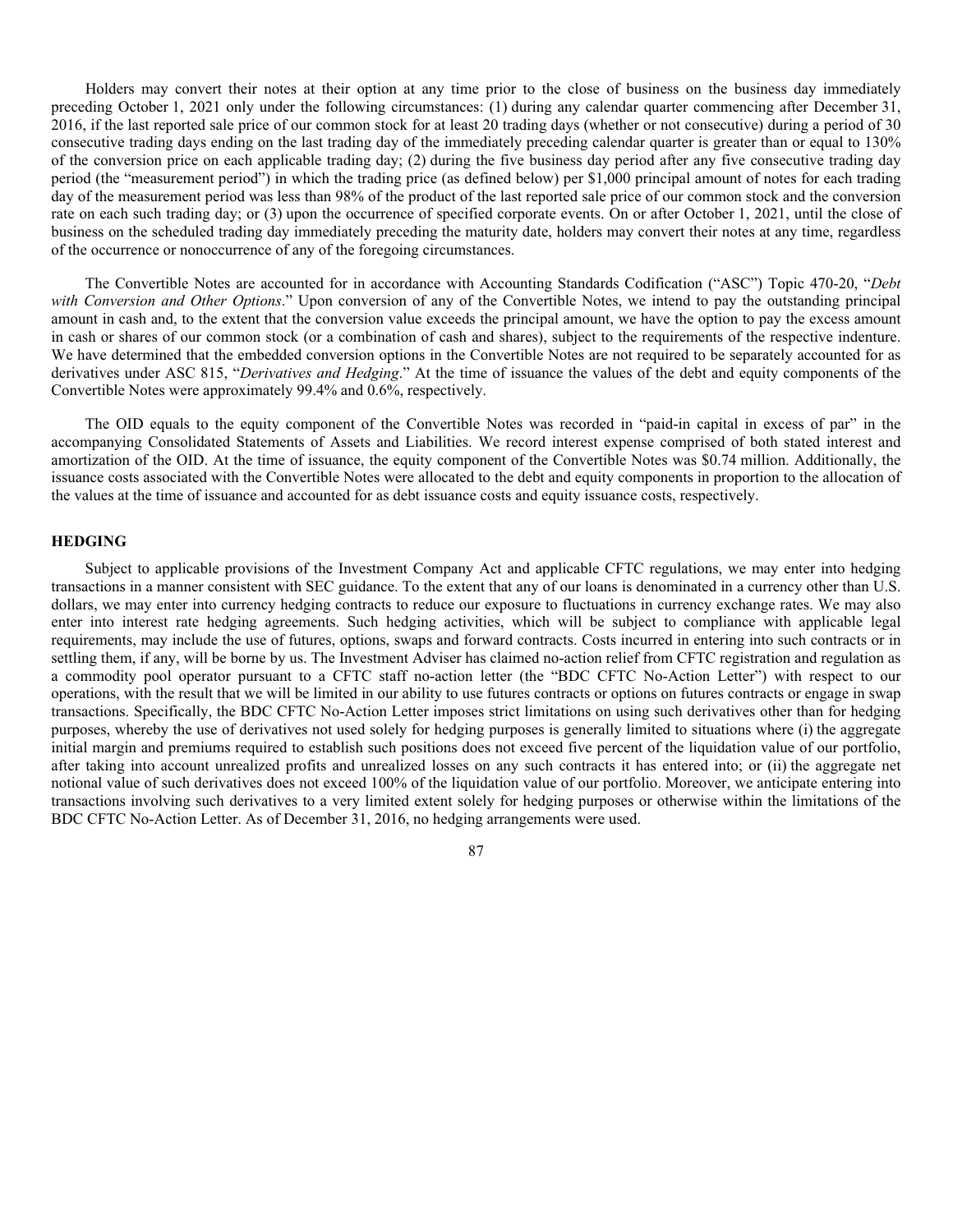Holders may convert their notes at their option at any time prior to the close of business on the business day immediately preceding October 1, 2021 only under the following circumstances: (1) during any calendar quarter commencing after December 31, 2016, if the last reported sale price of our common stock for at least 20 trading days (whether or not consecutive) during a period of 30 consecutive trading days ending on the last trading day of the immediately preceding calendar quarter is greater than or equal to 130% of the conversion price on each applicable trading day; (2) during the five business day period after any five consecutive trading day period (the "measurement period") in which the trading price (as defined below) per $1,000 principal amount of notes for each trading day of the measurement period was less than 98% of the product of the last reported sale price of our common stock and the conversion rate on each such trading day; or (3) upon the occurrence of specified corporate events. On or after October 1, 2021, until the close of business on the scheduled trading day immediately preceding the maturity date, holders may convert their notes at any time, regardless of the occurrence or nonoccurrence of any of the foregoing circumstances.

The Convertible Notes are accounted for in accordance with Accounting Standards Codification ("ASC") Topic 470-20, "*Debt with Conversion and Other Options*." Upon conversion of any of the Convertible Notes, we intend to pay the outstanding principal amount in cash and, to the extent that the conversion value exceeds the principal amount, we have the option to pay the excess amount in cash or shares of our common stock (or a combination of cash and shares), subject to the requirements of the respective indenture. We have determined that the embedded conversion options in the Convertible Notes are not required to be separately accounted for as derivatives under ASC 815, "*Derivatives and Hedging*." At the time of issuance the values of the debt and equity components of the Convertible Notes were approximately 99.4% and 0.6%, respectively.

The OID equals to the equity component of the Convertible Notes was recorded in "paid-in capital in excess of par" in the accompanying Consolidated Statements of Assets and Liabilities. We record interest expense comprised of both stated interest and amortization of the OID. At the time of issuance, the equity component of the Convertible Notes was $0.74 million. Additionally, the issuance costs associated with the Convertible Notes were allocated to the debt and equity components in proportion to the allocation of the values at the time of issuance and accounted for as debt issuance costs and equity issuance costs, respectively.

## HEDGING

Subject to applicable provisions of the Investment Company Act and applicable CFTC regulations, we may enter into hedging transactions in a manner consistent with SEC guidance. To the extent that any of our loans is denominated in a currency other than U.S. dollars, we may enter into currency hedging contracts to reduce our exposure to fluctuations in currency exchange rates. We may also enter into interest rate hedging agreements. Such hedging activities, which will be subject to compliance with applicable legal requirements, may include the use of futures, options, swaps and forward contracts. Costs incurred in entering into such contracts or in settling them, if any, will be borne by us. The Investment Adviser has claimed no-action relief from CFTC registration and regulation as a commodity pool operator pursuant to a CFTC staff no-action letter (the "BDC CFTC No-Action Letter") with respect to our operations, with the result that we will be limited in our ability to use futures contracts or options on futures contracts or engage in swap transactions. Specifically, the BDC CFTC No-Action Letter imposes strict limitations on using such derivatives other than for hedging purposes, whereby the use of derivatives not used solely for hedging purposes is generally limited to situations where (i) the aggregate initial margin and premiums required to establish such positions does not exceed five percent of the liquidation value of our portfolio, after taking into account unrealized profits and unrealized losses on any such contracts it has entered into; or (ii) the aggregate net notional value of such derivatives does not exceed 100% of the liquidation value of our portfolio. Moreover, we anticipate entering into transactions involving such derivatives to a very limited extent solely for hedging purposes or otherwise within the limitations of the BDC CFTC No-Action Letter. As of December 31, 2016, no hedging arrangements were used.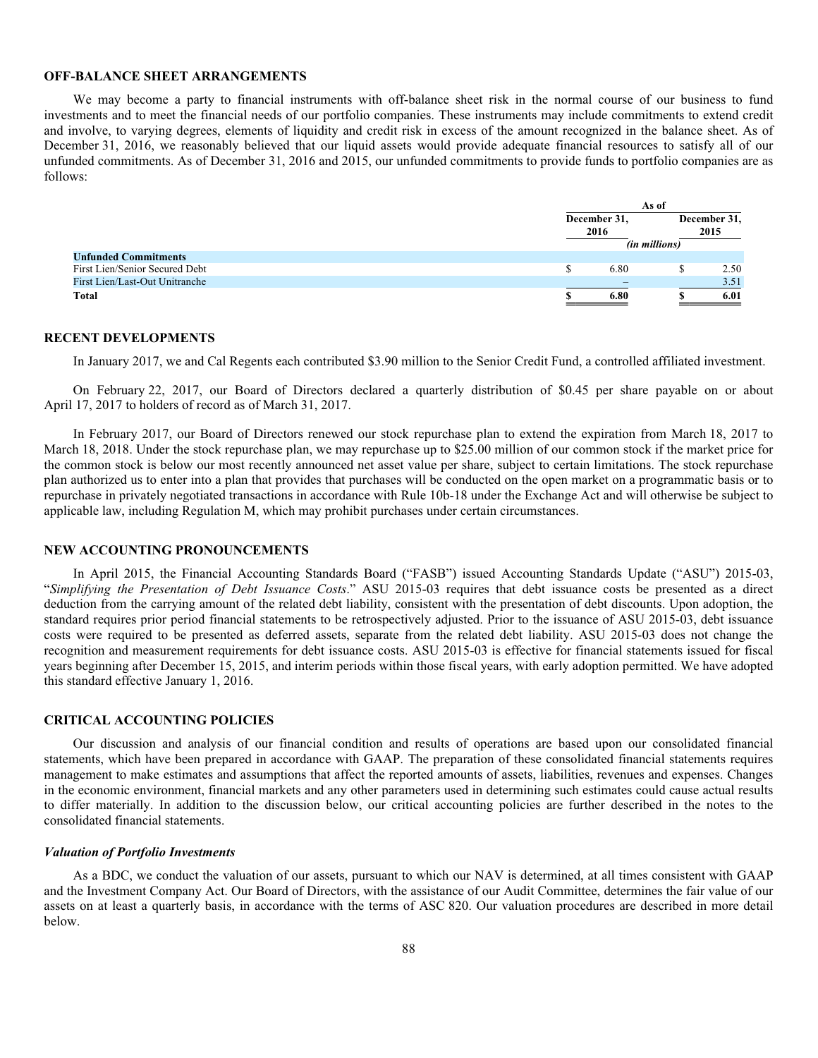## OFF-BALANCE SHEET ARRANGEMENTS

We may become a party to financial instruments with off-balance sheet risk in the normal course of our business to fund investments and to meet the financial needs of our portfolio companies. These instruments may include commitments to extend credit and involve, to varying degrees, elements of liquidity and credit risk in excess of the amount recognized in the balance sheet. As of December 31, 2016, we reasonably believed that our liquid assets would provide adequate financial resources to satisfy all of our unfunded commitments. As of December 31, 2016 and 2015, our unfunded commitments to provide funds to portfolio companies are as follows:

| | As of | |
|---|---|---|
| | December 31, 2016 | December 31, 2015 |
| | (in millions) | |
| **Unfunded Commitments** | | |
| First Lien/Senior Secured Debt | $ 6.80 | $ 2.50 |
| First Lien/Last-Out Unitranche | – | 3.51 |
| **Total** | **$ 6.80** | **$ 6.01** |

## RECENT DEVELOPMENTS

In January 2017, we and Cal Regents each contributed $3.90 million to the Senior Credit Fund, a controlled affiliated investment.

On February 22, 2017, our Board of Directors declared a quarterly distribution of $0.45 per share payable on or about April 17, 2017 to holders of record as of March 31, 2017.

In February 2017, our Board of Directors renewed our stock repurchase plan to extend the expiration from March 18, 2017 to March 18, 2018. Under the stock repurchase plan, we may repurchase up to $25.00 million of our common stock if the market price for the common stock is below our most recently announced net asset value per share, subject to certain limitations. The stock repurchase plan authorized us to enter into a plan that provides that purchases will be conducted on the open market on a programmatic basis or to repurchase in privately negotiated transactions in accordance with Rule 10b-18 under the Exchange Act and will otherwise be subject to applicable law, including Regulation M, which may prohibit purchases under certain circumstances.

## NEW ACCOUNTING PRONOUNCEMENTS

In April 2015, the Financial Accounting Standards Board ("FASB") issued Accounting Standards Update ("ASU") 2015-03, "*Simplifying the Presentation of Debt Issuance Costs*." ASU 2015-03 requires that debt issuance costs be presented as a direct deduction from the carrying amount of the related debt liability, consistent with the presentation of debt discounts. Upon adoption, the standard requires prior period financial statements to be retrospectively adjusted. Prior to the issuance of ASU 2015-03, debt issuance costs were required to be presented as deferred assets, separate from the related debt liability. ASU 2015-03 does not change the recognition and measurement requirements for debt issuance costs. ASU 2015-03 is effective for financial statements issued for fiscal years beginning after December 15, 2015, and interim periods within those fiscal years, with early adoption permitted. We have adopted this standard effective January 1, 2016.

## CRITICAL ACCOUNTING POLICIES

Our discussion and analysis of our financial condition and results of operations are based upon our consolidated financial statements, which have been prepared in accordance with GAAP. The preparation of these consolidated financial statements requires management to make estimates and assumptions that affect the reported amounts of assets, liabilities, revenues and expenses. Changes in the economic environment, financial markets and any other parameters used in determining such estimates could cause actual results to differ materially. In addition to the discussion below, our critical accounting policies are further described in the notes to the consolidated financial statements.

### *Valuation of Portfolio Investments*

As a BDC, we conduct the valuation of our assets, pursuant to which our NAV is determined, at all times consistent with GAAP and the Investment Company Act. Our Board of Directors, with the assistance of our Audit Committee, determines the fair value of our assets on at least a quarterly basis, in accordance with the terms of ASC 820. Our valuation procedures are described in more detail below.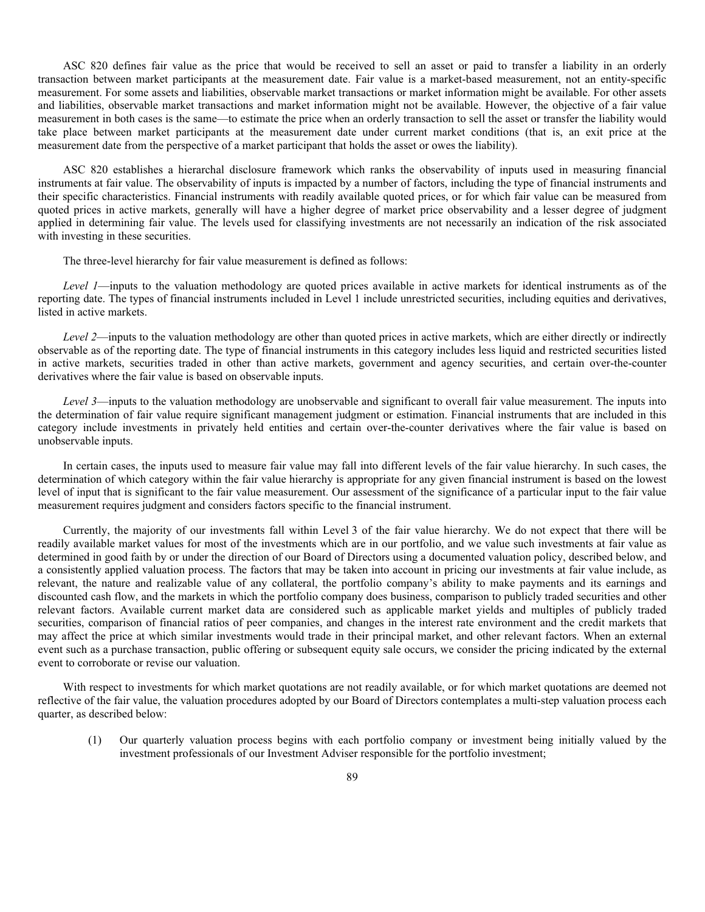ASC 820 defines fair value as the price that would be received to sell an asset or paid to transfer a liability in an orderly transaction between market participants at the measurement date. Fair value is a market-based measurement, not an entity-specific measurement. For some assets and liabilities, observable market transactions or market information might be available. For other assets and liabilities, observable market transactions and market information might not be available. However, the objective of a fair value measurement in both cases is the same—to estimate the price when an orderly transaction to sell the asset or transfer the liability would take place between market participants at the measurement date under current market conditions (that is, an exit price at the measurement date from the perspective of a market participant that holds the asset or owes the liability).

ASC 820 establishes a hierarchal disclosure framework which ranks the observability of inputs used in measuring financial instruments at fair value. The observability of inputs is impacted by a number of factors, including the type of financial instruments and their specific characteristics. Financial instruments with readily available quoted prices, or for which fair value can be measured from quoted prices in active markets, generally will have a higher degree of market price observability and a lesser degree of judgment applied in determining fair value. The levels used for classifying investments are not necessarily an indication of the risk associated with investing in these securities.

The three-level hierarchy for fair value measurement is defined as follows:

*Level 1*—inputs to the valuation methodology are quoted prices available in active markets for identical instruments as of the reporting date. The types of financial instruments included in Level 1 include unrestricted securities, including equities and derivatives, listed in active markets.

*Level 2*—inputs to the valuation methodology are other than quoted prices in active markets, which are either directly or indirectly observable as of the reporting date. The type of financial instruments in this category includes less liquid and restricted securities listed in active markets, securities traded in other than active markets, government and agency securities, and certain over-the-counter derivatives where the fair value is based on observable inputs.

*Level 3*—inputs to the valuation methodology are unobservable and significant to overall fair value measurement. The inputs into the determination of fair value require significant management judgment or estimation. Financial instruments that are included in this category include investments in privately held entities and certain over-the-counter derivatives where the fair value is based on unobservable inputs.

In certain cases, the inputs used to measure fair value may fall into different levels of the fair value hierarchy. In such cases, the determination of which category within the fair value hierarchy is appropriate for any given financial instrument is based on the lowest level of input that is significant to the fair value measurement. Our assessment of the significance of a particular input to the fair value measurement requires judgment and considers factors specific to the financial instrument.

Currently, the majority of our investments fall within Level 3 of the fair value hierarchy. We do not expect that there will be readily available market values for most of the investments which are in our portfolio, and we value such investments at fair value as determined in good faith by or under the direction of our Board of Directors using a documented valuation policy, described below, and a consistently applied valuation process. The factors that may be taken into account in pricing our investments at fair value include, as relevant, the nature and realizable value of any collateral, the portfolio company's ability to make payments and its earnings and discounted cash flow, and the markets in which the portfolio company does business, comparison to publicly traded securities and other relevant factors. Available current market data are considered such as applicable market yields and multiples of publicly traded securities, comparison of financial ratios of peer companies, and changes in the interest rate environment and the credit markets that may affect the price at which similar investments would trade in their principal market, and other relevant factors. When an external event such as a purchase transaction, public offering or subsequent equity sale occurs, we consider the pricing indicated by the external event to corroborate or revise our valuation.

With respect to investments for which market quotations are not readily available, or for which market quotations are deemed not reflective of the fair value, the valuation procedures adopted by our Board of Directors contemplates a multi-step valuation process each quarter, as described below:

(1) Our quarterly valuation process begins with each portfolio company or investment being initially valued by the investment professionals of our Investment Adviser responsible for the portfolio investment;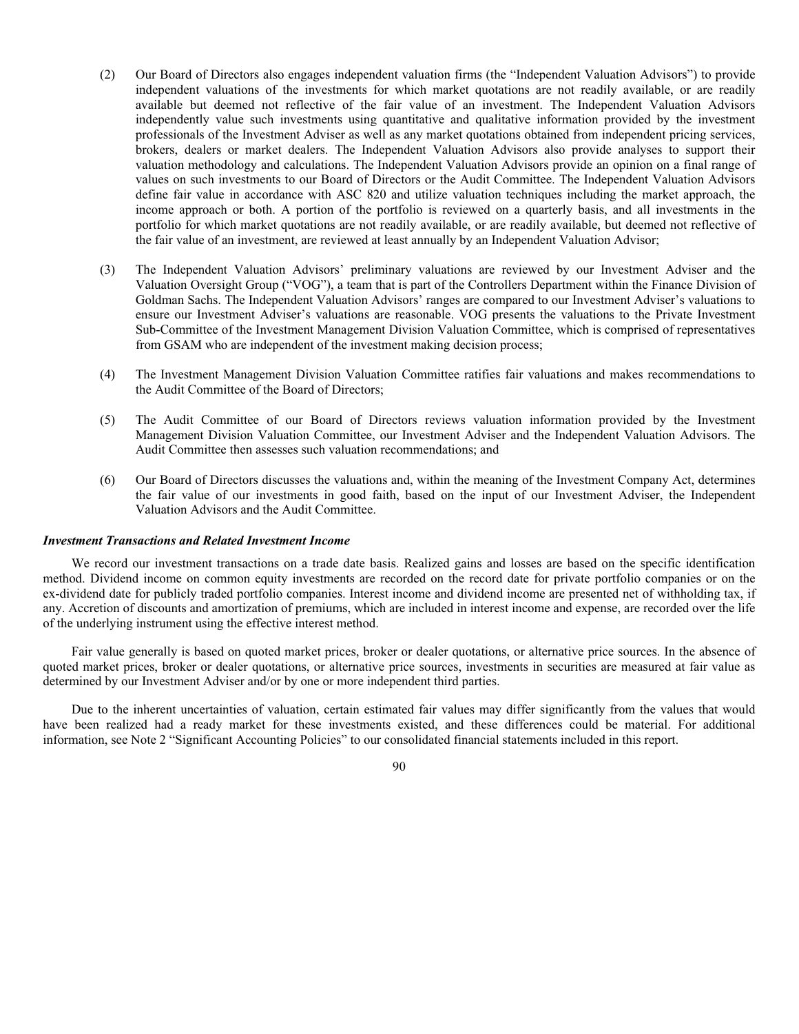(2) Our Board of Directors also engages independent valuation firms (the "Independent Valuation Advisors") to provide independent valuations of the investments for which market quotations are not readily available, or are readily available but deemed not reflective of the fair value of an investment. The Independent Valuation Advisors independently value such investments using quantitative and qualitative information provided by the investment professionals of the Investment Adviser as well as any market quotations obtained from independent pricing services, brokers, dealers or market dealers. The Independent Valuation Advisors also provide analyses to support their valuation methodology and calculations. The Independent Valuation Advisors provide an opinion on a final range of values on such investments to our Board of Directors or the Audit Committee. The Independent Valuation Advisors define fair value in accordance with ASC 820 and utilize valuation techniques including the market approach, the income approach or both. A portion of the portfolio is reviewed on a quarterly basis, and all investments in the portfolio for which market quotations are not readily available, or are readily available, but deemed not reflective of the fair value of an investment, are reviewed at least annually by an Independent Valuation Advisor;

(3) The Independent Valuation Advisors' preliminary valuations are reviewed by our Investment Adviser and the Valuation Oversight Group ("VOG"), a team that is part of the Controllers Department within the Finance Division of Goldman Sachs. The Independent Valuation Advisors' ranges are compared to our Investment Adviser's valuations to ensure our Investment Adviser's valuations are reasonable. VOG presents the valuations to the Private Investment Sub-Committee of the Investment Management Division Valuation Committee, which is comprised of representatives from GSAM who are independent of the investment making decision process;

(4) The Investment Management Division Valuation Committee ratifies fair valuations and makes recommendations to the Audit Committee of the Board of Directors;

(5) The Audit Committee of our Board of Directors reviews valuation information provided by the Investment Management Division Valuation Committee, our Investment Adviser and the Independent Valuation Advisors. The Audit Committee then assesses such valuation recommendations; and

(6) Our Board of Directors discusses the valuations and, within the meaning of the Investment Company Act, determines the fair value of our investments in good faith, based on the input of our Investment Adviser, the Independent Valuation Advisors and the Audit Committee.

***Investment Transactions and Related Investment Income***

We record our investment transactions on a trade date basis. Realized gains and losses are based on the specific identification method. Dividend income on common equity investments are recorded on the record date for private portfolio companies or on the ex-dividend date for publicly traded portfolio companies. Interest income and dividend income are presented net of withholding tax, if any. Accretion of discounts and amortization of premiums, which are included in interest income and expense, are recorded over the life of the underlying instrument using the effective interest method.

Fair value generally is based on quoted market prices, broker or dealer quotations, or alternative price sources. In the absence of quoted market prices, broker or dealer quotations, or alternative price sources, investments in securities are measured at fair value as determined by our Investment Adviser and/or by one or more independent third parties.

Due to the inherent uncertainties of valuation, certain estimated fair values may differ significantly from the values that would have been realized had a ready market for these investments existed, and these differences could be material. For additional information, see Note 2 "Significant Accounting Policies" to our consolidated financial statements included in this report.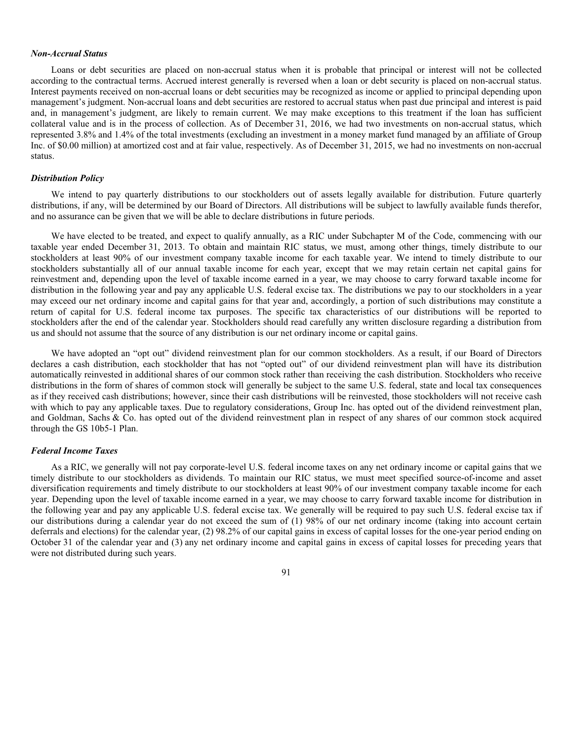### *Non-Accrual Status*

Loans or debt securities are placed on non-accrual status when it is probable that principal or interest will not be collected according to the contractual terms. Accrued interest generally is reversed when a loan or debt security is placed on non-accrual status. Interest payments received on non-accrual loans or debt securities may be recognized as income or applied to principal depending upon management's judgment. Non-accrual loans and debt securities are restored to accrual status when past due principal and interest is paid and, in management's judgment, are likely to remain current. We may make exceptions to this treatment if the loan has sufficient collateral value and is in the process of collection. As of December 31, 2016, we had two investments on non-accrual status, which represented 3.8% and 1.4% of the total investments (excluding an investment in a money market fund managed by an affiliate of Group Inc. of $0.00 million) at amortized cost and at fair value, respectively. As of December 31, 2015, we had no investments on non-accrual status.

### *Distribution Policy*

We intend to pay quarterly distributions to our stockholders out of assets legally available for distribution. Future quarterly distributions, if any, will be determined by our Board of Directors. All distributions will be subject to lawfully available funds therefor, and no assurance can be given that we will be able to declare distributions in future periods.

We have elected to be treated, and expect to qualify annually, as a RIC under Subchapter M of the Code, commencing with our taxable year ended December 31, 2013. To obtain and maintain RIC status, we must, among other things, timely distribute to our stockholders at least 90% of our investment company taxable income for each taxable year. We intend to timely distribute to our stockholders substantially all of our annual taxable income for each year, except that we may retain certain net capital gains for reinvestment and, depending upon the level of taxable income earned in a year, we may choose to carry forward taxable income for distribution in the following year and pay any applicable U.S. federal excise tax. The distributions we pay to our stockholders in a year may exceed our net ordinary income and capital gains for that year and, accordingly, a portion of such distributions may constitute a return of capital for U.S. federal income tax purposes. The specific tax characteristics of our distributions will be reported to stockholders after the end of the calendar year. Stockholders should read carefully any written disclosure regarding a distribution from us and should not assume that the source of any distribution is our net ordinary income or capital gains.

We have adopted an "opt out" dividend reinvestment plan for our common stockholders. As a result, if our Board of Directors declares a cash distribution, each stockholder that has not "opted out" of our dividend reinvestment plan will have its distribution automatically reinvested in additional shares of our common stock rather than receiving the cash distribution. Stockholders who receive distributions in the form of shares of common stock will generally be subject to the same U.S. federal, state and local tax consequences as if they received cash distributions; however, since their cash distributions will be reinvested, those stockholders will not receive cash with which to pay any applicable taxes. Due to regulatory considerations, Group Inc. has opted out of the dividend reinvestment plan, and Goldman, Sachs & Co. has opted out of the dividend reinvestment plan in respect of any shares of our common stock acquired through the GS 10b5-1 Plan.

### *Federal Income Taxes*

As a RIC, we generally will not pay corporate-level U.S. federal income taxes on any net ordinary income or capital gains that we timely distribute to our stockholders as dividends. To maintain our RIC status, we must meet specified source-of-income and asset diversification requirements and timely distribute to our stockholders at least 90% of our investment company taxable income for each year. Depending upon the level of taxable income earned in a year, we may choose to carry forward taxable income for distribution in the following year and pay any applicable U.S. federal excise tax. We generally will be required to pay such U.S. federal excise tax if our distributions during a calendar year do not exceed the sum of (1) 98% of our net ordinary income (taking into account certain deferrals and elections) for the calendar year, (2) 98.2% of our capital gains in excess of capital losses for the one-year period ending on October 31 of the calendar year and (3) any net ordinary income and capital gains in excess of capital losses for preceding years that were not distributed during such years.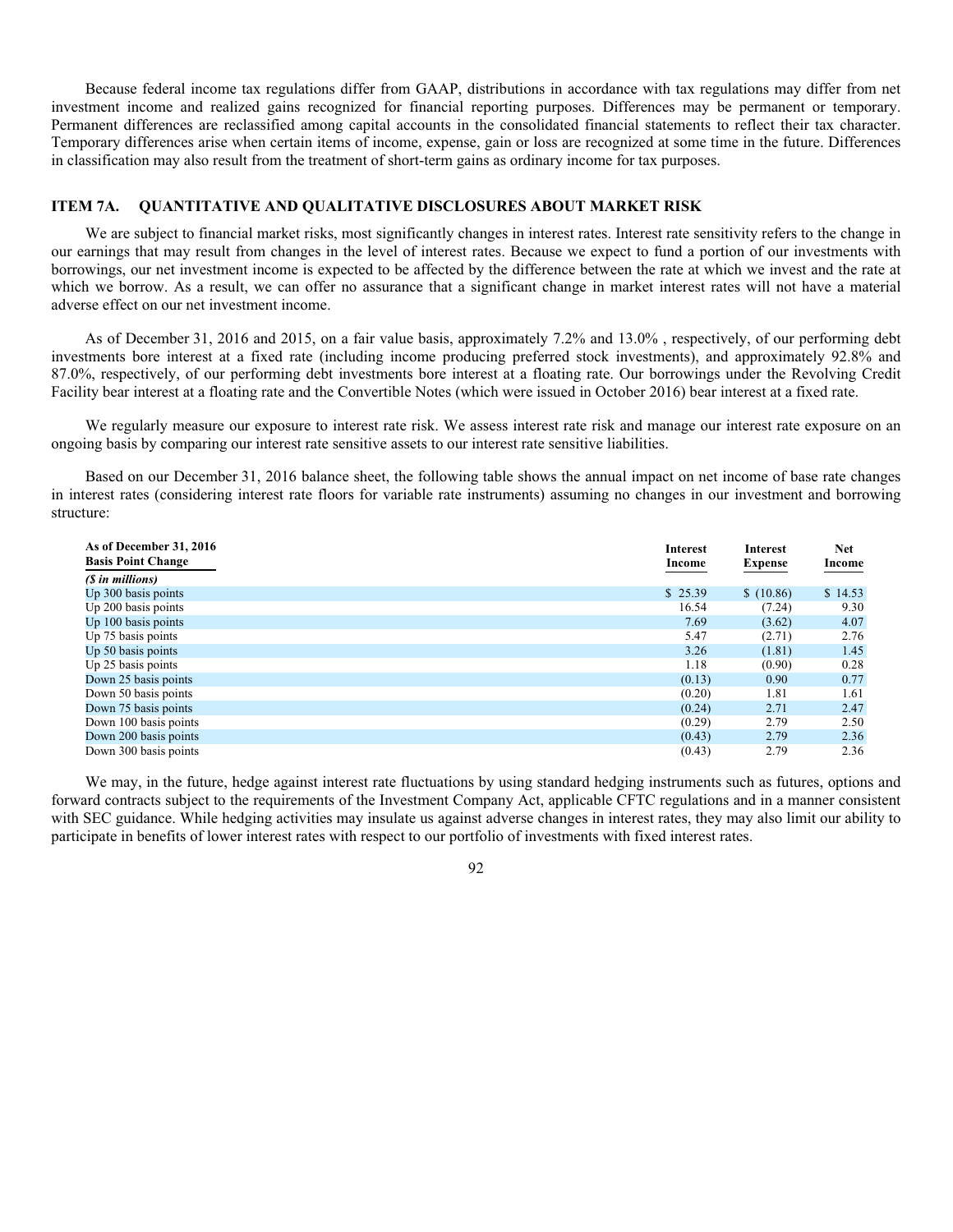Because federal income tax regulations differ from GAAP, distributions in accordance with tax regulations may differ from net investment income and realized gains recognized for financial reporting purposes. Differences may be permanent or temporary. Permanent differences are reclassified among capital accounts in the consolidated financial statements to reflect their tax character. Temporary differences arise when certain items of income, expense, gain or loss are recognized at some time in the future. Differences in classification may also result from the treatment of short-term gains as ordinary income for tax purposes.

## ITEM 7A. QUANTITATIVE AND QUALITATIVE DISCLOSURES ABOUT MARKET RISK

We are subject to financial market risks, most significantly changes in interest rates. Interest rate sensitivity refers to the change in our earnings that may result from changes in the level of interest rates. Because we expect to fund a portion of our investments with borrowings, our net investment income is expected to be affected by the difference between the rate at which we invest and the rate at which we borrow. As a result, we can offer no assurance that a significant change in market interest rates will not have a material adverse effect on our net investment income.

As of December 31, 2016 and 2015, on a fair value basis, approximately 7.2% and 13.0% , respectively, of our performing debt investments bore interest at a fixed rate (including income producing preferred stock investments), and approximately 92.8% and 87.0%, respectively, of our performing debt investments bore interest at a floating rate. Our borrowings under the Revolving Credit Facility bear interest at a floating rate and the Convertible Notes (which were issued in October 2016) bear interest at a fixed rate.

We regularly measure our exposure to interest rate risk. We assess interest rate risk and manage our interest rate exposure on an ongoing basis by comparing our interest rate sensitive assets to our interest rate sensitive liabilities.

Based on our December 31, 2016 balance sheet, the following table shows the annual impact on net income of base rate changes in interest rates (considering interest rate floors for variable rate instruments) assuming no changes in our investment and borrowing structure:

| As of December 31, 2016<br>Basis Point Change | Interest Income | Interest Expense | Net Income |
|---|---|---|---|
| *($ in millions)* | | | |
| Up 300 basis points | $ 25.39 | $ (10.86) | $ 14.53 |
| Up 200 basis points | 16.54 | (7.24) | 9.30 |
| Up 100 basis points | 7.69 | (3.62) | 4.07 |
| Up 75 basis points | 5.47 | (2.71) | 2.76 |
| Up 50 basis points | 3.26 | (1.81) | 1.45 |
| Up 25 basis points | 1.18 | (0.90) | 0.28 |
| Down 25 basis points | (0.13) | 0.90 | 0.77 |
| Down 50 basis points | (0.20) | 1.81 | 1.61 |
| Down 75 basis points | (0.24) | 2.71 | 2.47 |
| Down 100 basis points | (0.29) | 2.79 | 2.50 |
| Down 200 basis points | (0.43) | 2.79 | 2.36 |
| Down 300 basis points | (0.43) | 2.79 | 2.36 |

We may, in the future, hedge against interest rate fluctuations by using standard hedging instruments such as futures, options and forward contracts subject to the requirements of the Investment Company Act, applicable CFTC regulations and in a manner consistent with SEC guidance. While hedging activities may insulate us against adverse changes in interest rates, they may also limit our ability to participate in benefits of lower interest rates with respect to our portfolio of investments with fixed interest rates.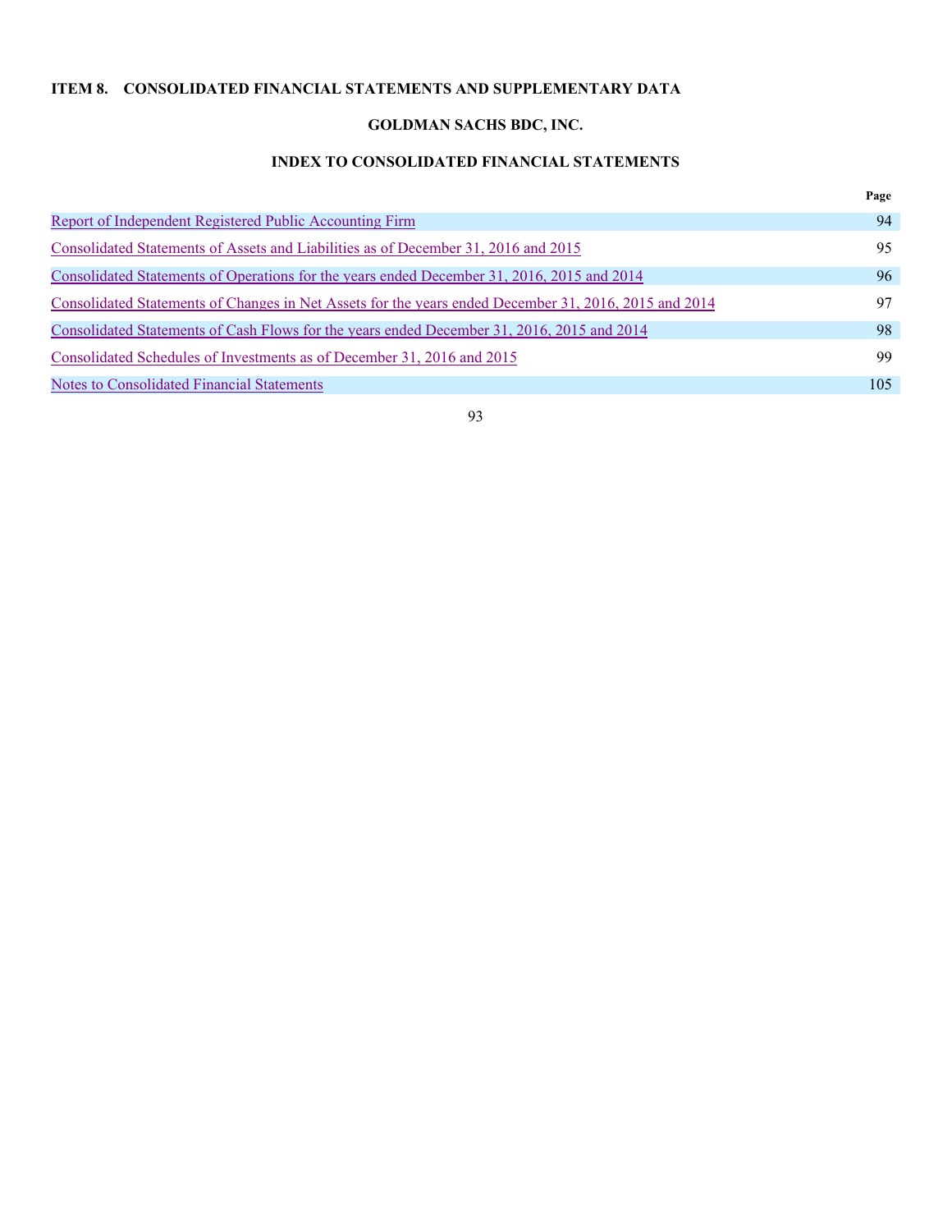## ITEM 8. CONSOLIDATED FINANCIAL STATEMENTS AND SUPPLEMENTARY DATA

### GOLDMAN SACHS BDC, INC.

### INDEX TO CONSOLIDATED FINANCIAL STATEMENTS

| | Page |
|---|---|
| Report of Independent Registered Public Accounting Firm | 94 |
| Consolidated Statements of Assets and Liabilities as of December 31, 2016 and 2015 | 95 |
| Consolidated Statements of Operations for the years ended December 31, 2016, 2015 and 2014 | 96 |
| Consolidated Statements of Changes in Net Assets for the years ended December 31, 2016, 2015 and 2014 | 97 |
| Consolidated Statements of Cash Flows for the years ended December 31, 2016, 2015 and 2014 | 98 |
| Consolidated Schedules of Investments as of December 31, 2016 and 2015 | 99 |
| Notes to Consolidated Financial Statements | 105 |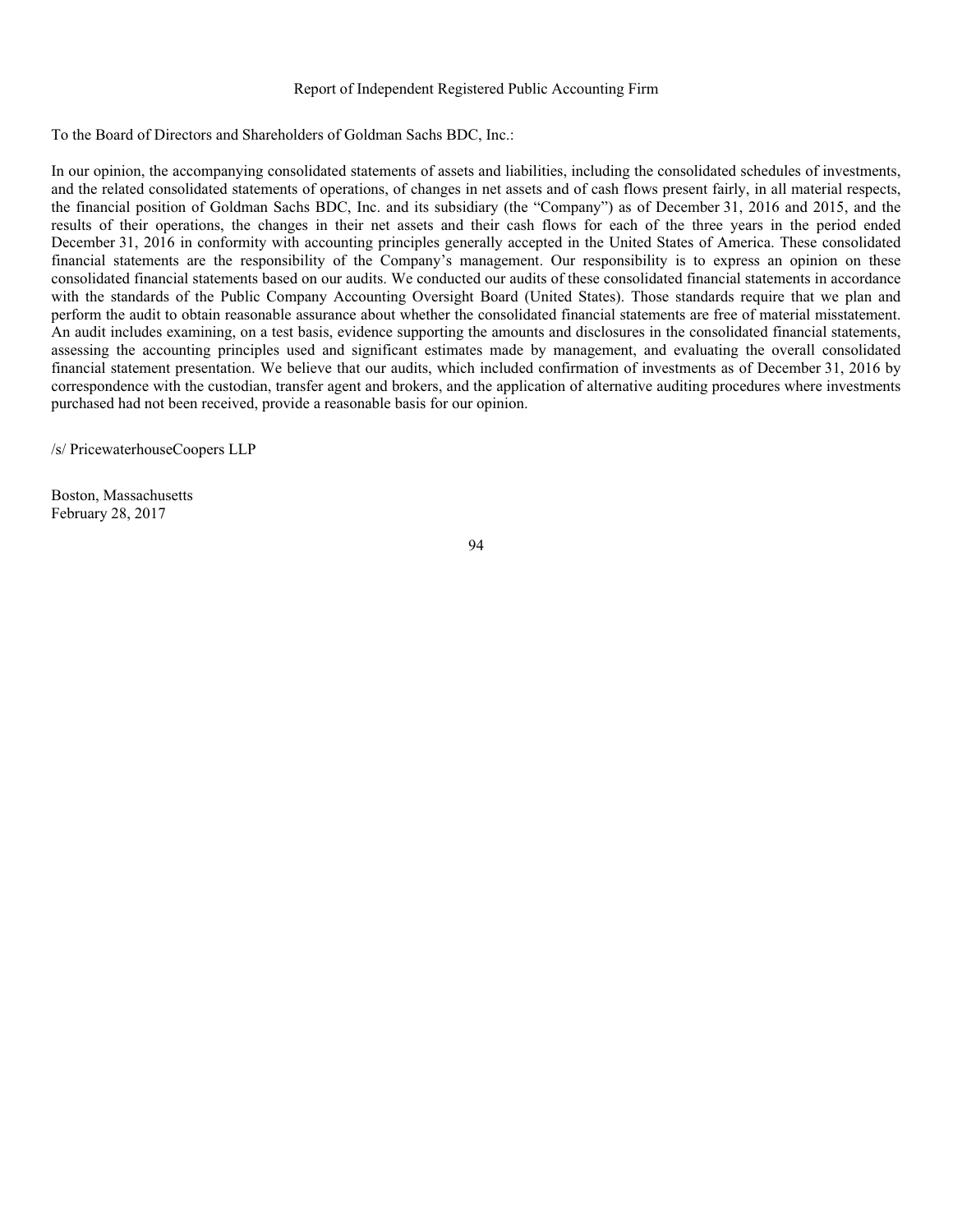# Report of Independent Registered Public Accounting Firm

To the Board of Directors and Shareholders of Goldman Sachs BDC, Inc.:

In our opinion, the accompanying consolidated statements of assets and liabilities, including the consolidated schedules of investments, and the related consolidated statements of operations, of changes in net assets and of cash flows present fairly, in all material respects, the financial position of Goldman Sachs BDC, Inc. and its subsidiary (the "Company") as of December 31, 2016 and 2015, and the results of their operations, the changes in their net assets and their cash flows for each of the three years in the period ended December 31, 2016 in conformity with accounting principles generally accepted in the United States of America. These consolidated financial statements are the responsibility of the Company's management. Our responsibility is to express an opinion on these consolidated financial statements based on our audits. We conducted our audits of these consolidated financial statements in accordance with the standards of the Public Company Accounting Oversight Board (United States). Those standards require that we plan and perform the audit to obtain reasonable assurance about whether the consolidated financial statements are free of material misstatement. An audit includes examining, on a test basis, evidence supporting the amounts and disclosures in the consolidated financial statements, assessing the accounting principles used and significant estimates made by management, and evaluating the overall consolidated financial statement presentation. We believe that our audits, which included confirmation of investments as of December 31, 2016 by correspondence with the custodian, transfer agent and brokers, and the application of alternative auditing procedures where investments purchased had not been received, provide a reasonable basis for our opinion.

/s/ PricewaterhouseCoopers LLP

Boston, Massachusetts
February 28, 2017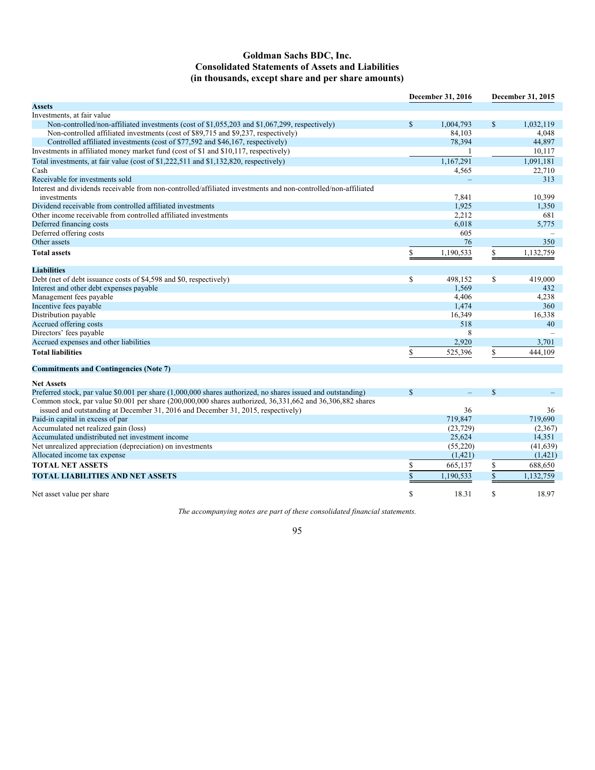# Goldman Sachs BDC, Inc.
## Consolidated Statements of Assets and Liabilities
### (in thousands, except share and per share amounts)

| | December 31, 2016 | December 31, 2015 |
|---|---|---|
| **Assets** | | |
| Investments, at fair value | | |
| Non-controlled/non-affiliated investments (cost of $1,055,203 and $1,067,299, respectively) | $ 1,004,793 | $ 1,032,119 |
| Non-controlled affiliated investments (cost of $89,715 and $9,237, respectively) | 84,103 | 4,048 |
| Controlled affiliated investments (cost of $77,592 and $46,167, respectively) | 78,394 | 44,897 |
| Investments in affiliated money market fund (cost of $1 and $10,117, respectively) | 1 | 10,117 |
| Total investments, at fair value (cost of $1,222,511 and $1,132,820, respectively) | 1,167,291 | 1,091,181 |
| Cash | 4,565 | 22,710 |
| Receivable for investments sold | – | 313 |
| Interest and dividends receivable from non-controlled/affiliated investments and non-controlled/non-affiliated investments | 7,841 | 10,399 |
| Dividend receivable from controlled affiliated investments | 1,925 | 1,350 |
| Other income receivable from controlled affiliated investments | 2,212 | 681 |
| Deferred financing costs | 6,018 | 5,775 |
| Deferred offering costs | 605 | – |
| Other assets | 76 | 350 |
| **Total assets** | $ 1,190,533 | $ 1,132,759 |
| **Liabilities** | | |
| Debt (net of debt issuance costs of $4,598 and $0, respectively) | $ 498,152 | $ 419,000 |
| Interest and other debt expenses payable | 1,569 | 432 |
| Management fees payable | 4,406 | 4,238 |
| Incentive fees payable | 1,474 | 360 |
| Distribution payable | 16,349 | 16,338 |
| Accrued offering costs | 518 | 40 |
| Directors' fees payable | 8 | – |
| Accrued expenses and other liabilities | 2,920 | 3,701 |
| **Total liabilities** | $ 525,396 | $ 444,109 |
| **Commitments and Contingencies (Note 7)** | | |
| **Net Assets** | | |
| Preferred stock, par value $0.001 per share (1,000,000 shares authorized, no shares issued and outstanding) | $ – | $ – |
| Common stock, par value $0.001 per share (200,000,000 shares authorized, 36,331,662 and 36,306,882 shares issued and outstanding at December 31, 2016 and December 31, 2015, respectively) | 36 | 36 |
| Paid-in capital in excess of par | 719,847 | 719,690 |
| Accumulated net realized gain (loss) | (23,729) | (2,367) |
| Accumulated undistributed net investment income | 25,624 | 14,351 |
| Net unrealized appreciation (depreciation) on investments | (55,220) | (41,639) |
| Allocated income tax expense | (1,421) | (1,421) |
| **TOTAL NET ASSETS** | $ 665,137 | $ 688,650 |
| **TOTAL LIABILITIES AND NET ASSETS** | $ 1,190,533 | $ 1,132,759 |
| Net asset value per share | $ 18.31 | $ 18.97 |

*The accompanying notes are part of these consolidated financial statements.*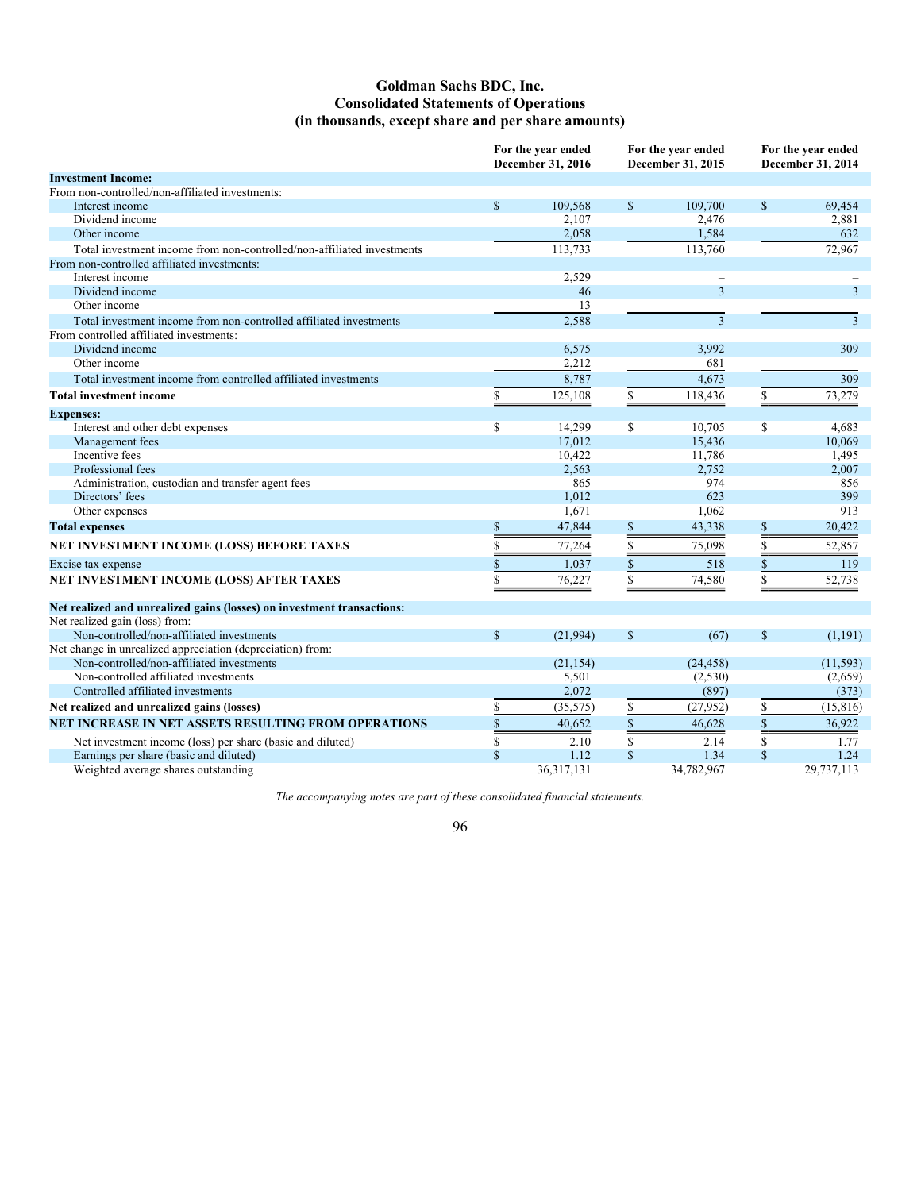# Goldman Sachs BDC, Inc.
## Consolidated Statements of Operations
### (in thousands, except share and per share amounts)

| | For the year ended December 31, 2016 | For the year ended December 31, 2015 | For the year ended December 31, 2014 |
|---|---|---|---|
| **Investment Income:** | | | |
| From non-controlled/non-affiliated investments: | | | |
| Interest income | $ 109,568 | $ 109,700 | $ 69,454 |
| Dividend income | 2,107 | 2,476 | 2,881 |
| Other income | 2,058 | 1,584 | 632 |
| Total investment income from non-controlled/non-affiliated investments | 113,733 | 113,760 | 72,967 |
| From non-controlled affiliated investments: | | | |
| Interest income | 2,529 | – | – |
| Dividend income | 46 | 3 | 3 |
| Other income | 13 | – | – |
| Total investment income from non-controlled affiliated investments | 2,588 | 3 | 3 |
| From controlled affiliated investments: | | | |
| Dividend income | 6,575 | 3,992 | 309 |
| Other income | 2,212 | 681 | – |
| Total investment income from controlled affiliated investments | 8,787 | 4,673 | 309 |
| **Total investment income** | $ 125,108 | $ 118,436 | $ 73,279 |
| **Expenses:** | | | |
| Interest and other debt expenses | $ 14,299 | $ 10,705 | $ 4,683 |
| Management fees | 17,012 | 15,436 | 10,069 |
| Incentive fees | 10,422 | 11,786 | 1,495 |
| Professional fees | 2,563 | 2,752 | 2,007 |
| Administration, custodian and transfer agent fees | 865 | 974 | 856 |
| Directors' fees | 1,012 | 623 | 399 |
| Other expenses | 1,671 | 1,062 | 913 |
| **Total expenses** | $ 47,844 | $ 43,338 | $ 20,422 |
| **NET INVESTMENT INCOME (LOSS) BEFORE TAXES** | $ 77,264 | $ 75,098 | $ 52,857 |
| Excise tax expense | $ 1,037 | $ 518 | $ 119 |
| **NET INVESTMENT INCOME (LOSS) AFTER TAXES** | $ 76,227 | $ 74,580 | $ 52,738 |
| **Net realized and unrealized gains (losses) on investment transactions:** | | | |
| Net realized gain (loss) from: | | | |
| Non-controlled/non-affiliated investments | $ (21,994) | $ (67) | $ (1,191) |
| Net change in unrealized appreciation (depreciation) from: | | | |
| Non-controlled/non-affiliated investments | (21,154) | (24,458) | (11,593) |
| Non-controlled affiliated investments | 5,501 | (2,530) | (2,659) |
| Controlled affiliated investments | 2,072 | (897) | (373) |
| **Net realized and unrealized gains (losses)** | $ (35,575) | $ (27,952) | $ (15,816) |
| **NET INCREASE IN NET ASSETS RESULTING FROM OPERATIONS** | $ 40,652 | $ 46,628 | $ 36,922 |
| Net investment income (loss) per share (basic and diluted) | $ 2.10 | $ 2.14 | $ 1.77 |
| Earnings per share (basic and diluted) | $ 1.12 | $ 1.34 | $ 1.24 |
| Weighted average shares outstanding | 36,317,131 | 34,782,967 | 29,737,113 |

*The accompanying notes are part of these consolidated financial statements.*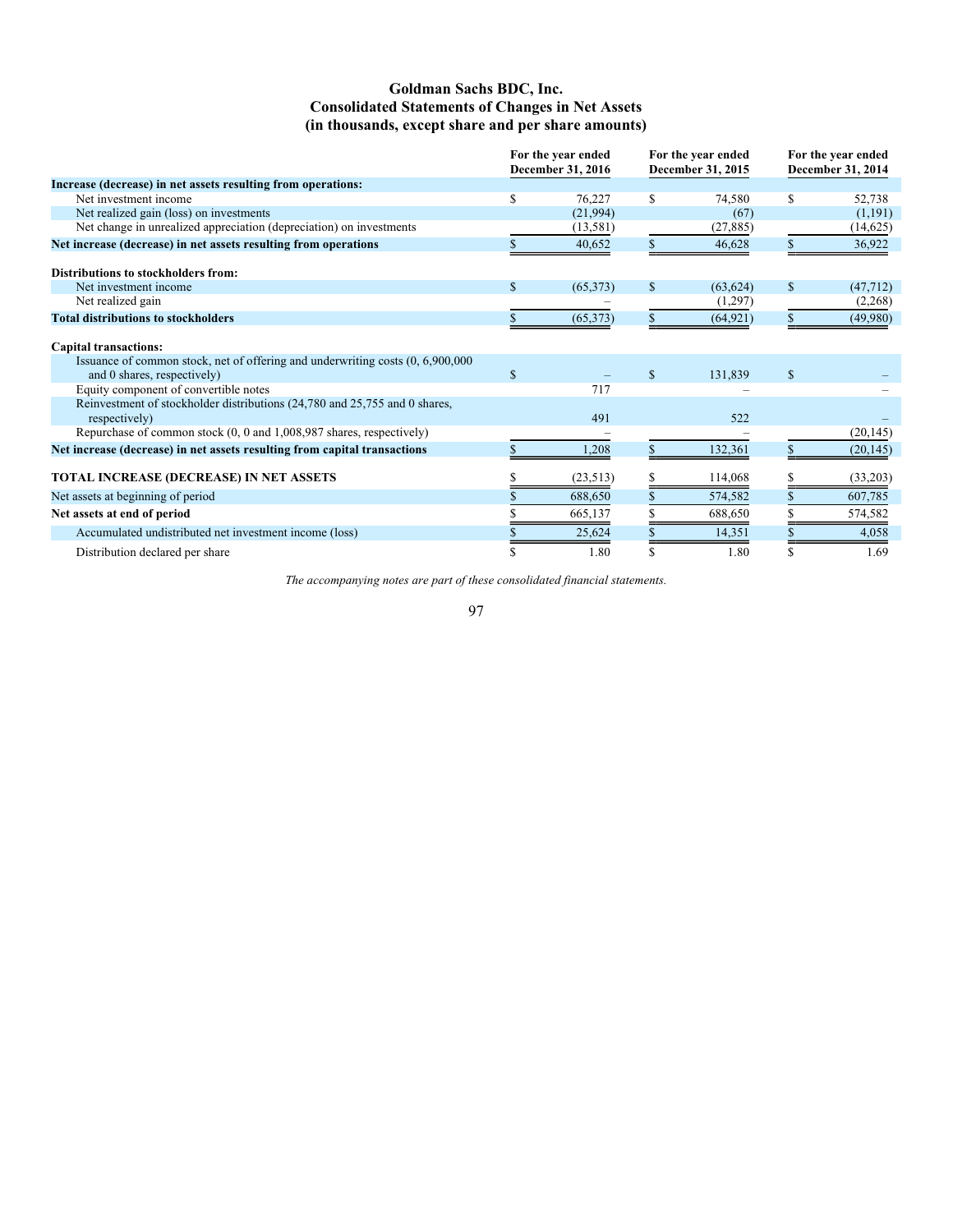# Goldman Sachs BDC, Inc.
## Consolidated Statements of Changes in Net Assets
### (in thousands, except share and per share amounts)

| | For the year ended December 31, 2016 | For the year ended December 31, 2015 | For the year ended December 31, 2014 |
|---|---|---|---|
| **Increase (decrease) in net assets resulting from operations:** | | | |
| Net investment income | $ 76,227 | $ 74,580 | $ 52,738 |
| Net realized gain (loss) on investments | (21,994) | (67) | (1,191) |
| Net change in unrealized appreciation (depreciation) on investments | (13,581) | (27,885) | (14,625) |
| **Net increase (decrease) in net assets resulting from operations** | $ 40,652 | $ 46,628 | $ 36,922 |
| **Distributions to stockholders from:** | | | |
| Net investment income | $ (65,373) | $ (63,624) | $ (47,712) |
| Net realized gain | – | (1,297) | (2,268) |
| **Total distributions to stockholders** | $ (65,373) | $ (64,921) | $ (49,980) |
| **Capital transactions:** | | | |
| Issuance of common stock, net of offering and underwriting costs (0, 6,900,000 and 0 shares, respectively) | $ – | $ 131,839 | $ – |
| Equity component of convertible notes | 717 | – | – |
| Reinvestment of stockholder distributions (24,780 and 25,755 and 0 shares, respectively) | 491 | 522 | – |
| Repurchase of common stock (0, 0 and 1,008,987 shares, respectively) | – | – | (20,145) |
| **Net increase (decrease) in net assets resulting from capital transactions** | $ 1,208 | $ 132,361 | $ (20,145) |
| **TOTAL INCREASE (DECREASE) IN NET ASSETS** | $ (23,513) | $ 114,068 | $ (33,203) |
| Net assets at beginning of period | $ 688,650 | $ 574,582 | $ 607,785 |
| **Net assets at end of period** | $ 665,137 | $ 688,650 | $ 574,582 |
| Accumulated undistributed net investment income (loss) | $ 25,624 | $ 14,351 | $ 4,058 |
| Distribution declared per share | $ 1.80 | $ 1.80 | $ 1.69 |

*The accompanying notes are part of these consolidated financial statements.*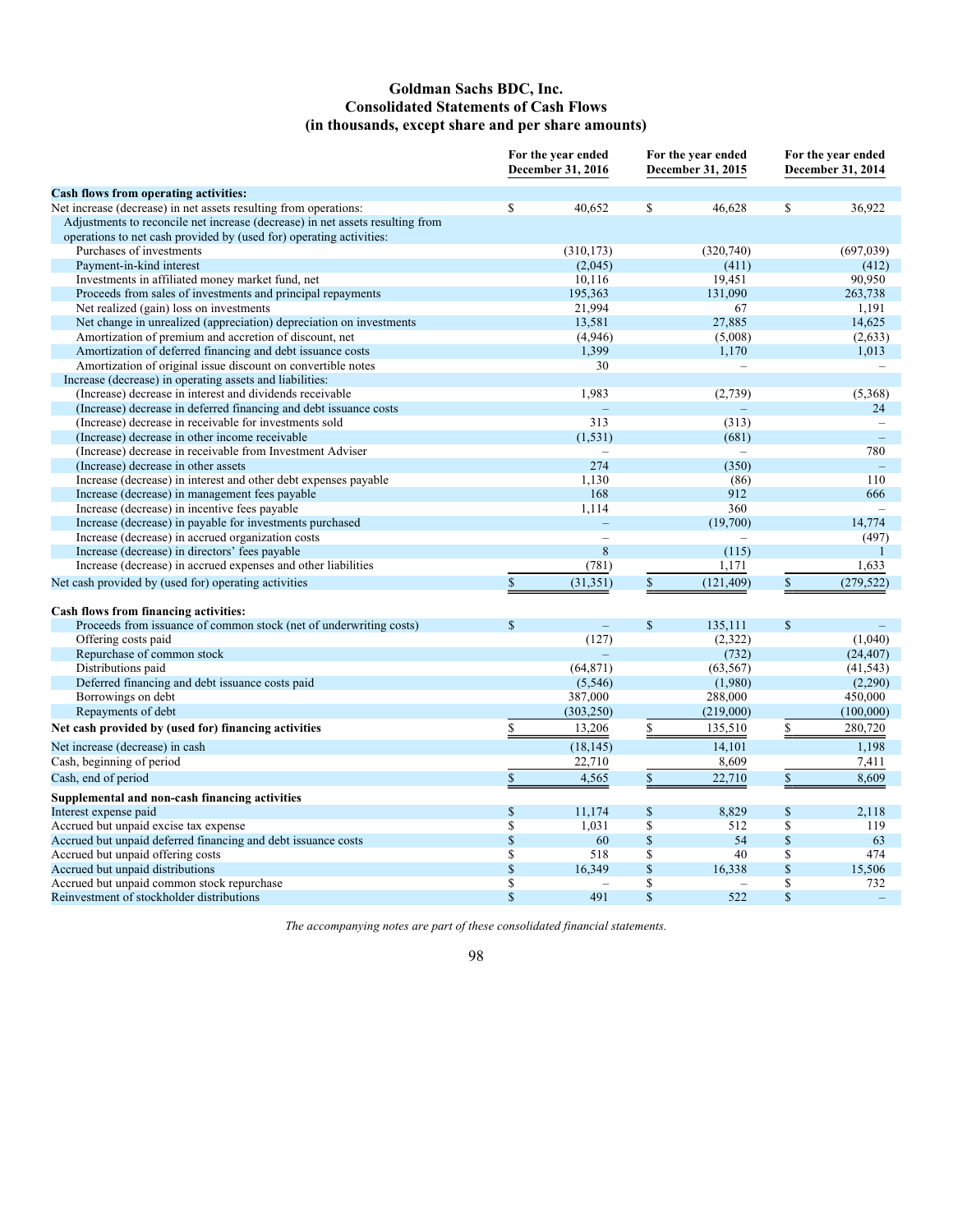# Goldman Sachs BDC, Inc.
## Consolidated Statements of Cash Flows
### (in thousands, except share and per share amounts)

| | For the year ended December 31, 2016 | For the year ended December 31, 2015 | For the year ended December 31, 2014 |
|---|---|---|---|
| **Cash flows from operating activities:** | | | |
| Net increase (decrease) in net assets resulting from operations: | $ 40,652 | $ 46,628 | $ 36,922 |
| Adjustments to reconcile net increase (decrease) in net assets resulting from operations to net cash provided by (used for) operating activities: | | | |
| Purchases of investments | (310,173) | (320,740) | (697,039) |
| Payment-in-kind interest | (2,045) | (411) | (412) |
| Investments in affiliated money market fund, net | 10,116 | 19,451 | 90,950 |
| Proceeds from sales of investments and principal repayments | 195,363 | 131,090 | 263,738 |
| Net realized (gain) loss on investments | 21,994 | 67 | 1,191 |
| Net change in unrealized (appreciation) depreciation on investments | 13,581 | 27,885 | 14,625 |
| Amortization of premium and accretion of discount, net | (4,946) | (5,008) | (2,633) |
| Amortization of deferred financing and debt issuance costs | 1,399 | 1,170 | 1,013 |
| Amortization of original issue discount on convertible notes | 30 | – | – |
| Increase (decrease) in operating assets and liabilities: | | | |
| (Increase) decrease in interest and dividends receivable | 1,983 | (2,739) | (5,368) |
| (Increase) decrease in deferred financing and debt issuance costs | – | – | 24 |
| (Increase) decrease in receivable for investments sold | 313 | (313) | – |
| (Increase) decrease in other income receivable | (1,531) | (681) | – |
| (Increase) decrease in receivable from Investment Adviser | – | – | 780 |
| (Increase) decrease in other assets | 274 | (350) | – |
| Increase (decrease) in interest and other debt expenses payable | 1,130 | (86) | 110 |
| Increase (decrease) in management fees payable | 168 | 912 | 666 |
| Increase (decrease) in incentive fees payable | 1,114 | 360 | – |
| Increase (decrease) in payable for investments purchased | – | (19,700) | 14,774 |
| Increase (decrease) in accrued organization costs | – | – | (497) |
| Increase (decrease) in directors' fees payable | 8 | (115) | 1 |
| Increase (decrease) in accrued expenses and other liabilities | (781) | 1,171 | 1,633 |
| Net cash provided by (used for) operating activities | $ (31,351) | $ (121,409) | $ (279,522) |
| **Cash flows from financing activities:** | | | |
| Proceeds from issuance of common stock (net of underwriting costs) | $ – | $ 135,111 | $ – |
| Offering costs paid | (127) | (2,322) | (1,040) |
| Repurchase of common stock | – | (732) | (24,407) |
| Distributions paid | (64,871) | (63,567) | (41,543) |
| Deferred financing and debt issuance costs paid | (5,546) | (1,980) | (2,290) |
| Borrowings on debt | 387,000 | 288,000 | 450,000 |
| Repayments of debt | (303,250) | (219,000) | (100,000) |
| **Net cash provided by (used for) financing activities** | $ 13,206 | $ 135,510 | $ 280,720 |
| Net increase (decrease) in cash | (18,145) | 14,101 | 1,198 |
| Cash, beginning of period | 22,710 | 8,609 | 7,411 |
| Cash, end of period | $ 4,565 | $ 22,710 | $ 8,609 |
| **Supplemental and non-cash financing activities** | | | |
| Interest expense paid | $ 11,174 | $ 8,829 | $ 2,118 |
| Accrued but unpaid excise tax expense | $ 1,031 | $ 512 | $ 119 |
| Accrued but unpaid deferred financing and debt issuance costs | $ 60 | $ 54 | $ 63 |
| Accrued but unpaid offering costs | $ 518 | $ 40 | $ 474 |
| Accrued but unpaid distributions | $ 16,349 | $ 16,338 | $ 15,506 |
| Accrued but unpaid common stock repurchase | $ – | $ – | $ 732 |
| Reinvestment of stockholder distributions | $ 491 | $ 522 | $ – |

*The accompanying notes are part of these consolidated financial statements.*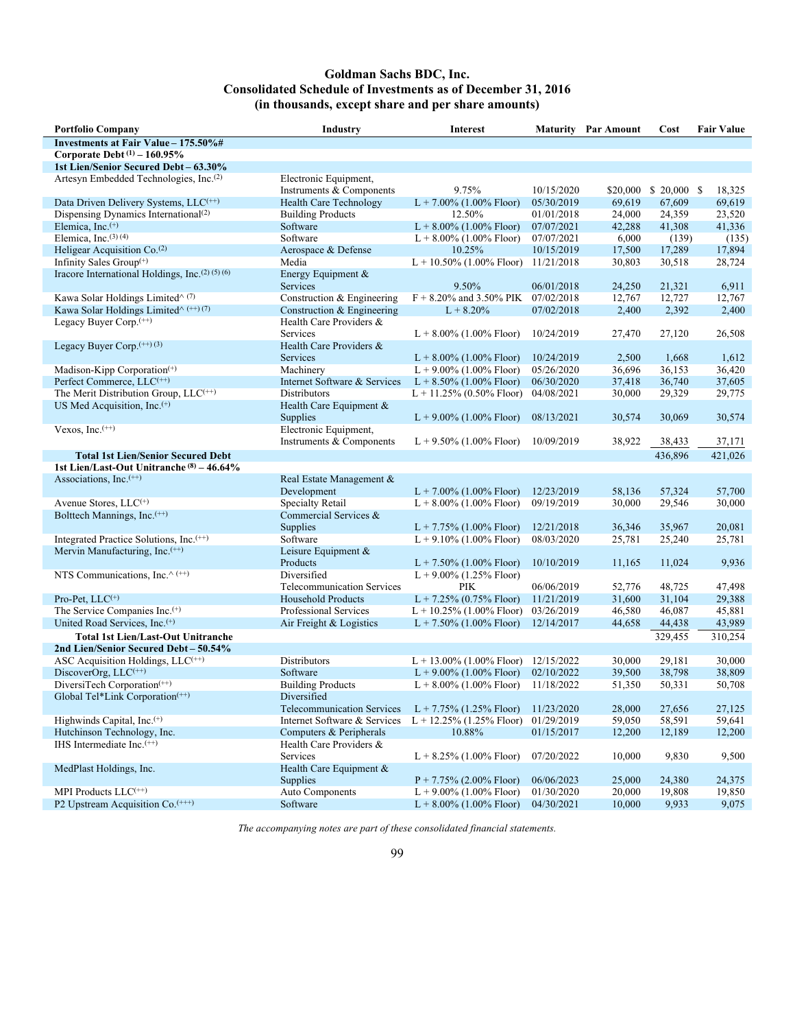# Goldman Sachs BDC, Inc.
## Consolidated Schedule of Investments as of December 31, 2016
### (in thousands, except share and per share amounts)

| Portfolio Company | Industry | Interest | Maturity | Par Amount | Cost | Fair Value |
|---|---|---|---|---|---|---|
| **Investments at Fair Value – 175.50%#** | | | | | | |
| **Corporate Debt (1) – 160.95%** | | | | | | |
| **1st Lien/Senior Secured Debt – 63.30%** | | | | | | |
| Artesyn Embedded Technologies, Inc.(2) | Electronic Equipment, Instruments & Components | 9.75% | 10/15/2020 | $20,000 | $ 20,000 | $ 18,325 |
| Data Driven Delivery Systems, LLC(++) | Health Care Technology | L + 7.00% (1.00% Floor) | 05/30/2019 | 69,619 | 67,609 | 69,619 |
| Dispensing Dynamics International(2) | Building Products | 12.50% | 01/01/2018 | 24,000 | 24,359 | 23,520 |
| Elemica, Inc.(+) | Software | L + 8.00% (1.00% Floor) | 07/07/2021 | 42,288 | 41,308 | 41,336 |
| Elemica, Inc.(3) (4) | Software | L + 8.00% (1.00% Floor) | 07/07/2021 | 6,000 | (139) | (135) |
| Heligear Acquisition Co.(2) | Aerospace & Defense | 10.25% | 10/15/2019 | 17,500 | 17,289 | 17,894 |
| Infinity Sales Group(+) | Media | L + 10.50% (1.00% Floor) | 11/21/2018 | 30,803 | 30,518 | 28,724 |
| Iracore International Holdings, Inc.(2) (5) (6) | Energy Equipment & Services | 9.50% | 06/01/2018 | 24,250 | 21,321 | 6,911 |
| Kawa Solar Holdings Limited^ (7) | Construction & Engineering | F + 8.20% and 3.50% PIK | 07/02/2018 | 12,767 | 12,727 | 12,767 |
| Kawa Solar Holdings Limited^ (++) (7) | Construction & Engineering | L + 8.20% | 07/02/2018 | 2,400 | 2,392 | 2,400 |
| Legacy Buyer Corp.(++) | Health Care Providers & Services | L + 8.00% (1.00% Floor) | 10/24/2019 | 27,470 | 27,120 | 26,508 |
| Legacy Buyer Corp.(++) (3) | Health Care Providers & Services | L + 8.00% (1.00% Floor) | 10/24/2019 | 2,500 | 1,668 | 1,612 |
| Madison-Kipp Corporation(+) | Machinery | L + 9.00% (1.00% Floor) | 05/26/2020 | 36,696 | 36,153 | 36,420 |
| Perfect Commerce, LLC(++) | Internet Software & Services | L + 8.50% (1.00% Floor) | 06/30/2020 | 37,418 | 36,740 | 37,605 |
| The Merit Distribution Group, LLC(++) | Distributors | L + 11.25% (0.50% Floor) | 04/08/2021 | 30,000 | 29,329 | 29,775 |
| US Med Acquisition, Inc.(+) | Health Care Equipment & Supplies | L + 9.00% (1.00% Floor) | 08/13/2021 | 30,574 | 30,069 | 30,574 |
| Vexos, Inc.(++) | Electronic Equipment, Instruments & Components | L + 9.50% (1.00% Floor) | 10/09/2019 | 38,922 | 38,433 | 37,171 |
| **Total 1st Lien/Senior Secured Debt** | | | | | 436,896 | 421,026 |
| **1st Lien/Last-Out Unitranche (8) – 46.64%** | | | | | | |
| Associations, Inc.(++) | Real Estate Management & Development | L + 7.00% (1.00% Floor) | 12/23/2019 | 58,136 | 57,324 | 57,700 |
| Avenue Stores, LLC(+) | Specialty Retail | L + 8.00% (1.00% Floor) | 09/19/2019 | 30,000 | 29,546 | 30,000 |
| Bolttech Mannings, Inc.(++) | Commercial Services & Supplies | L + 7.75% (1.00% Floor) | 12/21/2018 | 36,346 | 35,967 | 20,081 |
| Integrated Practice Solutions, Inc.(++) | Software | L + 9.10% (1.00% Floor) | 08/03/2020 | 25,781 | 25,240 | 25,781 |
| Mervin Manufacturing, Inc.(++) | Leisure Equipment & Products | L + 7.50% (1.00% Floor) | 10/10/2019 | 11,165 | 11,024 | 9,936 |
| NTS Communications, Inc.^ (++) | Diversified Telecommunication Services | L + 9.00% (1.25% Floor) PIK | 06/06/2019 | 52,776 | 48,725 | 47,498 |
| Pro-Pet, LLC(+) | Household Products | L + 7.25% (0.75% Floor) | 11/21/2019 | 31,600 | 31,104 | 29,388 |
| The Service Companies Inc.(+) | Professional Services | L + 10.25% (1.00% Floor) | 03/26/2019 | 46,580 | 46,087 | 45,881 |
| United Road Services, Inc.(+) | Air Freight & Logistics | L + 7.50% (1.00% Floor) | 12/14/2017 | 44,658 | 44,438 | 43,989 |
| **Total 1st Lien/Last-Out Unitranche** | | | | | 329,455 | 310,254 |
| **2nd Lien/Senior Secured Debt – 50.54%** | | | | | | |
| ASC Acquisition Holdings, LLC(++) | Distributors | L + 13.00% (1.00% Floor) | 12/15/2022 | 30,000 | 29,181 | 30,000 |
| DiscoverOrg, LLC(++) | Software | L + 9.00% (1.00% Floor) | 02/10/2022 | 39,500 | 38,798 | 38,809 |
| DiversiTech Corporation(++) | Building Products | L + 8.00% (1.00% Floor) | 11/18/2022 | 51,350 | 50,331 | 50,708 |
| Global Tel*Link Corporation(++) | Diversified Telecommunication Services | L + 7.75% (1.25% Floor) | 11/23/2020 | 28,000 | 27,656 | 27,125 |
| Highwinds Capital, Inc.(+) | Internet Software & Services | L + 12.25% (1.25% Floor) | 01/29/2019 | 59,050 | 58,591 | 59,641 |
| Hutchinson Technology, Inc. | Computers & Peripherals | 10.88% | 01/15/2017 | 12,200 | 12,189 | 12,200 |
| IHS Intermediate Inc.(++) | Health Care Providers & Services | L + 8.25% (1.00% Floor) | 07/20/2022 | 10,000 | 9,830 | 9,500 |
| MedPlast Holdings, Inc. | Health Care Equipment & Supplies | P + 7.75% (2.00% Floor) | 06/06/2023 | 25,000 | 24,380 | 24,375 |
| MPI Products LLC(++) | Auto Components | L + 9.00% (1.00% Floor) | 01/30/2020 | 20,000 | 19,808 | 19,850 |
| P2 Upstream Acquisition Co.(+++) | Software | L + 8.00% (1.00% Floor) | 04/30/2021 | 10,000 | 9,933 | 9,075 |

*The accompanying notes are part of these consolidated financial statements.*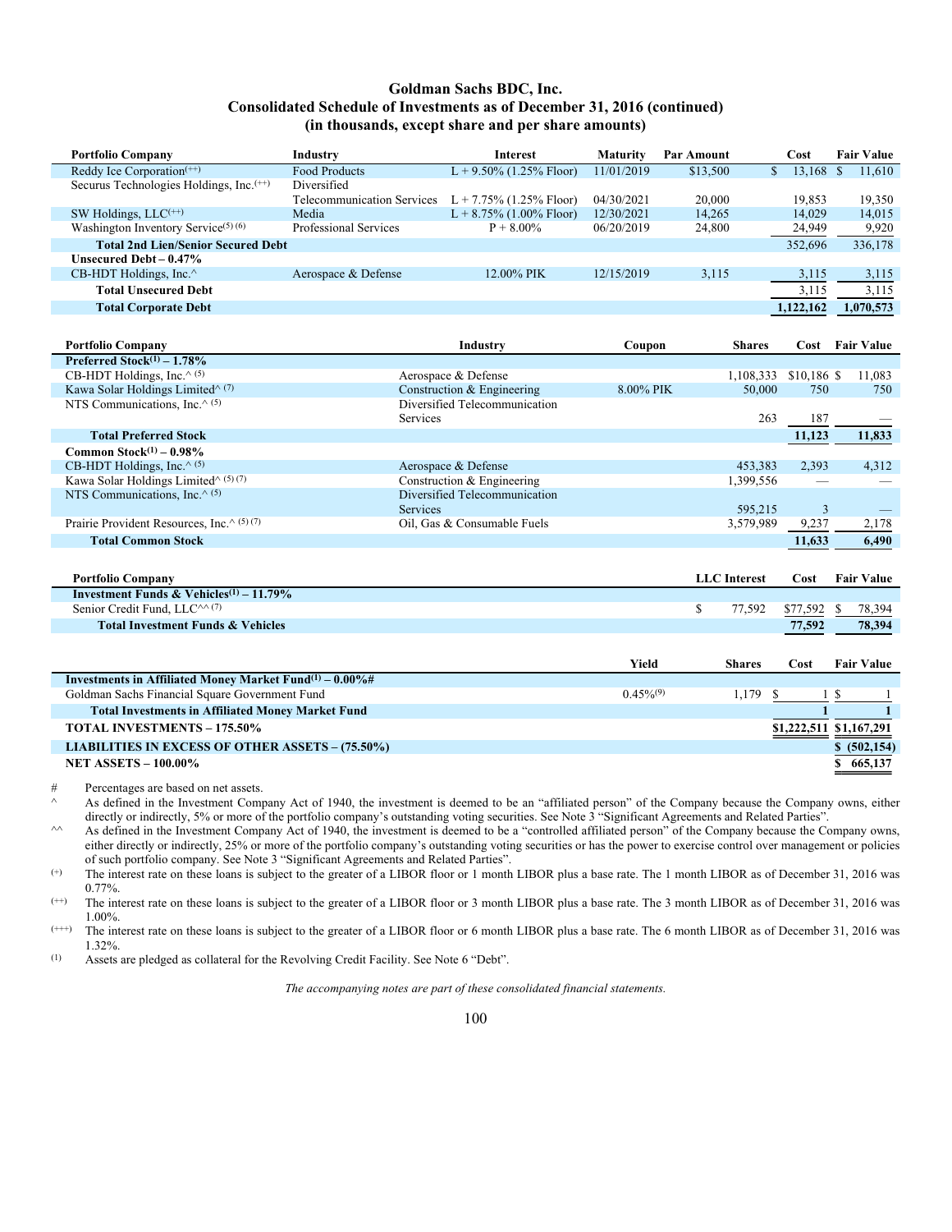# Goldman Sachs BDC, Inc.
## Consolidated Schedule of Investments as of December 31, 2016 (continued)
### (in thousands, except share and per share amounts)

| Portfolio Company | Industry | Interest | Maturity | Par Amount | Cost | Fair Value |
|---|---|---|---|---|---|---|
| Reddy Ice Corporation(++) | Food Products | L + 9.50% (1.25% Floor) | 11/01/2019 | $13,500 | $ 13,168 | $ 11,610 |
| Securus Technologies Holdings, Inc.(++) | Diversified Telecommunication Services | L + 7.75% (1.25% Floor) | 04/30/2021 | 20,000 | 19,853 | 19,350 |
| SW Holdings, LLC(++) | Media | L + 8.75% (1.00% Floor) | 12/30/2021 | 14,265 | 14,029 | 14,015 |
| Washington Inventory Service(5) (6) | Professional Services | P + 8.00% | 06/20/2019 | 24,800 | 24,949 | 9,920 |
| **Total 2nd Lien/Senior Secured Debt** | | | | | 352,696 | 336,178 |
| **Unsecured Debt – 0.47%** | | | | | | |
| CB-HDT Holdings, Inc.^ | Aerospace & Defense | 12.00% PIK | 12/15/2019 | 3,115 | 3,115 | 3,115 |
| **Total Unsecured Debt** | | | | | 3,115 | 3,115 |
| **Total Corporate Debt** | | | | | **1,122,162** | **1,070,573** |

| Portfolio Company | Industry | Coupon | Shares | Cost | Fair Value |
|---|---|---|---|---|---|
| **Preferred Stock(1) – 1.78%** | | | | | |
| CB-HDT Holdings, Inc.^ (5) | Aerospace & Defense | | 1,108,333 | $10,186 | $ 11,083 |
| Kawa Solar Holdings Limited^ (7) | Construction & Engineering | 8.00% PIK | 50,000 | 750 | 750 |
| NTS Communications, Inc.^ (5) | Diversified Telecommunication Services | | 263 | 187 | — |
| **Total Preferred Stock** | | | | **11,123** | **11,833** |
| **Common Stock(1) – 0.98%** | | | | | |
| CB-HDT Holdings, Inc.^ (5) | Aerospace & Defense | | 453,383 | 2,393 | 4,312 |
| Kawa Solar Holdings Limited^ (5) (7) | Construction & Engineering | | 1,399,556 | — | — |
| NTS Communications, Inc.^ (5) | Diversified Telecommunication Services | | 595,215 | 3 | — |
| Prairie Provident Resources, Inc.^ (5) (7) | Oil, Gas & Consumable Fuels | | 3,579,989 | 9,237 | 2,178 |
| **Total Common Stock** | | | | **11,633** | **6,490** |

| Portfolio Company | LLC Interest | Cost | Fair Value |
|---|---|---|---|
| **Investment Funds & Vehicles(1) – 11.79%** | | | |
| Senior Credit Fund, LLC^^ (7) | $ 77,592 | $77,592 | $ 78,394 |
| **Total Investment Funds & Vehicles** | | **77,592** | **78,394** |

| | Yield | Shares | Cost | Fair Value |
|---|---|---|---|---|
| **Investments in Affiliated Money Market Fund(1) – 0.00%#** | | | | |
| Goldman Sachs Financial Square Government Fund | 0.45%(9) | 1,179 | $ 1 | $ 1 |
| **Total Investments in Affiliated Money Market Fund** | | | **1** | **1** |
| **TOTAL INVESTMENTS – 175.50%** | | | **$1,222,511** | **$1,167,291** |
| **LIABILITIES IN EXCESS OF OTHER ASSETS – (75.50%)** | | | | **$ (502,154)** |
| **NET ASSETS – 100.00%** | | | | **$ 665,137** |

\# Percentages are based on net assets.

^ As defined in the Investment Company Act of 1940, the investment is deemed to be an "affiliated person" of the Company because the Company owns, either directly or indirectly, 5% or more of the portfolio company's outstanding voting securities. See Note 3 "Significant Agreements and Related Parties".

^^ As defined in the Investment Company Act of 1940, the investment is deemed to be a "controlled affiliated person" of the Company because the Company owns, either directly or indirectly, 25% or more of the portfolio company's outstanding voting securities or has the power to exercise control over management or policies of such portfolio company. See Note 3 "Significant Agreements and Related Parties".

(+) The interest rate on these loans is subject to the greater of a LIBOR floor or 1 month LIBOR plus a base rate. The 1 month LIBOR as of December 31, 2016 was 0.77%.

(++) The interest rate on these loans is subject to the greater of a LIBOR floor or 3 month LIBOR plus a base rate. The 3 month LIBOR as of December 31, 2016 was 1.00%.

(+++) The interest rate on these loans is subject to the greater of a LIBOR floor or 6 month LIBOR plus a base rate. The 6 month LIBOR as of December 31, 2016 was 1.32%.

(1) Assets are pledged as collateral for the Revolving Credit Facility. See Note 6 "Debt".

*The accompanying notes are part of these consolidated financial statements.*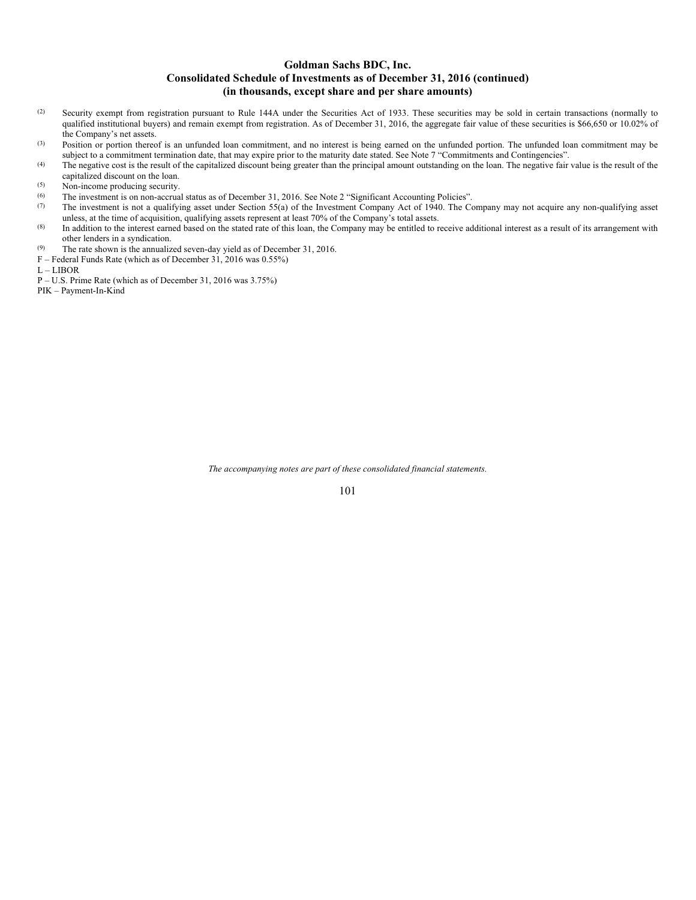**Goldman Sachs BDC, Inc.**
**Consolidated Schedule of Investments as of December 31, 2016 (continued)**
**(in thousands, except share and per share amounts)**

(2) Security exempt from registration pursuant to Rule 144A under the Securities Act of 1933. These securities may be sold in certain transactions (normally to qualified institutional buyers) and remain exempt from registration. As of December 31, 2016, the aggregate fair value of these securities is $66,650 or 10.02% of the Company's net assets.

(3) Position or portion thereof is an unfunded loan commitment, and no interest is being earned on the unfunded portion. The unfunded loan commitment may be subject to a commitment termination date, that may expire prior to the maturity date stated. See Note 7 "Commitments and Contingencies".

(4) The negative cost is the result of the capitalized discount being greater than the principal amount outstanding on the loan. The negative fair value is the result of the capitalized discount on the loan.

(5) Non-income producing security.

(6) The investment is on non-accrual status as of December 31, 2016. See Note 2 "Significant Accounting Policies".

(7) The investment is not a qualifying asset under Section 55(a) of the Investment Company Act of 1940. The Company may not acquire any non-qualifying asset unless, at the time of acquisition, qualifying assets represent at least 70% of the Company's total assets.

(8) In addition to the interest earned based on the stated rate of this loan, the Company may be entitled to receive additional interest as a result of its arrangement with other lenders in a syndication.

(9) The rate shown is the annualized seven-day yield as of December 31, 2016.

F – Federal Funds Rate (which as of December 31, 2016 was 0.55%)

L – LIBOR

P – U.S. Prime Rate (which as of December 31, 2016 was 3.75%)

PIK – Payment-In-Kind

*The accompanying notes are part of these consolidated financial statements.*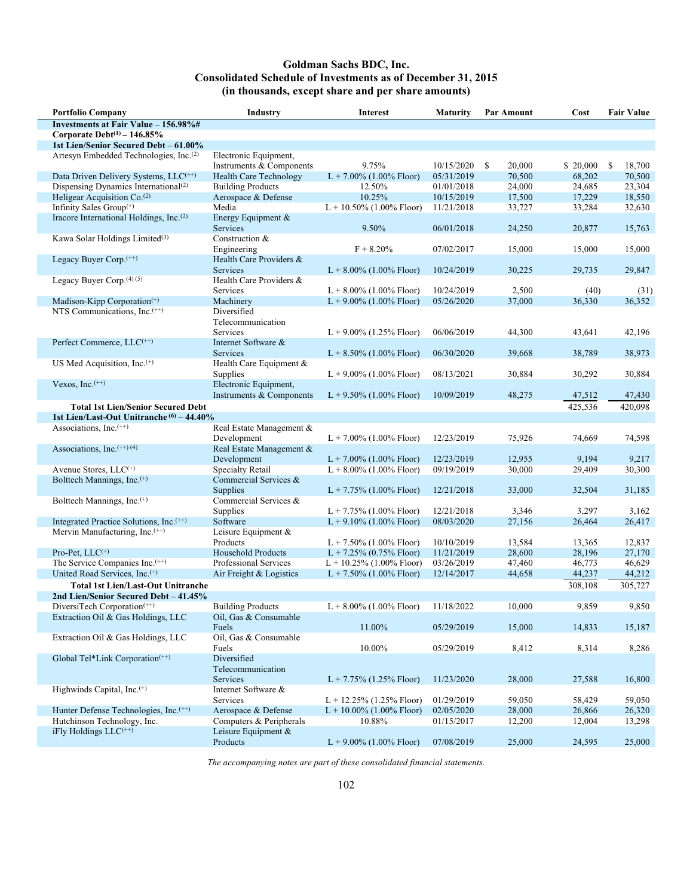# Goldman Sachs BDC, Inc.
## Consolidated Schedule of Investments as of December 31, 2015
### (in thousands, except share and per share amounts)

| Portfolio Company | Industry | Interest | Maturity | Par Amount | Cost | Fair Value |
|---|---|---|---|---|---|---|
| **Investments at Fair Value – 156.98%#** | | | | | | |
| **Corporate Debt[(1)] – 146.85%** | | | | | | |
| **1st Lien/Senior Secured Debt – 61.00%** | | | | | | |
| Artesyn Embedded Technologies, Inc.[(2)] | Electronic Equipment, Instruments & Components | 9.75% | 10/15/2020 | $ 20,000 | $ 20,000 | $ 18,700 |
| Data Driven Delivery Systems, LLC[(++)] | Health Care Technology | L + 7.00% (1.00% Floor) | 05/31/2019 | 70,500 | 68,202 | 70,500 |
| Dispensing Dynamics International[(2)] | Building Products | 12.50% | 01/01/2018 | 24,000 | 24,685 | 23,304 |
| Heligear Acquisition Co.[(2)] | Aerospace & Defense | 10.25% | 10/15/2019 | 17,500 | 17,229 | 18,550 |
| Infinity Sales Group[(+)] | Media | L + 10.50% (1.00% Floor) | 11/21/2018 | 33,727 | 33,284 | 32,630 |
| Iracore International Holdings, Inc.[(2)] | Energy Equipment & Services | 9.50% | 06/01/2018 | 24,250 | 20,877 | 15,763 |
| Kawa Solar Holdings Limited[(3)] | Construction & Engineering | F + 8.20% | 07/02/2017 | 15,000 | 15,000 | 15,000 |
| Legacy Buyer Corp.[(++)] | Health Care Providers & Services | L + 8.00% (1.00% Floor) | 10/24/2019 | 30,225 | 29,735 | 29,847 |
| Legacy Buyer Corp.[(4) (5)] | Health Care Providers & Services | L + 8.00% (1.00% Floor) | 10/24/2019 | 2,500 | (40) | (31) |
| Madison-Kipp Corporation[(+)] | Machinery | L + 9.00% (1.00% Floor) | 05/26/2020 | 37,000 | 36,330 | 36,352 |
| NTS Communications, Inc.[(++)] | Diversified Telecommunication Services | L + 9.00% (1.25% Floor) | 06/06/2019 | 44,300 | 43,641 | 42,196 |
| Perfect Commerce, LLC[(++)] | Internet Software & Services | L + 8.50% (1.00% Floor) | 06/30/2020 | 39,668 | 38,789 | 38,973 |
| US Med Acquisition, Inc.[(+)] | Health Care Equipment & Supplies | L + 9.00% (1.00% Floor) | 08/13/2021 | 30,884 | 30,292 | 30,884 |
| Vexos, Inc.[(++)] | Electronic Equipment, Instruments & Components | L + 9.50% (1.00% Floor) | 10/09/2019 | 48,275 | 47,512 | 47,430 |
| **Total 1st Lien/Senior Secured Debt** | | | | | 425,536 | 420,098 |
| **1st Lien/Last-Out Unitranche [(6)] – 44.40%** | | | | | | |
| Associations, Inc.[(++)] | Real Estate Management & Development | L + 7.00% (1.00% Floor) | 12/23/2019 | 75,926 | 74,669 | 74,598 |
| Associations, Inc.[(++) (4)] | Real Estate Management & Development | L + 7.00% (1.00% Floor) | 12/23/2019 | 12,955 | 9,194 | 9,217 |
| Avenue Stores, LLC[(+)] | Specialty Retail | L + 8.00% (1.00% Floor) | 09/19/2019 | 30,000 | 29,409 | 30,300 |
| Bolttech Mannings, Inc.[(+)] | Commercial Services & Supplies | L + 7.75% (1.00% Floor) | 12/21/2018 | 33,000 | 32,504 | 31,185 |
| Bolttech Mannings, Inc.[(+)] | Commercial Services & Supplies | L + 7.75% (1.00% Floor) | 12/21/2018 | 3,346 | 3,297 | 3,162 |
| Integrated Practice Solutions, Inc.[(++)] | Software | L + 9.10% (1.00% Floor) | 08/03/2020 | 27,156 | 26,464 | 26,417 |
| Mervin Manufacturing, Inc.[(++)] | Leisure Equipment & Products | L + 7.50% (1.00% Floor) | 10/10/2019 | 13,584 | 13,365 | 12,837 |
| Pro-Pet, LLC[(+)] | Household Products | L + 7.25% (0.75% Floor) | 11/21/2019 | 28,600 | 28,196 | 27,170 |
| The Service Companies Inc.[(++)] | Professional Services | L + 10.25% (1.00% Floor) | 03/26/2019 | 47,460 | 46,773 | 46,629 |
| United Road Services, Inc.[(+)] | Air Freight & Logistics | L + 7.50% (1.00% Floor) | 12/14/2017 | 44,658 | 44,237 | 44,212 |
| **Total 1st Lien/Last-Out Unitranche** | | | | | 308,108 | 305,727 |
| **2nd Lien/Senior Secured Debt – 41.45%** | | | | | | |
| DiversiTech Corporation[(++)] | Building Products | L + 8.00% (1.00% Floor) | 11/18/2022 | 10,000 | 9,859 | 9,850 |
| Extraction Oil & Gas Holdings, LLC | Oil, Gas & Consumable Fuels | 11.00% | 05/29/2019 | 15,000 | 14,833 | 15,187 |
| Extraction Oil & Gas Holdings, LLC | Oil, Gas & Consumable Fuels | 10.00% | 05/29/2019 | 8,412 | 8,314 | 8,286 |
| Global Tel*Link Corporation[(++)] | Diversified Telecommunication Services | L + 7.75% (1.25% Floor) | 11/23/2020 | 28,000 | 27,588 | 16,800 |
| Highwinds Capital, Inc.[(+)] | Internet Software & Services | L + 12.25% (1.25% Floor) | 01/29/2019 | 59,050 | 58,429 | 59,050 |
| Hunter Defense Technologies, Inc.[(++)] | Aerospace & Defense | L + 10.00% (1.00% Floor) | 02/05/2020 | 28,000 | 26,866 | 26,320 |
| Hutchinson Technology, Inc. | Computers & Peripherals | 10.88% | 01/15/2017 | 12,200 | 12,004 | 13,298 |
| iFly Holdings LLC[(++)] | Leisure Equipment & Products | L + 9.00% (1.00% Floor) | 07/08/2019 | 25,000 | 24,595 | 25,000 |

*The accompanying notes are part of these consolidated financial statements.*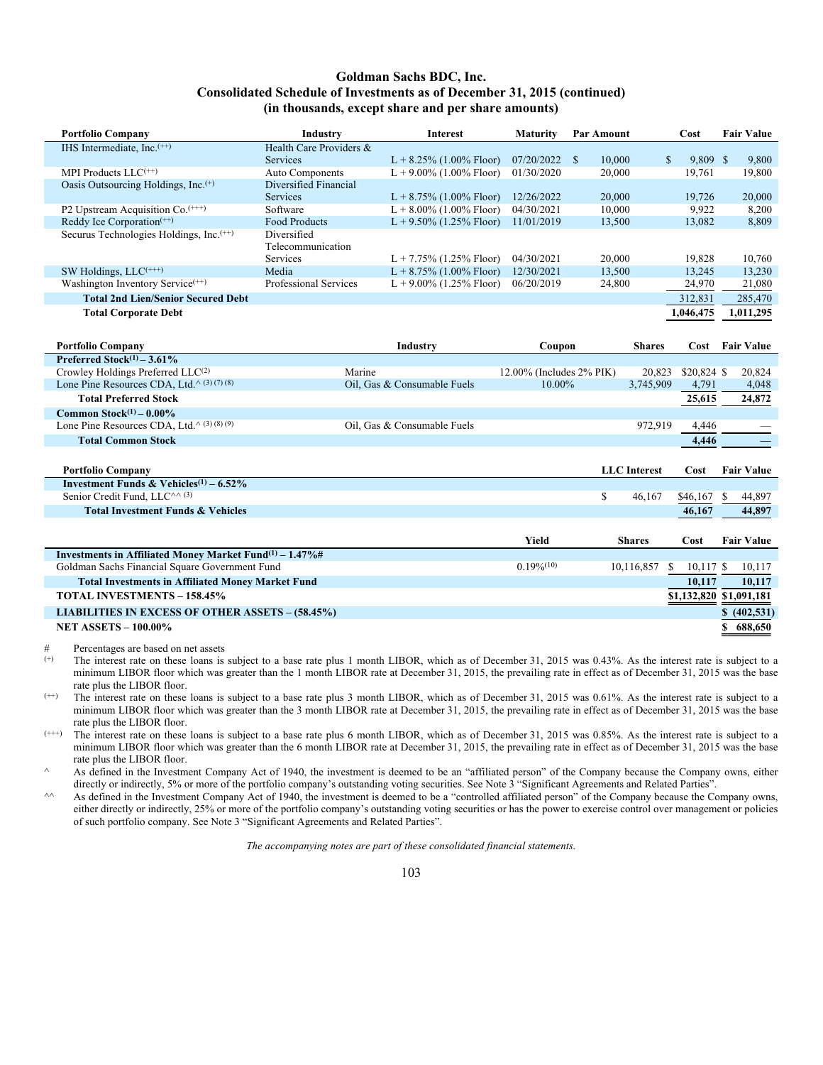# Goldman Sachs BDC, Inc.
## Consolidated Schedule of Investments as of December 31, 2015 (continued)
### (in thousands, except share and per share amounts)

| Portfolio Company | Industry | Interest | Maturity | Par Amount | Cost | Fair Value |
|---|---|---|---|---|---|---|
| IHS Intermediate, Inc.(++) | Health Care Providers & Services | L + 8.25% (1.00% Floor) | 07/20/2022 | $ 10,000 | $ 9,809 | $ 9,800 |
| MPI Products LLC(++) | Auto Components | L + 9.00% (1.00% Floor) | 01/30/2020 | 20,000 | 19,761 | 19,800 |
| Oasis Outsourcing Holdings, Inc.(+) | Diversified Financial Services | L + 8.75% (1.00% Floor) | 12/26/2022 | 20,000 | 19,726 | 20,000 |
| P2 Upstream Acquisition Co.(+++) | Software | L + 8.00% (1.00% Floor) | 04/30/2021 | 10,000 | 9,922 | 8,200 |
| Reddy Ice Corporation(++) | Food Products | L + 9.50% (1.25% Floor) | 11/01/2019 | 13,500 | 13,082 | 8,809 |
| Securus Technologies Holdings, Inc.(++) | Diversified Telecommunication Services | L + 7.75% (1.25% Floor) | 04/30/2021 | 20,000 | 19,828 | 10,760 |
| SW Holdings, LLC(+++) | Media | L + 8.75% (1.00% Floor) | 12/30/2021 | 13,500 | 13,245 | 13,230 |
| Washington Inventory Service(++) | Professional Services | L + 9.00% (1.25% Floor) | 06/20/2019 | 24,800 | 24,970 | 21,080 |
| **Total 2nd Lien/Senior Secured Debt** | | | | | 312,831 | 285,470 |
| **Total Corporate Debt** | | | | | 1,046,475 | 1,011,295 |

| Portfolio Company | Industry | Coupon | Shares | Cost | Fair Value |
|---|---|---|---|---|---|
| **Preferred Stock(1) – 3.61%** | | | | | |
| Crowley Holdings Preferred LLC(2) | Marine | 12.00% (Includes 2% PIK) | 20,823 | $20,824 | $ 20,824 |
| Lone Pine Resources CDA, Ltd.^ (3) (7) (8) | Oil, Gas & Consumable Fuels | 10.00% | 3,745,909 | 4,791 | 4,048 |
| **Total Preferred Stock** | | | | 25,615 | 24,872 |
| **Common Stock(1) – 0.00%** | | | | | |
| Lone Pine Resources CDA, Ltd.^ (3) (8) (9) | Oil, Gas & Consumable Fuels | | 972,919 | 4,446 | — |
| **Total Common Stock** | | | | 4,446 | — |

| Portfolio Company | LLC Interest | Cost | Fair Value |
|---|---|---|---|
| **Investment Funds & Vehicles(1) – 6.52%** | | | |
| Senior Credit Fund, LLC^^ (3) | $ 46,167 | $46,167 | $ 44,897 |
| **Total Investment Funds & Vehicles** | | 46,167 | 44,897 |

| | Yield | Shares | Cost | Fair Value |
|---|---|---|---|---|
| **Investments in Affiliated Money Market Fund(1) – 1.47%#** | | | | |
| Goldman Sachs Financial Square Government Fund | 0.19%(10) | 10,116,857 | $ 10,117 | $ 10,117 |
| **Total Investments in Affiliated Money Market Fund** | | | 10,117 | 10,117 |
| **TOTAL INVESTMENTS – 158.45%** | | | $1,132,820 | $1,091,181 |
| **LIABILITIES IN EXCESS OF OTHER ASSETS – (58.45%)** | | | | $ (402,531) |
| **NET ASSETS – 100.00%** | | | | $ 688,650 |

\# Percentages are based on net assets

(+) The interest rate on these loans is subject to a base rate plus 1 month LIBOR, which as of December 31, 2015 was 0.43%. As the interest rate is subject to a minimum LIBOR floor which was greater than the 1 month LIBOR rate at December 31, 2015, the prevailing rate in effect as of December 31, 2015 was the base rate plus the LIBOR floor.

(++) The interest rate on these loans is subject to a base rate plus 3 month LIBOR, which as of December 31, 2015 was 0.61%. As the interest rate is subject to a minimum LIBOR floor which was greater than the 3 month LIBOR rate at December 31, 2015, the prevailing rate in effect as of December 31, 2015 was the base rate plus the LIBOR floor.

(+++) The interest rate on these loans is subject to a base rate plus 6 month LIBOR, which as of December 31, 2015 was 0.85%. As the interest rate is subject to a minimum LIBOR floor which was greater than the 6 month LIBOR rate at December 31, 2015, the prevailing rate in effect as of December 31, 2015 was the base rate plus the LIBOR floor.

^ As defined in the Investment Company Act of 1940, the investment is deemed to be an "affiliated person" of the Company because the Company owns, either directly or indirectly, 5% or more of the portfolio company's outstanding voting securities. See Note 3 "Significant Agreements and Related Parties".

^^ As defined in the Investment Company Act of 1940, the investment is deemed to be a "controlled affiliated person" of the Company because the Company owns, either directly or indirectly, 25% or more of the portfolio company's outstanding voting securities or has the power to exercise control over management or policies of such portfolio company. See Note 3 "Significant Agreements and Related Parties".

*The accompanying notes are part of these consolidated financial statements.*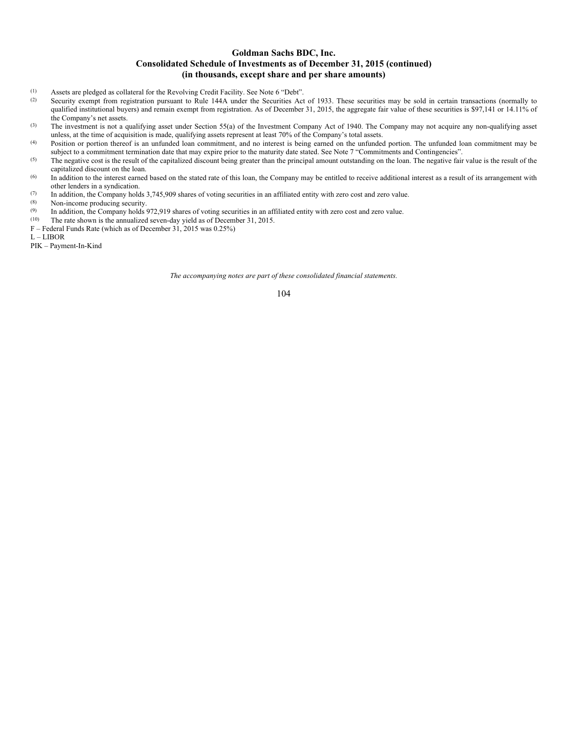**Goldman Sachs BDC, Inc.**
**Consolidated Schedule of Investments as of December 31, 2015 (continued)**
**(in thousands, except share and per share amounts)**

(1) Assets are pledged as collateral for the Revolving Credit Facility. See Note 6 "Debt".

(2) Security exempt from registration pursuant to Rule 144A under the Securities Act of 1933. These securities may be sold in certain transactions (normally to qualified institutional buyers) and remain exempt from registration. As of December 31, 2015, the aggregate fair value of these securities is $97,141 or 14.11% of the Company's net assets.

(3) The investment is not a qualifying asset under Section 55(a) of the Investment Company Act of 1940. The Company may not acquire any non-qualifying asset unless, at the time of acquisition is made, qualifying assets represent at least 70% of the Company's total assets.

(4) Position or portion thereof is an unfunded loan commitment, and no interest is being earned on the unfunded portion. The unfunded loan commitment may be subject to a commitment termination date that may expire prior to the maturity date stated. See Note 7 "Commitments and Contingencies".

(5) The negative cost is the result of the capitalized discount being greater than the principal amount outstanding on the loan. The negative fair value is the result of the capitalized discount on the loan.

(6) In addition to the interest earned based on the stated rate of this loan, the Company may be entitled to receive additional interest as a result of its arrangement with other lenders in a syndication.

(7) In addition, the Company holds 3,745,909 shares of voting securities in an affiliated entity with zero cost and zero value.

(8) Non-income producing security.

(9) In addition, the Company holds 972,919 shares of voting securities in an affiliated entity with zero cost and zero value.

(10) The rate shown is the annualized seven-day yield as of December 31, 2015.

F – Federal Funds Rate (which as of December 31, 2015 was 0.25%)

L – LIBOR

PIK – Payment-In-Kind

*The accompanying notes are part of these consolidated financial statements.*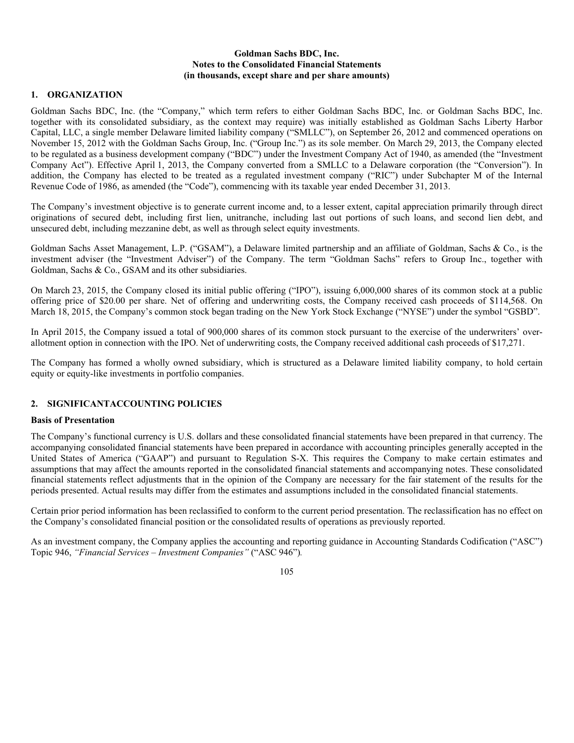**Goldman Sachs BDC, Inc.**
**Notes to the Consolidated Financial Statements**
**(in thousands, except share and per share amounts)**

## 1. ORGANIZATION

Goldman Sachs BDC, Inc. (the "Company," which term refers to either Goldman Sachs BDC, Inc. or Goldman Sachs BDC, Inc. together with its consolidated subsidiary, as the context may require) was initially established as Goldman Sachs Liberty Harbor Capital, LLC, a single member Delaware limited liability company ("SMLLC"), on September 26, 2012 and commenced operations on November 15, 2012 with the Goldman Sachs Group, Inc. ("Group Inc.") as its sole member. On March 29, 2013, the Company elected to be regulated as a business development company ("BDC") under the Investment Company Act of 1940, as amended (the "Investment Company Act"). Effective April 1, 2013, the Company converted from a SMLLC to a Delaware corporation (the "Conversion"). In addition, the Company has elected to be treated as a regulated investment company ("RIC") under Subchapter M of the Internal Revenue Code of 1986, as amended (the "Code"), commencing with its taxable year ended December 31, 2013.

The Company's investment objective is to generate current income and, to a lesser extent, capital appreciation primarily through direct originations of secured debt, including first lien, unitranche, including last out portions of such loans, and second lien debt, and unsecured debt, including mezzanine debt, as well as through select equity investments.

Goldman Sachs Asset Management, L.P. ("GSAM"), a Delaware limited partnership and an affiliate of Goldman, Sachs & Co., is the investment adviser (the "Investment Adviser") of the Company. The term "Goldman Sachs" refers to Group Inc., together with Goldman, Sachs & Co., GSAM and its other subsidiaries.

On March 23, 2015, the Company closed its initial public offering ("IPO"), issuing 6,000,000 shares of its common stock at a public offering price of $20.00 per share. Net of offering and underwriting costs, the Company received cash proceeds of $114,568. On March 18, 2015, the Company's common stock began trading on the New York Stock Exchange ("NYSE") under the symbol "GSBD".

In April 2015, the Company issued a total of 900,000 shares of its common stock pursuant to the exercise of the underwriters' over-allotment option in connection with the IPO. Net of underwriting costs, the Company received additional cash proceeds of $17,271.

The Company has formed a wholly owned subsidiary, which is structured as a Delaware limited liability company, to hold certain equity or equity-like investments in portfolio companies.

## 2. SIGNIFICANTACCOUNTING POLICIES

### Basis of Presentation

The Company's functional currency is U.S. dollars and these consolidated financial statements have been prepared in that currency. The accompanying consolidated financial statements have been prepared in accordance with accounting principles generally accepted in the United States of America ("GAAP") and pursuant to Regulation S-X. This requires the Company to make certain estimates and assumptions that may affect the amounts reported in the consolidated financial statements and accompanying notes. These consolidated financial statements reflect adjustments that in the opinion of the Company are necessary for the fair statement of the results for the periods presented. Actual results may differ from the estimates and assumptions included in the consolidated financial statements.

Certain prior period information has been reclassified to conform to the current period presentation. The reclassification has no effect on the Company's consolidated financial position or the consolidated results of operations as previously reported.

As an investment company, the Company applies the accounting and reporting guidance in Accounting Standards Codification ("ASC") Topic 946, *"Financial Services – Investment Companies"* ("ASC 946").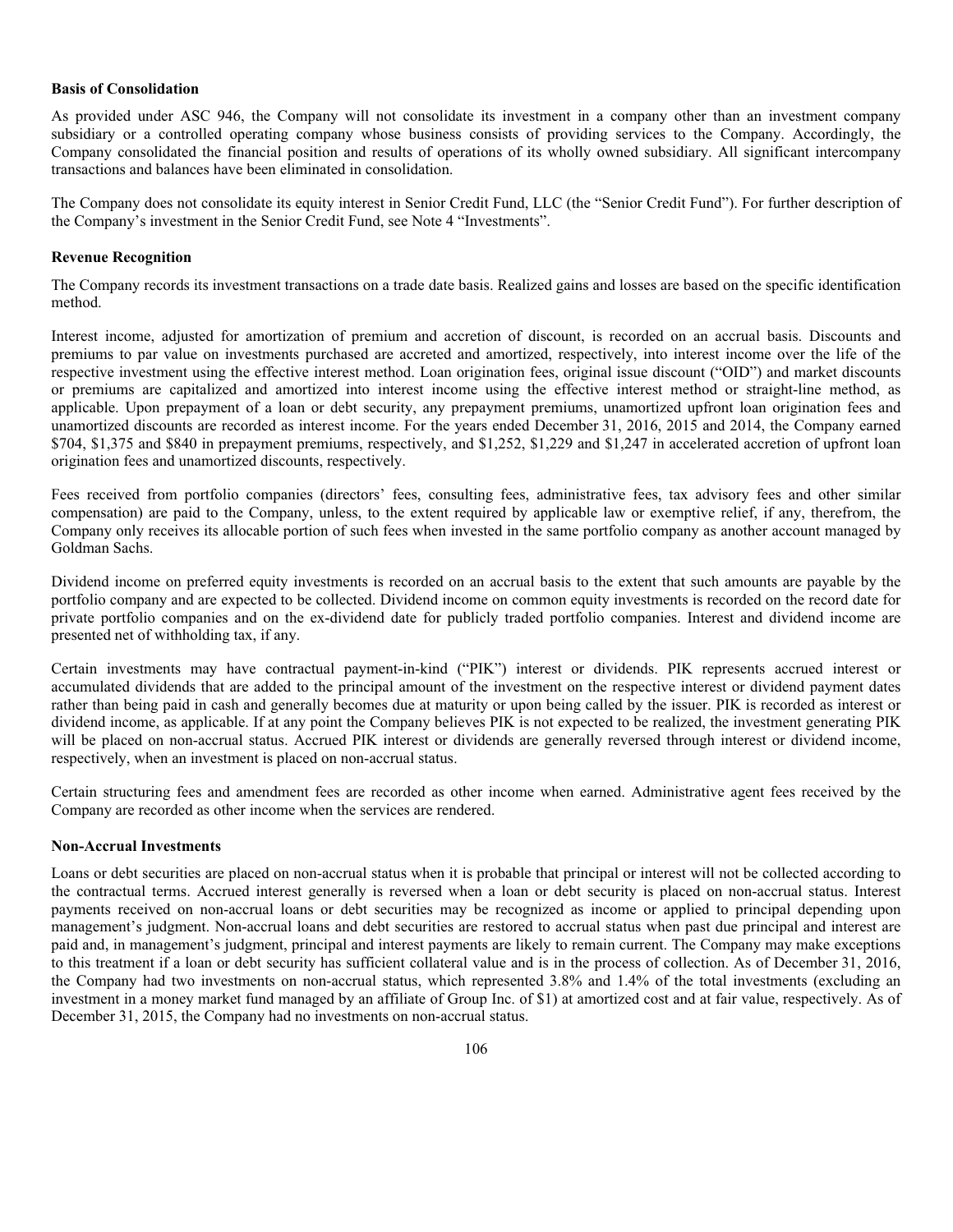**Basis of Consolidation**

As provided under ASC 946, the Company will not consolidate its investment in a company other than an investment company subsidiary or a controlled operating company whose business consists of providing services to the Company. Accordingly, the Company consolidated the financial position and results of operations of its wholly owned subsidiary. All significant intercompany transactions and balances have been eliminated in consolidation.

The Company does not consolidate its equity interest in Senior Credit Fund, LLC (the "Senior Credit Fund"). For further description of the Company's investment in the Senior Credit Fund, see Note 4 "Investments".

**Revenue Recognition**

The Company records its investment transactions on a trade date basis. Realized gains and losses are based on the specific identification method.

Interest income, adjusted for amortization of premium and accretion of discount, is recorded on an accrual basis. Discounts and premiums to par value on investments purchased are accreted and amortized, respectively, into interest income over the life of the respective investment using the effective interest method. Loan origination fees, original issue discount ("OID") and market discounts or premiums are capitalized and amortized into interest income using the effective interest method or straight-line method, as applicable. Upon prepayment of a loan or debt security, any prepayment premiums, unamortized upfront loan origination fees and unamortized discounts are recorded as interest income. For the years ended December 31, 2016, 2015 and 2014, the Company earned $704, $1,375 and $840 in prepayment premiums, respectively, and $1,252, $1,229 and $1,247 in accelerated accretion of upfront loan origination fees and unamortized discounts, respectively.

Fees received from portfolio companies (directors' fees, consulting fees, administrative fees, tax advisory fees and other similar compensation) are paid to the Company, unless, to the extent required by applicable law or exemptive relief, if any, therefrom, the Company only receives its allocable portion of such fees when invested in the same portfolio company as another account managed by Goldman Sachs.

Dividend income on preferred equity investments is recorded on an accrual basis to the extent that such amounts are payable by the portfolio company and are expected to be collected. Dividend income on common equity investments is recorded on the record date for private portfolio companies and on the ex-dividend date for publicly traded portfolio companies. Interest and dividend income are presented net of withholding tax, if any.

Certain investments may have contractual payment-in-kind ("PIK") interest or dividends. PIK represents accrued interest or accumulated dividends that are added to the principal amount of the investment on the respective interest or dividend payment dates rather than being paid in cash and generally becomes due at maturity or upon being called by the issuer. PIK is recorded as interest or dividend income, as applicable. If at any point the Company believes PIK is not expected to be realized, the investment generating PIK will be placed on non-accrual status. Accrued PIK interest or dividends are generally reversed through interest or dividend income, respectively, when an investment is placed on non-accrual status.

Certain structuring fees and amendment fees are recorded as other income when earned. Administrative agent fees received by the Company are recorded as other income when the services are rendered.

**Non-Accrual Investments**

Loans or debt securities are placed on non-accrual status when it is probable that principal or interest will not be collected according to the contractual terms. Accrued interest generally is reversed when a loan or debt security is placed on non-accrual status. Interest payments received on non-accrual loans or debt securities may be recognized as income or applied to principal depending upon management's judgment. Non-accrual loans and debt securities are restored to accrual status when past due principal and interest are paid and, in management's judgment, principal and interest payments are likely to remain current. The Company may make exceptions to this treatment if a loan or debt security has sufficient collateral value and is in the process of collection. As of December 31, 2016, the Company had two investments on non-accrual status, which represented 3.8% and 1.4% of the total investments (excluding an investment in a money market fund managed by an affiliate of Group Inc. of $1) at amortized cost and at fair value, respectively. As of December 31, 2015, the Company had no investments on non-accrual status.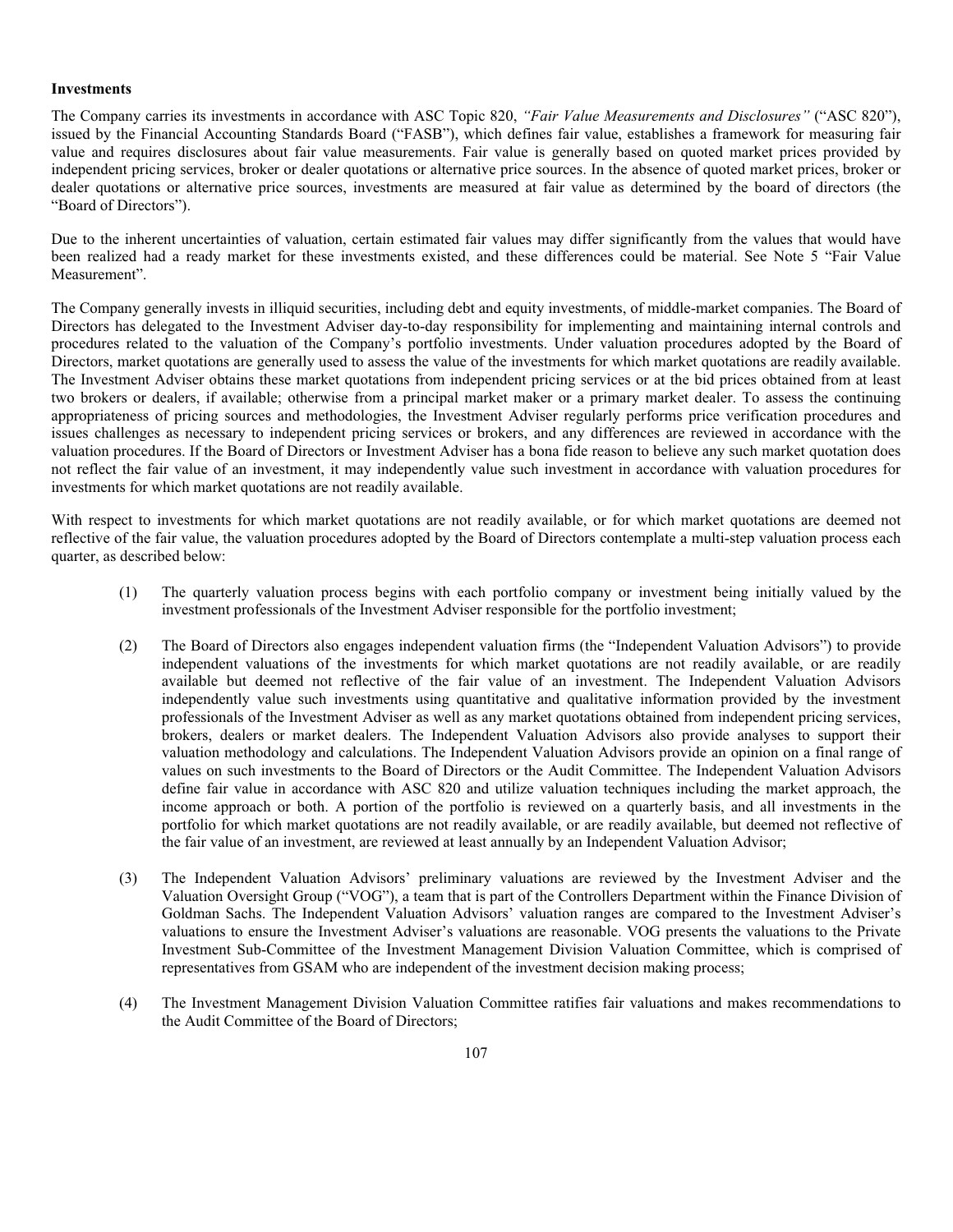**Investments**

The Company carries its investments in accordance with ASC Topic 820, *"Fair Value Measurements and Disclosures"* ("ASC 820"), issued by the Financial Accounting Standards Board ("FASB"), which defines fair value, establishes a framework for measuring fair value and requires disclosures about fair value measurements. Fair value is generally based on quoted market prices provided by independent pricing services, broker or dealer quotations or alternative price sources. In the absence of quoted market prices, broker or dealer quotations or alternative price sources, investments are measured at fair value as determined by the board of directors (the "Board of Directors").

Due to the inherent uncertainties of valuation, certain estimated fair values may differ significantly from the values that would have been realized had a ready market for these investments existed, and these differences could be material. See Note 5 "Fair Value Measurement".

The Company generally invests in illiquid securities, including debt and equity investments, of middle-market companies. The Board of Directors has delegated to the Investment Adviser day-to-day responsibility for implementing and maintaining internal controls and procedures related to the valuation of the Company's portfolio investments. Under valuation procedures adopted by the Board of Directors, market quotations are generally used to assess the value of the investments for which market quotations are readily available. The Investment Adviser obtains these market quotations from independent pricing services or at the bid prices obtained from at least two brokers or dealers, if available; otherwise from a principal market maker or a primary market dealer. To assess the continuing appropriateness of pricing sources and methodologies, the Investment Adviser regularly performs price verification procedures and issues challenges as necessary to independent pricing services or brokers, and any differences are reviewed in accordance with the valuation procedures. If the Board of Directors or Investment Adviser has a bona fide reason to believe any such market quotation does not reflect the fair value of an investment, it may independently value such investment in accordance with valuation procedures for investments for which market quotations are not readily available.

With respect to investments for which market quotations are not readily available, or for which market quotations are deemed not reflective of the fair value, the valuation procedures adopted by the Board of Directors contemplate a multi-step valuation process each quarter, as described below:

(1) The quarterly valuation process begins with each portfolio company or investment being initially valued by the investment professionals of the Investment Adviser responsible for the portfolio investment;

(2) The Board of Directors also engages independent valuation firms (the "Independent Valuation Advisors") to provide independent valuations of the investments for which market quotations are not readily available, or are readily available but deemed not reflective of the fair value of an investment. The Independent Valuation Advisors independently value such investments using quantitative and qualitative information provided by the investment professionals of the Investment Adviser as well as any market quotations obtained from independent pricing services, brokers, dealers or market dealers. The Independent Valuation Advisors also provide analyses to support their valuation methodology and calculations. The Independent Valuation Advisors provide an opinion on a final range of values on such investments to the Board of Directors or the Audit Committee. The Independent Valuation Advisors define fair value in accordance with ASC 820 and utilize valuation techniques including the market approach, the income approach or both. A portion of the portfolio is reviewed on a quarterly basis, and all investments in the portfolio for which market quotations are not readily available, or are readily available, but deemed not reflective of the fair value of an investment, are reviewed at least annually by an Independent Valuation Advisor;

(3) The Independent Valuation Advisors' preliminary valuations are reviewed by the Investment Adviser and the Valuation Oversight Group ("VOG"), a team that is part of the Controllers Department within the Finance Division of Goldman Sachs. The Independent Valuation Advisors' valuation ranges are compared to the Investment Adviser's valuations to ensure the Investment Adviser's valuations are reasonable. VOG presents the valuations to the Private Investment Sub-Committee of the Investment Management Division Valuation Committee, which is comprised of representatives from GSAM who are independent of the investment decision making process;

(4) The Investment Management Division Valuation Committee ratifies fair valuations and makes recommendations to the Audit Committee of the Board of Directors;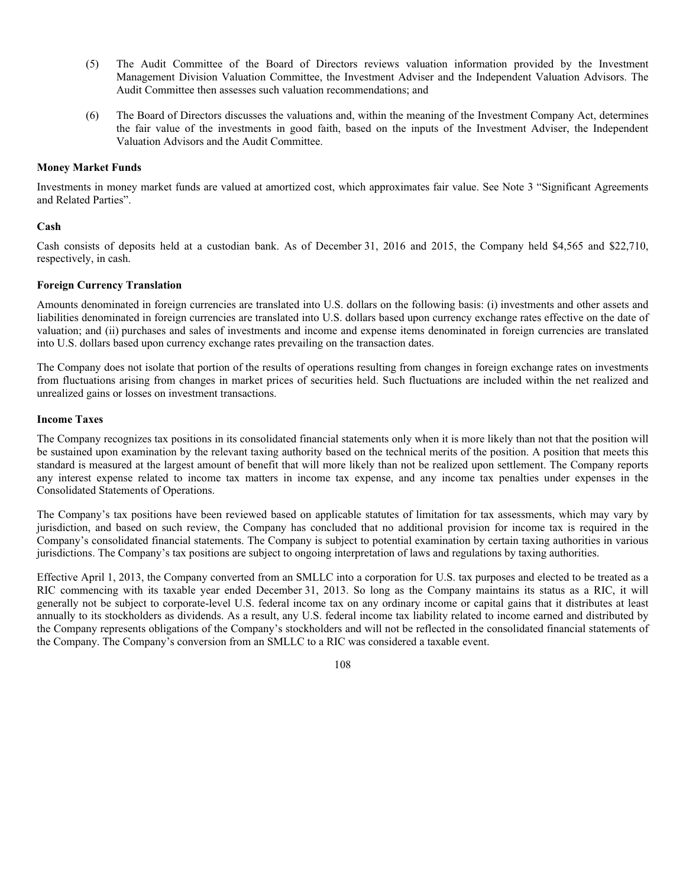(5) The Audit Committee of the Board of Directors reviews valuation information provided by the Investment Management Division Valuation Committee, the Investment Adviser and the Independent Valuation Advisors. The Audit Committee then assesses such valuation recommendations; and

(6) The Board of Directors discusses the valuations and, within the meaning of the Investment Company Act, determines the fair value of the investments in good faith, based on the inputs of the Investment Adviser, the Independent Valuation Advisors and the Audit Committee.

**Money Market Funds**

Investments in money market funds are valued at amortized cost, which approximates fair value. See Note 3 "Significant Agreements and Related Parties".

**Cash**

Cash consists of deposits held at a custodian bank. As of December 31, 2016 and 2015, the Company held $4,565 and $22,710, respectively, in cash.

**Foreign Currency Translation**

Amounts denominated in foreign currencies are translated into U.S. dollars on the following basis: (i) investments and other assets and liabilities denominated in foreign currencies are translated into U.S. dollars based upon currency exchange rates effective on the date of valuation; and (ii) purchases and sales of investments and income and expense items denominated in foreign currencies are translated into U.S. dollars based upon currency exchange rates prevailing on the transaction dates.

The Company does not isolate that portion of the results of operations resulting from changes in foreign exchange rates on investments from fluctuations arising from changes in market prices of securities held. Such fluctuations are included within the net realized and unrealized gains or losses on investment transactions.

**Income Taxes**

The Company recognizes tax positions in its consolidated financial statements only when it is more likely than not that the position will be sustained upon examination by the relevant taxing authority based on the technical merits of the position. A position that meets this standard is measured at the largest amount of benefit that will more likely than not be realized upon settlement. The Company reports any interest expense related to income tax matters in income tax expense, and any income tax penalties under expenses in the Consolidated Statements of Operations.

The Company's tax positions have been reviewed based on applicable statutes of limitation for tax assessments, which may vary by jurisdiction, and based on such review, the Company has concluded that no additional provision for income tax is required in the Company's consolidated financial statements. The Company is subject to potential examination by certain taxing authorities in various jurisdictions. The Company's tax positions are subject to ongoing interpretation of laws and regulations by taxing authorities.

Effective April 1, 2013, the Company converted from an SMLLC into a corporation for U.S. tax purposes and elected to be treated as a RIC commencing with its taxable year ended December 31, 2013. So long as the Company maintains its status as a RIC, it will generally not be subject to corporate-level U.S. federal income tax on any ordinary income or capital gains that it distributes at least annually to its stockholders as dividends. As a result, any U.S. federal income tax liability related to income earned and distributed by the Company represents obligations of the Company's stockholders and will not be reflected in the consolidated financial statements of the Company. The Company's conversion from an SMLLC to a RIC was considered a taxable event.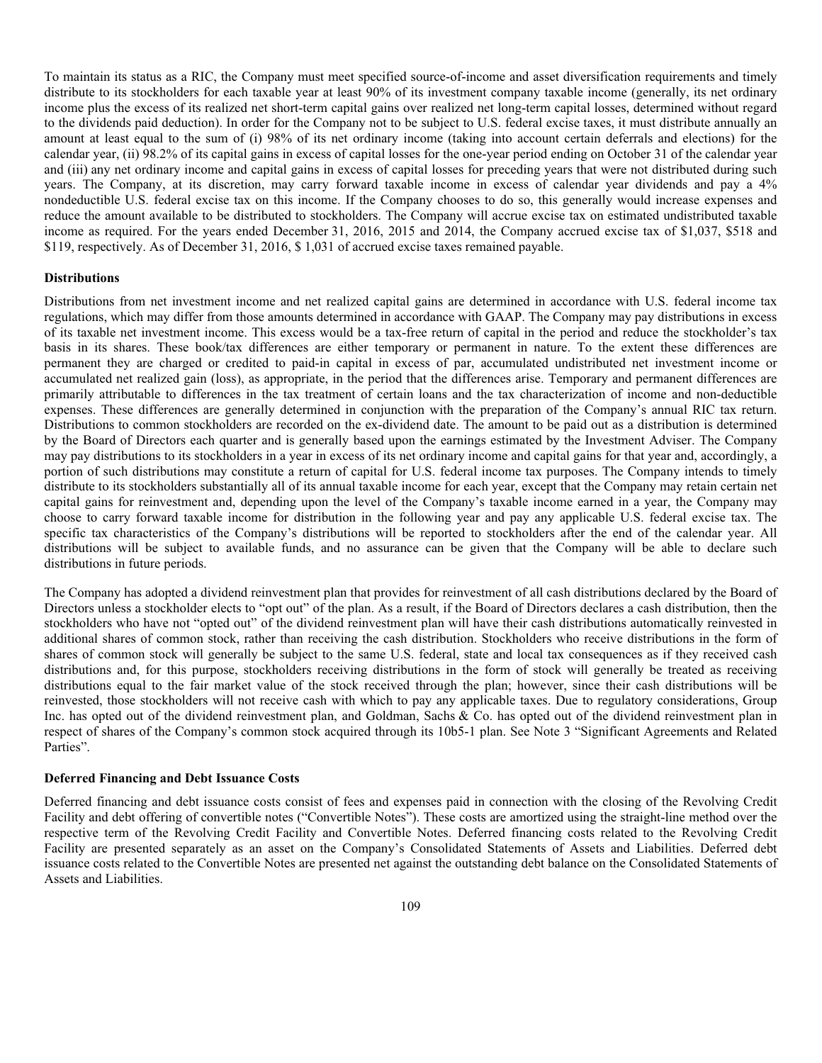To maintain its status as a RIC, the Company must meet specified source-of-income and asset diversification requirements and timely distribute to its stockholders for each taxable year at least 90% of its investment company taxable income (generally, its net ordinary income plus the excess of its realized net short-term capital gains over realized net long-term capital losses, determined without regard to the dividends paid deduction). In order for the Company not to be subject to U.S. federal excise taxes, it must distribute annually an amount at least equal to the sum of (i) 98% of its net ordinary income (taking into account certain deferrals and elections) for the calendar year, (ii) 98.2% of its capital gains in excess of capital losses for the one-year period ending on October 31 of the calendar year and (iii) any net ordinary income and capital gains in excess of capital losses for preceding years that were not distributed during such years. The Company, at its discretion, may carry forward taxable income in excess of calendar year dividends and pay a 4% nondeductible U.S. federal excise tax on this income. If the Company chooses to do so, this generally would increase expenses and reduce the amount available to be distributed to stockholders. The Company will accrue excise tax on estimated undistributed taxable income as required. For the years ended December 31, 2016, 2015 and 2014, the Company accrued excise tax of $1,037, $518 and $119, respectively. As of December 31, 2016, $ 1,031 of accrued excise taxes remained payable.

**Distributions**

Distributions from net investment income and net realized capital gains are determined in accordance with U.S. federal income tax regulations, which may differ from those amounts determined in accordance with GAAP. The Company may pay distributions in excess of its taxable net investment income. This excess would be a tax-free return of capital in the period and reduce the stockholder's tax basis in its shares. These book/tax differences are either temporary or permanent in nature. To the extent these differences are permanent they are charged or credited to paid-in capital in excess of par, accumulated undistributed net investment income or accumulated net realized gain (loss), as appropriate, in the period that the differences arise. Temporary and permanent differences are primarily attributable to differences in the tax treatment of certain loans and the tax characterization of income and non-deductible expenses. These differences are generally determined in conjunction with the preparation of the Company's annual RIC tax return. Distributions to common stockholders are recorded on the ex-dividend date. The amount to be paid out as a distribution is determined by the Board of Directors each quarter and is generally based upon the earnings estimated by the Investment Adviser. The Company may pay distributions to its stockholders in a year in excess of its net ordinary income and capital gains for that year and, accordingly, a portion of such distributions may constitute a return of capital for U.S. federal income tax purposes. The Company intends to timely distribute to its stockholders substantially all of its annual taxable income for each year, except that the Company may retain certain net capital gains for reinvestment and, depending upon the level of the Company's taxable income earned in a year, the Company may choose to carry forward taxable income for distribution in the following year and pay any applicable U.S. federal excise tax. The specific tax characteristics of the Company's distributions will be reported to stockholders after the end of the calendar year. All distributions will be subject to available funds, and no assurance can be given that the Company will be able to declare such distributions in future periods.

The Company has adopted a dividend reinvestment plan that provides for reinvestment of all cash distributions declared by the Board of Directors unless a stockholder elects to "opt out" of the plan. As a result, if the Board of Directors declares a cash distribution, then the stockholders who have not "opted out" of the dividend reinvestment plan will have their cash distributions automatically reinvested in additional shares of common stock, rather than receiving the cash distribution. Stockholders who receive distributions in the form of shares of common stock will generally be subject to the same U.S. federal, state and local tax consequences as if they received cash distributions and, for this purpose, stockholders receiving distributions in the form of stock will generally be treated as receiving distributions equal to the fair market value of the stock received through the plan; however, since their cash distributions will be reinvested, those stockholders will not receive cash with which to pay any applicable taxes. Due to regulatory considerations, Group Inc. has opted out of the dividend reinvestment plan, and Goldman, Sachs & Co. has opted out of the dividend reinvestment plan in respect of shares of the Company's common stock acquired through its 10b5-1 plan. See Note 3 "Significant Agreements and Related Parties".

**Deferred Financing and Debt Issuance Costs**

Deferred financing and debt issuance costs consist of fees and expenses paid in connection with the closing of the Revolving Credit Facility and debt offering of convertible notes ("Convertible Notes"). These costs are amortized using the straight-line method over the respective term of the Revolving Credit Facility and Convertible Notes. Deferred financing costs related to the Revolving Credit Facility are presented separately as an asset on the Company's Consolidated Statements of Assets and Liabilities. Deferred debt issuance costs related to the Convertible Notes are presented net against the outstanding debt balance on the Consolidated Statements of Assets and Liabilities.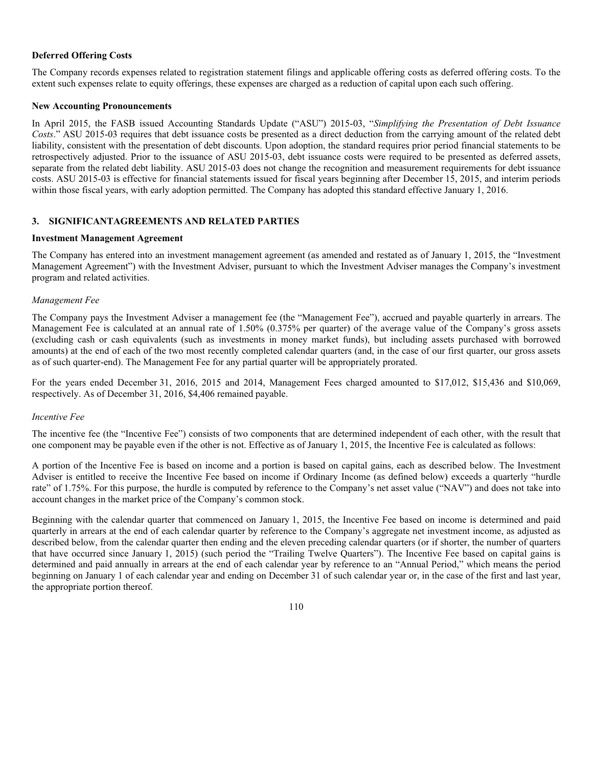### Deferred Offering Costs

The Company records expenses related to registration statement filings and applicable offering costs as deferred offering costs. To the extent such expenses relate to equity offerings, these expenses are charged as a reduction of capital upon each such offering.

### New Accounting Pronouncements

In April 2015, the FASB issued Accounting Standards Update ("ASU") 2015-03, "*Simplifying the Presentation of Debt Issuance Costs*." ASU 2015-03 requires that debt issuance costs be presented as a direct deduction from the carrying amount of the related debt liability, consistent with the presentation of debt discounts. Upon adoption, the standard requires prior period financial statements to be retrospectively adjusted. Prior to the issuance of ASU 2015-03, debt issuance costs were required to be presented as deferred assets, separate from the related debt liability. ASU 2015-03 does not change the recognition and measurement requirements for debt issuance costs. ASU 2015-03 is effective for financial statements issued for fiscal years beginning after December 15, 2015, and interim periods within those fiscal years, with early adoption permitted. The Company has adopted this standard effective January 1, 2016.

## 3. SIGNIFICANTAGREEMENTS AND RELATED PARTIES

### Investment Management Agreement

The Company has entered into an investment management agreement (as amended and restated as of January 1, 2015, the "Investment Management Agreement") with the Investment Adviser, pursuant to which the Investment Adviser manages the Company's investment program and related activities.

*Management Fee*

The Company pays the Investment Adviser a management fee (the "Management Fee"), accrued and payable quarterly in arrears. The Management Fee is calculated at an annual rate of 1.50% (0.375% per quarter) of the average value of the Company's gross assets (excluding cash or cash equivalents (such as investments in money market funds), but including assets purchased with borrowed amounts) at the end of each of the two most recently completed calendar quarters (and, in the case of our first quarter, our gross assets as of such quarter-end). The Management Fee for any partial quarter will be appropriately prorated.

For the years ended December 31, 2016, 2015 and 2014, Management Fees charged amounted to $17,012, $15,436 and $10,069, respectively. As of December 31, 2016, $4,406 remained payable.

*Incentive Fee*

The incentive fee (the "Incentive Fee") consists of two components that are determined independent of each other, with the result that one component may be payable even if the other is not. Effective as of January 1, 2015, the Incentive Fee is calculated as follows:

A portion of the Incentive Fee is based on income and a portion is based on capital gains, each as described below. The Investment Adviser is entitled to receive the Incentive Fee based on income if Ordinary Income (as defined below) exceeds a quarterly "hurdle rate" of 1.75%. For this purpose, the hurdle is computed by reference to the Company's net asset value ("NAV") and does not take into account changes in the market price of the Company's common stock.

Beginning with the calendar quarter that commenced on January 1, 2015, the Incentive Fee based on income is determined and paid quarterly in arrears at the end of each calendar quarter by reference to the Company's aggregate net investment income, as adjusted as described below, from the calendar quarter then ending and the eleven preceding calendar quarters (or if shorter, the number of quarters that have occurred since January 1, 2015) (such period the "Trailing Twelve Quarters"). The Incentive Fee based on capital gains is determined and paid annually in arrears at the end of each calendar year by reference to an "Annual Period," which means the period beginning on January 1 of each calendar year and ending on December 31 of such calendar year or, in the case of the first and last year, the appropriate portion thereof.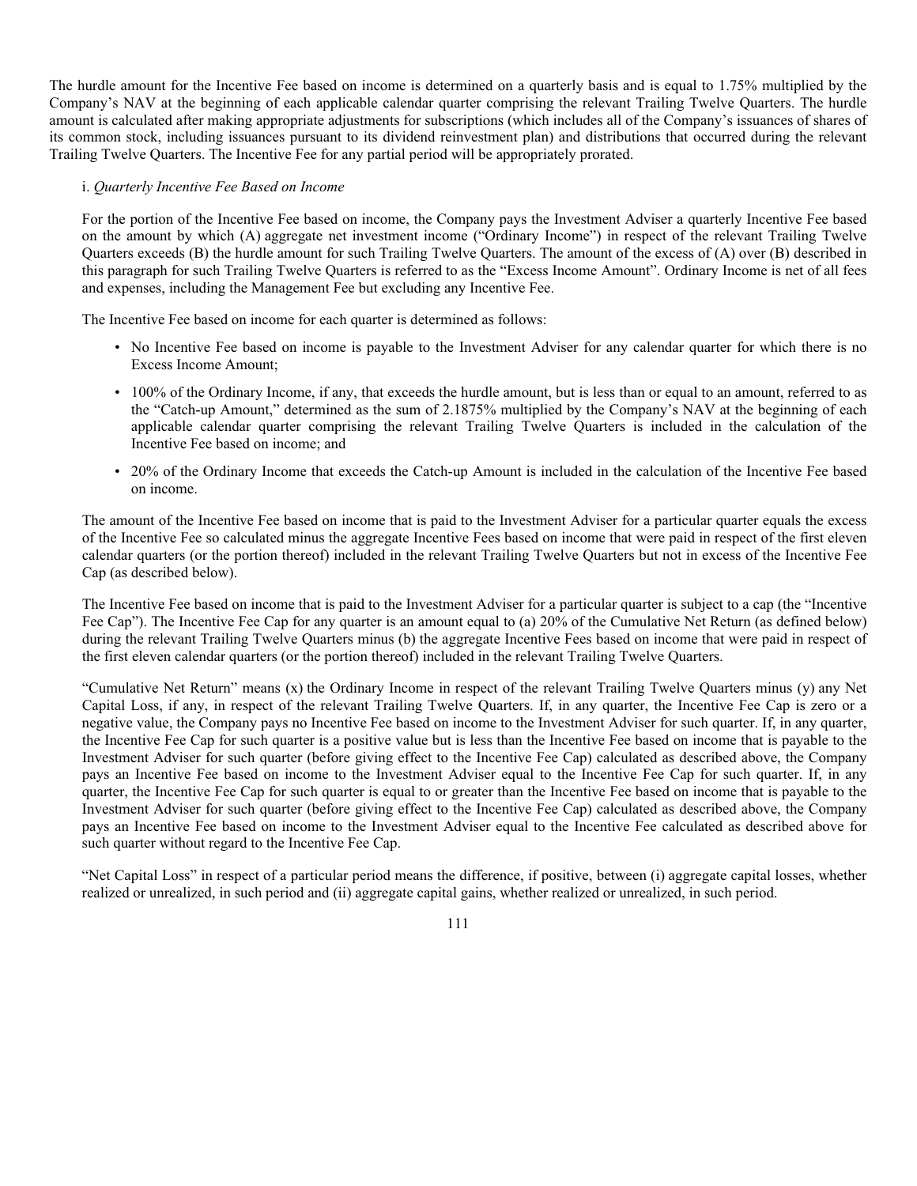The hurdle amount for the Incentive Fee based on income is determined on a quarterly basis and is equal to 1.75% multiplied by the Company's NAV at the beginning of each applicable calendar quarter comprising the relevant Trailing Twelve Quarters. The hurdle amount is calculated after making appropriate adjustments for subscriptions (which includes all of the Company's issuances of shares of its common stock, including issuances pursuant to its dividend reinvestment plan) and distributions that occurred during the relevant Trailing Twelve Quarters. The Incentive Fee for any partial period will be appropriately prorated.

i. *Quarterly Incentive Fee Based on Income*

For the portion of the Incentive Fee based on income, the Company pays the Investment Adviser a quarterly Incentive Fee based on the amount by which (A) aggregate net investment income ("Ordinary Income") in respect of the relevant Trailing Twelve Quarters exceeds (B) the hurdle amount for such Trailing Twelve Quarters. The amount of the excess of (A) over (B) described in this paragraph for such Trailing Twelve Quarters is referred to as the "Excess Income Amount". Ordinary Income is net of all fees and expenses, including the Management Fee but excluding any Incentive Fee.

The Incentive Fee based on income for each quarter is determined as follows:

- No Incentive Fee based on income is payable to the Investment Adviser for any calendar quarter for which there is no Excess Income Amount;
- 100% of the Ordinary Income, if any, that exceeds the hurdle amount, but is less than or equal to an amount, referred to as the "Catch-up Amount," determined as the sum of 2.1875% multiplied by the Company's NAV at the beginning of each applicable calendar quarter comprising the relevant Trailing Twelve Quarters is included in the calculation of the Incentive Fee based on income; and
- 20% of the Ordinary Income that exceeds the Catch-up Amount is included in the calculation of the Incentive Fee based on income.

The amount of the Incentive Fee based on income that is paid to the Investment Adviser for a particular quarter equals the excess of the Incentive Fee so calculated minus the aggregate Incentive Fees based on income that were paid in respect of the first eleven calendar quarters (or the portion thereof) included in the relevant Trailing Twelve Quarters but not in excess of the Incentive Fee Cap (as described below).

The Incentive Fee based on income that is paid to the Investment Adviser for a particular quarter is subject to a cap (the "Incentive Fee Cap"). The Incentive Fee Cap for any quarter is an amount equal to (a) 20% of the Cumulative Net Return (as defined below) during the relevant Trailing Twelve Quarters minus (b) the aggregate Incentive Fees based on income that were paid in respect of the first eleven calendar quarters (or the portion thereof) included in the relevant Trailing Twelve Quarters.

"Cumulative Net Return" means (x) the Ordinary Income in respect of the relevant Trailing Twelve Quarters minus (y) any Net Capital Loss, if any, in respect of the relevant Trailing Twelve Quarters. If, in any quarter, the Incentive Fee Cap is zero or a negative value, the Company pays no Incentive Fee based on income to the Investment Adviser for such quarter. If, in any quarter, the Incentive Fee Cap for such quarter is a positive value but is less than the Incentive Fee based on income that is payable to the Investment Adviser for such quarter (before giving effect to the Incentive Fee Cap) calculated as described above, the Company pays an Incentive Fee based on income to the Investment Adviser equal to the Incentive Fee Cap for such quarter. If, in any quarter, the Incentive Fee Cap for such quarter is equal to or greater than the Incentive Fee based on income that is payable to the Investment Adviser for such quarter (before giving effect to the Incentive Fee Cap) calculated as described above, the Company pays an Incentive Fee based on income to the Investment Adviser equal to the Incentive Fee calculated as described above for such quarter without regard to the Incentive Fee Cap.

"Net Capital Loss" in respect of a particular period means the difference, if positive, between (i) aggregate capital losses, whether realized or unrealized, in such period and (ii) aggregate capital gains, whether realized or unrealized, in such period.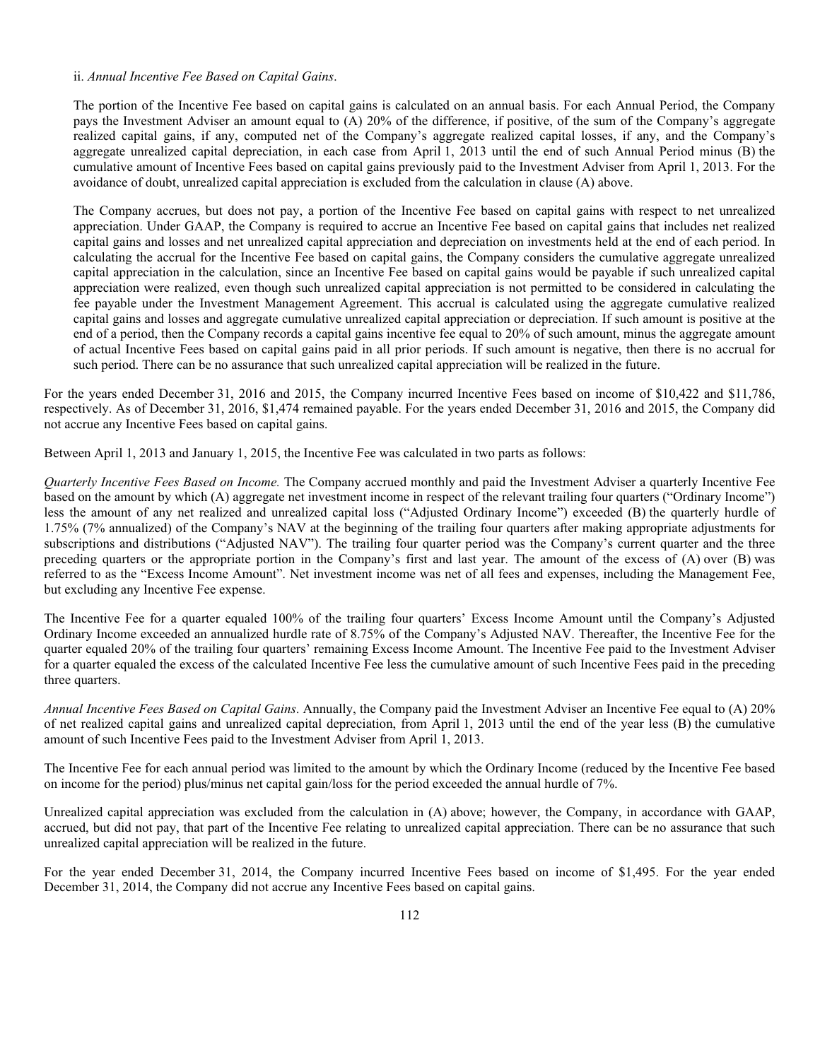ii. *Annual Incentive Fee Based on Capital Gains*.

The portion of the Incentive Fee based on capital gains is calculated on an annual basis. For each Annual Period, the Company pays the Investment Adviser an amount equal to (A) 20% of the difference, if positive, of the sum of the Company's aggregate realized capital gains, if any, computed net of the Company's aggregate realized capital losses, if any, and the Company's aggregate unrealized capital depreciation, in each case from April 1, 2013 until the end of such Annual Period minus (B) the cumulative amount of Incentive Fees based on capital gains previously paid to the Investment Adviser from April 1, 2013. For the avoidance of doubt, unrealized capital appreciation is excluded from the calculation in clause (A) above.

The Company accrues, but does not pay, a portion of the Incentive Fee based on capital gains with respect to net unrealized appreciation. Under GAAP, the Company is required to accrue an Incentive Fee based on capital gains that includes net realized capital gains and losses and net unrealized capital appreciation and depreciation on investments held at the end of each period. In calculating the accrual for the Incentive Fee based on capital gains, the Company considers the cumulative aggregate unrealized capital appreciation in the calculation, since an Incentive Fee based on capital gains would be payable if such unrealized capital appreciation were realized, even though such unrealized capital appreciation is not permitted to be considered in calculating the fee payable under the Investment Management Agreement. This accrual is calculated using the aggregate cumulative realized capital gains and losses and aggregate cumulative unrealized capital appreciation or depreciation. If such amount is positive at the end of a period, then the Company records a capital gains incentive fee equal to 20% of such amount, minus the aggregate amount of actual Incentive Fees based on capital gains paid in all prior periods. If such amount is negative, then there is no accrual for such period. There can be no assurance that such unrealized capital appreciation will be realized in the future.

For the years ended December 31, 2016 and 2015, the Company incurred Incentive Fees based on income of \$10,422 and \$11,786, respectively. As of December 31, 2016, \$1,474 remained payable. For the years ended December 31, 2016 and 2015, the Company did not accrue any Incentive Fees based on capital gains.

Between April 1, 2013 and January 1, 2015, the Incentive Fee was calculated in two parts as follows:

*Quarterly Incentive Fees Based on Income.* The Company accrued monthly and paid the Investment Adviser a quarterly Incentive Fee based on the amount by which (A) aggregate net investment income in respect of the relevant trailing four quarters ("Ordinary Income") less the amount of any net realized and unrealized capital loss ("Adjusted Ordinary Income") exceeded (B) the quarterly hurdle of 1.75% (7% annualized) of the Company's NAV at the beginning of the trailing four quarters after making appropriate adjustments for subscriptions and distributions ("Adjusted NAV"). The trailing four quarter period was the Company's current quarter and the three preceding quarters or the appropriate portion in the Company's first and last year. The amount of the excess of (A) over (B) was referred to as the "Excess Income Amount". Net investment income was net of all fees and expenses, including the Management Fee, but excluding any Incentive Fee expense.

The Incentive Fee for a quarter equaled 100% of the trailing four quarters' Excess Income Amount until the Company's Adjusted Ordinary Income exceeded an annualized hurdle rate of 8.75% of the Company's Adjusted NAV. Thereafter, the Incentive Fee for the quarter equaled 20% of the trailing four quarters' remaining Excess Income Amount. The Incentive Fee paid to the Investment Adviser for a quarter equaled the excess of the calculated Incentive Fee less the cumulative amount of such Incentive Fees paid in the preceding three quarters.

*Annual Incentive Fees Based on Capital Gains*. Annually, the Company paid the Investment Adviser an Incentive Fee equal to (A) 20% of net realized capital gains and unrealized capital depreciation, from April 1, 2013 until the end of the year less (B) the cumulative amount of such Incentive Fees paid to the Investment Adviser from April 1, 2013.

The Incentive Fee for each annual period was limited to the amount by which the Ordinary Income (reduced by the Incentive Fee based on income for the period) plus/minus net capital gain/loss for the period exceeded the annual hurdle of 7%.

Unrealized capital appreciation was excluded from the calculation in (A) above; however, the Company, in accordance with GAAP, accrued, but did not pay, that part of the Incentive Fee relating to unrealized capital appreciation. There can be no assurance that such unrealized capital appreciation will be realized in the future.

For the year ended December 31, 2014, the Company incurred Incentive Fees based on income of \$1,495. For the year ended December 31, 2014, the Company did not accrue any Incentive Fees based on capital gains.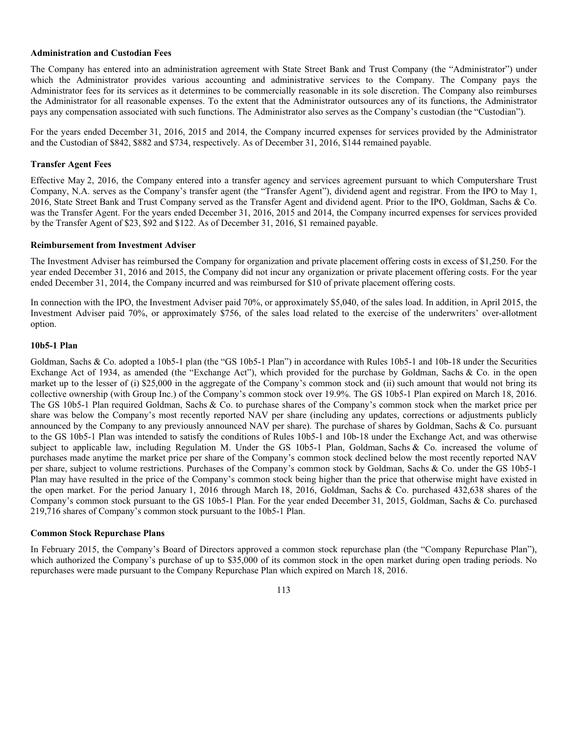**Administration and Custodian Fees**

The Company has entered into an administration agreement with State Street Bank and Trust Company (the "Administrator") under which the Administrator provides various accounting and administrative services to the Company. The Company pays the Administrator fees for its services as it determines to be commercially reasonable in its sole discretion. The Company also reimburses the Administrator for all reasonable expenses. To the extent that the Administrator outsources any of its functions, the Administrator pays any compensation associated with such functions. The Administrator also serves as the Company's custodian (the "Custodian").

For the years ended December 31, 2016, 2015 and 2014, the Company incurred expenses for services provided by the Administrator and the Custodian of $842, $882 and $734, respectively. As of December 31, 2016, $144 remained payable.

**Transfer Agent Fees**

Effective May 2, 2016, the Company entered into a transfer agency and services agreement pursuant to which Computershare Trust Company, N.A. serves as the Company's transfer agent (the "Transfer Agent"), dividend agent and registrar. From the IPO to May 1, 2016, State Street Bank and Trust Company served as the Transfer Agent and dividend agent. Prior to the IPO, Goldman, Sachs & Co. was the Transfer Agent. For the years ended December 31, 2016, 2015 and 2014, the Company incurred expenses for services provided by the Transfer Agent of $23, $92 and $122. As of December 31, 2016, $1 remained payable.

**Reimbursement from Investment Adviser**

The Investment Adviser has reimbursed the Company for organization and private placement offering costs in excess of $1,250. For the year ended December 31, 2016 and 2015, the Company did not incur any organization or private placement offering costs. For the year ended December 31, 2014, the Company incurred and was reimbursed for $10 of private placement offering costs.

In connection with the IPO, the Investment Adviser paid 70%, or approximately $5,040, of the sales load. In addition, in April 2015, the Investment Adviser paid 70%, or approximately $756, of the sales load related to the exercise of the underwriters' over-allotment option.

**10b5-1 Plan**

Goldman, Sachs & Co. adopted a 10b5-1 plan (the "GS 10b5-1 Plan") in accordance with Rules 10b5-1 and 10b-18 under the Securities Exchange Act of 1934, as amended (the "Exchange Act"), which provided for the purchase by Goldman, Sachs & Co. in the open market up to the lesser of (i) $25,000 in the aggregate of the Company's common stock and (ii) such amount that would not bring its collective ownership (with Group Inc.) of the Company's common stock over 19.9%. The GS 10b5-1 Plan expired on March 18, 2016. The GS 10b5-1 Plan required Goldman, Sachs & Co. to purchase shares of the Company's common stock when the market price per share was below the Company's most recently reported NAV per share (including any updates, corrections or adjustments publicly announced by the Company to any previously announced NAV per share). The purchase of shares by Goldman, Sachs & Co. pursuant to the GS 10b5-1 Plan was intended to satisfy the conditions of Rules 10b5-1 and 10b-18 under the Exchange Act, and was otherwise subject to applicable law, including Regulation M. Under the GS 10b5-1 Plan, Goldman, Sachs & Co. increased the volume of purchases made anytime the market price per share of the Company's common stock declined below the most recently reported NAV per share, subject to volume restrictions. Purchases of the Company's common stock by Goldman, Sachs & Co. under the GS 10b5-1 Plan may have resulted in the price of the Company's common stock being higher than the price that otherwise might have existed in the open market. For the period January 1, 2016 through March 18, 2016, Goldman, Sachs & Co. purchased 432,638 shares of the Company's common stock pursuant to the GS 10b5-1 Plan. For the year ended December 31, 2015, Goldman, Sachs & Co. purchased 219,716 shares of Company's common stock pursuant to the 10b5-1 Plan.

**Common Stock Repurchase Plans**

In February 2015, the Company's Board of Directors approved a common stock repurchase plan (the "Company Repurchase Plan"), which authorized the Company's purchase of up to $35,000 of its common stock in the open market during open trading periods. No repurchases were made pursuant to the Company Repurchase Plan which expired on March 18, 2016.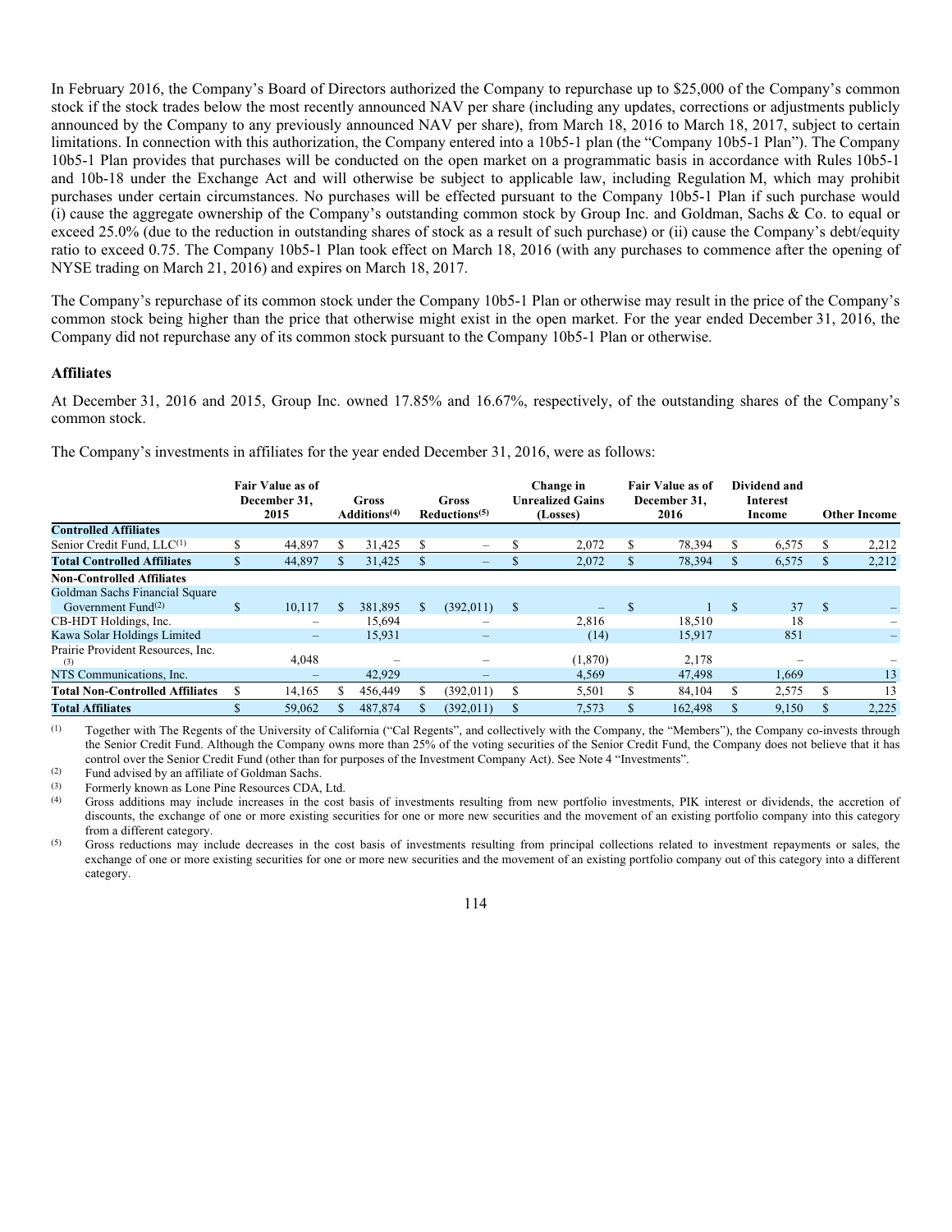In February 2016, the Company's Board of Directors authorized the Company to repurchase up to $25,000 of the Company's common stock if the stock trades below the most recently announced NAV per share (including any updates, corrections or adjustments publicly announced by the Company to any previously announced NAV per share), from March 18, 2016 to March 18, 2017, subject to certain limitations. In connection with this authorization, the Company entered into a 10b5-1 plan (the "Company 10b5-1 Plan"). The Company 10b5-1 Plan provides that purchases will be conducted on the open market on a programmatic basis in accordance with Rules 10b5-1 and 10b-18 under the Exchange Act and will otherwise be subject to applicable law, including Regulation M, which may prohibit purchases under certain circumstances. No purchases will be effected pursuant to the Company 10b5-1 Plan if such purchase would (i) cause the aggregate ownership of the Company's outstanding common stock by Group Inc. and Goldman, Sachs & Co. to equal or exceed 25.0% (due to the reduction in outstanding shares of stock as a result of such purchase) or (ii) cause the Company's debt/equity ratio to exceed 0.75. The Company 10b5-1 Plan took effect on March 18, 2016 (with any purchases to commence after the opening of NYSE trading on March 21, 2016) and expires on March 18, 2017.

The Company's repurchase of its common stock under the Company 10b5-1 Plan or otherwise may result in the price of the Company's common stock being higher than the price that otherwise might exist in the open market. For the year ended December 31, 2016, the Company did not repurchase any of its common stock pursuant to the Company 10b5-1 Plan or otherwise.

### Affiliates

At December 31, 2016 and 2015, Group Inc. owned 17.85% and 16.67%, respectively, of the outstanding shares of the Company's common stock.

The Company's investments in affiliates for the year ended December 31, 2016, were as follows:

| | Fair Value as of December 31, 2015 | Gross Additions[4] | Gross Reductions[5] | Change in Unrealized Gains (Losses) | Fair Value as of December 31, 2016 | Dividend and Interest Income | Other Income |
|---|---|---|---|---|---|---|---|
| **Controlled Affiliates** | | | | | | | |
| Senior Credit Fund, LLC[1] | $ 44,897 | $ 31,425 | $ – | $ 2,072 | $ 78,394 | $ 6,575 | $ 2,212 |
| **Total Controlled Affiliates** | $ 44,897 | $ 31,425 | $ – | $ 2,072 | $ 78,394 | $ 6,575 | $ 2,212 |
| **Non-Controlled Affiliates** | | | | | | | |
| Goldman Sachs Financial Square Government Fund[2] | $ 10,117 | $ 381,895 | $ (392,011) | $ – | $ 1 | $ 37 | $ – |
| CB-HDT Holdings, Inc. | – | 15,694 | – | 2,816 | 18,510 | 18 | – |
| Kawa Solar Holdings Limited | – | 15,931 | – | (14) | 15,917 | 851 | – |
| Prairie Provident Resources, Inc.[3] | 4,048 | – | – | (1,870) | 2,178 | – | – |
| NTS Communications, Inc. | – | 42,929 | – | 4,569 | 47,498 | 1,669 | 13 |
| **Total Non-Controlled Affiliates** | $ 14,165 | $ 456,449 | $ (392,011) | $ 5,501 | $ 84,104 | $ 2,575 | $ 13 |
| **Total Affiliates** | $ 59,062 | $ 487,874 | $ (392,011) | $ 7,573 | $ 162,498 | $ 9,150 | $ 2,225 |

(1) Together with The Regents of the University of California ("Cal Regents", and collectively with the Company, the "Members"), the Company co-invests through the Senior Credit Fund. Although the Company owns more than 25% of the voting securities of the Senior Credit Fund, the Company does not believe that it has control over the Senior Credit Fund (other than for purposes of the Investment Company Act). See Note 4 "Investments".

(2) Fund advised by an affiliate of Goldman Sachs.

(3) Formerly known as Lone Pine Resources CDA, Ltd.

(4) Gross additions may include increases in the cost basis of investments resulting from new portfolio investments, PIK interest or dividends, the accretion of discounts, the exchange of one or more existing securities for one or more new securities and the movement of an existing portfolio company into this category from a different category.

(5) Gross reductions may include decreases in the cost basis of investments resulting from principal collections related to investment repayments or sales, the exchange of one or more existing securities for one or more new securities and the movement of an existing portfolio company out of this category into a different category.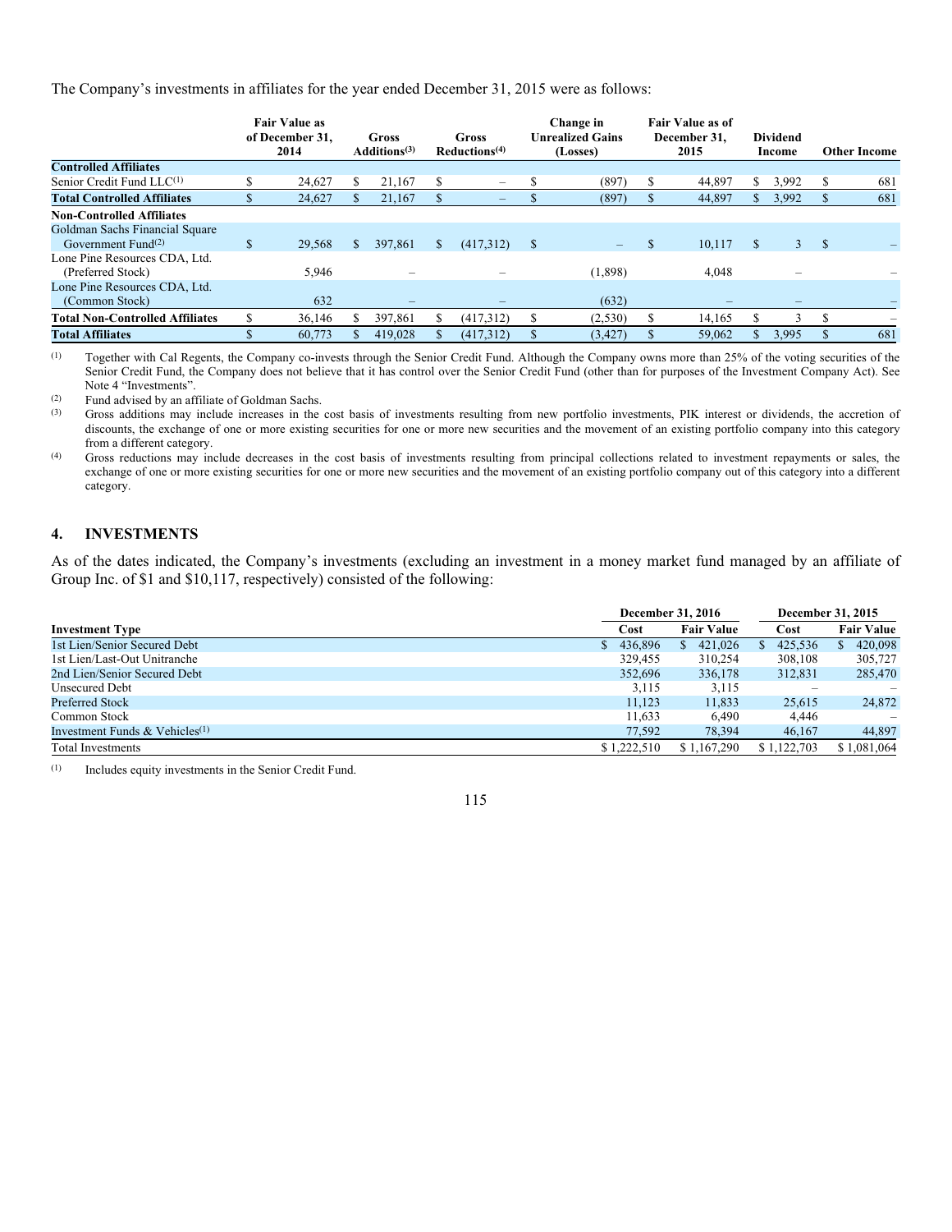The Company's investments in affiliates for the year ended December 31, 2015 were as follows:

| | Fair Value as of December 31, 2014 | Gross Additions[(3)] | Gross Reductions[(4)] | Change in Unrealized Gains (Losses) | Fair Value as of December 31, 2015 | Dividend Income | Other Income |
|---|---|---|---|---|---|---|---|
| **Controlled Affiliates** | | | | | | | |
| Senior Credit Fund LLC[(1)] | $ 24,627 | $ 21,167 | $ – | $ (897) | $ 44,897 | $ 3,992 | $ 681 |
| **Total Controlled Affiliates** | $ 24,627 | $ 21,167 | $ – | $ (897) | $ 44,897 | $ 3,992 | $ 681 |
| **Non-Controlled Affiliates** | | | | | | | |
| Goldman Sachs Financial Square Government Fund[(2)] | $ 29,568 | $ 397,861 | $ (417,312) | $ – | $ 10,117 | $ 3 | $ – |
| Lone Pine Resources CDA, Ltd. (Preferred Stock) | 5,946 | – | – | (1,898) | 4,048 | – | – |
| Lone Pine Resources CDA, Ltd. (Common Stock) | 632 | – | – | (632) | – | – | – |
| **Total Non-Controlled Affiliates** | $ 36,146 | $ 397,861 | $ (417,312) | $ (2,530) | $ 14,165 | $ 3 | $ – |
| **Total Affiliates** | $ 60,773 | $ 419,028 | $ (417,312) | $ (3,427) | $ 59,062 | $ 3,995 | $ 681 |

(1) Together with Cal Regents, the Company co-invests through the Senior Credit Fund. Although the Company owns more than 25% of the voting securities of the Senior Credit Fund, the Company does not believe that it has control over the Senior Credit Fund (other than for purposes of the Investment Company Act). See Note 4 "Investments".

(2) Fund advised by an affiliate of Goldman Sachs.

(3) Gross additions may include increases in the cost basis of investments resulting from new portfolio investments, PIK interest or dividends, the accretion of discounts, the exchange of one or more existing securities for one or more new securities and the movement of an existing portfolio company into this category from a different category.

(4) Gross reductions may include decreases in the cost basis of investments resulting from principal collections related to investment repayments or sales, the exchange of one or more existing securities for one or more new securities and the movement of an existing portfolio company out of this category into a different category.

## 4. INVESTMENTS

As of the dates indicated, the Company's investments (excluding an investment in a money market fund managed by an affiliate of Group Inc. of $1 and $10,117, respectively) consisted of the following:

| | December 31, 2016 | | December 31, 2015 | |
|---|---|---|---|---|
| **Investment Type** | **Cost** | **Fair Value** | **Cost** | **Fair Value** |
| 1st Lien/Senior Secured Debt | $ 436,896 | $ 421,026 | $ 425,536 | $ 420,098 |
| 1st Lien/Last-Out Unitranche | 329,455 | 310,254 | 308,108 | 305,727 |
| 2nd Lien/Senior Secured Debt | 352,696 | 336,178 | 312,831 | 285,470 |
| Unsecured Debt | 3,115 | 3,115 | – | – |
| Preferred Stock | 11,123 | 11,833 | 25,615 | 24,872 |
| Common Stock | 11,633 | 6,490 | 4,446 | – |
| Investment Funds & Vehicles[(1)] | 77,592 | 78,394 | 46,167 | 44,897 |
| Total Investments | $ 1,222,510 | $ 1,167,290 | $ 1,122,703 | $ 1,081,064 |

(1) Includes equity investments in the Senior Credit Fund.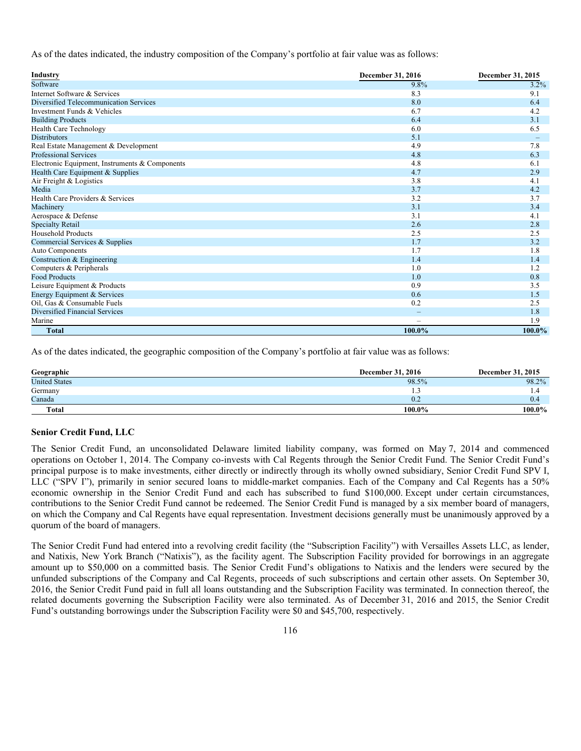As of the dates indicated, the industry composition of the Company's portfolio at fair value was as follows:

| Industry | December 31, 2016 | December 31, 2015 |
|---|---|---|
| Software | 9.8% | 3.2% |
| Internet Software & Services | 8.3 | 9.1 |
| Diversified Telecommunication Services | 8.0 | 6.4 |
| Investment Funds & Vehicles | 6.7 | 4.2 |
| Building Products | 6.4 | 3.1 |
| Health Care Technology | 6.0 | 6.5 |
| Distributors | 5.1 | – |
| Real Estate Management & Development | 4.9 | 7.8 |
| Professional Services | 4.8 | 6.3 |
| Electronic Equipment, Instruments & Components | 4.8 | 6.1 |
| Health Care Equipment & Supplies | 4.7 | 2.9 |
| Air Freight & Logistics | 3.8 | 4.1 |
| Media | 3.7 | 4.2 |
| Health Care Providers & Services | 3.2 | 3.7 |
| Machinery | 3.1 | 3.4 |
| Aerospace & Defense | 3.1 | 4.1 |
| Specialty Retail | 2.6 | 2.8 |
| Household Products | 2.5 | 2.5 |
| Commercial Services & Supplies | 1.7 | 3.2 |
| Auto Components | 1.7 | 1.8 |
| Construction & Engineering | 1.4 | 1.4 |
| Computers & Peripherals | 1.0 | 1.2 |
| Food Products | 1.0 | 0.8 |
| Leisure Equipment & Products | 0.9 | 3.5 |
| Energy Equipment & Services | 0.6 | 1.5 |
| Oil, Gas & Consumable Fuels | 0.2 | 2.5 |
| Diversified Financial Services | – | 1.8 |
| Marine | – | 1.9 |
| **Total** | **100.0%** | **100.0%** |

As of the dates indicated, the geographic composition of the Company's portfolio at fair value was as follows:

| Geographic | December 31, 2016 | December 31, 2015 |
|---|---|---|
| United States | 98.5% | 98.2% |
| Germany | 1.3 | 1.4 |
| Canada | 0.2 | 0.4 |
| **Total** | **100.0%** | **100.0%** |

### Senior Credit Fund, LLC

The Senior Credit Fund, an unconsolidated Delaware limited liability company, was formed on May 7, 2014 and commenced operations on October 1, 2014. The Company co-invests with Cal Regents through the Senior Credit Fund. The Senior Credit Fund's principal purpose is to make investments, either directly or indirectly through its wholly owned subsidiary, Senior Credit Fund SPV I, LLC ("SPV I"), primarily in senior secured loans to middle-market companies. Each of the Company and Cal Regents has a 50% economic ownership in the Senior Credit Fund and each has subscribed to fund $100,000. Except under certain circumstances, contributions to the Senior Credit Fund cannot be redeemed. The Senior Credit Fund is managed by a six member board of managers, on which the Company and Cal Regents have equal representation. Investment decisions generally must be unanimously approved by a quorum of the board of managers.

The Senior Credit Fund had entered into a revolving credit facility (the "Subscription Facility") with Versailles Assets LLC, as lender, and Natixis, New York Branch ("Natixis"), as the facility agent. The Subscription Facility provided for borrowings in an aggregate amount up to $50,000 on a committed basis. The Senior Credit Fund's obligations to Natixis and the lenders were secured by the unfunded subscriptions of the Company and Cal Regents, proceeds of such subscriptions and certain other assets. On September 30, 2016, the Senior Credit Fund paid in full all loans outstanding and the Subscription Facility was terminated. In connection thereof, the related documents governing the Subscription Facility were also terminated. As of December 31, 2016 and 2015, the Senior Credit Fund's outstanding borrowings under the Subscription Facility were $0 and $45,700, respectively.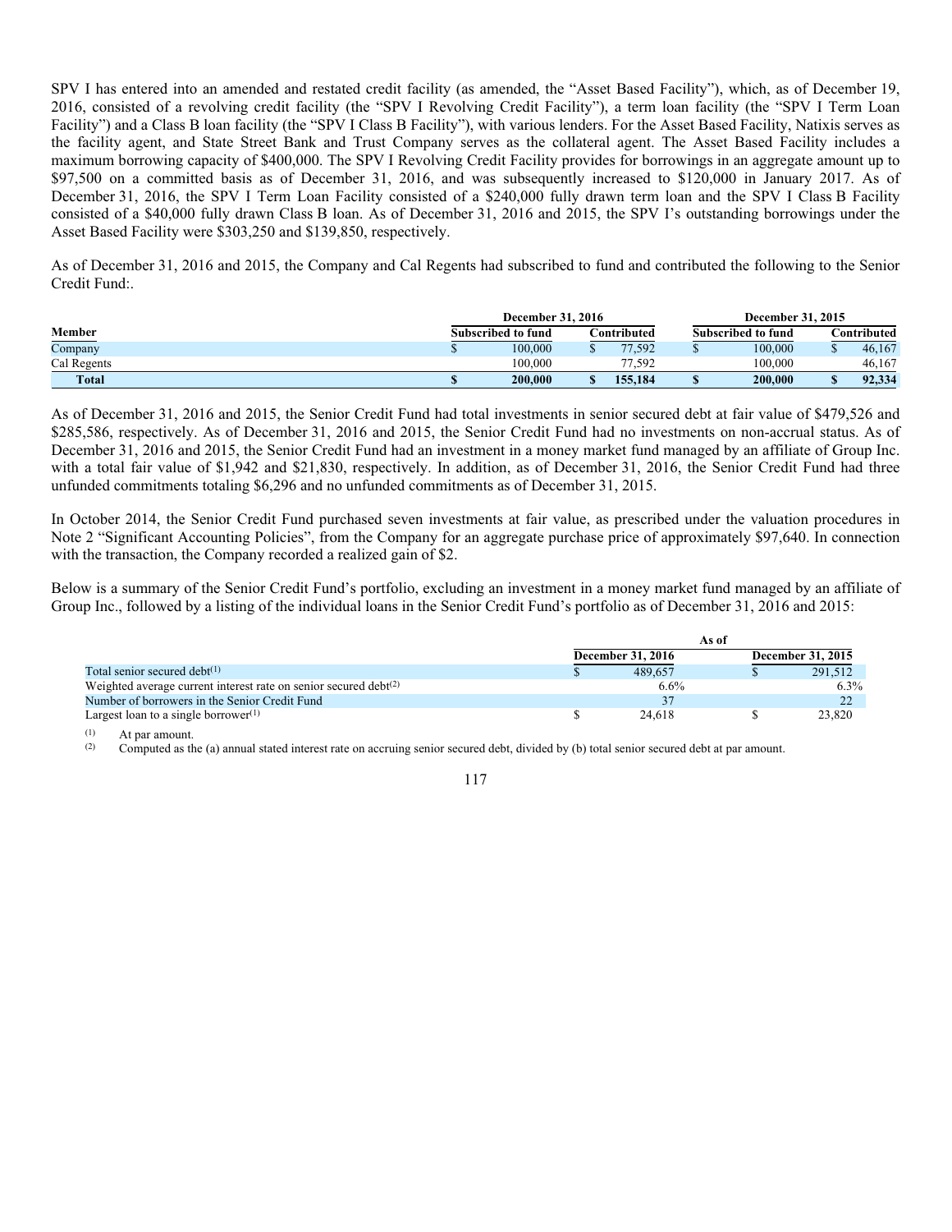SPV I has entered into an amended and restated credit facility (as amended, the "Asset Based Facility"), which, as of December 19, 2016, consisted of a revolving credit facility (the "SPV I Revolving Credit Facility"), a term loan facility (the "SPV I Term Loan Facility") and a Class B loan facility (the "SPV I Class B Facility"), with various lenders. For the Asset Based Facility, Natixis serves as the facility agent, and State Street Bank and Trust Company serves as the collateral agent. The Asset Based Facility includes a maximum borrowing capacity of $400,000. The SPV I Revolving Credit Facility provides for borrowings in an aggregate amount up to $97,500 on a committed basis as of December 31, 2016, and was subsequently increased to $120,000 in January 2017. As of December 31, 2016, the SPV I Term Loan Facility consisted of a $240,000 fully drawn term loan and the SPV I Class B Facility consisted of a $40,000 fully drawn Class B loan. As of December 31, 2016 and 2015, the SPV I's outstanding borrowings under the Asset Based Facility were $303,250 and $139,850, respectively.

As of December 31, 2016 and 2015, the Company and Cal Regents had subscribed to fund and contributed the following to the Senior Credit Fund:.

| | December 31, 2016 | | December 31, 2015 | |
|---|---|---|---|---|
| **Member** | **Subscribed to fund** | **Contributed** | **Subscribed to fund** | **Contributed** |
| Company | $ 100,000 | $ 77,592 | $ 100,000 | $ 46,167 |
| Cal Regents | 100,000 | 77,592 | 100,000 | 46,167 |
| **Total** | **$ 200,000** | **$ 155,184** | **$ 200,000** | **$ 92,334** |

As of December 31, 2016 and 2015, the Senior Credit Fund had total investments in senior secured debt at fair value of $479,526 and $285,586, respectively. As of December 31, 2016 and 2015, the Senior Credit Fund had no investments on non-accrual status. As of December 31, 2016 and 2015, the Senior Credit Fund had an investment in a money market fund managed by an affiliate of Group Inc. with a total fair value of $1,942 and $21,830, respectively. In addition, as of December 31, 2016, the Senior Credit Fund had three unfunded commitments totaling $6,296 and no unfunded commitments as of December 31, 2015.

In October 2014, the Senior Credit Fund purchased seven investments at fair value, as prescribed under the valuation procedures in Note 2 "Significant Accounting Policies", from the Company for an aggregate purchase price of approximately $97,640. In connection with the transaction, the Company recorded a realized gain of $2.

Below is a summary of the Senior Credit Fund's portfolio, excluding an investment in a money market fund managed by an affiliate of Group Inc., followed by a listing of the individual loans in the Senior Credit Fund's portfolio as of December 31, 2016 and 2015:

| | As of | |
|---|---|---|
| | December 31, 2016 | December 31, 2015 |
| Total senior secured debt[(1)] | $ 489,657 | $ 291,512 |
| Weighted average current interest rate on senior secured debt[(2)] | 6.6% | 6.3% |
| Number of borrowers in the Senior Credit Fund | 37 | 22 |
| Largest loan to a single borrower[(1)] | $ 24,618 | $ 23,820 |

(1) At par amount.

(2) Computed as the (a) annual stated interest rate on accruing senior secured debt, divided by (b) total senior secured debt at par amount.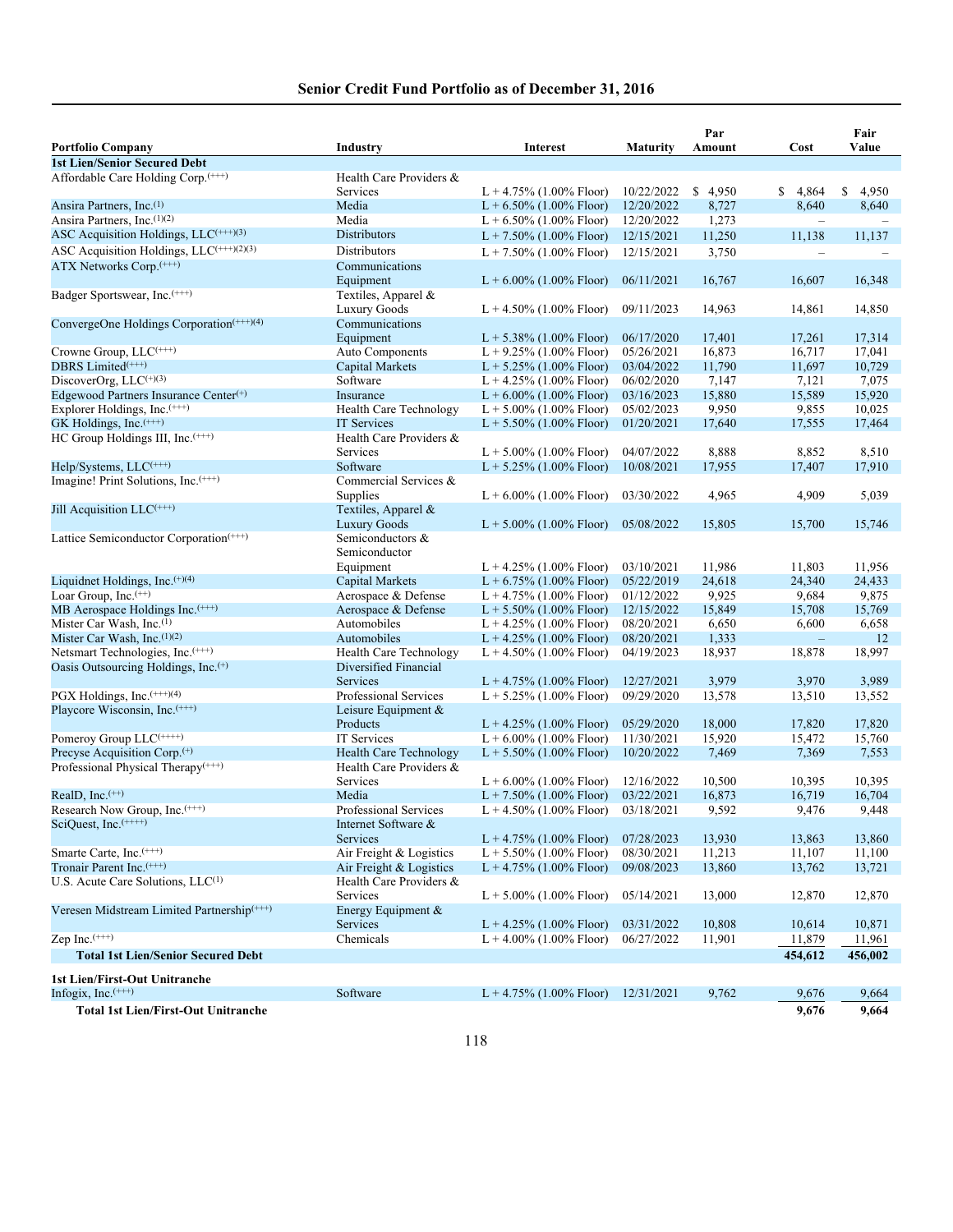## Senior Credit Fund Portfolio as of December 31, 2016

| Portfolio Company | Industry | Interest | Maturity | Par Amount | Cost | Fair Value |
|---|---|---|---|---|---|---|
| **1st Lien/Senior Secured Debt** | | | | | | |
| Affordable Care Holding Corp.(+++) | Health Care Providers & Services | L + 4.75% (1.00% Floor) | 10/22/2022 | $ 4,950 | $ 4,864 | $ 4,950 |
| Ansira Partners, Inc.(1) | Media | L + 6.50% (1.00% Floor) | 12/20/2022 | 8,727 | 8,640 | 8,640 |
| Ansira Partners, Inc.(1)(2) | Media | L + 6.50% (1.00% Floor) | 12/20/2022 | 1,273 | – | – |
| ASC Acquisition Holdings, LLC(+++)(3) | Distributors | L + 7.50% (1.00% Floor) | 12/15/2021 | 11,250 | 11,138 | 11,137 |
| ASC Acquisition Holdings, LLC(+++)(2)(3) | Distributors | L + 7.50% (1.00% Floor) | 12/15/2021 | 3,750 | – | – |
| ATX Networks Corp.(+++) | Communications Equipment | L + 6.00% (1.00% Floor) | 06/11/2021 | 16,767 | 16,607 | 16,348 |
| Badger Sportswear, Inc.(+++) | Textiles, Apparel & Luxury Goods | L + 4.50% (1.00% Floor) | 09/11/2023 | 14,963 | 14,861 | 14,850 |
| ConvergeOne Holdings Corporation(+++)(4) | Communications Equipment | L + 5.38% (1.00% Floor) | 06/17/2020 | 17,401 | 17,261 | 17,314 |
| Crowne Group, LLC(+++) | Auto Components | L + 9.25% (1.00% Floor) | 05/26/2021 | 16,873 | 16,717 | 17,041 |
| DBRS Limited(+++) | Capital Markets | L + 5.25% (1.00% Floor) | 03/04/2022 | 11,790 | 11,697 | 10,729 |
| DiscoverOrg, LLC(+)(3) | Software | L + 4.25% (1.00% Floor) | 06/02/2020 | 7,147 | 7,121 | 7,075 |
| Edgewood Partners Insurance Center(+) | Insurance | L + 6.00% (1.00% Floor) | 03/16/2023 | 15,880 | 15,589 | 15,920 |
| Explorer Holdings, Inc.(+++) | Health Care Technology | L + 5.00% (1.00% Floor) | 05/02/2023 | 9,950 | 9,855 | 10,025 |
| GK Holdings, Inc.(+++) | IT Services | L + 5.50% (1.00% Floor) | 01/20/2021 | 17,640 | 17,555 | 17,464 |
| HC Group Holdings III, Inc.(+++) | Health Care Providers & Services | L + 5.00% (1.00% Floor) | 04/07/2022 | 8,888 | 8,852 | 8,510 |
| Help/Systems, LLC(+++) | Software | L + 5.25% (1.00% Floor) | 10/08/2021 | 17,955 | 17,407 | 17,910 |
| Imagine! Print Solutions, Inc.(+++) | Commercial Services & Supplies | L + 6.00% (1.00% Floor) | 03/30/2022 | 4,965 | 4,909 | 5,039 |
| Jill Acquisition LLC(+++) | Textiles, Apparel & Luxury Goods | L + 5.00% (1.00% Floor) | 05/08/2022 | 15,805 | 15,700 | 15,746 |
| Lattice Semiconductor Corporation(+++) | Semiconductors & Semiconductor Equipment | L + 4.25% (1.00% Floor) | 03/10/2021 | 11,986 | 11,803 | 11,956 |
| Liquidnet Holdings, Inc.(+)(4) | Capital Markets | L + 6.75% (1.00% Floor) | 05/22/2019 | 24,618 | 24,340 | 24,433 |
| Loar Group, Inc.(++) | Aerospace & Defense | L + 4.75% (1.00% Floor) | 01/12/2022 | 9,925 | 9,684 | 9,875 |
| MB Aerospace Holdings Inc.(+++) | Aerospace & Defense | L + 5.50% (1.00% Floor) | 12/15/2022 | 15,849 | 15,708 | 15,769 |
| Mister Car Wash, Inc.(1) | Automobiles | L + 4.25% (1.00% Floor) | 08/20/2021 | 6,650 | 6,600 | 6,658 |
| Mister Car Wash, Inc.(1)(2) | Automobiles | L + 4.25% (1.00% Floor) | 08/20/2021 | 1,333 | – | 12 |
| Netsmart Technologies, Inc.(+++) | Health Care Technology | L + 4.50% (1.00% Floor) | 04/19/2023 | 18,937 | 18,878 | 18,997 |
| Oasis Outsourcing Holdings, Inc.(+) | Diversified Financial Services | L + 4.75% (1.00% Floor) | 12/27/2021 | 3,979 | 3,970 | 3,989 |
| PGX Holdings, Inc.(+++)(4) | Professional Services | L + 5.25% (1.00% Floor) | 09/29/2020 | 13,578 | 13,510 | 13,552 |
| Playcore Wisconsin, Inc.(+++) | Leisure Equipment & Products | L + 4.25% (1.00% Floor) | 05/29/2020 | 18,000 | 17,820 | 17,820 |
| Pomeroy Group LLC(++++) | IT Services | L + 6.00% (1.00% Floor) | 11/30/2021 | 15,920 | 15,472 | 15,760 |
| Precyse Acquisition Corp.(+) | Health Care Technology | L + 5.50% (1.00% Floor) | 10/20/2022 | 7,469 | 7,369 | 7,553 |
| Professional Physical Therapy(+++) | Health Care Providers & Services | L + 6.00% (1.00% Floor) | 12/16/2022 | 10,500 | 10,395 | 10,395 |
| RealD, Inc.(++) | Media | L + 7.50% (1.00% Floor) | 03/22/2021 | 16,873 | 16,719 | 16,704 |
| Research Now Group, Inc.(+++) | Professional Services | L + 4.50% (1.00% Floor) | 03/18/2021 | 9,592 | 9,476 | 9,448 |
| SciQuest, Inc.(++++) | Internet Software & Services | L + 4.75% (1.00% Floor) | 07/28/2023 | 13,930 | 13,863 | 13,860 |
| Smarte Carte, Inc.(+++) | Air Freight & Logistics | L + 5.50% (1.00% Floor) | 08/30/2021 | 11,213 | 11,107 | 11,100 |
| Tronair Parent Inc.(+++) | Air Freight & Logistics | L + 4.75% (1.00% Floor) | 09/08/2023 | 13,860 | 13,762 | 13,721 |
| U.S. Acute Care Solutions, LLC(1) | Health Care Providers & Services | L + 5.00% (1.00% Floor) | 05/14/2021 | 13,000 | 12,870 | 12,870 |
| Veresen Midstream Limited Partnership(+++) | Energy Equipment & Services | L + 4.25% (1.00% Floor) | 03/31/2022 | 10,808 | 10,614 | 10,871 |
| Zep Inc.(+++) | Chemicals | L + 4.00% (1.00% Floor) | 06/27/2022 | 11,901 | 11,879 | 11,961 |
| **Total 1st Lien/Senior Secured Debt** | | | | | **454,612** | **456,002** |
| **1st Lien/First-Out Unitranche** | | | | | | |
| Infogix, Inc.(+++) | Software | L + 4.75% (1.00% Floor) | 12/31/2021 | 9,762 | 9,676 | 9,664 |
| **Total 1st Lien/First-Out Unitranche** | | | | | **9,676** | **9,664** |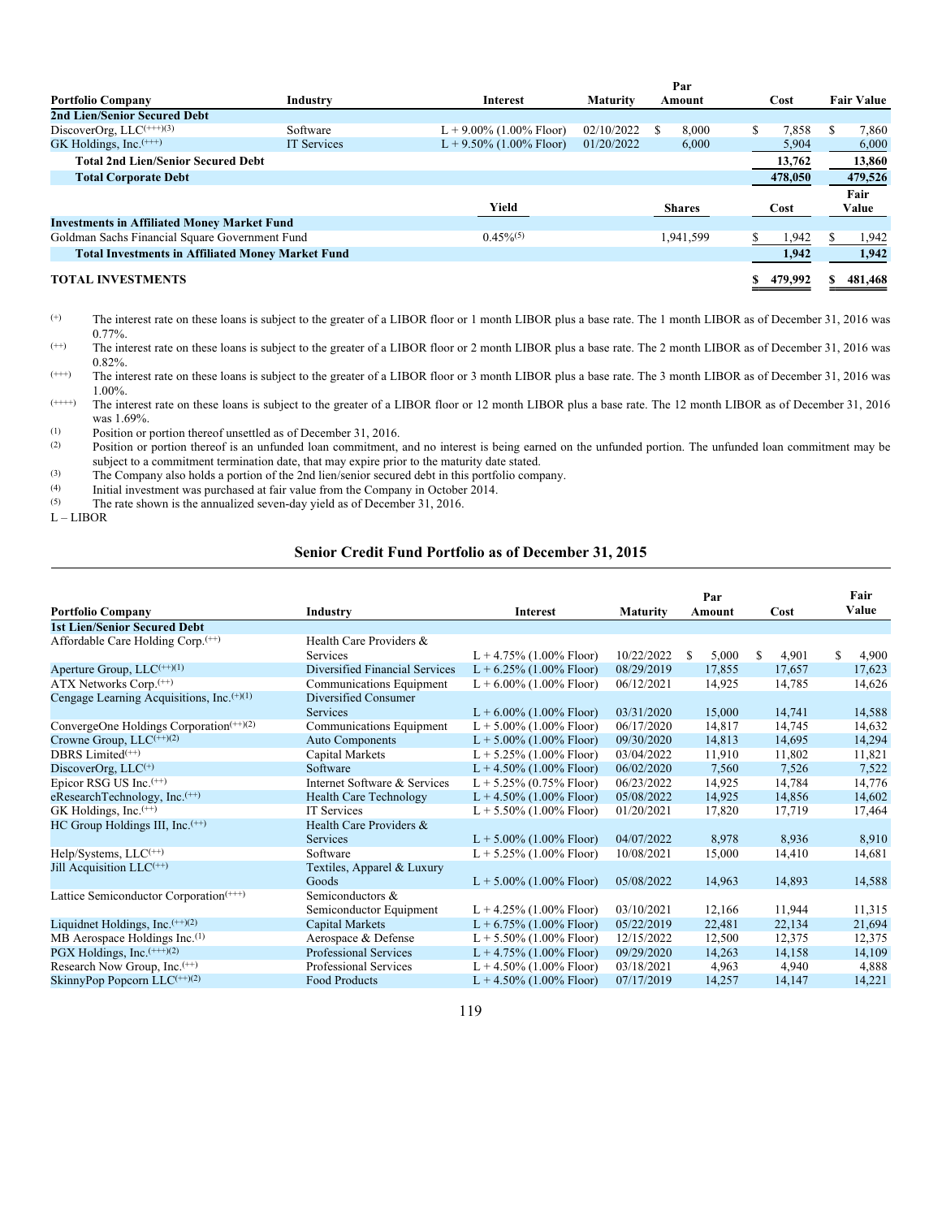| Portfolio Company | Industry | Interest | Maturity | Par Amount | Cost | Fair Value |
|---|---|---|---|---|---|---|
| **2nd Lien/Senior Secured Debt** | | | | | | |
| DiscoverOrg, LLC(+++)(3) | Software | L + 9.00% (1.00% Floor) | 02/10/2022 | $ 8,000 | $ 7,858 | $ 7,860 |
| GK Holdings, Inc.(+++) | IT Services | L + 9.50% (1.00% Floor) | 01/20/2022 | 6,000 | 5,904 | 6,000 |
| **Total 2nd Lien/Senior Secured Debt** | | | | | **13,762** | **13,860** |
| **Total Corporate Debt** | | | | | **478,050** | **479,526** |
| | | **Yield** | | **Shares** | **Cost** | **Fair Value** |
| **Investments in Affiliated Money Market Fund** | | | | | | |
| Goldman Sachs Financial Square Government Fund | | 0.45%(5) | | 1,941,599 | $ 1,942 | $ 1,942 |
| **Total Investments in Affiliated Money Market Fund** | | | | | **1,942** | **1,942** |
| **TOTAL INVESTMENTS** | | | | | **$ 479,992** | **$ 481,468** |

(+) The interest rate on these loans is subject to the greater of a LIBOR floor or 1 month LIBOR plus a base rate. The 1 month LIBOR as of December 31, 2016 was 0.77%.

(++) The interest rate on these loans is subject to the greater of a LIBOR floor or 2 month LIBOR plus a base rate. The 2 month LIBOR as of December 31, 2016 was 0.82%.

(+++) The interest rate on these loans is subject to the greater of a LIBOR floor or 3 month LIBOR plus a base rate. The 3 month LIBOR as of December 31, 2016 was 1.00%.

(++++) The interest rate on these loans is subject to the greater of a LIBOR floor or 12 month LIBOR plus a base rate. The 12 month LIBOR as of December 31, 2016 was 1.69%.

(1) Position or portion thereof unsettled as of December 31, 2016.

(2) Position or portion thereof is an unfunded loan commitment, and no interest is being earned on the unfunded portion. The unfunded loan commitment may be subject to a commitment termination date, that may expire prior to the maturity date stated.

(3) The Company also holds a portion of the 2nd lien/senior secured debt in this portfolio company.

(4) Initial investment was purchased at fair value from the Company in October 2014.

(5) The rate shown is the annualized seven-day yield as of December 31, 2016.

L – LIBOR

## Senior Credit Fund Portfolio as of December 31, 2015

| Portfolio Company | Industry | Interest | Maturity | Par Amount | Cost | Fair Value |
|---|---|---|---|---|---|---|
| **1st Lien/Senior Secured Debt** | | | | | | |
| Affordable Care Holding Corp.(++) | Health Care Providers & Services | L + 4.75% (1.00% Floor) | 10/22/2022 | $ 5,000 | $ 4,901 | $ 4,900 |
| Aperture Group, LLC(++)(1) | Diversified Financial Services | L + 6.25% (1.00% Floor) | 08/29/2019 | 17,855 | 17,657 | 17,623 |
| ATX Networks Corp.(++) | Communications Equipment | L + 6.00% (1.00% Floor) | 06/12/2021 | 14,925 | 14,785 | 14,626 |
| Cengage Learning Acquisitions, Inc.(+)(1) | Diversified Consumer Services | L + 6.00% (1.00% Floor) | 03/31/2020 | 15,000 | 14,741 | 14,588 |
| ConvergeOne Holdings Corporation(++)(2) | Communications Equipment | L + 5.00% (1.00% Floor) | 06/17/2020 | 14,817 | 14,745 | 14,632 |
| Crowne Group, LLC(++)(2) | Auto Components | L + 5.00% (1.00% Floor) | 09/30/2020 | 14,813 | 14,695 | 14,294 |
| DBRS Limited(++) | Capital Markets | L + 5.25% (1.00% Floor) | 03/04/2022 | 11,910 | 11,802 | 11,821 |
| DiscoverOrg, LLC(+) | Software | L + 4.50% (1.00% Floor) | 06/02/2020 | 7,560 | 7,526 | 7,522 |
| Epicor RSG US Inc.(++) | Internet Software & Services | L + 5.25% (0.75% Floor) | 06/23/2022 | 14,925 | 14,784 | 14,776 |
| eResearchTechnology, Inc.(++) | Health Care Technology | L + 4.50% (1.00% Floor) | 05/08/2022 | 14,925 | 14,856 | 14,602 |
| GK Holdings, Inc.(++) | IT Services | L + 5.50% (1.00% Floor) | 01/20/2021 | 17,820 | 17,719 | 17,464 |
| HC Group Holdings III, Inc.(++) | Health Care Providers & Services | L + 5.00% (1.00% Floor) | 04/07/2022 | 8,978 | 8,936 | 8,910 |
| Help/Systems, LLC(++) | Software | L + 5.25% (1.00% Floor) | 10/08/2021 | 15,000 | 14,410 | 14,681 |
| Jill Acquisition LLC(++) | Textiles, Apparel & Luxury Goods | L + 5.00% (1.00% Floor) | 05/08/2022 | 14,963 | 14,893 | 14,588 |
| Lattice Semiconductor Corporation(+++) | Semiconductors & Semiconductor Equipment | L + 4.25% (1.00% Floor) | 03/10/2021 | 12,166 | 11,944 | 11,315 |
| Liquidnet Holdings, Inc.(++)(2) | Capital Markets | L + 6.75% (1.00% Floor) | 05/22/2019 | 22,481 | 22,134 | 21,694 |
| MB Aerospace Holdings Inc.(1) | Aerospace & Defense | L + 5.50% (1.00% Floor) | 12/15/2022 | 12,500 | 12,375 | 12,375 |
| PGX Holdings, Inc.(+++)(2) | Professional Services | L + 4.75% (1.00% Floor) | 09/29/2020 | 14,263 | 14,158 | 14,109 |
| Research Now Group, Inc.(++) | Professional Services | L + 4.50% (1.00% Floor) | 03/18/2021 | 4,963 | 4,940 | 4,888 |
| SkinnyPop Popcorn LLC(++)(2) | Food Products | L + 4.50% (1.00% Floor) | 07/17/2019 | 14,257 | 14,147 | 14,221 |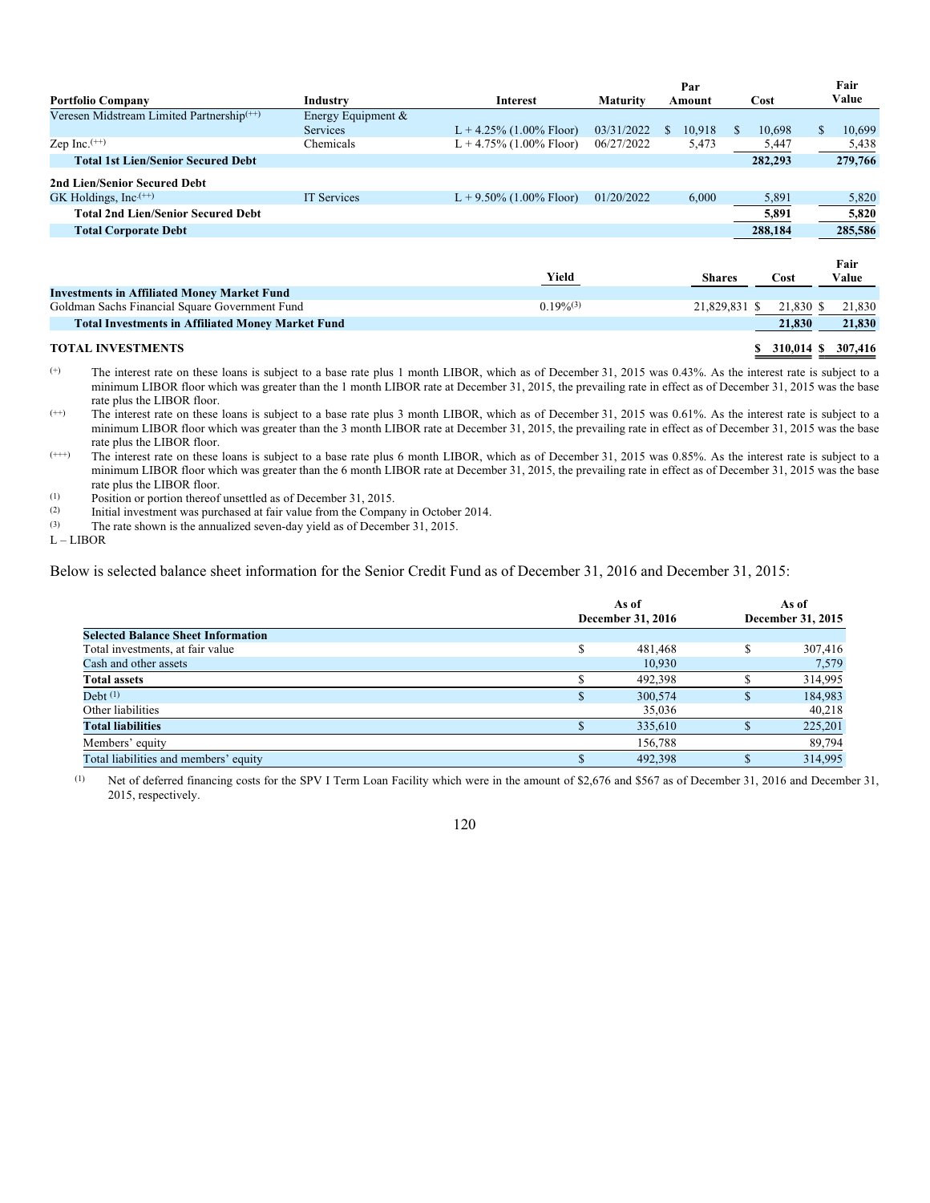| Portfolio Company | Industry | Interest | Maturity | Par Amount | Cost | Fair Value |
|---|---|---|---|---|---|---|
| Veresen Midstream Limited Partnership(++) | Energy Equipment & Services | L + 4.25% (1.00% Floor) | 03/31/2022 | $ 10,918 | $ 10,698 | $ 10,699 |
| Zep Inc.(++) | Chemicals | L + 4.75% (1.00% Floor) | 06/27/2022 | 5,473 | 5,447 | 5,438 |
| **Total 1st Lien/Senior Secured Debt** | | | | | **282,293** | **279,766** |
| **2nd Lien/Senior Secured Debt** | | | | | | |
| GK Holdings, Inc.(++) | IT Services | L + 9.50% (1.00% Floor) | 01/20/2022 | 6,000 | 5,891 | 5,820 |
| **Total 2nd Lien/Senior Secured Debt** | | | | | **5,891** | **5,820** |
| **Total Corporate Debt** | | | | | **288,184** | **285,586** |

| | Yield | Shares | Cost | Fair Value |
|---|---|---|---|---|
| **Investments in Affiliated Money Market Fund** | | | | |
| Goldman Sachs Financial Square Government Fund | 0.19%(3) | 21,829,831 | $ 21,830 | $ 21,830 |
| **Total Investments in Affiliated Money Market Fund** | | | **21,830** | **21,830** |
| **TOTAL INVESTMENTS** | | | **$ 310,014** | **$ 307,416** |

(+) The interest rate on these loans is subject to a base rate plus 1 month LIBOR, which as of December 31, 2015 was 0.43%. As the interest rate is subject to a minimum LIBOR floor which was greater than the 1 month LIBOR rate at December 31, 2015, the prevailing rate in effect as of December 31, 2015 was the base rate plus the LIBOR floor.

(++) The interest rate on these loans is subject to a base rate plus 3 month LIBOR, which as of December 31, 2015 was 0.61%. As the interest rate is subject to a minimum LIBOR floor which was greater than the 3 month LIBOR rate at December 31, 2015, the prevailing rate in effect as of December 31, 2015 was the base rate plus the LIBOR floor.

(+++) The interest rate on these loans is subject to a base rate plus 6 month LIBOR, which as of December 31, 2015 was 0.85%. As the interest rate is subject to a minimum LIBOR floor which was greater than the 6 month LIBOR rate at December 31, 2015, the prevailing rate in effect as of December 31, 2015 was the base rate plus the LIBOR floor.

(1) Position or portion thereof unsettled as of December 31, 2015.

(2) Initial investment was purchased at fair value from the Company in October 2014.

(3) The rate shown is the annualized seven-day yield as of December 31, 2015.

L – LIBOR

Below is selected balance sheet information for the Senior Credit Fund as of December 31, 2016 and December 31, 2015:

| | As of December 31, 2016 | As of December 31, 2015 |
|---|---|---|
| **Selected Balance Sheet Information** | | |
| Total investments, at fair value | $ 481,468 | $ 307,416 |
| Cash and other assets | 10,930 | 7,579 |
| **Total assets** | $ 492,398 | $ 314,995 |
| Debt (1) | $ 300,574 | $ 184,983 |
| Other liabilities | 35,036 | 40,218 |
| **Total liabilities** | $ 335,610 | $ 225,201 |
| Members' equity | 156,788 | 89,794 |
| Total liabilities and members' equity | $ 492,398 | $ 314,995 |

(1) Net of deferred financing costs for the SPV I Term Loan Facility which were in the amount of $2,676 and $567 as of December 31, 2016 and December 31, 2015, respectively.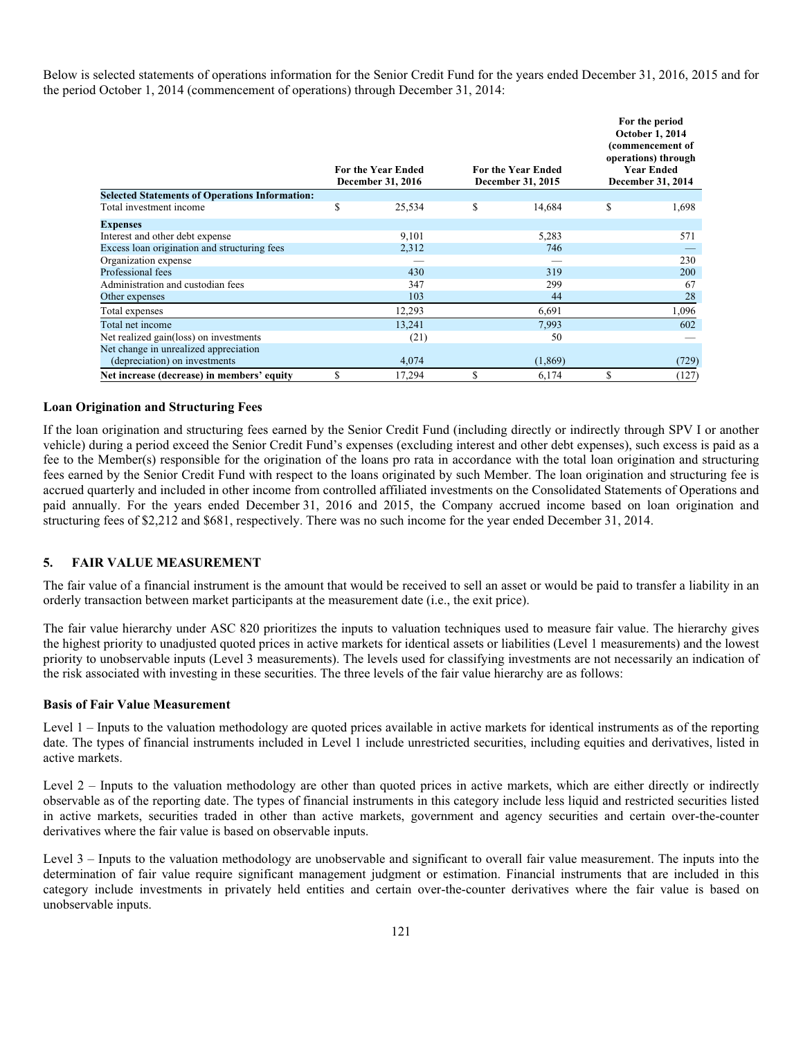Below is selected statements of operations information for the Senior Credit Fund for the years ended December 31, 2016, 2015 and for the period October 1, 2014 (commencement of operations) through December 31, 2014:

| | For the Year Ended December 31, 2016 | For the Year Ended December 31, 2015 | For the period October 1, 2014 (commencement of operations) through Year Ended December 31, 2014 |
|---|---|---|---|
| **Selected Statements of Operations Information:** | | | |
| Total investment income | $ 25,534 | $ 14,684 | $ 1,698 |
| **Expenses** | | | |
| Interest and other debt expense | 9,101 | 5,283 | 571 |
| Excess loan origination and structuring fees | 2,312 | 746 | — |
| Organization expense | — | — | 230 |
| Professional fees | 430 | 319 | 200 |
| Administration and custodian fees | 347 | 299 | 67 |
| Other expenses | 103 | 44 | 28 |
| Total expenses | 12,293 | 6,691 | 1,096 |
| Total net income | 13,241 | 7,993 | 602 |
| Net realized gain(loss) on investments | (21) | 50 | — |
| Net change in unrealized appreciation (depreciation) on investments | 4,074 | (1,869) | (729) |
| **Net increase (decrease) in members' equity** | $ 17,294 | $ 6,174 | $ (127) |

**Loan Origination and Structuring Fees**

If the loan origination and structuring fees earned by the Senior Credit Fund (including directly or indirectly through SPV I or another vehicle) during a period exceed the Senior Credit Fund's expenses (excluding interest and other debt expenses), such excess is paid as a fee to the Member(s) responsible for the origination of the loans pro rata in accordance with the total loan origination and structuring fees earned by the Senior Credit Fund with respect to the loans originated by such Member. The loan origination and structuring fee is accrued quarterly and included in other income from controlled affiliated investments on the Consolidated Statements of Operations and paid annually. For the years ended December 31, 2016 and 2015, the Company accrued income based on loan origination and structuring fees of $2,212 and $681, respectively. There was no such income for the year ended December 31, 2014.

## 5. FAIR VALUE MEASUREMENT

The fair value of a financial instrument is the amount that would be received to sell an asset or would be paid to transfer a liability in an orderly transaction between market participants at the measurement date (i.e., the exit price).

The fair value hierarchy under ASC 820 prioritizes the inputs to valuation techniques used to measure fair value. The hierarchy gives the highest priority to unadjusted quoted prices in active markets for identical assets or liabilities (Level 1 measurements) and the lowest priority to unobservable inputs (Level 3 measurements). The levels used for classifying investments are not necessarily an indication of the risk associated with investing in these securities. The three levels of the fair value hierarchy are as follows:

**Basis of Fair Value Measurement**

Level 1 – Inputs to the valuation methodology are quoted prices available in active markets for identical instruments as of the reporting date. The types of financial instruments included in Level 1 include unrestricted securities, including equities and derivatives, listed in active markets.

Level 2 – Inputs to the valuation methodology are other than quoted prices in active markets, which are either directly or indirectly observable as of the reporting date. The types of financial instruments in this category include less liquid and restricted securities listed in active markets, securities traded in other than active markets, government and agency securities and certain over-the-counter derivatives where the fair value is based on observable inputs.

Level 3 – Inputs to the valuation methodology are unobservable and significant to overall fair value measurement. The inputs into the determination of fair value require significant management judgment or estimation. Financial instruments that are included in this category include investments in privately held entities and certain over-the-counter derivatives where the fair value is based on unobservable inputs.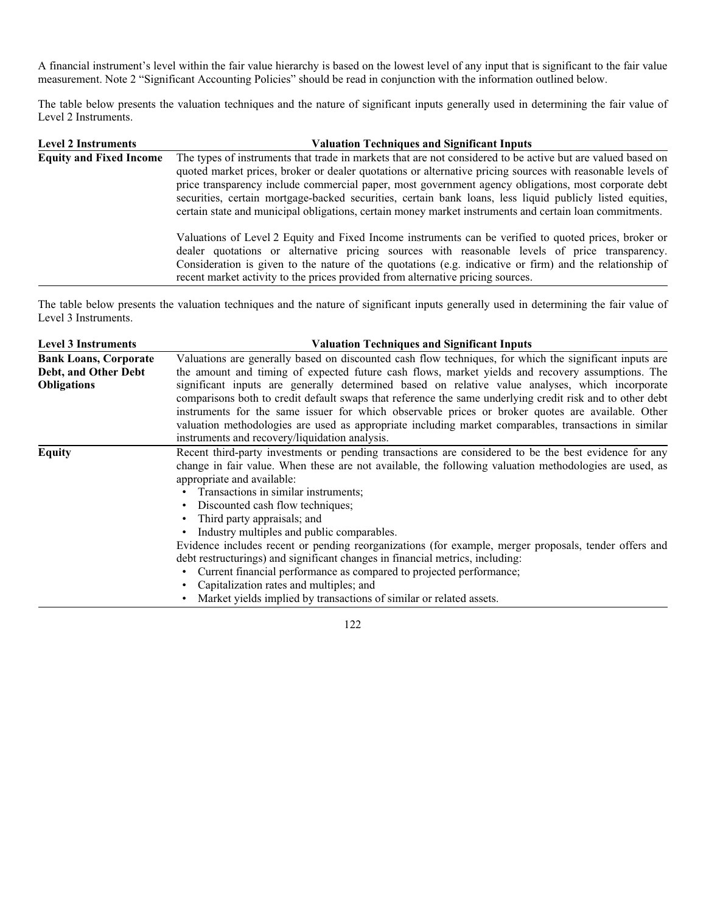A financial instrument's level within the fair value hierarchy is based on the lowest level of any input that is significant to the fair value measurement. Note 2 "Significant Accounting Policies" should be read in conjunction with the information outlined below.

The table below presents the valuation techniques and the nature of significant inputs generally used in determining the fair value of Level 2 Instruments.

| Level 2 Instruments | Valuation Techniques and Significant Inputs |
|---|---|
| **Equity and Fixed Income** | The types of instruments that trade in markets that are not considered to be active but are valued based on quoted market prices, broker or dealer quotations or alternative pricing sources with reasonable levels of price transparency include commercial paper, most government agency obligations, most corporate debt securities, certain mortgage-backed securities, certain bank loans, less liquid publicly listed equities, certain state and municipal obligations, certain money market instruments and certain loan commitments.<br><br>Valuations of Level 2 Equity and Fixed Income instruments can be verified to quoted prices, broker or dealer quotations or alternative pricing sources with reasonable levels of price transparency. Consideration is given to the nature of the quotations (e.g. indicative or firm) and the relationship of recent market activity to the prices provided from alternative pricing sources. |

The table below presents the valuation techniques and the nature of significant inputs generally used in determining the fair value of Level 3 Instruments.

| Level 3 Instruments | Valuation Techniques and Significant Inputs |
|---|---|
| **Bank Loans, Corporate Debt, and Other Debt Obligations** | Valuations are generally based on discounted cash flow techniques, for which the significant inputs are the amount and timing of expected future cash flows, market yields and recovery assumptions. The significant inputs are generally determined based on relative value analyses, which incorporate comparisons both to credit default swaps that reference the same underlying credit risk and to other debt instruments for the same issuer for which observable prices or broker quotes are available. Other valuation methodologies are used as appropriate including market comparables, transactions in similar instruments and recovery/liquidation analysis. |
| **Equity** | Recent third-party investments or pending transactions are considered to be the best evidence for any change in fair value. When these are not available, the following valuation methodologies are used, as appropriate and available:<br>• Transactions in similar instruments;<br>• Discounted cash flow techniques;<br>• Third party appraisals; and<br>• Industry multiples and public comparables.<br>Evidence includes recent or pending reorganizations (for example, merger proposals, tender offers and debt restructurings) and significant changes in financial metrics, including:<br>• Current financial performance as compared to projected performance;<br>• Capitalization rates and multiples; and<br>• Market yields implied by transactions of similar or related assets. |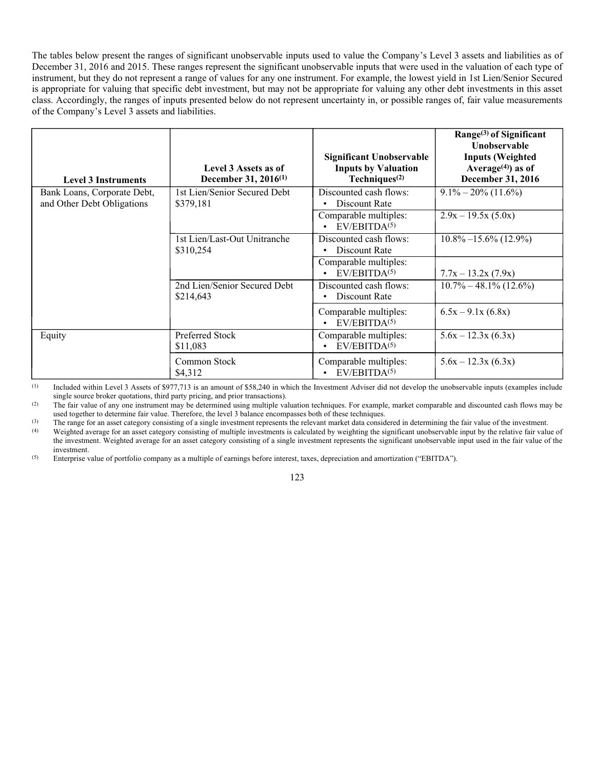The tables below present the ranges of significant unobservable inputs used to value the Company's Level 3 assets and liabilities as of December 31, 2016 and 2015. These ranges represent the significant unobservable inputs that were used in the valuation of each type of instrument, but they do not represent a range of values for any one instrument. For example, the lowest yield in 1st Lien/Senior Secured is appropriate for valuing that specific debt investment, but may not be appropriate for valuing any other debt investments in this asset class. Accordingly, the ranges of inputs presented below do not represent uncertainty in, or possible ranges of, fair value measurements of the Company's Level 3 assets and liabilities.

| Level 3 Instruments | Level 3 Assets as of December 31, 2016[1] | Significant Unobservable Inputs by Valuation Techniques[2] | Range[3] of Significant Unobservable Inputs (Weighted Average[4]) as of December 31, 2016 |
|---|---|---|---|
| Bank Loans, Corporate Debt, and Other Debt Obligations | 1st Lien/Senior Secured Debt $379,181 | Discounted cash flows: • Discount Rate | 9.1% – 20% (11.6%) |
| | | Comparable multiples: • EV/EBITDA[5] | 2.9x – 19.5x (5.0x) |
| | 1st Lien/Last-Out Unitranche $310,254 | Discounted cash flows: • Discount Rate | 10.8% –15.6% (12.9%) |
| | | Comparable multiples: • EV/EBITDA[5] | 7.7x – 13.2x (7.9x) |
| | 2nd Lien/Senior Secured Debt $214,643 | Discounted cash flows: • Discount Rate | 10.7% – 48.1% (12.6%) |
| | | Comparable multiples: • EV/EBITDA[5] | 6.5x – 9.1x (6.8x) |
| Equity | Preferred Stock $11,083 | Comparable multiples: • EV/EBITDA[5] | 5.6x – 12.3x (6.3x) |
| | Common Stock $4,312 | Comparable multiples: • EV/EBITDA[5] | 5.6x – 12.3x (6.3x) |

(1) Included within Level 3 Assets of $977,713 is an amount of $58,240 in which the Investment Adviser did not develop the unobservable inputs (examples include single source broker quotations, third party pricing, and prior transactions).

(2) The fair value of any one instrument may be determined using multiple valuation techniques. For example, market comparable and discounted cash flows may be used together to determine fair value. Therefore, the level 3 balance encompasses both of these techniques.

(3) The range for an asset category consisting of a single investment represents the relevant market data considered in determining the fair value of the investment.

(4) Weighted average for an asset category consisting of multiple investments is calculated by weighting the significant unobservable input by the relative fair value of the investment. Weighted average for an asset category consisting of a single investment represents the significant unobservable input used in the fair value of the investment.

(5) Enterprise value of portfolio company as a multiple of earnings before interest, taxes, depreciation and amortization ("EBITDA").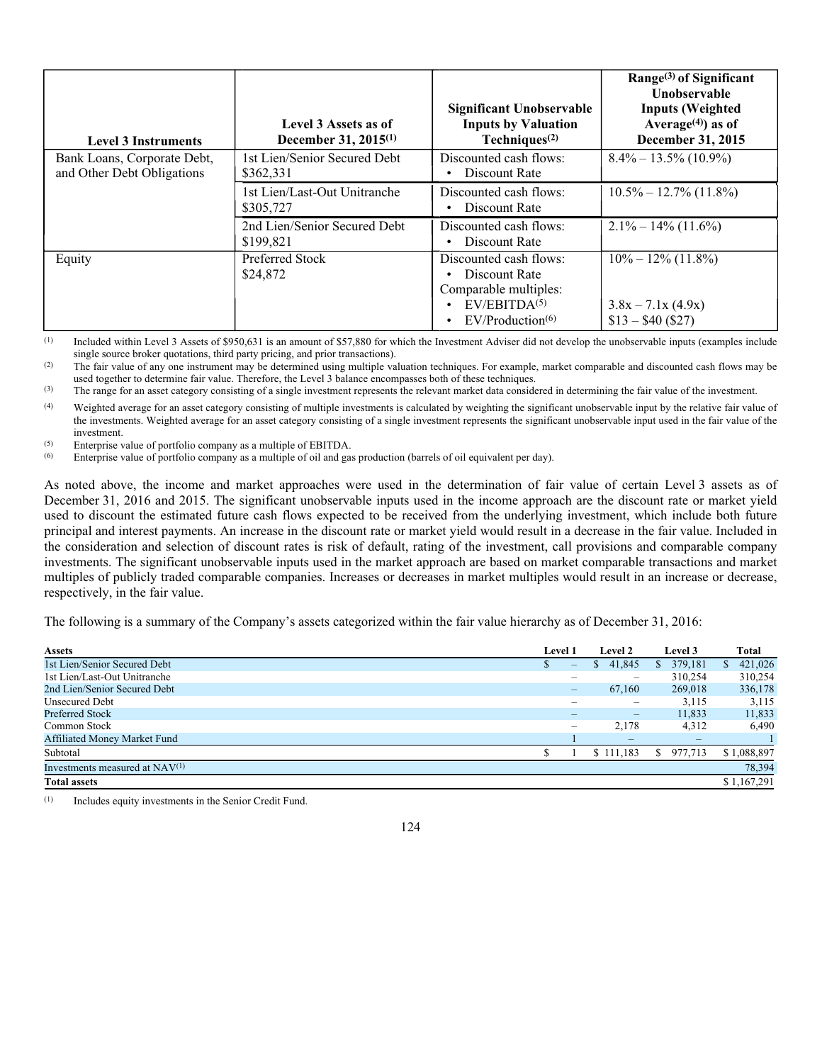| Level 3 Instruments | Level 3 Assets as of December 31, 2015[1] | Significant Unobservable Inputs by Valuation Techniques[2] | Range[3] of Significant Unobservable Inputs (Weighted Average[4]) as of December 31, 2015 |
|---|---|---|---|
| Bank Loans, Corporate Debt, and Other Debt Obligations | 1st Lien/Senior Secured Debt $362,331 | Discounted cash flows: • Discount Rate | 8.4% – 13.5% (10.9%) |
| | 1st Lien/Last-Out Unitranche $305,727 | Discounted cash flows: • Discount Rate | 10.5% – 12.7% (11.8%) |
| | 2nd Lien/Senior Secured Debt $199,821 | Discounted cash flows: • Discount Rate | 2.1% – 14% (11.6%) |
| Equity | Preferred Stock $24,872 | Discounted cash flows: • Discount Rate | 10% – 12% (11.8%) |
| | | Comparable multiples: • EV/EBITDA[5] | 3.8x – 7.1x (4.9x) |
| | | • EV/Production[6] | $13 – $40 ($27) |

(1) Included within Level 3 Assets of $950,631 is an amount of $57,880 for which the Investment Adviser did not develop the unobservable inputs (examples include single source broker quotations, third party pricing, and prior transactions).

(2) The fair value of any one instrument may be determined using multiple valuation techniques. For example, market comparable and discounted cash flows may be used together to determine fair value. Therefore, the Level 3 balance encompasses both of these techniques.

(3) The range for an asset category consisting of a single investment represents the relevant market data considered in determining the fair value of the investment.

(4) Weighted average for an asset category consisting of multiple investments is calculated by weighting the significant unobservable input by the relative fair value of the investments. Weighted average for an asset category consisting of a single investment represents the significant unobservable input used in the fair value of the investment.

(5) Enterprise value of portfolio company as a multiple of EBITDA.

(6) Enterprise value of portfolio company as a multiple of oil and gas production (barrels of oil equivalent per day).

As noted above, the income and market approaches were used in the determination of fair value of certain Level 3 assets as of December 31, 2016 and 2015. The significant unobservable inputs used in the income approach are the discount rate or market yield used to discount the estimated future cash flows expected to be received from the underlying investment, which include both future principal and interest payments. An increase in the discount rate or market yield would result in a decrease in the fair value. Included in the consideration and selection of discount rates is risk of default, rating of the investment, call provisions and comparable company investments. The significant unobservable inputs used in the market approach are based on market comparable transactions and market multiples of publicly traded comparable companies. Increases or decreases in market multiples would result in an increase or decrease, respectively, in the fair value.

The following is a summary of the Company's assets categorized within the fair value hierarchy as of December 31, 2016:

| Assets | Level 1 | Level 2 | Level 3 | Total |
|---|---|---|---|---|
| 1st Lien/Senior Secured Debt | $ – | $ 41,845 | $ 379,181 | $ 421,026 |
| 1st Lien/Last-Out Unitranche | – | – | 310,254 | 310,254 |
| 2nd Lien/Senior Secured Debt | – | 67,160 | 269,018 | 336,178 |
| Unsecured Debt | – | – | 3,115 | 3,115 |
| Preferred Stock | – | – | 11,833 | 11,833 |
| Common Stock | – | 2,178 | 4,312 | 6,490 |
| Affiliated Money Market Fund | 1 | – | – | 1 |
| Subtotal | $ 1 | $ 111,183 | $ 977,713 | $ 1,088,897 |
| Investments measured at NAV[1] | | | | 78,394 |
| **Total assets** | | | | $ 1,167,291 |

(1) Includes equity investments in the Senior Credit Fund.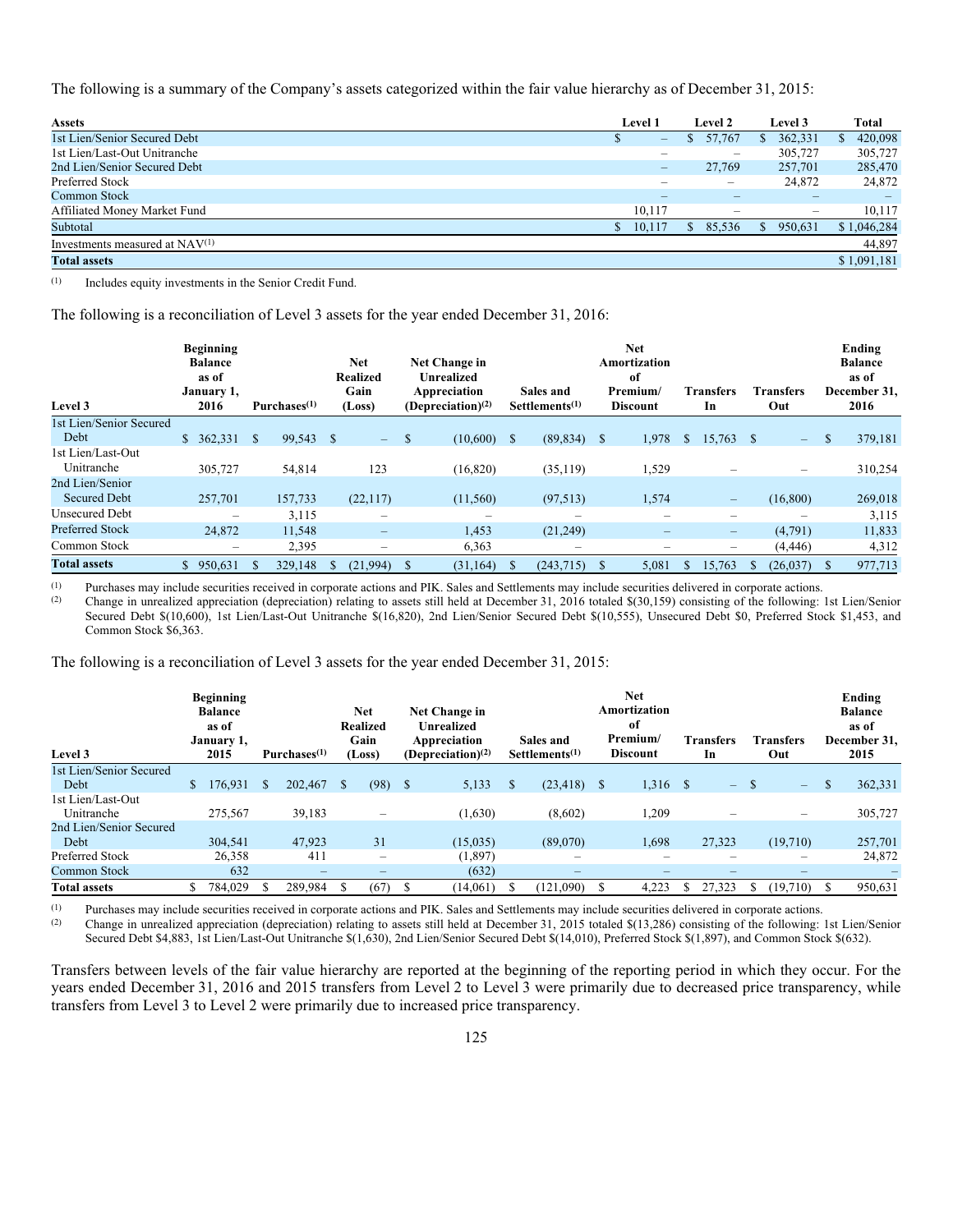The following is a summary of the Company's assets categorized within the fair value hierarchy as of December 31, 2015:

| Assets | Level 1 | Level 2 | Level 3 | Total |
|---|---|---|---|---|
| 1st Lien/Senior Secured Debt | $ – | $ 57,767 | $ 362,331 | $ 420,098 |
| 1st Lien/Last-Out Unitranche | – | – | 305,727 | 305,727 |
| 2nd Lien/Senior Secured Debt | – | 27,769 | 257,701 | 285,470 |
| Preferred Stock | – | – | 24,872 | 24,872 |
| Common Stock | – | – | – | – |
| Affiliated Money Market Fund | 10,117 | – | – | 10,117 |
| Subtotal | $ 10,117 | $ 85,536 | $ 950,631 | $ 1,046,284 |
| Investments measured at NAV[(1)] | | | | 44,897 |
| **Total assets** | | | | $ 1,091,181 |

(1) Includes equity investments in the Senior Credit Fund.

The following is a reconciliation of Level 3 assets for the year ended December 31, 2016:

| Level 3 | Beginning Balance as of January 1, 2016 | Purchases[(1)] | Net Realized Gain (Loss) | Net Change in Unrealized Appreciation (Depreciation)[(2)] | Sales and Settlements[(1)] | Net Amortization of Premium/ Discount | Transfers In | Transfers Out | Ending Balance as of December 31, 2016 |
|---|---|---|---|---|---|---|---|---|---|
| 1st Lien/Senior Secured Debt | $ 362,331 | $ 99,543 | $ – | $ (10,600) | $ (89,834) | $ 1,978 | $ 15,763 | $ – | $ 379,181 |
| 1st Lien/Last-Out Unitranche | 305,727 | 54,814 | 123 | (16,820) | (35,119) | 1,529 | – | – | 310,254 |
| 2nd Lien/Senior Secured Debt | 257,701 | 157,733 | (22,117) | (11,560) | (97,513) | 1,574 | – | (16,800) | 269,018 |
| Unsecured Debt | – | 3,115 | – | – | – | – | – | – | 3,115 |
| Preferred Stock | 24,872 | 11,548 | – | 1,453 | (21,249) | – | – | (4,791) | 11,833 |
| Common Stock | – | 2,395 | – | 6,363 | – | – | – | (4,446) | 4,312 |
| **Total assets** | $ 950,631 | $ 329,148 | $ (21,994) | $ (31,164) | $ (243,715) | $ 5,081 | $ 15,763 | $ (26,037) | $ 977,713 |

(1) Purchases may include securities received in corporate actions and PIK. Sales and Settlements may include securities delivered in corporate actions.

(2) Change in unrealized appreciation (depreciation) relating to assets still held at December 31, 2016 totaled $(30,159) consisting of the following: 1st Lien/Senior Secured Debt $(10,600), 1st Lien/Last-Out Unitranche $(16,820), 2nd Lien/Senior Secured Debt $(10,555), Unsecured Debt $0, Preferred Stock $1,453, and Common Stock $6,363.

The following is a reconciliation of Level 3 assets for the year ended December 31, 2015:

| Level 3 | Beginning Balance as of January 1, 2015 | Purchases[(1)] | Net Realized Gain (Loss) | Net Change in Unrealized Appreciation (Depreciation)[(2)] | Sales and Settlements[(1)] | Net Amortization of Premium/ Discount | Transfers In | Transfers Out | Ending Balance as of December 31, 2015 |
|---|---|---|---|---|---|---|---|---|---|
| 1st Lien/Senior Secured Debt | $ 176,931 | $ 202,467 | $ (98) | $ 5,133 | $ (23,418) | $ 1,316 | $ – | $ – | $ 362,331 |
| 1st Lien/Last-Out Unitranche | 275,567 | 39,183 | – | (1,630) | (8,602) | 1,209 | – | – | 305,727 |
| 2nd Lien/Senior Secured Debt | 304,541 | 47,923 | 31 | (15,035) | (89,070) | 1,698 | 27,323 | (19,710) | 257,701 |
| Preferred Stock | 26,358 | 411 | – | (1,897) | – | – | – | – | 24,872 |
| Common Stock | 632 | – | – | (632) | – | – | – | – | – |
| **Total assets** | $ 784,029 | $ 289,984 | $ (67) | $ (14,061) | $ (121,090) | $ 4,223 | $ 27,323 | $ (19,710) | $ 950,631 |

(1) Purchases may include securities received in corporate actions and PIK. Sales and Settlements may include securities delivered in corporate actions.

(2) Change in unrealized appreciation (depreciation) relating to assets still held at December 31, 2015 totaled $(13,286) consisting of the following: 1st Lien/Senior Secured Debt $4,883, 1st Lien/Last-Out Unitranche $(1,630), 2nd Lien/Senior Secured Debt $(14,010), Preferred Stock $(1,897), and Common Stock $(632).

Transfers between levels of the fair value hierarchy are reported at the beginning of the reporting period in which they occur. For the years ended December 31, 2016 and 2015 transfers from Level 2 to Level 3 were primarily due to decreased price transparency, while transfers from Level 3 to Level 2 were primarily due to increased price transparency.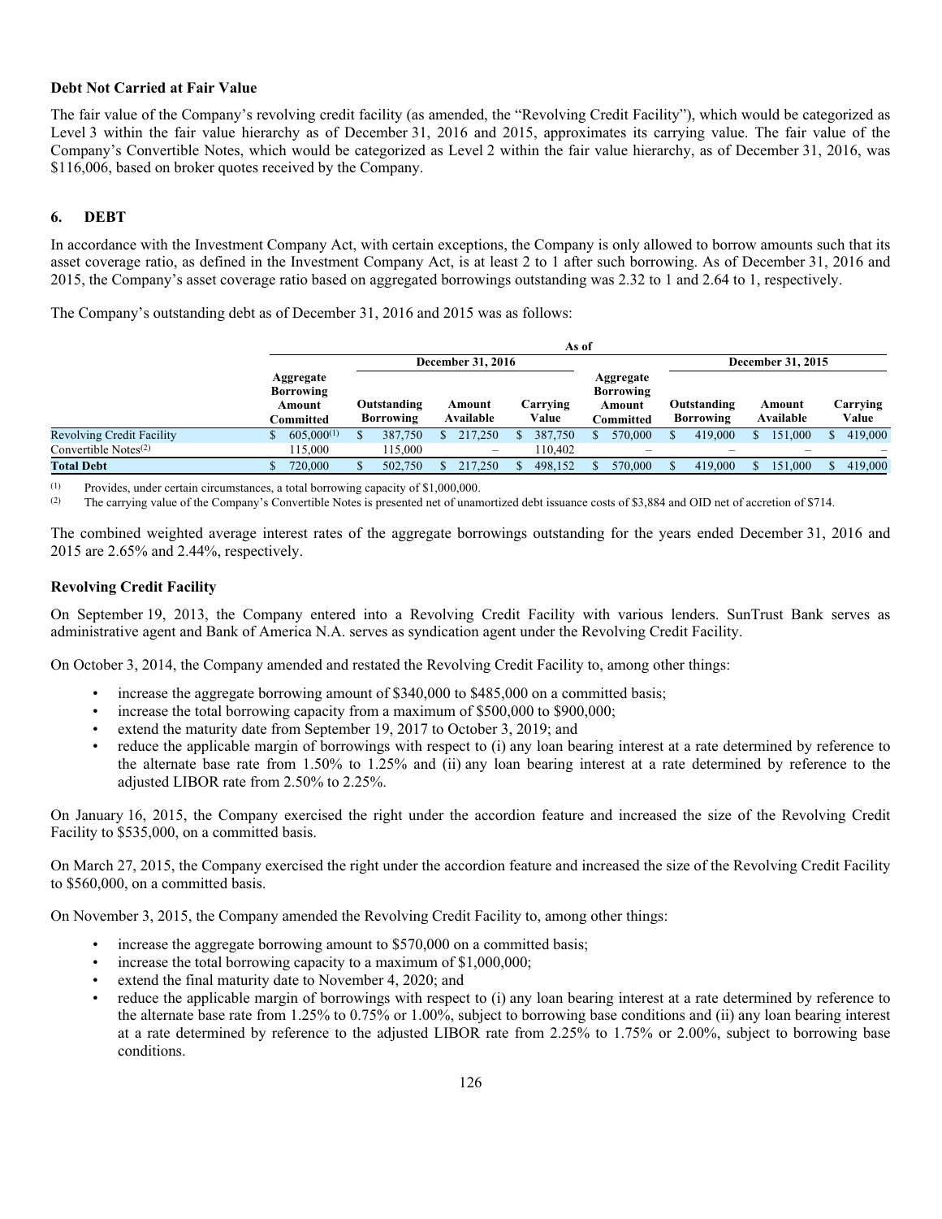### Debt Not Carried at Fair Value

The fair value of the Company's revolving credit facility (as amended, the "Revolving Credit Facility"), which would be categorized as Level 3 within the fair value hierarchy as of December 31, 2016 and 2015, approximates its carrying value. The fair value of the Company's Convertible Notes, which would be categorized as Level 2 within the fair value hierarchy, as of December 31, 2016, was $116,006, based on broker quotes received by the Company.

## 6. DEBT

In accordance with the Investment Company Act, with certain exceptions, the Company is only allowed to borrow amounts such that its asset coverage ratio, as defined in the Investment Company Act, is at least 2 to 1 after such borrowing. As of December 31, 2016 and 2015, the Company's asset coverage ratio based on aggregated borrowings outstanding was 2.32 to 1 and 2.64 to 1, respectively.

The Company's outstanding debt as of December 31, 2016 and 2015 was as follows:

| | As of | | | | | | | |
|---|---|---|---|---|---|---|---|---|
| | December 31, 2016 | | | | December 31, 2015 | | | |
| | Aggregate Borrowing Amount Committed | Outstanding Borrowing | Amount Available | Carrying Value | Aggregate Borrowing Amount Committed | Outstanding Borrowing | Amount Available | Carrying Value |
| Revolving Credit Facility | $ 605,000[(1)] | $ 387,750 | $ 217,250 | $ 387,750 | $ 570,000 | $ 419,000 | $ 151,000 | $ 419,000 |
| Convertible Notes[(2)] | 115,000 | 115,000 | – | 110,402 | – | – | – | – |
| **Total Debt** | $ 720,000 | $ 502,750 | $ 217,250 | $ 498,152 | $ 570,000 | $ 419,000 | $ 151,000 | $ 419,000 |

(1) Provides, under certain circumstances, a total borrowing capacity of $1,000,000.

(2) The carrying value of the Company's Convertible Notes is presented net of unamortized debt issuance costs of $3,884 and OID net of accretion of $714.

The combined weighted average interest rates of the aggregate borrowings outstanding for the years ended December 31, 2016 and 2015 are 2.65% and 2.44%, respectively.

### Revolving Credit Facility

On September 19, 2013, the Company entered into a Revolving Credit Facility with various lenders. SunTrust Bank serves as administrative agent and Bank of America N.A. serves as syndication agent under the Revolving Credit Facility.

On October 3, 2014, the Company amended and restated the Revolving Credit Facility to, among other things:

- increase the aggregate borrowing amount of $340,000 to $485,000 on a committed basis;
- increase the total borrowing capacity from a maximum of $500,000 to $900,000;
- extend the maturity date from September 19, 2017 to October 3, 2019; and
- reduce the applicable margin of borrowings with respect to (i) any loan bearing interest at a rate determined by reference to the alternate base rate from 1.50% to 1.25% and (ii) any loan bearing interest at a rate determined by reference to the adjusted LIBOR rate from 2.50% to 2.25%.

On January 16, 2015, the Company exercised the right under the accordion feature and increased the size of the Revolving Credit Facility to $535,000, on a committed basis.

On March 27, 2015, the Company exercised the right under the accordion feature and increased the size of the Revolving Credit Facility to $560,000, on a committed basis.

On November 3, 2015, the Company amended the Revolving Credit Facility to, among other things:

- increase the aggregate borrowing amount to $570,000 on a committed basis;
- increase the total borrowing capacity to a maximum of $1,000,000;
- extend the final maturity date to November 4, 2020; and
- reduce the applicable margin of borrowings with respect to (i) any loan bearing interest at a rate determined by reference to the alternate base rate from 1.25% to 0.75% or 1.00%, subject to borrowing base conditions and (ii) any loan bearing interest at a rate determined by reference to the adjusted LIBOR rate from 2.25% to 1.75% or 2.00%, subject to borrowing base conditions.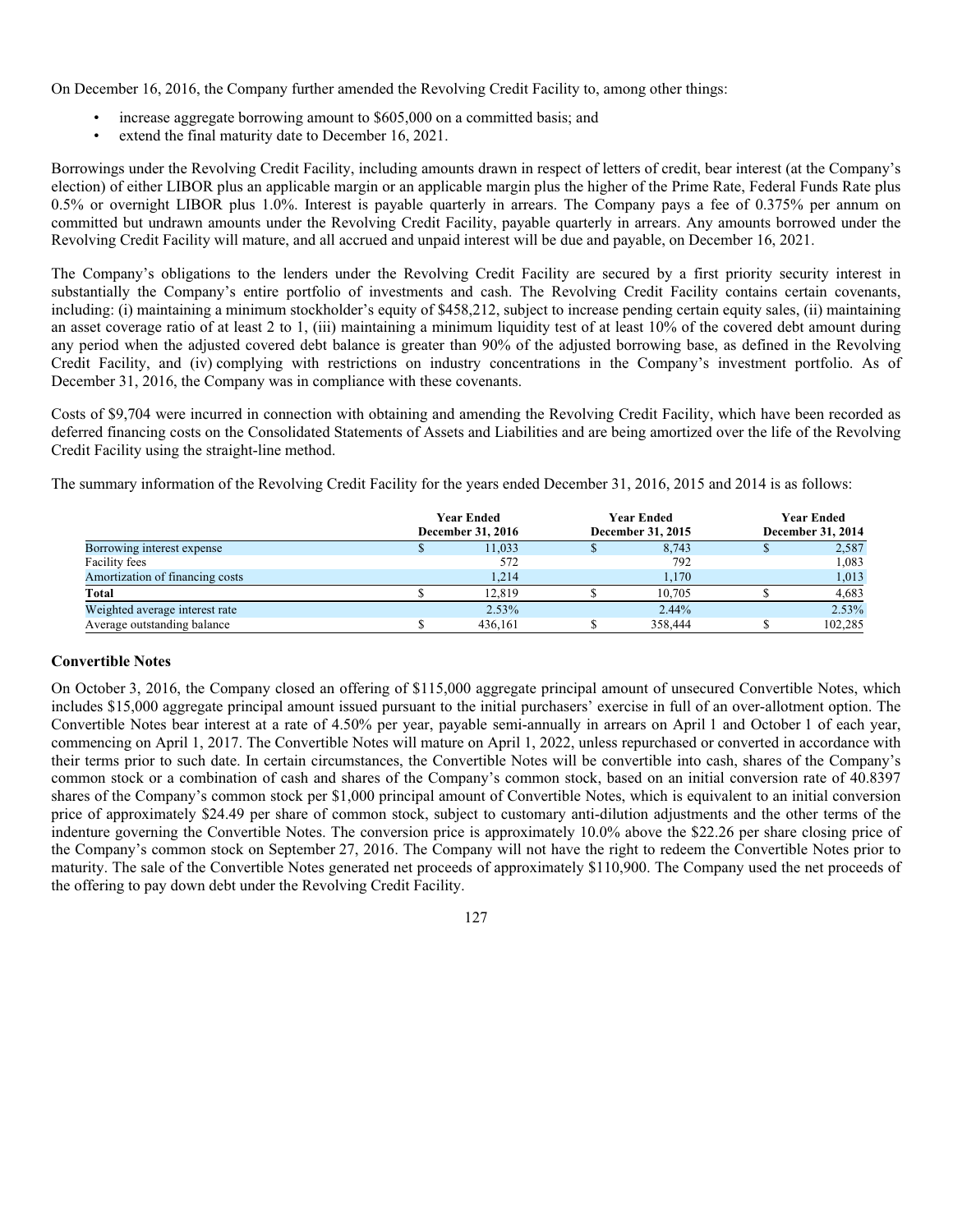On December 16, 2016, the Company further amended the Revolving Credit Facility to, among other things:

- increase aggregate borrowing amount to $605,000 on a committed basis; and
- extend the final maturity date to December 16, 2021.

Borrowings under the Revolving Credit Facility, including amounts drawn in respect of letters of credit, bear interest (at the Company's election) of either LIBOR plus an applicable margin or an applicable margin plus the higher of the Prime Rate, Federal Funds Rate plus 0.5% or overnight LIBOR plus 1.0%. Interest is payable quarterly in arrears. The Company pays a fee of 0.375% per annum on committed but undrawn amounts under the Revolving Credit Facility, payable quarterly in arrears. Any amounts borrowed under the Revolving Credit Facility will mature, and all accrued and unpaid interest will be due and payable, on December 16, 2021.

The Company's obligations to the lenders under the Revolving Credit Facility are secured by a first priority security interest in substantially the Company's entire portfolio of investments and cash. The Revolving Credit Facility contains certain covenants, including: (i) maintaining a minimum stockholder's equity of $458,212, subject to increase pending certain equity sales, (ii) maintaining an asset coverage ratio of at least 2 to 1, (iii) maintaining a minimum liquidity test of at least 10% of the covered debt amount during any period when the adjusted covered debt balance is greater than 90% of the adjusted borrowing base, as defined in the Revolving Credit Facility, and (iv) complying with restrictions on industry concentrations in the Company's investment portfolio. As of December 31, 2016, the Company was in compliance with these covenants.

Costs of $9,704 were incurred in connection with obtaining and amending the Revolving Credit Facility, which have been recorded as deferred financing costs on the Consolidated Statements of Assets and Liabilities and are being amortized over the life of the Revolving Credit Facility using the straight-line method.

The summary information of the Revolving Credit Facility for the years ended December 31, 2016, 2015 and 2014 is as follows:

| | Year Ended December 31, 2016 | Year Ended December 31, 2015 | Year Ended December 31, 2014 |
|---|---|---|---|
| Borrowing interest expense | $ 11,033 | $ 8,743 | $ 2,587 |
| Facility fees | 572 | 792 | 1,083 |
| Amortization of financing costs | 1,214 | 1,170 | 1,013 |
| **Total** | $ 12,819 | $ 10,705 | $ 4,683 |
| Weighted average interest rate | 2.53% | 2.44% | 2.53% |
| Average outstanding balance | $ 436,161 | $ 358,444 | $ 102,285 |

## Convertible Notes

On October 3, 2016, the Company closed an offering of $115,000 aggregate principal amount of unsecured Convertible Notes, which includes $15,000 aggregate principal amount issued pursuant to the initial purchasers' exercise in full of an over-allotment option. The Convertible Notes bear interest at a rate of 4.50% per year, payable semi-annually in arrears on April 1 and October 1 of each year, commencing on April 1, 2017. The Convertible Notes will mature on April 1, 2022, unless repurchased or converted in accordance with their terms prior to such date. In certain circumstances, the Convertible Notes will be convertible into cash, shares of the Company's common stock or a combination of cash and shares of the Company's common stock, based on an initial conversion rate of 40.8397 shares of the Company's common stock per $1,000 principal amount of Convertible Notes, which is equivalent to an initial conversion price of approximately $24.49 per share of common stock, subject to customary anti-dilution adjustments and the other terms of the indenture governing the Convertible Notes. The conversion price is approximately 10.0% above the $22.26 per share closing price of the Company's common stock on September 27, 2016. The Company will not have the right to redeem the Convertible Notes prior to maturity. The sale of the Convertible Notes generated net proceeds of approximately $110,900. The Company used the net proceeds of the offering to pay down debt under the Revolving Credit Facility.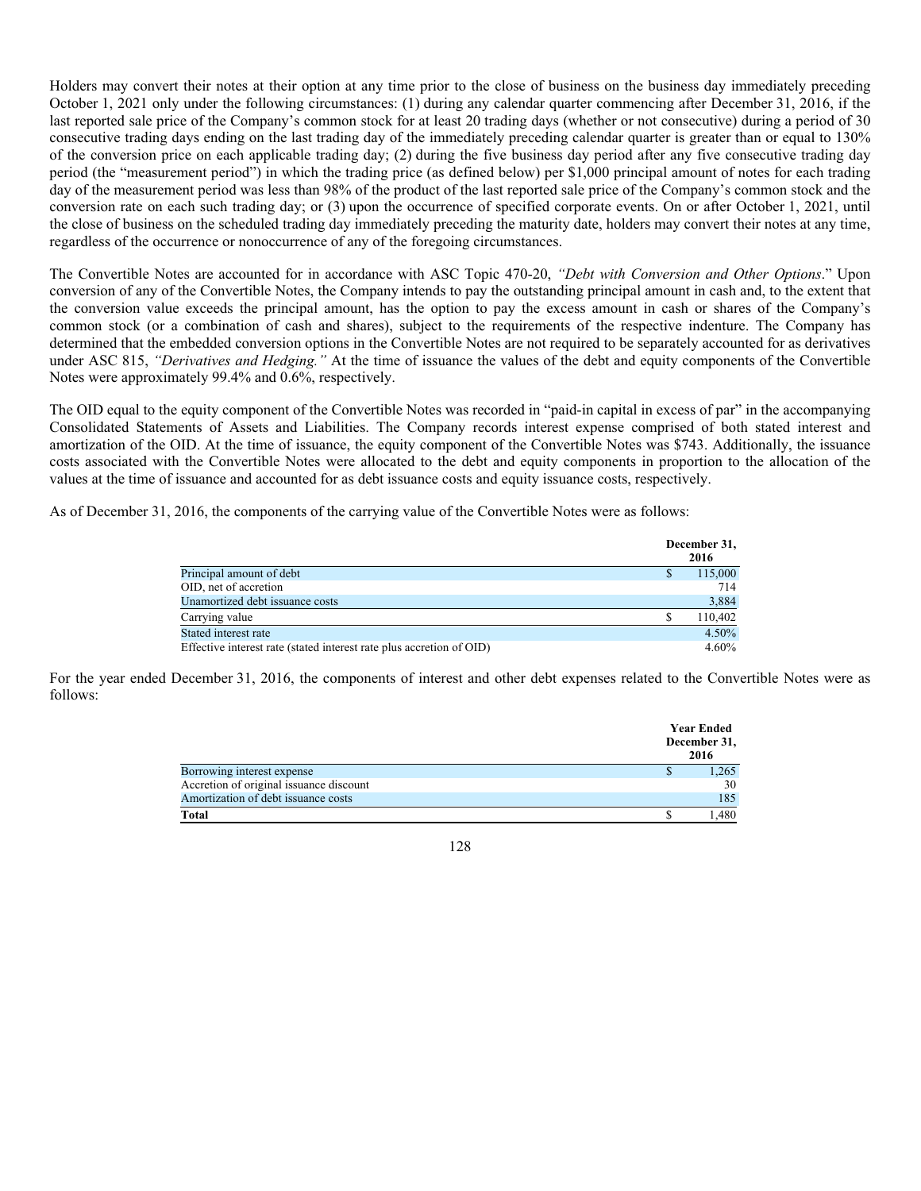Holders may convert their notes at their option at any time prior to the close of business on the business day immediately preceding October 1, 2021 only under the following circumstances: (1) during any calendar quarter commencing after December 31, 2016, if the last reported sale price of the Company's common stock for at least 20 trading days (whether or not consecutive) during a period of 30 consecutive trading days ending on the last trading day of the immediately preceding calendar quarter is greater than or equal to 130% of the conversion price on each applicable trading day; (2) during the five business day period after any five consecutive trading day period (the "measurement period") in which the trading price (as defined below) per $1,000 principal amount of notes for each trading day of the measurement period was less than 98% of the product of the last reported sale price of the Company's common stock and the conversion rate on each such trading day; or (3) upon the occurrence of specified corporate events. On or after October 1, 2021, until the close of business on the scheduled trading day immediately preceding the maturity date, holders may convert their notes at any time, regardless of the occurrence or nonoccurrence of any of the foregoing circumstances.

The Convertible Notes are accounted for in accordance with ASC Topic 470-20, *"Debt with Conversion and Other Options*." Upon conversion of any of the Convertible Notes, the Company intends to pay the outstanding principal amount in cash and, to the extent that the conversion value exceeds the principal amount, has the option to pay the excess amount in cash or shares of the Company's common stock (or a combination of cash and shares), subject to the requirements of the respective indenture. The Company has determined that the embedded conversion options in the Convertible Notes are not required to be separately accounted for as derivatives under ASC 815, *"Derivatives and Hedging."* At the time of issuance the values of the debt and equity components of the Convertible Notes were approximately 99.4% and 0.6%, respectively.

The OID equal to the equity component of the Convertible Notes was recorded in "paid-in capital in excess of par" in the accompanying Consolidated Statements of Assets and Liabilities. The Company records interest expense comprised of both stated interest and amortization of the OID. At the time of issuance, the equity component of the Convertible Notes was $743. Additionally, the issuance costs associated with the Convertible Notes were allocated to the debt and equity components in proportion to the allocation of the values at the time of issuance and accounted for as debt issuance costs and equity issuance costs, respectively.

As of December 31, 2016, the components of the carrying value of the Convertible Notes were as follows:

| | December 31, 2016 |
|---|---|
| Principal amount of debt | $ 115,000 |
| OID, net of accretion | 714 |
| Unamortized debt issuance costs | 3,884 |
| Carrying value | $ 110,402 |
| Stated interest rate | 4.50% |
| Effective interest rate (stated interest rate plus accretion of OID) | 4.60% |

For the year ended December 31, 2016, the components of interest and other debt expenses related to the Convertible Notes were as follows:

| | Year Ended December 31, 2016 |
|---|---|
| Borrowing interest expense | $ 1,265 |
| Accretion of original issuance discount | 30 |
| Amortization of debt issuance costs | 185 |
| **Total** | $ 1,480 |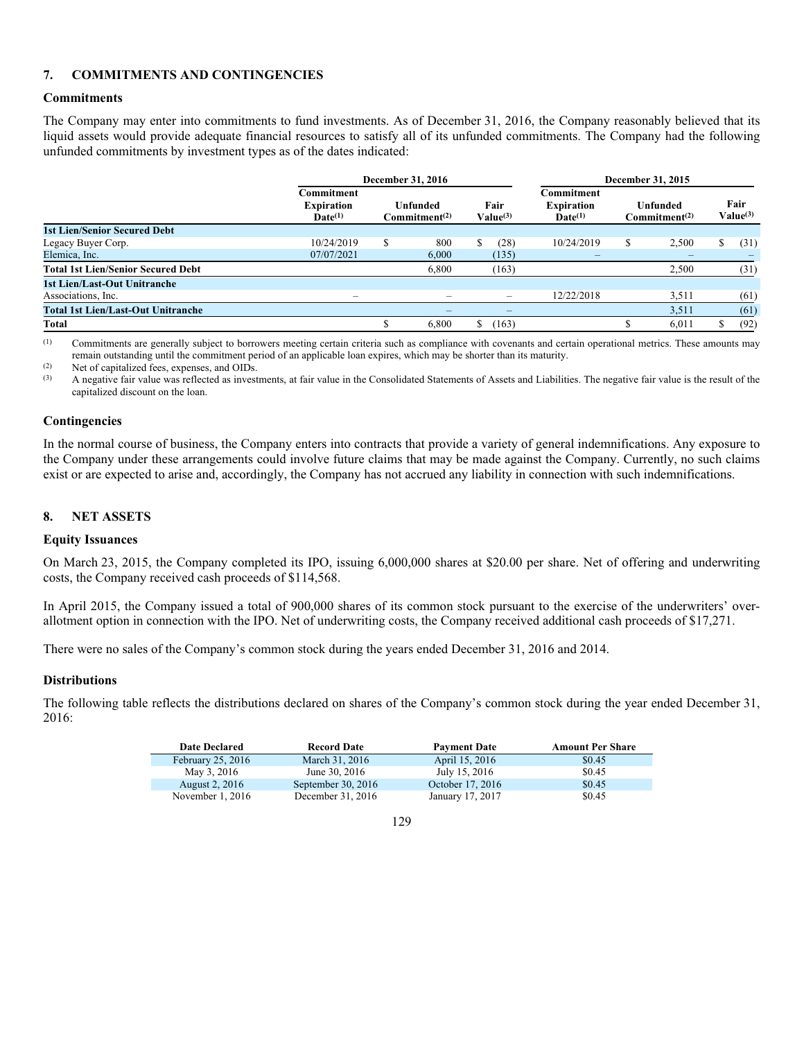## 7. COMMITMENTS AND CONTINGENCIES

### Commitments

The Company may enter into commitments to fund investments. As of December 31, 2016, the Company reasonably believed that its liquid assets would provide adequate financial resources to satisfy all of its unfunded commitments. The Company had the following unfunded commitments by investment types as of the dates indicated:

| | December 31, 2016 | | | December 31, 2015 | | |
|---|---|---|---|---|---|---|
| | Commitment Expiration Date[(1)] | Unfunded Commitment[(2)] | Fair Value[(3)] | Commitment Expiration Date[(1)] | Unfunded Commitment[(2)] | Fair Value[(3)] |
| **1st Lien/Senior Secured Debt** | | | | | | |
| Legacy Buyer Corp. | 10/24/2019 | $ 800 | $ (28) | 10/24/2019 | $ 2,500 | $ (31) |
| Elemica, Inc. | 07/07/2021 | 6,000 | (135) | – | – | – |
| **Total 1st Lien/Senior Secured Debt** | | 6,800 | (163) | | 2,500 | (31) |
| **1st Lien/Last-Out Unitranche** | | | | | | |
| Associations, Inc. | – | – | – | 12/22/2018 | 3,511 | (61) |
| **Total 1st Lien/Last-Out Unitranche** | | – | – | | 3,511 | (61) |
| **Total** | | $ 6,800 | $ (163) | | $ 6,011 | $ (92) |

(1) Commitments are generally subject to borrowers meeting certain criteria such as compliance with covenants and certain operational metrics. These amounts may remain outstanding until the commitment period of an applicable loan expires, which may be shorter than its maturity.

(2) Net of capitalized fees, expenses, and OIDs.

(3) A negative fair value was reflected as investments, at fair value in the Consolidated Statements of Assets and Liabilities. The negative fair value is the result of the capitalized discount on the loan.

### Contingencies

In the normal course of business, the Company enters into contracts that provide a variety of general indemnifications. Any exposure to the Company under these arrangements could involve future claims that may be made against the Company. Currently, no such claims exist or are expected to arise and, accordingly, the Company has not accrued any liability in connection with such indemnifications.

## 8. NET ASSETS

### Equity Issuances

On March 23, 2015, the Company completed its IPO, issuing 6,000,000 shares at $20.00 per share. Net of offering and underwriting costs, the Company received cash proceeds of $114,568.

In April 2015, the Company issued a total of 900,000 shares of its common stock pursuant to the exercise of the underwriters' over-allotment option in connection with the IPO. Net of underwriting costs, the Company received additional cash proceeds of $17,271.

There were no sales of the Company's common stock during the years ended December 31, 2016 and 2014.

### Distributions

The following table reflects the distributions declared on shares of the Company's common stock during the year ended December 31, 2016:

| Date Declared | Record Date | Payment Date | Amount Per Share |
|---|---|---|---|
| February 25, 2016 | March 31, 2016 | April 15, 2016 | $0.45 |
| May 3, 2016 | June 30, 2016 | July 15, 2016 | $0.45 |
| August 2, 2016 | September 30, 2016 | October 17, 2016 | $0.45 |
| November 1, 2016 | December 31, 2016 | January 17, 2017 | $0.45 |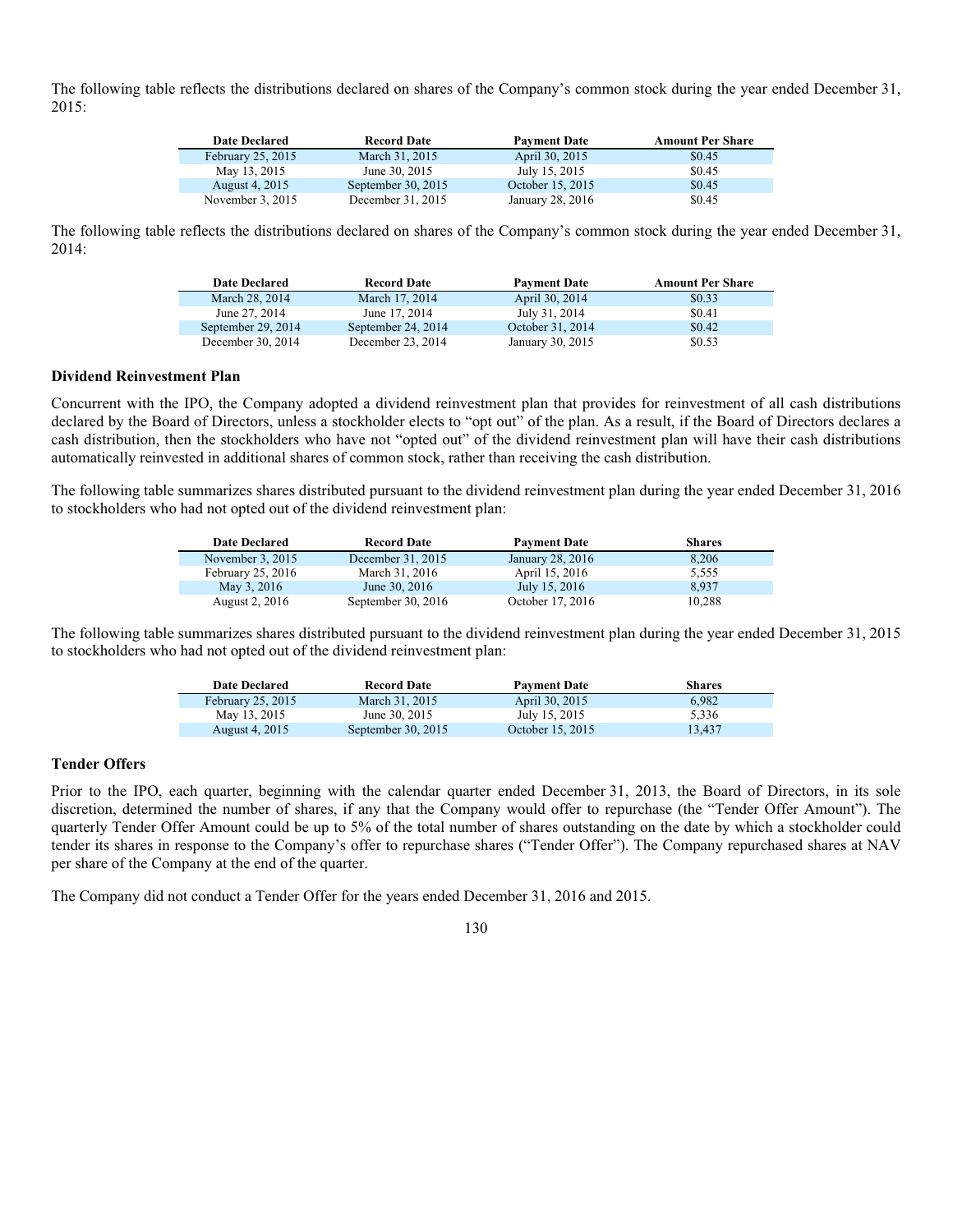The following table reflects the distributions declared on shares of the Company's common stock during the year ended December 31, 2015:

| Date Declared | Record Date | Payment Date | Amount Per Share |
|---|---|---|---|
| February 25, 2015 | March 31, 2015 | April 30, 2015 | $0.45 |
| May 13, 2015 | June 30, 2015 | July 15, 2015 | $0.45 |
| August 4, 2015 | September 30, 2015 | October 15, 2015 | $0.45 |
| November 3, 2015 | December 31, 2015 | January 28, 2016 | $0.45 |

The following table reflects the distributions declared on shares of the Company's common stock during the year ended December 31, 2014:

| Date Declared | Record Date | Payment Date | Amount Per Share |
|---|---|---|---|
| March 28, 2014 | March 17, 2014 | April 30, 2014 | $0.33 |
| June 27, 2014 | June 17, 2014 | July 31, 2014 | $0.41 |
| September 29, 2014 | September 24, 2014 | October 31, 2014 | $0.42 |
| December 30, 2014 | December 23, 2014 | January 30, 2015 | $0.53 |

**Dividend Reinvestment Plan**

Concurrent with the IPO, the Company adopted a dividend reinvestment plan that provides for reinvestment of all cash distributions declared by the Board of Directors, unless a stockholder elects to "opt out" of the plan. As a result, if the Board of Directors declares a cash distribution, then the stockholders who have not "opted out" of the dividend reinvestment plan will have their cash distributions automatically reinvested in additional shares of common stock, rather than receiving the cash distribution.

The following table summarizes shares distributed pursuant to the dividend reinvestment plan during the year ended December 31, 2016 to stockholders who had not opted out of the dividend reinvestment plan:

| Date Declared | Record Date | Payment Date | Shares |
|---|---|---|---|
| November 3, 2015 | December 31, 2015 | January 28, 2016 | 8,206 |
| February 25, 2016 | March 31, 2016 | April 15, 2016 | 5,555 |
| May 3, 2016 | June 30, 2016 | July 15, 2016 | 8,937 |
| August 2, 2016 | September 30, 2016 | October 17, 2016 | 10,288 |

The following table summarizes shares distributed pursuant to the dividend reinvestment plan during the year ended December 31, 2015 to stockholders who had not opted out of the dividend reinvestment plan:

| Date Declared | Record Date | Payment Date | Shares |
|---|---|---|---|
| February 25, 2015 | March 31, 2015 | April 30, 2015 | 6,982 |
| May 13, 2015 | June 30, 2015 | July 15, 2015 | 5,336 |
| August 4, 2015 | September 30, 2015 | October 15, 2015 | 13,437 |

**Tender Offers**

Prior to the IPO, each quarter, beginning with the calendar quarter ended December 31, 2013, the Board of Directors, in its sole discretion, determined the number of shares, if any that the Company would offer to repurchase (the "Tender Offer Amount"). The quarterly Tender Offer Amount could be up to 5% of the total number of shares outstanding on the date by which a stockholder could tender its shares in response to the Company's offer to repurchase shares ("Tender Offer"). The Company repurchased shares at NAV per share of the Company at the end of the quarter.

The Company did not conduct a Tender Offer for the years ended December 31, 2016 and 2015.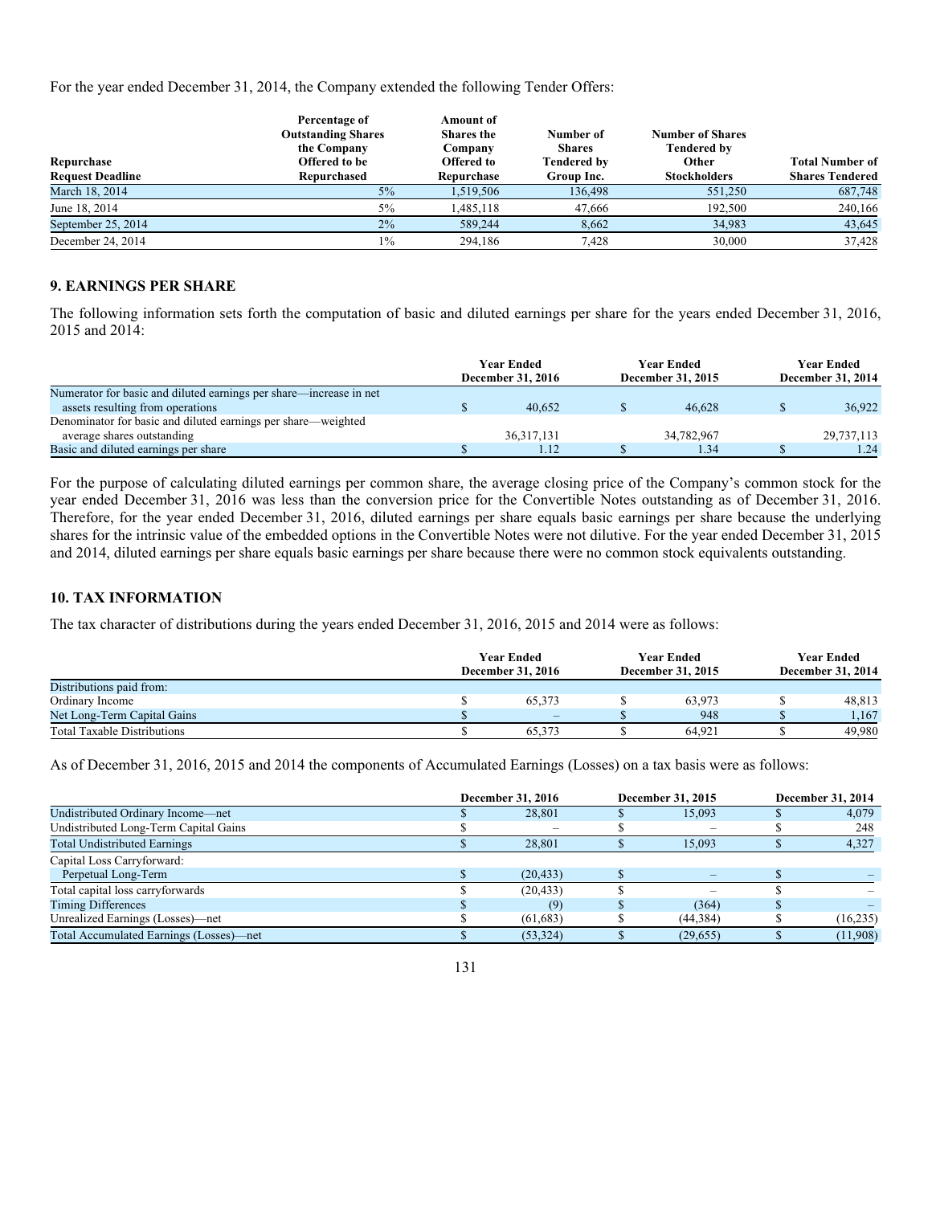For the year ended December 31, 2014, the Company extended the following Tender Offers:

| Repurchase Request Deadline | Percentage of Outstanding Shares the Company Offered to be Repurchased | Amount of Shares the Company Offered to Repurchase | Number of Shares Tendered by Group Inc. | Number of Shares Tendered by Other Stockholders | Total Number of Shares Tendered |
|---|---|---|---|---|---|
| March 18, 2014 | 5% | 1,519,506 | 136,498 | 551,250 | 687,748 |
| June 18, 2014 | 5% | 1,485,118 | 47,666 | 192,500 | 240,166 |
| September 25, 2014 | 2% | 589,244 | 8,662 | 34,983 | 43,645 |
| December 24, 2014 | 1% | 294,186 | 7,428 | 30,000 | 37,428 |

## 9. EARNINGS PER SHARE

The following information sets forth the computation of basic and diluted earnings per share for the years ended December 31, 2016, 2015 and 2014:

| | Year Ended December 31, 2016 | Year Ended December 31, 2015 | Year Ended December 31, 2014 |
|---|---|---|---|
| Numerator for basic and diluted earnings per share—increase in net assets resulting from operations | $ 40,652 | $ 46,628 | $ 36,922 |
| Denominator for basic and diluted earnings per share—weighted average shares outstanding | 36,317,131 | 34,782,967 | 29,737,113 |
| Basic and diluted earnings per share | $ 1.12 | $ 1.34 | $ 1.24 |

For the purpose of calculating diluted earnings per common share, the average closing price of the Company's common stock for the year ended December 31, 2016 was less than the conversion price for the Convertible Notes outstanding as of December 31, 2016. Therefore, for the year ended December 31, 2016, diluted earnings per share equals basic earnings per share because the underlying shares for the intrinsic value of the embedded options in the Convertible Notes were not dilutive. For the year ended December 31, 2015 and 2014, diluted earnings per share equals basic earnings per share because there were no common stock equivalents outstanding.

## 10. TAX INFORMATION

The tax character of distributions during the years ended December 31, 2016, 2015 and 2014 were as follows:

| | Year Ended December 31, 2016 | Year Ended December 31, 2015 | Year Ended December 31, 2014 |
|---|---|---|---|
| Distributions paid from: | | | |
| Ordinary Income | $ 65,373 | $ 63,973 | $ 48,813 |
| Net Long-Term Capital Gains | $ – | $ 948 | $ 1,167 |
| Total Taxable Distributions | $ 65,373 | $ 64,921 | $ 49,980 |

As of December 31, 2016, 2015 and 2014 the components of Accumulated Earnings (Losses) on a tax basis were as follows:

| | December 31, 2016 | December 31, 2015 | December 31, 2014 |
|---|---|---|---|
| Undistributed Ordinary Income—net | $ 28,801 | $ 15,093 | $ 4,079 |
| Undistributed Long-Term Capital Gains | $ – | $ – | $ 248 |
| Total Undistributed Earnings | $ 28,801 | $ 15,093 | $ 4,327 |
| Capital Loss Carryforward: | | | |
| Perpetual Long-Term | $ (20,433) | $ – | $ – |
| Total capital loss carryforwards | $ (20,433) | $ – | $ – |
| Timing Differences | $ (9) | $ (364) | $ – |
| Unrealized Earnings (Losses)—net | $ (61,683) | $ (44,384) | $ (16,235) |
| Total Accumulated Earnings (Losses)—net | $ (53,324) | $ (29,655) | $ (11,908) |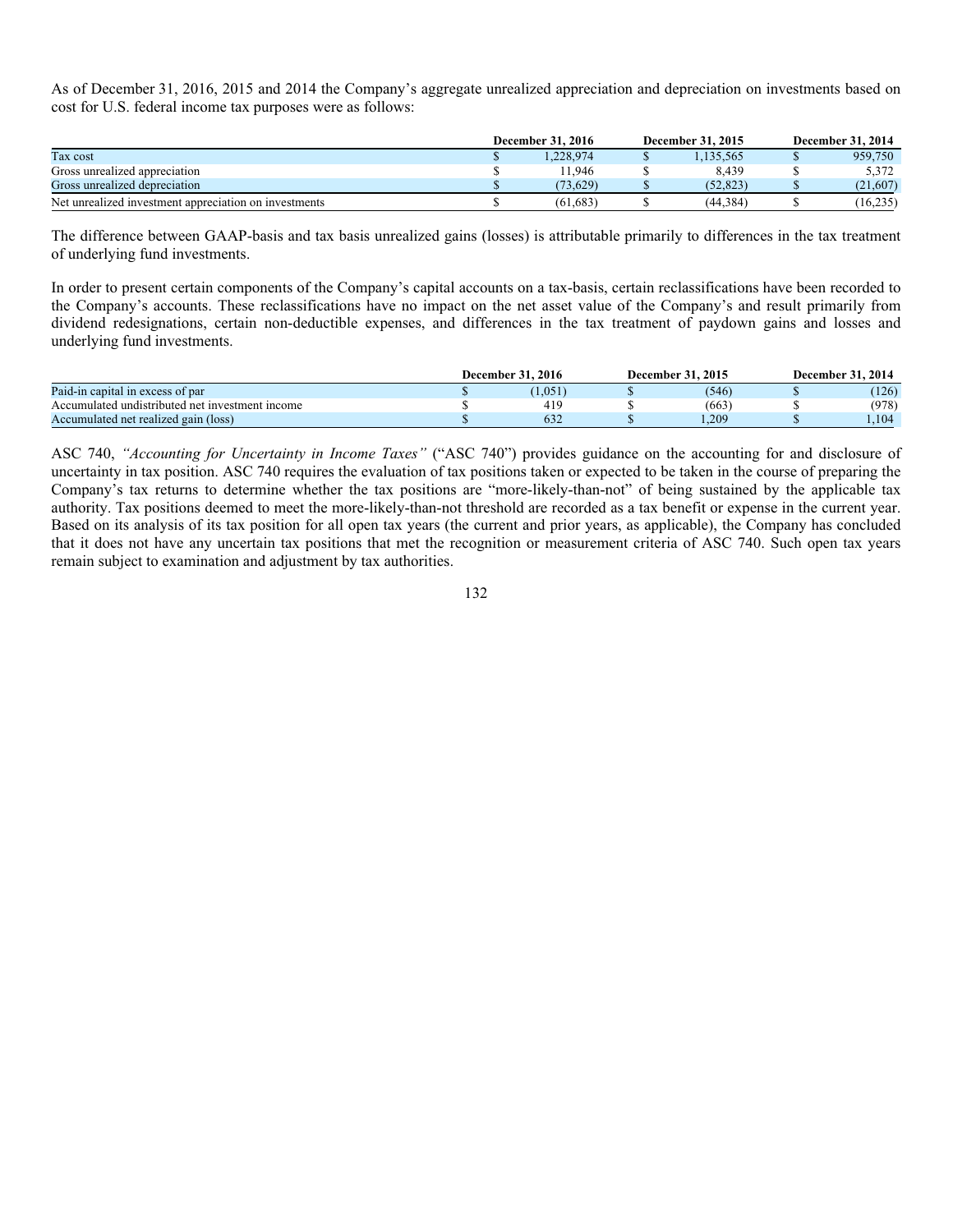As of December 31, 2016, 2015 and 2014 the Company's aggregate unrealized appreciation and depreciation on investments based on cost for U.S. federal income tax purposes were as follows:

| | December 31, 2016 | December 31, 2015 | December 31, 2014 |
|---|---|---|---|
| Tax cost | $ 1,228,974 | $ 1,135,565 | $ 959,750 |
| Gross unrealized appreciation | $ 11,946 | $ 8,439 | $ 5,372 |
| Gross unrealized depreciation | $ (73,629) | $ (52,823) | $ (21,607) |
| Net unrealized investment appreciation on investments | $ (61,683) | $ (44,384) | $ (16,235) |

The difference between GAAP-basis and tax basis unrealized gains (losses) is attributable primarily to differences in the tax treatment of underlying fund investments.

In order to present certain components of the Company's capital accounts on a tax-basis, certain reclassifications have been recorded to the Company's accounts. These reclassifications have no impact on the net asset value of the Company's and result primarily from dividend redesignations, certain non-deductible expenses, and differences in the tax treatment of paydown gains and losses and underlying fund investments.

| | December 31, 2016 | December 31, 2015 | December 31, 2014 |
|---|---|---|---|
| Paid-in capital in excess of par | $ (1,051) | $ (546) | $ (126) |
| Accumulated undistributed net investment income | $ 419 | $ (663) | $ (978) |
| Accumulated net realized gain (loss) | $ 632 | $ 1,209 | $ 1,104 |

ASC 740, *"Accounting for Uncertainty in Income Taxes"* ("ASC 740") provides guidance on the accounting for and disclosure of uncertainty in tax position. ASC 740 requires the evaluation of tax positions taken or expected to be taken in the course of preparing the Company's tax returns to determine whether the tax positions are "more-likely-than-not" of being sustained by the applicable tax authority. Tax positions deemed to meet the more-likely-than-not threshold are recorded as a tax benefit or expense in the current year. Based on its analysis of its tax position for all open tax years (the current and prior years, as applicable), the Company has concluded that it does not have any uncertain tax positions that met the recognition or measurement criteria of ASC 740. Such open tax years remain subject to examination and adjustment by tax authorities.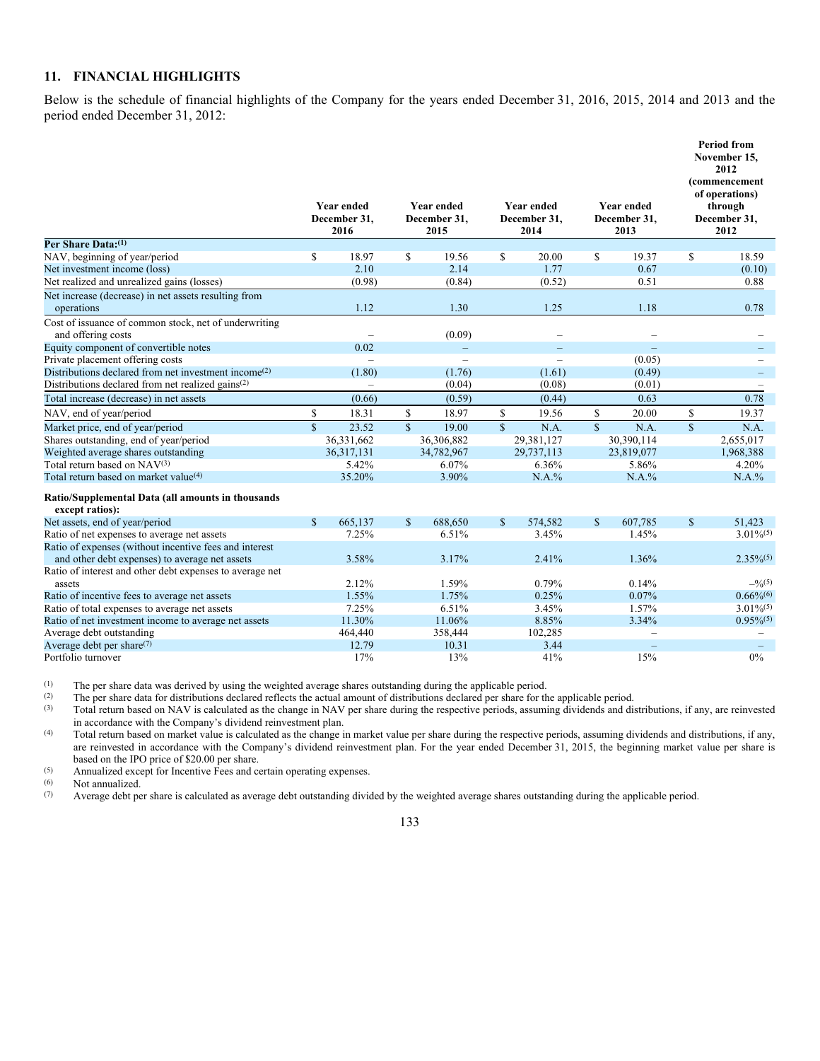## 11. FINANCIAL HIGHLIGHTS

Below is the schedule of financial highlights of the Company for the years ended December 31, 2016, 2015, 2014 and 2013 and the period ended December 31, 2012:

| | Year ended December 31, 2016 | Year ended December 31, 2015 | Year ended December 31, 2014 | Year ended December 31, 2013 | Period from November 15, 2012 (commencement of operations) through December 31, 2012 |
|---|---|---|---|---|---|
| **Per Share Data:[1]** | | | | | |
| NAV, beginning of year/period | $ 18.97 | $ 19.56 | $ 20.00 | $ 19.37 | $ 18.59 |
| Net investment income (loss) | 2.10 | 2.14 | 1.77 | 0.67 | (0.10) |
| Net realized and unrealized gains (losses) | (0.98) | (0.84) | (0.52) | 0.51 | 0.88 |
| Net increase (decrease) in net assets resulting from operations | 1.12 | 1.30 | 1.25 | 1.18 | 0.78 |
| Cost of issuance of common stock, net of underwriting and offering costs | – | (0.09) | – | – | – |
| Equity component of convertible notes | 0.02 | – | – | – | – |
| Private placement offering costs | – | – | – | (0.05) | – |
| Distributions declared from net investment income[2] | (1.80) | (1.76) | (1.61) | (0.49) | – |
| Distributions declared from net realized gains[2] | – | (0.04) | (0.08) | (0.01) | – |
| Total increase (decrease) in net assets | (0.66) | (0.59) | (0.44) | 0.63 | 0.78 |
| NAV, end of year/period | $ 18.31 | $ 18.97 | $ 19.56 | $ 20.00 | $ 19.37 |
| Market price, end of year/period | $ 23.52 | $ 19.00 | $ N.A. | $ N.A. | $ N.A. |
| Shares outstanding, end of year/period | 36,331,662 | 36,306,882 | 29,381,127 | 30,390,114 | 2,655,017 |
| Weighted average shares outstanding | 36,317,131 | 34,782,967 | 29,737,113 | 23,819,077 | 1,968,388 |
| Total return based on NAV[3] | 5.42% | 6.07% | 6.36% | 5.86% | 4.20% |
| Total return based on market value[4] | 35.20% | 3.90% | N.A.% | N.A.% | N.A.% |
| **Ratio/Supplemental Data (all amounts in thousands except ratios):** | | | | | |
| Net assets, end of year/period | $ 665,137 | $ 688,650 | $ 574,582 | $ 607,785 | $ 51,423 |
| Ratio of net expenses to average net assets | 7.25% | 6.51% | 3.45% | 1.45% | 3.01%[5] |
| Ratio of expenses (without incentive fees and interest and other debt expenses) to average net assets | 3.58% | 3.17% | 2.41% | 1.36% | 2.35%[5] |
| Ratio of interest and other debt expenses to average net assets | 2.12% | 1.59% | 0.79% | 0.14% | –%[5] |
| Ratio of incentive fees to average net assets | 1.55% | 1.75% | 0.25% | 0.07% | 0.66%[6] |
| Ratio of total expenses to average net assets | 7.25% | 6.51% | 3.45% | 1.57% | 3.01%[5] |
| Ratio of net investment income to average net assets | 11.30% | 11.06% | 8.85% | 3.34% | 0.95%[5] |
| Average debt outstanding | 464,440 | 358,444 | 102,285 | – | – |
| Average debt per share[7] | 12.79 | 10.31 | 3.44 | – | – |
| Portfolio turnover | 17% | 13% | 41% | 15% | 0% |

(1) The per share data was derived by using the weighted average shares outstanding during the applicable period.

(2) The per share data for distributions declared reflects the actual amount of distributions declared per share for the applicable period.

(3) Total return based on NAV is calculated as the change in NAV per share during the respective periods, assuming dividends and distributions, if any, are reinvested in accordance with the Company's dividend reinvestment plan.

(4) Total return based on market value is calculated as the change in market value per share during the respective periods, assuming dividends and distributions, if any, are reinvested in accordance with the Company's dividend reinvestment plan. For the year ended December 31, 2015, the beginning market value per share is based on the IPO price of $20.00 per share.

(5) Annualized except for Incentive Fees and certain operating expenses.

(6) Not annualized.

(7) Average debt per share is calculated as average debt outstanding divided by the weighted average shares outstanding during the applicable period.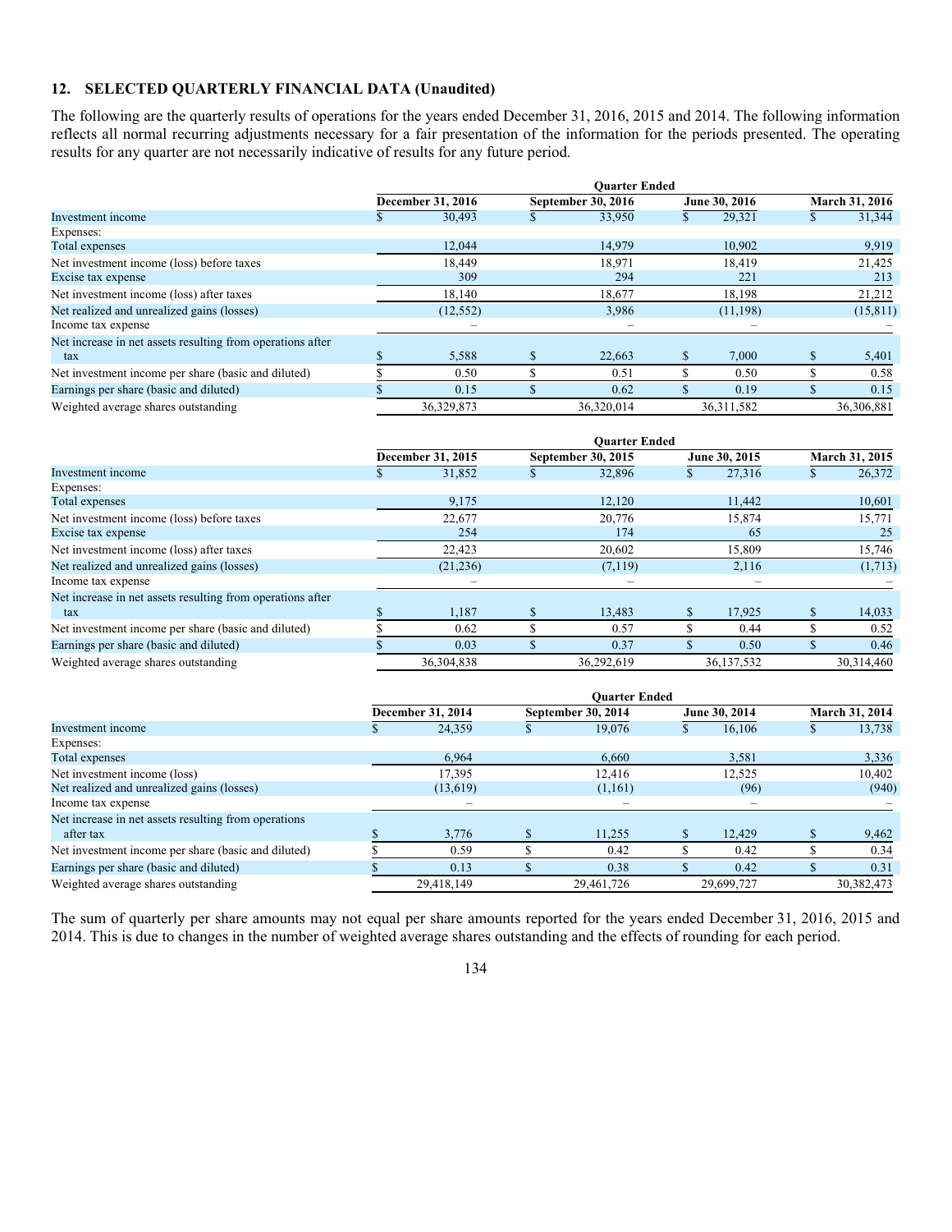## 12. SELECTED QUARTERLY FINANCIAL DATA (Unaudited)

The following are the quarterly results of operations for the years ended December 31, 2016, 2015 and 2014. The following information reflects all normal recurring adjustments necessary for a fair presentation of the information for the periods presented. The operating results for any quarter are not necessarily indicative of results for any future period.

| | Quarter Ended | | | |
|---|---|---|---|---|
| | December 31, 2016 | September 30, 2016 | June 30, 2016 | March 31, 2016 |
| Investment income | $ 30,493 | $ 33,950 | $ 29,321 | $ 31,344 |
| Expenses: | | | | |
| Total expenses | 12,044 | 14,979 | 10,902 | 9,919 |
| Net investment income (loss) before taxes | 18,449 | 18,971 | 18,419 | 21,425 |
| Excise tax expense | 309 | 294 | 221 | 213 |
| Net investment income (loss) after taxes | 18,140 | 18,677 | 18,198 | 21,212 |
| Net realized and unrealized gains (losses) | (12,552) | 3,986 | (11,198) | (15,811) |
| Income tax expense | – | – | – | – |
| Net increase in net assets resulting from operations after tax | $ 5,588 | $ 22,663 | $ 7,000 | $ 5,401 |
| Net investment income per share (basic and diluted) | $ 0.50 | $ 0.51 | $ 0.50 | $ 0.58 |
| Earnings per share (basic and diluted) | $ 0.15 | $ 0.62 | $ 0.19 | $ 0.15 |
| Weighted average shares outstanding | 36,329,873 | 36,320,014 | 36,311,582 | 36,306,881 |

| | Quarter Ended | | | |
|---|---|---|---|---|
| | December 31, 2015 | September 30, 2015 | June 30, 2015 | March 31, 2015 |
| Investment income | $ 31,852 | $ 32,896 | $ 27,316 | $ 26,372 |
| Expenses: | | | | |
| Total expenses | 9,175 | 12,120 | 11,442 | 10,601 |
| Net investment income (loss) before taxes | 22,677 | 20,776 | 15,874 | 15,771 |
| Excise tax expense | 254 | 174 | 65 | 25 |
| Net investment income (loss) after taxes | 22,423 | 20,602 | 15,809 | 15,746 |
| Net realized and unrealized gains (losses) | (21,236) | (7,119) | 2,116 | (1,713) |
| Income tax expense | – | – | – | – |
| Net increase in net assets resulting from operations after tax | $ 1,187 | $ 13,483 | $ 17,925 | $ 14,033 |
| Net investment income per share (basic and diluted) | $ 0.62 | $ 0.57 | $ 0.44 | $ 0.52 |
| Earnings per share (basic and diluted) | $ 0.03 | $ 0.37 | $ 0.50 | $ 0.46 |
| Weighted average shares outstanding | 36,304,838 | 36,292,619 | 36,137,532 | 30,314,460 |

| | Quarter Ended | | | |
|---|---|---|---|---|
| | December 31, 2014 | September 30, 2014 | June 30, 2014 | March 31, 2014 |
| Investment income | $ 24,359 | $ 19,076 | $ 16,106 | $ 13,738 |
| Expenses: | | | | |
| Total expenses | 6,964 | 6,660 | 3,581 | 3,336 |
| Net investment income (loss) | 17,395 | 12,416 | 12,525 | 10,402 |
| Net realized and unrealized gains (losses) | (13,619) | (1,161) | (96) | (940) |
| Income tax expense | – | – | – | – |
| Net increase in net assets resulting from operations after tax | $ 3,776 | $ 11,255 | $ 12,429 | $ 9,462 |
| Net investment income per share (basic and diluted) | $ 0.59 | $ 0.42 | $ 0.42 | $ 0.34 |
| Earnings per share (basic and diluted) | $ 0.13 | $ 0.38 | $ 0.42 | $ 0.31 |
| Weighted average shares outstanding | 29,418,149 | 29,461,726 | 29,699,727 | 30,382,473 |

The sum of quarterly per share amounts may not equal per share amounts reported for the years ended December 31, 2016, 2015 and 2014. This is due to changes in the number of weighted average shares outstanding and the effects of rounding for each period.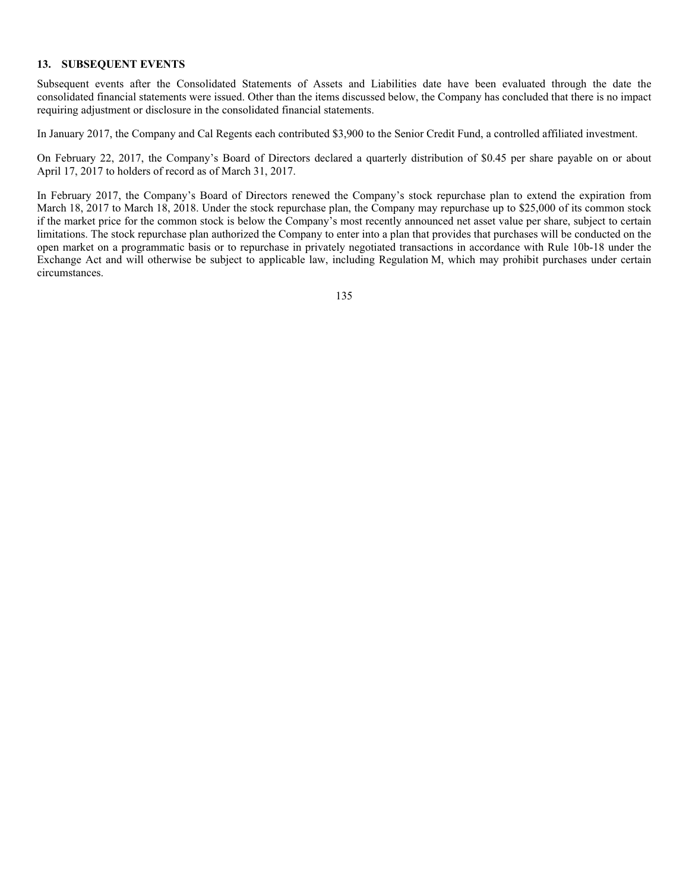## 13. SUBSEQUENT EVENTS

Subsequent events after the Consolidated Statements of Assets and Liabilities date have been evaluated through the date the consolidated financial statements were issued. Other than the items discussed below, the Company has concluded that there is no impact requiring adjustment or disclosure in the consolidated financial statements.

In January 2017, the Company and Cal Regents each contributed $3,900 to the Senior Credit Fund, a controlled affiliated investment.

On February 22, 2017, the Company's Board of Directors declared a quarterly distribution of $0.45 per share payable on or about April 17, 2017 to holders of record as of March 31, 2017.

In February 2017, the Company's Board of Directors renewed the Company's stock repurchase plan to extend the expiration from March 18, 2017 to March 18, 2018. Under the stock repurchase plan, the Company may repurchase up to $25,000 of its common stock if the market price for the common stock is below the Company's most recently announced net asset value per share, subject to certain limitations. The stock repurchase plan authorized the Company to enter into a plan that provides that purchases will be conducted on the open market on a programmatic basis or to repurchase in privately negotiated transactions in accordance with Rule 10b-18 under the Exchange Act and will otherwise be subject to applicable law, including Regulation M, which may prohibit purchases under certain circumstances.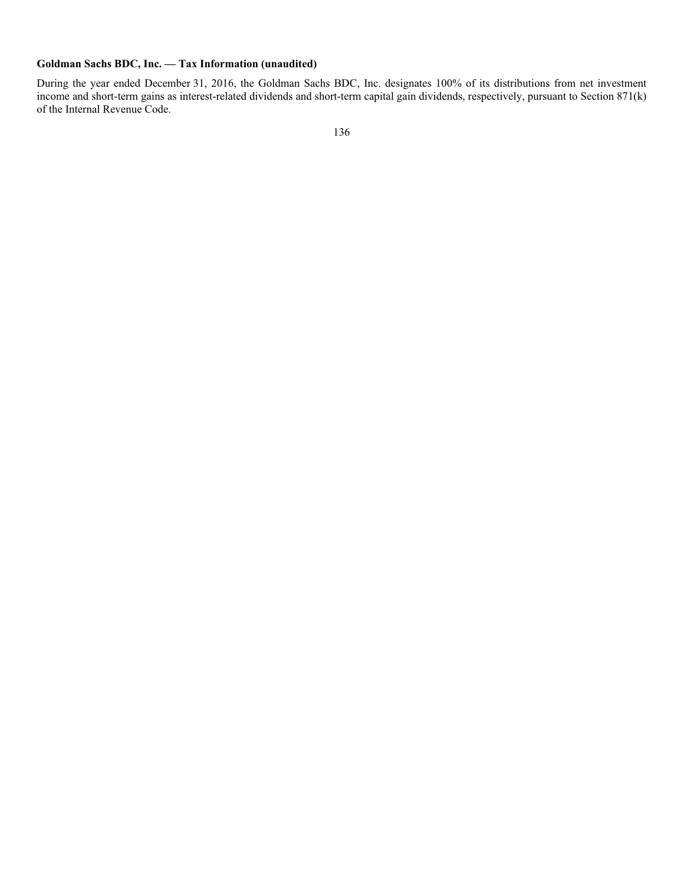**Goldman Sachs BDC, Inc. — Tax Information (unaudited)**

During the year ended December 31, 2016, the Goldman Sachs BDC, Inc. designates 100% of its distributions from net investment income and short-term gains as interest-related dividends and short-term capital gain dividends, respectively, pursuant to Section 871(k) of the Internal Revenue Code.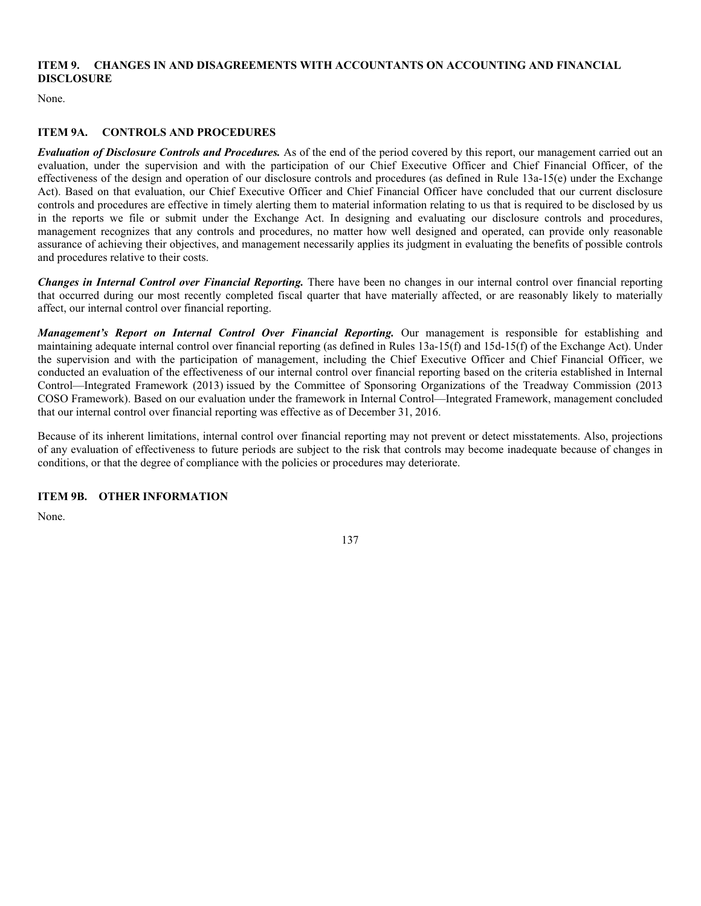## ITEM 9. CHANGES IN AND DISAGREEMENTS WITH ACCOUNTANTS ON ACCOUNTING AND FINANCIAL DISCLOSURE

None.

## ITEM 9A. CONTROLS AND PROCEDURES

***Evaluation of Disclosure Controls and Procedures.*** As of the end of the period covered by this report, our management carried out an evaluation, under the supervision and with the participation of our Chief Executive Officer and Chief Financial Officer, of the effectiveness of the design and operation of our disclosure controls and procedures (as defined in Rule 13a-15(e) under the Exchange Act). Based on that evaluation, our Chief Executive Officer and Chief Financial Officer have concluded that our current disclosure controls and procedures are effective in timely alerting them to material information relating to us that is required to be disclosed by us in the reports we file or submit under the Exchange Act. In designing and evaluating our disclosure controls and procedures, management recognizes that any controls and procedures, no matter how well designed and operated, can provide only reasonable assurance of achieving their objectives, and management necessarily applies its judgment in evaluating the benefits of possible controls and procedures relative to their costs.

***Changes in Internal Control over Financial Reporting.*** There have been no changes in our internal control over financial reporting that occurred during our most recently completed fiscal quarter that have materially affected, or are reasonably likely to materially affect, our internal control over financial reporting.

***Management's Report on Internal Control Over Financial Reporting.*** Our management is responsible for establishing and maintaining adequate internal control over financial reporting (as defined in Rules 13a-15(f) and 15d-15(f) of the Exchange Act). Under the supervision and with the participation of management, including the Chief Executive Officer and Chief Financial Officer, we conducted an evaluation of the effectiveness of our internal control over financial reporting based on the criteria established in Internal Control—Integrated Framework (2013) issued by the Committee of Sponsoring Organizations of the Treadway Commission (2013 COSO Framework). Based on our evaluation under the framework in Internal Control—Integrated Framework, management concluded that our internal control over financial reporting was effective as of December 31, 2016.

Because of its inherent limitations, internal control over financial reporting may not prevent or detect misstatements. Also, projections of any evaluation of effectiveness to future periods are subject to the risk that controls may become inadequate because of changes in conditions, or that the degree of compliance with the policies or procedures may deteriorate.

## ITEM 9B. OTHER INFORMATION

None.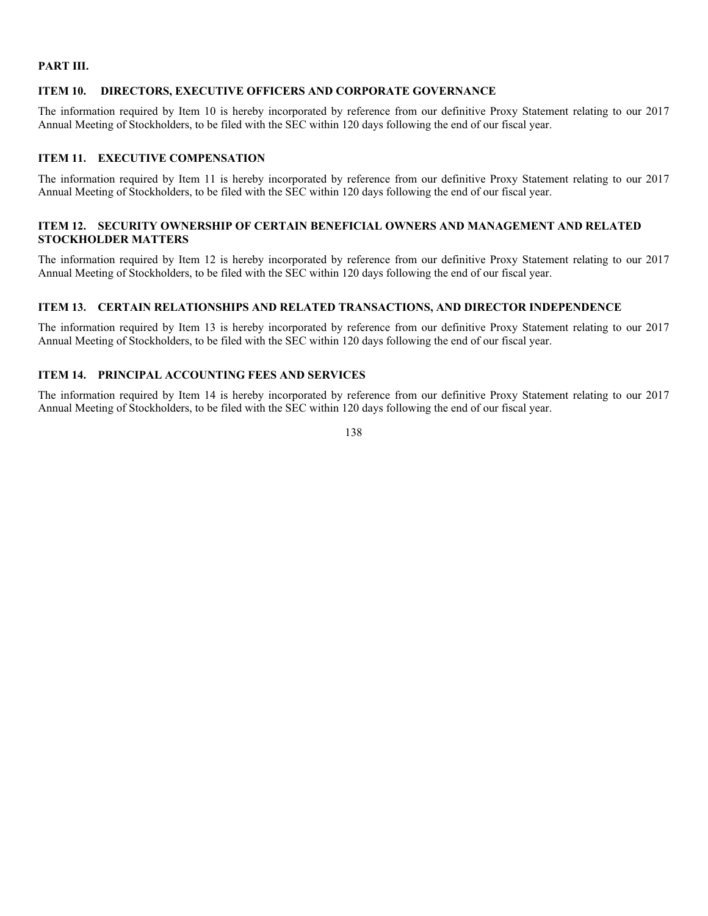## PART III.

### ITEM 10. DIRECTORS, EXECUTIVE OFFICERS AND CORPORATE GOVERNANCE

The information required by Item 10 is hereby incorporated by reference from our definitive Proxy Statement relating to our 2017 Annual Meeting of Stockholders, to be filed with the SEC within 120 days following the end of our fiscal year.

### ITEM 11. EXECUTIVE COMPENSATION

The information required by Item 11 is hereby incorporated by reference from our definitive Proxy Statement relating to our 2017 Annual Meeting of Stockholders, to be filed with the SEC within 120 days following the end of our fiscal year.

### ITEM 12. SECURITY OWNERSHIP OF CERTAIN BENEFICIAL OWNERS AND MANAGEMENT AND RELATED STOCKHOLDER MATTERS

The information required by Item 12 is hereby incorporated by reference from our definitive Proxy Statement relating to our 2017 Annual Meeting of Stockholders, to be filed with the SEC within 120 days following the end of our fiscal year.

### ITEM 13. CERTAIN RELATIONSHIPS AND RELATED TRANSACTIONS, AND DIRECTOR INDEPENDENCE

The information required by Item 13 is hereby incorporated by reference from our definitive Proxy Statement relating to our 2017 Annual Meeting of Stockholders, to be filed with the SEC within 120 days following the end of our fiscal year.

### ITEM 14. PRINCIPAL ACCOUNTING FEES AND SERVICES

The information required by Item 14 is hereby incorporated by reference from our definitive Proxy Statement relating to our 2017 Annual Meeting of Stockholders, to be filed with the SEC within 120 days following the end of our fiscal year.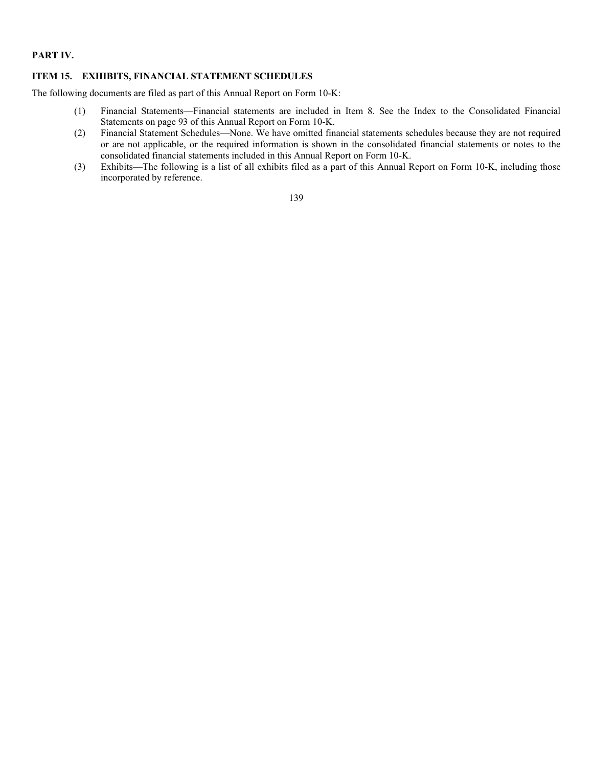## PART IV.

### ITEM 15. EXHIBITS, FINANCIAL STATEMENT SCHEDULES

The following documents are filed as part of this Annual Report on Form 10-K:

(1) Financial Statements—Financial statements are included in Item 8. See the Index to the Consolidated Financial Statements on page 93 of this Annual Report on Form 10-K.

(2) Financial Statement Schedules—None. We have omitted financial statements schedules because they are not required or are not applicable, or the required information is shown in the consolidated financial statements or notes to the consolidated financial statements included in this Annual Report on Form 10-K.

(3) Exhibits—The following is a list of all exhibits filed as a part of this Annual Report on Form 10-K, including those incorporated by reference.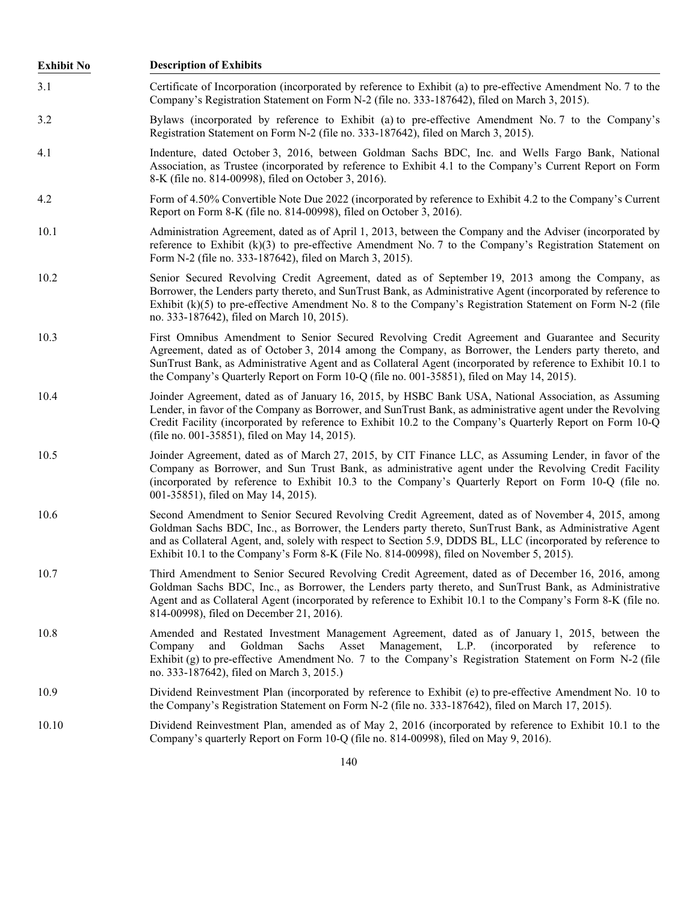| Exhibit No | Description of Exhibits |
|---|---|
| 3.1 | Certificate of Incorporation (incorporated by reference to Exhibit (a) to pre-effective Amendment No. 7 to the Company's Registration Statement on Form N-2 (file no. 333-187642), filed on March 3, 2015). |
| 3.2 | Bylaws (incorporated by reference to Exhibit (a) to pre-effective Amendment No. 7 to the Company's Registration Statement on Form N-2 (file no. 333-187642), filed on March 3, 2015). |
| 4.1 | Indenture, dated October 3, 2016, between Goldman Sachs BDC, Inc. and Wells Fargo Bank, National Association, as Trustee (incorporated by reference to Exhibit 4.1 to the Company's Current Report on Form 8-K (file no. 814-00998), filed on October 3, 2016). |
| 4.2 | Form of 4.50% Convertible Note Due 2022 (incorporated by reference to Exhibit 4.2 to the Company's Current Report on Form 8-K (file no. 814-00998), filed on October 3, 2016). |
| 10.1 | Administration Agreement, dated as of April 1, 2013, between the Company and the Adviser (incorporated by reference to Exhibit (k)(3) to pre-effective Amendment No. 7 to the Company's Registration Statement on Form N-2 (file no. 333-187642), filed on March 3, 2015). |
| 10.2 | Senior Secured Revolving Credit Agreement, dated as of September 19, 2013 among the Company, as Borrower, the Lenders party thereto, and SunTrust Bank, as Administrative Agent (incorporated by reference to Exhibit (k)(5) to pre-effective Amendment No. 8 to the Company's Registration Statement on Form N-2 (file no. 333-187642), filed on March 10, 2015). |
| 10.3 | First Omnibus Amendment to Senior Secured Revolving Credit Agreement and Guarantee and Security Agreement, dated as of October 3, 2014 among the Company, as Borrower, the Lenders party thereto, and SunTrust Bank, as Administrative Agent and as Collateral Agent (incorporated by reference to Exhibit 10.1 to the Company's Quarterly Report on Form 10-Q (file no. 001-35851), filed on May 14, 2015). |
| 10.4 | Joinder Agreement, dated as of January 16, 2015, by HSBC Bank USA, National Association, as Assuming Lender, in favor of the Company as Borrower, and SunTrust Bank, as administrative agent under the Revolving Credit Facility (incorporated by reference to Exhibit 10.2 to the Company's Quarterly Report on Form 10-Q (file no. 001-35851), filed on May 14, 2015). |
| 10.5 | Joinder Agreement, dated as of March 27, 2015, by CIT Finance LLC, as Assuming Lender, in favor of the Company as Borrower, and Sun Trust Bank, as administrative agent under the Revolving Credit Facility (incorporated by reference to Exhibit 10.3 to the Company's Quarterly Report on Form 10-Q (file no. 001-35851), filed on May 14, 2015). |
| 10.6 | Second Amendment to Senior Secured Revolving Credit Agreement, dated as of November 4, 2015, among Goldman Sachs BDC, Inc., as Borrower, the Lenders party thereto, SunTrust Bank, as Administrative Agent and as Collateral Agent, and, solely with respect to Section 5.9, DDDS BL, LLC (incorporated by reference to Exhibit 10.1 to the Company's Form 8-K (File No. 814-00998), filed on November 5, 2015). |
| 10.7 | Third Amendment to Senior Secured Revolving Credit Agreement, dated as of December 16, 2016, among Goldman Sachs BDC, Inc., as Borrower, the Lenders party thereto, and SunTrust Bank, as Administrative Agent and as Collateral Agent (incorporated by reference to Exhibit 10.1 to the Company's Form 8-K (file no. 814-00998), filed on December 21, 2016). |
| 10.8 | Amended and Restated Investment Management Agreement, dated as of January 1, 2015, between the Company and Goldman Sachs Asset Management, L.P. (incorporated by reference to Exhibit (g) to pre-effective Amendment No. 7 to the Company's Registration Statement on Form N-2 (file no. 333-187642), filed on March 3, 2015.) |
| 10.9 | Dividend Reinvestment Plan (incorporated by reference to Exhibit (e) to pre-effective Amendment No. 10 to the Company's Registration Statement on Form N-2 (file no. 333-187642), filed on March 17, 2015). |
| 10.10 | Dividend Reinvestment Plan, amended as of May 2, 2016 (incorporated by reference to Exhibit 10.1 to the Company's quarterly Report on Form 10-Q (file no. 814-00998), filed on May 9, 2016). |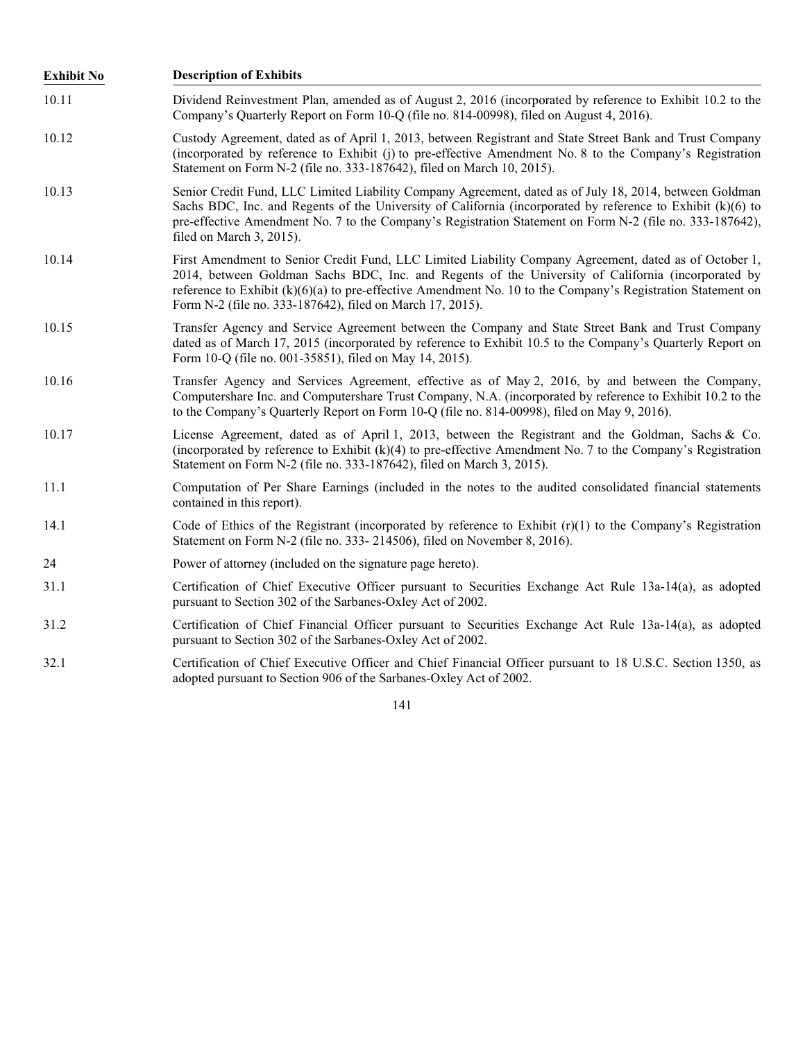| Exhibit No | Description of Exhibits |
|---|---|
| 10.11 | Dividend Reinvestment Plan, amended as of August 2, 2016 (incorporated by reference to Exhibit 10.2 to the Company's Quarterly Report on Form 10-Q (file no. 814-00998), filed on August 4, 2016). |
| 10.12 | Custody Agreement, dated as of April 1, 2013, between Registrant and State Street Bank and Trust Company (incorporated by reference to Exhibit (j) to pre-effective Amendment No. 8 to the Company's Registration Statement on Form N-2 (file no. 333-187642), filed on March 10, 2015). |
| 10.13 | Senior Credit Fund, LLC Limited Liability Company Agreement, dated as of July 18, 2014, between Goldman Sachs BDC, Inc. and Regents of the University of California (incorporated by reference to Exhibit (k)(6) to pre-effective Amendment No. 7 to the Company's Registration Statement on Form N-2 (file no. 333-187642), filed on March 3, 2015). |
| 10.14 | First Amendment to Senior Credit Fund, LLC Limited Liability Company Agreement, dated as of October 1, 2014, between Goldman Sachs BDC, Inc. and Regents of the University of California (incorporated by reference to Exhibit (k)(6)(a) to pre-effective Amendment No. 10 to the Company's Registration Statement on Form N-2 (file no. 333-187642), filed on March 17, 2015). |
| 10.15 | Transfer Agency and Service Agreement between the Company and State Street Bank and Trust Company dated as of March 17, 2015 (incorporated by reference to Exhibit 10.5 to the Company's Quarterly Report on Form 10-Q (file no. 001-35851), filed on May 14, 2015). |
| 10.16 | Transfer Agency and Services Agreement, effective as of May 2, 2016, by and between the Company, Computershare Inc. and Computershare Trust Company, N.A. (incorporated by reference to Exhibit 10.2 to the to the Company's Quarterly Report on Form 10-Q (file no. 814-00998), filed on May 9, 2016). |
| 10.17 | License Agreement, dated as of April 1, 2013, between the Registrant and the Goldman, Sachs & Co. (incorporated by reference to Exhibit (k)(4) to pre-effective Amendment No. 7 to the Company's Registration Statement on Form N-2 (file no. 333-187642), filed on March 3, 2015). |
| 11.1 | Computation of Per Share Earnings (included in the notes to the audited consolidated financial statements contained in this report). |
| 14.1 | Code of Ethics of the Registrant (incorporated by reference to Exhibit (r)(1) to the Company's Registration Statement on Form N-2 (file no. 333- 214506), filed on November 8, 2016). |
| 24 | Power of attorney (included on the signature page hereto). |
| 31.1 | Certification of Chief Executive Officer pursuant to Securities Exchange Act Rule 13a-14(a), as adopted pursuant to Section 302 of the Sarbanes-Oxley Act of 2002. |
| 31.2 | Certification of Chief Financial Officer pursuant to Securities Exchange Act Rule 13a-14(a), as adopted pursuant to Section 302 of the Sarbanes-Oxley Act of 2002. |
| 32.1 | Certification of Chief Executive Officer and Chief Financial Officer pursuant to 18 U.S.C. Section 1350, as adopted pursuant to Section 906 of the Sarbanes-Oxley Act of 2002. |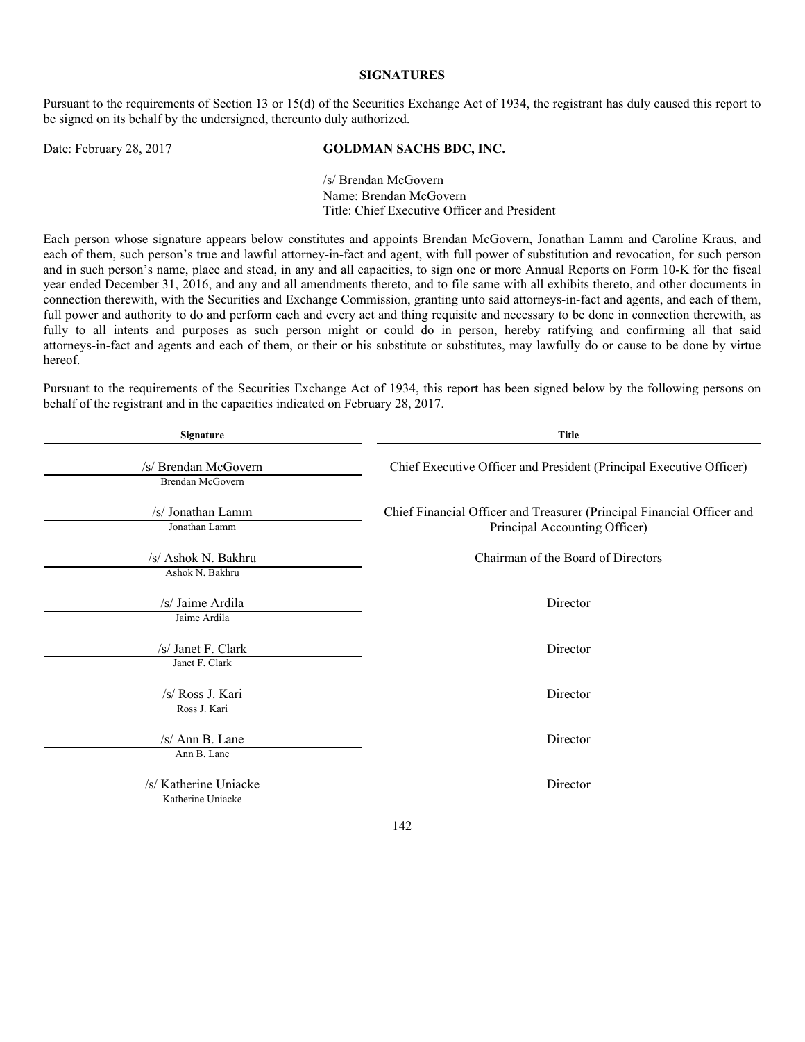**SIGNATURES**

Pursuant to the requirements of Section 13 or 15(d) of the Securities Exchange Act of 1934, the registrant has duly caused this report to be signed on its behalf by the undersigned, thereunto duly authorized.

Date: February 28, 2017

**GOLDMAN SACHS BDC, INC.**

/s/ Brendan McGovern

Name: Brendan McGovern

Title: Chief Executive Officer and President

Each person whose signature appears below constitutes and appoints Brendan McGovern, Jonathan Lamm and Caroline Kraus, and each of them, such person's true and lawful attorney-in-fact and agent, with full power of substitution and revocation, for such person and in such person's name, place and stead, in any and all capacities, to sign one or more Annual Reports on Form 10-K for the fiscal year ended December 31, 2016, and any and all amendments thereto, and to file same with all exhibits thereto, and other documents in connection therewith, with the Securities and Exchange Commission, granting unto said attorneys-in-fact and agents, and each of them, full power and authority to do and perform each and every act and thing requisite and necessary to be done in connection therewith, as fully to all intents and purposes as such person might or could do in person, hereby ratifying and confirming all that said attorneys-in-fact and agents and each of them, or their or his substitute or substitutes, may lawfully do or cause to be done by virtue hereof.

Pursuant to the requirements of the Securities Exchange Act of 1934, this report has been signed below by the following persons on behalf of the registrant and in the capacities indicated on February 28, 2017.

| Signature | Title |
|---|---|
| /s/ Brendan McGovern<br>Brendan McGovern | Chief Executive Officer and President (Principal Executive Officer) |
| /s/ Jonathan Lamm<br>Jonathan Lamm | Chief Financial Officer and Treasurer (Principal Financial Officer and Principal Accounting Officer) |
| /s/ Ashok N. Bakhru<br>Ashok N. Bakhru | Chairman of the Board of Directors |
| /s/ Jaime Ardila<br>Jaime Ardila | Director |
| /s/ Janet F. Clark<br>Janet F. Clark | Director |
| /s/ Ross J. Kari<br>Ross J. Kari | Director |
| /s/ Ann B. Lane<br>Ann B. Lane | Director |
| /s/ Katherine Uniacke<br>Katherine Uniacke | Director |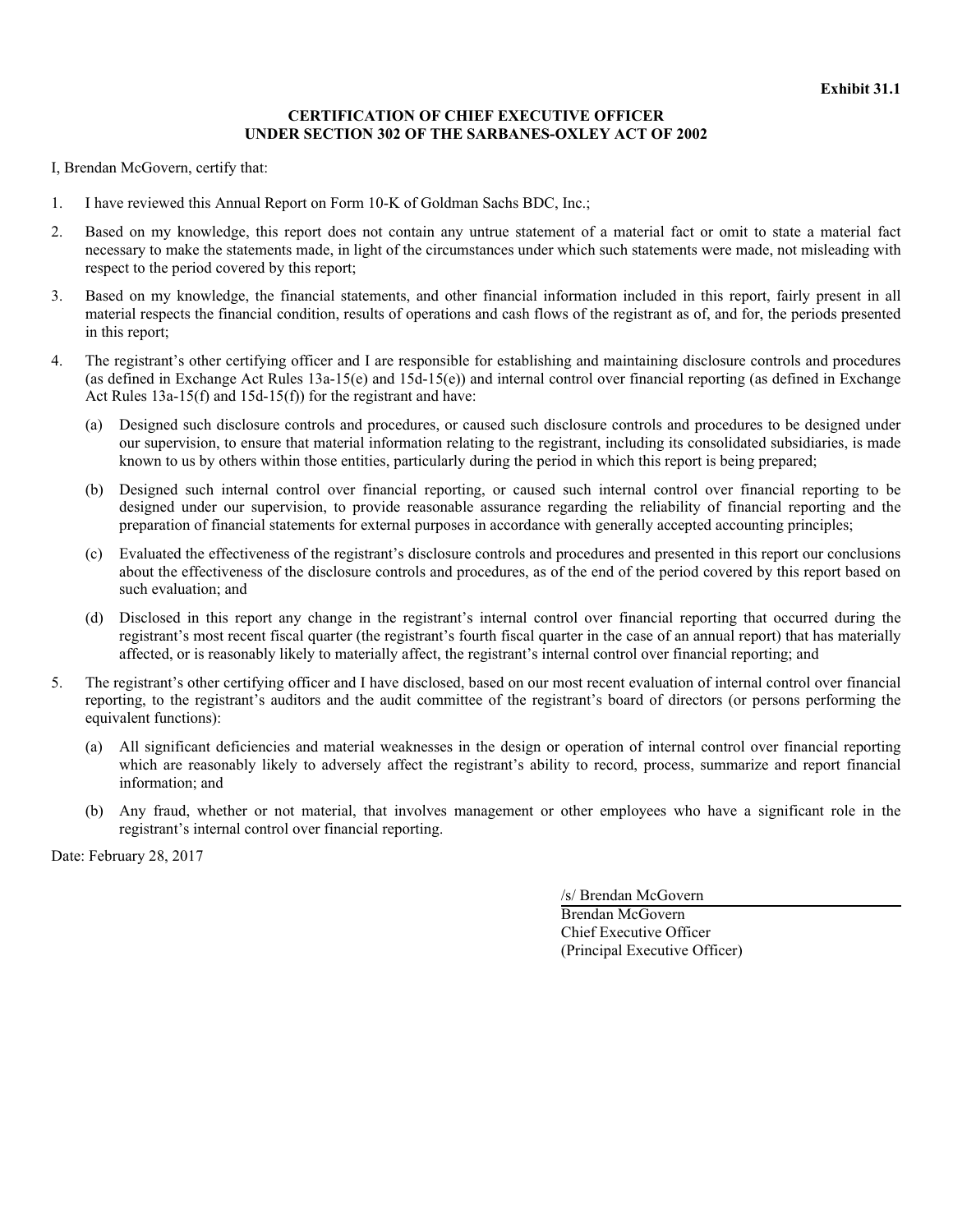**Exhibit 31.1**

**CERTIFICATION OF CHIEF EXECUTIVE OFFICER UNDER SECTION 302 OF THE SARBANES-OXLEY ACT OF 2002**

I, Brendan McGovern, certify that:

1. I have reviewed this Annual Report on Form 10-K of Goldman Sachs BDC, Inc.;
2. Based on my knowledge, this report does not contain any untrue statement of a material fact or omit to state a material fact necessary to make the statements made, in light of the circumstances under which such statements were made, not misleading with respect to the period covered by this report;
3. Based on my knowledge, the financial statements, and other financial information included in this report, fairly present in all material respects the financial condition, results of operations and cash flows of the registrant as of, and for, the periods presented in this report;
4. The registrant's other certifying officer and I are responsible for establishing and maintaining disclosure controls and procedures (as defined in Exchange Act Rules 13a-15(e) and 15d-15(e)) and internal control over financial reporting (as defined in Exchange Act Rules 13a-15(f) and 15d-15(f)) for the registrant and have:
   (a) Designed such disclosure controls and procedures, or caused such disclosure controls and procedures to be designed under our supervision, to ensure that material information relating to the registrant, including its consolidated subsidiaries, is made known to us by others within those entities, particularly during the period in which this report is being prepared;

   (b) Designed such internal control over financial reporting, or caused such internal control over financial reporting to be designed under our supervision, to provide reasonable assurance regarding the reliability of financial reporting and the preparation of financial statements for external purposes in accordance with generally accepted accounting principles;

   (c) Evaluated the effectiveness of the registrant's disclosure controls and procedures and presented in this report our conclusions about the effectiveness of the disclosure controls and procedures, as of the end of the period covered by this report based on such evaluation; and

   (d) Disclosed in this report any change in the registrant's internal control over financial reporting that occurred during the registrant's most recent fiscal quarter (the registrant's fourth fiscal quarter in the case of an annual report) that has materially affected, or is reasonably likely to materially affect, the registrant's internal control over financial reporting; and
5. The registrant's other certifying officer and I have disclosed, based on our most recent evaluation of internal control over financial reporting, to the registrant's auditors and the audit committee of the registrant's board of directors (or persons performing the equivalent functions):
   (a) All significant deficiencies and material weaknesses in the design or operation of internal control over financial reporting which are reasonably likely to adversely affect the registrant's ability to record, process, summarize and report financial information; and

   (b) Any fraud, whether or not material, that involves management or other employees who have a significant role in the registrant's internal control over financial reporting.

Date: February 28, 2017

/s/ Brendan McGovern
Brendan McGovern
Chief Executive Officer
(Principal Executive Officer)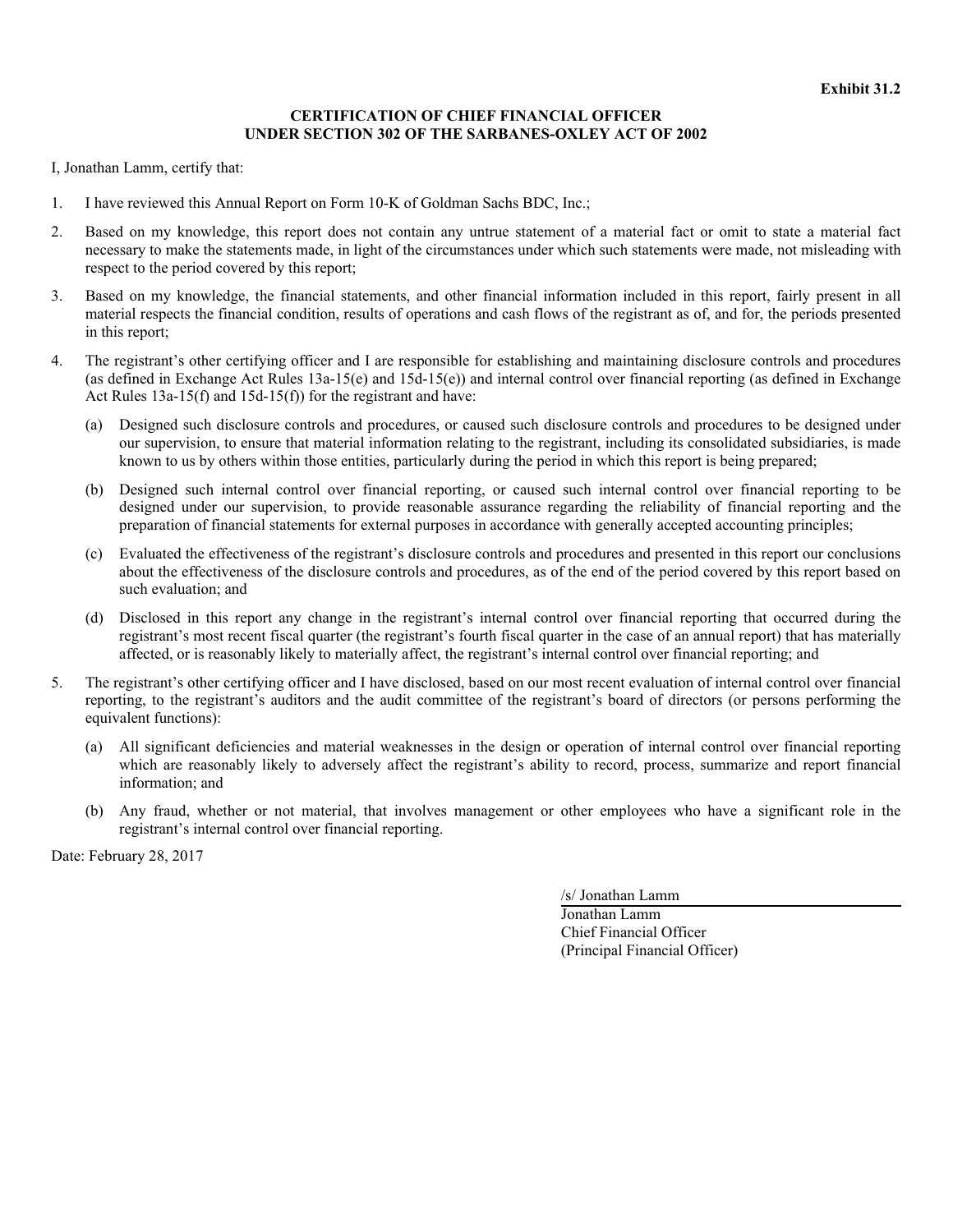**Exhibit 31.2**

**CERTIFICATION OF CHIEF FINANCIAL OFFICER**
**UNDER SECTION 302 OF THE SARBANES-OXLEY ACT OF 2002**

I, Jonathan Lamm, certify that:

1. I have reviewed this Annual Report on Form 10-K of Goldman Sachs BDC, Inc.;

2. Based on my knowledge, this report does not contain any untrue statement of a material fact or omit to state a material fact necessary to make the statements made, in light of the circumstances under which such statements were made, not misleading with respect to the period covered by this report;

3. Based on my knowledge, the financial statements, and other financial information included in this report, fairly present in all material respects the financial condition, results of operations and cash flows of the registrant as of, and for, the periods presented in this report;

4. The registrant's other certifying officer and I are responsible for establishing and maintaining disclosure controls and procedures (as defined in Exchange Act Rules 13a-15(e) and 15d-15(e)) and internal control over financial reporting (as defined in Exchange Act Rules 13a-15(f) and 15d-15(f)) for the registrant and have:

   (a) Designed such disclosure controls and procedures, or caused such disclosure controls and procedures to be designed under our supervision, to ensure that material information relating to the registrant, including its consolidated subsidiaries, is made known to us by others within those entities, particularly during the period in which this report is being prepared;

   (b) Designed such internal control over financial reporting, or caused such internal control over financial reporting to be designed under our supervision, to provide reasonable assurance regarding the reliability of financial reporting and the preparation of financial statements for external purposes in accordance with generally accepted accounting principles;

   (c) Evaluated the effectiveness of the registrant's disclosure controls and procedures and presented in this report our conclusions about the effectiveness of the disclosure controls and procedures, as of the end of the period covered by this report based on such evaluation; and

   (d) Disclosed in this report any change in the registrant's internal control over financial reporting that occurred during the registrant's most recent fiscal quarter (the registrant's fourth fiscal quarter in the case of an annual report) that has materially affected, or is reasonably likely to materially affect, the registrant's internal control over financial reporting; and

5. The registrant's other certifying officer and I have disclosed, based on our most recent evaluation of internal control over financial reporting, to the registrant's auditors and the audit committee of the registrant's board of directors (or persons performing the equivalent functions):

   (a) All significant deficiencies and material weaknesses in the design or operation of internal control over financial reporting which are reasonably likely to adversely affect the registrant's ability to record, process, summarize and report financial information; and

   (b) Any fraud, whether or not material, that involves management or other employees who have a significant role in the registrant's internal control over financial reporting.

Date: February 28, 2017

/s/ Jonathan Lamm
Jonathan Lamm
Chief Financial Officer
(Principal Financial Officer)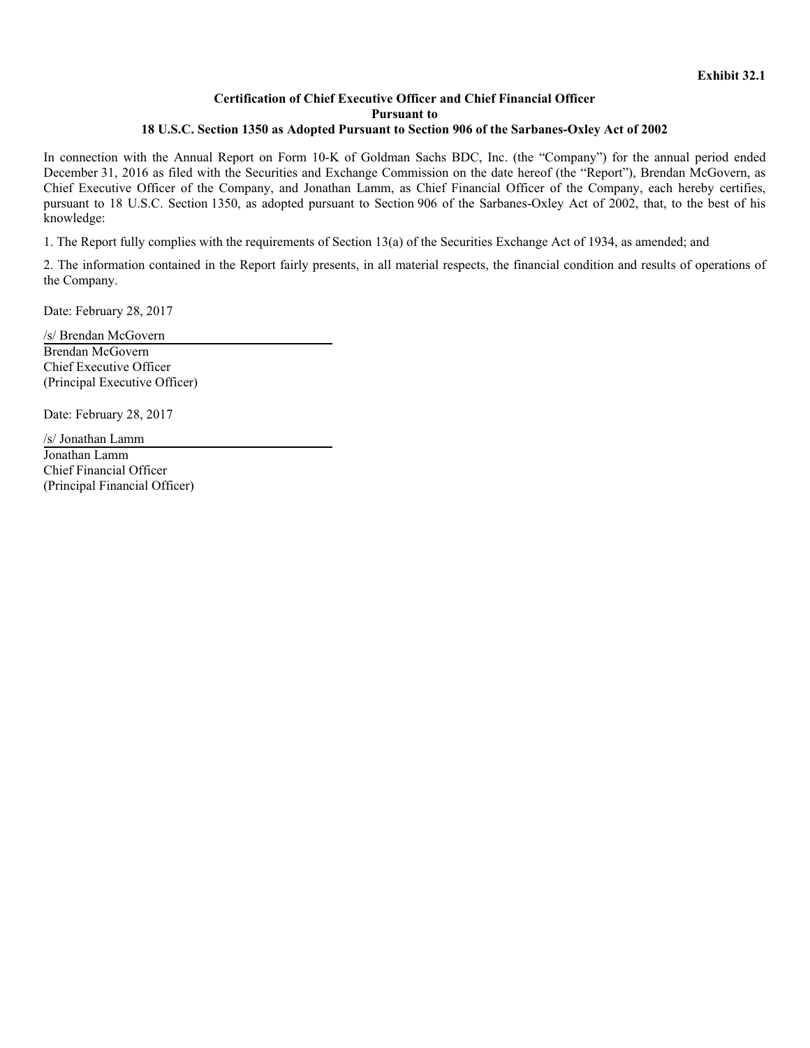**Exhibit 32.1**

**Certification of Chief Executive Officer and Chief Financial Officer**
**Pursuant to**
**18 U.S.C. Section 1350 as Adopted Pursuant to Section 906 of the Sarbanes-Oxley Act of 2002**

In connection with the Annual Report on Form 10-K of Goldman Sachs BDC, Inc. (the "Company") for the annual period ended December 31, 2016 as filed with the Securities and Exchange Commission on the date hereof (the "Report"), Brendan McGovern, as Chief Executive Officer of the Company, and Jonathan Lamm, as Chief Financial Officer of the Company, each hereby certifies, pursuant to 18 U.S.C. Section 1350, as adopted pursuant to Section 906 of the Sarbanes-Oxley Act of 2002, that, to the best of his knowledge:

1. The Report fully complies with the requirements of Section 13(a) of the Securities Exchange Act of 1934, as amended; and

2. The information contained in the Report fairly presents, in all material respects, the financial condition and results of operations of the Company.

Date: February 28, 2017

/s/ Brendan McGovern
Brendan McGovern
Chief Executive Officer
(Principal Executive Officer)

Date: February 28, 2017

/s/ Jonathan Lamm
Jonathan Lamm
Chief Financial Officer
(Principal Financial Officer)